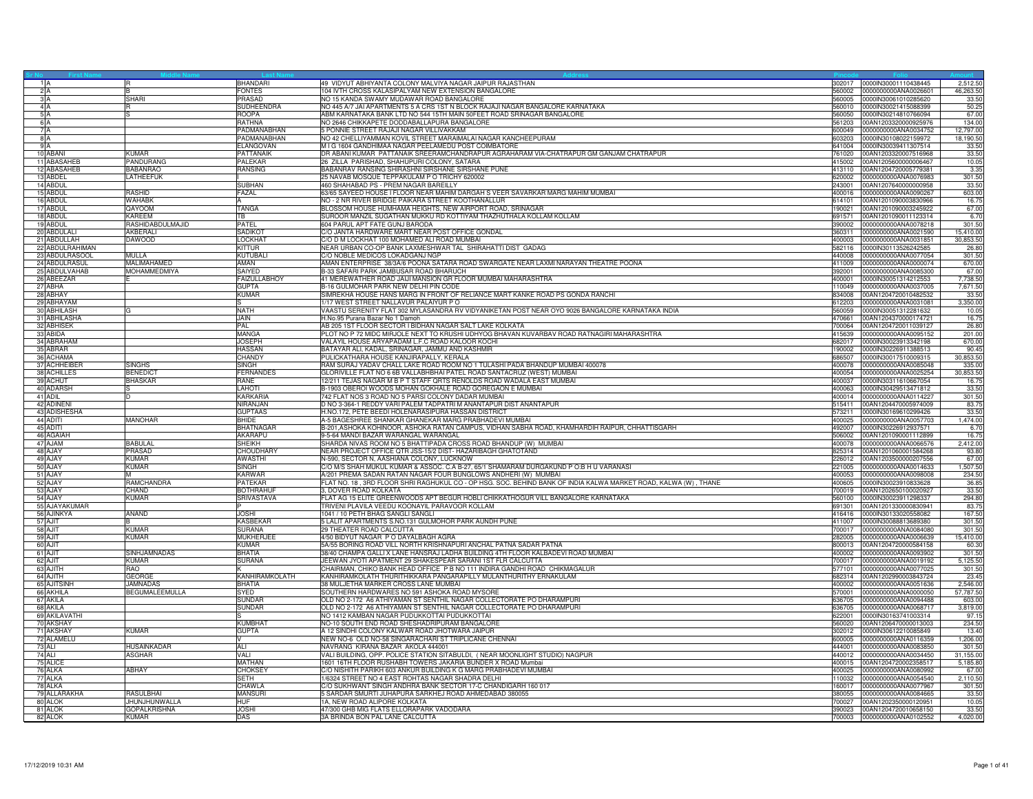| Sr No | First Name | Middle Name | Last Name | Address | Pincode | Folio | Amount |
|---|---|---|---|---|---|---|---|
| 1 | A | R | BHANDARI | 49 VIDYUT ABHIYANTA COLONY MALVIYA NAGAR JAIPUR RAJASTHAN | 302017 | 0000IN30001110438445 | 2,512.50 |
| 2 | A | B | FONTES | 104 IVTH CROSS KALASIPALYAM NEW EXTENSION BANGALORE | 560002 | 0000000000ANA0026601 | 46,263.50 |
| 3 | A | SHARI | PRASAD | NO 15 KANDA SWAMY MUDAWAR ROAD BANGALORE | 560005 | 0000IN30061010285620 | 33.50 |
| 4 | A | R | SUDHEENDRA | NO 445 A/7 JAI APARTMENTS 5 A CRS 1ST N BLOCK RAJAJI NAGAR BANGALORE KARNATAKA | 560010 | 0000IN30021415088399 | 50.25 |
| 5 | A | S | ROOPA | ABM KARNATAKA BANK LTD NO 544 15TH MAIN 50FEET ROAD SRINAGAR BANGALORE | 560050 | 0000IN30214810766094 | 67.00 |
| 6 | A | | RATHNA | NO 2646 CHIKKAPETE DODDABALLAPURA BANGALORE | 561203 | 00AN1203320000925976 | 134.00 |
| 7 | A | | PADMANABHAN | 5 PONNIE STREET RAJAJI NAGAR VILLIVAKKAM | 600049 | 0000000000ANA0034752 | 12,797.00 |
| 8 | A | | PADMANABHAN | NO 42 CHELLIYAMMAN KOVIL STREET MARAIMALAI NAGAR KANCHEEPURAM | 603203 | 0000IN30108022159972 | 18,190.50 |
| 9 | A | | ELANGOVAN | M I G 1604 GANDHIMAA NAGAR PEELAMEDU POST COIMBATORE | 641004 | 0000IN30039411307514 | 33.50 |
| 10 | ABANI | KUMAR | PATTANAIK | DR ABANI KUMAR PATTANAIK SREERAMCHANDRAPUR AGRAHARAM VIA-CHATRAPUR GM GANJAM CHATRAPUR | 761020 | 00AN1203320007516968 | 33.50 |
| 11 | ABASAHEB | PANDURANG | PALEKAR | 26 ZILLA PARISHAD, SHAHUPURI COLONY, SATARA | 415002 | 00AN1205600000006467 | 10.05 |
| 12 | ABASAHEB | BABANRAO | RANSING | BABANRAV RANSING SHIRASHNI SIRSHANE SIRSHANE PUNE | 413110 | 00AN1204720005779381 | 3.35 |
| 13 | ABDEL | LATHEEFUK | I | 25 NAVAB MOSQUE TEPPAKULAM P O TRICHY 620002 | 620002 | 0000000000ANA0076983 | 301.50 |
| 14 | ABDUL | | SUBHAN | 460 SHAHABAD PS - PREM NAGAR BAREILLY | 243001 | 00AN1207640000000958 | 33.50 |
| 15 | ABDUL | RASHID | FAZAL | 63/65 SAYEED HOUSE I FLOOR NEAR MAHIM DARGAH S VEER SAVARKAR MARG MAHIM MUMBAI | 400016 | 0000000000ANA0090267 | 603.00 |
| 16 | ABDUL | WAHABK | A | NO - 2 NR RIVER BRIDGE PAIKARA STREET KOOTHANALLUR | 614101 | 00AN1201090003830966 | 16.75 |
| 17 | ABDUL | QAYOOM | TANGA | BLOSSOM HOUSE HUMHAMA HEIGHTS, NEW AIRPORT ROAD, SRINAGAR | 190021 | 00AN1201090003245922 | 67.00 |
| 18 | ABDUL | KAREEM | TB | SUROOR MANZIL SUGATHAN MUKKU RD KOTTIYAM THAZHUTHALA KOLLAM KOLLAM | 691571 | 00AN1201090011123314 | 6.70 |
| 19 | ABDUL | RASHIDABDULMAJID | PATEL | 604 PARUL APT FATE GUNJ BARODA | 390002 | 0000000000ANA0078218 | 301.50 |
| 20 | ABDULALI | AKBERALI | SADIKOT | C/O JANTA HARDWARE MART NEAR POST OFFICE GONDAL | 360311 | 0000000000ANA0021590 | 15,410.00 |
| 21 | ABDULLAH | DAWOOD | LOCKHAT | C/O D M LOCKHAT 100 MOHAMED ALI ROAD MUMBAI | 400003 | 0000000000ANA0031851 | 30,853.50 |
| 22 | ABDULRAHIMAN | | KITTUR | NEAR URBAN CO-OP BANK LAXMESHWAR TAL SHIRAHATTI DIST GADAG | 582116 | 0000IN30113526242585 | 26.80 |
| 23 | ABDULRASOOL | MULLA | KUTUBALI | C/O NOBLE MEDICOS LOKADGANJ NGP | 440008 | 0000000000ANA0077054 | 301.50 |
| 24 | ABDULRASUL | MALIMAHAMED | AMAN | AMAN ENTERPRISE 38/3A/6 POONA SATARA ROAD SWARGATE NEAR LAXMI NARAYAN THEATRE POONA | 411009 | 0000000000ANA0000074 | 670.00 |
| 25 | ABDULVAHAB | MOHAMMEDMIYA | SAIYED | B-33 SAFARI PARK JAMBUSAR ROAD BHARUCH | 392001 | 0000000000ANA0085300 | 67.00 |
| 26 | ABEEZAR | E | FAIZULLABHOY | 41 MEREWATHER ROAD JAIJI MANSION GR FLOOR MUMBAI MAHARASHTRA | 400001 | 0000IN30051314212553 | 7,738.50 |
| 27 | ABHA | | GUPTA | B-16 GULMOHAR PARK NEW DELHI PIN CODE | 110049 | 0000000000ANA0037005 | 7,671.50 |
| 28 | ABHAY | | KUMAR | SIMREKHA HOUSE HANS MARG IN FRONT OF RELIANCE MART KANKE ROAD PS GONDA RANCHI | 834008 | 00AN1204720010482532 | 33.50 |
| 29 | ABHAYAM | | S | 1/17 WEST STREET NALLAVUR PALAIYUR P O | 612203 | 0000000000ANA0031081 | 3,350.00 |
| 30 | ABHILASH | G | NATH | VAASTU SERENITY FLAT 302 MYLASANDRA RV VIDYANIKETAN POST NEAR OYO 9026 BANGALORE KARNATAKA INDIA | 560059 | 0000IN30051312281632 | 10.05 |
| 31 | ABHILASHA | | JAIN | H.No.95 Purana Bazar No 1 Damoh | 470661 | 00AN1204370000174721 | 16.75 |
| 32 | ABHISEK | | PAL | AB 205 1ST FLOOR SECTOR I BIDHAN NAGAR SALT LAKE KOLKATA | 700064 | 00AN1204720011039127 | 26.80 |
| 33 | ABIDA | | MANGA | PLOT NO P 72 MIDC MIRJOLE NEXT TO KRUSHI UDHYOG BHAVAN KUVARBAV ROAD RATNAGIRI MAHARASHTRA | 415639 | 0000000000ANA0095152 | 201.00 |
| 34 | ABRAHAM | | JOSEPH | VALAYIL HOUSE ARYAPADAM L.F.C ROAD KALOOR KOCHI | 682017 | 0000IN30023913342198 | 670.00 |
| 35 | ABRAR | | HASSAN | BATAYAR ALI, KADAL, SRINAGAR, JAMMU AND KASHMIR | 190002 | 0000IN30226911388513 | 90.45 |
| 36 | ACHAMA | | CHANDY | PULICKATHARA HOUSE KANJIRAPALLY, KERALA | 686507 | 0000IN30017510009315 | 30,853.50 |
| 37 | ACHHEIBER | SINGHS | SINGH | RAM SURAJ YADAV CHALL LAKE ROAD ROOM NO 1 TULASHI PADA BHANDUP MUMBAI 400078 | 400078 | 0000000000ANA0085048 | 335.00 |
| 38 | ACHILLES | BENEDICT | FERNANDES | GLORIVILLE FLAT NO 6 6B VALLABHBHAI PATEL ROAD SANTACRUZ (WEST) MUMBAI | 400054 | 0000000000ANA0025254 | 30,853.50 |
| 39 | ACHUT | BHASKAR | RANE | 12/211 TEJAS NAGAR M B P T STAFF QRTS RENOLDS ROAD WADALA EAST MUMBAI | 400037 | 0000IN30311610667054 | 16.75 |
| 40 | ADARSH | S | LAHOTI | B-1903 OBEROI WOODS MOHAN GOKHALE ROAD GOREGAON E MUMBAI | 400063 | 0000IN30429513471812 | 33.50 |
| 41 | ADIL | D | KARKARIA | 742 FLAT NOS 3 ROAD NO 5 PARSI COLONY DADAR MUMBAI | 400014 | 0000000000ANA0114227 | 301.50 |
| 42 | ADINENI | | NIRANJAN | D NO 3-364-1 REDDY VARI PALEM TADPATRI M ANANTAPUR DIST ANANTAPUR | 515411 | 00AN1204470005974009 | 83.75 |
| 43 | ADISHESHA | | GUPTAAS | H.NO.172, PETE BEEDI HOLENARASIPURA HASSAN DISTRICT | 573211 | 0000IN30169610299426 | 33.50 |
| 44 | ADITI | MANOHAR | BHIDE | A-5 BAGESHREE SHANKAR GHANEKAR MARG PRABHADEVI MUMBAI | 400025 | 0000000000ANA0057703 | 1,474.00 |
| 45 | ADITI | | BHATNAGAR | B-201,ASHOKA KOHINOOR, ASHOKA RATAN CAMPUS, VIDHAN SABHA ROAD, KHAMHARDIH RAIPUR, CHHATTISGARH | 492007 | 0000IN30226912937571 | 6.70 |
| 46 | AGAIAH | | AKARAPU | 9-5-64 MANDI BAZAR WARANGAL WARANGAL | 506002 | 00AN1201090001112899 | 16.75 |
| 47 | AJAM | BABULAL | SHEIKH | SHARDA NIVAS ROOM NO 5 BHATTIPADA CROSS ROAD BHANDUP (W) MUMBAI | 400078 | 0000000000ANA0066576 | 2,412.00 |
| 48 | AJAY | PRASAD | CHOUDHARY | NEAR PROJECT OFFICE QTR JSS-15/2 DIST- HAZARIBAGH GHATOTAND | 825314 | 00AN1201060001584268 | 93.80 |
| 49 | AJAY | KUMAR | AWASTHI | N-590, SECTOR N, AASHIANA COLONY, LUCKNOW | 226012 | 00AN1203500000207556 | 67.00 |
| 50 | AJAY | KUMAR | SINGH | C/O M/S SHAH MUKUL KUMAR & ASSOC. C.A B-27, 65/1 SHAMARAM DURGAKUND P O:B H U VARANASI | 221005 | 0000000000ANA0014633 | 1,507.50 |
| 51 | AJAY | M | KARWAR | A/201 PREMA SADAN RATAN NAGAR FOUR BUNGLOWS ANDHERI (W) MUMBAI | 400053 | 0000000000ANA0098008 | 234.50 |
| 52 | AJAY | RAMCHANDRA | PATEKAR | FLAT NO. 18 , 3RD FLOOR SHRI RAGHUKUL CO - OP HSG. SOC. BEHIND BANK OF INDIA KALWA MARKET ROAD, KALWA (W) , THANE | 400605 | 0000IN30023910833628 | 36.85 |
| 53 | AJAY | CHAND | BOTHRAHUF | 3, DOVER ROAD KOLKATA | 700019 | 00AN1202650100020927 | 33.50 |
| 54 | AJAY | KUMAR | SRIVASTAVA | FLAT AG 15 ELITE GREENWOODS APT BEGUR HOBLI CHIKKATHOGUR VILL BANGALORE KARNATAKA | 560100 | 0000IN30023911298337 | 294.80 |
| 55 | AJAYAKUMAR | | P | TRIVENI PLAVILA VEEDU KOONAYIL PARAVOOR KOLLAM | 691301 | 00AN1201330000830941 | 83.75 |
| 56 | AJINKYA | ANAND | JOSHI | 1041 / 10 PETH BHAG SANGLI SANGLI | 416416 | 0000IN30133020558082 | 167.50 |
| 57 | AJIT | B | KASBEKAR | 5 LALIT APARTMENTS S.NO.131 GULMOHOR PARK AUNDH PUNE | 411007 | 0000IN30088813689380 | 301.50 |
| 58 | AJIT | KUMAR | SURANA | 29 THEATER ROAD CALCUTTA | 700017 | 0000000000ANA0084080 | 301.50 |
| 59 | AJIT | KUMAR | MUKHERJEE | 4/50 BIDYUT NAGAR P O DAYALBAGH AGRA | 282005 | 0000000000ANA0006639 | 15,410.00 |
| 60 | AJIT | | KUMAR | 5A/55 BORING ROAD VILL NORTH KRISHNAPURI ANCHAL PATNA SADAR PATNA | 800013 | 00AN1204720000584158 | 60.30 |
| 61 | AJIT | SINHJAMNADAS | BHATIA | 38/40 CHAMPA GALLI X LANE HANSRAJ LADHA BUILDING 4TH FLOOR KALBADEVI ROAD MUMBAI | 400002 | 0000000000ANA0093902 | 301.50 |
| 62 | AJIT | KUMAR | SURANA | JEEWAN JYOTI APATMENT 29 SHAKESPEAR SARANI 1ST FLR CALCUTTA | 700017 | 0000000000ANA0019192 | 5,125.50 |
| 63 | AJITH | RAO | K | CHAIRMAN, CHIKO BANK HEAD OFFICE P B NO 111 INDIRA GANDHI ROAD CHIKMAGALUR | 577101 | 0000000000ANA0077025 | 301.50 |
| 64 | AJITH | GEORGE | KANHIRAMKOLATH | KANHIRAMKOLATH THURITHIKKARA PANGARAPILLY MULANTHURITHY ERNAKULAM | 682314 | 00AN1202990003843724 | 23.45 |
| 65 | AJITSINH | JAMNADAS | BHATIA | 38 MULJETHA MARKER CROSS LANE MUMBAI | 400002 | 0000000000ANA0051636 | 2,546.00 |
| 66 | AKHILA | BEGUMALEEMULLA | SYED | SOUTHERN HARDWARES NO 591 ASHOKA ROAD MYSORE | 570001 | 0000000000ANA0000050 | 57,787.50 |
| 67 | AKILA | | SUNDAR | OLD NO 2-172 A6 ATHIYAMAN ST SENTHIL NAGAR COLLECTORATE PO DHARAMPURI | 636705 | 0000000000ANA0094488 | 603.00 |
| 68 | AKILA | | SUNDAR | OLD NO 2-172 A6 ATHIYAMAN ST SENTHIL NAGAR COLLECTORATE PO DHARAMPURI | 636705 | 0000000000ANA0068717 | 3,819.00 |
| 69 | AKILAVATHI | | S | NO 1412 KAMBAN NAGAR PUDUKKOTTAI PUDUKKOTTAI | 622001 | 0000IN30163741003314 | 97.15 |
| 70 | AKSHAY | | KUMBHAT | NO-10 SOUTH END ROAD SHESHADRIPURAM BANGALORE | 560020 | 00AN1206470000013003 | 234.50 |
| 71 | AKSHAY | KUMAR | GUPTA | A 12 SINDHI COLONY KALWAR ROAD JHOTWARA JAIPUR | 302012 | 0000IN30612210085849 | 13.40 |
| 72 | ALAMELU | | V | NEW NO-6 OLD NO-58 SINGARACHARI ST TRIPLICANE CHENNAI | 600005 | 0000000000ANA0116359 | 1,206.00 |
| 73 | ALI | HUSAINKADAR | ALI | NAVRANG KIRANA BAZAR AKOLA 444001 | 444001 | 0000000000ANA0083850 | 301.50 |
| 74 | ALI | ASGHAR | VALI | VALI BUILDING, OPP. POLICE STATION SITABULDI, ( NEAR MOONLIGHT STUDIO) NAGPUR | 440012 | 0000000000ANA0034450 | 31,155.00 |
| 75 | ALICE | | MATHAN | 1601 16TH FLOOR RUSHABH TOWERS JAKARIA BUNDER X ROAD Mumbai | 400015 | 00AN1204720002358517 | 5,185.80 |
| 76 | ALKA | ABHAY | CHOKSEY | C/O NISHITH PARIKH 603 ANKUR BUILDING K G MARG PRABHADEVI MUMBAI | 400025 | 0000000000ANA0080992 | 67.00 |
| 77 | ALKA | | SETH | 1/6324 STREET NO 4 EAST ROHTAS NAGAR SHADRA DELHI | 110032 | 0000000000ANA0054540 | 2,110.50 |
| 78 | ALKA | | CHAWLA | C/O SUKHWANT SINGH ANDHRA BANK SECTOR 17-C CHANDIGARH 160 017 | 160017 | 0000000000ANA0077967 | 301.50 |
| 79 | ALLARAKHA | RASULBHAI | MANSURI | 5 SARDAR SMURTI JUHAPURA SARKHEJ ROAD AHMEDABAD 380055 | 380055 | 0000000000ANA0084665 | 33.50 |
| 80 | ALOK | JHUNJHUNWALLA | HUF | 1A, NEW ROAD ALIPORE KOLKATA | 700027 | 00AN1202350000120951 | 10.05 |
| 81 | ALOK | GOPALKRISHNA | JOSHI | 47/300 GHB MIG FLATS ELLORAPARK VADODARA | 390023 | 00AN1204720010658150 | 33.50 |
| 82 | ALOK | KUMAR | DAS | 3A BRINDA BON PAL LANE CALCUTTA | 700003 | 0000000000ANA0102552 | 4,020.00 |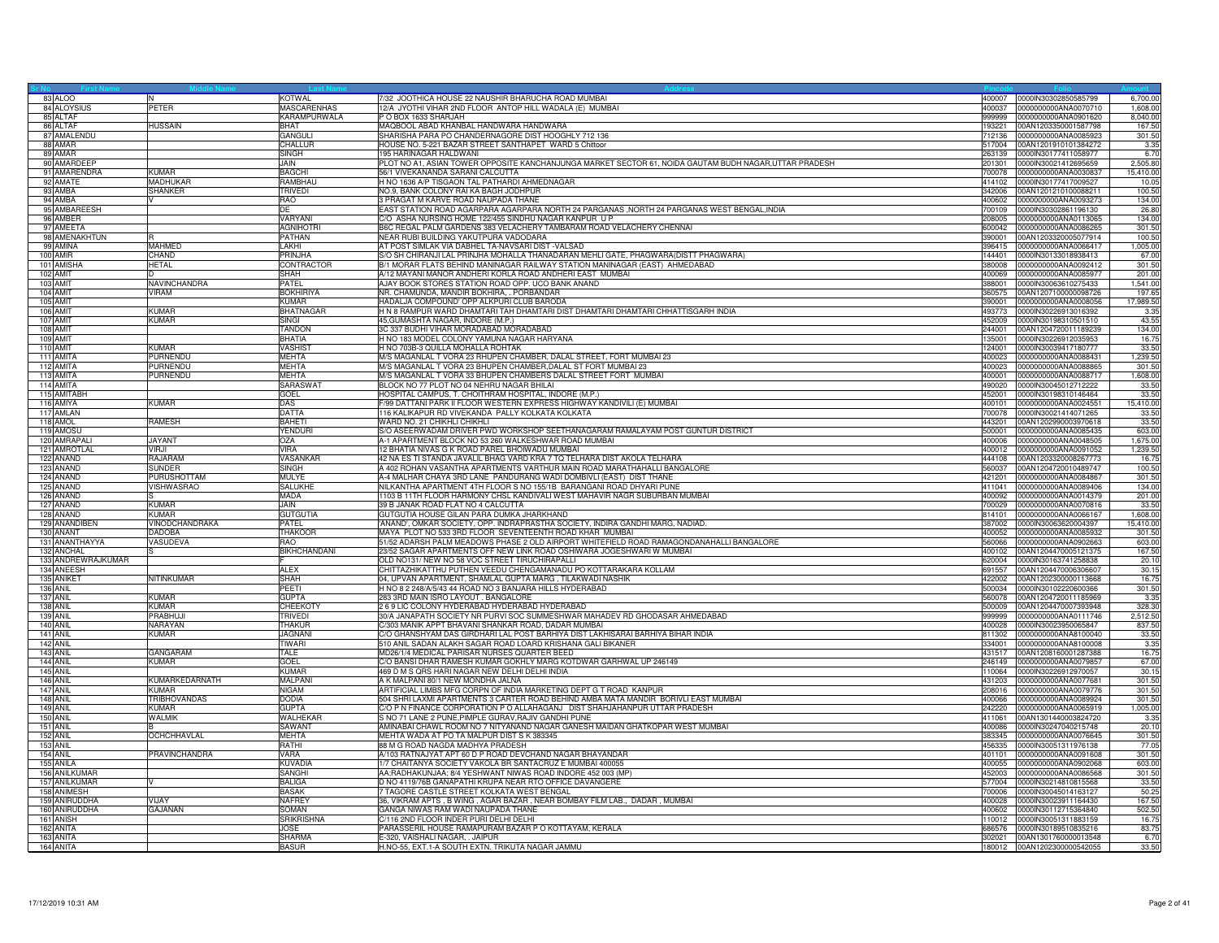| Sr No | First Name | Middle Name | Last Name | Address | Pincode | Folio | Amount |
|---|---|---|---|---|---|---|---|
| 83 | ALOO | N | KOTWAL | 7/32 JOOTHICA HOUSE 22 NAUSHIR BHARUCHA ROAD MUMBAI | 400007 | 0000IN30302850585799 | 6,700.00 |
| 84 | ALOYSIUS | PETER | MASCARENHAS | 12/A JYOTHI VIHAR 2ND FLOOR ANTOP HILL WADALA (E) MUMBAI | 400037 | 0000000000ANA0070710 | 1,608.00 |
| 85 | ALTAF | | KARAMPURWALA | P O BOX 1633 SHARJAH | 999999 | 0000000000ANA0901620 | 8,040.00 |
| 86 | ALTAF | HUSSAIN | BHAT | MAQBOOL ABAD KHANBAL HANDWARA HANDWARA | 193221 | 00AN1203350001587798 | 167.50 |
| 87 | AMALENDU | | GANGULI | SHARISHA PARA PO CHANDERNAGORE DIST HOOGHLY 712 136 | 712136 | 0000000000ANA0085923 | 301.50 |
| 88 | AMAR | | CHALLUR | HOUSE NO. 5-221 BAZAR STREET SANTHAPET WARD 5 Chittoor | 517004 | 00AN1201910101384272 | 3.35 |
| 89 | AMAR | | SINGH | 195 HARINAGAR HALDWANI | 263139 | 0000IN30177411058977 | 6.70 |
| 90 | AMARDEEP | | JAIN | PLOT NO A1, ASIAN TOWER OPPOSITE KANCHANJUNGA MARKET SECTOR 61, NOIDA GAUTAM BUDH NAGAR,UTTAR PRADESH | 201301 | 0000IN30021412695659 | 2,505.80 |
| 91 | AMARENDRA | KUMAR | BAGCHI | 56/1 VIVEKANANDA SARANI CALCUTTA | 700078 | 0000000000ANA0030837 | 15,410.00 |
| 92 | AMATE | MADHUKAR | RAMBHAU | H NO 1636 A/P TISGAON TAL PATHARDI AHMEDNAGAR | 414102 | 0000IN30177417009527 | 10.05 |
| 93 | AMBA | SHANKER | TRIVEDI | NO.9, BANK COLONY RAI KA BAGH JODHPUR | 342006 | 00AN1201210100088211 | 100.50 |
| 94 | AMBA | V | RAO | 3 PRAGAT M KARVE ROAD NAUPADA THANE | 400602 | 0000000000ANA0093273 | 134.00 |
| 95 | AMBAREESH | | DE | EAST STATION ROAD AGARPARA AGARPARA NORTH 24 PARGANAS ,NORTH 24 PARGANAS WEST BENGAL,INDIA | 700109 | 0000IN30302861196130 | 26.80 |
| 96 | AMBER | | VARYANI | C/O ASHA NURSING HOME 122/455 SINDHU NAGAR KANPUR U P | 208005 | 0000000000ANA0113065 | 134.00 |
| 97 | AMEETA | | AGNIHOTRI | B6C REGAL PALM GARDENS 383 VELACHERY TAMBARAM ROAD VELACHERY CHENNAI | 600042 | 0000000000ANA0086265 | 301.50 |
| 98 | AMENAKHTUN | R | PATHAN | NEAR RUBI BUILDING YAKUTPURA VADODARA | 390001 | 00AN1203320005077914 | 100.50 |
| 99 | AMINA | MAHMED | LAKHI | AT POST SIMLAK VIA DABHEL TA-NAVSARI DIST -VALSAD | 396415 | 0000000000ANA0066417 | 1,005.00 |
| 100 | AMIR | CHAND | PRINJHA | S/O SH CHIRANJI LAL PRINJHA MOHALLA THANADARAN MEHLI GATE, PHAGWARA(DISTT PHAGWARA) | 144401 | 0000IN30133018938413 | 67.00 |
| 101 | AMISHA | HETAL | CONTRACTOR | B/1 MORAR FLATS BEHIND MANINAGAR RAILWAY STATION MANINAGAR (EAST) AHMEDABAD | 380008 | 0000000000ANA0092412 | 301.50 |
| 102 | AMIT | D | SHAH | A/12 MAYANI MANOR ANDHERI KORLA ROAD ANDHERI EAST MUMBAI | 400069 | 0000000000ANA0085977 | 201.00 |
| 103 | AMIT | NAVINCHANDRA | PATEL | AJAY BOOK STORES STATION ROAD OPP. UCO BANK ANAND | 388001 | 0000IN30063610275433 | 1,541.00 |
| 104 | AMIT | VIRAM | BOKHIRIYA | NR. CHAMUNDA, MANDIR BOKHIRA, . PORBANDAR | 360575 | 00AN1207100000098726 | 197.65 |
| 105 | AMIT | | KUMAR | HADALJA COMPOUND' OPP ALKPURI CLUB BARODA | 390001 | 0000000000ANA0008056 | 17,989.50 |
| 106 | AMIT | KUMAR | BHATNAGAR | H N 8 RAMPUR WARD DHAMTARI TAH DHAMTARI DIST DHAMTARI DHAMTARI CHHATTISGARH INDIA | 493773 | 0000IN30226913016392 | 3.35 |
| 107 | AMIT | KUMAR | SINGI | 45,GUMASHTA NAGAR, INDORE (M.P.) | 452009 | 0000IN30198310501510 | 43.55 |
| 108 | AMIT | | TANDON | 3C 337 BUDHI VIHAR MORADABAD MORADABAD | 244001 | 00AN1204720011189239 | 134.00 |
| 109 | AMIT | | BHATIA | H NO 183 MODEL COLONY YAMUNA NAGAR HARYANA | 135001 | 0000IN30226912035953 | 16.75 |
| 110 | AMIT | KUMAR | VASHIST | H NO 703B-3 QUILLA MOHALLA ROHTAK | 124001 | 0000IN30039417180777 | 33.50 |
| 111 | AMITA | PURNENDU | MEHTA | M/S MAGANLAL T VORA 23 RHUPEN CHAMBER, DALAL STREET, FORT MUMBAI 23 | 400023 | 0000000000ANA0088431 | 1,239.50 |
| 112 | AMITA | PURNENDU | MEHTA | M/S MAGANLAL T VORA 23 BHUPEN CHAMBER,DALAL ST FORT MUMBAI 23 | 400023 | 0000000000ANA0088865 | 301.50 |
| 113 | AMITA | PURNENDU | MEHTA | M/S MAGANLAL T VORA 33 BHUPEN CHAMBERS DALAL STREET FORT MUMBAI | 400001 | 0000000000ANA0088717 | 1,608.00 |
| 114 | AMITA | | SARASWAT | BLOCK NO 77 PLOT NO 04 NEHRU NAGAR BHILAI | 490020 | 0000IN30045012712222 | 33.50 |
| 115 | AMITABH | | GOEL | HOSPITAL CAMPUS, T. CHOITHRAM HOSPITAL, INDORE (M.P.) | 452001 | 0000IN30198310146464 | 33.50 |
| 116 | AMIYA | KUMAR | DAS | F/99 DATTANI PARK II FLOOR WESTERN EXPRESS HIGHWAY KANDIVILI (E) MUMBAI | 400101 | 0000000000ANA0024551 | 15,410.00 |
| 117 | AMLAN | | DATTA | 116 KALIKAPUR RD VIVEKANDA PALLY KOLKATA KOLKATA | 700078 | 0000IN30021414071265 | 33.50 |
| 118 | AMOL | RAMESH | BAHETI | WARD NO. 21 CHIKHLI CHIKHLI | 443201 | 00AN1202990003970618 | 33.50 |
| 119 | AMOSU | | YENDURI | S/O ASEERWADAM DRIVER PWD WORKSHOP SEETHANAGARAM RAMALAYAM POST GUNTUR DISTRICT | 500001 | 0000000000ANA0085435 | 603.00 |
| 120 | AMRAPALI | JAYANT | OZA | A-1 APARTMENT BLOCK NO 53 260 WALKESHWAR ROAD MUMBAI | 400006 | 0000000000ANA0048505 | 1,675.00 |
| 121 | AMROTLAL | VIRJI | VIRA | 12 BHATIA NIVAS G K ROAD PAREL BHOIWADU MUMBAI | 400012 | 0000000000ANA0091052 | 1,239.50 |
| 122 | ANAND | RAJARAM | VASANKAR | 42 NA ES TI STANDA JAVALIL BHAG VARD KRA 7 TQ TELHARA DIST AKOLA TELHARA | 444108 | 00AN1203320008267773 | 16.75 |
| 123 | ANAND | SUNDER | SINGH | A 402 ROHAN VASANTHA APARTMENTS VARTHUR MAIN ROAD MARATHAHALLI BANGALORE | 560037 | 00AN1204720010489747 | 100.50 |
| 124 | ANAND | PURUSHOTTAM | MULYE | A-4 MALHAR CHAYA 3RD LANE PANDURANG WADI DOMBIVLI (EAST) DIST THANE | 421201 | 0000000000ANA0084867 | 301.50 |
| 125 | ANAND | VISHWASRAO | SALUKHE | NILKANTHA APARTMENT 4TH FLOOR S NO 155/1B BARANGANI ROAD DHYARI PUNE | 411041 | 0000000000ANA0089406 | 134.00 |
| 126 | ANAND | S | MADA | 1103 B 11TH FLOOR HARMONY CHSL KANDIVALI WEST MAHAVIR NAGR SUBURBAN MUMBAI | 400092 | 0000000000ANA0014379 | 201.00 |
| 127 | ANAND | KUMAR | JAIN | 39 B JANAK ROAD FLAT NO 4 CALCUTTA | 700029 | 0000000000ANA0070816 | 33.50 |
| 128 | ANAND | KUMAR | GUTGUTIA | GUTGUTIA HOUSE GILAN PARA DUMKA JHARKHAND | 814101 | 0000000000ANA0066167 | 1,608.00 |
| 129 | ANANDIBEN | VINODCHANDRAKA | PATEL | 'ANAND' OMKAR SOCIETY, OPP. INDRAPRASTHA SOCIETY, INDIRA GANDHI MARG, NADIAD. | 387002 | 0000IN30063620004397 | 15,410.00 |
| 130 | ANANT | DADOBA | THAKOOR | MAYA PLOT NO 533 3RD FLOOR SEVENTEENTH ROAD KHAR MUMBAI | 400052 | 0000000000ANA0085932 | 301.50 |
| 131 | ANANTHAYYA | VASUDEVA | RAO | 51/52 ADARSH PALM MEADOWS PHASE 2 OLD AIRPORT WHITEFIELD ROAD RAMAGONDANAHALLI BANGALORE | 560066 | 0000000000ANA0902663 | 603.00 |
| 132 | ANCHAL | S | BIKHCHANDANI | 23/52 SAGAR APARTMENTS OFF NEW LINK ROAD OSHIWARA JOGESHWARI W MUMBAI | 400102 | 00AN1204470005121375 | 167.50 |
| 133 | ANDREWRAJKUMAR | | F | OLD NO131/ NEW NO 58 VOC STREET TIRUCHIRAPALLI | 620004 | 0000IN30163741258838 | 20.10 |
| 134 | ANEESH | | ALEX | CHITTAZHIKATTHU PUTHEN VEEDU CHENGAMANADU PO KOTTARAKARA KOLLAM | 691557 | 00AN1204470006306607 | 30.15 |
| 135 | ANIKET | NITINKUMAR | SHAH | 04, UPVAN APARTMENT, SHAMLAL GUPTA MARG , TILAKWADI NASHIK | 422002 | 00AN1202300000113668 | 16.75 |
| 136 | ANIL | | PEETI | H NO 8 2 248/A/5/43 44 ROAD NO 3 BANJARA HILLS HYDERABAD | 500034 | 0000IN30102220600366 | 301.50 |
| 137 | ANIL | KUMAR | GUPTA | 283 3RD MAIN ISRO LAYOUT . BANGALORE | 560078 | 00AN1204720011185969 | 3.35 |
| 138 | ANIL | KUMAR | CHEEKOTY | 2 6 9 LIC COLONY HYDERABAD HYDERABAD HYDERABAD | 500009 | 00AN1204470007393948 | 328.30 |
| 139 | ANIL | PRABHUJI | TRIVEDI | 30/A JANAPATH SOCIETY NR PURVI SOC SUMMESHWAR MAHADEV RD GHODASAR AHMEDABAD | 999999 | 0000000000ANA0111746 | 2,512.50 |
| 140 | ANIL | NARAYAN | THAKUR | C/303 MANIK APPT BHAVANI SHANKAR ROAD, DADAR MUMBAI | 400028 | 0000IN30023950065847 | 837.50 |
| 141 | ANIL | KUMAR | JAGNANI | C/O GHANSHYAM DAS GIRDHARI LAL POST BARHIYA DIST LAKHISARAI BARHIYA BIHAR INDIA | 811302 | 0000000000ANA8100040 | 33.50 |
| 142 | ANIL | | TIWARI | 510 ANIL SADAN ALAKH SAGAR ROAD LOARD KRISHANA GALI BIKANER | 334001 | 0000000000ANA8100008 | 3.35 |
| 143 | ANIL | GANGARAM | TALE | MD26/1/4 MEDICAL PARISAR NURSES QUARTER BEED | 431517 | 00AN1208160001287388 | 16.75 |
| 144 | ANIL | KUMAR | GOEL | C/O BANSI DHAR RAMESH KUMAR GOKHLY MARG KOTDWAR GARHWAL UP 246149 | 246149 | 0000000000ANA0079857 | 67.00 |
| 145 | ANIL | | KUMAR | 469 D M S QRS HARI NAGAR NEW DELHI DELHI INDIA | 110064 | 0000IN30226912970057 | 30.15 |
| 146 | ANIL | KUMARKEDARNATH | MALPANI | A K MALPANI 80/1 NEW MONDHA JALNA | 431203 | 0000000000ANA0077681 | 301.50 |
| 147 | ANIL | KUMAR | NIGAM | ARTIFICIAL LIMBS MFG CORPN OF INDIA MARKETING DEPT G T ROAD KANPUR | 208016 | 0000000000ANA0079776 | 301.50 |
| 148 | ANIL | TRIBHOVANDAS | DODIA | 504 SHRI LAXMI APARTMENTS 3 CARTER ROAD BEHIND AMBA MATA MANDIR BORIVLI EAST MUMBAI | 400066 | 0000000000ANA0089924 | 301.50 |
| 149 | ANIL | KUMAR | GUPTA | C/O P N FINANCE CORPORATION P O ALLAHAGANJ DIST SHAHJAHANPUR UTTAR PRADESH | 242220 | 0000000000ANA0065919 | 1,005.00 |
| 150 | ANIL | WALMIK | WALHEKAR | S NO 71 LANE 2 PUNE,PIMPLE GURAV,RAJIV GANDHI PUNE | 411061 | 00AN1301440003824720 | 3.35 |
| 151 | ANIL | B | SAWANT | AMINABAI CHAWL ROOM NO 7 NITYANAND NAGAR GANESH MAIDAN GHATKOPAR WEST MUMBAI | 400086 | 0000IN30247040215748 | 20.10 |
| 152 | ANIL | OCHCHHAVLAL | MEHTA | MEHTA WADA AT PO TA MALPUR DIST S K 383345 | 383345 | 0000000000ANA0076645 | 301.50 |
| 153 | ANIL | | RATHI | 88 M G ROAD NAGDA MADHYA PRADESH | 456335 | 0000IN30051311976138 | 77.05 |
| 154 | ANIL | PRAVINCHANDRA | VARA | A/103 RATNAJYAT APT 60 D P ROAD DEVCHAND NAGAR BHAYANDAR | 401101 | 0000000000ANA0091608 | 301.50 |
| 155 | ANILA | | KUVADIA | 1/7 CHAITANYA SOCIETY VAKOLA BR SANTACRUZ E MUMBAI 400055 | 400055 | 0000000000ANA0902068 | 603.00 |
| 156 | ANILKUMAR | | SANGHI | AA:RADHAKUNJAA: 8/4 YESHWANT NIWAS ROAD INDORE 452 003 (MP) | 452003 | 0000000000ANA0086568 | 301.50 |
| 157 | ANILKUMAR | V | BALIGA | D NO 4119/76B GANAPATHI KRUPA NEAR RTO OFFICE DAVANGERE | 577004 | 0000IN30214810815568 | 33.50 |
| 158 | ANIMESH | | BASAK | 7 TAGORE CASTLE STREET KOLKATA WEST BENGAL | 700006 | 0000IN30045014163127 | 50.25 |
| 159 | ANIRUDDHA | VIJAY | NAFREY | 36, VIKRAM APTS , B WING , AGAR BAZAR , NEAR BOMBAY FILM LAB., DADAR , MUMBAI | 400028 | 0000IN30023911164430 | 167.50 |
| 160 | ANIRUDDHA | GAJANAN | SOMAN | GANGA NIWAS RAM WADI NAUPADA THANE | 400602 | 0000IN30112715364840 | 502.50 |
| 161 | ANISH | | SRIKRISHNA | C/116 2ND FLOOR INDER PURI DELHI DELHI | 110012 | 0000IN30051311883159 | 16.75 |
| 162 | ANITA | | JOSE | PARASSERIL HOUSE RAMAPURAM BAZAR P O KOTTAYAM, KERALA | 686576 | 0000IN30189510835216 | 83.75 |
| 163 | ANITA | | SHARMA | E-320, VAISHALI NAGAR, . JAIPUR | 302021 | 00AN1301760000013548 | 6.70 |
| 164 | ANITA | | BASUR | H.NO-55, EXT.1-A SOUTH EXTN. TRIKUTA NAGAR JAMMU | 180012 | 00AN1202300000542055 | 33.50 |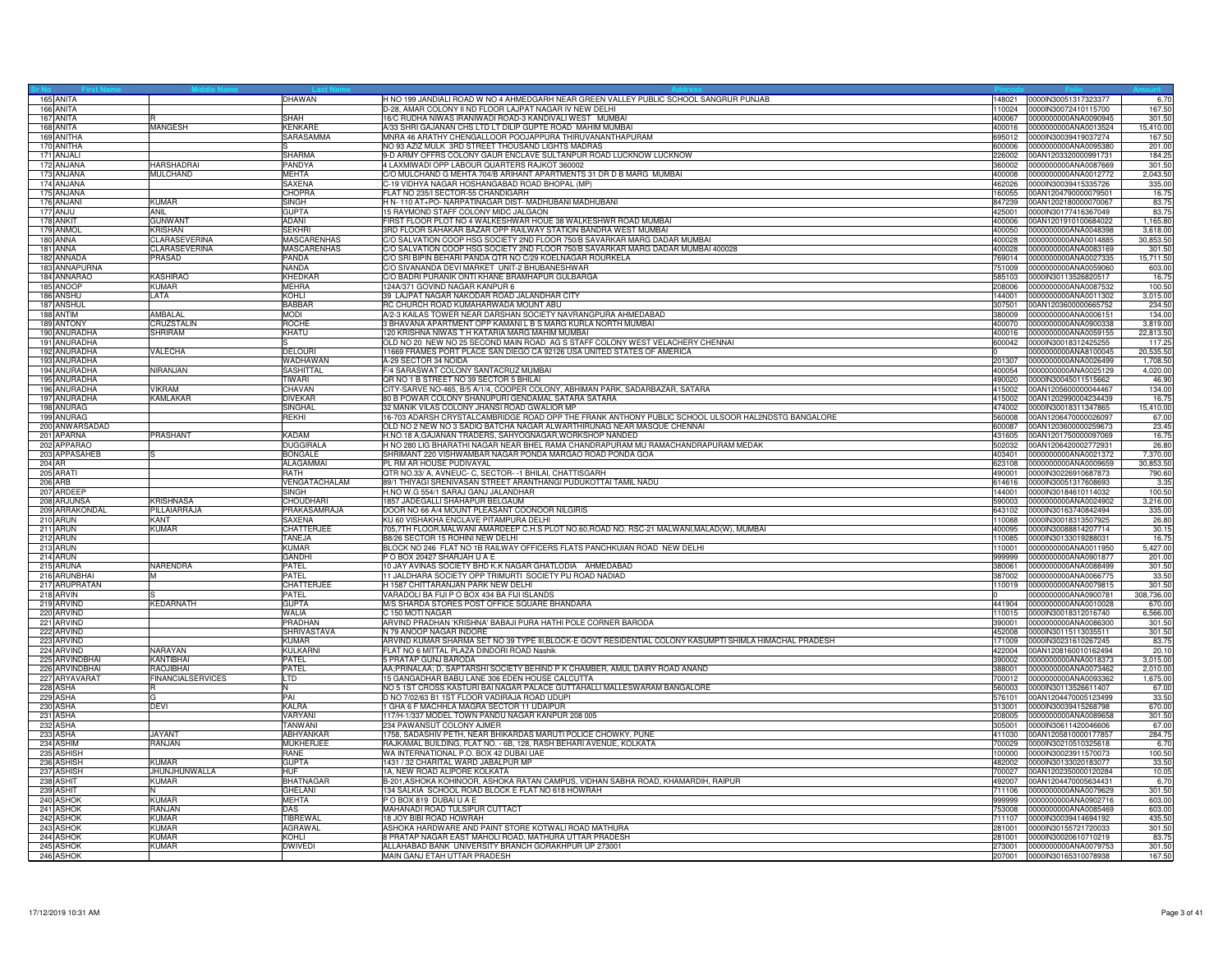| Sr No | First Name | Middle Name | Last Name | Address | Pincode | Folio | Amount |
|---|---|---|---|---|---|---|---|
| 165 | ANITA | | DHAWAN | H NO 199 JANDIALI ROAD W NO 4 AHMEDGARH NEAR GREEN VALLEY PUBLIC SCHOOL SANGRUR PUNJAB | 148021 | 0000IN30051317323377 | 6.70 |
| 166 | ANITA | | | D-28, AMAR COLONY II ND FLOOR LAJPAT NAGAR IV NEW DELHI | 110024 | 0000IN30072410115700 | 167.50 |
| 167 | ANITA | R | SHAH | 16/C RUDHA NIWAS IRANIWADI ROAD-3 KANDIVALI WEST MUMBAI | 400067 | 0000000000ANA0090945 | 301.50 |
| 168 | ANITA | MANGESH | KENKARE | A/33 SHRI GAJANAN CHS LTD LT DILIP GUPTE ROAD MAHIM MUMBAI | 400016 | 0000000000ANA0013524 | 15,410.00 |
| 169 | ANITHA | | SARASAMMA | MNRA 46 ARATHY CHENGALLOOR POOJAPPURA THIRUVANANTHAPURAM | 695012 | 0000IN30039419037274 | 167.50 |
| 170 | ANITHA | | S | NO 93 AZIZ MULK 3RD STREET THOUSAND LIGHTS MADRAS | 600006 | 0000000000ANA0095380 | 201.00 |
| 171 | ANJALI | | SHARMA | 9-D ARMY OFFRS COLONY GAUR ENCLAVE SULTANPUR ROAD LUCKNOW LUCKNOW | 226002 | 00AN1203320000991731 | 184.25 |
| 172 | ANJANA | HARSHADRAI | PANDYA | 4 LAXMIWADI OPP LABOUR QUARTERS RAJKOT 360002 | 360002 | 0000000000ANA0087669 | 301.50 |
| 173 | ANJANA | MULCHAND | MEHTA | C/O MULCHAND G MEHTA 704/B ARIHANT APARTMENTS 31 DR D B MARG MUMBAI | 400008 | 0000000000ANA0012772 | 2,043.50 |
| 174 | ANJANA | | SAXENA | C-19 VIDHYA NAGAR HOSHANGABAD ROAD BHOPAL (MP) | 462026 | 0000IN30039415335726 | 335.00 |
| 175 | ANJANA | | CHOPRA | FLAT NO 235/I SECTOR-55 CHANDIGARH | 160055 | 00AN1204790000079501 | 16.75 |
| 176 | ANJANI | KUMAR | SINGH | H N- 110 AT+PO- NARPATINAGAR DIST- MADHUBANI MADHUBANI | 847239 | 00AN1202180000070067 | 83.75 |
| 177 | ANJU | ANIL | GUPTA | 15 RAYMOND STAFF COLONY MIDC JALGAON | 425001 | 0000IN30177416367049 | 83.75 |
| 178 | ANKIT | GUNWANT | ADANI | FIRST FLOOR PLOT NO 4 WALKESHWAR HOUE 38 WALKESHWR ROAD MUMBAI | 400006 | 00AN1201910100684022 | 1,165.80 |
| 179 | ANMOL | KRISHAN | SEKHRI | 3RD FLOOR SAHAKAR BAZAR OPP RAILWAY STATION BANDRA WEST MUMBAI | 400050 | 0000000000ANA0048398 | 3,618.00 |
| 180 | ANNA | CLARASEVERINA | MASCARENHAS | C/O SALVATION COOP HSG SOCIETY 2ND FLOOR 750/B SAVARKAR MARG DADAR MUMBAI | 400028 | 0000000000ANA0014885 | 30,853.50 |
| 181 | ANNA | CLARASEVERINA | MASCARENHAS | C/O SALVATION COOP HSG SOCIETY 2ND FLOOR 750/B SAVARKAR MARG DADAR MUMBAI 400028 | 400028 | 0000000000ANA0083169 | 301.50 |
| 182 | ANNADA | PRASAD | PANDA | C/O SRI BIPIN BEHARI PANDA QTR NO C/29 KOELNAGAR ROURKELA | 769014 | 0000000000ANA0027335 | 15,711.50 |
| 183 | ANNAPURNA | | NANDA | C/O SIVANANDA DEVI MARKET UNIT-2 BHUBANESHWAR | 751009 | 0000000000ANA0059060 | 603.00 |
| 184 | ANNARAO | KASHIRAO | KHEDKAR | C/O BADRI PURANIK ONTI KHANE BRAMHAPUR GULBARGA | 585103 | 0000IN30113526820517 | 16.75 |
| 185 | ANOOP | KUMAR | MEHRA | 124A/371 GOVIND NAGAR KANPUR 6 | 208006 | 0000000000ANA0087532 | 100.50 |
| 186 | ANSHU | LATA | KOHLI | 39 LAJPAT NAGAR NAKODAR ROAD JALANDHAR CITY | 144001 | 0000000000ANA0011302 | 3,015.00 |
| 187 | ANSHUL | | BABBAR | RC CHURCH ROAD KUMAHARWADA MOUNT ABU | 307501 | 00AN1203600000665752 | 234.50 |
| 188 | ANTIM | AMBALAL | MODI | A/2-3 KAILAS TOWER NEAR DARSHAN SOCIETY NAVRANGPURA AHMEDABAD | 380009 | 0000000000ANA0006151 | 134.00 |
| 189 | ANTONY | CRUZSTALIN | ROCHE | 3 BHAVANA APARTMENT OPP KAMANI L B S MARG KURLA NORTH MUMBAI | 400070 | 0000000000ANA0900338 | 3,819.00 |
| 190 | ANURADHA | SHRIRAM | KHATU | 120 KRISHNA NIWAS T H KATARIA MARG MAHIM MUMBAI | 400016 | 0000000000ANA0059155 | 22,813.50 |
| 191 | ANURADHA | | S | OLD NO 20 NEW NO 25 SECOND MAIN ROAD AG S STAFF COLONY WEST VELACHERY CHENNAI | 600042 | 0000IN30018312425255 | 117.25 |
| 192 | ANURADHA | VALECHA | DELOURI | 11669 FRAMES PORT PLACE SAN DIEGO CA 92126 USA UNITED STATES OF AMERICA | 0 | 0000000000ANA8100045 | 20,535.50 |
| 193 | ANURADHA | | WADHAWAN | A-29 SECTOR 34 NOIDA | 201307 | 0000000000ANA0026499 | 1,708.50 |
| 194 | ANURADHA | NIRANJAN | SASHITTAL | F/4 SARASWAT COLONY SANTACRUZ MUMBAI | 400054 | 0000000000ANA0025129 | 4,020.00 |
| 195 | ANURADHA | | TIWARI | QR NO 1 B STREET NO 39 SECTOR 5 BHILAI | 490020 | 0000IN30045011515662 | 46.90 |
| 196 | ANURADHA | VIKRAM | CHAVAN | CITY-SARVE NO-465, B/5 A/1/4, COOPER COLONY, ABHIMAN PARK, SADARBAZAR, SATARA | 415002 | 00AN1205600000044467 | 134.00 |
| 197 | ANURADHA | KAMLAKAR | DIVEKAR | 80 B POWAR COLONY SHANUPURI GENDAMAL SATARA SATARA | 415002 | 00AN1202990004234439 | 16.75 |
| 198 | ANURAG | | SINGHAL | 32 MANIK VILAS COLONY JHANSI ROAD GWALIOR MP | 474002 | 0000IN30018311347865 | 15,410.00 |
| 199 | ANURAG | | REKHI | 16-703 ADARSH CRYSTALCAMBRIDGE ROAD OPP THE FRANK ANTHONY PUBLIC SCHOOL ULSOOR HAL2NDSTG BANGALORE | 560008 | 00AN1206470000026097 | 67.00 |
| 200 | ANWARSADAD | | | OLD NO 2 NEW NO 3 SADIQ BATCHA NAGAR ALWARTHIRUNAG NEAR MASQUE CHENNAI | 600087 | 00AN1203600000259673 | 23.45 |
| 201 | APARNA | PRASHANT | KADAM | H.NO.18 A,GAJANAN TRADERS, SAHYOGNAGAR,WORKSHOP NANDED | 431605 | 00AN1201750000097069 | 16.75 |
| 202 | APPARAO | | DUGGIRALA | H NO 280 LIG BHARATHI NAGAR NEAR BHEL RAMA CHANDRAPURAM MU RAMACHANDRAPURAM MEDAK | 502032 | 00AN1206420002772931 | 26.80 |
| 203 | APPASAHEB | S | BONGALE | SHRIMANT 220 VISHWAMBAR NAGAR PONDA MARGAO ROAD PONDA GOA | 403401 | 0000000000ANA0021372 | 7,370.00 |
| 204 | AR | | ALAGAMMAI | PL RM AR HOUSE PUDIVAYAL | 623108 | 0000000000ANA0009659 | 30,853.50 |
| 205 | ARATI | | RATH | QTR NO.33/ A, AVNEUC- C, SECTOR- -1 BHILAI, CHATTISGARH | 490001 | 0000IN30226910687873 | 790.60 |
| 206 | ARB | | VENKATACHALAM | 89/1 THIYAGI SRENIVASAN STREET ARANTHANGI PUDUKOTTAI TAMIL NADU | 614616 | 0000IN30051317608693 | 3.35 |
| 207 | ARDEEP | | SINGH | H.NO W.G 554/1 SARAJ GANJ JALANDHAR | 144001 | 0000IN30184610114032 | 100.50 |
| 208 | ARJUNSA | KRISHNASA | CHOUDHARI | 1857 JADEGALLI SHAHAPUR BELGAUM | 590003 | 0000000000ANA0024902 | 3,216.00 |
| 209 | ARRAKONDAL | PILLAIARRAJA | PRAKASAMRAJA | DOOR NO 66 A/4 MOUNT PLEASANT COONOOR NILGIRIS | 643102 | 0000IN30163740842494 | 335.00 |
| 210 | ARUN | KANT | SAXENA | KU 60 VISHAKHA ENCLAVE PITAMPURA DELHI | 110088 | 0000IN30018313507925 | 26.80 |
| 211 | ARUN | KUMAR | CHATTERJEE | 705,7TH FLOOR,MALWANI AMARDEEP C.H.S PLOT NO.60,ROAD NO. RSC-21 MALWANI,MALAD(W), MUMBAI | 400095 | 0000IN30088814207714 | 30.15 |
| 212 | ARUN | | TANEJA | B8/26 SECTOR 15 ROHINI NEW DELHI | 110085 | 0000IN30133019288031 | 16.75 |
| 213 | ARUN | | KUMAR | BLOCK NO 246 FLAT NO 1B RAILWAY OFFICERS FLATS PANCHKUIAN ROAD NEW DELHI | 110001 | 0000000000ANA0011950 | 5,427.00 |
| 214 | ARUN | | GANDHI | P O BOX 20427 SHARJAH U A E | 999999 | 0000000000ANA0901877 | 201.00 |
| 215 | ARUNA | NARENDRA | PATEL | 10 JAY AVINAS SOCIETY BHD K.K NAGAR GHATLODIA AHMEDABAD | 380061 | 0000000000ANA0088499 | 301.50 |
| 216 | ARUNBHAI | M | PATEL | 11 JALDHARA SOCIETY OPP TRIMURTI SOCIETY PIJ ROAD NADIAD | 387002 | 0000000000ANA0066775 | 33.50 |
| 217 | ARUPRATAN | | CHATTERJEE | H 1587 CHITTARANJAN PARK NEW DELHI | 110019 | 0000000000ANA0079815 | 301.50 |
| 218 | ARVIN | S | PATEL | VARADOLI BA FIJI P O BOX 434 BA FIJI ISLANDS | 0 | 0000000000ANA0900781 | 308,736.00 |
| 219 | ARVIND | KEDARNATH | GUPTA | M/S SHARDA STORES POST OFFICE SQUARE BHANDARA | 441904 | 0000000000ANA0010028 | 670.00 |
| 220 | ARVIND | | WALIA | C 150 MOTI NAGAR | 110015 | 0000IN30018312016740 | 6,566.00 |
| 221 | ARVIND | | PRADHAN | ARVIND PRADHAN 'KRISHNA' BABAJI PURA HATHI POLE CORNER BARODA | 390001 | 0000000000ANA0086300 | 301.50 |
| 222 | ARVIND | | SHRIVASTAVA | N 79 ANOOP NAGAR INDORE | 452008 | 0000IN30115113035511 | 301.50 |
| 223 | ARVIND | | KUMAR | ARVIND KUMAR SHARMA SET NO 39 TYPE III,BLOCK-E GOVT RESIDENTIAL COLONY KASUMPTI SHIMLA HIMACHAL PRADESH | 171009 | 0000IN30231610267245 | 83.75 |
| 224 | ARVIND | NARAYAN | KULKARNI | FLAT NO 6 MITTAL PLAZA DINDORI ROAD Nashik | 422004 | 00AN1208160010162494 | 20.10 |
| 225 | ARVINDBHAI | KANTIBHAI | PATEL | 5 PRATAP GUNJ BARODA | 390002 | 0000000000ANA0018373 | 3,015.00 |
| 226 | ARVINDBHAI | RAOJIBHAI | PATEL | AA;PRINALAA; D, SAPTARSHI SOCIETY BEHIND P K CHAMBER, AMUL DAIRY ROAD ANAND | 388001 | 0000000000ANA0073462 | 2,010.00 |
| 227 | ARYAVARAT | FINANCIALSERVICES | LTD | 15 GANGADHAR BABU LANE 306 EDEN HOUSE CALCUTTA | 700012 | 0000000000ANA0093362 | 1,675.00 |
| 228 | ASHA | R | N | NO 5 1ST CROSS KASTURI BAI NAGAR PALACE GUTTAHALLI MALLESWARAM BANGALORE | 560003 | 0000IN30113526611407 | 67.00 |
| 229 | ASHA | G | PAI | D NO 7/02/63 B1 1ST FLOOR VADIRAJA ROAD UDUPI | 576101 | 00AN1204470005123499 | 33.50 |
| 230 | ASHA | DEVI | KALRA | 1 GHA 6 F MACHHLA MAGRA SECTOR 11 UDAIPUR | 313001 | 0000IN30039415268798 | 670.00 |
| 231 | ASHA | | VARYANI | 117/H-1/337 MODEL TOWN PANDU NAGAR KANPUR 208 005 | 208005 | 0000000000ANA0089658 | 301.50 |
| 232 | ASHA | | TANWANI | 234 PAWANSUT COLONY AJMER | 305001 | 0000IN30611420046606 | 67.00 |
| 233 | ASHA | JAYANT | ABHYANKAR | 1758, SADASHIV PETH, NEAR BHIKARDAS MARUTI POLICE CHOWKY, PUNE | 411030 | 00AN1205810000177857 | 284.75 |
| 234 | ASHIM | RANJAN | MUKHERJEE | RAJKAMAL BUILDING, FLAT NO. - 6B, 128, RASH BEHARI AVENUE, KOLKATA | 700029 | 0000IN30210510325618 | 6.70 |
| 235 | ASHISH | | RANE | WA INTERNATIONAL P.O. BOX 42 DUBAI UAE | 100000 | 0000IN30023911570073 | 100.50 |
| 236 | ASHISH | KUMAR | GUPTA | 1431 / 32 CHARITAL WARD JABALPUR MP | 482002 | 0000IN30133020183077 | 33.50 |
| 237 | ASHISH | JHUNJHUNWALLA | HUF | 1A, NEW ROAD ALIPORE KOLKATA | 700027 | 00AN1202350000120284 | 10.05 |
| 238 | ASHIT | KUMAR | BHATNAGAR | B-201,ASHOKA KOHINOOR, ASHOKA RATAN CAMPUS, VIDHAN SABHA ROAD, KHAMARDIH, RAIPUR | 492007 | 00AN1204470005634431 | 6.70 |
| 239 | ASHIT | N | GHELANI | 134 SALKIA SCHOOL ROAD BLOCK E FLAT NO 618 HOWRAH | 711106 | 0000000000ANA0079629 | 301.50 |
| 240 | ASHOK | KUMAR | MEHTA | P O BOX 819 DUBAI U A E | 999999 | 0000000000ANA0902716 | 603.00 |
| 241 | ASHOK | RANJAN | DAS | MAHANADI ROAD TULSIPUR CUTTACT | 753008 | 0000000000ANA0085469 | 603.00 |
| 242 | ASHOK | KUMAR | TIBREWAL | 18 JOY BIBI ROAD HOWRAH | 711107 | 0000IN30039414694192 | 435.50 |
| 243 | ASHOK | KUMAR | AGRAWAL | ASHOKA HARDWARE AND PAINT STORE KOTWALI ROAD MATHURA | 281001 | 0000IN30155721720033 | 301.50 |
| 244 | ASHOK | KUMAR | KOHLI | 8 PRATAP NAGAR EAST MAHOLI ROAD, MATHURA UTTAR PRADESH | 281001 | 0000IN30020610710219 | 83.75 |
| 245 | ASHOK | KUMAR | DWIVEDI | ALLAHABAD BANK UNIVERSITY BRANCH GORAKHPUR UP 273001 | 273001 | 0000000000ANA0079753 | 301.50 |
| 246 | ASHOK | | | MAIN GANJ ETAH UTTAR PRADESH | 207001 | 0000IN30165310078938 | 167.50 |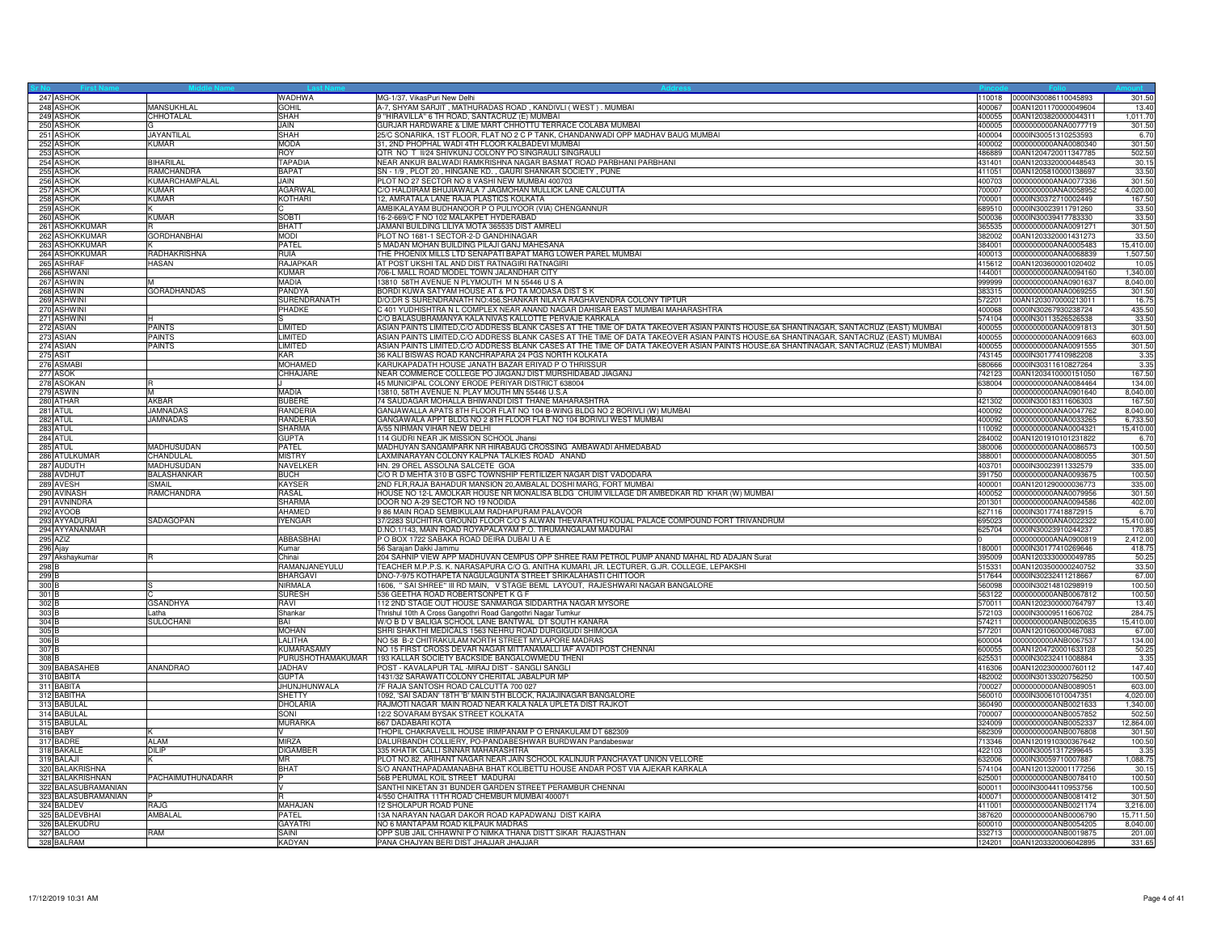| Sr No | First Name | Middle Name | Last Name | Address | Pincode | Folio | Amount |
|---|---|---|---|---|---|---|---|
| 247 | ASHOK | | WADHWA | MG-1/37, VikasPuri New Delhi | 110018 | 0000IN30086110045893 | 301.50 |
| 248 | ASHOK | MANSUKHLAL | GOHIL | A-7, SHYAM SARJIT , MATHURADAS ROAD , KANDIVLI ( WEST ) . MUMBAI | 400067 | 00AN1201170000049604 | 13.40 |
| 249 | ASHOK | CHHOTALAL | SHAH | 9 "HIRAVILLA" 6 TH ROAD, SANTACRUZ (E) MUMBAI | 400055 | 00AN1203820000044311 | 1,011.70 |
| 250 | ASHOK | G | JAIN | GURJAR HARDWARE & LIME MART CHHOTTU TERRACE COLABA MUMBAI | 400005 | 0000000000ANA0077719 | 301.50 |
| 251 | ASHOK | JAYANTILAL | SHAH | 25/C SONARIKA, 1ST FLOOR, FLAT NO 2 C P TANK, CHANDANWADI OPP MADHAV BAUG MUMBAI | 400004 | 0000IN30051310253593 | 6.70 |
| 252 | ASHOK | KUMAR | MODA | 31, 2ND PHOPHAL WADI 4TH FLOOR KALBADEVI MUMBAI | 400002 | 0000000000ANA0080340 | 301.50 |
| 253 | ASHOK | | ROY | QTR NO T II/24 SHIVKUNJ COLONY PO SINGRAULI SINGRAULI | 486889 | 00AN1204720011347785 | 502.50 |
| 254 | ASHOK | BIHARILAL | TAPADIA | NEAR ANKUR BALWADI RAMKRISHNA NAGAR BASMAT ROAD PARBHANI PARBHANI | 431401 | 00AN1203320000448543 | 30.15 |
| 255 | ASHOK | RAMCHANDRA | BAPAT | SN - 1/9 , PLOT 20 , HINGANE KD. , GAURI SHANKAR SOCIETY , PUNE | 411051 | 00AN1205810000138697 | 33.50 |
| 256 | ASHOK | KUMARCHAMPALAL | JAIN | PLOT NO 27 SECTOR NO 8 VASHI NEW MUMBAI 400703 | 400703 | 0000000000ANA0077336 | 301.50 |
| 257 | ASHOK | KUMAR | AGARWAL | C/O HALDIRAM BHUJIAWALA 7 JAGMOHAN MULLICK LANE CALCUTTA | 700007 | 0000000000ANA0058952 | 4,020.00 |
| 258 | ASHOK | KUMAR | KOTHARI | 12, AMRATALA LANE RAJA PLASTICS KOLKATA | 700001 | 0000IN30372710002449 | 167.50 |
| 259 | ASHOK | K | C | AMBIKALAYAM BUDHANOOR P O PULIYOOR (VIA) CHENGANNUR | 689510 | 0000IN30023911791260 | 33.50 |
| 260 | ASHOK | KUMAR | SOBTI | 16-2-669/C F NO 102 MALAKPET HYDERABAD | 500036 | 0000IN30039417783330 | 33.50 |
| 261 | ASHOKKUMAR | R | BHATT | JAMANI BUILDING LILIYA MOTA 365535 DIST AMRELI | 365535 | 0000000000ANA0091271 | 301.50 |
| 262 | ASHOKKUMAR | GORDHANBHAI | MODI | PLOT NO 1681-1 SECTOR-2-D GANDHINAGAR | 382002 | 00AN1203320001431273 | 33.50 |
| 263 | ASHOKKUMAR | K | PATEL | 5 MADAN MOHAN BUILDING PILAJI GANJ MAHESANA | 384001 | 0000000000ANA0005483 | 15,410.00 |
| 264 | ASHOKKUMAR | RADHAKRISHNA | RUIA | THE PHOENIX MILLS LTD SENAPATI BAPAT MARG LOWER PAREL MUMBAI | 400013 | 0000000000ANA0068839 | 1,507.50 |
| 265 | ASHRAF | HASAN | RAJAPKAR | AT POST UKSHI TAL AND DIST RATNAGIRI RATNAGIRI | 415612 | 00AN1203600001020402 | 10.05 |
| 266 | ASHWANI | | KUMAR | 706-L MALL ROAD MODEL TOWN JALANDHAR CITY | 144001 | 0000000000ANA0094160 | 1,340.00 |
| 267 | ASHWIN | M | MADIA | 13810 58TH AVENUE N PLYMOUTH M N 55446 U S A | 999999 | 0000000000ANA0901637 | 8,040.00 |
| 268 | ASHWIN | GORADHANDAS | PANDYA | BORDI KUWA SATYAM HOUSE AT & PO TA MODASA DIST S K | 383315 | 0000000000ANA0069255 | 301.50 |
| 269 | ASHWINI | | SURENDRANATH | D/O:DR S SURENDRANATH NO:456,SHANKAR NILAYA RAGHAVENDRA COLONY TIPTUR | 572201 | 00AN1203070000213011 | 16.75 |
| 270 | ASHWINI | | PHADKE | C 401 YUDHISHTRA N L COMPLEX NEAR ANAND NAGAR DAHISAR EAST MUMBAI MAHARASHTRA | 400068 | 0000IN30267930238724 | 435.50 |
| 271 | ASHWINI | H | S | C/O BALASUBRAMANYA KALA NIVAS KALLOTTE PERVAJE KARKALA | 574104 | 0000IN30113526526538 | 33.50 |
| 272 | ASIAN | PAINTS | LIMITED | ASIAN PAINTS LIMITED,C/O ADDRESS BLANK CASES AT THE TIME OF DATA TAKEOVER ASIAN PAINTS HOUSE,6A SHANTINAGAR, SANTACRUZ (EAST) MUMBAI | 400055 | 0000000000ANA0091813 | 301.50 |
| 273 | ASIAN | PAINTS | LIMITED | ASIAN PAINTS LIMITED,C/O ADDRESS BLANK CASES AT THE TIME OF DATA TAKEOVER ASIAN PAINTS HOUSE,6A SHANTINAGAR, SANTACRUZ (EAST) MUMBAI | 400055 | 0000000000ANA0091663 | 603.00 |
| 274 | ASIAN | PAINTS | LIMITED | ASIAN PAINTS LIMITED,C/O ADDRESS BLANK CASES AT THE TIME OF DATA TAKEOVER ASIAN PAINTS HOUSE,6A SHANTINAGAR, SANTACRUZ (EAST) MUMBAI | 400055 | 0000000000ANA0091555 | 301.50 |
| 275 | ASIT | | KAR | 36 KALI BISWAS ROAD KANCHRAPARA 24 PGS NORTH KOLKATA | 743145 | 0000IN30177410982208 | 3.35 |
| 276 | ASMABI | | MOHAMED | KARUKAPADATH HOUSE JANATH BAZAR ERIYAD P O THRISSUR | 680666 | 0000IN30311610827264 | 3.35 |
| 277 | ASOK | | CHHAJARE | NEAR COMMERCE COLLEGE PO JIAGANJ DIST MURSHIDABAD JIAGANJ | 742123 | 00AN1203410000151050 | 167.50 |
| 278 | ASOKAN | R | J | 45 MUNICIPAL COLONY ERODE PERIYAR DISTRICT 638004 | 638004 | 0000000000ANA0084464 | 134.00 |
| 279 | ASWIN | M | MADIA | 13810, 58TH AVENUE N. PLAY MOUTH MN 55446 U.S.A | 0 | 0000000000ANA0901640 | 8,040.00 |
| 280 | ATHAR | AKBAR | BUBERE | 74 SAUDAGAR MOHALLA BHIWANDI DIST THANE MAHARASHTRA | 421302 | 0000IN30018311606303 | 167.50 |
| 281 | ATUL | JAMNADAS | RANDERIA | GANJAWALLA APATS 8TH FLOOR FLAT NO 104 B-WING BLDG NO 2 BORIVLI (W) MUMBAI | 400092 | 0000000000ANA0047762 | 8,040.00 |
| 282 | ATUL | JAMNADAS | RANDERIA | GANGAWALA APPT BLDG NO 2 8TH FLOOR FLAT NO 104 BORIVLI WEST MUMBAI | 400092 | 0000000000ANA0033265 | 6,733.50 |
| 283 | ATUL | | SHARMA | A/55 NIRMAN VIHAR NEW DELHI | 110092 | 0000000000ANA0004321 | 15,410.00 |
| 284 | ATUL | | GUPTA | 114 GUDRI NEAR JK MISSION SCHOOL Jhansi | 284002 | 00AN1201910101231822 | 6.70 |
| 285 | ATUL | MADHUSUDAN | PATEL | MADHUYAN SANGAMPARK NR HIRABAUG CROSSING AMBAWADI AHMEDABAD | 380006 | 0000000000ANA0086573 | 100.50 |
| 286 | ATULKUMAR | CHANDULAL | MISTRY | LAXMINARAYAN COLONY KALPNA TALKIES ROAD ANAND | 388001 | 0000000000ANA0080055 | 301.50 |
| 287 | AUDUTH | MADHUSUDAN | NAVELKER | HN. 29 OREL ASSOLNA SALCETE GOA | 403701 | 0000IN30023911332579 | 335.00 |
| 288 | AVDHUT | BALASHANKAR | BUCH | C/O R D MEHTA 310 B GSFC TOWNSHIP FERTILIZER NAGAR DIST VADODARA | 391750 | 0000000000ANA0093675 | 100.50 |
| 289 | AVESH | ISMAIL | KAYSER | 2ND FLR,RAJA BAHADUR MANSION 20,AMBALAL DOSHI MARG, FORT MUMBAI | 400001 | 00AN1201290000036773 | 335.00 |
| 290 | AVINASH | RAMCHANDRA | RASAL | HOUSE NO 12-L AMOLKAR HOUSE NR MONALISA BLDG CHUIM VILLAGE DR AMBEDKAR RD KHAR (W) MUMBAI | 400052 | 0000000000ANA0079956 | 301.50 |
| 291 | AVNINDRA | | SHARMA | DOOR NO A-29 SECTOR NO 19 NODIDA | 201301 | 0000000000ANA0094586 | 402.00 |
| 292 | AYOOB | | AHAMED | 9 86 MAIN ROAD SEMBIKULAM RADHAPURAM PALAVOOR | 627116 | 0000IN30177418872915 | 6.70 |
| 293 | AYYADURAI | SADAGOPAN | IYENGAR | 37/2283 SUCHITRA GROUND FLOOR C/O S ALWAN THEVARATHU KOIJAL PALACE COMPOUND FORT TRIVANDRUM | 695023 | 0000000000ANA0022322 | 15,410.00 |
| 294 | AYYANANMAR | | | D.NO.1/143, MAIN ROAD ROYAPALAYAM P.O. TIRUMANGALAM MADURAI | 625704 | 0000IN30023910244237 | 170.85 |
| 295 | AZIZ | | ABBASBHAI | P O BOX 1722 SABAKA ROAD DEIRA DUBAI U A E | 0 | 0000000000ANA0900819 | 2,412.00 |
| 296 | Ajay | | Kumar | 56 Sarajan Dakki Jammu | 180001 | 0000IN30177410269646 | 418.75 |
| 297 | Akshaykumar | R | Chinai | 204 SAHNIP VIEW APP MADHUVAN CEMPUS OPP SHREE RAM PETROL PUMP ANAND MAHAL RD ADAJAN Surat | 395009 | 00AN1203330000049785 | 50.25 |
| 298 | B | | RAMANJANEYULU | TEACHER M.P.P.S. K. NARASAPURA C/O G. ANITHA KUMARI, JR. LECTURER, G.JR. COLLEGE, LEPAKSHI | 515331 | 00AN1203500000240752 | 33.50 |
| 299 | B | | BHARGAVI | DNO-7-975 KOTHAPETA NAGULAGUNTA STREET SRIKALAHASTI CHITTOOR | 517644 | 0000IN30232411218667 | 67.00 |
| 300 | B | S | NIRMALA | 1606, " SAI SHREE" III RD MAIN, V STAGE BEML LAYOUT, RAJESHWARI NAGAR BANGALORE | 560098 | 0000IN30214810298919 | 100.50 |
| 301 | B | C | SURESH | 536 GEETHA ROAD ROBERTSONPET K G F | 563122 | 0000000000ANB0067812 | 100.50 |
| 302 | B | GSANDHYA | RAVI | 112 2ND STAGE OUT HOUSE SANMARGA SIDDARTHA NAGAR MYSORE | 570011 | 00AN1202300000764797 | 13.40 |
| 303 | B | Latha | Shankar | Thrishul 10th A Cross Gangothri Road Gangothri Nagar Tumkur | 572103 | 0000IN30009511606702 | 284.75 |
| 304 | B | SULOCHANI | BAI | W/O B D V BALIGA SCHOOL LANE BANTWAL DT SOUTH KANARA | 574211 | 0000000000ANB0020635 | 15,410.00 |
| 305 | B | | MOHAN | SHRI SHAKTHI MEDICALS 1563 NEHRU ROAD DURGIGUDI SHIMOGA | 577201 | 00AN1201060000467083 | 67.00 |
| 306 | B | | LALITHA | NO 58 B-2 CHITRAKULAM NORTH STREET MYLAPORE MADRAS | 600004 | 0000000000ANB0067537 | 134.00 |
| 307 | B | | KUMARASAMY | NO 15 FIRST CROSS DEVAR NAGAR MITTANAMALLI IAF AVADI POST CHENNAI | 600055 | 00AN1204720001633128 | 50.25 |
| 308 | B | | PURUSHOTHAMAKUMAR | 193 KALLAR SOCIETY BACKSIDE BANGALOWMEDU THENI | 625531 | 0000IN30232411008884 | 3.35 |
| 309 | BABASAHEB | ANANDRAO | JADHAV | POST - KAVALAPUR TAL -MIRAJ DIST - SANGLI SANGLI | 416306 | 00AN1202300000760112 | 147.40 |
| 310 | BABITA | | GUPTA | 1431/32 SARAWATI COLONY CHERITAL JABALPUR MP | 482002 | 0000IN30133020756250 | 100.50 |
| 311 | BABITA | | JHUNJHUNWALA | 7F RAJA SANTOSH ROAD CALCUTTA 700 027 | 700027 | 0000000000ANB0089051 | 603.00 |
| 312 | BABITHA | | SHETTY | 1092, 'SAI SADAN' 18TH 'B' MAIN 5TH BLOCK, RAJAJINAGAR BANGALORE | 560010 | 0000IN30061010047351 | 4,020.00 |
| 313 | BABULAL | | DHOLARIA | RAJMOTI NAGAR MAIN ROAD NEAR KALA NALA UPLETA DIST RAJKOT | 360490 | 0000000000ANB0021633 | 1,340.00 |
| 314 | BABULAL | | SONI | 12/2 SOVARAM BYSAK STREET KOLKATA | 700007 | 0000000000ANB0057852 | 502.50 |
| 315 | BABULAL | | MURARKA | 667 DADABARI KOTA | 324009 | 0000000000ANB0052337 | 12,864.00 |
| 316 | BABY | K | V | THOPIL CHAKRAVELIL HOUSE IRIMPANAM P O ERNAKULAM DT 682309 | 682309 | 0000000000ANB0076808 | 301.50 |
| 317 | BADRE | ALAM | MIRZA | DALURBANDH COLLIERY, PO-PANDABESHWAR BURDWAN Pandabeswar | 713346 | 00AN1201910300367642 | 100.50 |
| 318 | BAKALE | DILIP | DIGAMBER | 335 KHATIK GALLI SINNAR MAHARASHTRA | 422103 | 0000IN30051317299645 | 3.35 |
| 319 | BALAJI | K | MR | PLOT NO.82, ARIHANT NAGAR NEAR JAIN SCHOOL KALINJUR PANCHAYAT UNION VELLORE | 632006 | 0000IN30059710007887 | 1,088.75 |
| 320 | BALAKRISHNA | | BHAT | S/O ANANTHAPADAMANABHA BHAT KOLIBETTU HOUSE ANDAR POST VIA AJEKAR KARKALA | 574104 | 00AN1201320001177256 | 30.15 |
| 321 | BALAKRISHNAN | PACHAIMUTHUNADARR | P | 56B PERUMAL KOIL STREET MADURAI | 625001 | 0000000000ANB0078410 | 100.50 |
| 322 | BALASUBRAMANIAN | | V | SANTHI NIKETAN 31 BUNDER GARDEN STREET PERAMBUR CHENNAI | 600011 | 0000IN30044110953756 | 100.50 |
| 323 | BALASUBRAMANIAN | P | R | 4/550 CHAITRA 11TH ROAD CHEMBUR MUMBAI 400071 | 400071 | 0000000000ANB0081412 | 301.50 |
| 324 | BALDEV | RAJG | MAHAJAN | 12 SHOLAPUR ROAD PUNE | 411001 | 0000000000ANB0021174 | 3,216.00 |
| 325 | BALDEVBHAI | AMBALAL | PATEL | 13A NARAYAN NAGAR DAKOR ROAD KAPADWANJ DIST KAIRA | 387620 | 0000000000ANB0006790 | 15,711.50 |
| 326 | BALEKUDRU | | GAYATRI | NO 6 MANTAPAM ROAD KILPAUK MADRAS | 600010 | 0000000000ANB0054205 | 8,040.00 |
| 327 | BALOO | RAM | SAINI | OPP SUB JAIL CHHAWNI P O NIMKA THANA DISTT SIKAR RAJASTHAN | 332713 | 0000000000ANB0019875 | 201.00 |
| 328 | BALRAM | | KADYAN | PANA CHAJYAN BERI DIST JHAJJAR JHAJJAR | 124201 | 00AN1203320006042895 | 331.65 |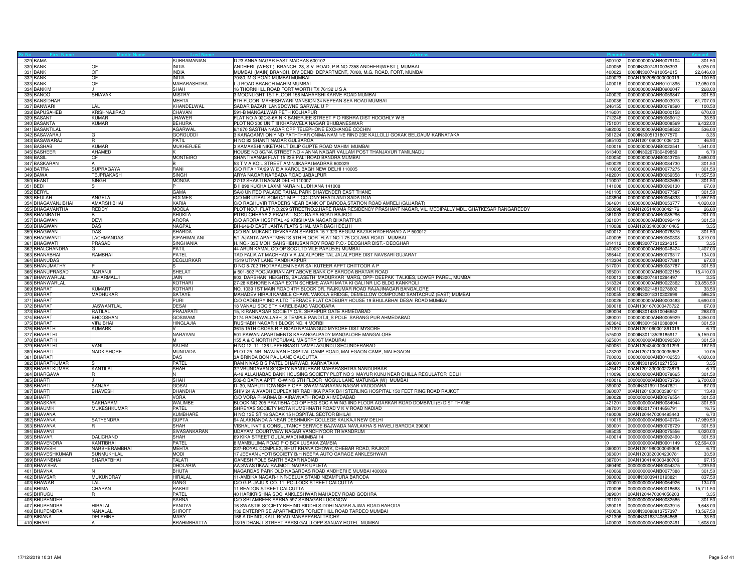| Sr No | First Name | Middle Name | Last Name | Address | Pincode | Folio | Amount |
|---|---|---|---|---|---|---|---|
| 329 | BAMA | | SUBRAMANIAN | D 23 ANNA NAGAR EAST MADRAS 600102 | 600102 | 0000000000ANB0079104 | 301.50 |
| 330 | BANK | OF | INDIA | ANDHERI (WEST) BRANCH, 28, S.V. ROAD, P.B.NO.7358 ANDHERI(WEST), MUMBAI | 400058 | 0000IN30074910036393 | 5,025.00 |
| 331 | BANK | OF | INDIA | MUMBAI (MAIN) BRANCH. DIVIDEND DEPARTMENT, 70/80, M.G. ROAD, FORT, MUMBAI | 400023 | 0000IN30074910054215 | 22,646.00 |
| 332 | BANK | OF | INDIA | 70/80, M G ROAD MUMBAI MUMBAI | 400023 | 00AN1302080000000019 | 100.50 |
| 333 | BANK | OF | MAHARASHTRA | L J ROAD BRANCH MAHIM MUMBAI | 400016 | 0000000000ANB0101895 | 12,060.00 |
| 334 | BANKIM | J | SHAH | 16 THORNHILL ROAD FORT WORTH TX 76132 U S A | 0 | 0000000000ANB0902047 | 268.00 |
| 335 | BANOO | SHIAVAK | MISTRY | 3 MOONLIGHT 1ST FLOOR 158 MAHARSHI KARVE ROAD MUMBAI | 400020 | 0000000000ANB0059847 | 301.50 |
| 336 | BANSIDHAR | | MEHTA | 5TH FLOOR MAHESHWARI MANSION 34 NEPEAN SEA ROAD MUMBAI | 400036 | 0000000000ANB0003973 | 61,707.00 |
| 337 | BANWARI | LAL | KHANDELWAL | SADAR BAZAR LANSDOWNE GARWAL U P | 246155 | 0000000000ANB0078590 | 100.50 |
| 338 | BAPUSAHEB | KRISHNAJIRAO | CHAVAN | 591-B MANGALWAR PETH KOLHAPUR | 416001 | 0000000000ANB0000158 | 670.00 |
| 339 | BASANT | KUMAR | JHAWER | FLAT NO A 92C/3-6A N K BANERJEE STREET P O RISHRA DIST HOOGHLY W B | 712248 | 0000000000ANB0069012 | 33.50 |
| 340 | BASANTA | KUMAR | BEHURA | PLOT NO 300 UNIT III KHARAVELA NAGAR BHUBANESWAR | 751001 | 0000000000ANB0008569 | 6,432.00 |
| 341 | BASANTILAL | | AGARWAL | 6/1870 SASTHA NAGAR OPP TELEPHONE EXCHANGE COCHIN | 682002 | 0000000000ANB0058522 | 536.00 |
| 342 | BASAVARAJ | G | GORGUDDI | 3 KARAGANVI ONIYIND PATHTHAR ONIMA NAM 1/E RIND 23E KALLOLLI GOKAK BELGAUM KARNATAKA | 591224 | 0000IN30051318077570 | 3.35 |
| 343 | BASAWARAJ | R | PATIL | H NO 82 SHANTI NAGAR GULBARGA | 585103 | 00AN1201060001006120 | 46.90 |
| 344 | BASHAB | KUMAR | MUKHERJEE | 3 KAMAKSHI NIKETAN LT DILIP GUPTE ROAD MAHIM MUMBAI | 400016 | 0000000000ANB0022541 | 1,541.00 |
| 345 | BASHEER | AHAMED | K | HOUSE NO 8C/NA STREET NO 4 ANNA NAGAR VALLAM POST THANJAVUR TAMILNADU | 613403 | 0000IN30267930469859 | 6.70 |
| 346 | BASIL | CF | MONTEIRO | SHANTIVANAM FLAT 15 23B PALI ROAD BANDRA MUMBAI | 400050 | 0000000000ANB0043705 | 2,680.00 |
| 347 | BASKARAN | A | B | 53 T V A KOIL STREET AMINJIKARAI MADRAS 600029 | 600029 | 0000000000ANB0084730 | 301.50 |
| 348 | BATRA | SUPRAGAYA | RANI | C/O RITA 17A/29 W E A KAROL BAGH NEW DELHI 110005 | 110005 | 0000000000ANB0077275 | 301.50 |
| 349 | BAWA | TEJPRAKASH | SINGH | ARYA NAGAR NARBADA ROAD JABALPUR | 482001 | 0000000000ANB0059358 | 11,557.50 |
| 350 | BEANT | SINGH | MONGA | 27/12 SHAKTI NAGAR DELHI 110007 | 110007 | 0000000000ANB0082680 | 301.50 |
| 351 | BEDI | S | P | B II 898 KUCHA LAXMI NARAIN LUDHIANA 141008 | 141008 | 0000000000ANB0090130 | 67.00 |
| 352 | BERYL | | GAMA | SA/8 UNITED PALACE RAHAL PARK BHAYENDER EAST THANE | 401105 | 0000000000ANB0077587 | 301.50 |
| 353 | BEULAH | ANGELA | HOLMES | C/O MR UTPAL SOM C/1 M P T COLONY HEADLAND SADA GOA | 403804 | 0000000000ANB0054333 | 11,557.50 |
| 354 | BHAGAVANJIBHAI | AMARSHIBHAI | KARIA | C/O RAGHUVIR TRADERS NEAR BANK OF BARODA,STATION ROAD AMRELI (GUJARAT) | 364601 | 0000000000ANB0053777 | 4,020.00 |
| 355 | BHAGAVANTHA | REDDY | MOOLA | PLOT NO.7, FLAT NO.209 STREETNO.2,HARE RAMA RESIDENCY PRASHANT NAGAR, VIL. MEDIPALLY MDL. GHATKESAR,RANGAREDDY | 500098 | 00AN1205140000042176 | 26.80 |
| 356 | BHAGIRATH | B | SHUKLA | PITRU CHHAYA 2 PRAGATI SOC RAIYA ROAD RAJKOT | 361003 | 0000000000ANB0085296 | 201.00 |
| 357 | BHAGWAN | DEVI | ARORA | C/O ARORA HOSPITAL 42 KRISHAMA NAGAR BHARATPUR | 321001 | 0000000000ANB0092419 | 301.50 |
| 358 | BHAGWAN | DAS | NAGPAL | BH-646-D EAST JANTA FLATS SHALIMAR BAGH DELHI | 110088 | 00AN1203340000010465 | 3.35 |
| 359 | BHAGWAN | DAS | SHARDA | C/O BALMUKAND DEVKARAN SHARDA 15 7 320 BEGUM BAZAR HYDERABAD A P 500012 | 500012 | 0000000000ANB0076875 | 301.50 |
| 360 | BHAGWANTI | LACHMANDAS | SIPAHIMALANI | 5/1 AJANTA APARTMENTS 5TH FLOOR FLAT NO 1 75 COLABA ROAD MUMBAI | 400005 | 0000000000ANB0060308 | 3,819.00 |
| 361 | BHAGWATI | PRASAD | SINGHANIA | H. NO.- 33B MOH. SAHSHIBHUSAN ROY ROAD P.O.- DEOGHAR DIST.- DEOGHAR | 814112 | 0000IN30077310234315 | 3.35 |
| 362 | BHALCHANDRA | G | PATIL | 44 ARUN KAMAL CO-OP SOC LTD VILE PARLE(E) MUMBAI | 400057 | 0000000000ANB0048424 | 1,407.00 |
| 363 | BHANABHAI | RAMBHAI | PATEL | TAD FALIA AT MACHHAD VIA JALALPORE TAL JALALPORE DIST NAVSARI GUJARAT | 396440 | 0000000000ANB0079317 | 134.00 |
| 364 | BHANUDAS | | DEGLURKAR | 1519 UTPAT LANE PANDHARPUR | 413304 | 0000000000ANB0077881 | 67.00 |
| 365 | BHANUMATHY | P | S | D NO 8-702 THOTAPALEM NEAR SAI KUTEER APPT CHITTOOR A P | 517001 | 0000000000ANB0087787 | 301.50 |
| 366 | BHANUPRASAD | NARANJI | SHELAT | # 501-502 POOJAKIRAN APT ABOVE BANK OF BARODA BHATAR ROAD | 395001 | 0000000000ANB0022156 | 15,410.00 |
| 367 | BHANWARLAL | JUHARMALJI | JAIN | 903, DARSHAN HEIGHTS, BALASETH MADURKAR MARG, OPP- DEEPAK TALKIES, LOWER PAREL, MUMBAI | 400013 | 0000IN30074910294497 | 3.35 |
| 368 | BHANWARLAL | | KOTHARI | 27-28 KISHORE NAGAR EXTN SCHEME AVARI MATA KI GALI NR LIC BLDG KANKROLI | 313324 | 0000000000ANB0022362 | 30,853.50 |
| 369 | BHARAT | KUMART | KOTHARI | NO. 1039 1ST MAIN ROAD 4TH BLOCK DR. RAJKUMAR ROAD RAJAJINAGAR BANGALORE | 560010 | 0000IN30214810278602 | 33.50 |
| 370 | BHARAT | MADHUKAR | SATAYE | MAHADEV HIRAJI KAMBLE CHAWL VAKOLA BRIDGE, DEMELLOW COMPOUND SANTACRUZ (EAST) MUMBAI | 400055 | 0000IN30018310302699 | 586.25 |
| 371 | BHARAT | | PURI | C/O CADBURY INDIA LTD TERRACE FLAT CADBURY HOUSE 19 BHULABHAI DESAI ROAD MUMBAI | 400026 | 0000000000ANB0003483 | 4,690.00 |
| 372 | BHARAT | JASWANTLAL | DESAI | 18 VANALI SOCIETY KARELIBAUG VADODARA | 390018 | 00AN1301670000473722 | 67.00 |
| 373 | BHARAT | RATILAL | PRAJAPATI | 15, KIRANNAGAR SOCIETY O/S. SHAHPUR GATE AHMEDABAD | 380004 | 0000IN30148510046652 | 268.00 |
| 374 | BHARAT | BHOOSHAN | GOSWAMI | 2174 RADHAVALLABH_S TEMPLE PANDITJI_S POLE SARANG PUR AHMEDABAD | 380001 | 0000000000ANB0005929 | 3,350.00 |
| 375 | BHARAT | VIRJIBHAI | HINGLAJIA | RUSHABH NAGAR 1 BLOCK NO. 4 MORBI | 363642 | 0000IN30015910388804 | 301.50 |
| 376 | BHARATH | KUMARK | V | 3615 15TH CROSS R P ROAD NANJANGUD MYSORE DIST MYSORE | 571301 | 00AN1201060001861019 | 6.70 |
| 377 | BHARATHI | | NARAYAN | 501 PAWAN APARTMENTS KARANGALPADY MANGALORE MANGALORE | 575003 | 0000IN30113526185917 | 5,159.00 |
| 378 | BHARATHI | | M | 155 A & C NORTH PERUMAL MAISTRY ST MADURAI | 625001 | 0000000000ANB0090520 | 301.50 |
| 379 | BHARATHI | VANI | SALEM | H NO 12 11 136 UPPERBASTI NAMALAGUNDU SECUNDERABAD | 500061 | 00AN1204340000031299 | 167.50 |
| 380 | BHARATI | NADKISHORE | MUNDADA | PLOT-25, NR. NAVJIVAN HOSPITAL CAMP ROAD, MALEGAON CAMP, MALEGAON | 423203 | 00AN1207100000035952 | 10.05 |
| 381 | BHARATI | | DAS | 3A BRINDA BON PAL LANE CALCUTTA | 700003 | 0000000000ANB0102553 | 4,020.00 |
| 382 | BHARATKUMAR | S | PATEL | RAM NIVAS B S PATEL DHARWAD, KARNATAKA | 580001 | 0000IN30189510271553 | 3.35 |
| 383 | BHARATKUMAR | KANTILAL | SHAH | 32 VRUNDAVAN SOCIETY NANDURBAR MAHARASHTRA NANDURBAR | 425412 | 00AN1201330000273879 | 6.70 |
| 384 | BHARGAVA | R | N | A-49 ALLAHABAD BANK HOUSING SOCIETY PLOT NO 3 MAYUR KUNJ NEAR CHILLA REGULATOR DELHI | 110096 | 0000000000ANB0078665 | 301.50 |
| 385 | BHARTI | J | SHAH | 502-C BAFNA APTT C-WING 5TH FLOOR MOGUL LANE MATUNGA (W) MUMBAI | 400016 | 0000000000ANB0073736 | 6,700.00 |
| 386 | BHARTI | SANJAY | GOSAI | D- 30, MARUTI TOWNSHIP OPP. SWAMINARAYAN NAGAR VADODARA | 390002 | 0000IN30199110647621 | 67.00 |
| 387 | BHARTI | BHAVESH | DHANDHA | SHIV 24 A AVADH DUPLEX NR RADHIKA PARK B/H STERLING HOSPITAL 150 FEET RING ROAD RAJKOT | 360007 | 00AN1201800000380181 | 13.40 |
| 388 | BHARTI | | VORA | C/O VORA PHARMA BHAIRAVNATH ROAD AHMEDABAD | 380028 | 0000000000ANB0076554 | 301.50 |
| 389 | BHASKAR | SAKHARAM | WALIMBE | BLOCK NO 205 PRATIBHA CO OP HSG SOC A WING IIND FLOOR AGARKAR ROAD DOMBIVLI (E) DIST THANE | 421201 | 0000000000ANB0084944 | 301.50 |
| 390 | BHAUMIK | MUKESHKUMAR | PATEL | SHREYAS SOCIETY MOTA KUMBHNATH ROAD V K V ROAD NADIAD | 387001 | 0000IN30177414656791 | 16.75 |
| 391 | BHAVANA | | KUMBHARE | H NO 13E ST 16 SADAK 15 HOSPITAL SECTOR BHILAI | 490009 | 00AN1204470004495443 | 6.70 |
| 392 | BHAVANA | SATYENDRA | GUPTA | 94 ALAKNANDA A NEAR DESHMUKH COLLEGE KALKAJI NEW DELHI | 110019 | 0000000000ANB0040704 | 17,989.50 |
| 393 | BHAVANA | R | SHAH | VISHAL INVT & CONSULTANCY SERVICE BAJWADA NAVLAKHA S HAVELI BARODA 390001 | 390001 | 0000000000ANB0076729 | 301.50 |
| 394 | BHAVANI | | SIVASANKARAN | UDAYAM COURTVIEW NAGAR VANCHIYOOR TRIVANDRUM | 695035 | 0000000000ANB0075556 | 4,020.00 |
| 395 | BHAVAR | DALICHAND | SHAH | 69 KIKA STREET GULALWADI MUMBAI 14 | 400014 | 0000000000ANB0092490 | 301.50 |
| 396 | BHAVENDRA | KANTIBHAI | PATEL | 8 MAMBULIMA ROAD P O BOX LUSAKA ZAMBIA | 0 | 0000000000ANB0901149 | 92,594.00 |
| 397 | BHAVESH | NARBHERAMBHAI | MEHTA | 227-ROYAL COMPLEX, BHUT KHANA CHOWK, DHEBAR ROAD, RAJKOT | 360001 | 00AN1201980000049308 | 6.70 |
| 398 | BHAVESHKUMAR | SUNMUKHLAL | MODI | 17 JEEVAN JYOTI SOCIETY B/H NEERA AUTO GARAGE ANKLESHWAR | 393001 | 00AN1203320004200781 | 33.50 |
| 399 | BHAVINBHAI | BHARATBHAI | TALATI | GANESH POLE SANTH BAZAR NADIAD | 387001 | 00AN1304140000480706 | 97.15 |
| 400 | BHAVISHA | | DHOLARIA | AA;SWASTIKAA; RAJMOTI NAGAR UPLETA | 360490 | 0000000000ANB0054375 | 1,239.50 |
| 401 | BHAVNA | N | BHUTA | NAGARDAS PARK OLD NAGARDAS ROAD ANDHERI E MUMBAI 400069 | 400069 | 0000000000ANB0077388 | 301.50 |
| 402 | BHAVSAR | MUKUNDRAY | HIRALAL | 11-AMBIKA NAGAR-1 NR-DELUX STAND NIZAMPURA BARODA | 390002 | 0000IN30039410193821 | 837.50 |
| 403 | BHAWAR | LAL | GANG | C/O G.P. JAJU & CO. 11 POLLOCK STREET CALCUTTA | 700001 | 0000000000ANB0064926 | 134.00 |
| 404 | BHIMA | CHARAN | RAKHIT | 11 BEADON STREET CALCUTTA | 700006 | 0000000000ANB0018668 | 15,711.50 |
| 405 | BHRUGU | R | PATEL | 40 HARIKRISHNA SOCI ANKLESHWAR MAHADEV ROAD GODHRA | 389001 | 00AN1204470004056203 | 3.35 |
| 406 | BHUPENDER | | SARNA | C/O SRI AMREEK SARNA 597 SRINAGAR LUCKNOW | 201001 | 0000000000ANB0082585 | 301.50 |
| 407 | BHUPENDRA | HIRALAL | PANDYA | 16 SWASTIK SOCIETY BEHIND RIDDHI SIDDHI NAGAR AJWA ROAD BARODA | 390019 | 0000000000ANB0033915 | 9,648.00 |
| 408 | BHUPENDRA | NANALAL | SHROFF | 132 ENTERPRISE APARTMENTS FORJET HILL ROAD TARDEO MUMBAI | 400036 | 0000IN30088813757397 | 13,567.50 |
| 409 | BIBIANA | DELPHINE | MARY | 166 A DHINDUKALL ROAD MANAPPARAI TRICHY | 621306 | 0000IN30163740584868 | 33.50 |
| 410 | BIHARI | A | BRAHMBHATTA | 13/15 DHANJI STREET PARSI GALLI OPP SANJAY HOTEL MUMBAI | 400003 | 0000000000ANB0092491 | 1,608.00 |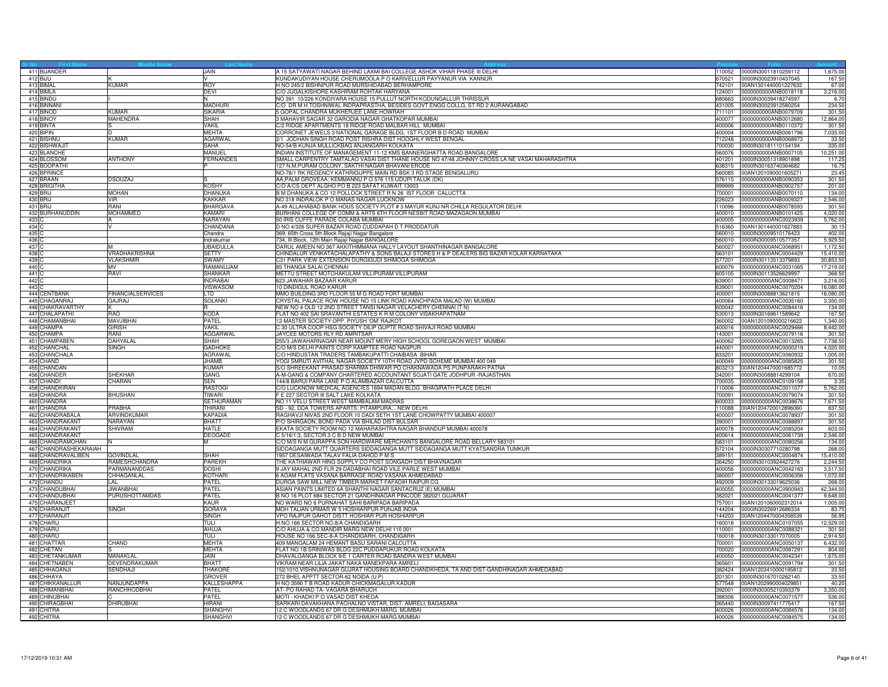| Sr No | First Name | Middle Name | Last Name | Address | Pincode | Folio | Amount |
|---|---|---|---|---|---|---|---|
| 411 | BIJANDER | | JAIN | A 15 SATYAWATI NAGAR BEHIND LAXMI BAI COLLEGE ASHOK VIHAR PHASE III DELHI | 110052 | 0000IN30011810259112 | 1,675.00 |
| 412 | BIJU | K | V | KUNDAKUDIYAN HOUSE CHERUMOOLA P O KARIVELLUR PAYYANUR VIA KANNUR | 670521 | 0000IN30023910437045 | 167.50 |
| 413 | BIMAL | KUMAR | ROY | H NO 245/2 BISHNPUR ROAD MURSHIDABAD BERHAMPORE | 742101 | 00AN1301440001227632 | 67.00 |
| 414 | BIMLA | | DEVI | C/O JUGALKISHORE KASHIRAM ROHTAK HARYANA | 124001 | 0000000000ANB0018118 | 3,216.00 |
| 415 | BINDU | I | N | NO 391 10/226 KONDIYARA HOUSE 15 PULLUT NORTH KODUNGALLUR THRISSUR | 680663 | 0000IN30039418274597 | 6.70 |
| 416 | BINNANI | | MADHURI | C/O DR M H TOSHNIWAL INDRAPRASTHA, BESIDES GOVT ENGG COLLG, ST RD 2 AURANGABAD | 431005 | 0000IN30023912580254 | 234.50 |
| 417 | BINOD | KUMAR | SIKARIA | 5 GOPAL CHANDRA MUKHERJEE LANE HOWRAH | 711101 | 0000000000ANB0079709 | 301.50 |
| 418 | BINOY | MAHENDRA | SHAH | 3 MAHAVIR SAGAR 32 GARODIA NAGAR GHATKOPAR MUMBAI | 400077 | 0000000000ANB0012680 | 12,864.00 |
| 419 | BINTA | S | VAKIL | C/2 RIDGE APARTMENTS 18 RIDGE ROAD MALBAR HILL MUMBAI | 400006 | 0000000000ANB0110372 | 301.50 |
| 420 | BIPIN | D | MEHTA | CORRONET JEWELS 3 NATIONAL GARAGE BLDG, 1ST FLOOR B D ROAD MUMBAI | 400004 | 0000000000ANB0061796 | 7,035.00 |
| 421 | BISHNU | KUMAR | AGARWAL | 2/1 JODHAN SINGH ROAD POST RISHRA DIST HOOGHLY WEST BENGAL | 712248 | 0000000000ANB0068973 | 33.50 |
| 422 | BISHWAJIT | | SAHA | NO-54/B KUNJA MULLICKBAG ANJANGARH KOLKATA | 700030 | 0000IN30181110154194 | 335.00 |
| 423 | BLANCHE | | MANUEL | INDIAN INSTITUTE OF MANAGEMENT 11-12 KMS BANNERGHATTA ROAD BANGALORE | 560076 | 0000000000ANB0007105 | 10,251.00 |
| 424 | BLOSSOM | ANTHONY | FERNANDES | SMALL CARPENTRY TAMTALAO VASAI DIST THANE HOUSE NO 47/48 JOHNNY CROSS LA NE VASAI MAHARASHTRA | 401201 | 0000IN30051318901898 | 117.25 |
| 425 | BOOPATHI | | P | 127 N.M.PURAM COLONY, SAKTHI NAGAR BHAVANI ERODE | 638315 | 0000IN30163740364682 | 16.75 |
| 426 | BPRINCE | | | NO-78/1 RK REGENCY KATHRIGUPPE MAIN RD BSK 3 RD STAGE BENGALURU | 560085 | 00AN1201090001605271 | 23.45 |
| 427 | BRAAN | DSOUZAJ | S | AA;PALM GROVEAA; KEMMANNU P O 576 115 UDUPI TALUK (DK) | 576115 | 0000000000ANB0090353 | 301.50 |
| 428 | BRIGITHA | | KOSHY | C/O A/CS DEPT ALGHO PO B 223 SAFAT KUWAIT 13003 | 999999 | 0000000000ANB0902757 | 201.00 |
| 429 | BRIJ | MOHAN | DHANUKA | B M DHANUKA & CO 12 POLLOCK STREET R N 26 IST FLOOR CALUCTTA | 700001 | 0000000000ANB0070110 | 134.00 |
| 430 | BRIJ | VIR | KAKKAR | NO 318 INDRALOK P O MANAS NAGAR LUCKNOW | 226023 | 0000000000ANB0009327 | 2,546.00 |
| 431 | BRIJ | RANI | BHARGAVA | A-49 ALLAHABAD BANK HOUS SOCIETY PLOT # 3 MAYUR KUNJ NR CHILLA REGULATOR DELHI | 110096 | 0000000000ANB0078593 | 301.50 |
| 432 | BURHANUDDIN | MOHAMMED | KAMARI | BURHANI COLLEGE OF COMM & ARTS 6TH FLOOR NESBIT ROAD MAZAGAON MUMBAI | 400010 | 0000000000ANB0101425 | 4,020.00 |
| 433 | C | A | NARAYAN | 50 IRIS CUFFE PARADE COLABA MUMBAI | 400005 | 0000000000ANC0023939 | 5,762.00 |
| 434 | C | V | CHANDANA | D NO 4/326 SUPER BAZAR ROAD CUDDAPAH D T PRODDATUR | 516360 | 00AN1301440001627883 | 30.15 |
| 435 | C | | Chandra | 369, 65th Cross 5th Block Rajaji Nagar Bangalore | 560010 | 0000IN30009510176423 | 402.00 |
| 436 | C | | Indrakumar | 734, III Block, 12th Main Rajaji Nagar BANGALORE | 560010 | 0000IN30009510577357 | 5,929.50 |
| 437 | C | M | UBAIDULLA | DARUL AMEEN NO 367 AKKITHIMMANA HALLY LAYOUT SHANTHINAGAR BANGALORE | 560027 | 0000000000ANC0068951 | 1,172.50 |
| 438 | C | VRADHAKRISHNA | SETTY | CHINDALUR VENKATACHALAPATHY & SONS BALAJI STORES H & P DEALERS BIG BAZAR KOLAR KARNATAKA | 563101 | 0000000000ANC0004429 | 15,410.00 |
| 439 | C | VLAKSHMIR | SWAMY | C31 PARK VIEW EXTENSION DURGIGUDI SHIMOGA SHIMOGA | 577201 | 0000IN30113513379893 | 30,853.50 |
| 440 | C | MV | RAMANUJAM | 85 THANGA SALAI CHENNAI | 600079 | 0000000000ANC0031065 | 17,219.00 |
| 441 | C | RAVI | SHANKAR | METTU STREET MOTCHAKULAM VILLIPURAM VILLIPURAM | 605105 | 0000IN30113526629997 | 368.50 |
| 442 | C | | INDRABAI | 623 JAWAHAR BAZAAR KARUR | 639001 | 0000000000ANC0008471 | 3,216.00 |
| 443 | C | | VISWASOM | 10 DINDIGUL ROAD KARUR | 639001 | 0000000000ANC0070204 | 16,080.00 |
| 444 | CENTBANK | FINANCIALSERVICES | LTD | MMO BUILDING 3RD FLOOR 55 M G ROAD FORT MUMBAI | 400001 | 0000IN30088813621815 | 16,080.00 |
| 445 | CHAGANRAJ | GAJRAJ | SOLANKI | CRYSTAL PALACE ROW HOUSE NO 15 LINK ROAD KANCHPADA MALAD (W) MUMBAI | 400064 | 0000000000ANC0035160 | 3,350.00 |
| 446 | CHAKRAVARTHY | K | R | NEW NO 4 OLD 12 2ND STREET TANSI NAGAR VELACHERY CHENNAI (T N) | 600042 | 0000000000ANC0084416 | 134.00 |
| 447 | CHALAPATHI | RAO | KODA | FLAT NO 402 SAI SRAVANTHI ESTATES K R M COLONY VISAKHAPATNAM | 530013 | 0000IN30169611589642 | 167.50 |
| 448 | CHAMANBHAI | MAVJIBHAI | PATEL | 12-MASTER SOCIETY OPP. PIYUSH 'OM' RAJKOT | 360002 | 00AN1201090000216622 | 1,340.00 |
| 449 | CHAMPA | GIRISH | VAKIL | C 30 ULTRA COOP HSG SOCIETY DILIP GUPTE ROAD SHIVAJI ROAD MUMBAI | 400016 | 0000000000ANC0029466 | 8,442.00 |
| 450 | CHAMPA | RANI | AGGARWAL | JAYCEE MOTORS RLY RD AMRITSAR | 143001 | 0000000000ANC0079116 | 301.50 |
| 451 | CHAMPABEN | DAHYALAL | SHAH | 255/3 JAWAHARNAGAR NEAR MOUNT MERY HIGH SCHOOL GOREGAON WEST MUMBAI | 400062 | 0000000000ANC0013265 | 7,738.50 |
| 452 | CHANCHAL | SINGH | GADHOKE | C/O M/S DELHI PAINTS CORP KAMPTEE ROAD NAGPUR | 440001 | 0000000000ANC0000219 | 4,020.00 |
| 453 | CHANCHALA | | AGRAWAL | C/O HINDUSTAN TRADERS TAMBAKUPATTI CHAIBASA BIHAR | 833201 | 0000000000ANC0060932 | 1,005.00 |
| 454 | CHAND | | JHAMB | YOGI SMRUTI AVITHAL NAGAR SOCIETY 10TH ROAD JVPD SCHEME MUMBAI 400 049 | 400049 | 0000000000ANC0085825 | 301.50 |
| 455 | CHANDAN | | KUMAR | S/O SHREEKANT PRASAD SHARMA DHIWAR PO CHAKNAWADA PS PUNPARAKH PATNA | 803213 | 00AN1204470001685772 | 10.05 |
| 456 | CHANDER | SHEKHAR | GANG | A-M-GANG & COMPANY CHARTERED ACCOUNTANT SOJATI GATE JODHPUR -RAJASTHAN | 342001 | 0000IN30088814299104 | 670.00 |
| 457 | CHANDI | CHARAN | SEN | 144/8 BARUI PARA LANE P O ALAMBAZAR CALCUTTA | 700035 | 0000000000ANC0109158 | 3.35 |
| 458 | CHANDKIRAN | | RASTOGI | C/O LUCKNOW MEDICAL AGENCIES 1694 MADAN BLDG BHAGIRATH PLACE DELHI | 110006 | 0000000000ANC0011077 | 5,762.00 |
| 459 | CHANDRA | BHUSHAN | TIWARI | F E 227 SECTOR III SALT LAKE KOLKATA | 700091 | 0000000000ANC0079074 | 301.50 |
| 460 | CHANDRA | | SETHURAMAN | NO 11 VELU STREET WEST MAMBALAM MADRAS | 600033 | 0000000000ANC0038676 | 7,671.50 |
| 461 | CHANDRA | PRABHA | THIRANI | SD - 92, DDA TOWERS APARTS. PITAMPURA, . NEW DELHI | 110088 | 00AN1204720012896060 | 837.50 |
| 462 | CHANDRABALA | ARVINDKUMAR | KAPADIA | RAGHAVJI NIVAS 2ND FLOOR 10 DADI SETH 1ST LANE CHOWPATTY MUMBAI 400007 | 400007 | 0000000000ANC0078937 | 301.50 |
| 463 | CHANDRAKANT | NARAYAN | BHATT | P/O SHIRGAON, BOND PADA VIA BHILAD DIST BULSAR | 390001 | 0000000000ANC0088897 | 301.50 |
| 464 | CHANDRAKANT | SHIVRAM | HATLE | EKATA SOCIETY ROOM NO 12 MAHARASHTRA NAGAR BHANDUP MUMBAI 400078 | 400078 | 0000000000ANC0085204 | 603.00 |
| 465 | CHANDRAKANT | | DEOGADE | C 5/16/1:3, SECTOR 3 C B D NEW MUMBAI | 400614 | 0000000000ANC0061739 | 2,546.00 |
| 466 | CHANDRAMOHAN | N | M | C/O M/S N M GURAPPA SON HARDWARE MERCHANTS BANGALORE ROAD BELLARY 583101 | 583101 | 0000000000ANC0080256 | 134.00 |
| 467 | CHANDRASHEKARAIAH | | | SIDDAGANGA MUTT QUARTERS SIDDAGANGA MUTT SIDDAGANGA MUTT KYATSANDRA TUMKUR | 572104 | 0000IN30307710280798 | 268.00 |
| 468 | CHANDRAVALIBEN | GOVINDLAL | SHAH | 1957 DESAIWADA TALAV FALIA DAHOD P M S | 389151 | 0000000000ANC0004874 | 15,410.00 |
| 469 | CHANDRIKA | RAMESHCHANDRA | PAREKH | THE KATHIAWAR HING SUPPLY CO POST SONGADH DIST BHAVNAGAR | 364250 | 0000IN30103924427276 | 2,244.50 |
| 470 | CHANDRIKA | PARMANANDDAS | DOSHI | 9 JAY MAHAL 2ND FLR 29 DADABHAI ROAD VILE PARLE WEST MUMBAI | 400056 | 0000000000ANC0042163 | 3,517.50 |
| 471 | CHANDRIKABEN | CHHAGANLAL | KOTHARI | 6 AGAM FLATS VASANA BARRAGE ROAD VASANA AHMEDABAD | 380007 | 0000000000ANC0006306 | 1,072.00 |
| 472 | CHANDU | LAL | PATEL | DURGA SAW MILL NEW TIMBER MARKET FAFADIH RAIPUR CG | 492009 | 0000IN30133019625036 | 268.00 |
| 473 | CHANDUBHAI | JIWANBHAI | PATEL | ASIAN PAINTS LIMITED 6A SHANTHI NAGAR SANTACRUZ (E) MUMBAI | 400055 | 0000000000ANC0900943 | 42,344.00 |
| 474 | CHANDUBHAI | PURUSHOTTAMDAS | PATEL | B NO 16 PLOT 684 SECTOR 21 GANDHINAGAR PINCODE 382021 GUJARAT | 382021 | 0000000000ANC0041377 | 9,648.00 |
| 475 | CHARANJEET | | KAUR | NO WARD NO 6 PURNAHAT SAHI BARIPADA BARIPADA | 757001 | 00AN1201060002312014 | 1,005.00 |
| 476 | CHARANJIT | SINGH | GORAYA | MOH TALIAN URMAR W 5 HOSHIARPUR PUNJAB INDIA | 144204 | 0000IN30226912686334 | 83.75 |
| 477 | CHARANJIT | | SINGH | VPO RAJPUR GAHOT DISTT HOSHIAR PUR HOSHIARPUR | 144203 | 00AN1204470004358539 | 56.95 |
| 478 | CHARU | | TULI | H.NO.166 SECTOR NO.8/A CHANDIGARH | 160018 | 0000000000ANC0107055 | 12,529.00 |
| 479 | CHARU | | AHUJA | C/O AHUJA & CO MANDIR MARG NEW DELHI 110 001 | 110001 | 0000000000ANC0088321 | 301.50 |
| 480 | CHARU | | TULI | HOUSE NO 166 SEC-8-A CHANDIGARH, CHANDIGARH | 160018 | 0000IN30133017070005 | 2,914.50 |
| 481 | CHATTAR | CHAND | MEHTA | 409 MANGALAM 24 HEMANT BASU SARANI CALCUTTA | 700001 | 0000000000ANC0050137 | 6,432.00 |
| 482 | CHETAN | S | MEHTA | FLAT NO 1B SRINIWAS BLDG 22C PUDDAPUKUR ROAD KOLKATA | 700020 | 0000000000ANC0067291 | 804.00 |
| 483 | CHETANKUMAR | MANAKLAL | JAIN | DHAVALGANGA BLOCK 9/E 1 CARTER ROAD BANDRA WEST MUMBAI | 400050 | 0000000000ANC0042341 | 1,675.00 |
| 484 | CHETNABEN | DEVENDRAKUMAR | BHATT | VIKRAM NEAR LILIA JAKAT NAKA MANEKPARA AMRELI | 365601 | 0000000000ANC0091794 | 301.50 |
| 485 | CHHAGANJI | SENDHAJI | THAKORE | 152/1010,VISHNUNAGAR GUJRAT HOUSING BOARD CHANDKHEDA, TA AND DIST-GANDHINAGAR AHMEDABAD | 382424 | 00AN1203410000195812 | 33.50 |
| 486 | CHHAYA | | GROVER | 272 BHEL APPTT SECTOR-62 NOIDA (U.P) | 201301 | 0000IN30167010262140 | 33.50 |
| 487 | CHIKKANALLUR | NANJUNDAPPA | KALLESHAPPA | H NO 3590 T B ROAD KADUR CHICKMAGALUR KADUR | 577548 | 00AN1202990004029851 | 40.20 |
| 488 | CHIMANBHAI | RANCHHODBHAI | PATEL | AT- PO RAHAD TA- VAGARA BHARUCH | 392001 | 0000IN30305210393379 | 3,350.00 |
| 489 | CHINUBHAI | C | PATEL | MOTI - KHADKI P.O.VASAD DIST KHEDA | 388306 | 0000000000ANC0071577 | 536.00 |
| 490 | CHIRAGBHAI | DHIRUBHAI | HIRANI | SARKARI DAVAKHANA PACHALNO VISTAR, DIST. AMRELI, BAGASARA | 365440 | 0000IN30097411775417 | 167.50 |
| 491 | CHITRA | | SHANGHVI | 12 C WOODLANDS 67 DR G DESHMUKH MARG MUMBAI | 400026 | 0000000000ANC0084576 | 134.00 |
| 492 | CHITRA | | SHANGHVI | 12 C WOODLANDS 67 DR G DESHMUKH MARG MUMBAI | 400026 | 0000000000ANC0084575 | 134.00 |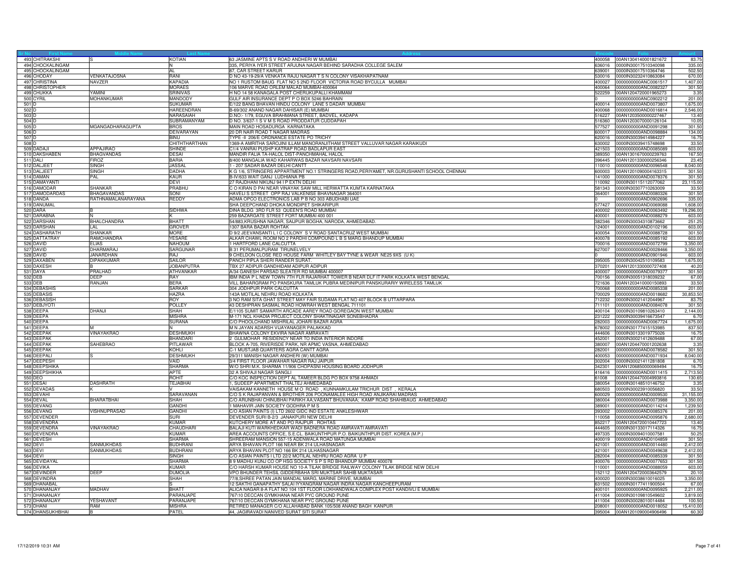| Sr No | First Name | Middle Name | Last Name | Address | Pincode | Folio | Amount |
|---|---|---|---|---|---|---|---|
| 493 | CHITRAKSHI | S | KOTIAN | 63 JASMINE APTS S V ROAD ANDHERI W MUMBAI | 400058 | 00AN1304140001821672 | 83.75 |
| 494 | CHOCKALINGAM | | N | 335, PERIYA IYER STREET ARJUNA NAGAR BEHIND SARADHA COLLEGE SALEM | 636016 | 0000IN30017510340098 | 335.00 |
| 495 | CHOCKALINGAM | | AL | 87, CAR STREET KARUR | 639001 | 0000IN30017510364746 | 502.50 |
| 496 | CHODAY | VENKATAJOSNA | RANI | D NO 43-19-29/A VENKATA RAJU NAGAR T S N COLONY VISAKHAPATNAM | 530016 | 0000IN30232410863084 | 670.00 |
| 497 | CHRISTINA | NAVZER | KAPADIA | NO 1 RUSTOM BAUG FLAT NO 5 2ND FLOOR VICTORIA ROAD BYCULLA MUMBAI | 400027 | 0000000000ANC0061517 | 1,407.00 |
| 498 | CHRISTOPHER | | MORAES | 106 MARVE ROAD ORLEM MALAD MUMBAI-400064 | 400064 | 0000000000ANC0082327 | 301.50 |
| 499 | CHUKKA | YAMINI | SRINIVAS | H NO 14 58 KANAGALA POST CHERUKUPALLI KHAMMAM | 522259 | 00AN1204720001965273 | 3.35 |
| 500 | CYRIL | MOHANKUMAR | MANDODY | GULF AIR INSURANCE DEPT P O BOX 5246 BAHRAIN | 0 | 0000000000ANC0902212 | 201.00 |
| 501 | D | | SUKUMAR | E/122 BANG BHAVAN HINDU COLONY LANE 5 DADAR MUMBAI | 400014 | 0000000000AND0073807 | 1,675.00 |
| 502 | D | | HAREENDRAN | B-69/302 ANAND NAGAR DAHISAR (E) MUMBAI | 400068 | 0000000000AND0016814 | 2,546.00 |
| 503 | D | | NARASAIAH | D.NO:- 1/79, EGUVA BRAHMANA STREET, BADVEL, KADAPA | 516227 | 00AN1203500000227467 | 13.40 |
| 504 | D | | SUBRAMANYAM | D NO. 3/637-1 S V M S ROAD PRODDATUR CUDDAPAH | 516360 | 00AN1203070000126104 | 10.05 |
| 505 | D | MGANGADHARAGUPTA | BROS | MAIN ROAD HOSADURGA KARNATAKA | 577527 | 0000000000AND0091298 | 301.50 |
| 506 | D | | DEIVARAYAN | 20 DR NAIR ROAD T NAGAR MADRAS | 600017 | 0000000000AND0098884 | 134.00 |
| 507 | D | | BINU | TYPE -II 206/E ORDNANCE ESTATE PO TRICHY | 620016 | 0000IN30039414984227 | 16.75 |
| 508 | D | | CHITHTHARTHAN | 1369-A AMRITHA SAROJINI ILLAM MANORANJITHAM STREET VALLUVAR NAGAR KARAIKUDI | 630002 | 0000IN30039415748698 | 33.50 |
| 509 | DADAJI | APPAJIRAO | SHINDE | C1/4 VANRAI PUSHP KATRAP ROAD BADLAPUR EAST | 421503 | 0000000000AND0085089 | 603.00 |
| 510 | DAKSHABEN | BHAGVANDAS | DESAI | MANDIR FALIA TA-HALOL DIST-PANCHMAHAL HALOL | 389350 | 00AN1301670000239763 | 167.50 |
| 511 | DALI | FIROZ | BARIA | 8/400 MANGALIA WAD KAHARWAS BAZAR NAVSARI NAVSARI | 396445 | 00AN1201330000256346 | 23.45 |
| 512 | DALJEET | SINGH | JASSAL | 1 - 207 SADAR BAZAR DELHI CANTT | 110010 | 0000000000AND0096548 | 8,040.00 |
| 513 | DALJEET | SINGH | DADHA | K G 1/6, STRINGERS APPARTMENT NO.1 STRINGERS ROAD,PERIYAMET, NR.GURUSHANTI SCHOOL CHENNAI | 600003 | 00AN1201090004163315 | 301.50 |
| 514 | DAMAN | PAL | KAUR | B-IV/633 WAIT GANJ LUDHIANA PB | 141000 | 0000000000AND0078376 | 301.50 |
| 515 | DAMAYANTI | | DEVI | 27 RAJDHANI NIKUNJ 94 I P EXTN DELHI | 110092 | 0000IN30115112077062 | 23,115.00 |
| 516 | DAMODAR | SHANKAR | PRABHU | C O KIRAN D PAI NEAR VINAYAK SAW MILL HERWATTA KUMTA KARNATAKA | 581343 | 0000IN30307710263009 | 33.50 |
| 517 | DAMODARDAS | BHAGAVANDAS | SONI | HAVELI S STREET OPP RAJ VALKENISE BHAVNAGAR 364001 | 364001 | 0000000000AND0080326 | 301.50 |
| 518 | DANDA | RATHNAMALANARAYANA | REDDY | ADMA OPCO ELECTRONICS LAB P B NO 303 ABUDHABI UAE | 0 | 0000000000AND0902696 | 335.00 |
| 519 | DANUMAL | | | SHA DEEPCHAND DHOKA MONDIPET SHIKARIPUR | 577427 | 0000000000AND0069088 | 1,608.00 |
| 520 | DARA | B | SIDHWA | DINA BLDG 3RD FLR 53 QUEEN'S ROAD MUMBAI | 400002 | 0000000000AND0063492 | 19,296.00 |
| 521 | DARABNA | N | K | 259 BAZARGATE STREET FORT MUMBAI 400 001 | 400001 | 0000000000AND0088279 | 603.00 |
| 522 | DARSHAN | BHALCHANDRA | BHATT | 54/883,KRUSHNA NAGAR, SAIJPUR BOGHA, NARODA, AHMEDABAD. | 382346 | 0000IN30034310873662 | 251.25 |
| 523 | DARSHAN | LAL | GROVER | 1307 BARA BAZAR ROHTAK | 124001 | 0000000000AND0102196 | 603.00 |
| 524 | DASHARATH | SHANKAR | MORE | D 9/2 JEEVANSANTI L I C COLONY S V ROAD SANTACRUZ WEST MUMBAI | 400054 | 0000000000AND0088728 | 301.50 |
| 525 | DATTATRAY | RAMCHANDRA | YESARE | ALKAR CHAWL ROOM NO 2 PARDHI COMPOUND L B S MARG BHANDUP MUMBAI | 400078 | 0000000000AND0085192 | 603.00 |
| 526 | DAVID | ELIAS | NAHOUM | 1 HARTFORD LANE CALCUTTA | 700016 | 0000000000AND0072799 | 3,350.00 |
| 527 | DAVID | DHARMARAJ | SARGUNAR | B 31 PERUMALPURAM TIRUNELVELY | 627007 | 0000000000AND0028466 | 3,350.00 |
| 528 | DAVID | JANARDHAN | RAJ | 9 CHELDON CLOSE RED HOUSE FARM WHITLEY BAY TYNE & WEAR NE25 9XS (U K) | 0 | 0000000000AND0901946 | 603.00 |
| 529 | DAXABEN | DIPAKKUMAR | SAILOR | PANCH PIPLA SHERI RANDER SURAT. | 395005 | 0000IN30042510109583 | 1,675.00 |
| 530 | DAXESH | B | JOBANPUTRA | TBX 27 ADIPUR GANDHIDAM ADIPUR ADIPUR | 370201 | 00AN1201330000727408 | 40.20 |
| 531 | DAYA | PRALHAD | ATHVANKAR | A/34 GANESH PARSAD SLEATER RD MUMBAI 400007 | 400007 | 0000000000AND0079377 | 301.50 |
| 532 | DEB | DEEP | RAY | IBM INDIA P L NEW TOWN 7TH FLR RAJARHAT TOWER B NEAR DLF IT PARK KOLKATA WEST BENGAL | 700156 | 0000IN30051318039232 | 67.00 |
| 533 | DEB | RANJAN | BERA | VILL BAHARGRAM PO PANSKURA TAMLUK PUBRA MEDINIPUR PANSKURARIY WIRELESS TAMLUK | 721636 | 00AN1203410000150893 | 33.50 |
| 534 | DEBASHIS | | SARKAR | 304 JODHPUR PARK CALCUTTA | 700068 | 0000000000AND0085338 | 201.00 |
| 535 | DEBASIS | | HAZRA | 143A MOTILAL NEHRU ROAD KOLKATA | 700029 | 0000000000AND0018682 | 30,853.50 |
| 536 | DEBASISH | | ROY | 3 NO RAM SITA GHAT STREET MAY FAIR SUDAMA FLAT NO 407 BLOCK B UTTARPARA | 712232 | 0000IN30021412044967 | 83.75 |
| 537 | DEBJYOTI | | POLLEY | 43 DESHPRAN SASMAL ROAD HOWRAH WEST BENGAL 711101 | 711101 | 0000000000AND0084078 | 301.50 |
| 538 | DEEPA | DHANJI | SHAH | E/1105 SUMIT SAMARTH ARCADE AAREY ROAD GOREGAON WEST MUMBAI | 400104 | 0000IN30109810263410 | 2,144.00 |
| 539 | DEEPA | | MISHRA | M-171 NCL KHADIA PROJECT COLONY SHAKTINAGAR SONEBHADRA | 231222 | 0000IN30039416673547 | 6.70 |
| 540 | DEEPA | | SURANA | C/O PHOOLCHAND MISHRILAL JOHARI BAZAR AGRA | 282003 | 0000000000AND0067724 | 1,675.00 |
| 541 | DEEPA | M | N | M N JAYAN ADARSH VIJAYANAGER PALAKKAD | 678002 | 0000IN30177415153985 | 837.50 |
| 542 | DEEPAK | VINAYAKRAO | DESHMUKH | BHAWNA COLONY EKVIRA NAGAR AMRAVATI | 444606 | 0000IN30133019775026 | 16.75 |
| 543 | DEEPAK | | BHANDARI | 2 GULMOHAR RESIDENCY NEAR TO INDIA INTERIOR INDORE | 452001 | 0000IN30021412609488 | 67.00 |
| 544 | DEEPAK | SAHEBRAO | PITLAWAR | BLOCK A-705, RIVERISDE PARK, NR APMC VASNA, AHMEDABAD | 380007 | 00AN1204470001202638 | 3.35 |
| 545 | DEEPAK | | KOHLI | C-1 MUSTJAB QUARTERS AGRA CANTT AGRA | 282001 | 0000000000AND0078582 | 301.50 |
| 546 | DEEPALI | S | DESHMUKH | 29/311 MANISH NAGAR ANDHERI (W) MUMBAI | 400053 | 0000000000AND0071934 | 8,040.00 |
| 547 | DEEPESH | | VAID | 3/4 FIRST FLOOR JAWAHAR NAGAR RAJ JAIPUR | 302004 | 0000IN30021411281808 | 6.70 |
| 548 | DEEPSHIKA | | SHARMA | W/O SHRI M.K. SHARMA 11/906 CHOPASNI HOUSING BOARD JODHPUR | 342301 | 00AN1206850000069494 | 16.75 |
| 549 | DEEPSHIKHA | | APTE | 32 A SHIVAJI NAGAR SANGLI | 416416 | 0000000000AND0011415 | 2,713.50 |
| 550 | DEO | | ROHIT | C/O KOC INSPECTION DEPT AL TAMEER BLDG PO BOX 9758 AHMADI | 61008 | 00AN1204470004993816 | 130.65 |
| 551 | DESAI | DASHRATH | TEJABHAI | 1, SUDEEP APARTMENT THALTEJ AHMEDABAD | 380054 | 0000IN30148510146752 | 3.35 |
| 552 | DEVADAS | K | V | VAISAKAM KANNETH HOUSE M O ROAD , KUNNAMKULAM TRICHUR DIST , KERALA | 680503 | 0000IN30023910056820 | 33.50 |
| 553 | DEVAHI | | SARAVANAN | C/O S K RAJAPANVAN & BROTHER 206 POONAMALEE HIGH ROAD ANJIKARAI MADRAS | 600029 | 0000000000AND0009530 | 31,155.00 |
| 554 | DEVAL | BHARATBHAI | SHAH | C/O ARUNBHAI CHINUBHAI PARIKH AA;VASANT BHUVANAA; KAMP ROAD SHAHIBAUG AHMEDABAD | 380004 | 0000000000AND0073988 | 3,350.00 |
| 555 | DEVANG | | GANDHI | 1 MAHAVIR JAIN SOCIETY GODHRA P M S | 389001 | 0000000000AND0114214 | 1,239.50 |
| 556 | DEVANG | VISHNUPRASAD | GANDHI | C/O ASIAN PAINTS (I) LTD 2602 GIDC IND ESTATE ANKLESHWAR | 393002 | 0000000000AND0085376 | 201.00 |
| 557 | DEVENDER | | SURI | DEVENDER SURI B-2/3 JANAKPURI NEW DELHI | 110058 | 0000000000AND0095876 | 2,680.00 |
| 558 | DEVENDRA | | KUMAR | KUTCHERY MORE AT AND PO RAJPUR . ROHTAS | 852217 | 00AN1204720010447723 | 13.40 |
| 559 | DEVENDRA | VINAYAKRAO | CHAUDHARI | BALAJI KUTI WARKHEDKAR WADI BADNERA ROAD AMRAVATI AMRAVATI | 444605 | 0000IN30133017114326 | 16.75 |
| 560 | DEVENDRA | | KUMAR | AREA ACCOUNTS OFFICE, S.E.CL. BAIKUNTHPUR P.O. BAIKUNTHPUR DIST. KOREA (M.P.) | 497335 | 0000IN30094010007581 | 50.25 |
| 561 | DEVESH | | SHARMA | SHREERAM MANSION 557-15 ADENWALA ROAD MATUNGA MUMBAI | 400019 | 0000000000AND0104859 | 301.50 |
| 562 | DEVI | SANMUKHDAS | BUDHRANI | ARYA BHAVAN PLOT 166 NEAR BK 214 ULHASNAGAR | 421001 | 0000000000AND0014480 | 2,412.00 |
| 563 | DEVI | SANMUKHDAS | BUDHRANI | ARYA BHAVAN PLOT NO 166 BK 214 ULHASNAGAR | 421001 | 0000000000AND0049638 | 2,412.00 |
| 564 | DEVI | | SINGH | C/O ASIAN PAINTS I LTD 22/2 MOTILAL NEHRU ROAD AGRA U P | 282004 | 0000000000AND0085339 | 301.50 |
| 565 | DEVIDAYAL | | SHARMA | 8 9 MADHU KUNJ CO OP HSG SOCIETY S P S RD BHANDUP MUMBAI 400078 | 400076 | 0000000000AND0077653 | 301.50 |
| 566 | DEVIKA | | KUMAR | C/O HARSH KUMAR HOUSE NO 10-A TILAK BRIDGE RAILWAY COLONY TILAK BRIDGE NEW DELHI | 110001 | 0000000000AND0088059 | 603.00 |
| 567 | DEVINDER | DEEP | DUMOLIA | VPO BHUNDER TEHSIL GIDDERBAHA SRI MUKTSAR SAHIB MUKTASAR | 152112 | 00AN1204720003642579 | 20.10 |
| 568 | DEVINDRA | | SHAH | 77/8,SHREE PATAN JAIN MANDAL MARG, MARINE DRIVE, MUMBAI | 400020 | 0000IN30038610016025 | 3,350.00 |
| 569 | DHANABAL | | S | 12 SAKTHI GANAPATHY SALAI IYYANGRAM NAGAR INDRA NAGAR KANCHEEPURAM | 631502 | 0000IN30177411900504 | 67.00 |
| 570 | DHANANJAY | MADHAV | BHATT | ALICA NAGAR 8-A FLAT NO 104 1ST FLOOR LOKHANDWALA COMPLEX POST KANDIVLI E MUMBAI | 400101 | 0000000000AND0095925 | 2,211.00 |
| 571 | DHANANJAY | | PARANJAPE | 767/10 DECCAN GYMKHANA NEAR PYC GROUND PUNE | 411004 | 0000IN30109810549602 | 3,819.00 |
| 572 | DHANANJAY | YESHAVANT | PARANJAPE | 767/10 DECCAN GYMKHANA NEAR PYC GROUND PUNE | 411004 | 0000IN30028010014484 | 100.50 |
| 573 | DHANI | RAM | MISHRA | RETIRED MANAGER C/O ALLAHABAD BANK 105/508 ANAND BAGH KANPUR | 208001 | 0000000000AND0018052 | 15,410.00 |
| 574 | DHANSUKHBHAI | B | PATEL | 44, JAGIRAVADI NANIVED SURAT SITI SURAT | 395004 | 00AN1201090004096496 | 60.30 |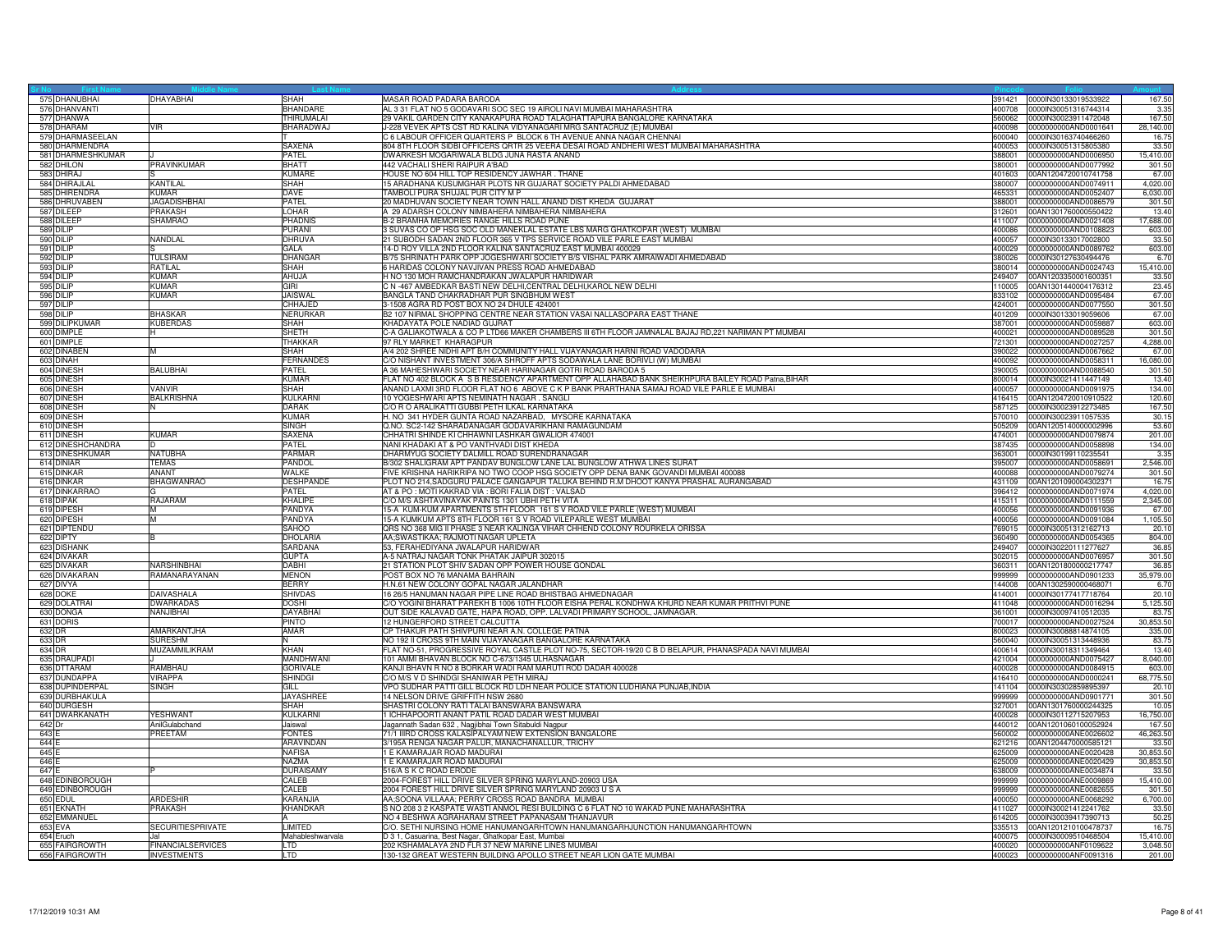| Sr No | First Name | Middle Name | Last Name | Address | Pincode | Folio | Amount |
|---|---|---|---|---|---|---|---|
| 575 | DHANUBHAI | DHAYABHAI | SHAH | MASAR ROAD PADARA BARODA | 391421 | 0000IN30133019533922 | 167.50 |
| 576 | DHANVANTI | | BHANDARE | AL 3 31 FLAT NO 5 GODAVARI SOC SEC 19 AIROLI NAVI MUMBAI MAHARASHTRA | 400708 | 0000IN30051316744314 | 3.35 |
| 577 | DHANWA | | THIRUMALAI | 29 VAKIL GARDEN CITY KANAKAPURA ROAD TALAGHATTAPURA BANGALORE KARNATAKA | 560062 | 0000IN30023911472048 | 167.50 |
| 578 | DHARAM | VIR | BHARADWAJ | J-228 VEVEK APTS CST RD KALINA VIDYANAGARI MRG SANTACRUZ (E) MUMBAI | 400098 | 0000000000AND0001641 | 28,140.00 |
| 579 | DHARMASEELAN | | T | C 6 LABOUR OFFICER QUARTERS P BLOCK 6 TH AVENUE ANNA NAGAR CHENNAI | 600040 | 0000IN30163740466260 | 16.75 |
| 580 | DHARMENDRA | | SAXENA | 804 8TH FLOOR SIDBI OFFICERS QRTR 25 VEERA DESAI ROAD ANDHERI WEST MUMBAI MAHARASHTRA | 400053 | 0000IN30051315805380 | 33.50 |
| 581 | DHARMESHKUMAR | J | PATEL | DWARKESH MOGARIWALA BLDG JUNA RASTA ANAND | 388001 | 0000000000AND0006950 | 15,410.00 |
| 582 | DHILON | PRAVINKUMAR | BHATT | 442 VACHALI SHERI RAIPUR A'BAD | 380001 | 0000000000AND0077992 | 301.50 |
| 583 | DHIRAJ | S | KUMARE | HOUSE NO 604 HILL TOP RESIDENCY JAWHAR . THANE | 401603 | 00AN1204720010741758 | 67.00 |
| 584 | DHIRAJLAL | KANTILAL | SHAH | 15 ARADHANA KUSUMGHAR PLOTS NR GUJARAT SOCIETY PALDI AHMEDABAD | 380007 | 0000000000AND0074911 | 4,020.00 |
| 585 | DHIRENDRA | KUMAR | DAVE | TAMBOLI PURA SHUJAL PUR CITY M P | 465331 | 0000000000AND0052407 | 6,030.00 |
| 586 | DHRUVABEN | JAGADISHBHAI | PATEL | 20 MADHUVAN SOCIETY NEAR TOWN HALL ANAND DIST KHEDA GUJARAT | 388001 | 0000000000AND0086579 | 301.50 |
| 587 | DILEEP | PRAKASH | LOHAR | A 29 ADARSH COLONY NIMBAHERA NIMBAHERA NIMBAHERA | 312601 | 00AN1301760000550422 | 13.40 |
| 588 | DILEEP | SHAMRAO | PHADNIS | B-2 BRAMHA MEMORIES RANGE HILLS ROAD PUNE | 411007 | 0000000000AND0021408 | 17,688.00 |
| 589 | DILIP | | PURANI | 3 SUVAS CO OP HSG SOC OLD MANEKLAL ESTATE LBS MARG GHATKOPAR (WEST) MUMBAI | 400086 | 0000000000AND0108823 | 603.00 |
| 590 | DILIP | NANDLAL | DHRUVA | 21 SUBODH SADAN 2ND FLOOR 365 V TPS SERVICE ROAD VILE PARLE EAST MUMBAI | 400057 | 0000IN30133017002800 | 33.50 |
| 591 | DILIP | S | GALA | 14-D ROY VILLA 2ND FLOOR KALINA SANTACRUZ EAST MUMBAI 400029 | 400029 | 0000000000AND0089762 | 603.00 |
| 592 | DILIP | TULSIRAM | DHANGAR | B/75 SHRINATH PARK OPP JOGESHWARI SOCIETY B/S VISHAL PARK AMRAIWADI AHMEDABAD | 380026 | 0000IN30127630494476 | 6.70 |
| 593 | DILIP | RATILAL | SHAH | 6 HARIDAS COLONY NAVJIVAN PRESS ROAD AHMEDABAD | 380014 | 0000000000AND0024743 | 15,410.00 |
| 594 | DILIP | KUMAR | AHUJA | H NO 130 MOH RAMCHANDRAKAN JWALAPUR HARIDWAR | 249407 | 00AN1203350001600351 | 33.50 |
| 595 | DILIP | KUMAR | GIRI | C N -467 AMBEDKAR BASTI NEW DELHI,CENTRAL DELHI,KAROL NEW DELHI | 110005 | 00AN1301440004176312 | 23.45 |
| 596 | DILIP | KUMAR | JAISWAL | BANGLA TAND CHAKRADHAR PUR SINGBHUM WEST | 833102 | 0000000000AND0095484 | 67.00 |
| 597 | DILIP | | CHHAJED | 3-1508 AGRA RD POST BOX NO 24 DHULE 424001 | 424001 | 0000000000AND0077550 | 301.50 |
| 598 | DILIP | BHASKAR | NERURKAR | B2 107 NIRMAL SHOPPING CENTRE NEAR STATION VASAI NALLASOPARA EAST THANE | 401209 | 0000IN30133019059606 | 67.00 |
| 599 | DILIPKUMAR | KUBERDAS | SHAH | KHADAYATA POLE NADIAD GUJRAT | 387001 | 0000000000AND0059887 | 603.00 |
| 600 | DIMPLE | H | SHETH | C-A GALAKOTWALA & CO P LTD66 MAKER CHAMBERS III 6TH FLOOR JAMNALAL BAJAJ RD,221 NARIMAN PT MUMBAI | 400021 | 0000000000AND0089528 | 301.50 |
| 601 | DIMPLE | | THAKKAR | 97 RLY MARKET KHARAGPUR | 721301 | 0000000000AND0027257 | 4,288.00 |
| 602 | DINABEN | M | SHAH | A/4 202 SHREE NIDHI APT B/H COMMUNITY HALL VIJAYANAGAR HARNI ROAD VADODARA | 390022 | 0000000000AND0067662 | 67.00 |
| 603 | DINAH | | FERNANDES | C/O NISHANT INVESTMENT 306/A SHROFF APTS SODAWALA LANE BORIVLI (W) MUMBAI | 400092 | 0000000000AND0058311 | 16,080.00 |
| 604 | DINESH | BALUBHAI | PATEL | A 36 MAHESHWARI SOCIETY NEAR HARINAGAR GOTRI ROAD BARODA 5 | 390005 | 0000000000AND0088540 | 301.50 |
| 605 | DINESH | | KUMAR | FLAT NO 402 BLOCK A S B RESIDENCY APARTMENT OPP ALLAHABAD BANK SHEIKHPURA BAILEY ROAD Patna,BIHAR | 800014 | 0000IN30021411447149 | 13.40 |
| 606 | DINESH | VANVIR | SHAH | ANAND LAXMI 3RD FLOOR FLAT NO 6 ABOVE C K P BANK PRARTHANA SAMAJ ROAD VILE PARLE E MUMBAI | 400057 | 0000000000AND0091975 | 134.00 |
| 607 | DINESH | BALKRISHNA | KULKARNI | 10 YOGESHWARI APTS NEMINATH NAGAR . SANGLI | 416415 | 00AN1204720010910522 | 120.60 |
| 608 | DINESH | N | DARAK | C/O R O ARALIKATTI GUBBI PETH ILKAL KARNATAKA | 587125 | 0000IN30023912273485 | 167.50 |
| 609 | DINESH | | KUMAR | H. NO 341 HYDER GUNTA ROAD NAZARBAD, MYSORE KARNATAKA | 570010 | 0000IN30023911057535 | 30.15 |
| 610 | DINESH | | SINGH | Q.NO. SC2-142 SHARADANAGAR GODAVARIKHANI RAMAGUNDAM | 505209 | 00AN1205140000002996 | 53.60 |
| 611 | DINESH | KUMAR | SAXENA | CHHATRI SHINDE KI CHHAWNI LASHKAR GWALIOR 474001 | 474001 | 0000000000AND0079874 | 201.00 |
| 612 | DINESHCHANDRA | D | PATEL | NANI KHADAKI AT & PO VANTHVADI DIST KHEDA | 387435 | 0000000000AND0058898 | 134.00 |
| 613 | DINESHKUMAR | NATUBHA | PARMAR | DHARMYUG SOCIETY DALMILL ROAD SURENDRANAGAR | 363001 | 0000IN30199110235541 | 3.35 |
| 614 | DINIAR | TEMAS | PANDOL | B/302 SHALIGRAM APT PANDAV BUNGLOW LANE LAL BUNGLOW ATHWA LINES SURAT | 395007 | 0000000000AND0058691 | 2,546.00 |
| 615 | DINKAR | ANANT | WALKE | FIVE KRISHNA HARIKRIPA NO TWO COOP HSG SOCIETY OPP DENA BANK GOVANDI MUMBAI 400088 | 400088 | 0000000000AND0079274 | 301.50 |
| 616 | DINKAR | BHAGWANRAO | DESHPANDE | PLOT NO 214,SADGURU PALACE GANGAPUR TALUKA BEHIND R.M DHOOT KANYA PRASHAL AURANGABAD | 431109 | 00AN1201090004302371 | 16.75 |
| 617 | DINKARRAO | G | PATEL | AT & PO : MOTI KAKRAD VIA : BORI FALIA DIST : VALSAD | 396412 | 0000000000AND0071974 | 4,020.00 |
| 618 | DIPAK | RAJARAM | KHALIPE | C/O M/S ASHTAVINAYAK PAINTS 1301 UBHI PETH VITA | 415311 | 0000000000AND0111559 | 2,345.00 |
| 619 | DIPESH | M | PANDYA | 15-A KUM-KUM APARTMENTS 5TH FLOOR 161 S V ROAD VILE PARLE (WEST) MUMBAI | 400056 | 0000000000AND0091936 | 67.00 |
| 620 | DIPESH | M | PANDYA | 15-A KUMKUM APTS 8TH FLOOR 161 S V ROAD VILEPARLE WEST MUMBAI | 400056 | 0000000000AND0091084 | 1,105.50 |
| 621 | DIPTENDU | | SAHOO | QRS NO 368 MIG II PHASE 3 NEAR KALINGA VIHAR CHHEND COLONY ROURKELA ORISSA | 769015 | 0000IN30051312162713 | 20.10 |
| 622 | DIPTY | B | DHOLARIA | AA;SWASTIKAA; RAJMOTI NAGAR UPLETA | 360490 | 0000000000AND0054365 | 804.00 |
| 623 | DISHANK | | SARDANA | 53, FERAHEDIYANA JWALAPUR HARIDWAR | 249407 | 0000IN30220111277627 | 36.85 |
| 624 | DIVAKAR | | GUPTA | A-5 NATRAJ NAGAR TONK PHATAK JAIPUR 302015 | 302015 | 0000000000AND0076957 | 301.50 |
| 625 | DIVAKAR | NARSHINBHAI | DABHI | 21 STATION PLOT SHIV SADAN OPP POWER HOUSE GONDAL | 360311 | 00AN1201800000217747 | 36.85 |
| 626 | DIVAKARAN | RAMANARAYANAN | MENON | POST BOX NO 76 MANAMA BAHRAIN | 999999 | 0000000000AND0901233 | 35,979.00 |
| 627 | DIVYA | | BERRY | H.N.61 NEW COLONY GOPAL NAGAR JALANDHAR | 144008 | 00AN1302590000468071 | 6.70 |
| 628 | DOKE | DAIVASHALA | SHIVDAS | 16 26/5 HANUMAN NAGAR PIPE LINE ROAD BHISTBAG AHMEDNAGAR | 414001 | 0000IN30177417718764 | 20.10 |
| 629 | DOLATRAI | DWARKADAS | DOSHI | C/O YOGINI BHARAT PAREKH B 1006 10TH FLOOR EISHA PERAL KONDHWA KHURD NEAR KUMAR PRITHVI PUNE | 411048 | 0000000000AND0016294 | 5,125.50 |
| 630 | DONGA | NANJIBHAI | DAYABHAI | OUT SIDE KALAVAD GATE, HAPA ROAD, OPP. LALVADI PRIMARY SCHOOL, JAMNAGAR. | 361001 | 0000IN30097410512035 | 83.75 |
| 631 | DORIS | | PINTO | 12 HUNGERFORD STREET CALCUTTA | 700017 | 0000000000AND0027524 | 30,853.50 |
| 632 | DR | AMARKANTJHA | AMAR | CP THAKUR PATH SHIVPURI NEAR A.N. COLLEGE PATNA | 800023 | 0000IN30088814874105 | 335.00 |
| 633 | DR | SURESHM | N | NO 192 II CROSS 9TH MAIN VIJAYANAGAR BANGALORE KARNATAKA | 560040 | 0000IN30051313448936 | 83.75 |
| 634 | DR | MUZAMMILIKRAM | KHAN | FLAT NO-51, PROGRESSIVE ROYAL CASTLE PLOT NO-75, SECTOR-19/20 C B D BELAPUR, PHANASPADA NAVI MUMBAI | 400614 | 0000IN30018311349464 | 13.40 |
| 635 | DRAUPADI | J | MANDHWANI | 101 AMMI BHAVAN BLOCK NO C-673/1345 ULHASNAGAR | 421004 | 0000000000AND0075427 | 8,040.00 |
| 636 | DTTARAM | RAMBHAU | GORIVALE | KANJI BHAVN R NO 8 BORKAR WADI RAM MARUTI ROD DADAR 400028 | 400028 | 0000000000AND0084915 | 603.00 |
| 637 | DUNDAPPA | VIRAPPA | SHINDGI | C/O M/S V D SHINDGI SHANIWAR PETH MIRAJ | 416410 | 0000000000AND0000241 | 68,775.50 |
| 638 | DUPINDERPAL | SINGH | GILL | VPO SUDHAR PATTI GILL BLOCK RD LDH NEAR POLICE STATION LUDHIANA PUNJAB,INDIA | 141104 | 0000IN30302859895397 | 20.10 |
| 639 | DURBHAKULA | | JAYASHREE | 14 NELSON DRIVE GRIFFITH NSW 2680 | 999999 | 0000000000AND0901771 | 301.50 |
| 640 | DURGESH | | SHAH | SHASTRI COLONY RATI TALAI BANSWARA BANSWARA | 327001 | 00AN1301760000244325 | 10.05 |
| 641 | DWARKANATH | YESHWANT | KULKARNI | 1 ICHHAPOORTI ANANT PATIL ROAD DADAR WEST MUMBAI | 400028 | 0000IN30112715207953 | 16,750.00 |
| 642 | Dr | AnilGulabchand | Jaiswal | Jagannath Sadan 632 , Nagjibhai Town Sitabuldi Nagpur | 440012 | 00AN1201060100052924 | 167.50 |
| 643 | E | PREETAM | FONTES | 71/1 IIIRD CROSS KALASIPALYAM NEW EXTENSION BANGALORE | 560002 | 0000000000ANE0026602 | 46,263.50 |
| 644 | E | | ARAVINDAN | 3/195A RENGA NAGAR PALUR, MANACHANALLUR, TRICHY | 621216 | 00AN1204470000585121 | 33.50 |
| 645 | E | | NAFISA | 1 E KAMARAJAR ROAD MADURAI | 625009 | 0000000000ANE0020428 | 30,853.50 |
| 646 | E | | NAZMA | 1 E KAMARAJAR ROAD MADURAI | 625009 | 0000000000ANE0020429 | 30,853.50 |
| 647 | E | P | DURAISAMY | 516/A S K C ROAD ERODE | 638009 | 0000000000ANE0034874 | 33.50 |
| 648 | EDINBOROUGH | | CALEB | 2004-FOREST HILL DRIVE SILVER SPRING MARYLAND-20903 USA | 999999 | 0000000000ANE0009869 | 15,410.00 |
| 649 | EDINBOROUGH | | CALEB | 2004 FOREST HILL DRIVE SILVER SPRING MARYLAND 20903 U S A | 999999 | 0000000000ANE0082655 | 301.50 |
| 650 | EDUL | ARDESHIR | KARANJIA | AA;SOONA VILLAAA; PERRY CROSS ROAD BANDRA MUMBAI | 400050 | 0000000000ANE0068292 | 6,700.00 |
| 651 | EKNATH | PRAKASH | KHANDKAR | S NO 208 3 2 KASPATE WASTI ANMOL RESI BUILDING C 6 FLAT NO 10 WAKAD PUNE MAHARASHTRA | 411027 | 0000IN30021412241762 | 33.50 |
| 652 | EMMANUEL | | A | NO 4 BESHWA AGRAHARAM STREET PAPANASAM THANJAVUR | 614205 | 0000IN30039417390713 | 50.25 |
| 653 | EVA | SECURITIESPRIVATE | LIMITED | C/O. SETHI NURSING HOME HANUMANGARHTOWN HANUMANGARHJUNCTION HANUMANGARHTOWN | 335513 | 00AN1201210100478737 | 16.75 |
| 654 | Eruch | Jal | Mahableshwarvala | D 3 1, Casuarina, Best Nagar, Ghatkopar East, Mumbai | 400075 | 0000IN30009510468504 | 15,410.00 |
| 655 | FAIRGROWTH | FINANCIALSERVICES | LTD | 202 KSHAMALAYA 2ND FLR 37 NEW MARINE LINES MUMBAI | 400020 | 0000000000ANF0109622 | 3,048.50 |
| 656 | FAIRGROWTH | INVESTMENTS | LTD | 130-132 GREAT WESTERN BUILDING APOLLO STREET NEAR LION GATE MUMBAI | 400023 | 0000000000ANF0091316 | 201.00 |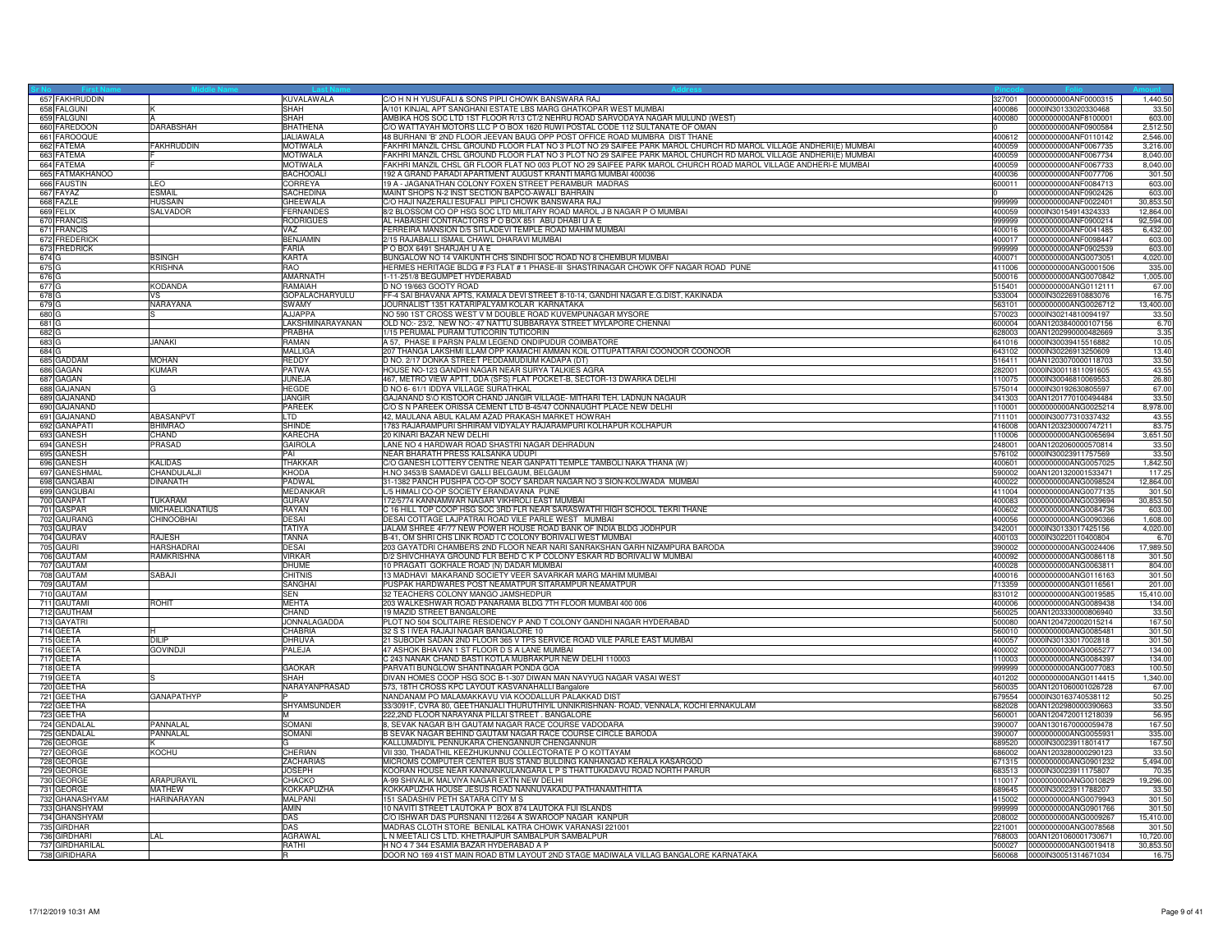| Sr No | First Name | Middle Name | Last Name | Address | Pincode | Folio | Amount |
|---|---|---|---|---|---|---|---|
| 657 | FAKHRUDDIN | | KUVALAWALA | C/O H N H YUSUFALI & SONS PIPLI CHOWK BANSWARA RAJ | 327001 | 0000000000ANF0000315 | 1,440.50 |
| 658 | FALGUNI | K | SHAH | A/101 KINJAL APT SANGHANI ESTATE LBS MARG GHATKOPAR WEST MUMBAI | 400086 | 0000IN30133020330468 | 33.50 |
| 659 | FALGUNI | A | SHAH | AMBIKA HOS SOC LTD 1ST FLOOR R/13 CT/2 NEHRU ROAD SARVODAYA NAGAR MULUND (WEST) | 400080 | 0000000000ANF8100001 | 603.00 |
| 660 | FAREDOON | DARABSHAH | BHATHENA | C/O WATTAYAH MOTORS LLC P O BOX 1620 RUWI POSTAL CODE 112 SULTANATE OF OMAN | 0 | 0000000000ANF0900584 | 2,512.50 |
| 661 | FAROOQUE | | JALIAWALA | 48 BURHANI 'B' 2ND FLOOR JEEVAN BAUG OPP POST OFFICE ROAD MUMBRA DIST THANE | 400612 | 0000000000ANF0110142 | 2,546.00 |
| 662 | FATEMA | FAKHRUDDIN | MOTIWALA | FAKHRI MANZIL CHSL GROUND FLOOR FLAT NO 3 PLOT NO 29 SAIFEE PARK MAROL CHURCH RD MAROL VILLAGE ANDHERI(E) MUMBAI | 400059 | 0000000000ANF0067735 | 3,216.00 |
| 663 | FATEMA | H | MOTIWALA | FAKHRI MANZIL CHSL GROUND FLOOR FLAT NO 3 PLOT NO 29 SAIFEE PARK MAROL CHURCH RD MAROL VILLAGE ANDHERI(E) MUMBAI | 400059 | 0000000000ANF0067734 | 8,040.00 |
| 664 | FATEMA | F | MOTIWALA | FAKHRI MANZIL CHSL GR FLOOR FLAT NO 003 PLOT NO 29 SAIFEE PARK MAROL CHURCH ROAD MAROL VILLAGE ANDHERI-E MUMBAI | 400059 | 0000000000ANF0067733 | 8,040.00 |
| 665 | FATMAKHANOO | | BACHOOALI | 192 A GRAND PARADI APARTMENT AUGUST KRANTI MARG MUMBAI 400036 | 400036 | 0000000000ANF0077706 | 301.50 |
| 666 | FAUSTIN | LEO | CORREYA | 19 A - JAGANATHAN COLONY FOXEN STREET PERAMBUR MADRAS | 600011 | 0000000000ANF0084713 | 603.00 |
| 667 | FAYAZ | ESMAIL | SACHEDINA | MAINT SHOPS N-2 INST SECTION BAPCO-AWALI BAHRAIN | 0 | 0000000000ANF0902426 | 603.00 |
| 668 | FAZLE | HUSSAIN | GHEEWALA | C/O HAJI NAZERALI ESUFALI PIPLI CHOWK BANSWARA RAJ | 999999 | 0000000000ANF0022401 | 30,853.50 |
| 669 | FELIX | SALVADOR | FERNANDES | 8/2 BLOSSOM CO OP HSG SOC LTD MILITARY ROAD MAROL J B NAGAR P O MUMBAI | 400059 | 0000IN30154914324333 | 12,864.00 |
| 670 | FRANCIS | | RODRIGUES | AL HABAISHI CONTRACTORS P O BOX 851 ABU DHABI U A E | 999999 | 0000000000ANF0900214 | 92,594.00 |
| 671 | FRANCIS | | VAZ | FERREIRA MANSION D/5 SITLADEVI TEMPLE ROAD MAHIM MUMBAI | 400016 | 0000000000ANF0041485 | 6,432.00 |
| 672 | FREDERICK | | BENJAMIN | 2/15 RAJABALLI ISMAIL CHAWL DHARAVI MUMBAI | 400017 | 0000000000ANF0098447 | 603.00 |
| 673 | FREDRICK | | FARIA | P O BOX 6491 SHARJAH U A E | 999999 | 0000000000ANF0902539 | 603.00 |
| 674 | G | BSINGH | KARTA | BUNGALOW NO 14 VAIKUNTH CHS SINDHI SOC ROAD NO 8 CHEMBUR MUMBAI | 400071 | 0000000000ANG0073051 | 4,020.00 |
| 675 | G | KRISHNA | RAO | HERMES HERITAGE BLDG # F3 FLAT # 1 PHASE-III SHASTRINAGAR CHOWK OFF NAGAR ROAD PUNE | 411006 | 0000000000ANG0001506 | 335.00 |
| 676 | G | | AMARNATH | 1-11-251/8 BEGUMPET HYDERABAD | 500016 | 0000000000ANG0070842 | 1,005.00 |
| 677 | G | KODANDA | RAMAIAH | D NO 19/663 GOOTY ROAD | 515401 | 0000000000ANG0112111 | 67.00 |
| 678 | G | VS | GOPALACHARYULU | FF-4 SAI BHAVANA APTS, KAMALA DEVI STREET 8-10-14, GANDHI NAGAR E.G.DIST, KAKINADA | 533004 | 0000IN30226910883076 | 16.75 |
| 679 | G | NARAYANA | SWAMY | JOURNALIST 1351 KATARIPALYAM KOLAR KARNATAKA | 563101 | 0000000000ANG0026712 | 13,400.00 |
| 680 | G | S | AJJAPPA | NO 590 1ST CROSS WEST V M DOUBLE ROAD KUVEMPUNAGAR MYSORE | 570023 | 0000IN30214810094197 | 33.50 |
| 681 | G | | LAKSHMINARAYANAN | OLD NO:- 23/2, NEW NO:- 47 NATTU SUBBARAYA STREET MYLAPORE CHENNAI | 600004 | 00AN1203840000107156 | 6.70 |
| 682 | G | | PRABHA | 1/15 PERUMAL PURAM TUTICORIN TUTICORIN | 628003 | 00AN1202990000482669 | 3.35 |
| 683 | G | JANAKI | RAMAN | A 57, PHASE II PARSN PALM LEGEND ONDIPUDUR COIMBATORE | 641016 | 0000IN30039415516882 | 10.05 |
| 684 | G | | MALLIGA | 207 THANGA LAKSHMI ILLAM OPP KAMACHI AMMAN KOIL OTTUPATTARAI COONOOR COONOOR | 643102 | 0000IN30226913250609 | 13.40 |
| 685 | GADDAM | MOHAN | REDDY | D NO. 2/17 DONKA STREET PEDDAMUDIUM KADAPA (DT) | 516411 | 00AN1203070000118703 | 33.50 |
| 686 | GAGAN | KUMAR | PATWA | HOUSE NO-123 GANDHI NAGAR NEAR SURYA TALKIES AGRA | 282001 | 0000IN30011811091605 | 43.55 |
| 687 | GAGAN | | JUNEJA | 467, METRO VIEW APTT, DDA (SFS) FLAT POCKET-B, SECTOR-13 DWARKA DELHI | 110075 | 0000IN30046810069553 | 26.80 |
| 688 | GAJANAN | G | HEGDE | D NO 6- 61/1 IDDYA VILLAGE SURATHKAL | 575014 | 0000IN30192630805597 | 67.00 |
| 689 | GAJANAND | | JANGIR | GAJANAND S\O KISTOOR CHAND JANGIR VILLAGE- MITHARI TEH. LADNUN NAGAUR | 341303 | 00AN1201770100494484 | 33.50 |
| 690 | GAJANAND | | PAREEK | C/O S N PAREEK ORISSA CEMENT LTD B-45/47 CONNAUGHT PLACE NEW DELHI | 110001 | 0000000000ANG0025214 | 8,978.00 |
| 691 | GAJANAND | ABASANPVT | LTD | 42, MAULANA ABUL KALAM AZAD PRAKASH MARKET HOWRAH | 711101 | 0000IN30077310337432 | 43.55 |
| 692 | GANAPATI | BHIMRAO | SHINDE | 1783 RAJARAMPURI SHRIRAM VIDYALAY RAJARAMPURI KOLHAPUR KOLHAPUR | 416008 | 00AN1203230000747211 | 83.75 |
| 693 | GANESH | CHAND | KARECHA | 20 KINARI BAZAR NEW DELHI | 110006 | 0000000000ANG0065694 | 3,651.50 |
| 694 | GANESH | PRASAD | GAIROLA | LANE NO 4 HARDWAR ROAD SHASTRI NAGAR DEHRADUN | 248001 | 00AN1202060000570814 | 33.50 |
| 695 | GANESH | | PAI | NEAR BHARATH PRESS KALSANKA UDUPI | 576102 | 0000IN30023911757569 | 33.50 |
| 696 | GANESH | KALIDAS | THAKKAR | C/O GANESH LOTTERY CENTRE NEAR GANPATI TEMPLE TAMBOLI NAKA THANA (W) | 400601 | 0000000000ANG0057025 | 1,842.50 |
| 697 | GANESHMAL | CHANDULALJI | KHODA | H.NO 3453/B SAMADEVI GALLI BELGAUM, BELGAUM | 590002 | 00AN1201320001533471 | 117.25 |
| 698 | GANGABAI | DINANATH | PADWAL | 31-1382 PANCH PUSHPA CO-OP SOCY SARDAR NAGAR NO 3 SION-KOLIWADA MUMBAI | 400022 | 0000000000ANG0098524 | 12,864.00 |
| 699 | GANGUBAI | | MEDANKAR | L/5 HIMALI CO-OP SOCIETY ERANDAVANA PUNE | 411004 | 0000000000ANG0077135 | 301.50 |
| 700 | GANPAT | TUKARAM | GURAV | 172/5774 KANNAMWAR NAGAR VIKHROLI EAST MUMBAI | 400083 | 0000000000ANG0039694 | 30,853.50 |
| 701 | GASPAR | MICHAELIGNATIUS | RAYAN | C 16 HILL TOP COOP HSG SOC 3RD FLR NEAR SARASWATHI HIGH SCHOOL TEKRI THANE | 400602 | 0000000000ANG0084736 | 603.00 |
| 702 | GAURANG | CHINOOBHAI | DESAI | DESAI COTTAGE LAJPATRAI ROAD VILE PARLE WEST MUMBAI | 400056 | 0000000000ANG0090366 | 1,608.00 |
| 703 | GAURAV | | TATIYA | JALAM SHREE 4F/77 NEW POWER HOUSE ROAD BANK OF INDIA BLDG JODHPUR | 342001 | 0000IN30133017425156 | 4,020.00 |
| 704 | GAURAV | RAJESH | TANNA | B-41, OM SHRI CHS LINK ROAD I C COLONY BORIVALI WEST MUMBAI | 400103 | 0000IN30220110400804 | 6.70 |
| 705 | GAURI | HARSHADRAI | DESAI | 203 GAYATDRI CHAMBERS 2ND FLOOR NEAR NARI SANRAKSHAN GARH NIZAMPURA BARODA | 390002 | 0000000000ANG0024406 | 17,989.50 |
| 706 | GAUTAM | RAMKRISHNA | VIRKAR | D/2 SHIVCHHAYA GROUND FLR BEHD C K P COLONY ESKAR RD BORIVALI W MUMBAI | 400092 | 0000000000ANG0086118 | 301.50 |
| 707 | GAUTAM | | DHUME | 10 PRAGATI GOKHALE ROAD (N) DADAR MUMBAI | 400028 | 0000000000ANG0063811 | 804.00 |
| 708 | GAUTAM | SABAJI | CHITNIS | 13 MADHAVI MAKARAND SOCIETY VEER SAVARKAR MARG MAHIM MUMBAI | 400016 | 0000000000ANG0116163 | 301.50 |
| 709 | GAUTAM | | SANGHAI | PUSPAK HARDWARES POST NEAMATPUR SITARAMPUR NEAMATPUR | 713359 | 0000000000ANG0116561 | 201.00 |
| 710 | GAUTAM | | SEN | 32 TEACHERS COLONY MANGO JAMSHEDPUR | 831012 | 0000000000ANG0019585 | 15,410.00 |
| 711 | GAUTAMI | ROHIT | MEHTA | 203 WALKESHWAR ROAD PANARAMA BLDG 7TH FLOOR MUMBAI 400 006 | 400006 | 0000000000ANG0089438 | 134.00 |
| 712 | GAUTHAM | | CHAND | 19 MAZID STREET BANGALORE | 560025 | 00AN1203330000806940 | 33.50 |
| 713 | GAYATRI | | JONNALAGADDA | PLOT NO 504 SOLITAIRE RESIDENCY P AND T COLONY GANDHI NAGAR HYDERABAD | 500080 | 00AN1204720002015214 | 167.50 |
| 714 | GEETA | H | CHABRIA | 32 S S I IVEA RAJAJI NAGAR BANGALORE 10 | 560010 | 0000000000ANG0085481 | 301.50 |
| 715 | GEETA | DILIP | DHRUVA | 21 SUBODH SADAN 2ND FLOOR 365 V TPS SERVICE ROAD VILE PARLE EAST MUMBAI | 400057 | 0000IN30133017002818 | 301.50 |
| 716 | GEETA | GOVINDJI | PALEJA | 47 ASHOK BHAVAN 1 ST FLOOR D S A LANE MUMBAI | 400002 | 0000000000ANG0065277 | 134.00 |
| 717 | GEETA | | | C 243 NANAK CHAND BASTI KOTLA MUBRAKPUR NEW DELHI 110003 | 110003 | 0000000000ANG0084397 | 134.00 |
| 718 | GEETA | | GAOKAR | PARVATI BUNGLOW SHANTINAGAR PONDA GOA | 999999 | 0000000000ANG0077083 | 100.50 |
| 719 | GEETA | S | SHAH | DIWAN HOMES COOP HSG SOC B-1-307 DIWAN MAN NAVYUG NAGAR VASAI WEST | 401202 | 0000000000ANG0114415 | 1,340.00 |
| 720 | GEETHA | | NARAYANPRASAD | 573, 18TH CROSS KPC LAYOUT KASVANAHALLI Bangalore | 560035 | 00AN1201060001026728 | 67.00 |
| 721 | GEETHA | GANAPATHYP | P | NANDANAM PO MALAMAKKAVU VIA KOODALLUR PALAKKAD DIST | 679554 | 0000IN30163740538112 | 50.25 |
| 722 | GEETHA | | SHYAMSUNDER | 33/3091F, CVRA 80, GEETHANJALI THURUTHIYIL UNNIKRISHNAN- ROAD, VENNALA, KOCHI ERNAKULAM | 682028 | 00AN1202980000390663 | 33.50 |
| 723 | GEETHA | | M | 222,2ND FLOOR NARAYANA PILLAI STREET . BANGALORE | 560001 | 00AN1204720011218039 | 56.95 |
| 724 | GENDALAL | PANNALAL | SOMANI | 8, SEVAK NAGAR B/H GAUTAM NAGAR RACE COURSE VADODARA | 390007 | 00AN1301670000059478 | 167.50 |
| 725 | GENDALAL | PANNALAL | SOMANI | B SEVAK NAGAR BEHIND GAUTAM NAGAR RACE COURSE CIRCLE BARODA | 390007 | 0000000000ANG0055931 | 335.00 |
| 726 | GEORGE | K | G | KALLUMADIYIL PENNUKARA CHENGANNUR CHENGANNUR | 689520 | 0000IN30023911801417 | 167.50 |
| 727 | GEORGE | KOCHU | CHERIAN | VII 330, THADATHIL KEEZHUKUNNU COLLECTORATE P O KOTTAYAM | 686002 | 00AN1203280000290123 | 33.50 |
| 728 | GEORGE | | ZACHARIAS | MICROMS COMPUTER CENTER BUS STAND BULDING KANHANGAD KERALA KASARGOD | 671315 | 0000000000ANG0901232 | 5,494.00 |
| 729 | GEORGE | | JOSEPH | KOORAN HOUSE NEAR KANNANKULANGARA L P S THATTUKADAVU ROAD NORTH PARUR | 683513 | 0000IN30023911175807 | 70.35 |
| 730 | GEORGE | ARAPURAYIL | CHACKO | A-99 SHIVALIK MALVIYA NAGAR EXTN NEW DELHI | 110017 | 0000000000ANG0010829 | 19,296.00 |
| 731 | GEORGE | MATHEW | KOKKAPUZHA | KOKKAPUZHA HOUSE JESUS ROAD NANNUVAKADU PATHANAMTHITTA | 689645 | 0000IN30023911788207 | 33.50 |
| 732 | GHANASHYAM | HARINARAYAN | MALPANI | 151 SADASHIV PETH SATARA CITY M S | 415002 | 0000000000ANG0079943 | 301.50 |
| 733 | GHANSHYAM | | AMIN | 10 NAVITI STREET LAUTOKA P BOX 874 LAUTOKA FIJI ISLANDS | 999999 | 0000000000ANG0901766 | 301.50 |
| 734 | GHANSHYAM | | DAS | C/O ISHWAR DAS PURSNANI 112/264 A SWAROOP NAGAR KANPUR | 208002 | 0000000000ANG0009267 | 15,410.00 |
| 735 | GIRDHAR | | DAS | MADRAS CLOTH STORE BENILAL KATRA CHOWK VARANASI 221001 | 221001 | 0000000000ANG0078568 | 301.50 |
| 736 | GIRDHARI | LAL | AGRAWAL | L N MEETALI CS LTD. KHETRAJPUR SAMBALPUR SAMBALPUR | 768003 | 00AN1201060001730671 | 10,720.00 |
| 737 | GIRDHARILAL | | RATHI | H NO 4 7 344 ESAMIA BAZAR HYDERABAD A P | 500027 | 0000000000ANG0019418 | 30,853.50 |
| 738 | GIRIDHARA | | R | DOOR NO 169 41ST MAIN ROAD BTM LAYOUT 2ND STAGE MADIWALA VILLAG BANGALORE KARNATAKA | 560068 | 0000IN30051314671034 | 16.75 |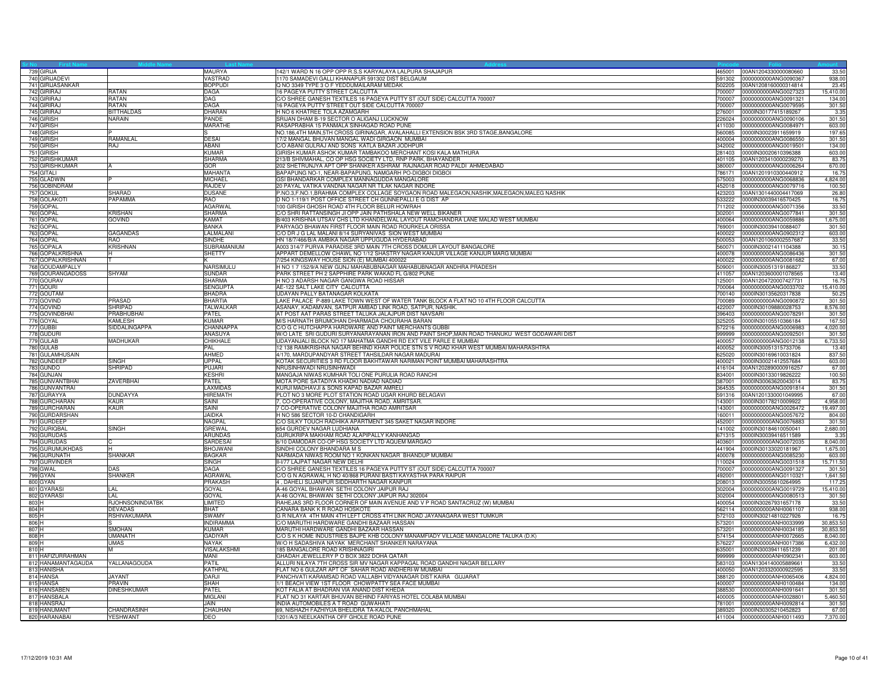| Sr No | First Name | Middle Name | Last Name | Address | Pincode | Folio | Amount |
|---|---|---|---|---|---|---|---|
| 739 | GIRIJA | | MAURYA | 142/1 WARD N 16 OPP OPP R.S.S KARYALAYA LALPURA SHAJAPUR | 465001 | 00AN1204330000080660 | 33.50 |
| 740 | GIRIJADEVI | | VASTRAD | 1170 SAMADEVI GALLI KHANAPUR 591302 DIST BELGAUM | 591302 | 0000000000ANG0090367 | 938.00 |
| 741 | GIRIJASANKAR | | BOPPUDI | Q NO 3349 TYPE 3 O F YEDDUMAILARAM MEDAK | 502205 | 00AN1208160000314814 | 23.45 |
| 742 | GIRIRAJ | RATAN | DAGA | 16 PAGEYA PUTTY STREET CALCUTTA | 700007 | 0000000000ANG0027323 | 15,410.00 |
| 743 | GIRIRAJ | RATAN | DAG | C/O SHREE GANESH TEXTILES 16 PAGEYA PUTTY ST (OUT SIDE) CALCUTTA 700007 | 700007 | 0000000000ANG0091321 | 134.00 |
| 744 | GIRIRAJ | RATAN | DAGA | 16 PAGEYA PUTTY STREET OUT SIDE CALCUTTA 700007 | 700007 | 0000000000ANG0079595 | 301.50 |
| 745 | GIRIRAJ | BITTHALDAS | DHARAN | H NO 6 KHATREE TOLA AZAMGARH | 276001 | 0000IN30177415189267 | 3.35 |
| 746 | GIRISH | NARAIN | PANDE | SRIJAN DHAM B-19 SECTOR O ALIGANJ LUCKNOW | 226024 | 0000000000ANG0090106 | 301.50 |
| 747 | GIRISH | | MARATHE | RASAPRABHA 15 PANMALA SINHAGAD ROAD PUNE | 411030 | 0000000000ANG0084971 | 603.00 |
| 748 | GIRISH | P | S | NO.186,4TH MAIN,5TH CROSS GIRINAGAR, AVALAHALLI EXTENSION BSK 3RD STAGE,BANGALORE | 560085 | 0000IN30023911659919 | 197.65 |
| 749 | GIRISH | RAMANLAL | DESAI | 17/2 MANGAL BHUVAN MANGAL WADI GIRGAON MUMBAI | 400004 | 0000000000ANG0086550 | 301.50 |
| 750 | GIRISH | RAJ | ABANI | C/O ABANI GULRAJ AND SONS KATLA BAZAR JODHPUR | 342002 | 0000000000ANG0019501 | 134.00 |
| 751 | GIRISH | | KUMAR | GIRISH KUMAR ASHOK KUMAR TAMBAKOO MERCHANT KOSI KALA MATHURA | 281403 | 0000IN30020610396388 | 603.00 |
| 752 | GIRISHKUMAR | | SHARMA | 213/B SHIVMAHAL, CO OP HSG SOCIETY LTD, RNP PARK, BHAYANDER | 401105 | 00AN1203410000239270 | 83.75 |
| 753 | GIRISHKUMAR | A | GOR | 202 SHETRUNJYA APT OPP SHANKER ASHRAM RAJNAGAR ROAD PALDI AHMEDABAD | 380007 | 0000000000ANG0006264 | 670.00 |
| 754 | GITALI | | MAHANTA | BAPAPUNG NO-1, NEAR-BAPAPUNG, NAMGARH PO-DIGBOI DIGBOI | 786171 | 00AN1201910300440912 | 16.75 |
| 755 | GLADWIN | P | MICHAEL | GSI BHANDARKAR COMPLEX MANNAGUDDA MANGALORE | 575003 | 0000000000ANG0068836 | 4,824.00 |
| 756 | GOBINDRAM | | RAJDEV | 20 PAYAL VATIKA VANDNA NAGAR NR TILAK NAGAR INDORE | 452018 | 0000000000ANG0079716 | 100.50 |
| 757 | GOKUL | SHARAD | DUSANE | P.NO.3,F.NO.1,BRAHMA COMPLEX COLLAGE SOYGAON ROAD MALEGAON,NASHIK,MALEGAON,MALEG NASHIK | 423203 | 00AN1301440004417069 | 26.80 |
| 758 | GOLAKOTI | PAPAMMA | RAO | D NO 1-119/1 POST OFFICE STREET CH GUNNEPALLI E G DIST AP | 533222 | 0000IN30039416570425 | 16.75 |
| 759 | GOPAL | | AGARWAL | 100 GIRISH GHOSH ROAD 4TH FLOOR BELUR HOWRAH | 711202 | 0000000000ANG0071356 | 33.50 |
| 760 | GOPAL | KRISHAN | SHARMA | C/O SHRI RATTANSINGH JI OPP JAIN PATHSHALA NEW WELL BIKANER | 302001 | 0000000000ANG0077841 | 301.50 |
| 761 | GOPAL | GOVIND | KAMAT | B/403 KRISHNA UTSAV CHS LTD KHANDELWAL LAYOUT RAMCHANDRA LANE MALAD WEST MUMBAI | 400064 | 0000000000ANG0059886 | 1,675.00 |
| 762 | GOPAL | | BANKA | PARYAGO BHAWAN FIRST FLOOR MAIN ROAD ROURKELA ORISSA | 769001 | 0000IN30039410088407 | 301.50 |
| 763 | GOPAL | GAGANDAS | LALMALANI | C/O DR J G LAL MALANI 8/14 SURYANIVAS SION WEST MUMBAI | 400022 | 0000000000ANG0902312 | 603.00 |
| 764 | GOPAL | RAO | SINDHE | HN 18/7/466/B/A AMBIKA NAGAR UPPUGUDA HYDERABAD | 500053 | 00AN1201060002557687 | 33.50 |
| 765 | GOPALA | KRISHNAN | SUBRAMANIUM | A003 314/7 PURVA PARADISE 3RD MAIN 7TH CROSS DOMLUR LAYOUT BANGALORE | 560071 | 0000IN30021411104388 | 30.15 |
| 766 | GOPALKRISHNA | H | SHETTY | APPART DEMELLOW CHAWL NO 1/12 SHASTRY NAGAR KANJUR VILLAGE KANJUR MARG MUMBAI | 400078 | 0000000000ANG0086436 | 301.50 |
| 767 | GOPALKRISHNAN | T | K | 7/254 KINGSWAY HOUSE SION (E) MUMBAI 400022 | 400022 | 0000000000ANG0081682 | 67.00 |
| 768 | GOUDAMPALLY | | NARSIMULU | H NO 1 7 152/9/A NEW GUNJ MAHABUBNAGAR MAHABUBNAGAR ANDHRA PRADESH | 509001 | 0000IN30051319186827 | 33.50 |
| 769 | GOURANGADOSS | SHYAM | SUNDAR | PARK STREET PH 2 SAPPHIRE PARK WAKAD FL G/802 PUNE | 411057 | 00AN1203600001078565 | 13.40 |
| 770 | GOURAV | | SHARMA | H NO 3 ADARSH NAGAR GANGWA ROAD HISSAR | 125001 | 00AN1204720007427731 | 16.75 |
| 771 | GOURI | | SENGUPTA | AE-122 SALT LAKE CITY CALCUTTA | 700064 | 0000000000ANG0033702 | 15,410.00 |
| 772 | GOUTAM | | BHADRA | UDAYAN PALLY BATANAGAR KOLKATA | 700140 | 0000IN30135620317838 | 50.25 |
| 773 | GOVIND | PRASAD | BHARTIA | LAKE PALACE P-889 LAKE TOWN WEST OF WATER TANK BLOCK A FLAT NO 10 4TH FLOOR CALCUTTA | 700089 | 0000000000ANG0090872 | 301.50 |
| 774 | GOVIND | SHRIPAD | TALWALKAR | ASANAY, KADAMVAN, SATPUR AMBAD LINK ROAD, SATPUR, NASHIK. | 422007 | 0000IN30109880028753 | 8,576.00 |
| 775 | GOVINDBHAI | PRABHUBHAI | PATEL | AT POST AAT PARAS STREET TALUKA JALAJPUR DIST NAVSARI | 396403 | 0000000000ANG0078291 | 301.50 |
| 776 | GOYAL | KAMLESH | KUMAR | M/S HARNATH BRIJMOHAN DHARMADA CHOURAHA BARAN | 325205 | 0000IN30105510366184 | 167.50 |
| 777 | GUBBI | SIDDALINGAPPA | CHANNAPPA | C/O G C HUTCHAPPA HARDWARE AND PAINT MERCHANTS GUBBI | 572216 | 0000000000ANG0006983 | 4,020.00 |
| 778 | GUDURI | | ANASUYA | W/O LATE SRI GUDURI SURYANARAYANAN IRON AND PAINT SHOP,MAIN ROAD THANUKU WEST GODAWARI DIST | 999999 | 0000000000ANG0092501 | 301.50 |
| 779 | GULAB | MADHUKAR | CHIKHALE | UDAYANJALI BLOCK NO 17 MAHATMA GANDHI RD EXT VILE PARLE E MUMBAI | 400057 | 0000000000ANG0012138 | 6,733.50 |
| 780 | GULAB | | PAL | 12 138 RAMKRISHNA NAGAR BEHIND KHAR POLICE STN S V ROAD KHAR WEST MUMBAI MAHARASHTRA | 400052 | 0000IN30051315733706 | 13.40 |
| 781 | GULAMHUSAIN | | AHMED | 4/170, MARDUPANDYAR STREET TAHSILDAR NAGAR MADURAI | 625020 | 0000IN30169610031824 | 837.50 |
| 782 | GUNDEEP | SINGH | UPPAL | KOTAK SECURITIES 3 RD FLOOR BAKHTAWAR NARIMAN POINT MUMBAI MAHARASHTRA | 400021 | 0000IN30021412557684 | 603.00 |
| 783 | GUNDO | SHRIPAD | PUJARI | NRUSINHWADI NRUSINHWADI | 416104 | 00AN1202890000916257 | 67.00 |
| 784 | GUNJAN | | KESHRI | MANGAJA NIWAS KUMHAR TOLI ONE PURULIA ROAD RANCHI | 834001 | 0000IN30133019826222 | 100.50 |
| 785 | GUNVANTBHAI | ZAVERBHAI | PATEL | MOTA PORE SATADIYA KHADKI NADIAD NADIAD | 387001 | 0000IN30063620043014 | 83.75 |
| 786 | GUNVANTRAI | | LAXMIDAS | KURJI MADHAVJI & SONS KAPAD BAZAR AMRELI | 364535 | 0000000000ANG0091814 | 301.50 |
| 787 | GURAYYA | DUNDAYYA | HIREMATH | PLOT NO 3 MORE PLOT STATION ROAD UGAR KHURD BELAGAVI | 591316 | 00AN1201330001049995 | 67.00 |
| 788 | GURCHARAN | KAUR | SAINI | 7, CO-OPERATIVE COLONY, MAJITHA ROAD, AMRITSAR. | 143001 | 0000IN30178210009922 | 4,958.00 |
| 789 | GURCHARAN | KAUR | SAINI | 7 CO-OPERATIVE COLONY MAJITHA ROAD AMRITSAR | 143001 | 0000000000ANG0026472 | 19,497.00 |
| 790 | GURDARSHAN | | JAIDKA | H NO 586 SECTOR 10-D CHANDIGARH | 160011 | 0000000000ANG0057672 | 804.00 |
| 791 | GURDEEP | | NAGPAL | C/O SILKY TOUCH RADHIKA APARTMENT 345 SAKET NAGAR INDORE | 452001 | 0000000000ANG0076883 | 301.50 |
| 792 | GURIQBAL | SINGH | GREWAL | 654 GURDEV NAGAR LUDHIANA | 141002 | 0000IN30184610050041 | 2,680.00 |
| 793 | GURUDAS | | ARUNDAS | GURUKRIPA MAKHAM ROAD ALAPIPALLY KANHANGAD | 671315 | 0000IN30039416511589 | 3.35 |
| 794 | GURUDAS | C | SARDESAI | 6/10 DAMODAR CO-OP HSG SOCIETY LTD AQUEM MARGAO | 403601 | 0000000000ANG0072035 | 8,040.00 |
| 795 | GURUMUKHDAS | H | BHOJWANI | SINDHI COLONY BHANDARA M S | 441904 | 0000IN30133020181967 | 1,675.00 |
| 796 | GURUNATH | SHANKAR | BAGKAR | NARMADA NIWAS ROOM NO 1 KONKAN NAGAR BHANDUP MUMBAI | 400078 | 0000000000ANG0085230 | 603.00 |
| 797 | GURVINDER | | SINGH | II-I/77 LAJPAT NAGAR NEW DELHI | 110024 | 0000000000ANG0031518 | 15,711.50 |
| 798 | GWAL | DAS | DAGA | C/O SHREE GANESH TEXTILES 16 PAGEYA PUTTY ST (OUT SIDE) CALCUTTA 700007 | 700007 | 0000000000ANG0091327 | 301.50 |
| 799 | GYAN | SHANKER | AGRAWAL | C/O G N AGRAWAL H NO 40/868 PURANI BASTI KAYASTHA PARA RAIPUR | 492001 | 0000000000ANG0110321 | 1,641.50 |
| 800 | GYAN | | PRAKASH | 4 , DAHELI SUJANPUR SIDDHARTH NAGAR KANPUR | 208013 | 0000IN30055610264995 | 117.25 |
| 801 | GYARASI | LAL | GOYAL | A-46 GOYAL BHAWAN SETHI COLONY JAIPUR RAJ | 302004 | 0000000000ANG0019729 | 15,410.00 |
| 802 | GYARASI | LAL | GOYAL | A-46 GOYAL BHAWAN SETHI COLONY JAIPUR RAJ 302004 | 302004 | 0000000000ANG0080513 | 301.50 |
| 803 | H | RJOHNSONINDIATBK | LIMITED | RAHEJAS 3RD FLOOR CORNER OF MAIN AVENUE AND V P ROAD SANTACRUZ (W) MUMBAI | 400054 | 0000IN30267931657178 | 33.50 |
| 804 | H | DEVADAS | BHAT | CANARA BANK K R ROAD HOSKOTE | 562114 | 0000000000ANH0061107 | 938.00 |
| 805 | H | RSHIVAKUMARA | SWAMY | G R NILAYA 4TH MAIN 4TH LEFT CROSS 4TH LINK ROAD JAYANAGARA WEST TUMKUR | 572103 | 0000IN30214810227926 | 16.75 |
| 806 | H | S | INDIRAMMA | C/O MARUTHI HARDWARE GANDHI BAZAAR HASSAN | 573201 | 0000000000ANH0033999 | 30,853.50 |
| 807 | H | SMOHAN | KUMAR | MARUTHI HARDWARE GANDHI BAZAAR HASSAN | 573201 | 0000000000ANH0034185 | 30,853.50 |
| 808 | H | UMANATH | GADIYAR | C/O S K HOME INDUSTRIES BAJPE KHB COLONY MANAMFIADY VILLAGE MANGALORE TALUKA (D.K) | 574154 | 0000000000ANH0072665 | 8,040.00 |
| 809 | H | UMAS | NAYAK | W/O H SADASHIVA NAYAK MERCHANT SHANKER NARAYANA | 576227 | 0000000000ANH0017386 | 6,432.00 |
| 810 | H | M | VISALAKSHMI | 185 BANGALORE ROAD KRISHNAGIRI | 635001 | 0000IN30039411651239 | 201.00 |
| 811 | HAFIZURRAHMAN | | MANI | GHADAH JEWELLERY P O BOX 3822 DOHA QATAR | 999999 | 0000000000ANH0902341 | 603.00 |
| 812 | HANAMANTAGAUDA | YALLANAGOUDA | PATIL | ALLURI NILAYA 7TH CROSS SIR MV NAGAR KAPPAGAL ROAD GANDHI NAGAR BELLARY | 583103 | 00AN1304140005889661 | 33.50 |
| 813 | HANISHA | | KATHPAL | FLAT NO 6 GULZAR APT OF SAHAR ROAD ANDHERI-W MUMBAI | 400050 | 00AN1203320000922595 | 33.50 |
| 814 | HANSA | JAYANT | DARJI | PANCHVATI KARAMSAD ROAD VALLABH VIDYANAGAR DIST KAIRA GUJARAT | 388120 | 0000000000ANH0065406 | 4,824.00 |
| 815 | HANSA | PRAVIN | SHAH | 1/1 BEACH VIEW 1ST FLOOR CHOWPATTY SEA FACE MUMBAI | 400007 | 0000000000ANH0100484 | 134.00 |
| 816 | HANSABEN | DINESHKUMAR | PATEL | KOT FALIA AT BHADRAN VIA ANAND DIST KHEDA | 388530 | 0000000000ANH0091641 | 301.50 |
| 817 | HANSBALA | | MISLANI | FLAT NO 31 KARTAR BHUVAN BEHIND FARIYAS HOTEL COLABA MUMBAI | 400005 | 0000000000ANH0028801 | 5,460.50 |
| 818 | HANSRAJ | | JAIN | INDIA AUTOMOBILES A T ROAD GUWAHATI | 781001 | 0000000000ANH0092814 | 301.50 |
| 819 | HANUMANT | CHANDRASINH | CHAUHAN | 69, NISHAZH FAZHIYUA BHELIDRA TA-KALOL PANCHMAHAL | 389320 | 0000IN30305210452823 | 67.00 |
| 820 | HARANABAI | YESHWANT | DEO | 1201/A/3 NEELKANTHA OFF GHOLE ROAD PUNE | 411004 | 0000000000ANH0011493 | 7,370.00 |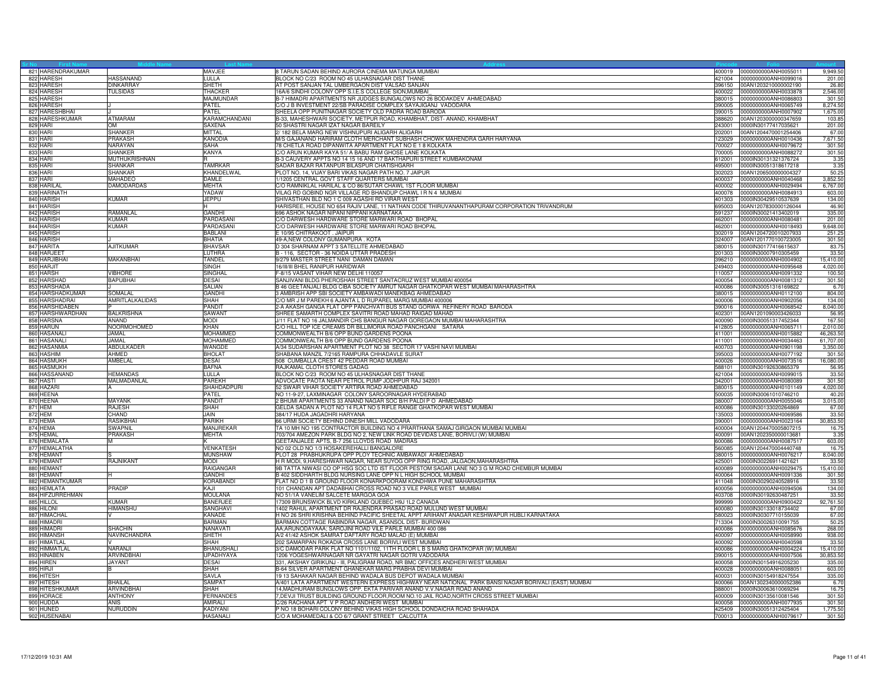| Sr No | First Name | Middle Name | Last Name | Address | Pincode | Folio | Amount |
|---|---|---|---|---|---|---|---|
| 821 | HARENDRAKUMAR | | MAVJEE | 8 TARUN SADAN BEHIND AURORA CINEMA MATUNGA MUMBAI | 400019 | 0000000000ANH0055011 | 9,949.50 |
| 822 | HARESH | HASSANAND | LULLA | BLOCK NO C/23 ROOM NO 45 ULHASNAGAR DIST THANE | 421004 | 0000000000ANH0099016 | 201.00 |
| 823 | HARESH | DINKARRAY | SHETH | AT POST SANJAN TAL UMBERGAON DIST VALSAD SANJAN | 396150 | 00AN1203210000002190 | 26.80 |
| 824 | HARESH | TULSIDAS | THACKER | 16A/6 SINDHI COLONY OPP S.I.E.S COLLEGE SION,MUMBAI_ | 400022 | 0000000000ANH0033878 | 2,546.00 |
| 825 | HARESH | | MAJMUNDAR | B-7 HIMADRI APARTMENTS NR JUDGES BUNGALOWS NO 26 BODAKDEV AHMEDABAD | 380015 | 0000000000ANH0086803 | 301.50 |
| 826 | HARESH | J | PATEL | C/O J B INVESTMENT 22/SB PARADISE COMPLEX SAYAJIGANJ VADODARA | 390005 | 0000000000ANH0065749 | 8,274.50 |
| 827 | HARESHBHAI | J | PATEL | SHEELA OPP PUNITNAGAR SOCIETY OLD PADRA ROAD BARODA | 390015 | 0000000000ANH0007902 | 1,675.00 |
| 828 | HARESHKUMAR | ATMARAM | KARAMCHANDANI | B-33, MAHESHWARI SOCIETY, METPUR ROAD, KHAMBHAT, DIST- ANAND, KHAMBHAT | 388620 | 00AN1203000000347659 | 103.85 |
| 829 | HARI | OM | SAXENA | 50 SHASTRI NAGAR IZAT NAGAR BAREILY | 243001 | 0000IN30177417035621 | 201.00 |
| 830 | HARI | SHANKER | MITTAL | 2/ 182 BELA MARG NEW VISHNUPURI ALIGARH ALIGARH | 202001 | 00AN1204470001254406 | 67.00 |
| 831 | HARI | PRAKASH | KANODIA | M/S GAJANAND HARIRAM CLOTH MERCHANT SUBHASH CHOWK MAHENDRA GARH HARYANA | 123029 | 0000000000ANH0010436 | 7,671.50 |
| 832 | HARI | NARAYAN | SAHA | 78 CHETLA ROAD DIPANWITA APARTMENT FLAT NO E 1 8 KOLKATA | 700027 | 0000000000ANH0079672 | 301.50 |
| 833 | HARI | SHANKER | KANYA | C/O ARUN KUMAR KAYA 51/ A BABU RAM GHOSE LANE KOLKATA | 700005 | 0000000000ANH0088272 | 301.50 |
| 834 | HARI | MUTHUKRISHNAN | R | B-3 CAUVERY APPTS NO 14 15 16 AND 17 BAKTHAPURI STREET KUMBAKONAM | 612001 | 0000IN30131321376724 | 3.35 |
| 835 | HARI | SHANKAR | TAMRKAR | SADAR BAZAR RATANPUR BILASPUR CHATISHGARH | 495001 | 0000IN30051318617218 | 3.35 |
| 836 | HARI | SHANKAR | KHANDELWAL | PLOT NO. 14, VIJAY BARI VIKAS NAGAR PATH NO. 7 JAIPUR | 302023 | 00AN1206500000004327 | 50.25 |
| 837 | HARI | MAHADEO | DAMLE | 1/1205 CENTRAL GOVT STAFF QUARTERS MUMBAI | 400037 | 0000000000ANH0040468 | 3,852.50 |
| 838 | HARILAL | DAMODARDAS | MEHTA | C/O RAMNIKLAL HARILAL & CO 86/SUTAR CHAWL 1ST FLOOR MUMBAI | 400002 | 0000000000ANH0029494 | 6,767.00 |
| 839 | HARINATH | | YADAW | VILAG RD GOBIND NGR VILLAGE RD BHANDUP CHAWL I R N 4 MUMBAI | 400078 | 0000000000ANH0084913 | 603.00 |
| 840 | HARISH | KUMAR | JEPPU | SHIVASTHAN BLD NO 1 C 009 AGASHI RD VIRAR WEST | 401303 | 0000IN30429510537639 | 134.00 |
| 841 | HARISH | | H | HARISREE, HOUSE NO 654 RAJIV LANE, 11 NATHAN CODE THIRUVANANTHAPURAM CORPORATION TRIVANDRUM | 695003 | 00AN1207830000126044 | 46.90 |
| 842 | HARISH | RAMANLAL | GANDHI | 696 ASHOK NAGAR NIPANI NIPPANI KARNATAKA | 591237 | 0000IN30021413402019 | 335.00 |
| 843 | HARISH | KUMAR | PARDASANI | C/O DARWESH HARDWARE STORE MARWARI ROAD BHOPAL | 462001 | 0000000000ANH0080481 | 201.00 |
| 844 | HARISH | KUMAR | PARDASANI | C/O DARWESH HARDWARE STORE MARWARI ROAD BHOPAL | 462001 | 0000000000ANH0018493 | 9,648.00 |
| 845 | HARISH | | BABLANI | E 10/95 CHITRAKOOT . JAIPUR | 302019 | 00AN1204720010207933 | 251.25 |
| 846 | HARISH | J | BHATIA | 49-A,NEW COLONY GUMANPURA . KOTA | 324007 | 00AN1201770100723005 | 301.50 |
| 847 | HARITA | AJITKUMAR | BHAVSAR | D 304 SHARNAM APPT 3 SATELLITE AHMEDABAD | 380015 | 0000IN30177416615637 | 83.75 |
| 848 | HARJEET | | LUTHRA | B - 116, SECTOR - 36 NOIDA UTTAR PRADESH | 201303 | 0000IN30007910305459 | 33.50 |
| 849 | HARJIBHAI | MAKANBHAI | TANDEL | 9/279 MASTER STREET NANI DAMAN DAMAN | 396210 | 0000000000ANH0004902 | 15,410.00 |
| 850 | HARJIT | | SINGH | 16/III/III BHEL RANIPUR HARIDWAR | 249403 | 0000000000ANH0095648 | 4,020.00 |
| 851 | HARSH | VIBHORE | SINGHAL | F-8/15 VASANT VIHAR NEW DELHI 110057 | 110057 | 0000000000ANH0091332 | 100.50 |
| 852 | HARSHAD | BAPUBHAI | DESAI | SANJIVANI BLDG PHEROSHAH STREET SANTACRUZ WEST MUMBAI 400054 | 400054 | 0000000000ANH0081312 | 301.50 |
| 853 | HARSHADA | J | SALIAN | B 46 GEETANJALI BLDG CIBA SOCIETY AMRUT NAGAR GHATKOPAR WEST MUMBAI MAHARASHTRA | 400086 | 0000IN30051316169822 | 6.70 |
| 854 | HARSHADKUMAR | SOMALAL | GANDHI | 3 AMBRISH APP SBI SOCIETY AMBAWADI MANEKBAG AHMEDABAD | 380015 | 0000000000ANH0112100 | 804.00 |
| 855 | HARSHADRAI | AMRITLALKALIDAS | SHAH | C/O MR J M PAREKH 6 AJANTA L D RUPAREL MARG MUMBAI 400006 | 400006 | 0000000000ANH0902056 | 134.00 |
| 856 | HARSHIDABEN | P | PANDIT | 2-A AKASH GANGA FLAT OPP PANCHVATI BUS STAND GORWA REFINERY ROAD BARODA | 390016 | 0000000000ANH0068542 | 8,040.00 |
| 857 | HARSHWARDHAN | BALKRISHNA | SAWANT | SHREE SAMARTH COMPLEX SAVITRI ROAD MAHAD RAIGAD MAHAD | 402301 | 00AN1201090003426033 | 56.95 |
| 858 | HARSNA | ANAND | MODI | J/11 FLAT NO 16 JALMANDIR CHS BANGUR NAGAR GOREGAON MUMBAI MAHARASHTRA | 400090 | 0000IN30051317452344 | 167.50 |
| 859 | HARUN | NOORMOHOMED | KHAN | C/O HILL TOP ICE CREAMS DR BILLIMORIA ROAD PANCHGANI SATARA | 412805 | 0000000000ANH0065711 | 2,010.00 |
| 860 | HASANALI | JAMAL | MOHAMMED | COMMONWEALTH B/6 OPP BUND GARDENS POONA | 411001 | 0000000000ANH0015882 | 46,263.50 |
| 861 | HASANALI | JAMAL | MOHAMMED | COMMONWEALTH B/6 OPP BUND GARDENS POONA | 411001 | 0000000000ANH0034463 | 61,707.00 |
| 862 | HASANMIA | ABDULKADER | WANGDE | A/34 SUDARSHAN APARTMENT PLOT NO 38 SECTOR 17 VASHI NAVI MUMBAI | 400703 | 0000000000ANH0901198 | 3,350.00 |
| 863 | HASHIM | AHMED | BHOLAT | SHABANA MANZIL 7/2165 RAMPURA CHHADAVLE SURAT | 395003 | 0000000000ANH0077192 | 301.50 |
| 864 | HASMUKH | AMBELAL | DESAI | 508 CUMBALLA CREST 42 PEDDAR ROAD MUMBAI | 400026 | 0000000000ANH0073516 | 16,080.00 |
| 865 | HASMUKH | | BAFNA | RAJKAMAL CLOTH STORES GADAG | 588101 | 0000IN30192630865379 | 56.95 |
| 866 | HASSANAND | HEMANDAS | LULLA | BLOCK NO C/23 ROOM NO 45 ULHASNAGAR DIST THANE | 421004 | 0000000000ANH0099015 | 33.50 |
| 867 | HASTI | MALMADANLAL | PAREKH | ADVOCATE PAOTA NEAR PETROL PUMP JODHPUR RAJ 342001 | 342001 | 0000000000ANH0080089 | 301.50 |
| 868 | HAZARI | A | SHAHDADPURI | 52 SWAIR VIHAR SOCIETY ARTIRA ROAD AHMEDABAD | 380015 | 0000000000ANH0101149 | 4,020.00 |
| 869 | HEENA | | PATEL | NO 11-9-27, LAXMINAGAR COLONY SAROORNAGAR HYDERABAD | 500035 | 0000IN30061010746210 | 40.20 |
| 870 | HEENA | MAYANK | PANDIT | 2 BHUMI APARTMENTS 33 ANAND NAGAR SOC B/H PALDI P O AHMEDABAD | 380007 | 0000000000ANH0055046 | 3,015.00 |
| 871 | HEM | RAJESH | SHAH | GELDA SADAN A PLOT NO 14 FLAT NO 5 RIFLE RANGE GHATKOPAR WEST MUMBAI | 400086 | 0000IN30133020264869 | 67.00 |
| 872 | HEM | CHAND | JAIN | 384/17 HUDA JAGADHRI HARYANA | 135003 | 0000000000ANH0069586 | 33.50 |
| 873 | HEMA | RASIKBHAI | PARIKH | 66 URMI SOCIETY BEHIND DINESH MILL VADODARA | 390001 | 0000000000ANH0023164 | 30,853.50 |
| 874 | HEMA | SWAPNIL | MANJREKAR | TA 10 MH NO 195 CONTRACTOR BUILDING NO 4 PRARTHANA SAMAJ GIRGAON MUMBAI MUMBAI | 400004 | 00AN1204470005807215 | 16.75 |
| 875 | HEMAL | PRAKASH | MEHTA | 703/704 AMEZON PARK BLDG NO 2, NEW LINK ROAD DEVIDAS LANE, BORIVLI (W) MUMBAI | 400091 | 00AN1202350000013681 | 3.35 |
| 876 | HEMALATA | M | K | GEETANJALEE APTS, B-7 256 LLOYDS ROAD MADRAS | 600086 | 0000000000ANH0087517 | 603.00 |
| 877 | HEMALATHA | | VENKATESH | NO 02 OLD NO 1/3 HOSAKEREHALLI BANGALORE | 560085 | 00AN1204470004440748 | 16.75 |
| 878 | HEMANT | S | MUNSHAW | PLOT 28 PRABHUKRUPA OPP PLOY TECHNIC AMBAWADI AHMEDABAD | 380015 | 0000000000ANH0076217 | 8,040.00 |
| 879 | HEMANT | RAJNIKANT | MODI | H R MODI, 9,HARESHWAR NAGAR, NEAR SUYOG OPP RING ROAD, JALGAON,MAHARASHTRA | 425001 | 0000IN30226911421621 | 33.50 |
| 880 | HEMANT | | RAIGANGAR | 9B TATTA NIWASI CO OP HSG SOC LTD IST FLOOR PESTOM SAGAR LANE NO 3 G M ROAD CHEMBUR MUMBAI | 400089 | 0000000000ANH0029475 | 15,410.00 |
| 881 | HEMANT | H | GANDHI | B 402 SIDDHARTH BLDG NURSING LANE OPP N L HIGH SCHOOL MUMBAI | 400064 | 0000000000ANH0091336 | 301.50 |
| 882 | HEMANTKUMAR | | KORABANDI | FLAT NO D 1 B GROUND FLOOR KONARKPOORAM KONDHWA PUNE MAHARASHTRA | 411048 | 0000IN30290240528916 | 33.50 |
| 883 | HEMLATA | PRADIP | KAJI | 101 CHANDAN APT DADABHAI CROSS ROAD NO 3 VILE PARLE WEST MUMBAI | 400056 | 0000000000ANH0094506 | 134.00 |
| 884 | HIFZURREHMAN | | MOULANA | NO 51/1A VANELIM SALCETE MARGOA GOA | 403708 | 0000IN30192630487251 | 33.50 |
| 885 | HILLOL | KUMAR | BANERJEE | 17309 BRUNSWICK BLVD KIRKLAND QUEBEC H9J 1L2 CANADA | 999999 | 0000000000ANH0900422 | 92,761.50 |
| 886 | HILONI | HIMANSHU | SANGHAVI | 1402 RAHUL APARTMENT DR RAJENDRA PRASAD ROAD MULUND WEST MUMBAI | 400080 | 0000IN30133018734402 | 67.00 |
| 887 | HIMACHAL | V | KANADE | H NO 26 SHRI KRISHNA BEHIND PACIFIC SHEETAL APPT ARIHANT ANAGAR KESHWAPUR HUBLI KARNATAKA | 580023 | 0000IN30307710155039 | 67.00 |
| 888 | HIMADRI | | BARMAN | BARMAN COTTAGE RABINDRA NAGAR, ASANSOL DIST- BURDWAN | 713304 | 0000IN30026310091755 | 50.25 |
| 889 | HIMADRI | SHACHIN | NANAVATI | AA;ARUNODAYAAA; SAROJINI ROAD VILE PARLE MUMBAI 400 086 | 400086 | 0000000000ANH0085676 | 268.00 |
| 890 | HIMANSH | NAVINCHANDRA | SHETH | A/2 41/42 ASHOK SAMRAT DAFTARY ROAD MALAD (E) MUMBAI | 400097 | 0000000000ANH0058990 | 938.00 |
| 891 | HIMATLAL | V | SHAH | 202 SAMARPAN ROKADIA CROSS LANE BORIVLI WEST MUMBAI | 400092 | 0000000000ANH0040598 | 33.50 |
| 892 | HIMMATLAL | NARANJI | BHANUSHALI | 3/C DAMODAR PARK FLAT NO 1101/1102, 11TH FLOOR L B S MARG GHATKOPAR (W) MUMBAI | 400086 | 0000000000ANH0004224 | 15,410.00 |
| 893 | HINABEN | ARVINDBHAI | UPADHYAYA | 1206 YOGESHWARNAGAR NR GAYATRI NAGAR GOTRI VADODARA | 390015 | 0000000000ANH0007506 | 30,853.50 |
| 894 | HIREN | JAYANT | DESAI | 331, AKSHAY GIRIKUNJ - III, PALIGRAM ROAD, NR BMC OFFICES ANDHERI WEST MUMBAI | 400058 | 0000IN30154916205230 | 335.00 |
| 895 | HIRJI | B | SHAH | B-64 SILVER APARTMENT GHANEKAR MARG PRABHA DEVI MUMBAI | 400028 | 0000000000ANH0088051 | 603.00 |
| 896 | HITESH | | SAVLA | 19 13 SAHAKAR NAGAR BEHIND WADALA BUS DEPOT WADALA MUMBAI | 400031 | 0000IN30154918247554 | 335.00 |
| 897 | HITESH | BHAILAL | SAMPAT | A/401 LATA APARTMENT WESTERN EXPRESS HIGHWAY NEAR NATIONAL PARK BANSI NAGAR BORIVALI (EAST) MUMBAI | 400066 | 00AN1302340000052386 | 6.70 |
| 898 | HITESHKUMAR | ARVINDBHAI | SHAH | 14,MADHURAM BUNGLOWS OPP. EKTA PARIVAR ANAND V.V.NAGAR ROAD ANAND | 388001 | 0000IN30063610069294 | 16.75 |
| 899 | HORACE | ANTHONY | FERNANDES | 7,DEVJI TRUST BUILDING GROUND FLOOR ROOM NO.10 JAIL ROAD,NORTH CROSS STREET MUMBAI | 400009 | 0000IN30135610081546 | 301.50 |
| 900 | HUDDA | ANIS | AMIRALI | C/26 RACHANA APT V P ROAD ANDHERI WEST MUMBAI | 400058 | 0000000000ANH0077935 | 301.50 |
| 901 | HUNED | NURUDDIN | KADIYANI | P NO 18 BOHARI COLONY BEHIND VIKAS HIGH SCHOOL DONDAICHA ROAD SHAHADA | 425409 | 0000IN30051312425404 | 1,775.50 |
| 902 | HUSENABAI | | HASANALI | C/O A MOHAMEDALI & CO 6/7 GRANT STREET CALCUTTA | 700013 | 0000000000ANH0079617 | 301.50 |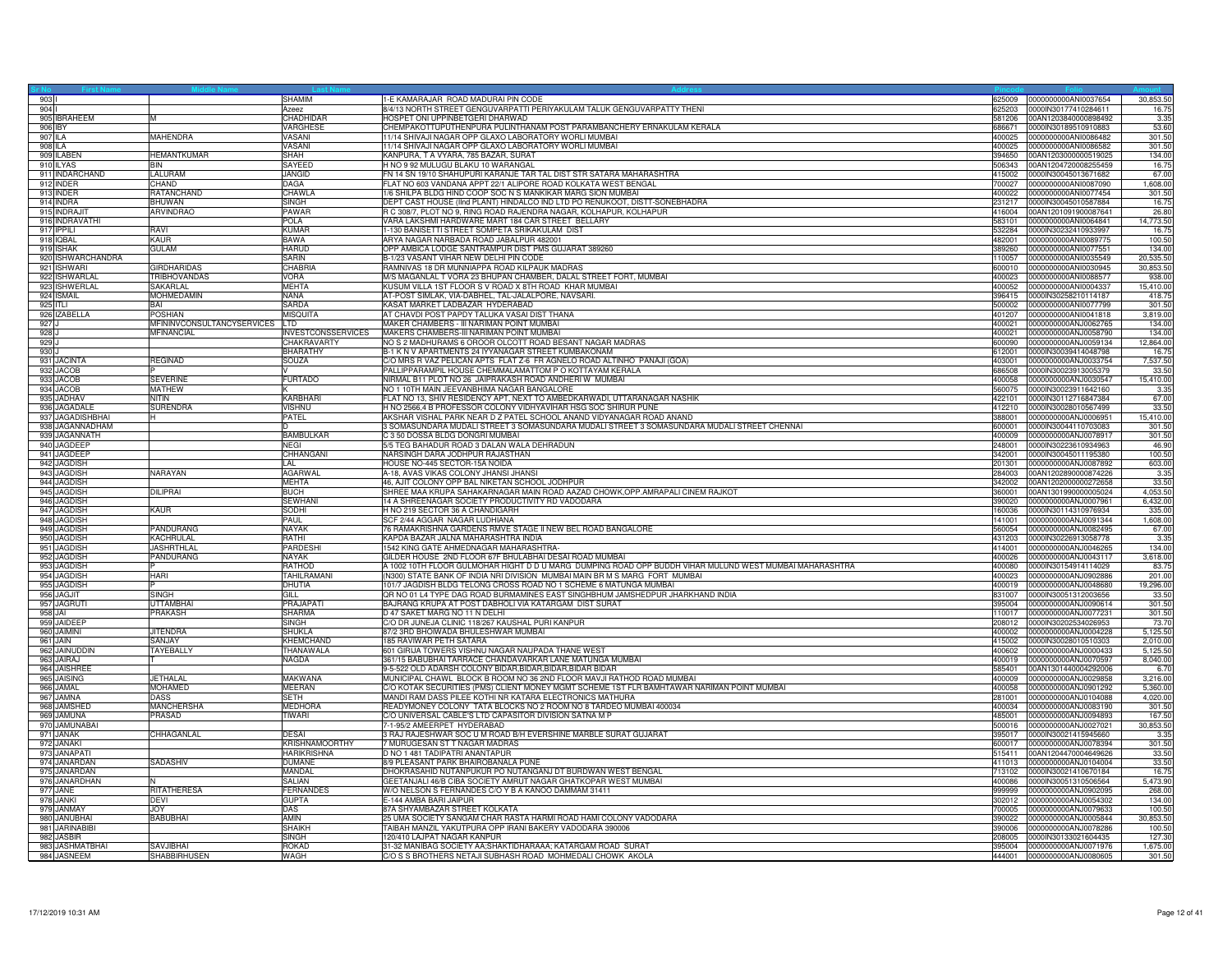| Sr No | First Name | Middle Name | Last Name | Address | Pincode | Folio | Amount |
|---|---|---|---|---|---|---|---|
| 903 | I | | SHAMIM | 1-E KAMARAJAR ROAD MADURAI PIN CODE | 625009 | 0000000000ANI0037654 | 30,853.50 |
| 904 | I | | Azeez | 8/4/13 NORTH STREET GENGUVARPATTI PERIYAKULAM TALUK GENGUVARPATTY THENI | 625203 | 0000IN30177410284611 | 16.75 |
| 905 | IBRAHEEM | M | CHADHIDAR | HOSPET ONI UPPINBETGERI DHARWAD | 581206 | 00AN1203840000898492 | 3.35 |
| 906 | IBY | | VARGHESE | CHEMPAKOTTUPUTHENPURA PULINTHANAM POST PARAMBANCHERY ERNAKULAM KERALA | 686671 | 0000IN30189510910883 | 53.60 |
| 907 | ILA | MAHENDRA | VASANI | 11/14 SHIVAJI NAGAR OPP GLAXO LABORATORY WORLI MUMBAI | 400025 | 0000000000ANI0086482 | 301.50 |
| 908 | ILA | | VASANI | 11/14 SHIVAJI NAGAR OPP GLAXO LABORATORY WORLI MUMBAI | 400025 | 0000000000ANI0086582 | 301.50 |
| 909 | ILABEN | HEMANTKUMAR | SHAH | KANPURA, T A VYARA, 785 BAZAR, SURAT | 394650 | 00AN1203000000519025 | 134.00 |
| 910 | ILYAS | BIN | SAYEED | H NO 9 92 MULUGU BLAKU 10 WARANGAL | 506343 | 00AN1204720008255459 | 16.75 |
| 911 | INDARCHAND | LALURAM | JANGID | FN 14 SN 19/10 SHAHUPURI KARANJE TAR TAL DIST STR SATARA MAHARASHTRA | 415002 | 0000IN30045013671682 | 67.00 |
| 912 | INDER | CHAND | DAGA | FLAT NO 603 VANDANA APPT 22/1 ALIPORE ROAD KOLKATA WEST BENGAL | 700027 | 0000000000ANI0087090 | 1,608.00 |
| 913 | INDER | RATANCHAND | CHAWLA | 1/6 SHILPA BLDG HIND COOP SOC N S MANKIKAR MARG SION MUMBAI | 400022 | 0000000000ANI0077454 | 301.50 |
| 914 | INDRA | BHUWAN | SINGH | DEPT CAST HOUSE (IInd PLANT) HINDALCO IND LTD PO RENUKOOT, DISTT-SONEBHADRA | 231217 | 0000IN30045010587884 | 16.75 |
| 915 | INDRAJIT | ARVINDRAO | PAWAR | R C 308/7, PLOT NO 9, RING ROAD RAJENDRA NAGAR, KOLHAPUR, KOLHAPUR | 416004 | 00AN1201091900087641 | 26.80 |
| 916 | INDRAVATHI | | POLA | VARA LAKSHMI HARDWARE MART 184 CAR STREET BELLARY | 583101 | 0000000000ANI0064841 | 14,773.50 |
| 917 | IPPILI | RAVI | KUMAR | 1-130 BANISETTI STREET SOMPETA SRIKAKULAM DIST | 532284 | 0000IN30232410933997 | 16.75 |
| 918 | IQBAL | KAUR | BAWA | ARYA NAGAR NARBADA ROAD JABALPUR 482001 | 482001 | 0000000000ANI0089775 | 100.50 |
| 919 | ISHAK | GULAM | HARUD | OPP AMBICA LODGE SANTRAMPUR DIST PMS GUJARAT 389260 | 389260 | 0000000000ANI0077551 | 134.00 |
| 920 | ISHWARCHANDRA | | SARIN | B-1/23 VASANT VIHAR NEW DELHI PIN CODE | 110057 | 0000000000ANI0035549 | 20,535.50 |
| 921 | ISHWARI | GIRDHARIDAS | CHABRIA | RAMNIVAS 18 DR MUNNIAPPA ROAD KILPAUK MADRAS | 600010 | 0000000000ANI0030945 | 30,853.50 |
| 922 | ISHWARLAL | TRIBHOVANDAS | VORA | M/S MAGANLAL T VORA 23 BHUPAN CHAMBER, DALAL STREET FORT, MUMBAI | 400023 | 0000000000ANI0088577 | 938.00 |
| 923 | ISHWERLAL | SAKARLAL | MEHTA | KUSUM VILLA 1ST FLOOR S V ROAD X 8TH ROAD KHAR MUMBAI | 400052 | 0000000000ANI0004337 | 15,410.00 |
| 924 | ISMAIL | MOHMEDAMIN | NANA | AT-POST SIMLAK, VIA-DABHEL, TAL-JALALPORE, NAVSARI. | 396415 | 0000IN30258210114187 | 418.75 |
| 925 | ITLI | BAI | SARDA | KASAT MARKET LADBAZAR HYDERABAD | 500002 | 0000000000ANI0077799 | 301.50 |
| 926 | IZABELLA | POSHIAN | MISQUITA | AT CHAVDI POST PAPDY TALUKA VASAI DIST THANA | 401207 | 0000000000ANI0041818 | 3,819.00 |
| 927 | J | MFININVCONSULTANCYSERVICES | LTD | MAKER CHAMBERS - III NARIMAN POINT MUMBAI | 400021 | 0000000000ANJ0062765 | 134.00 |
| 928 | J | MFINANCIAL | INVESTCONSSERVICES | MAKERS CHAMBERS-III NARIMAN POINT MUMBAI | 400021 | 0000000000ANJ0058790 | 134.00 |
| 929 | J | | CHAKRAVARTY | NO S 2 MADHURAMS 6 OROOR OLCOTT ROAD BESANT NAGAR MADRAS | 600090 | 0000000000ANJ0059134 | 12,864.00 |
| 930 | J | | BHARATHY | B-1 K N V APARTMENTS 24 IYYANAGAR STREET KUMBAKONAM | 612001 | 0000IN30039414048798 | 16.75 |
| 931 | JACINTA | REGINAD | SOUZA | C/O MRS R VAZ PELICAN APTS FLAT Z-6 FR AGNELO ROAD ALTINHO PANAJI (GOA) | 403001 | 0000000000ANJ0033754 | 7,537.50 |
| 932 | JACOB | P | V | PALLIPPARAMPIL HOUSE CHEMMALAMATTOM P O KOTTAYAM KERALA | 686508 | 0000IN30023913005379 | 33.50 |
| 933 | JACOB | SEVERINE | FURTADO | NIRMAL B11 PLOT NO 26 JAIPRAKASH ROAD ANDHERI W MUMBAI | 400058 | 0000000000ANJ0030547 | 15,410.00 |
| 934 | JACOB | MATHEW | K | NO 1 10TH MAIN JEEVANBHIMA NAGAR BANGALORE | 560075 | 0000IN30023911642160 | 3.35 |
| 935 | JADHAV | NITIN | KARBHARI | FLAT NO 13, SHIV RESIDENCY APT, NEXT TO AMBEDKARWADI, UTTARANAGAR NASHIK | 422101 | 0000IN30112716847384 | 67.00 |
| 936 | JAGADALE | SURENDRA | VISHNU | H NO 2566,4 B PROFESSOR COLONY VIDHYAVIHAR HSG SOC SHIRUR PUNE | 412210 | 0000IN30028010567499 | 33.50 |
| 937 | JAGADISHBHAI | H | PATEL | AKSHAR VISHAL PARK NEAR D Z PATEL SCHOOL ANAND VIDYANAGAR ROAD ANAND | 388001 | 0000000000ANJ0006951 | 15,410.00 |
| 938 | JAGANNADHAM | | D | 3 SOMASUNDARA MUDALI STREET 3 SOMASUNDARA MUDALI STREET 3 SOMASUNDARA MUDALI STREET CHENNAI | 600001 | 0000IN30044110703083 | 301.50 |
| 939 | JAGANNATH | | BAMBULKAR | C 3 50 DOSSA BLDG DONGRI MUMBAI | 400009 | 0000000000ANJ0078917 | 301.50 |
| 940 | JAGDEEP | | NEGI | 5/5 TEG BAHADUR ROAD 3 DALAN WALA DEHRADUN | 248001 | 0000IN30223610934963 | 46.90 |
| 941 | JAGDEEP | | CHHANGANI | NARSINGH DARA JODHPUR RAJASTHAN | 342001 | 0000IN30045011195380 | 100.50 |
| 942 | JAGDISH | | LAL | HOUSE NO-445 SECTOR-15A NOIDA | 201301 | 0000000000ANJ0087892 | 603.00 |
| 943 | JAGDISH | NARAYAN | AGARWAL | A-18, AVAS VIKAS COLONY JHANSI JHANSI | 284003 | 00AN1202890000874226 | 3.35 |
| 944 | JAGDISH | | MEHTA | 46, AJIT COLONY OPP BAL NIKETAN SCHOOL JODHPUR | 342002 | 00AN1202000000272658 | 33.50 |
| 945 | JAGDISH | DILIPRAI | BUCH | SHREE MAA KRUPA SAHAKARNAGAR MAIN ROAD AAZAD CHOWK,OPP.AMRAPALI CINEM RAJKOT | 360001 | 00AN1301990000005024 | 4,053.50 |
| 946 | JAGDISH | | SEWHANI | 14 A SHREENAGAR SOCIETY PRODUCTIVITY RD VADODARA | 390020 | 0000000000ANJ0007961 | 6,432.00 |
| 947 | JAGDISH | KAUR | SODHI | H NO 219 SECTOR 36 A CHANDIGARH | 160036 | 0000IN30114310976934 | 335.00 |
| 948 | JAGDISH | | PAUL | SCF 2/44 AGGAR NAGAR LUDHIANA | 141001 | 0000000000ANJ0091344 | 1,608.00 |
| 949 | JAGDISH | PANDURANG | NAYAK | 76 RAMAKRISHNA GARDENS RMVE STAGE II NEW BEL ROAD BANGALORE | 560054 | 0000000000ANJ0082495 | 67.00 |
| 950 | JAGDISH | KACHRULAL | RATHI | KAPDA BAZAR JALNA MAHARASHTRA INDIA | 431203 | 0000IN30226913058778 | 3.35 |
| 951 | JAGDISH | JASHRTHLAL | PARDESHI | 1542 KING GATE AHMEDNAGAR MAHARASHTRA- | 414001 | 0000000000ANJ0046265 | 134.00 |
| 952 | JAGDISH | PANDURANG | NAYAK | GILDER HOUSE 2ND FLOOR 67F BHULABHAI DESAI ROAD MUMBAI | 400026 | 0000000000ANJ0043117 | 3,618.00 |
| 953 | JAGDISH | P | RATHOD | A 1002 10TH FLOOR GULMOHAR HIGHT D D U MARG DUMPING ROAD OPP BUDDH VIHAR MULUND WEST MUMBAI MAHARASHTRA | 400080 | 0000IN30154914114029 | 83.75 |
| 954 | JAGDISH | HARI | TAHILRAMANI | (N300) STATE BANK OF INDIA NRI DIVISION MUMBAI MAIN BR M S MARG FORT MUMBAI | 400023 | 0000000000ANJ0902886 | 201.00 |
| 955 | JAGDISH | P | DHUTIA | 101/7 JAGDISH BLDG TELONG CROSS ROAD NO 1 SCHEME 6 MATUNGA MUMBAI | 400019 | 0000000000ANJ0048680 | 19,296.00 |
| 956 | JAGJIT | SINGH | GILL | QR NO 01 L4 TYPE DAG ROAD BURMAMINES EAST SINGHBHUM JAMSHEDPUR JHARKHAND INDIA | 831007 | 0000IN30051312003656 | 33.50 |
| 957 | JAGRUTI | UTTAMBHAI | PRAJAPATI | BAJRANG KRUPA AT POST DABHOLI VIA KATARGAM DIST SURAT | 395004 | 0000000000ANJ0090614 | 301.50 |
| 958 | JAI | PRAKASH | SHARMA | D 47 SAKET MARG NO 11 N DELHI | 110017 | 0000000000ANJ0077231 | 301.50 |
| 959 | JAIDEEP | | SINGH | C/O DR JUNEJA CLINIC 118/267 KAUSHAL PURI KANPUR | 208012 | 0000IN30202534026953 | 73.70 |
| 960 | JAIMINI | JITENDRA | SHUKLA | 87/2 3RD BHOIWADA BHULESHWAR MUMBAI | 400002 | 0000000000ANJ0004228 | 5,125.50 |
| 961 | JAIN | SANJAY | KHEMCHAND | 185 RAVIWAR PETH SATARA | 415002 | 0000IN30028010510303 | 2,010.00 |
| 962 | JAINUDDIN | TAYEBALLY | THANAWALA | 601 GIRIJA TOWERS VISHNU NAGAR NAUPADA THANE WEST | 400602 | 0000000000ANJ0000433 | 5,125.50 |
| 963 | JAIRAJ | T | NAGDA | 361/15 BABUBHAI TARRACE CHANDAVARKAR LANE MATUNGA MUMBAI | 400019 | 0000000000ANJ0070597 | 8,040.00 |
| 964 | JAISHREE | | | 9-5-522 OLD ADARSH COLONY BIDAR,BIDAR,BIDAR,BIDAR BIDAR | 585401 | 00AN1301440004292006 | 6.70 |
| 965 | JAISING | JETHALAL | MAKWANA | MUNICIPAL CHAWL BLOCK B ROOM NO 36 2ND FLOOR MAVJI RATHOD ROAD MUMBAI | 400009 | 0000000000ANJ0029858 | 3,216.00 |
| 966 | JAMAL | MOHAMED | MEERAN | C/O KOTAK SECURITIES (PMS) CLIENT MONEY MGMT SCHEME 1ST FLR BAMHTAWAR NARIMAN POINT MUMBAI | 400058 | 0000000000ANJ0901292 | 5,360.00 |
| 967 | JAMNA | DASS | SETH | MANDI RAM DASS PILEE KOTHI NR KATARA ELECTRONICS MATHURA | 281001 | 0000000000ANJ0104088 | 4,020.00 |
| 968 | JAMSHED | MANCHERSHA | MEDHORA | READYMONEY COLONY TATA BLOCKS NO 2 ROOM NO 8 TARDEO MUMBAI 400034 | 400034 | 0000000000ANJ0083190 | 301.50 |
| 969 | JAMUNA | PRASAD | TIWARI | C/O UNIVERSAL CABLE'S LTD CAPASITOR DIVISION SATNA M P | 485001 | 0000000000ANJ0094893 | 167.50 |
| 970 | JAMUNABAI | | | 7-1-95/2 AMEERPET HYDERABAD | 500016 | 0000000000ANJ0027021 | 30,853.50 |
| 971 | JANAK | CHHAGANLAL | DESAI | 3 RAJ RAJESHWAR SOC U M ROAD B/H EVERSHINE MARBLE SURAT GUJARAT | 395017 | 0000IN30021415945660 | 3.35 |
| 972 | JANAKI | | KRISHNAMOORTHY | 7 MURUGESAN ST T NAGAR MADRAS | 600017 | 0000000000ANJ0078394 | 301.50 |
| 973 | JANAPATI | | HARIKRISHNA | D NO 1 481 TADIPATRI ANANTAPUR | 515411 | 00AN1204470004649626 | 33.50 |
| 974 | JANARDAN | SADASHIV | DUMANE | 8/9 PLEASANT PARK BHAIROBANALA PUNE | 411013 | 0000000000ANJ0104004 | 33.50 |
| 975 | JANARDAN | | MANDAL | DHOKRASAHID NUTANPUKUR PO NUTANGANJ DT BURDWAN WEST BENGAL | 713102 | 0000IN30021410670184 | 16.75 |
| 976 | JANARDHAN | N | SALIAN | GEETANJALI 46/B CIBA SOCIETY AMRUT NAGAR GHATKOPAR WEST MUMBAI | 400086 | 0000IN30051310506564 | 5,473.90 |
| 977 | JANE | RITATHERESA | FERNANDES | W/O NELSON S FERNANDES C/O Y B A KANOO DAMMAM 31411 | 999999 | 0000000000ANJ0902095 | 268.00 |
| 978 | JANKI | DEVI | GUPTA | E-144 AMBA BARI JAIPUR | 302012 | 0000000000ANJ0054302 | 134.00 |
| 979 | JANMAY | JOY | DAS | 87A SHYAMBAZAR STREET KOLKATA | 700005 | 0000000000ANJ0079633 | 100.50 |
| 980 | JANUBHAI | BABUBHAI | AMIN | 25 UMA SOCIETY SANGAM CHAR RASTA HARMI ROAD HAMI COLONY VADODARA | 390022 | 0000000000ANJ0005844 | 30,853.50 |
| 981 | JARINABIBI | | SHAIKH | TAIBAH MANZIL YAKUTPURA OPP IRANI BAKERY VADODARA 390006 | 390006 | 0000000000ANJ0078286 | 100.50 |
| 982 | JASBIR | | SINGH | 120/410 LAJPAT NAGAR KANPUR | 208005 | 0000IN30133021604435 | 127.30 |
| 983 | JASHMATBHAI | SAVJIBHAI | ROKAD | 31-32 MANIBAG SOCIETY AA;SHAKTIDHARAAA; KATARGAM ROAD SURAT | 395004 | 0000000000ANJ0071976 | 1,675.00 |
| 984 | JASNEEM | SHABBIRHUSEN | WAGH | C/O S S BROTHERS NETAJI SUBHASH ROAD MOHMEDALI CHOWK AKOLA | 444001 | 0000000000ANJ0080605 | 301.50 |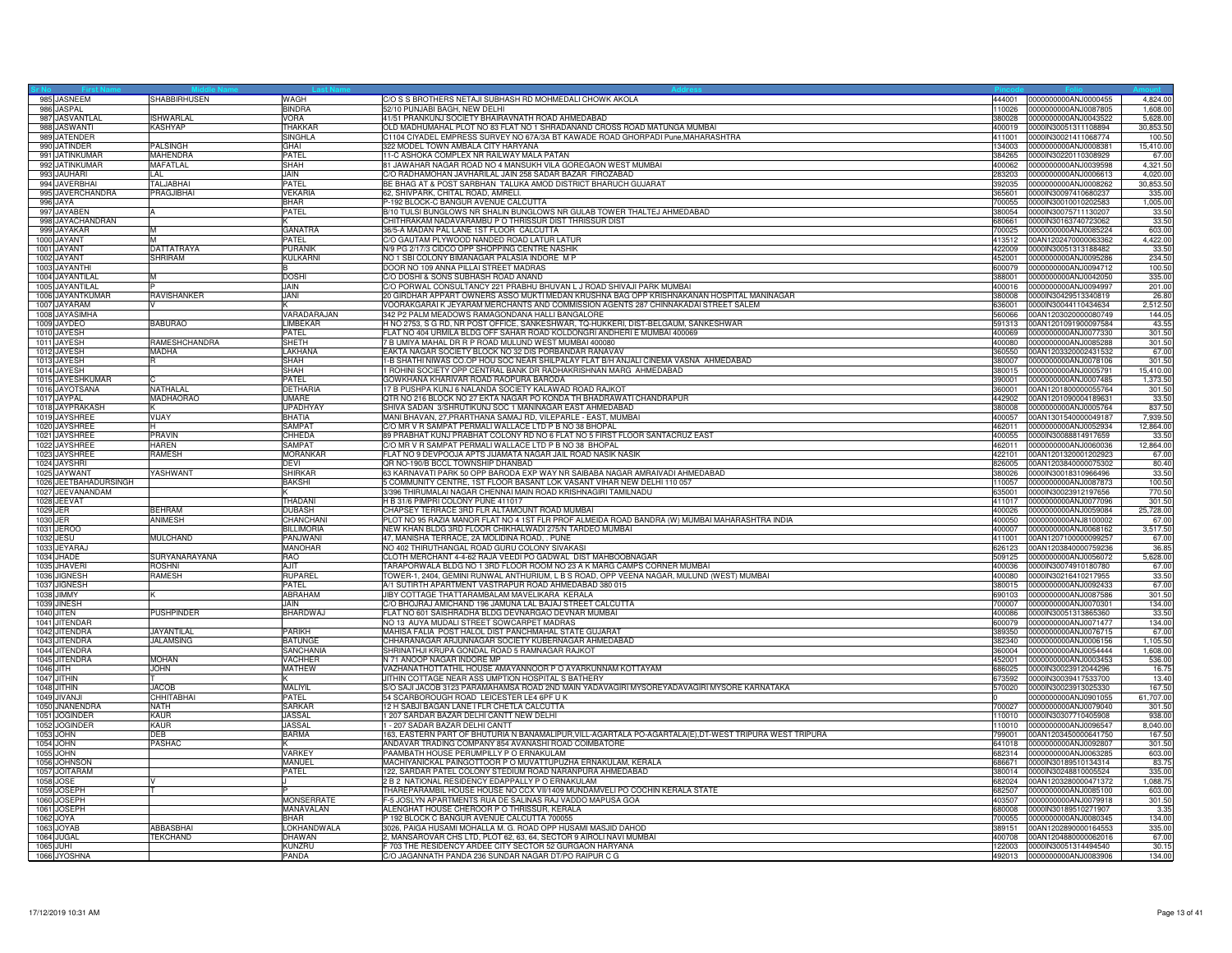| Sr No | First Name | Middle Name | Last Name | Address | Pincode | Folio | Amount |
|---|---|---|---|---|---|---|---|
| 985 | JASNEEM | SHABBIRHUSEN | WAGH | C/O S S BROTHERS NETAJI SUBHASH RD MOHMEDALI CHOWK AKOLA | 444001 | 0000000000ANJ0000455 | 4,824.00 |
| 986 | JASPAL | | BINDRA | 52/10 PUNJABI BAGH, NEW DELHI | 110026 | 0000000000ANJ0087805 | 1,608.00 |
| 987 | JASVANTLAL | ISHWARLAL | VORA | 41/51 PRANKUNJ SOCIETY BHAIRAVNATH ROAD AHMEDABAD | 380028 | 0000000000ANJ0043522 | 5,628.00 |
| 988 | JASWANTI | KASHYAP | THAKKAR | OLD MADHUMAHAL PLOT NO 83 FLAT NO 1 SHRADANAND CROSS ROAD MATUNGA MUMBAI | 400019 | 0000IN30051311108894 | 30,853.50 |
| 989 | JATENDER | | SINGHLA | C1104 CIYADEL EMPRESS SURVEY NO 67A/3A BT KAWADE ROAD GHORPADI Pune,MAHARASHTRA | 411001 | 0000IN30021411068774 | 100.50 |
| 990 | JATINDER | PALSINGH | GHAI | 322 MODEL TOWN AMBALA CITY HARYANA | 134003 | 0000000000ANJ0008381 | 15,410.00 |
| 991 | JATINKUMAR | MAHENDRA | PATEL | 11-C ASHOKA COMPLEX NR RAILWAY MALA PATAN | 384265 | 0000IN30220110308929 | 67.00 |
| 992 | JATINKUMAR | MAFATLAL | SHAH | 81 JAWAHAR NAGAR ROAD NO 4 MANSUKH VILA GOREGAON WEST MUMBAI | 400062 | 0000000000ANJ0039598 | 4,321.50 |
| 993 | JAUHARI | LAL | JAIN | C/O RADHAMOHAN JAVHARILAL JAIN 258 SADAR BAZAR FIROZABAD | 283203 | 0000000000ANJ0006613 | 4,020.00 |
| 994 | JAVERBHAI | TALJABHAI | PATEL | BE BHAG AT & POST SARBHAN TALUKA AMOD DISTRICT BHARUCH GUJARAT | 392035 | 0000000000ANJ0008262 | 30,853.50 |
| 995 | JAVERCHANDRA | PRAGJIBHAI | VEKARIA | 62, SHIVPARK, CHITAL ROAD, AMRELI. | 365601 | 0000IN30097410680237 | 335.00 |
| 996 | JAYA | | BHAR | P-192 BLOCK-C BANGUR AVENUE CALCUTTA | 700055 | 0000IN30010010202583 | 1,005.00 |
| 997 | JAYABEN | A | PATEL | B/10 TULSI BUNGLOWS NR SHALIN BUNGLOWS NR GULAB TOWER THALTEJ AHMEDABAD | 380054 | 0000IN30075711130207 | 33.50 |
| 998 | JAYACHANDRAN | | K | CHITHRAKAM NADAVARAMBU P O THRISSUR DIST THRISSUR DIST | 680661 | 0000IN30163740723062 | 33.50 |
| 999 | JAYAKAR | M | GANATRA | 36/5-A MADAN PAL LANE 1ST FLOOR CALCUTTA | 700025 | 0000000000ANJ0085224 | 603.00 |
| 1000 | JAYANT | M | PATEL | C/O GAUTAM PLYWOOD NANDED ROAD LATUR LATUR | 413512 | 00AN1202470000063362 | 4,422.00 |
| 1001 | JAYANT | DATTATRAYA | PURANIK | N/9 PG 2/17/3 CIDCO OPP SHOPPING CENTRE NASHIK | 422009 | 0000IN30051313188482 | 33.50 |
| 1002 | JAYANT | SHRIRAM | KULKARNI | NO 1 SBI COLONY BIMANAGAR PALASIA INDORE M P | 452001 | 0000000000ANJ0095286 | 234.50 |
| 1003 | JAYANTHI | | B | DOOR NO 109 ANNA PILLAI STREET MADRAS | 600079 | 0000000000ANJ0094712 | 100.50 |
| 1004 | JAYANTILAL | M | DOSHI | C/O DOSHI & SONS SUBHASH ROAD ANAND | 388001 | 0000000000ANJ0042050 | 335.00 |
| 1005 | JAYANTILAL | P | JAIN | C/O PORWAL CONSULTANCY 221 PRABHU BHUVAN L J ROAD SHIVAJI PARK MUMBAI | 400016 | 0000000000ANJ0094997 | 201.00 |
| 1006 | JAYANTKUMAR | RAVISHANKER | JANI | 20 GIRDHAR APPART OWNERS ASSO MUKTI MEDAN KRUSHNA BAG OPP KRISHNAKANAN HOSPITAL MANINAGAR | 380008 | 0000IN30429513340819 | 26.80 |
| 1007 | JAYARAM | V | K | VOORAKGARAI K JEYARAM MERCHANTS AND COMMISSION AGENTS 287 CHINNAKADAI STREET SALEM | 636001 | 0000IN30044110434634 | 2,512.50 |
| 1008 | JAYASIMHA | | VARADARAJAN | 342 P2 PALM MEADOWS RAMAGONDANA HALLI BANGALORE | 560066 | 00AN1203020000080749 | 144.05 |
| 1009 | JAYDEO | BABURAO | LIMBEKAR | H NO 2753, S G RD, NR POST OFFICE, SANKESHWAR, TQ-HUKKERI, DIST-BELGAUM, SANKESHWAR | 591313 | 00AN1201091900097584 | 43.55 |
| 1010 | JAYESH | | PATEL | FLAT NO 404 URMILA BLDG OFF SAHAR ROAD KOLDONGRI ANDHERI E MUMBAI 400069 | 400069 | 0000000000ANJ0077330 | 301.50 |
| 1011 | JAYESH | RAMESHCHANDRA | SHETH | 7 B UMIYA MAHAL DR R P ROAD MULUND WEST MUMBAI 400080 | 400080 | 0000000000ANJ0085288 | 301.50 |
| 1012 | JAYESH | MADHA | LAKHANA | EAKTA NAGAR SOCIETY BLOCK NO 32 DIS PORBANDAR RANAVAV | 360550 | 00AN1203320002431532 | 67.00 |
| 1013 | JAYESH | R | SHAH | 1-B SHATHI NIWAS CO.OP HOU SOC NEAR SHILPALAY FLAT B/H ANJALI CINEMA VASNA AHMEDABAD | 380007 | 0000000000ANJ0078106 | 301.50 |
| 1014 | JAYESH | | SHAH | 1 ROHINI SOCIETY OPP CENTRAL BANK DR RADHAKRISHNAN MARG AHMEDABAD | 380015 | 0000000000ANJ0005791 | 15,410.00 |
| 1015 | JAYESHKUMAR | C | PATEL | GOWKHANA KHARIVAR ROAD RAOPURA BARODA | 390001 | 0000000000ANJ0007485 | 1,373.50 |
| 1016 | JAYOTSANA | NATHALAL | DETHARIA | 17 B PUSHPA KUNJ 6 NALANDA SOCIETY KALAWAD ROAD RAJKOT | 360001 | 00AN1201800000055764 | 301.50 |
| 1017 | JAYPAL | MADHAORAO | UMARE | QTR NO 216 BLOCK NO 27 EKTA NAGAR PO KONDA TH BHADRAWATI CHANDRAPUR | 442902 | 00AN1201090004189631 | 33.50 |
| 1018 | JAYPRAKASH | K | UPADHYAY | SHIVA SADAN 3/SHRUTIKUNJ SOC 1 MANINAGAR EAST AHMEDABAD | 380008 | 0000000000ANJ0005764 | 837.50 |
| 1019 | JAYSHREE | VIJAY | BHATIA | MANI BHAVAN, 27,PRARTHANA SAMAJ RD, VILEPARLE - EAST, MUMBAI | 400057 | 00AN1301540000049187 | 7,939.50 |
| 1020 | JAYSHREE | H | SAMPAT | C/O MR V R SAMPAT PERMALI WALLACE LTD P B NO 38 BHOPAL | 462011 | 0000000000ANJ0052934 | 12,864.00 |
| 1021 | JAYSHREE | PRAVIN | CHHEDA | 89 PRABHAT KUNJ PRABHAT COLONY RD NO 6 FLAT NO 5 FIRST FLOOR SANTACRUZ EAST | 400055 | 0000IN30088814917659 | 33.50 |
| 1022 | JAYSHREE | HAREN | SAMPAT | C/O MR V R SAMPAT PERMALI WALLACE LTD P B NO 38 BHOPAL | 462011 | 0000000000ANJ0060036 | 12,864.00 |
| 1023 | JAYSHREE | RAMESH | MORANKAR | FLAT NO 9 DEVPOOJA APTS JIJAMATA NAGAR JAIL ROAD NASIK NASIK | 422101 | 00AN1201320001202923 | 67.00 |
| 1024 | JAYSHRI | | DEVI | QR NO-190/B BCCL TOWNSHIP DHANBAD | 826005 | 00AN1203840000075302 | 80.40 |
| 1025 | JAYWANT | YASHWANT | SHIRKAR | 63 KARNAVATI PARK 50 OPP BARODA EXP WAY NR SAIBABA NAGAR AMRAIVADI AHMEDABAD | 380026 | 0000IN30018310966496 | 33.50 |
| 1026 | JEETBAHADURSINGH | | BAKSHI | 5 COMMUNITY CENTRE, 1ST FLOOR BASANT LOK VASANT VIHAR NEW DELHI 110 057 | 110057 | 0000000000ANJ0087873 | 100.50 |
| 1027 | JEEVANANDAM | | K | 3/396 THIRUMALAI NAGAR CHENNAI MAIN ROAD KRISHNAGIRI TAMILNADU | 635001 | 0000IN30023912197656 | 770.50 |
| 1028 | JEEVAT | | THADANI | H B 31/6 PIMPRI COLONY PUNE 411017 | 411017 | 0000000000ANJ0077096 | 301.50 |
| 1029 | JER | BEHRAM | DUBASH | CHAPSEY TERRACE 3RD FLR ALTAMOUNT ROAD MUMBAI | 400026 | 0000000000ANJ0059084 | 25,728.00 |
| 1030 | JER | ANIMESH | CHANCHANI | PLOT NO 95 RAZIA MANOR FLAT NO 4 1ST FLR PROF ALMEIDA ROAD BANDRA (W) MUMBAI MAHARASHTRA INDIA | 400050 | 0000000000ANJ8100002 | 67.00 |
| 1031 | JEROO | | BILLIMORIA | NEW KHAN BLDG 3RD FLOOR CHIKHALWADI 275/N TARDEO MUMBAI | 400007 | 0000000000ANJ0068162 | 3,517.50 |
| 1032 | JESU | MULCHAND | PANJWANI | 47, MANISHA TERRACE, 2A MOLIDINA ROAD, . PUNE | 411001 | 00AN1207100000099257 | 67.00 |
| 1033 | JEYARAJ | | MANOHAR | NO 402 THIRUTHANGAL ROAD GURU COLONY SIVAKASI | 626123 | 00AN1203840000759236 | 36.85 |
| 1034 | JHADE | SURYANARAYANA | RAO | CLOTH MERCHANT 4-4-62 RAJA VEEDI PO GADWAL DIST MAHBOOBNAGAR | 509125 | 0000000000ANJ0056072 | 5,628.00 |
| 1035 | JHAVERI | ROSHNI | AJIT | TARAPORWALA BLDG NO 1 3RD FLOOR ROOM NO 23 A K MARG CAMPS CORNER MUMBAI | 400036 | 0000IN30074910180780 | 67.00 |
| 1036 | JIGNESH | RAMESH | RUPAREL | TOWER-1, 2404, GEMINI RUNWAL ANTHURIUM, L B S ROAD, OPP VEENA NAGAR, MULUND (WEST) MUMBAI | 400080 | 0000IN30216410217955 | 33.50 |
| 1037 | JIGNESH | | PATEL | A/1 SUTIRTH APARTMENT VASTRAPUR ROAD AHMEDABAD 380 015 | 380015 | 0000000000ANJ0092433 | 67.00 |
| 1038 | JIMMY | K | ABRAHAM | JIBY COTTAGE THATTARAMBALAM MAVELIKARA KERALA | 690103 | 0000000000ANJ0087586 | 301.50 |
| 1039 | JINESH | | JAIN | C/O BHOJRAJ AMICHAND 196 JAMUNA LAL BAJAJ STREET CALCUTTA | 700007 | 0000000000ANJ0070301 | 134.00 |
| 1040 | JITEN | PUSHPINDER | BHARDWAJ | FLAT NO 601 SAISHRADHA BLDG DEVNARGAO DEVNAR MUMBAI | 400086 | 0000IN30051313865360 | 33.50 |
| 1041 | JITENDAR | | | NO 13 AUYA MUDALI STREET SOWCARPET MADRAS | 600079 | 0000000000ANJ0071477 | 134.00 |
| 1042 | JITENDRA | JAYANTILAL | PARIKH | MAHISA FALIA POST HALOL DIST PANCHMAHAL STATE GUJARAT | 389350 | 0000000000ANJ0076715 | 67.00 |
| 1043 | JITENDRA | JALAMSING | BATUNGE | CHHARANAGAR ARJUNNAGAR SOCIETY KUBERNAGAR AHMEDABAD | 382340 | 0000000000ANJ0006156 | 1,105.50 |
| 1044 | JITENDRA | | SANCHANIA | SHRINATHJI KRUPA GONDAL ROAD 5 RAMNAGAR RAJKOT | 360004 | 0000000000ANJ0054444 | 1,608.00 |
| 1045 | JITENDRA | MOHAN | VACHHER | N 71 ANOOP NAGAR INDORE MP | 452001 | 0000000000ANJ0003453 | 536.00 |
| 1046 | JITH | JOHN | MATHEW | VAZHANATHOTTATHIL HOUSE AMAYANNOOR P O AYARKUNNAM KOTTAYAM | 686025 | 0000IN30023912044296 | 16.75 |
| 1047 | JITHIN | T | K | JITHIN COTTAGE NEAR ASS UMPTION HOSPITAL S BATHERY | 673592 | 0000IN30039417533700 | 13.40 |
| 1048 | JITHIN | JACOB | MALIYIL | S/O SAJI JACOB 3123 PARAMAHAMSA ROAD 2ND MAIN YADAVAGIRI MYSOREYADAVAGIRI MYSORE KARNATAKA | 570020 | 0000IN30023913025330 | 167.50 |
| 1049 | JIVANJI | CHHITABHAI | PATEL | 54 SCARBOROUGH ROAD LEICESTER LE4 6PF U K | 0 | 0000000000ANJ0901055 | 61,707.00 |
| 1050 | JNANENDRA | NATH | SARKAR | 12 H SABJI BAGAN LANE I FLR CHETLA CALCUTTA | 700027 | 0000000000ANJ0079040 | 301.50 |
| 1051 | JOGINDER | KAUR | JASSAL | 1 207 SARDAR BAZAR DELHI CANTT NEW DELHI | 110010 | 0000IN30307710405908 | 938.00 |
| 1052 | JOGINDER | KAUR | JASSAL | 1 - 207 SADAR BAZAR DELHI CANTT | 110010 | 0000000000ANJ0096547 | 8,040.00 |
| 1053 | JOHN | DEB | BARMA | 163, EASTERN PART OF BHUTURIA N BANAMALIPUR,VILL-AGARTALA PO-AGARTALA(E),DT-WEST TRIPURA WEST TRIPURA | 799001 | 00AN1203450000641750 | 167.50 |
| 1054 | JOHN | PASHAC | K | ANDAVAR TRADING COMPANY 854 AVANASHI ROAD COIMBATORE | 641018 | 0000000000ANJ0092807 | 301.50 |
| 1055 | JOHN | | VARKEY | PAAMBATH HOUSE PERUMPILLY P O ERNAKULAM | 682314 | 0000000000ANJ0063285 | 603.00 |
| 1056 | JOHNSON | | MANUEL | MACHIYANICKAL PAINGOTTOOR P O MUVATTUPUZHA ERNAKULAM, KERALA | 686671 | 0000IN30189510134314 | 83.75 |
| 1057 | JOITARAM | | PATEL | 122, SARDAR PATEL COLONY STEDIUM ROAD NARANPURA AHMEDABAD | 380014 | 0000IN30248810005524 | 335.00 |
| 1058 | JOSE | V | J | 2 B 2 NATIONAL RESIDENCY EDAPPALLY P O ERNAKULAM | 682024 | 00AN1203280000471372 | 1,088.75 |
| 1059 | JOSEPH | T | P | THAREPARAMBIL HOUSE HOUSE NO CCX VII/1409 MUNDAMVELI PO COCHIN KERALA STATE | 682507 | 0000000000ANJ0085100 | 603.00 |
| 1060 | JOSEPH | | MONSERRATE | F-5 JOSLYN APARTMENTS RUA DE SALINAS RAJ VADDO MAPUSA GOA | 403507 | 0000000000ANJ0079918 | 301.50 |
| 1061 | JOSEPH | | MANAVALAN | ALENGHAT HOUSE CHEROOR P O THRISSUR, KERALA | 680008 | 0000IN30189510271907 | 3.35 |
| 1062 | JOYA | | BHAR | P 192 BLOCK C BANGUR AVENUE CALCUTTA 700055 | 700055 | 0000000000ANJ0080345 | 134.00 |
| 1063 | JOYAB | ABBASBHAI | LOKHANDWALA | 3026, PAIGA HUSAMI MOHALLA M. G. ROAD OPP HUSAMI MASJID DAHOD | 389151 | 00AN1202890000164553 | 335.00 |
| 1064 | JUGAL | TEKCHAND | DHAWAN | 2, MANSAROVAR CHS LTD, PLOT 62, 63, 64, SECTOR 9 AIROLI NAVI MUMBAI | 400708 | 00AN1204880000062016 | 67.00 |
| 1065 | JUHI | | KUNZRU | F 703 THE RESIDENCY ARDEE CITY SECTOR 52 GURGAON HARYANA | 122003 | 0000IN30051314494540 | 30.15 |
| 1066 | JYOSHNA | | PANDA | C/O JAGANNATH PANDA 236 SUNDAR NAGAR DT/PO RAIPUR C G | 492013 | 0000000000ANJ0083906 | 134.00 |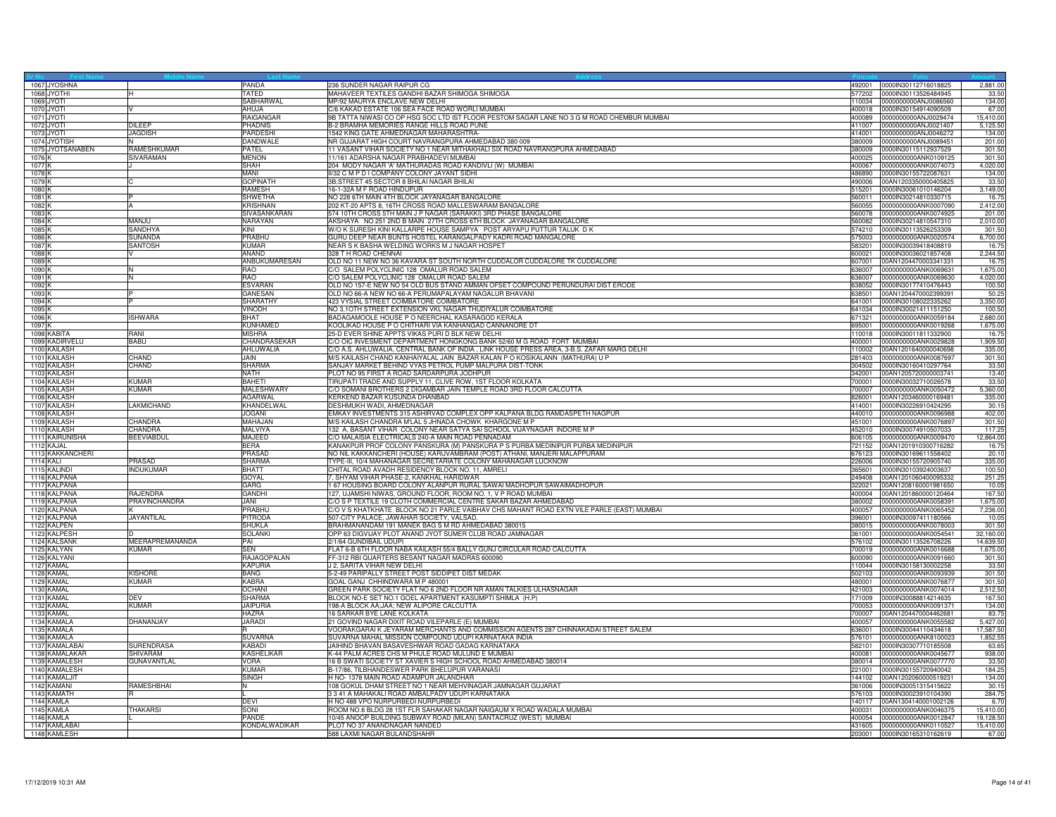| Sr No | First Name | Middle Name | Last Name | Address | Pincode | Folio | Amount |
|---|---|---|---|---|---|---|---|
| 1067 | JYOSHNA | | PANDA | 236 SUNDER NAGAR RAIPUR CG | 492001 | 0000IN30112716018825 | 2,881.00 |
| 1068 | JYOTHI | H | TATED | MAHAVEER TEXTILES GANDHI BAZAR SHIMOGA SHIMOGA | 577202 | 0000IN30113526484945 | 33.50 |
| 1069 | JYOTI | | SABHARWAL | MP/92 MAURYA ENCLAVE NEW DELHI | 110034 | 0000000000ANJ0086560 | 134.00 |
| 1070 | JYOTI | V | AHUJA | C/6 KAKAD ESTATE 106 SEA FACE ROAD WORLI MUMBAI | 400018 | 0000IN30154914090509 | 67.00 |
| 1071 | JYOTI | | RAIGANGAR | 9B TATTA NIWASI CO OP HSG SOC LTD IST FLOOR PESTOM SAGAR LANE NO 3 G M ROAD CHEMBUR MUMBAI | 400089 | 0000000000ANJ0029474 | 15,410.00 |
| 1072 | JYOTI | DILEEP | PHADNIS | B-2 BRAMHA MEMORIES RANGE HILLS ROAD PUNE | 411007 | 0000000000ANJ0021407 | 5,125.50 |
| 1073 | JYOTI | JAGDISH | PARDESHI | 1542 KING GATE AHMEDNAGAR MAHARASHTRA- | 414001 | 0000000000ANJ0046272 | 134.00 |
| 1074 | JYOTISH | N | DANDWALE | NR GUJARAT HIGH COURT NAVRANGPURA AHMEDABAD 380 009 | 380009 | 0000000000ANJ0089451 | 201.00 |
| 1075 | JYOTSANABEN | RAMESHKUMAR | PATEL | 11 VASANT VIHAR SOCIETY NO 1 NEAR MITHAKHALI SIX ROAD NAVRANGPURA AHMEDABAD | 380009 | 0000IN30115112937529 | 301.50 |
| 1076 | K | SIVARAMAN | MENON | 11/161 ADARSHA NAGAR PRABHADEVI MUMBAI | 400025 | 0000000000ANK0109125 | 301.50 |
| 1077 | K | J | SHAH | 204 MODY NAGAR 'A' MATHURADAS ROAD KANDIVLI (W) MUMBAI | 400067 | 0000000000ANK0074073 | 4,020.00 |
| 1078 | K | | MANI | II/32 C M P D I COMPANY COLONY JAYANT SIDHI | 486890 | 0000IN30155722087631 | 134.00 |
| 1079 | K | C | GOPINATH | 3B,STREET 45 SECTOR 8 BHILAI NAGAR BHILAI | 490006 | 00AN1203350000405825 | 33.50 |
| 1080 | K | | RAMESH | 16-1-32A M F ROAD HINDUPUR | 515201 | 0000IN30061010146204 | 3,149.00 |
| 1081 | K | P | SHWETHA | NO 228 6TH MAIN 4TH BLOCK JAYANAGAR BANGALORE | 560011 | 0000IN30214810330715 | 16.75 |
| 1082 | K | A | KRISHNAN | 202 KT-20 APTS 8, 16TH CROSS ROAD MALLESWARAM BANGALORE | 560055 | 0000000000ANK0007090 | 2,412.00 |
| 1083 | K | | SIVASANKARAN | 574 10TH CROSS 5TH MAIN J P NAGAR (SARAKKI) 3RD PHASE BANGALORE | 560078 | 0000000000ANK0074925 | 201.00 |
| 1084 | K | MANJU | NARAYAN | AKSHAYA NO 251 2ND B MAIN 27TH CROSS 6TH BLOCK JAYANAGAR BANGALORE | 560082 | 0000IN30214810547310 | 2,010.00 |
| 1085 | K | SANDHYA | KINI | W/O K SURESH KINI KALLARPE HOUSE SAMPYA POST ARYAPU PUTTUR TALUK D K | 574210 | 0000IN30113526253309 | 301.50 |
| 1086 | K | SUNANDA | PRABHU | GURU DEEP NEAR BUNTS HOSTEL KARANGALPADY KADRI ROAD MANGALORE | 575003 | 0000000000ANK0020574 | 6,700.00 |
| 1087 | K | SANTOSH | KUMAR | NEAR S K BASHA WELDING WORKS M J NAGAR HOSPET | 583201 | 0000IN30039418408819 | 16.75 |
| 1088 | K | V | ANAND | 328 T H ROAD CHENNAI | 600021 | 0000IN30036021857408 | 2,244.50 |
| 1089 | K | | ANBUKUMARESAN | OLD NO 11 NEW NO 36 KAVARA ST SOUTH NORTH CUDDALOR CUDDALORE TK CUDDALORE | 607001 | 00AN1204470003341331 | 16.75 |
| 1090 | K | N | RAO | C/O SALEM POLYCLINIC 128 OMALUR ROAD SALEM | 636007 | 0000000000ANK0069631 | 1,675.00 |
| 1091 | K | N | RAO | C/O SALEM POLYCLINIC 128 OMALUR ROAD SALEM | 636007 | 0000000000ANK0069630 | 4,020.00 |
| 1092 | K | | ESVARAN | OLD NO 157-E NEW NO 54 OLD BUS STAND AMMAN OFSET COMPOUND PERUNDURAI DIST ERODE | 638052 | 0000IN30177410476443 | 100.50 |
| 1093 | K | P | GANESAN | OLD NO 66-A NEW NO 66-A PERUMAPALAYAM NAGALUR BHAVANI | 638501 | 00AN1204470002399391 | 50.25 |
| 1094 | K | P | SHARATHY | 423 VYSIAL STREET COIMBATORE COIMBATORE | 641001 | 0000IN30108022335262 | 3,350.00 |
| 1095 | K | | VINODH | NO 3,1OTH STREET EXTENSION VKL NAGAR THUDIYALUR COIMBATORE | 641034 | 0000IN30021411151250 | 100.50 |
| 1096 | K | ISHWARA | BHAT | BADAGAMOOLE HOUSE P O NEERCHAL KASARAGOD KERALA | 671321 | 0000000000ANK0059184 | 2,680.00 |
| 1097 | K | | KUNHAMED | KOOLIKAD HOUSE P O CHITHARI VIA KANHANGAD CANNANORE DT | 695001 | 0000000000ANK0019268 | 1,675.00 |
| 1098 | KABITA | RANI | MISHRA | 25-D EVER SHINE APPTS VIKAS PURI D BLK NEW DELHI | 110018 | 0000IN30011811332900 | 16.75 |
| 1099 | KADIRVELU | BABU | CHANDRASEKAR | C/O OIC INVESMENT DEPARTMENT HONGKONG BANK 52/60 M G ROAD FORT MUMBAI | 400001 | 0000000000ANK0029828 | 1,909.50 |
| 1100 | KAILASH | | AHLUWALIA | C/O A.S. AHLUWALIA, CENTRAL BANK OF INDIA , LINK HOUSE PRESS AREA, 3-B.S. ZAFAR MARG DELHI | 110002 | 00AN1201640000040698 | 335.00 |
| 1101 | KAILASH | CHAND | JAIN | M/S KAILASH CHAND KANHAIYALAL JAIN BAZAR KALAN P O KOSIKALANN (MATHURA) U P | 281403 | 0000000000ANK0087697 | 301.50 |
| 1102 | KAILASH | CHAND | SHARMA | SANJAY MARKET BEHIND VYAS PETROL PUMP MALPURA DIST-TONK | 304502 | 0000IN30160410297764 | 33.50 |
| 1103 | KAILASH | | NATH | PLOT NO 95 FIRST A ROAD SARDARPURA JODHPUR | 342001 | 00AN1205720000003741 | 13.40 |
| 1104 | KAILASH | KUMAR | BAHETI | TIRUPATI TRADE AND SUPPLY 11, CLIVE ROW, 1ST FLOOR KOLKATA | 700001 | 0000IN30032710026578 | 33.50 |
| 1105 | KAILASH | KUMAR | MALESHWARY | C/O SOMANI BROTHERS 2 DIGAMBAR JAIN TEMPLE ROAD 3RD FLOOR CALCUTTA | 700007 | 0000000000ANK0050472 | 5,360.00 |
| 1106 | KAILASH | | AGARWAL | KERKEND BAZAR KUSUNDA DHANBAD | 826001 | 00AN1203460000169481 | 335.00 |
| 1107 | KAILASH | LAKMICHAND | KHANDELWAL | DESHMUKH WADI, AHMEDNAGAR | 414001 | 0000IN30226910424295 | 30.15 |
| 1108 | KAILASH | | JOGANI | EMKAY INVESTMENTS 315 ASHIRVAD COMPLEX OPP KALPANA BLDG RAMDASPETH NAGPUR | 440010 | 0000000000ANK0096988 | 402.00 |
| 1109 | KAILASH | CHANDRA | MAHAJAN | M/S KAILASH CHANDRA M'LAL 5 JHNADA CHOWK KHARGONE M P | 451001 | 0000000000ANK0076897 | 301.50 |
| 1110 | KAILASH | CHANDRA | MALVIYA | 132 A, BASANT VIHAR COLONY NEAR SATYA SAI SCHOOL VIJAYNAGAR INDORE M P | 452010 | 0000IN30074910507033 | 117.25 |
| 1111 | KAIRUNISHA | BEEVIABDUL | MAJEED | C/O MALAISIA ELECTRICALS 240-A MAIN ROAD PENNADAM | 606105 | 0000000000ANK0009470 | 12,864.00 |
| 1112 | KAJAL | | BERA | KANAKPUR PROF COLONY PANSKURA (M) PANSKURA P S PURBA MEDINIPUR PURBA MEDINIPUR | 721152 | 00AN1201910300716282 | 16.75 |
| 1113 | KAKKANCHERI | | PRASAD | NO NIL KAKKANCHERI (HOUSE) KARUVAMBRAM (POST) ATHANI, MANJERI MALAPPURAM | 676123 | 0000IN30169611558402 | 20.10 |
| 1114 | KALI | PRASAD | SHARMA | TYPE-III, 10/4 MAHANAGAR SECRETARIATE COLONY MAHANAGAR LUCKNOW | 226006 | 0000IN30155720905740 | 335.00 |
| 1115 | KALINDI | INDUKUMAR | BHATT | CHITAL ROAD AVADH RESIDENCY BLOCK NO. 11, AMRELI | 365601 | 0000IN30103924003637 | 100.50 |
| 1116 | KALPANA | | GOYAL | 7, SHYAM VIHAR PHASE-2, KANKHAL HARIDWAR | 249408 | 00AN1201060400095332 | 251.25 |
| 1117 | KALPANA | | GARG | 1 67 HOUSING BOARD COLONY ALANPUR RURAL SAWAI MADHOPUR SAWAIMADHOPUR | 322021 | 00AN1208160001981650 | 10.05 |
| 1118 | KALPANA | RAJENDRA | GANDHI | 127, UJAMSHI NIWAS, GROUND FLOOR, ROOM NO. 1, V P ROAD MUMBAI | 400004 | 00AN1201860000120464 | 167.50 |
| 1119 | KALPANA | PRAVINCHANDRA | JANI | C/O S P TEXTILE 19 CLOTH COMMERCIAL CENTRE SAKAR BAZAR AHMEDABAD | 380002 | 0000000000ANK0058391 | 1,675.00 |
| 1120 | KALPANA | K | PRABHU | C/O V S KHATKHATE BLOCK NO 21 PARLE VAIBHAV CHS MAHANT ROAD EXTN VILE PARLE (EAST) MUMBAI | 400057 | 0000000000ANK0065452 | 7,236.00 |
| 1121 | KALPANA | JAYANTILAL | PITRODA | 507-CITY PALACE, JAWAHAR SOCIETY, VALSAD. | 396001 | 0000IN30097411180566 | 10.05 |
| 1122 | KALPEN | | SHUKLA | BRAHMANANDAM 191 MANEK BAG S M RD AHMEDABAD 380015 | 380015 | 0000000000ANK0078003 | 301.50 |
| 1123 | KALPESH | D | SOLANKI | OPP 63 DIGVIJAY PLOT ANAND JYOT SUMER CLUB ROAD JAMNAGAR | 361001 | 0000000000ANK0054541 | 32,160.00 |
| 1124 | KALSANK | MEERAPREMANANDA | PAI | 2/1/64 GUNDIBAIL UDUPI | 576102 | 0000IN30113526708226 | 14,639.50 |
| 1125 | KALYAN | KUMAR | SEN | FLAT 6-B 6TH FLOOR NABA KAILASH 55/4 BALLY GUNJ CIRCULAR ROAD CALCUTTA | 700019 | 0000000000ANK0016688 | 1,675.00 |
| 1126 | KALYANI | | RAJAGOPALAN | FF-312 RBI QUARTERS BESANT NAGAR MADRAS 600090 | 600090 | 0000000000ANK0091660 | 301.50 |
| 1127 | KAMAL | | KAPURIA | J 2, SARITA VIHAR NEW DELHI | 110044 | 0000IN30158130002258 | 33.50 |
| 1128 | KAMAL | KISHORE | BANG | 5-2-49 PARIPALLY STREET POST SIDDIPET DIST MEDAK | 502103 | 0000000000ANK0093939 | 301.50 |
| 1129 | KAMAL | KUMAR | KABRA | GOAL GANJ CHHINDWARA M P 480001 | 480001 | 0000000000ANK0076877 | 301.50 |
| 1130 | KAMAL | | OCHANI | GREEN PARK SOCIETY FLAT NO 6 2ND FLOOR NR AMAN TALKIES ULHASNAGAR | 421003 | 0000000000ANK0074014 | 2,512.50 |
| 1131 | KAMAL | DEV | SHARMA | BLOCK NO-E SET NO.1 GOEL APARTMENT KASUMPTI SHIMLA (H.P) | 171009 | 0000IN30088814214635 | 167.50 |
| 1132 | KAMAL | KUMAR | JAIPURIA | 198-A BLOCK AA;JAA; NEW ALIPORE CALCUTTA | 700053 | 0000000000ANK0091371 | 134.00 |
| 1133 | KAMAL | | HAZRA | 16 SARKAR BYE LANE KOLKATA | 700007 | 00AN1204470004462681 | 83.75 |
| 1134 | KAMALA | DHANANJAY | JARADI | 21 GOVIND NAGAR DIXIT ROAD VILEPARLE (E) MUMBAI | 400057 | 0000000000ANK0055582 | 5,427.00 |
| 1135 | KAMALA | | R | VOORAKGARAI K JEYARAM MERCHANTS AND COMMISSION AGENTS 287 CHINNAKADAI STREET SALEM | 636001 | 0000IN30044110434618 | 17,587.50 |
| 1136 | KAMALA | | SUVARNA | SUVARNA MAHAL MISSION COMPOUND UDUPI KARNATAKA INDIA | 576101 | 0000000000ANK8100023 | 1,852.55 |
| 1137 | KAMALABAI | SURENDRASA | KABADI | JAIHIND BHAVAN BASAVESHWAR ROAD GADAG KARNATAKA | 582101 | 0000IN30307710185508 | 63.65 |
| 1138 | KAMALAKAR | SHIVARAM | KASHELIKAR | K-44 PALM ACRES CHS M PHULE ROAD MULUND E MUMBAI | 400081 | 0000000000ANK0045677 | 938.00 |
| 1139 | KAMALESH | GUNAVANTLAL | VORA | 16 B SWATI SOCIETY ST XAVIER S HIGH SCHOOL ROAD AHMEDABAD 380014 | 380014 | 0000000000ANK0077770 | 33.50 |
| 1140 | KAMALESH | | KUMAR | B-17/86, TILBHANDESWER PARK BHELUPUR VARANASI | 221001 | 0000IN30155720940042 | 184.25 |
| 1141 | KAMALJIT | | SINGH | H NO- 1378 MAIN ROAD ADAMPUR JALANDHAR | 144102 | 00AN1202060000519231 | 134.00 |
| 1142 | KAMANI | RAMESHBHAI | N | 108 GOKUL DHAM STREET NO 1 NEAR MEHVINAGAR JAMNAGAR GUJARAT | 361006 | 0000IN30051315415622 | 30.15 |
| 1143 | KAMATH | R | L | 3 3 41 A MAHAKALI ROAD AMBALPADY UDUPI KARNATAKA | 576103 | 0000IN30023910104390 | 284.75 |
| 1144 | KAMLA | | DEVI | H NO 488 VPO NURPURBEDI NURPURBEDI | 140117 | 00AN1304140001002126 | 6.70 |
| 1145 | KAMLA | THAKARSI | SONI | ROOM NO.6 BLDG 28 1ST FLR SAHAKAR NAGAR NAIGAUM X ROAD WADALA MUMBAI | 400031 | 0000000000ANK0046375 | 15,410.00 |
| 1146 | KAMLA | L | PANDE | 10/45 ANOOP BUILDING SUBWAY ROAD (MILAN) SANTACRUZ (WEST) MUMBAI | 400054 | 0000000000ANK0012847 | 19,128.50 |
| 1147 | KAMLABAI | | KONDALWADIKAR | PLOT NO 37 ANANDNAGAR NANDED | 431605 | 0000000000ANK0110527 | 15,410.00 |
| 1148 | KAMLESH | | | 588 LAXMI NAGAR BULANDSHAHR | 203001 | 0000IN30165310162619 | 67.00 |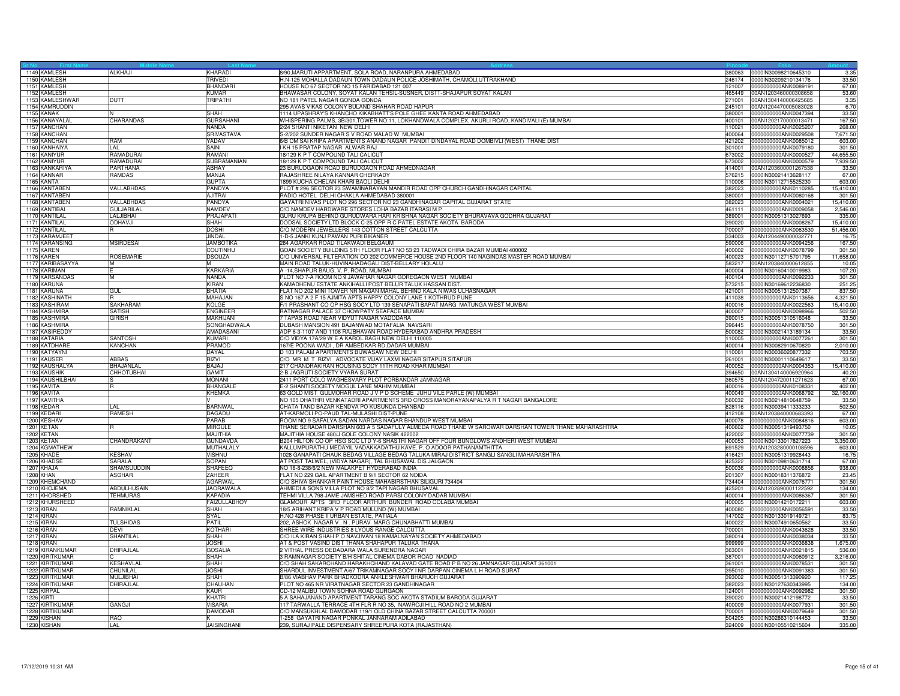| Sr No | First Name | Middle Name | Last Name | Address | Pincode | Folio | Amount |
|---|---|---|---|---|---|---|---|
| 1149 | KAMLESH | ALKHAJI | KHARADI | 8/90,MARUTI APPARTMENT, SOLA ROAD, NARANPURA AHMEDABAD | 380063 | 0000IN30098210645310 | 3.35 |
| 1150 | KAMLESH | | TRIVEDI | H.N-125 MOHALLA DADAUN TOWN DADAUN POLICE JOSHIMATH, CHAMOLI,UTTRAKHAND | 246174 | 0000IN30209210134176 | 33.50 |
| 1151 | KAMLESH | | BHANDARI | HOUSE NO 67 SECTOR NO 15 FARIDABAD 121 007 | 121007 | 0000000000ANK0089191 | 67.00 |
| 1152 | KAMLESH | | KUMAR | BHAWASAR COLONY, SOYAT KALAN TEHSIL-SUSNER, DISTT-SHAJAPUR SOYAT KALAN | 465449 | 00AN1203460000308658 | 53.60 |
| 1153 | KAMLESHWAR | DUTT | TRIPATHI | NO 181 PATEL NAGAR GONDA GONDA | 271001 | 00AN1304140006425685 | 3.35 |
| 1154 | KAMRUDDIN | | | 295 AVAS VIKAS COLONY BULAND SHAHAR ROAD HAPUR | 245101 | 00AN1204470005083028 | 6.70 |
| 1155 | KANAK | N | SHAH | 1114 UPASHRAY'S KHANCHO KIKABHATT'S POLE GHEE KANTA ROAD AHMEDABAD | 380001 | 0000000000ANK0047394 | 33.50 |
| 1156 | KANAYALAL | CHARANDAS | GURSAHANI | WHISPERING PALMS, 3B/301,TOWER NO:11, LOKHANDWALA COMPLEX, AKURLI ROAD, KANDIVALI (E) MUMBAI | 400101 | 00AN1202170000013471 | 167.50 |
| 1157 | KANCHAN | | NANDA | 2/24 SHANTI NIKETAN NEW DELHI | 110021 | 0000000000ANK0025207 | 268.00 |
| 1158 | KANCHAN | | SRIVASTAVA | S-2/202 SUNDER NAGAR S V ROAD MALAD W MUMBAI | 400064 | 0000000000ANK0029508 | 7,671.50 |
| 1159 | KANCHAN | RAM | YADAV | 6/B OM SAI KRIPA APARTMENTS ANAND NAGAR PANDIT DINDAYAL ROAD DOMBIVLI (WEST) THANE DIST | 421202 | 0000000000ANK0085012 | 603.00 |
| 1160 | KANHAIYA | LAL | SAINI | I KH 15 PRATAP NAGAR ALWAR RAJ | 301001 | 0000000000ANK0079180 | 301.50 |
| 1161 | KANIYUR | RAMADURAI | RAMANI | 18/129 K P T COMPOUND TALI CALICUT | 673002 | 0000000000ANK0000527 | 44,655.50 |
| 1162 | KANIYUR | RAMADURAI | SUBRAMANIAN | 18/129 K P T COMPOUND TALI CALICUT | 673002 | 0000000000ANK0000579 | 7,939.50 |
| 1163 | KANKARIYA | PARTHANA | ABHAY | 23 BURUDGAON ROAD BURUDGAON ROAD AHMEDNAGAR | 414001 | 00AN1203600001267538 | 33.50 |
| 1164 | KANNAR | RAMDAS | MANJA | RAJASHREE NILAYA KANNAR CHERKADY | 576215 | 0000IN30021413628117 | 67.00 |
| 1165 | KANTA | | GUPTA | 1899 KUCHA CHELAN KHARI BAOLI DELHI | 110006 | 0000IN30112715525230 | 603.00 |
| 1166 | KANTABEN | VALLABHDAS | PANDYA | PLOT # 296 SECTOR 23 SWAMINARAYAN MANDIR ROAD OPP CHURCH GANDHINAGAR CAPITAL | 382023 | 0000000000ANK0110285 | 15,410.00 |
| 1167 | KANTABEN | | AJITRAI | RADIO HOTEL DELHI CHAKLA AHMEDABAD 380001 | 380001 | 0000000000ANK0080168 | 301.50 |
| 1168 | KANTABEN | VALLABHDAS | PANDYA | GAYATRI NIVAS PLOT NO 296 SECTOR NO 23 GANDHINAGAR CAPITAL GUJARAT STATE | 382023 | 0000000000ANK0004021 | 15,410.00 |
| 1169 | KANTIBAI | GULJARILAL | NAMDEV | C/O NAMDEV HARDWARE STORES LOHA BAZAR ITARASI M P | 461111 | 0000000000ANK0009058 | 2,546.00 |
| 1170 | KANTILAL | LALJIBHAI | PRAJAPATI | GURU KRUPA BEHIND GURUDWARA HARI KRISHNA NAGAR SOCIETY BHURAVAVA GODHRA GUJARAT | 389001 | 0000IN30051313027693 | 335.00 |
| 1171 | KANTILAL | ODHAVJI | SHAH | DODSAL SOCIETY LTD BLOCK C-25 OPP R C PATEL ESTATE AKOTA BARODA | 390020 | 0000000000ANK0008267 | 15,410.00 |
| 1172 | KANTILAL | R | DOSHI | C/O MODERN JEWELLERS 143 COTTON STREET CALCUTTA | 700007 | 0000000000ANK0063530 | 51,456.00 |
| 1173 | KARAMJEET | | JINDAL | 1-D-5 JANKI KUNJ PAWAN PURI BIKANER | 334003 | 00AN1204490000032771 | 16.75 |
| 1174 | KARANSING | MSIRDESAI | JAMBOTIKA | 284 AGARKAR ROAD TILAKWADI BELGAUM | 590006 | 0000000000ANK0094256 | 167.50 |
| 1175 | KAREN | | COUTINHU | GOAN SOCIETY BUILDING 5TH FLOOR FLAT NO 53 23 TADWADI CHIRA BAZAR MUMBAI 400002 | 400002 | 0000000000ANK0078799 | 301.50 |
| 1176 | KAREN | ROSEMARIE | DSOUZA | C/O UNIVERSAL FILTERATION CO 202 COMMERCE HOUSE 2ND FLOOR 140 NAGINDAS MASTER ROAD MUMBAI | 400023 | 0000IN30112715701795 | 11,658.00 |
| 1177 | KARIBASAYYA | M | M | MAIN ROAD TALUK-HUVINAHADAGALI DIST-BELLARY HOLALU | 583217 | 00AN1203840000612855 | 10.05 |
| 1178 | KARIMAN | E | KARKARIA | A -14,SHAPUR BAUG, V. P. ROAD, MUMBAI | 400004 | 0000IN30160410019983 | 107.20 |
| 1179 | KARSANDAS | M | NANDA | PLOT NO 7-A ROOM NO 9 JAWAHAR NAGAR GOREGAON WEST MUMBAI | 400104 | 0000000000ANK0092233 | 301.50 |
| 1180 | KARUNA | | KIRAN | KAMADHENU ESTATE ANKIHALLI POST BELUR TALUK HASSAN DIST. | 573215 | 0000IN30169612236830 | 251.25 |
| 1181 | KARUNA | GUL | BHATIA | FLAT NO 202 MINI TOWER NR MAGAN MAHAL BEHIND KALA NIWAS ULHASNAGAR | 421001 | 0000IN30051312507387 | 837.50 |
| 1182 | KASHINATH | R | MAHAJAN | S NO 167 A 2 F 15 AJMITA APTS HAPPY COLONY LANE 1 KOTHRUD PUNE | 411038 | 0000000000ANK0113656 | 4,321.50 |
| 1183 | KASHIRAM | SAKHARAM | KOLGE | F/1 PRASHANT CO OP HSG SOCY LTD 139 SENAPATI BAPAT MARG MATUNGA WEST MUMBAI | 400016 | 0000000000ANK0022563 | 15,410.00 |
| 1184 | KASHMIRA | SATISH | ENGINEER | RATNAGAR PALACE 37 CHOWPATY SEAFACE MUMBAI | 400007 | 0000000000ANK0098966 | 502.50 |
| 1185 | KASHMIRA | GIRISH | MAKHIJANI | 7 TAPAS ROAD NEAR VIDYUT NAGAR VADODARA | 390015 | 0000IN30051310516048 | 33.50 |
| 1186 | KASHMIRA | | SONGHADWALA | DUBASH MANSION 491 BAJANWAD MOTAFALIA NAVSARI | 396445 | 0000000000ANK0078750 | 301.50 |
| 1187 | KASIREDDY | | AMADASANI | ADP 6-3-1107 AND 1108 RAJBHAVAN ROAD HYDERABAD ANDHRA PRADESH | 500082 | 0000IN30021413189134 | 33.50 |
| 1188 | KATARIA | SANTOSH | KUMARI | C/O VIDYA 17A/29 W E A KAROL BAGH NEW DELHI 110005 | 110005 | 0000000000ANK0077261 | 301.50 |
| 1189 | KATDHARE | KANCHAN | PRAMOD | 167/E POONA WADI , DR AMBEDKAR RD,DADAR MUMBAI | 400014 | 0000IN30082910670820 | 2,010.00 |
| 1190 | KATYAYNI | | DAYAL | D 103 PALAM APARTMENTS BIJWASAW NEW DELHI | 110061 | 0000IN30036020877332 | 703.50 |
| 1191 | KAUSER | ABBAS | RIZVI | C/O MR M T RIZVI ADVOCATE VIJAY LAXMI NAGAR SITAPUR SITAPUR | 261001 | 0000IN30001110649617 | 33.50 |
| 1192 | KAUSHALYA | BHAJANLAL | BAJAJ | 217 CHANDRAKIRAN HOUSING SOCIETY 11TH ROAD KHAR MUMBAI | 400052 | 0000000000ANK0004353 | 15,410.00 |
| 1193 | KAUSHIK | CHHOTUBHAI | GAMIT | 2-B JAGRUTI SOCIETY VYARA SURAT | 394650 | 00AN1304140006920964 | 40.20 |
| 1194 | KAUSHILBHAI | S | MONANI | 2411 PORT COLO WAGHESVARY PLOT PORBANDAR JAMNAGAR | 360575 | 00AN1204720011271623 | 67.00 |
| 1195 | KAVITA | R | BHANGALE | E-2 SHANTI SOCIETY MOGUL LANE MAHIM MUMBAI | 400016 | 0000000000ANK0108331 | 402.00 |
| 1196 | KAVITA | | KHEMKA | 63 GOLD MIST GULMOHAR ROAD J V P D SCHEME JUHU VILE PARLE (W) MUMBAI | 400049 | 0000000000ANK0068792 | 32,160.00 |
| 1197 | KAVITHA | | V | NO 105 DHATHRI VENKATADRI APARTMENTS 3RD CROSS MANORAYANAPALYA R T NAGAR BANGALORE | 560032 | 0000IN30214810648759 | 33.50 |
| 1198 | KEDAR | LAL | BARNWAL | CHATA TAND BAZAR KENDVA PO KUSUNDA DHANBAD | 828116 | 0000IN30039411333233 | 502.50 |
| 1199 | KEDARI | RAMESH | DAGADU | AT-KARMOLI PO-PAUD TAL-MULASHI DIST-PUNE | 412108 | 00AN1203840000683393 | 67.00 |
| 1200 | KESHAV | | PARAB | ROOM NO 9 SAFALYA SADAN NARDAS NAGAR BHANDUP WEST MUMBAI | 400078 | 0000000000ANK0084816 | 603.00 |
| 1201 | KETAN | R | MIRGULE | THANE SERADAR DARSHAN 603 A 5 SADAFULY ALMEDA ROAD THANE W SAROWAR DARSHAN TOWER THANE MAHARASHTRA | 400602 | 0000IN30051319493750 | 10.05 |
| 1202 | KETAN | | MAJITHIA | MAJITHIA HOUSE 480/J GOLE COLONY NASIK 422002 | 422002 | 0000000000ANK0077739 | 301.50 |
| 1203 | KETAN | CHANDRAKANT | GUNDAVDA | B204 HILTON CO OP HSG SOC LTD Y-6 SHASTRI NAGAR OFF FOUR BUNGLOWS ANDHERI WEST MUMBAI | 400053 | 0000IN30133017827223 | 3,350.00 |
| 1204 | KGMATHEW | | MUTHALALY | KALLUMPURATHU MEDAYIL VADAKKADATHU KAVE. P. O ADOOR PATHANAMTHITTA | 691529 | 00AN1203280000108596 | 603.00 |
| 1205 | KHADE | KESHAV | VISHNU | 1028 GANAPATI CHAUK BEDAG VILLAGE BEDAG TALUKA MIRAJ DISTRICT SANGLI SANGLI MAHARASHTRA | 416421 | 0000IN30051319928443 | 16.75 |
| 1206 | KHADSE | SARALA | SOPAN | AT POST TALWEL, (VIDYA NAGAR), TAL BHUSAWAL DIS JALGAON | 425322 | 0000IN30109810631714 | 67.00 |
| 1207 | KHAJA | SHAMSUUDDIN | SHAFEEQ | NO 16-8-238/6/2 NEW MALAKPET HYDERABAD INDIA | 500036 | 0000000000ANK0008856 | 938.00 |
| 1208 | KHAN | ASGHAR | ZAHEER | FLAT NO 229 GAIL APARTMENT B 9/1 SECTOR 62 NOIDA | 201307 | 0000IN30018311376872 | 23.45 |
| 1209 | KHEMCHAND | | AGARWAL | C/O SHIVA SHANKAR PAINT HOUSE MAHABIRSTHAN SILIGURI 734404 | 734404 | 0000000000ANK0076771 | 301.50 |
| 1210 | KHOJEMA | ABDULHUSAIN | JAORAWALA | AHMEDI & SONS VILLA PLOT NO 8/2 TAPI NAGAR BHUSAVAL | 425201 | 00AN1202890001122592 | 134.00 |
| 1211 | KHORSHED | TEHMURAS | KAPADIA | TEHMI VILLA 798 JAME JAMSHED ROAD PARSI COLONY DADAR MUMBAI | 400014 | 0000000000ANK0086367 | 301.50 |
| 1212 | KHURSHEED | | FAIZULLABHOY | GLAMOUR APTS 3RD FLOOR ARTHUR BUNDER ROAD COLABA MUMBAI | 400005 | 0000IN30014210172211 | 603.00 |
| 1213 | KIRAN | RAMNIKLAL | SHAH | 18/5 ARIHANT KRIPA V P ROAD MULUND (W) MUMBAI | 400080 | 0000000000ANK0056591 | 33.50 |
| 1214 | KIRAN | | SYAL | H.NO 428 PHASE II URBAN ESTATE, PATIALA | 147002 | 0000IN30133019149721 | 83.75 |
| 1215 | KIRAN | TULSHIDAS | PATIL | 202, ASHOK NAGAR V . N . PURAV MARG CHUNABHATTI MUMBAI | 400022 | 0000IN30074910650562 | 33.50 |
| 1216 | KIRAN | DEVI | KOTHARI | SHREE WIRE INDUSTRIES 8 LYOUS RANGE CALCUTTA | 700001 | 0000000000ANK0043628 | 33.50 |
| 1217 | KIRAN | SHANTILAL | SHAH | C/O ILA KIRAN SHAH P O NAVJIVAN 18 KAMALNAYAN SOCIETY AHMEDABAD | 380014 | 0000000000ANK0038034 | 33.50 |
| 1218 | KIRAN | | JOSHI | AT & POST VASIND DIST THANA SHAHAPUR TALUKA THANA | 999999 | 0000000000ANK0036838 | 1,675.00 |
| 1219 | KIRANKUMAR | DHIRAJLAL | GOSALIA | 2 VITHAL PRESS DEDADARA WALA SURENDRA NAGAR | 363001 | 0000000000ANK0021815 | 536.00 |
| 1220 | KIRITKUMAR | C | SHAH | 3 RAMNAGAR SOCIETY B/H SHITAL CINEMA DABOR ROAD NADIAD | 387001 | 0000000000ANK0060912 | 3,216.00 |
| 1221 | KIRITKUMAR | KESHAVLAL | SHAH | C/O SHAH SAKARCHAND HARAKHCHAND KALAVAD GATE ROAD P B NO 26 JAMNAGAR GUJARAT 361001 | 361001 | 0000000000ANK0078531 | 301.50 |
| 1222 | KIRITKUMAR | CHUNILAL | JOSHI | SHARDUL INVESTMENT A/67 TRIKAMNAGAR SOCY I NR DARPAN CINEMA L H ROAD SURAT | 395010 | 0000000000ANK0091383 | 301.50 |
| 1223 | KIRITKUMAR | MULJIBHAI | SHAH | B/86 VIABHAV PARK BHADKODRA ANKLESHWAR BHARUCH GUJARAT | 393002 | 0000IN30051313390920 | 117.25 |
| 1224 | KIRITKUMAR | DHIRAJLAL | CHAUHAN | PLOT NO 465 NR VIRATNAGAR SECTOR 23 GANDHINAGAR | 382023 | 0000IN30127630343995 | 134.00 |
| 1225 | KIRPAL | | KAUR | CD-12 MALIBU TOWN SOHNA ROAD GURGAON | 124001 | 0000000000ANK0092982 | 301.50 |
| 1226 | KIRTI | | KHATRI | 5 A SAHAJANAND APARTMENT TARANG SOC AKOTA STADIUM BARODA GUJARAT | 390020 | 0000IN30021412198772 | 33.50 |
| 1227 | KIRTIKUMAR | GANGJI | VISARIA | 117 TARWALLA TERRACE 4TH FLR R NO 35, NAWROJI HILL ROAD NO 2 MUMBAI | 400009 | 0000000000ANK0077931 | 301.50 |
| 1228 | KIRTIKUMAR | | DAMODAR | C/O MANSUKHLAL DAMODAR 119/1 OLD CHINA BAZAR STREET CALCUTTA 700001 | 700001 | 0000000000ANK0079649 | 301.50 |
| 1229 | KISHAN | RAO | K | 1-258 GAYATRI NAGAR PONKAL JANNARAM ADILABAD | 504205 | 0000IN30286310144453 | 33.50 |
| 1230 | KISHAN | LAL | JAISINGHANI | 239, SURAJ PALE DISPENSARY SHREEPURA KOTA (RAJASTHAN) | 324009 | 0000IN30105510215604 | 335.00 |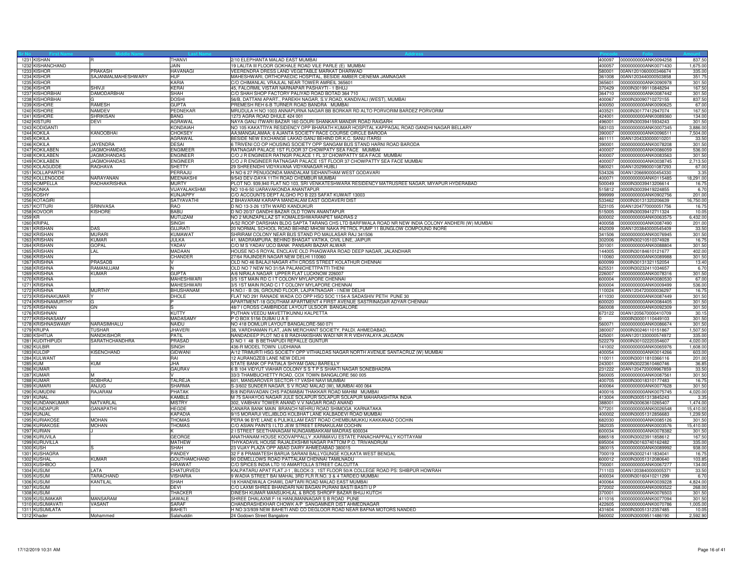| Sr No | First Name | Middle Name | Last Name | Address | Pincode | Folio | Amount |
|---|---|---|---|---|---|---|---|
| 1231 | KISHAN | R | THANVI | 2/10 ELEPHANTA MALAD EAST MUMBAI | 400097 | 0000000000ANK0094258 | 837.50 |
| 1232 | KISHANCHAND | | JAIN | 19 LALITA III FLOOR GOKHALE ROAD VILE PARLE (E) MUMBAI | 400057 | 0000000000ANK0071430 | 1,675.00 |
| 1233 | KISHOR | PRAKASH | HAVANAGI | VEERENDRA DRESS LAND VEGETABLE MARKAT DHARWAD | 580001 | 00AN1201060000346674 | 335.00 |
| 1234 | KISHOR | SAJANMALMAHESHWARY | HUF | MAHESHWARI, ORTHOPAEDIC HOSPITAL, BESIDE AMBER CIENEMA JAMNAGAR | 361008 | 00AN1203440000503858 | 351.75 |
| 1235 | KISHOR | | KARIA | C/O CHIMANLAL VRAJLAL NEAR TOWER AMREIL 365601 | 365601 | 0000000000ANK0090978 | 301.50 |
| 1236 | KISHOR | SHIVJI | KERAI | 45, FALORMIL VISTAR NARNAPAR PASHAYTI - 1 BHUJ | 370429 | 0000IN30199110848294 | 167.50 |
| 1237 | KISHORBHAI | DAMODARBHAI | SHAH | C/O SHAH SHOP FACTORY PALIYAD ROAD BOTAD 364 710 | 364710 | 0000000000ANK0087442 | 301.50 |
| 1238 | KISHORBHAI | G | DOSHI | 56/B, DATTANI APART., PAREKH NAGAR, S.V.ROAD, KANDIVALI (WEST), MUMBAI | 400067 | 0000IN30090710272155 | 837.50 |
| 1239 | KISHORE | RAMESH | GUPTA | PREMESH REH 6-B TURNER ROAD BANDRA MUMBAI | 400050 | 0000000000ANK0090625 | 67.00 |
| 1240 | KISHORE | NAMDEV | PEDNEKAR | MRUDULA H NO 1003 ANNAPURNA NAGAR BB BORKAR RD ALTO PORVORIM BARDEZ PORVORIM | 403521 | 0000IN30177412947074 | 167.50 |
| 1241 | KISHORE | SHRIKISAN | BANG | 1273 AGRA ROAD DHULE 424 001 | 424001 | 0000000000ANK0089360 | 134.00 |
| 1242 | KISTURI | DEVI | AGRAWAL | NAYA GANJ ITWARI BAZAR 160 GOURI SHANKAR MANDIR ROAD RAIGARH | 496001 | 0000IN30039415934243 | 301.50 |
| 1243 | KODIGANTI | | KONDAIAH | NO 105 KAKATTIYA RESIDENCY OPP BHARATH KUMAR HOSPITAL KAPPAGAL ROAD GANDHI NAGAR BELLARY | 583103 | 0000000000ANK0007345 | 3,886.00 |
| 1244 | KOKILA | KANOOBHAI | CHOKSEY | AA;MANGALAMAA; 6 AJANTA SOCIETY RACE COURSE CIRCLE BARODA | 390007 | 0000000000ANK0096511 | 7,504.00 |
| 1245 | KOKILA | | AGRAWAL | BESIDE NEW EXCHANGE LAKAD GANJ BEHIND DR.K.C. SANU ITARSI | 461111 | 00AN1204330000010201 | 33.50 |
| 1246 | KOKILA | JAYENDRA | DESAI | 6 TRIVENI CO OP HOUSING SOCIETY OPP SANGAM BUS STAND HARNI ROAD BARODA | 390001 | 0000000000ANK0078208 | 301.50 |
| 1247 | KOKILABEN | JAGMOHAMDAS | ENGIMEER | RATNAGAR PALACE 1ST FLOOR 37 CHOWPATY SEA FACE MUMBAI | 400007 | 0000000000ANK0086059 | 536.00 |
| 1248 | KOKILABEN | JAGMOHANDAS | ENGINEER | C/O J R ENGINEER RATNGR PALACE 1 FL 37 CHOWPATTY SEA FACE MUMBAI | 400007 | 0000000000ANK0083563 | 301.50 |
| 1249 | KOKILABEN | JAGMOHANDAS | ENGINEER | C/O J R ENGINEER RATNAGAR PALACE 1ST FLOOR 37 CHOWPATTY SEA FACE MUMBAI | 400007 | 0000000000ANK0038745 | 2,713.50 |
| 1250 | KOLAGUDDE | RAGHAVA | SHETTY | 29 SHREENIDHI VIDYAVANA VIDYANAGAR HUBLI | 580021 | 00AN1202990001087293 | 67.00 |
| 1251 | KOLLAPARTHI | | PERRAJU | H NO 6 27 PENUGONDA MANDALAM SIDHANTHAM WEST GODAVARI | 534326 | 00AN1206690000454330 | 3.35 |
| 1252 | KOLLENGODE | NARAYANAN | MEENAKSHI | 9/543 DEV-DAYA 11TH ROAD CHEMBUR MUMBAI | 400071 | 0000000000ANK0115485 | 18,291.00 |
| 1253 | KOMPELLA | RADHAKRISHNA | MURTY | PLOT NO. 939,940 FLAT NO 103, SRI VENKATESHWARA RESIDENCY MATRUSREE NAGAR, MIYAPUR HYDERABAD | 500049 | 0000IN30039413206614 | 16.75 |
| 1254 | KONKA | | VIJAYALAKSHMI | NO 10-6-50 UARAVAKONDA ANANTAPUR | 515812 | 0000IN30039419224855 | 6.70 |
| 1255 | KOSHY | | KUNJAPPY | C/O ACCOUNTS DEPT ALGHO PO B 223 SAFAT KUWAIT 13003 | 999999 | 0000000000ANK0902756 | 201.00 |
| 1256 | KOTAGIRI | | SATYAVATHI | Z BHAVARAM KARAPA MANDALAM EAST GODAVERI DIST | 533462 | 0000IN30131320206639 | 16,750.00 |
| 1257 | KOTTURI | SRINIVASA | RAO | D NO 13-3-26 13TH WARD KANDUKUR | 523105 | 00AN1204770000051756 | 16.75 |
| 1258 | KOVOOR | KISHORE | BABU | D NO 20/37 GANDHI BAZAR OLD TOWN ANANTAPUR | 515005 | 0000IN30039412711324 | 10.05 |
| 1259 | KR | | MUTUZAM | NO 2 MUNZAPILLAZ ST KOMALESHWARANPET MADRAS 2 | 600002 | 0000000000ANK0063575 | 6,432.00 |
| 1260 | KRIPAL | | SINGH | A/52 ROOP DARSHAN BLDG SAPTA TARANG CHS LTD BARFIWALA ROAD NR NEW INDIA COLONY ANDHERI (W) MUMBAI | 400058 | 0000000000ANK0087490 | 201.00 |
| 1261 | KRISHAN | DAS | GUJRATI | 20 NORMAL SCHOOL ROAD BEHIND MHOW NAKA PETROL PUMP 11 BUNGLOW COMPOUND INORE | 452009 | 00AN1203840000545409 | 33.50 |
| 1262 | KRISHAN | MURARI | KUMAWAT | SHRIRAM COLONY NEAR BUS STAND PO MAULASAR RAJ 341506 | 341506 | 0000000000ANK0076945 | 301.50 |
| 1263 | KRISHAN | KUMAR | JULKA | 41, MADRAMPURA, BEHIND BHAGAT VATIKA, CIVIL LINE, JAIPUR | 302006 | 0000IN30210510374928 | 16.75 |
| 1264 | KRISHAN | GOPAL | YADAV | C/O M S YADAV UCO BANK PANSARI BAZAR ALWAR | 301001 | 0000000000ANK0088804 | 301.50 |
| 1265 | KRISHAN | LAL | MADAAN | HOUSE NO-5 ROYAL ENCLAVE OLD PHAGWARA ROAD DEEP NAGAR, JALANDHAR | 144005 | 0000IN30184610121677 | 402.00 |
| 1266 | KRISHAN | | CHANDER | 27/64 RAJINDER NAGAR NEW DELHI 110060 | 110060 | 0000000000ANK0089988 | 301.50 |
| 1267 | KRISHNA | PRASADB | V | OLD NO 46 BALAJI NAGAR 4TH CROSS STREET KOLATHUR CHENNAI | 600099 | 0000IN30131321152054 | 13.40 |
| 1268 | KRISHNA | RAMANUJAM | N | OLD NO 7 NEW NO 31/5A PALANICHETTPATTI THENI | 625531 | 0000IN30232411034657 | 6.70 |
| 1269 | KRISHNA | KUMAR | GUPTA | A/6 NIRALA NAGAR UPPER FLAT LUCKNOW 226007 | 226007 | 0000000000ANK0078316 | 301.50 |
| 1270 | KRISHNA | | MAHESHWARI | 3/5 1ST MAIN RD C I T COLONY MYLAPORE CHENNAI | 600004 | 0000000000ANK0080530 | 67.00 |
| 1271 | KRISHNA | | MAHESHWARI | 3/5 1ST MAIN ROAD C I T COLONY MYLAPORE CHENNAI | 600004 | 0000000000ANK0009499 | 536.00 |
| 1272 | KRISHNA | MURTHY | BHUSHANAM | H.NO.I - B /26, GROUND FLOOR, LAJPATNAGAR - I NEW DELHI | 110024 | 00AN1204720000036297 | 16.75 |
| 1273 | KRISHNAKUMAR | Y | DHOLE | FLAT NO 291 RANADE WADA CO OPP HSQ SOC 1154-A SADASHIV PETH PUNE 30 | 411030 | 0000000000ANK0087449 | 301.50 |
| 1274 | KRISHNAMURTHY | G | P | APARTMENT-18 GOUTHAM APARTMENT 4 FIRST AVENUE SASTRINAGAR ADYAR CHENNAI | 600020 | 0000000000ANK0084405 | 301.50 |
| 1275 | KRISHNAN | GN | S | 48/7 I CROSS CAMBRIDGE LAYOUT ULSOOR BANGALORE | 560008 | 0000000000ANK0092309 | 301.50 |
| 1276 | KRISHNAN | | KUTTY | PUTHAN VEEDU MAVETTIKUNNU KALPETTA | 673122 | 00AN1205670000410709 | 30.15 |
| 1277 | KRISHNASAMY | | MADASAMY | P O BOX 5156 DUBAI U A E | 0 | 0000IN30011110449103 | 301.50 |
| 1278 | KRISHNASWAMY | NARASIMHALU | NAIDU | NO 418 DOMLUR LAYOUT BANGALORE-560 071 | 560071 | 0000000000ANK0086674 | 301.50 |
| 1279 | KRUPA | TUSHAR | JHAVERI | 38, VARDHAMAN FLAT, JAIN MERCHANT SOCIETY, PALDI. AHMEDABAD. | 380007 | 0000IN30246110151867 | 1,507.50 |
| 1280 | KSHITIJA | NANDKISHOR | PATIL | NANDADEEP PLOT NO 6 B RADHAKISHAN WADI NR R R VIDHYALAYA JALGAON | 425001 | 00AN1201330000574972 | 335.00 |
| 1281 | KUDITHIPUDI | SARATHCHANDHRA | PRASAD | D NO 1 48 B BETHAPUDI REPALLE GUNTUR | 522279 | 0000IN30102220354607 | 4,020.00 |
| 1282 | KULBIR | | SINGH | 436-R MODEL TOWN LUDHIANA | 141002 | 0000000000ANK0065976 | 1,608.00 |
| 1283 | KULDIP | KISENCHAND | GIDWANI | A/12 TRIMURTI HSG SOCIETY OPP VITHALDAS NAGAR NORTH AVENUE SANTACRUZ (W) MUMBAI | 400054 | 0000000000ANK0014266 | 603.00 |
| 1284 | KULWANT | | RAI | 12 AURANGZEB LANE NEW DELHI | 110011 | 0000IN30011810366116 | 201.00 |
| 1285 | KUM | KUM | JHA | STATE BANK OF PATIALA SHYAM GANJ BAREILLY | 243001 | 0000IN30223610460746 | 36.85 |
| 1286 | KUMAR | | GAURAV | 6 B 104 VIDYUT VIAHAR COLONY S S T P S SHAKTI NAGAR SONEBHADRA | 231222 | 00AN1204720009967859 | 33.50 |
| 1287 | KUMAR | M | V | 33/3 THAMBUCHETTY ROAD, COX TOWN BANGALORE 560 005 | 560005 | 0000000000ANK0087561 | 301.50 |
| 1288 | KUMAR | SOBHRAJ | TALREJA | 601, MANSAROVER SECTOR-17 VASHI NAVI MUMBAI | 400705 | 0000IN30018310177483 | 16.75 |
| 1289 | KUMARI | ANJUG | SHARMA | S-3/602 SUNDER NAGAR, S V ROAD MALAD (W), MUMBAI 400 064 | 400064 | 0000000000ANK0077628 | 301.50 |
| 1290 | KUMUDINI | RAJARAM | PHATAK | B/8 INDRAVADAN CHS PADMABAI THAKKAR ROAD MAHIM MUMBAI | 400016 | 0000000000ANK0075745 | 4,020.00 |
| 1291 | KUNAL | | KAMBLE | M 75 SAHAYOG NAGAR JULE SOLAPUR SOLAPUR SOLAPUR MAHARASHTRA INDIA | 413004 | 0000IN30051313845243 | 3.35 |
| 1292 | KUNDANKUMAR | NATVARLAL | MISTRY | 302, VAIBHAV TOWER ANAND V.V.NAGAR ROAD ANAND | 388001 | 0000IN30063610265407 | 1,474.00 |
| 1293 | KUNDAPUR | GANAPATHI | HEGDE | CANARA BANK MAIN BRANCH NEHRU ROAD SHIMOGA KARNATAKA | 577201 | 0000000000ANK0026548 | 15,410.00 |
| 1294 | KUNJAL | | KAPADIA | 9/15 MORARJI VELJIBLDG KOLBHAT LANE KALBADEVI ROAD MUMBAI | 400002 | 0000IN30051312856683 | 1,239.50 |
| 1295 | KURIAKOSE | MOHAN | THOMAS | PERA 96 BYE LANE 6 PULIKILLAM EAST ROAD CHEMBUMUKKU KAKKANAD COCHIN | 682030 | 0000000000ANK0085126 | 301.50 |
| 1296 | KURIAKOSE | MOHAN | THOMAS | C/O ASIAN PAINTS I LTD JEW STREET ERNAKULAM COCHIN | 382035 | 0000000000ANK0003576 | 15,410.00 |
| 1297 | KURIAN | J | K | 2 I STREET SEETHANAGAM NUNGAMBAKKAM MADRAS 600034 | 600034 | 0000000000ANK0078382 | 301.50 |
| 1298 | KURUVILA | | GEORGE | ANATHANAM HOUSE KOOVAPPALLY ,KARIMAVU ESTATE PANACHAPPALLY KOTTAYAM | 686518 | 0000IN30023911858612 | 167.50 |
| 1299 | KURUVILLA | | MATHEW | THYKADAVIL HOUSE RAJALEKSHMI NAGAR PATTOM P.O. TRIVANDRUM | 695004 | 0000IN30163740162482 | 335.00 |
| 1300 | KUSH | S | SHAH | 23 VIJAY PLAZA OPP ABAD DAIRY AHMEDABAD 380015 | 380015 | 0000000000ANK0089992 | 938.00 |
| 1301 | KUSHAGRA | | PANDEY | 32 F 8 PRAMATESH BARUA SARANI BALLYGUNGE KOLKATA WEST BENGAL | 700019 | 0000IN30021411834041 | 16.75 |
| 1302 | KUSHAL | KUMAR | GOUTHAMCHAND | 90 DEMELLOWS ROAD PATTALAM CHENNAI TAMILNADU | 600012 | 0000IN30051312080640 | 103.85 |
| 1303 | KUSHBOO | | HIRAWAT | C/O SPICES INDIA LTD 10 AMARTOLLA STREET CALCUTTA | 700001 | 0000000000ANK0067277 | 134.00 |
| 1304 | KUSUM | LATA | CHATURVEDI | KALPATARU APAT FLAT J-1 , BLOCK-3 , 1ST FLOOR 50/A COLLEGE ROAD PS: SHIBPUR HOWRAH | 711103 | 00AN1203840000005371 | 33.50 |
| 1305 | KUSUM | TARACHAND | VISHARIA | 9 WADIA STREET BAI MAHAL 3RD FLR R.NO. 3 & 4 TARDEO MUMBAI | 400034 | 0000IN30160410211299 | 6.70 |
| 1306 | KUSUM | KANTILAL | SHAH | 18 KHANDWALA CHAWL DAFTARI ROAD MALAD EAST MUMBAI | 400064 | 0000000000ANK0039228 | 4,824.00 |
| 1307 | KUSUM | | DEVI | C/O LAXMI SHREE BHANDARI NAI BAGAN PURANI BASTI BASTI U P | 272002 | 0000000000ANK0093522 | 268.00 |
| 1308 | KUSUM | | THACKER | DINESH KUMAR MANSUKHLAL & BROS SHROFF BAZAR BHUJ KUTCH | 370001 | 0000000000ANK0076503 | 301.50 |
| 1309 | KUSUMAKAR | MANSARAM | JAWALE | SHREE DHALAXMI F-16 HANUMANNAGAR S B ROAD PUNE | 411016 | 0000000000ANK0077094 | 301.50 |
| 1310 | KUSUMAVATI | VASANT | SARAF | CHANDRASHEKHAR CHOWK A/P SANGAMNER DIST AHMEDNAGAR | 422605 | 0000000000ANK0070786 | 1,005.00 |
| 1311 | KUSUMLATA | | BAHETI | H NO 3/3/939 NEW BAHETI AND CO DEGLOOR ROAD NEAR BAFNA MOTORS NANDED | 431604 | 0000IN30051312357485 | 10.05 |
| 1312 | Khader | Mohammed | Salahuddin | 24 Godown Street Bangalore | 560002 | 0000IN30009511486190 | 2,592.90 |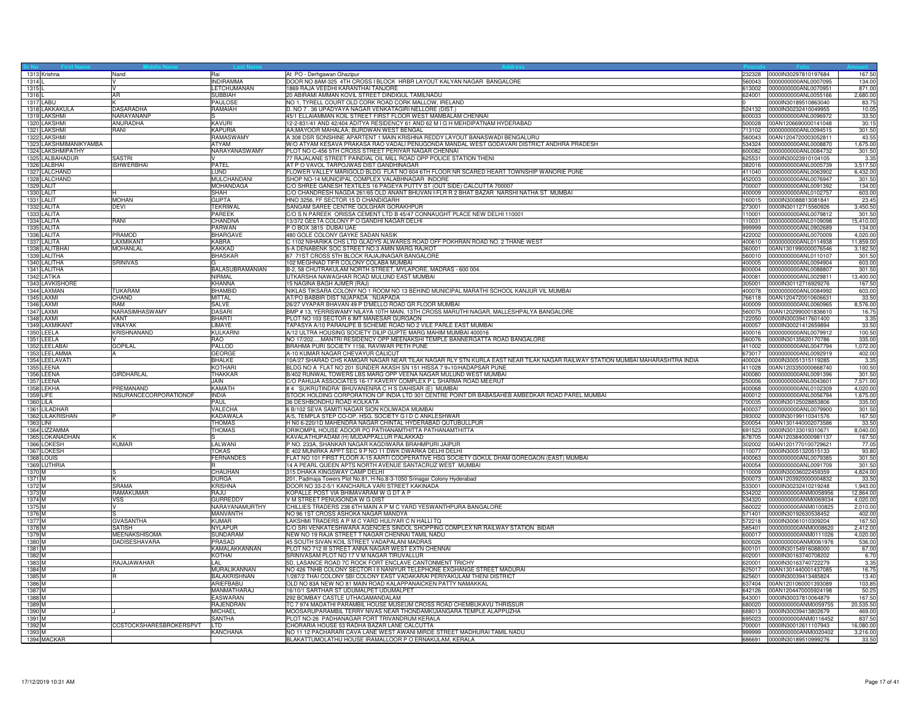| Sr No | First Name | Middle Name | Last Name | Address | Pincode | Folio | Amount |
|---|---|---|---|---|---|---|---|
| 1313 | Krishna | Nand | Rai | At PO - Derhgawan Ghazipur | 232328 | 0000IN30297810197684 | 167.50 |
| 1314 | L | V | INDIRAMMA | DOOR NO 8AM-325 4TH CROSS I BLOCK HRBR LAYOUT KALYAN NAGAR BANGALORE | 560043 | 0000000000ANL0007095 | 134.00 |
| 1315 | L | V | LETCHUMANAN | 1869 RAJA VEEDHI KARANTHAI TANJORE | 613002 | 0000000000ANL0070951 | 871.00 |
| 1316 | L | AR | SUBBIAH | 20 ABIRAMI AMMAN KOVIL STREET DINDIGUL TAMILNADU | 624001 | 0000000000ANL0055166 | 2,680.00 |
| 1317 | LABU | K | PAULOSE | NO 1, TYRELL COURT OLD CORK ROAD CORK MALLOW, IRELAND | 0 | 0000IN30189510863040 | 83.75 |
| 1318 | LAKKAKULA | DASARADHA | RAMAIAH | D. NO 7 . 36 UPADYAYA NAGAR VENKATAGIRI NELLORE (DIST.) | 524132 | 0000IN30232410049955 | 10.05 |
| 1319 | LAKSHMI | NARAYANANP | S | 45/1 ELLAIAMMAN KOIL STREET FIRST FLOOR WEST MAMBALAM CHENNAI | 600033 | 0000000000ANL0096972 | 33.50 |
| 1320 | LAKSHMI | ANURADHA | KAVURI | 12-2-831/41 AND 42/404 ADITYA RESIDENCY 61 AND 62 M I G H MEHDIPATNAM HYDERABAD | 500028 | 00AN1206690000141048 | 30.15 |
| 1321 | LAKSHMI | RANI | KAPURIA | AA;MAYOOR MAHALAA; BURDWAN WEST BENGAL | 713102 | 0000000000ANL0094515 | 301.50 |
| 1322 | LAKSHMI | | RAMASWAMY | A 308 DSR SONSHINE APARTENT 1 MAIN KRISHNA REDDY LAYOUT BANASWADI BENGALURU | 560043 | 00AN1204720003052811 | 43.55 |
| 1323 | LAKSHMIMANIKYAMBA | | ATYAM | W/O ATYAM KESAVA PRAKASA RAO VADALI PENUGONDA MANDAL WEST GODAVARI DISTRICT ANDHRA PRADESH | 534324 | 0000000000ANL0008870 | 1,675.00 |
| 1324 | LAKSHMIPATHY | | NARAYANASWAMY | PLOT NO C-456 5TH CROSS STREET PERIYAR NAGAR CHENNAI | 600082 | 0000000000ANL0084732 | 301.50 |
| 1325 | LALBAHADUR | SASTRI | V | 77 RAJALANE STREET PAINDIAL OIL MILL ROAD OPP POLICE STATION THENI | 625531 | 0000IN30023910104105 | 3.35 |
| 1326 | LALBHAI | ISHWERBHAI | PATEL | AT P O VAVOL TARPOJWAS DIST GANDHINAGAR | 382016 | 0000000000ANL0005739 | 3,517.50 |
| 1327 | LALCHAND | | LUND | FLOWER VALLEY MARIGOLD BLDG FLAT NO 604 6TH FLOOR NR SCARED HEART TOWNSHIP WANORIE PUNE | 411040 | 0000000000ANL0063902 | 6,432.00 |
| 1328 | LALCHAND | | MULCHANDANI | SHOP NO-14 MUNICIPAL COMPLEX VALABHNAGAR INDORE | 452003 | 0000000000ANL0076947 | 301.50 |
| 1329 | LALIT | | MOHANDAGA | C/O SHREE GANESH TEXTILES 16 PAGEYA PUTTY ST (OUT SIDE) CALCUTTA 700007 | 700007 | 0000000000ANL0091392 | 134.00 |
| 1330 | LALIT | H | SHAH | C/O CHANDRESH NAGDA 261/65 OLD ANANT BHUVAN I-FLR R 2 BHAT BAZAR NARSHI NATHA ST MUMBAI | 400009 | 0000000000ANL0102757 | 603.00 |
| 1331 | LALIT | MOHAN | GUPTA | HNO 3256, FF SECTOR 15 D CHANDIGARH | 160015 | 0000IN30088813081841 | 23.45 |
| 1332 | LALITA | DEVI | TEKRIWAL | SANGAM SAREE CENTRE GOLGHAR GORAKHPUR | 273001 | 0000IN30112715560926 | 3,450.50 |
| 1333 | LALITA | | PAREEK | C/O S N PAREEK ORISSA CEMENT LTD B 45/47 CONNAUGHT PLACE NEW DELHI 110001 | 110001 | 0000000000ANL0079812 | 301.50 |
| 1334 | LALITA | RANI | CHANDNA | 13/372 GEETA COLONY P O GANDHI NAGAR DELHI | 110031 | 0000000000ANL0109098 | 15,410.00 |
| 1335 | LALITA | | PARWAN | P O BOX 3815 DUBAI UAE | 999999 | 0000000000ANL0902689 | 134.00 |
| 1336 | LALITA | PRAMOD | BHARGAVE | 480 GOLE COLONY GAYKE SADAN NASIK | 422002 | 0000000000ANL0070009 | 4,020.00 |
| 1337 | LALITA | LAXMIKANT | KABRA | C 1102 NIHARIKA CHS LTD GLADYS ALWARES ROAD OFF POKHRAN ROAD NO. 2 THANE WEST | 400610 | 0000000000ANL0114938 | 11,859.00 |
| 1338 | LALITBHAI | MOHANLAL | KAKKAD | 5-A DENABENK SOC.STREET NO.3 AMIN MARG RAJKOT | 360001 | 00AN1301990000076546 | 3,182.50 |
| 1339 | LALITHA | | BHASKAR | 67 71ST CROSS 5TH BLOCK RAJAJINAGAR BANGALORE | 560010 | 0000000000ANL0110107 | 301.50 |
| 1340 | LALITHA | SRINIVAS | G | 102 MEGHNAD TIFR COLONY COLABA MUMBAI | 400005 | 0000000000ANL0094904 | 603.00 |
| 1341 | LALITHA | | BALASUBRAMANIAN | B-2, 58 CHUTRAKULAM NORTH STREET, MYLAPORE, MADRAS - 600 004. | 600004 | 0000000000ANL0088807 | 301.50 |
| 1342 | LATIKA | | NIRMAL | UTKARSHA NAWAGHAR ROAD MULUND EAST MUMBAI | 400081 | 0000000000ANL0029811 | 13,400.00 |
| 1343 | LAVKISHORE | | KHANNA | 15 NAGINA BAGH AJMER (RAJ) | 305001 | 0000IN30112716929276 | 167.50 |
| 1344 | LAXMAN | TUKARAM | BHAMBID | NIKLAS TIKSARA COLONY NO 1 ROOM NO 13 BEHIND MUNICIPAL MARATHI SCHOOL KANJUR VIL MUMBAI | 400078 | 0000000000ANL0084992 | 603.00 |
| 1345 | LAXMI | CHAND | MITTAL | AT/PO BABBIR DIST NUAPADA . NUAPADA | 766118 | 00AN1204720010606631 | 33.50 |
| 1346 | LAXMI | RAM | SALVE | 26/27 VYAPAR BHAVAN 49 P D'MELLO ROAD GR FLOOR MUMBAI | 400009 | 0000000000ANL0060965 | 8,576.00 |
| 1347 | LAXMI | NARASIMHASWAMY | DASARI | BMP # 13, YERRISWAMY NILAYA 10TH MAIN, 13TH CROSS MARUTHI NAGAR, MALLESHPALYA BANGALORE | 560075 | 00AN1202990001836610 | 16.75 |
| 1348 | LAXMI | KANT | BHARTI | PLOT NO 103 SECTOR 6 IMT MANESAR GURGAON | 122050 | 0000IN30039417601400 | 3.35 |
| 1349 | LAXMIKANT | VINAYAK | LIMAYE | TAPASYA A/10 PARANJPE B SCHEME ROAD NO 2 VILE PARLE EAST MUMBAI | 400057 | 0000IN30021412659894 | 33.50 |
| 1350 | LEELA | KRISHNANAND | KULKARNI | A/12 ULTRA HOUSING SOCIETY DILIP GUPTE MARG MAHIM MUMBAI 400016 | 400016 | 0000000000ANL0079912 | 100.50 |
| 1351 | LEELA | V | RAO | NO 17/202.....MANTRI RESIDENCY OPP.MEENAKSHI TEMPLE BANNERGATTA ROAD BANGALORE | 560076 | 0000IN30135620170786 | 335.00 |
| 1352 | LEELABAI | GOPILAL | PALLOD | BRAHMA PURI SOCIETY 1156, RAVIWAR PETH PUNE | 411002 | 0000000000ANL0047794 | 1,072.00 |
| 1353 | LEELAMMA | A | GEORGE | A-10 KUMAR NAGAR CHEVAYUR CALICUT | 673017 | 0000000000ANL0092919 | 402.00 |
| 1354 | LEELAVATI | | BHALKE | 10A/27 SHARAD CHS KAMGAR NAGAR NEAR TILAK NAGAR RLY STN KURLA EAST NEAR TILAK NAGAR RAILWAY STATION MUMBAI MAHARASHTRA INDIA | 400024 | 0000IN30051315119285 | 3.35 |
| 1355 | LEENA | K | KOTHARI | BLDG NO A FLAT NO 201 SUNDER AKASH SN 151 HISSA 7 9+10/HADAPSAR PUNE | 411028 | 00AN1203350000668740 | 100.50 |
| 1356 | LEENA | GIRDHARLAL | THAKKAR | B/402 RUNWAL TOWERS LBS MARG OPP VEENA NAGAR MULUND WEST MUMBAI | 400080 | 0000000000ANL0091396 | 301.50 |
| 1357 | LEENA | | JAIN | C/O PAHUJA ASSOCIATES 16-17 KAVERY COMPLEX P L SHARMA ROAD MEERUT | 250006 | 0000000000ANL0043601 | 7,571.00 |
| 1358 | LEKHA | PREMANAND | KAMATH | # 4 `SUKRUTINDRA' BHUVANENRA C H S DAHISAR (E) MUMBAI | 400068 | 0000000000ANL0102309 | 4,020.00 |
| 1359 | LIFE | INSURANCECORPORATIONOF | INDIA | STOCK HOLDING CORPORATION OF INDIA LTD 301 CENTRE POINT DR BABASAHEB AMBEDKAR ROAD PAREL MUMBAI | 400012 | 0000000000ANL0056794 | 1,675.00 |
| 1360 | LILA | | PAUL | 36 DESHBONDHU ROAD KOLKATA | 700035 | 0000IN30125028853806 | 335.00 |
| 1361 | LILADHAR | | VALECHA | 6 B/102 SEVA SAMITI NAGAR SION KOLIWADA MUMBAI | 400037 | 0000000000ANL0079900 | 301.50 |
| 1362 | LILAKRISHAN | P | KADAWALA | A/5, TEMPLA STEP CO-OP. HSG. SOCIETY G I D C ANKLESHWAR | 393002 | 0000IN30199110341576 | 167.50 |
| 1363 | LINI | | THOMAS | H N0 6-220/1D MAHENDRA NAGAR CHINTAL HYDERABAD QUTUBULLPUR | 500054 | 00AN1301440002073586 | 33.50 |
| 1364 | LIZZAMMA | | THOMAS | ORIKOMPIL HOUSE ADOOR PO PATHANAMTHITTA PATHANAMTHITTA | 691523 | 0000IN30133019310671 | 8,040.00 |
| 1365 | LOKANADHAN | K | S | KAVALATHUPADAM (H) MUDAPPALLUR PALAKKAD | 678705 | 00AN1203840000981137 | 167.50 |
| 1366 | LOKESH | KUMAR | LALWANI | P NO. 233A, SHANKAR NAGAR KAGDIWARA BRAHMPURI JAIPUR | 302002 | 00AN1201770100729621 | 77.05 |
| 1367 | LOKESH | | TOKAS | E 402 MUNIRKA APPT SEC 9 P NO 11 DWK DWARKA DELHI DELHI | 110077 | 0000IN30051320515133 | 93.80 |
| 1368 | LOUIS | | FERNANDES | FLAT NO 101 FIRST FLOOR A-15 AARTI COOPERATIVE HSG SOCIETY GOKUL DHAM GOREGAON (EAST) MUMBAI | 400063 | 0000000000ANL0079385 | 301.50 |
| 1369 | LUTHRIA | | R | 14 A PEARL QUEEN APTS NORTH AVENUE SANTACRUZ WEST MUMBAI | 400054 | 0000000000ANL0091709 | 301.50 |
| 1370 | M | S | CHAUHAN | 315 DHAKA KINGSWAY CAMP DELHI | 110009 | 0000IN30036022459359 | 4,824.00 |
| 1371 | M | K | DURGA | 201, Padmaja Towers Plot No.81, H-No.8-3-1050 Srinagar Colony Hyderabad | 500073 | 00AN1203920000004832 | 33.50 |
| 1372 | M | SRAMA | KRISHNA | DOOR NO 33-2-5/1 KANCHARLA VARI STREET KAKINADA | 533001 | 0000IN30232410219248 | 1,943.00 |
| 1373 | M | RAMAKUMAR | RAJU | KOPALLE POST VIA BHIMAVARAM W G DT A P | 534202 | 0000000000ANM0058956 | 12,864.00 |
| 1374 | M | VSS | GURREDDY | V M STREET PENUGONDA W G DIST | 534320 | 0000000000ANM0069034 | 4,020.00 |
| 1375 | M | V | NARAYANAMURTHY | CHILLIES TRADERS 238 6TH MAIN A P M C YARD YESWANTHPURA BANGALORE | 560022 | 0000000000ANM0100825 | 2,010.00 |
| 1376 | M | S | MANVANTH | NO 96 1ST CROSS ASHOKA NAGAR MANDYA | 571401 | 0000IN30192630538452 | 402.00 |
| 1377 | M | GVASANTHA | KUMAR | LAKSHMI TRADERS A P M C YARD HULIYAR C N HALLI TQ | 572218 | 0000IN30061010309204 | 167.50 |
| 1378 | M | SATISH | NYLAPUR | C/O SRI VENKATESHWARA AGENCIES SINDOL SHOPPING COMPLEX NR RAILWAY STATION BIDAR | 585401 | 0000000000ANM0008620 | 2,412.00 |
| 1379 | M | MEENAKSHISOMA | SUNDARAM | NEW NO 19 RAJA STREET T NAGAR CHENNAI TAMIL NADU | 600017 | 0000000000ANM0111026 | 4,020.00 |
| 1380 | M | DADISESHAVARA | PRASAD | 45 SOUTH SIVAN KOIL STREET VADAPALANI MADRAS | 600026 | 0000000000ANM0061976 | 536.00 |
| 1381 | M | | KAMALAKKANNAN | PLOT NO 712 III STREET ANNA NAGAR WEST EXTN CHENNAI | 600101 | 0000IN30154916088000 | 67.00 |
| 1382 | M | | KOTHAI | SRINIVASAM PLOT NO 17 V M NAGAR TIRUVALLUR | 602001 | 0000IN30163740708202 | 6.70 |
| 1383 | M | RAJAJAWAHAR | LAL | 5D, LASANCE ROAD 7C ROCK FORT ENCLAVE CANTONMENT TRICHY | 620001 | 0000IN30163740722279 | 3.35 |
| 1384 | M | J | MURALIKANNAN | NO 426 TNHB COLONY SECTOR I II NANIYUR TELEPHONE EXGHANGE STREET MADURAI | 625017 | 00AN1301440001437085 | 16.75 |
| 1385 | M | R | BALAKRISHNAN | 1/287/2 THAI COLONY SBI COLONY EAST VADAKARAI PERIYAKULAM THENI DISTRICT | 625601 | 0000IN30039413485824 | 13.40 |
| 1386 | M | | ARIEFBABU | OLD NO 83A NEW NO 81 MAIN ROAD KALAPPANAICKEN PATTY NAMAKKAL | 637404 | 00AN1201060001393089 | 103.85 |
| 1387 | M | | MANMATHARAJ | 16/10/1 SARTHAR ST UDUMALPET UDUMALPET | 642126 | 00AN1204470005924198 | 50.25 |
| 1388 | M | | EASWARAN | 292 BOMBAY CASTLE UTHAGAMANDALAM | 643001 | 0000IN30037810064879 | 167.50 |
| 1389 | M | | RAJENDRAN | TC 7 974 MADATHI PARAMBIL HOUSE MUSEUM CROSS ROAD CHEMBUKAVU THRISSUR | 680020 | 0000000000ANM0059755 | 20,535.50 |
| 1390 | M | J | MICHAEL | MOOSARUPARAMBIL TERRY NIVAS NEAR THONDAMKUIANGARA TEMPLE ALAPPUZHA | 688013 | 0000IN30039413802679 | 469.00 |
| 1391 | M | K | SANTHA | PLOT NO-26 PADHANAGAR FORT TRIVANDRUM KERALA | 695023 | 0000000000ANM0116452 | 837.50 |
| 1392 | M | CCSTOCKSHARESBROKERSPVT | LTD | CHORARIA HOUSE 53 RADHA BAZAR LANE CALCUTTA | 700001 | 0000IN30012611107943 | 16,080.00 |
| 1393 | M | | KANCHANA | NO 11 12 PACHARARI CAVA LANE WEST AWANI MIRDE STREET MADHURAI TAMIL NADU | 999999 | 0000000000ANM0020402 | 3,216.00 |
| 1394 | MACKAR | | | BLAKATTUMOLATHU HOUSE IRAMALLOOR P O ERNAKULAM, KERALA | 686691 | 0000IN30189510999276 | 33.50 |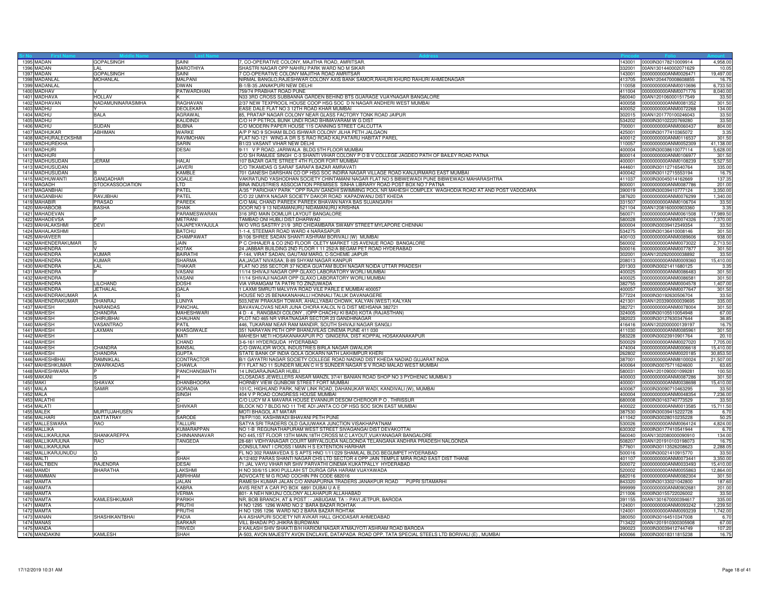| Sr No | First Name | Middle Name | Last Name | Address | Pincode | Folio | Amount |
|---|---|---|---|---|---|---|---|
| 1395 | MADAN | GOPALSINGH | SAINI | 7, CO-OPERATIVE COLONY, MAJITHA ROAD, AMRITSAR. | 143001 | 0000IN30178210009914 | 4,958.00 |
| 1396 | MADAN | LAL | MAROTHIYA | SHASTRI NAGAR OPP NAHRU PARK WARD NO M SIKAR | 332001 | 00AN1301440002071629 | 10.05 |
| 1397 | MADAN | GOPALSINGH | SAINI | 7 CO-OPERATIVE COLONY MAJITHA ROAD AMRITSAR | 143001 | 0000000000ANM0026471 | 19,497.00 |
| 1398 | MADANLAL | MOHANLAL | MALPANI | NIRMAL BANGLO,RAJESHWAR COLONY AXIS BANK SAMOR,RAHURI KHURD RAHURI AHMEDNAGAR | 413705 | 00AN1204470008608855 | 16.75 |
| 1399 | MADANLAL | | DIWAN | B-1/B-35 JANAKPURI NEW DELHI | 110058 | 0000000000ANM0010696 | 6,733.50 |
| 1400 | MADHAV | V | PATWARDHAN | 759/74 PRABHAT ROAD PUNE | 411004 | 0000000000ANM0071776 | 8,040.00 |
| 1401 | MADHAVA | HOLLAV | K | N33 3RD CROSS SUBBANNA GARDEN BEHIND BTS GUARAGE VIJAYNAGAR BANGALORE | 560040 | 00AN1201060001517549 | 33.50 |
| 1402 | MADHAVAN | NADAMUNINARASIMHA | RAGHAVAN | 2/37 NEW TEXPROCIL HOUSE COOP HSG SOC D N NAGAR ANDHERI WEST MUMBAI | 400058 | 0000000000ANM0081352 | 301.50 |
| 1403 | MADHU | Y | DEOLEKAR | EASE DALE FLAT NO 3 12TH ROAD KHAR MUMBAI | 400052 | 0000000000ANM0072268 | 134.00 |
| 1404 | MADHU | BALA | AGRAWAL | 85, PRATAP NAGAR COLONY NEAR GLASS FACTORY TONK ROAD JAIPUR | 302015 | 00AN1201770100246043 | 33.50 |
| 1405 | MADHU | | KALIDINDI | C/O H P PETROL BUNK UNDI ROAD BHIMAVARAM W G DIST | 534202 | 0000IN30102220769280 | 33.50 |
| 1406 | MADHU | SUDAN | BUBNA | C/O MODERN PAPER HOUSE 115 CANNING STREET CALCUTTA | 700001 | 0000000000ANM0060437 | 804.00 |
| 1407 | MADHUKAR | ABHIMAN | WARKE | A/P P NO 9 SOHAM BLDG ISHWAR COLONY JILHA PETH JALGAON | 425001 | 0000IN30177410365072 | 3.35 |
| 1408 | MADHURALECKSHMI | | RAVIMOHAN | FLAT NO-121 WING-A DR S S RAO ROAD KALPATARU HABITAT PAREL | 400012 | 0000000000ANM0116537 | 301.50 |
| 1409 | MADHUREKHA | | SARIN | B1/23 VASANT VIHAR NEW DELHI | 110057 | 0000000000ANM0052309 | 41,138.00 |
| 1410 | MADHURI | I | DESAI | 9-11 V P ROAD, JARIWALA BLDG 5TH FLOOR MUMBAI | 400004 | 0000IN30038610077114 | 5,628.00 |
| 1411 | MADHURI | | | C/O SH RAMJEE SINGH C-3 SHANTI VIHAR COLONY P O B V COLLEGE JAGDEO PATH OF BAILEY ROAD PATNA | 800014 | 0000000000ANM0106977 | 301.50 |
| 1412 | MADHUSUDAN | JERAM | HALAI | 107 BAZAR GATE STREET 4TH FLOOR FORT MUMBAI | 400001 | 0000000000ANM0108239 | 5,527.50 |
| 1413 | MADHUSUDAN | | JAVERI | C/O TIKAMDAS G SARAF SARAFA BAZAR AMRAVATI | 444601 | 0000IN30112716540764 | 335.00 |
| 1414 | MADHUSUDAN | B | KAMBLE | 701 GANESH DARSHAN CO OP HSG SOC INDIRA NAGAR VILLAGE ROAD KANJURMARG EAST MUMBAI | 400042 | 0000IN30112715553194 | 16.75 |
| 1415 | MADHUWANTI | GANGADHAR | OGALE | VAKRATUND YASHODHAN SOCIETY CHINTAMANI NAGAR FLAT NO 5 BIBWEWADI PUNE BIBWEWADI MAHARASHTRA | 411037 | 0000IN30045014162669 | 137.35 |
| 1416 | MAGADH | STOCKASSOCIATION | LTD | BINA INDUSTRIES ASSOCIATION PREMISES SINHA LIBRARY ROAD POST BOX NO 7 PATNA | 800001 | 0000000000ANM0087786 | 201.00 |
| 1417 | MAGANBHAI | F | PATEL | A/35 " PARICHAY PARK " OPP RAJIV GANDHI SWIMMING POOL NR MAHESH COMPLEX WAGHODIA ROAD AT AND POST VADODARA | 390019 | 0000IN30039410777124 | 3,350.00 |
| 1418 | MAGANBHAI | RAVJIBHAI | PATEL | C/O 22 UMIYA NAGAR SOCIETY DAKOR ROAD KAPADWANJ DIST KHEDA | 387620 | 0000000000ANM0076299 | 1,340.00 |
| 1419 | MAHABIR | PRASAD | PAREEK | C/O MAL CHAND PAREEK PAREEK BHAVAN NAYA BAS SUJANGARH | 331507 | 0000000000ANM0106704 | 33.50 |
| 1420 | MAHABOOB | BASHA | SHAIK | DOOR NO 9 13 NIDAMANURU NIDAMANURU KRISHNA | 521104 | 00AN1208160000903360 | 3.35 |
| 1421 | MAHADEVAN | | PARAMESWARAN | 316 3RD MAIN DOMLUR LAYOUT BANGALORE | 560071 | 0000000000ANM0061508 | 17,989.50 |
| 1422 | MAHADEVSA | P | METRANI | TAMBAD ONI HUBLI DIST:DHARWAD | 580028 | 0000000000ANM0074326 | 7,370.00 |
| 1423 | MAHALAKSHMI | DEVI | VAJAPEYAYAJULA | W/O VRG SASTRY 21/9 3RD CHIDAMBARA SWAMY STREET MYLAPORE CHENNAI | 600004 | 0000IN30039412349354 | 33.50 |
| 1424 | MAHALAKSHMI | | BATCHU | 1-1-4, STEEMAR ROAD WARD 4 NARASAPUR | 534275 | 0000IN30136410008146 | 301.50 |
| 1425 | MAHAVEER | | CHAMPAWAT | B/106 SHREE SADAN SHANTI ASHRAM BORIVALI (W) MUMBAI | 400103 | 0000000000ANM0089606 | 938.00 |
| 1426 | MAHENDERAKUMAR | S | JAIN | P C CHHAJER & CO 2ND FLOOR OLETY MARKET 125 AVENUE ROAD BANGALORE | 560002 | 0000000000ANM0073022 | 2,713.50 |
| 1427 | MAHENDRA | V | KOTAK | 24 JABBAR BUILDING 2ND FLOOR 1 11 252/A BEGAM PET ROAD HYDERABAD | 500016 | 0000000000ANM0077877 | 301.50 |
| 1428 | MAHENDRA | KUMAR | BAIRATHI | F-144, VIRAT SADAN, GAUTAM MARG, C-SCHEME JAIPUR | 302001 | 00AN1202920000038892 | 33.50 |
| 1429 | MAHENDRA | KUMAR | SHARMA | AA;JAGAT NIVASAA; B-89 SHYAM NAGAR KANPUR | 208013 | 0000000000ANM0009360 | 15,410.00 |
| 1430 | MAHENDRA | LAL | THAKAR | FLAT NO 255 SECTOR 37 NOIDA GUATAM BUDH NAGAR NOIDA UTTAR PRADESH | 201303 | 0000IN30021411680125 | 3.35 |
| 1431 | MAHENDRA | P | VASANI | 11/14 SHIVAJI NAGAR OPP GLAXO LABORATORY WORLI MUMBAI | 400025 | 0000000000ANM0086483 | 301.50 |
| 1432 | MAHENDRA | | VASANI | 11/14 SHIVAJI NAGAR OPP GLAXO LABORATORY WORLI MUMBAI | 400025 | 0000000000ANM0086581 | 301.50 |
| 1433 | MAHENDRA | LILCHAND | DOSHI | VIA VIRAMGAM TA PATRI TO ZINZUWADA | 382755 | 0000000000ANM0004578 | 1,407.00 |
| 1434 | MAHENDRA | JETHALAL | GALA | 1 LAXMI SMRUTI MALVIYA ROAD VILE PARLE E MUMBAI 400057 | 400057 | 0000000000ANM0077647 | 301.50 |
| 1435 | MAHENDRAKUMAR | A | G | HOUSE NO 25 BENAKANAHALLI HONNALI TALUK DAVANAGERE | 577224 | 0000IN30192630506704 | 33.50 |
| 1436 | MAHENDRAKUMAR | DHANRAJ | LUNIYA | 503,NEW PRAKASH TOWER, AHALLYABAI CHOWK, KALYAN (WEST) KALYAN | 421301 | 00AN1203390000039695 | 335.00 |
| 1437 | MAHESH | NARANDAS | PANCHAL | BAVAVALOVAS NEAR JUNA CHORA KALOL N G DIST MEHSANA 382721 | 382721 | 0000000000ANM0078004 | 301.50 |
| 1438 | MAHESH | CHANDRA | MAHESHWARI | 4 D - 4 , RANGBADI COLONY , (OPP CHACHU KI BADI) KOTA (RAJASTHAN) | 324005 | 0000IN30105510054948 | 67.00 |
| 1439 | MAHESH | DHIRUBHAI | CHAUHAN | PLOT NO 465 NR VIRATNAGAR SECTOR 23 GANDHINAGAR | 382023 | 0000IN30127630347644 | 36.85 |
| 1440 | MAHESH | VASANTRAO | PATIL | 446, TUKARAM NEAR RAM MANDIR, SOUTH SHIVAJI NAGAR SANGLI | 416416 | 00AN1202000000139197 | 16.75 |
| 1441 | MAHESH | LAXMAN | KHASGIWALE | 351 NARAYAN PETH OPP BHANUVILAS CINEMA PUNE 411 030 | 411030 | 0000000000ANM0085961 | 301.50 |
| 1442 | MAHESH | | MATI | MAHESH METI HOSAKANAKAPUR PO GINIGERA, DIST KOPPAL HOSAKANAKAPUR | 583228 | 0000IN30023910901764 | 20.10 |
| 1443 | MAHESH | | CHAND | 3-6-161 HYDERGUDA HYDERABAD | 500029 | 0000000000ANM0027020 | 7,705.00 |
| 1444 | MAHESH | CHANDRA | BANSAL | C/O GWALIOR WOOL INDUSTRIES BIRLA NAGAR GWALIOR | 474004 | 0000000000ANM0006618 | 15,410.00 |
| 1445 | MAHESH | CHANDRA | GUPTA | STATE BANK OF INDIA GOLA GOKARN NATH LAKHIMPUR KHERI | 262802 | 0000000000ANM0020185 | 30,853.50 |
| 1446 | MAHESHBHAI | RAMNIKLAL | CONTRACTOR | B/1 GAYATRI NAGAR SOCIETY COLLEGE ROAD NADIAD DIST KHEDA NADIAD GUJARAT INDIA | 387001 | 0000000000ANM8100024 | 21,507.00 |
| 1447 | MAHESHKUMAR | DWARKADAS | CHAWLA | F/1 FLAT NO 11 SUNDER MILAN C H S SUNDER NAGAR S V ROAD MALAD WEST MUMBAI | 400064 | 0000IN30075711624600 | 63.65 |
| 1448 | MAHESHWARA | P | PANCHANGMATH | 14 LINGARAJNAGAR HUBLI | 580031 | 00AN1201090001099281 | 100.50 |
| 1449 | MAKANI | S | H | CLOSADAS JEWELLERS ANSAR MANZIL 37/41 BANIAN ROAD SHOP NO 3 PYDHENIC MUMBAI 3 | 400003 | 0000000000ANM0087286 | 301.50 |
| 1450 | MAKI | SHIAVAX | DHANBHOORA | HORNBY VIEW GUNBOW STREET FORT MUMBAI | 400001 | 0000000000ANM0038698 | 15,410.00 |
| 1451 | MALA | SAMIR | GORADIA | 101/C, HIGHLAND PARK, NEW LINK ROAD, DAHANUKAR WADI, KANDIVALI (W), MUMBAI | 400067 | 0000IN30090710463295 | 33.50 |
| 1452 | MALA | | SINGH | 404 V P ROAD CONGRESS HOUSE MUMBAI | 400004 | 0000000000ANM0048354 | 7,236.00 |
| 1453 | MALATHI | | C | C/O LUCY M A MAVARA HOUSE EVANNUR DESOM CHEROOR P O , THRISSUR | 680008 | 0000IN30163740773529 | 33.50 |
| 1454 | MALATI | | SHIVKAR | BLOCK NO 7 BLDG NO 11 THE ADI JANTA CO OP HSG SOC SION EAST MUMBAI | 400022 | 0000000000ANM0013585 | 15,711.50 |
| 1455 | MALEK | MURTUJAHUSEN | P | MOTI BHAGOL AT MATAR | 387530 | 0000IN30039415222728 | 6.70 |
| 1456 | MALHARI | DATTATRAY | SARODE | 78/FP/100, KASHIWADI BHAVANI PETH PUNE | 411042 | 0000IN30028010235228 | 50.25 |
| 1457 | MALLESWARA | RAO | TALLURI | SATYA SRI TRADERS OLD GAJUWAKA JUNCTION VISAKHAPATNAM | 530026 | 0000000000ANM0064124 | 4,824.00 |
| 1458 | MALLIKA | | KUMARAPPAN | NO 1-B REGUNATHAPURAM WEST STREET SIVAGANGAI DIST DEVAKOTTAI | 630302 | 0000IN30177410541944 | 6.70 |
| 1459 | MALLIKARJUNA | SHANKAREPPA | CHINNANNAVAR | NO 445,1ST FLOOR 13TH MAIN,18TH CROSS M.C LAYOUT,VIJAYANAGAR BANGALORE | 560040 | 00AN1302080000090910 | 134.00 |
| 1460 | MALLIKARJUNA | RAO | TANGEDA | 28-661 VIDHYANAGAR COURT MIRYALGUDA NALGONDA TELANGANA ANDHRA PRADESH NALGONDA | 508207 | 00AN1201910103198073 | 16.75 |
| 1461 | MALLIKARJUNA | | | CONSULTANT I CROSS I MAIN H S EXTENTION HARIHAR | 577601 | 0000IN30113526208623 | 2,288.05 |
| 1462 | MALLIKARJUNUDU | G | P | FL NO 302 RAMAVEDA S S APTS HNO 1/11/229 SHAMLAL BLDG BEGUMPET HYDERABAD | 500016 | 0000IN30021410915770 | 33.50 |
| 1463 | MALTI | D | SHAH | A/12/402 PARAS SHANTI NAGAR CHS LTD SECTOR 4 OPP JAIN TEMPLE MIRA ROAD EAST DIST THANE | 401107 | 0000000000ANM0073441 | 3,350.00 |
| 1464 | MALTIBEN | RAJENDRA | DESAI | 71 JAL VAYU VIHAR NR SHIV PARVATHI CINEMA KUKATPALLY HYDERABAD | 500072 | 0000000000ANM0033493 | 15,410.00 |
| 1465 | MAMDI | BHARATHA | LAKSHMI | H NO 30/6/15 LIKKI PULLAIH ST DURGA GRA HARAM VIJAYAWADA | 520002 | 0000000000ANM0055863 | 12,864.00 |
| 1466 | MAMMAN | | ABRHHAM | ADVOCATE M G ROAD COCHIN PIN CODE 682016 | 682016 | 0000000000ANM0082304 | 301.50 |
| 1467 | MAMTA | | JALAN | RAMESH KUMAR JALAN C/O ANNAPURNA TRADERS JANAKPUR ROAD PUPRI SITAMARHI | 843320 | 0000IN30133021042800 | 187.60 |
| 1468 | MAMTA | | KABRA | AVIS RENT A CAR PO BOX 6891 DUBAI U A E | 999999 | 0000000000ANM0902681 | 201.00 |
| 1469 | MAMTA | | VERMA | 801- A NEH NIKUNJ COLONY ALLAHAPUR ALLAHABAD | 211006 | 0000IN30155722026002 | 33.50 |
| 1470 | MAMTA | KAMLESHKUMAR | PARIKH | NR, BOB BRANCH, AT & POST : - JABUGAM, TA :- PAVI JETPUR, BARODA | 391155 | 00AN1301670000394617 | 335.00 |
| 1471 | MAMTA | | PRUTHI | H NO 1295 1296 WARD NO 2 BARA BAZAR ROHTAK | 124001 | 0000000000ANM0093242 | 1,239.50 |
| 1472 | MAMTA | | PRUTHI | H NO 1295 1296 WARD NO 2 BARA BAZAR ROHTAK | 124001 | 0000000000ANM0093239 | 1,742.00 |
| 1473 | MANAN | SHASHIKANTBHAI | PADIA | A/4 ASHAPURI SOCIETY NR AVKAR HALL GHODASAR AHMEDABAD | 380050 | 0000IN30164510347008 | 6.70 |
| 1474 | MANAS | | SARKAR | VILL BHADAI PO JHIKRA BURDWAN | 713422 | 00AN1201910300305908 | 67.00 |
| 1475 | MANDA | | TRIVEDI | 2 KAILASH SHIV SHAKTI B/H HARIOM NAGAR ATMAJYOTI ASHRAM ROAD BARODA | 390023 | 0000IN30039412744749 | 107.20 |
| 1476 | MANDAKINI | KAMLESH | SHAH | A-503, AVON MAJESTY AVON ENCLAVE, DATAPADA ROAD OPP. TATA SPECIAL STEELS LTD BORIVALI (E) , MUMBAI | 400066 | 0000IN30018311815238 | 16.75 |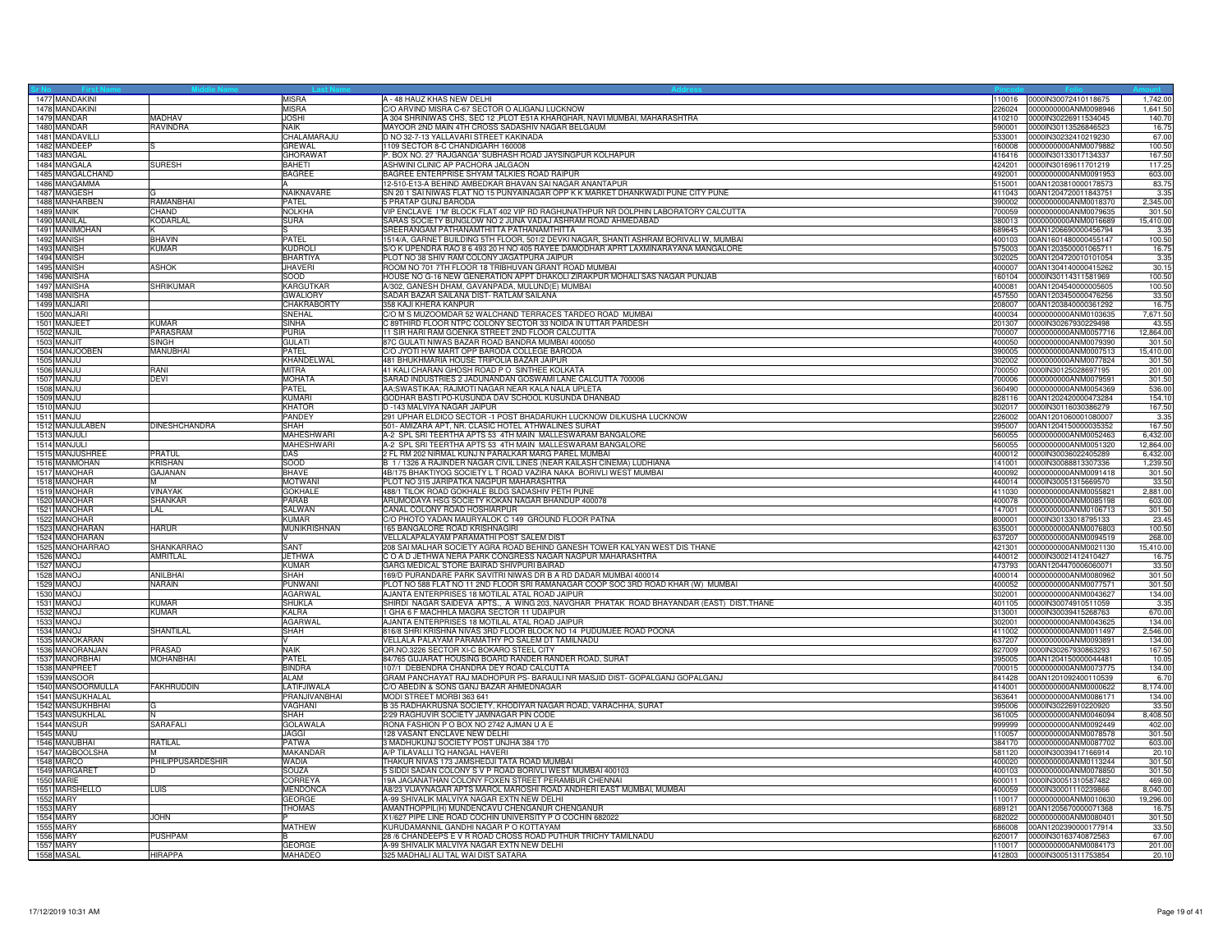| Sr No | First Name | Middle Name | Last Name | Address | Pincode | Folio | Amount |
|---|---|---|---|---|---|---|---|
| 1477 | MANDAKINI | | MISRA | A - 48 HAUZ KHAS NEW DELHI | 110016 | 0000IN30072410118675 | 1,742.00 |
| 1478 | MANDAKINI | | MISRA | C/O ARVIND MISRA C-67 SECTOR O ALIGANJ LUCKNOW | 226024 | 0000000000ANM0098946 | 1,641.50 |
| 1479 | MANDAR | MADHAV | JOSHI | A 304 SHRINIWAS CHS, SEC 12 ,PLOT E51A KHARGHAR, NAVI MUMBAI, MAHARASHTRA | 410210 | 0000IN30226911534045 | 140.70 |
| 1480 | MANDAR | RAVINDRA | NAIK | MAYOOR 2ND MAIN 4TH CROSS SADASHIV NAGAR BELGAUM | 590001 | 0000IN30113526846523 | 16.75 |
| 1481 | MANDAVILLI | | CHALAMARAJU | D NO 32-7-13 YALLAVARI STREET KAKINADA | 533001 | 0000IN30232410219230 | 67.00 |
| 1482 | MANDEEP | S | GREWAL | 1109 SECTOR 8-C CHANDIGARH 160008 | 160008 | 0000000000ANM0079882 | 100.50 |
| 1483 | MANGAL | | GHORAWAT | P. BOX NO. 27 'RAJGANGA' SUBHASH ROAD JAYSINGPUR KOLHAPUR | 416416 | 0000IN30133017134337 | 167.50 |
| 1484 | MANGALA | SURESH | BAHETI | ASHWINI CLINIC AP PACHORA JALGAON | 424201 | 0000IN30169611701219 | 117.25 |
| 1485 | MANGALCHAND | | BAGREE | BAGREE ENTERPRISE SHYAM TALKIES ROAD RAIPUR | 492001 | 0000000000ANM0091953 | 603.00 |
| 1486 | MANGAMMA | | A | 12-510-E13-A BEHIND AMBEDKAR BHAVAN SAI NAGAR ANANTAPUR | 515001 | 00AN1203810000178573 | 83.75 |
| 1487 | MANGESH | G | NAIKNAVARE | SN 20 1 SAI NIWAS FLAT NO 15 PUNYAINAGAR OPP K K MARKET DHANKWADI PUNE CITY PUNE | 411043 | 00AN1204720011843751 | 3.35 |
| 1488 | MANHARBEN | RAMANBHAI | PATEL | 5 PRATAP GUNJ BARODA | 390002 | 0000000000ANM0018370 | 2,345.00 |
| 1489 | MANIK | CHAND | NOLKHA | VIP ENCLAVE I'M' BLOCK FLAT 402 VIP RD RAGHUNATHPUR NR DOLPHIN LABORATORY CALCUTTA | 700059 | 0000000000ANM0079635 | 301.50 |
| 1490 | MANILAL | KODARLAL | SURA | SARAS SOCIETY BUNGLOW NO 2 JUNA VADAJ ASHRAM ROAD AHMEDABAD | 380013 | 0000000000ANM0016689 | 15,410.00 |
| 1491 | MANIMOHAN | K | S | SREERANGAM PATHANAMTHITTA PATHANAMTHITTA | 689645 | 00AN1206690000456794 | 3.35 |
| 1492 | MANISH | BHAVIN | PATEL | 1514/A, GARNET BUILDING 5TH FLOOR, 501/2 DEVKI NAGAR, SHANTI ASHRAM BORIVALI W, MUMBAI | 400103 | 00AN1601480000455147 | 100.50 |
| 1493 | MANISH | KUMAR | KUDROLI | S/O K UPENDRA RAO 8 6 493 20 H NO 405 RAYEE DAMODHAR APRT LAXMINARAYANA MANGALORE | 575003 | 00AN1203500001065711 | 16.75 |
| 1494 | MANISH | | BHARTIYA | PLOT NO 38 SHIV RAM COLONY JAGATPURA JAIPUR | 302025 | 00AN1204720010101054 | 3.35 |
| 1495 | MANISH | ASHOK | JHAVERI | ROOM NO 701 7TH FLOOR 18 TRIBHUVAN GRANT ROAD MUMBAI | 400007 | 00AN1304140000415262 | 30.15 |
| 1496 | MANISHA | | SOOD | HOUSE NO G-16 NEW GENERATION APPT DHAKOLI ZIRAKPUR MOHALI SAS NAGAR PUNJAB | 160104 | 0000IN30114311581969 | 100.50 |
| 1497 | MANISHA | SHRIKUMAR | KARGUTKAR | A/302, GANESH DHAM, GAVANPADA, MULUND(E) MUMBAI | 400081 | 00AN1204540000005605 | 100.50 |
| 1498 | MANISHA | | GWALIORY | SADAR BAZAR SAILANA DIST- RATLAM SAILANA | 457550 | 00AN1203450000476256 | 33.50 |
| 1499 | MANJARI | | CHAKRABORTY | 358 KAJI KHERA KANPUR | 208007 | 00AN1203840000361292 | 16.75 |
| 1500 | MANJARI | | SNEHAL | C/O M S MUZOOMDAR 52 WALCHAND TERRACES TARDEO ROAD MUMBAI | 400034 | 0000000000ANM0103635 | 7,671.50 |
| 1501 | MANJEET | KUMAR | SINHA | C 89THIRD FLOOR NTPC COLONY SECTOR 33 NOIDA IN UTTAR PARDESH | 201307 | 0000IN30267930229498 | 43.55 |
| 1502 | MANJIL | PARASRAM | PURIA | 11 SIR HARI RAM GOENKA STREET 2ND FLOOR CALCUTTA | 700007 | 0000000000ANM0057716 | 12,864.00 |
| 1503 | MANJIT | SINGH | GULATI | 87C GULATI NIWAS BAZAR ROAD BANDRA MUMBAI 400050 | 400050 | 0000000000ANM0079390 | 301.50 |
| 1504 | MANJOOBEN | MANUBHAI | PATEL | C/O JYOTI H/W MART OPP BARODA COLLEGE BARODA | 390005 | 0000000000ANM0007513 | 15,410.00 |
| 1505 | MANJU | | KHANDELWAL | 481 BHUKHMARIA HOUSE TRIPOLIA BAZAR JAIPUR | 302002 | 0000000000ANM0077824 | 301.50 |
| 1506 | MANJU | RANI | MITRA | 41 KALI CHARAN GHOSH ROAD P O SINTHEE KOLKATA | 700050 | 0000IN30125028697195 | 201.00 |
| 1507 | MANJU | DEVI | MOHATA | SARAD INDUSTRIES 2 JADUNANDAN GOSWAMI LANE CALCUTTA 700006 | 700006 | 0000000000ANM0079591 | 301.50 |
| 1508 | MANJU | | PATEL | AA:SWASTIKAA: RAJMOTI NAGAR NEAR KALA NALA UPLETA | 360490 | 0000000000ANM0054369 | 536.00 |
| 1509 | MANJU | | KUMARI | GODHAR BASTI PO-KUSUNDA DAV SCHOOL KUSUNDA DHANBAD | 828116 | 00AN1202420000473284 | 154.10 |
| 1510 | MANJU | | KHATOR | D -143 MALVIYA NAGAR JAIPUR | 302017 | 0000IN30116030386279 | 167.50 |
| 1511 | MANJU | | PANDEY | 291 UPHAR ELDICO SECTOR -1 POST BHADARUKH LUCKNOW DILKUSHA LUCKNOW | 226002 | 00AN1201060001080007 | 3.35 |
| 1512 | MANJULABEN | DINESHCHANDRA | SHAH | 501- AMIZARA APT, NR. CLASIC HOTEL ATHWALINES SURAT | 395007 | 00AN1204150000035352 | 167.50 |
| 1513 | MANJULI | | MAHESHWARI | A-2 SPL SRI TEERTHA APTS 53 4TH MAIN MALLESWARAM BANGALORE | 560055 | 0000000000ANM0052463 | 6,432.00 |
| 1514 | MANJULI | | MAHESHWARI | A-2 SPL SRI TEERTHA APTS 53 4TH MAIN MALLESWARAM BANGALORE | 560055 | 0000000000ANM0051320 | 12,864.00 |
| 1515 | MANJUSHREE | PRATUL | DAS | 2 FL RM 202 NIRMAL KUNJ N PARALKAR MARG PAREL MUMBAI | 400012 | 0000IN30036022405289 | 6,432.00 |
| 1516 | MANMOHAN | KRISHAN | SOOD | B 1 / 1326 A RAJINDER NAGAR CIVIL LINES (NEAR KAILASH CINEMA) LUDHIANA | 141001 | 0000IN30088813307336 | 1,239.50 |
| 1517 | MANOHAR | GAJANAN | BHAVE | 4B/175 BHAKTIYOG SOCIETY L T ROAD VAZIRA NAKA BORIVLI WEST MUMBAI | 400092 | 0000000000ANM0091418 | 301.50 |
| 1518 | MANOHAR | M | MOTWANI | PLOT NO 315 JARIPATKA NAGPUR MAHARASHTRA | 440014 | 0000IN30051315669570 | 33.50 |
| 1519 | MANOHAR | VINAYAK | GOKHALE | 488/1 TILOK ROAD GOKHALE BLDG SADASHIV PETH PUNE | 411030 | 0000000000ANM0055821 | 2,881.00 |
| 1520 | MANOHAR | SHANKAR | PARAB | ARUMODAYA HSG SOCIETY KOKAN NAGAR BHANDUP 400078 | 400078 | 0000000000ANM0085198 | 603.00 |
| 1521 | MANOHAR | LAL | SALWAN | CANAL COLONY ROAD HOSHIARPUR | 147001 | 0000000000ANM0106713 | 301.50 |
| 1522 | MANOHAR | | KUMAR | C/O PHOTO YADAN MAURYALOK C 149 GROUND FLOOR PATNA | 800001 | 0000IN30133018795133 | 23.45 |
| 1523 | MANOHARAN | HARUR | MUNIKRISHNAN | 165 BANGALORE ROAD KRISHNAGIRI | 635001 | 0000000000ANM0076803 | 100.50 |
| 1524 | MANOHARAN | | V | VELLALAPALAYAM PARAMATHI POST SALEM DIST | 637207 | 0000000000ANM0094519 | 268.00 |
| 1525 | MANOHARRAO | SHANKARRAO | SANT | 208 SAI MALHAR SOCIETY AGRA ROAD BEHIND GANESH TOWER KALYAN WEST DIS THANE | 421301 | 0000000000ANM0021130 | 15,410.00 |
| 1526 | MANOJ | AMRITLAL | JETHWA | C O A D JETHWA NERA PARK CONGRESS NAGAR NAGPUR MAHARASHTRA | 440012 | 0000IN30021412410427 | 16.75 |
| 1527 | MANOJ | | KUMAR | GARG MEDICAL STORE BAIRAD SHIVPURI BAIRAD | 473793 | 00AN1204470006060071 | 33.50 |
| 1528 | MANOJ | ANILBHAI | SHAH | 169/D PURANDARE PARK SAVITRI NIWAS DR B A RD DADAR MUMBAI 400014 | 400014 | 0000000000ANM0080962 | 301.50 |
| 1529 | MANOJ | NARAIN | PUNWANI | PLOT NO 588 FLAT NO 11 2ND FLOOR SRI RAMANAGAR COOP SOC 3RD ROAD KHAR (W) MUMBAI | 400052 | 0000000000ANM0077571 | 301.50 |
| 1530 | MANOJ | | AGARWAL | AJANTA ENTERPRISES 18 MOTILAL ATAL ROAD JAIPUR | 302001 | 0000000000ANM0043627 | 134.00 |
| 1531 | MANOJ | KUMAR | SHUKLA | SHIRDI NAGAR SAIDEVA APTS., A WING 203, NAVGHAR PHATAK ROAD BHAYANDAR (EAST) DIST.THANE | 401105 | 0000IN30074910511059 | 3.35 |
| 1532 | MANOJ | KUMAR | KALRA | 1 GHA 6 F MACHHLA MAGRA SECTOR 11 UDAIPUR | 313001 | 0000IN30039415268763 | 670.00 |
| 1533 | MANOJ | | AGARWAL | AJANTA ENTERPRISES 18 MOTILAL ATAL ROAD JAIPUR | 302001 | 0000000000ANM0043625 | 134.00 |
| 1534 | MANOJ | SHANTILAL | SHAH | 816/8 SHRI KRISHNA NIVAS 3RD FLOOR BLOCK NO 14 PUDUMJEE ROAD POONA | 411002 | 0000000000ANM0011497 | 2,546.00 |
| 1535 | MANOKARAN | | V | VELLALA PALAYAM PARAMATHY PO SALEM DT TAMILNADU | 637207 | 0000000000ANM0093891 | 134.00 |
| 1536 | MANORANJAN | PRASAD | NAIK | QR.NO.3226 SECTOR XI-C BOKARO STEEL CITY | 827009 | 0000IN30267930863293 | 167.50 |
| 1537 | MANORBHAI | MOHANBHAI | PATEL | 84/765 GUJARAT HOUSING BOARD RANDER RANDER ROAD, SURAT | 395005 | 00AN1204150000044481 | 10.05 |
| 1538 | MANPREET | | BINDRA | 107/1 DEBENDRA CHANDRA DEY ROAD CALCUTTA | 700015 | 0000000000ANM0073775 | 134.00 |
| 1539 | MANSOOR | | ALAM | GRAM PANCHAYAT RAJ MADHOPUR PS- BARAULI NR MASJID DIST- GOPALGANJ GOPALGANJ | 841428 | 00AN1201092400110539 | 6.70 |
| 1540 | MANSOORMULLA | FAKHRUDDIN | LATIFJIWALA | C/O ABEDIN & SONS GANJ BAZAR AHMEDNAGAR | 414001 | 0000000000ANM0000622 | 8,174.00 |
| 1541 | MANSUKHALAL | | PRANJIVANBHAI | MODI STREET MORBI 363 641 | 363641 | 0000000000ANM0086171 | 134.00 |
| 1542 | MANSUKHBHAI | G | VAGHANI | B 35 RADHAKRUSNA SOCIETY, KHODIYAR NAGAR ROAD, VARACHHA, SURAT | 395006 | 0000IN30226910220920 | 33.50 |
| 1543 | MANSUKHLAL | N | SHAH | 2/29 RAGHUVIR SOCIETY JAMNAGAR PIN CODE | 361005 | 0000000000ANM0046094 | 8,408.50 |
| 1544 | MANSUR | SARAFALI | GOLAWALA | RONA FASHION P O BOX NO 2742 AJMAN U A E | 999999 | 0000000000ANM0092449 | 402.00 |
| 1545 | MANU | | JAGGI | 128 VASANT ENCLAVE NEW DELHI | 110057 | 0000000000ANM0078578 | 301.50 |
| 1546 | MANUBHAI | RATILAL | PATWA | 3 MADHUKUNJ SOCIETY POST UNJHA 384 170 | 384170 | 0000000000ANM0087702 | 603.00 |
| 1547 | MAQBOOLSHA | M | MAKANDAR | A/P TILAVALLI TQ HANGAL HAVERI | 581120 | 0000IN30039417166914 | 20.10 |
| 1548 | MARCO | PHILIPPUSARDESHIR | WADIA | THAKUR NIVAS 173 JAMSHEDJI TATA ROAD MUMBAI | 400020 | 0000000000ANM0113244 | 301.50 |
| 1549 | MARGARET | D | SOUZA | 5 SIDDI SADAN COLONY S V P ROAD BORIVLI WEST MUMBAI 400103 | 400103 | 0000000000ANM0078850 | 301.50 |
| 1550 | MARIE | | CORREYA | 19A JAGANATHAN COLONY FOXEN STREET PERAMBUR CHENNAI | 600011 | 0000IN30051310587482 | 469.00 |
| 1551 | MARSHELLO | LUIS | MENDONCA | A8/23 VIJAYNAGAR APTS MAROL MAROSHI ROAD ANDHERI EAST MUMBAI, MUMBAI | 400059 | 0000IN30001110239866 | 8,040.00 |
| 1552 | MARY | | GEORGE | A-99 SHIVALIK MALVIYA NAGAR EXTN NEW DELHI | 110017 | 0000000000ANM0010630 | 19,296.00 |
| 1553 | MARY | | THOMAS | AMANTHOPPIL(H) MUNDENCAVU CHENGANUR CHENGANUR | 689121 | 00AN1205670000071368 | 16.75 |
| 1554 | MARY | JOHN | P | X1/627 PIPE LINE ROAD COCHIN UNIVERSITY P O COCHIN 682022 | 682022 | 0000000000ANM0080401 | 301.50 |
| 1555 | MARY | | MATHEW | KURUDAMANNIL GANDHI NAGAR P O KOTTAYAM | 686008 | 00AN1202390000177914 | 33.50 |
| 1556 | MARY | PUSHPAM | B | 28 /6 CHANDEEPS E V R ROAD CROSS ROAD PUTHUR TRICHY TAMILNADU | 620017 | 0000IN30163740872563 | 67.00 |
| 1557 | MARY | | GEORGE | A-99 SHIVALIK MALVIYA NAGAR EXTN NEW DELHI | 110017 | 0000000000ANM0084173 | 201.00 |
| 1558 | MASAL | HIRAPPA | MAHADEO | 325 MADHALI ALI TAL WAI DIST SATARA | 412803 | 0000IN30051311753854 | 20.10 |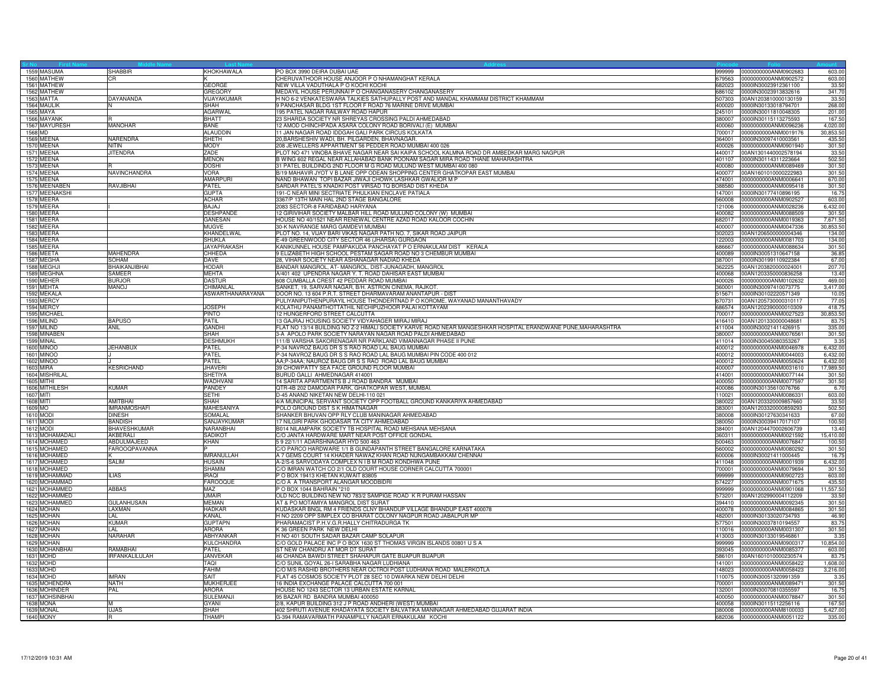| Sr No | First Name | Middle Name | Last Name | Address | Pincode | Folio | Amount |
|---|---|---|---|---|---|---|---|
| 1559 | MASUMA | SHABBIR | KHOKHAWALA | PO BOX 3990 DEIRA DUBAI UAE | 999999 | 0000000000ANM0902683 | 603.00 |
| 1560 | MATHEW | CR | K | CHERUVATHOOR HOUSE ANJOOR P O NHAMANGHAT KERALA | 679563 | 0000000000ANM0902572 | 603.00 |
| 1561 | MATHEW | | GEORGE | NEW VILLA VADUTHALA P O KOCHI KOCHI | 682023 | 0000IN30023912361100 | 33.50 |
| 1562 | MATHEW | | GREGORY | MEDAYIL HOUSE PERUNNAI P O CHANGANASERY CHANGANASERY | 686102 | 0000IN30023913832616 | 341.70 |
| 1563 | MATTA | DAYANANDA | VIJAYAKUMAR | H NO 6-2 VENKATESWARA TALKIES SATHUPALLY POST AND MANDAL KHAMMAM DISTRICT KHAMMAM | 507303 | 00AN1203810000130159 | 33.50 |
| 1564 | MAULIK | N | SHAH | 9 PANCHASAR BLDG 1ST FLOOR F ROAD 76 MARINE DRIVE MUMBAI | 400020 | 0000IN30133018794701 | 268.00 |
| 1565 | MAYA | | AGARWAL | 195 PATEL NAGAR RAILWAY ROAD HAPUR | 245101 | 0000IN30011810048305 | 201.00 |
| 1566 | MAYANK | R | BHATT | 23 SHARDA SOCIETY NR SHREYAS CROSSING PALDI AHMEDABAD | 380007 | 0000IN30115113275593 | 167.50 |
| 1567 | MAYURESH | MANOHAR | BANE | 12 AMOD CHINCHPADA ASARA COLONY ROAD BORIVALI (E) MUMBAI | 400060 | 0000000000ANM0096236 | 4,020.00 |
| 1568 | MD | | ALAUDDIN | 11 JAN NAGAR ROAD IDDGAH GALI PARK CIRCUS KOLKATA | 700017 | 0000000000ANM0019176 | 30,853.50 |
| 1569 | MEENA | NARENDRA | SHETH | 20,BARSHESHIV WADI, BH. PILGARDEN, BHAVNAGAR. | 364001 | 0000IN30097410003561 | 435.50 |
| 1570 | MEENA | NITIN | MODY | 208 JEWELLERS APPARTMENT 56 PEDDER ROAD MUMBAI 400 026 | 400026 | 0000000000ANM0901940 | 301.50 |
| 1571 | MEENA | JITENDRA | ZADE | PLOT NO 471 VINOBA BHAVE NAGAR NEAR SAI KAIPA SCHOOL KALMNA ROAD DR AMBEDKAR MARG NAGPUR | 440017 | 00AN1301440002578194 | 33.50 |
| 1572 | MEENA | | MENON | B WING 602 REGAL NEAR ALLAHABAD BANK POONAM SAGAR MIRA ROAD THANE MAHARASHTRA | 401107 | 0000IN30114311223664 | 502.50 |
| 1573 | MEENA | R | DOSHI | 31 PATEL BUILDINDG 2ND FLOOR M G ROAD MULUND WEST MUMBAI 400 080 | 400080 | 0000000000ANM0089469 | 301.50 |
| 1574 | MEENA | NAVINCHANDRA | VORA | B/19 MAHAVIR JYOT V B LANE OPP ODEAN SHOPPING CENTER GHATKOPAR EAST MUMBAI | 400077 | 00AN1601010000222983 | 301.50 |
| 1575 | MEENA | | AMARPURI | NAND BHAWAN TOPI BAZAR JIWAJI CHOWK LASHKAR GWALIOR M P | 474001 | 0000000000ANM0006641 | 670.00 |
| 1576 | MEENABEN | RAVJIBHAI | PATEL | SARDAR PATEL'S KNADKI POST VIRSAD TQ BORSAD DIST KHEDA | 388580 | 0000000000ANM0095418 | 301.50 |
| 1577 | MEENAKSHI | | GUPTA | 191-C NEAR MINI SECTRIATE PHULKIAN ENCLAVE PATIALA | 147001 | 0000IN30177410896195 | 16.75 |
| 1578 | MEERA | | ACHAR | 3367/P 13TH MAIN HAL 2ND STAGE BANGALORE | 560008 | 0000000000ANM0902527 | 603.00 |
| 1579 | MEERA | I | BAJAJ | 2083 SECTOR-8 FARIDABAD HARYANA | 121006 | 0000000000ANM0028236 | 6,432.00 |
| 1580 | MEERA | | DESHPANDE | 12 GIRIVIHAR SOCIETY MALBAR HILL ROAD MULUND COLONY (W) MUMBAI | 400082 | 0000000000ANM0088509 | 301.50 |
| 1581 | MEERA | | GANESAN | HOUSE NO 40/1521 NEAR RENEWAL CENTRE AZAD ROAD KALOOR COCHIN | 682017 | 0000000000ANM0019363 | 7,671.50 |
| 1582 | MEERA | | MUGVE | 30-K NAVRANGE MARG GAMDEVI MUMBAI | 400007 | 0000000000ANM0047336 | 30,853.50 |
| 1583 | MEERA | | KHANDELWAL | PLOT NO. 14, VIJAY BARI VIKAS NAGAR PATH NO. 7, SIKAR ROAD JAIPUR | 302023 | 00AN1206500000004346 | 134.00 |
| 1584 | MEERA | | SHUKLA | E-49 GREENWOOD CITY SECTOR 46 (JHARSA) GURGAON | 122003 | 0000000000ANM0081703 | 134.00 |
| 1585 | MEERA | | JAYAPRAKASH | KANIKUNNEL HOUSE PAMPAKUDA PANCHAYAT P O ERNAKULAM DIST KERALA | 686667 | 0000000000ANM0088634 | 301.50 |
| 1586 | MEETA | MAHENDRA | CHHEDA | 9 ELIZABETH HIGH SCHOOL PESTAM SAGAR ROAD NO 3 CHEMBUR MUMBAI | 400089 | 0000IN30051310647158 | 36.85 |
| 1587 | MEGHA | SOHAM | DAVE | 28, VIHAR SOCIETY NEAR ASHANAGAR NADIAD KHEDA | 387001 | 0000IN30199110922384 | 67.00 |
| 1588 | MEGHJI | BHAIKANJIBHAI | HODAR | BANDAR MANGROL, AT- MANGROL, DIST-JUNAGADH, MANGROL | 362225 | 00AN1203820000024001 | 207.70 |
| 1589 | MEGHNA | SAMEER | MEHTA | A/401 402 UPENDRA NAGAR Y. T. ROAD DAHISAR EAST MUMBAI | 400068 | 00AN1203350000836258 | 13.40 |
| 1590 | MEHER | BURJOR | DASTUR | 608 CUMBALLA CREST 42 PEDDAR ROAD MUMBAI | 400026 | 0000000000ANM0102632 | 469.00 |
| 1591 | MEHTA | MANOJ | CHIMANLAL | SANKET, 19, SARVAR NAGAR, B/H. ASTRON CINEMA, RAJKOT. | 360001 | 0000IN30097410073775 | 3,417.00 |
| 1592 | MEKALA | | ASWARTHANARAYANA | DOOR NO. 13 604 P.R.T. STREET DHARMAVARAM ANANTAPUR - DIST | 515671 | 0000IN30102220571349 | 10.05 |
| 1593 | MERCY | | | PULIYANIPUTHENPURAYIL HOUSE THONDERNAD P O KOROME, WAYANAD MANANTHAVADY | 670731 | 00AN1205730000310117 | 77.05 |
| 1594 | MERCY | | JOSEPH | KOLATHU PANAMTHOTTATHIL NECHIPUZHOOR PALAI KOTTAYAM | 686574 | 00AN1202390000010309 | 418.75 |
| 1595 | MICHAEL | | PINTO | 12 HUNGERFORD STREET CALCUTTA | 700017 | 0000000000ANM0027523 | 30,853.50 |
| 1596 | MILIND | BAPUSO | PATIL | 13 GAJRAJ HOUSING SOCIETY VIDYAHAGER MIRAJ MIRAJ | 416410 | 00AN1201330000048681 | 83.75 |
| 1597 | MILIND | ANIL | GANDHI | FLAT NO 13/14 BUILDING NO Z-2 HIMALI SOCIETY KARVE ROAD NEAR MANGESHKAR HOSPITAL ERANDWANE PUNE,MAHARASHTRA | 411004 | 0000IN30021411426915 | 335.00 |
| 1598 | MINABEN | | SHAH | 3-A APOLO PARK SOCIETY NARAYAN NAGAR ROAD PALDI AHMEDABAD | 380007 | 0000000000ANM0076561 | 301.50 |
| 1599 | MINAL | | DESHMUKH | 111/B VARSHA SAKORENAGAR NR PARKLAND VIMANNAGAR PHASE II PUNE | 411014 | 0000IN30045080353267 | 3.35 |
| 1600 | MINOO | JEHANBUX | PATEL | P-34 NAVROZ BAUG DR S S RAO ROAD LAL BAUG MUMBAI | 400012 | 0000000000ANM0046978 | 6,432.00 |
| 1601 | MINOO | J | PATEL | P-34 NAVROZ BAUG DR S S RAO ROAD LAL BAUG MUMBAI PIN CODE 400 012 | 400012 | 0000000000ANM0044003 | 6,432.00 |
| 1602 | MINOO | J | PATEL | AA;P-34AA; NAUROZ BAUG DR S S RAO ROAD LAL BAUG MUMBAI | 400012 | 0000000000ANM0050624 | 6,432.00 |
| 1603 | MIRA | KESRICHAND | JHAVERI | 39 CHOWPATTY SEA FACE GROUND FLOOR MUMBAI | 400007 | 0000000000ANM0031610 | 17,989.50 |
| 1604 | MISHRILAL | | SHETIYA | BURUD GALLI AHMEDNAGAR 414001 | 414001 | 0000000000ANM0077144 | 301.50 |
| 1605 | MITHI | | WADHVANI | 14 SARITA APARTMENTS B J ROAD BANDRA MUMBAI | 400050 | 0000000000ANM0077597 | 301.50 |
| 1606 | MITHILESH | KUMAR | PANDEY | QTR-4B 202 DAMODAR PARK, GHATKOPAR WEST, MUMBAI. | 400086 | 0000IN30135610076766 | 6.70 |
| 1607 | MITI | | SETHI | D-45 ANAND NIKETAN NEW DELHI-110 021 | 110021 | 0000000000ANM0086331 | 603.00 |
| 1608 | MITI | AMITBHAI | SHAH | 4/A MUNICIPAL SERVANT SOCIETY OPP FOOTBALL GROUND KANKARIYA AHMEDABAD | 380022 | 00AN1203320009857660 | 33.50 |
| 1609 | MO | IMRANMOSHAFI | MAHESANIYA | POLO GROUND DIST S K HIMATNAGAR | 383001 | 00AN1203320000859293 | 502.50 |
| 1610 | MODI | DINESH | SOMALAL | SHANKER BHUVAN OPP RLY CLUB MANINAGAR AHMEDABAD | 380008 | 0000IN30127630341633 | 67.00 |
| 1611 | MODI | BANDISH | SANJAYKUMAR | 17 NILGIRI PARK GHODASAR TA CITY AHMEDABAD | 380050 | 0000IN30039417017107 | 100.50 |
| 1612 | MODI | BHAVESHKUMAR | NARANBHAI | B014 NILAMPARK SOCIETY TB HOSPITAL ROAD MEHSANA MEHSANA | 384001 | 00AN1204470002606739 | 13.40 |
| 1613 | MOHAMADALI | AKBERALI | SADIKOT | C/O JANTA HARDWARE MART NEAR POST OFFICE GONDAL | 360311 | 0000000000ANM0021592 | 15,410.00 |
| 1614 | MOHAMED | ABDULMAJEED | KHAN | 5 9 22/1/11 ADARSHNAGAR HYD 500 463 | 500463 | 0000000000ANM0076847 | 100.50 |
| 1615 | MOHAMED | FAROOQPAVANNA | P | C/O PARCO HARDWARE 1/1 B GUNDAPANTH STREET BANGALORE KARNATAKA | 560002 | 0000000000ANM0080292 | 301.50 |
| 1616 | MOHAMED | K | IMRANULLAH | A 7 GEMS COURT 14 KHADER NAWAZ KHAN ROAD NUNGAMBAKKAM CHENNAI | 600006 | 0000IN30021411000445 | 16.75 |
| 1617 | MOHAMED | SALIM | HUSAIN | A-2/S-6 SARVODAYA COMPLEX N I B M ROAD KONDHWA PUNE | 411048 | 0000000000ANM0001939 | 6,432.00 |
| 1618 | MOHAMED | | SHAMIM | C/O IMRAN WATCH CO 2/1 OLD COURT HOUSE CORNER CALCUTTA 700001 | 700001 | 0000000000ANM0079694 | 301.50 |
| 1619 | MOHAMMAD | ILIAS | IRAQI | P O BOX 19413 KHETAN KUWAIT 83805 | 999999 | 0000000000ANM0902723 | 603.00 |
| 1620 | MOHAMMAD | | FAROOQUE | C/O A A TRANSPORT ALANGAR MOODBIDRI | 574227 | 0000000000ANM0071675 | 435.50 |
| 1621 | MOHAMMED | ABBAS | MAZ | P O BOX 1044 BAHRAIN *210 | 999999 | 0000000000ANM0901068 | 11,557.50 |
| 1622 | MOHAMMED | | UMAIR | OLD NCC BUILDING NEW NO 783/2 SAMPIGE ROAD K R PURAM HASSAN | 573201 | 00AN1202990004112209 | 33.50 |
| 1623 | MOHAMMED | GULANHUSAIN | MEMAN | AT & PO MOTAMIYA MANGROL DIST SURAT | 394410 | 0000000000ANM0092345 | 301.50 |
| 1624 | MOHAN | LAXMAN | HADKAR | KUDASKAR BNGL RM 4 FRIENDS CLNY BHANDUP VILLAGE BHANDUP EAST 400078 | 400078 | 0000000000ANM0084865 | 301.50 |
| 1625 | MOHAN | LAL | KANAL | H NO 2209 OPP SIMPLEX CO BHARAT COLONY NAGPUR ROAD JABALPUR MP | 482001 | 0000IN30133020734793 | 46.90 |
| 1626 | MOHAN | KUMAR | GUPTAPN | PHARAMACIST P.H.V.G.R.HALLY CHITRADURGA TK | 577501 | 0000IN30037810194557 | 83.75 |
| 1627 | MOHAN | LAL | ARORA | K 36 GREEN PARK NEW DELHI | 110016 | 0000000000ANM0031307 | 301.50 |
| 1628 | MOHAN | NARAHAR | ABHYANKAR | H NO 401 SOUTH SADAR BAZAR CAMP SOLAPUR | 413003 | 0000IN30133019546861 | 3.35 |
| 1629 | MOHAN | | KULCHANDRA | C/O GOLD PALACE INC P O BOX 1630 ST THOMAS VIRGIN ISLANDS 00801 U S A | 999999 | 0000000000ANM0900317 | 10,854.00 |
| 1630 | MOHANBHAI | RAMABHAI | PATEL | ST NEW CHANDRU AT MOR DT SURAT | 393045 | 0000000000ANM0085377 | 603.00 |
| 1631 | MOHD | IRFANKALILULAH | JANVEKAR | 46 CHANDA BAWDI STREET SHAHAPUR GATE BIJAPUR BIJAPUR | 586101 | 00AN1601010000230574 | 83.75 |
| 1632 | MOHD | | TAQI | C/O SUNIL GOYAL 26-I SARABHA NAGAR LUDHIANA | 141001 | 0000000000ANM0058422 | 1,608.00 |
| 1633 | MOHD | | FAHIM | C/O M/S RASHID BROTHERS NEAR OCTROI POST LUDHIANA ROAD MALERKOTLA | 148023 | 0000000000ANM0058423 | 3,216.00 |
| 1634 | MOHD | IMRAN | SAIT | FLAT 45 COSMOS SOCIETY PLOT 28 SEC 10 DWARKA NEW DELHI DELHI | 110075 | 0000IN30051320991359 | 3.35 |
| 1635 | MOHENDRA | NATH | MUKHERJEE | 16 INDIA EXCHANGE PALACE CALCUTTA 700 001 | 700001 | 0000000000ANM0089471 | 301.50 |
| 1636 | MOHINDER | PAL | ARORA | HOUSE NO 1243 SECTOR 13 URBAN ESTATE KARNAL | 132001 | 0000IN30070810355597 | 16.75 |
| 1637 | MOHSINBHAI | | SULEMANJI | 95 BAZAR RD BANDRA MUMBAI 400050 | 400050 | 0000000000ANM0078847 | 301.50 |
| 1638 | MONA | M | GYANI | 2/8, KAPUR BUILDING 312 J P ROAD ANDHERI (WEST) MUMBAI | 400058 | 0000IN30115112256116 | 167.50 |
| 1639 | MONAL | UJAS | SHAH | 402 SHRUTI AVENUE KHADAYATA SOCIETY BALVATIKA MANINAGAR AHMEDABAD GUJARAT INDIA | 380008 | 0000000000ANM8100033 | 5,427.00 |
| 1640 | MONY | R | THAMPI | G-394 RAMAVARMATH PANAMPILLY NAGAR ERNAKULAM KOCHI | 682036 | 0000000000ANM0051122 | 335.00 |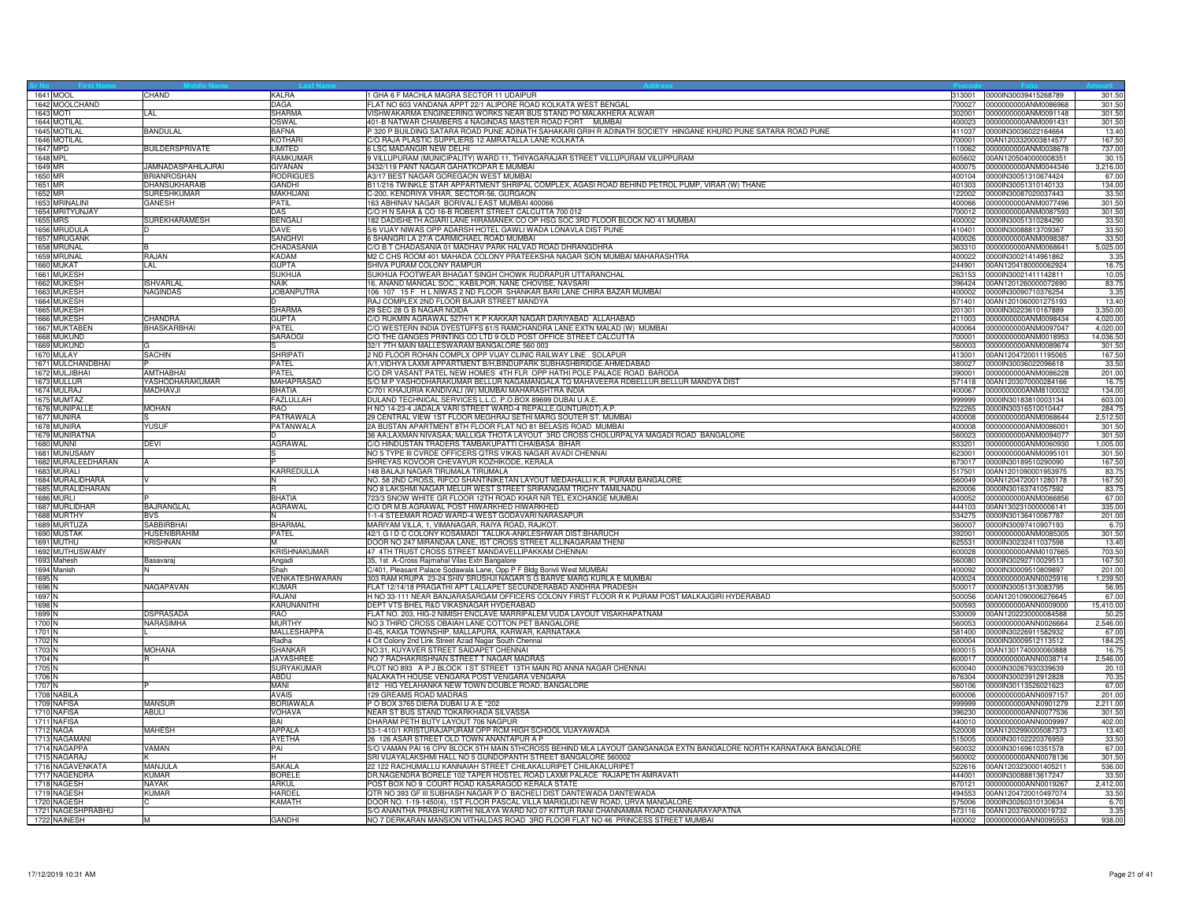| Sr No | First Name | Middle Name | Last Name | Address | Pincode | Folio | Amount |
|---|---|---|---|---|---|---|---|
| 1641 | MOOL | CHAND | KALRA | 1 GHA 6 F MACHLA MAGRA SECTOR 11 UDAIPUR | 313001 | 0000IN30039415268789 | 301.50 |
| 1642 | MOOLCHAND | | DAGA | FLAT NO 603 VANDANA APPT 22/1 ALIPORE ROAD KOLKATA WEST BENGAL | 700027 | 0000000000ANM0086968 | 301.50 |
| 1643 | MOTI | LAL | SHARMA | VISHWAKARMA ENGINEERING WORKS NEAR BUS STAND PO MALAKHERA ALWAR | 302001 | 0000000000ANM0091148 | 301.50 |
| 1644 | MOTILAL | | OSWAL | 401-B NATWAR CHAMBERS 4 NAGINDAS MASTER ROAD FORT MUMBAI | 400023 | 0000000000ANM0091431 | 301.50 |
| 1645 | MOTILAL | BANDULAL | BAFNA | P 320 P BUILDING SATARA ROAD PUNE ADINATH SAHAKARI GRIH R ADINATH SOCIETY HINGANE KHURD PUNE SATARA ROAD PUNE | 411037 | 0000IN30036022164664 | 13.40 |
| 1646 | MOTILAL | | KOTHARI | C/O RAJA PLASTIC SUPPLIERS 12 AMRATALLA LANE KOLKATA | 700001 | 00AN1203320003814577 | 167.50 |
| 1647 | MPD | BUILDERSPRIVATE | LIMITED | 6 LSC MADANGIR NEW DELHI | 110062 | 0000000000ANM0038678 | 737.00 |
| 1648 | MPL | | RAMKUMAR | 9 VILLUPURAM (MUNICIPALITY) WARD 11, THIYAGARAJAR STREET VILLUPURAM VILUPPURAM | 605602 | 00AN1205040000008351 | 30.15 |
| 1649 | MR | JAMNADASPAHILAJRAI | GIYANAN | 3432/119 PANT NAGAR GAHATKOPAR E MUMBAI | 400075 | 0000000000ANM0044346 | 3,216.00 |
| 1650 | MR | BRIANROSHAN | RODRIGUES | A3/17 BEST NAGAR GOREGAON WEST MUMBAI | 400104 | 0000IN30051310674424 | 67.00 |
| 1651 | MR | DHANSUKHARAIB | GANDHI | B11/216 TWINKLE STAR APPARTMENT SHRIPAL COMPLEX, AGASI ROAD BEHIND PETROL PUMP, VIRAR (W) THANE | 401303 | 0000IN30051310140133 | 134.00 |
| 1652 | MR | SURESHKUMAR | MAKHIJANI | C-200, KENDRIYA VIHAR, SECTOR-56, GURGAON | 122002 | 0000IN30087020037443 | 33.50 |
| 1653 | MRINALINI | GANESH | PATIL | 163 ABHINAV NAGAR BORIVALI EAST MUMBAI 400066 | 400066 | 0000000000ANM0077496 | 301.50 |
| 1654 | MRITYUNJAY | | DAS | C/O H N SAHA & CO 16-B ROBERT STREET CALCUTTA 700 012 | 700012 | 0000000000ANM0087593 | 301.50 |
| 1655 | MRS | SUREKHARAMESH | BENGALI | 182 DADISHETH AGIARI LANE HIRAMANEK CO OP HSG SOC 3RD FLOOR BLOCK NO 41 MUMBAI | 400002 | 0000IN30051310284290 | 33.50 |
| 1656 | MRUDULA | D | DAVE | 5/6 VIJAY NIWAS OPP ADARSH HOTEL GAWLI WADA LONAVLA DIST PUNE | 410401 | 0000IN30088813709367 | 33.50 |
| 1657 | MRUGANK | | SANGHVI | 6 SHANGRI LA 27/A CARMICHAEL ROAD MUMBAI | 400026 | 0000000000ANM0098387 | 33.50 |
| 1658 | MRUNAL | B | CHADASANIA | C/O B T CHADASANIA 01 MADHAV PARK HALVAD ROAD DHRANGDHRA | 363310 | 0000000000ANM0068641 | 5,025.00 |
| 1659 | MRUNAL | RAJAN | KADAM | M2 C CHS ROOM 401 MAHADA COLONY PRATEEKSHA NAGAR SION MUMBAI MAHARASHTRA | 400022 | 0000IN30021414961862 | 3.35 |
| 1660 | MUKAT | LAL | GUPTA | SHIVA PURAM COLONY RAMPUR | 244901 | 00AN1204180000062924 | 16.75 |
| 1661 | MUKESH | | SUKHIJA | SUKHIJA FOOTWEAR BHAGAT SINGH CHOWK RUDRAPUR UTTARANCHAL | 263153 | 0000IN30021411142811 | 10.05 |
| 1662 | MUKESH | ISHVARLAL | NAIK | 16, ANAND MANGAL SOC., KABILPOR, NANE CHOVISE, NAVSARI | 396424 | 00AN1201260000072690 | 83.75 |
| 1663 | MUKESH | NAGINDAS | JOBANPUTRA | 106 107 15 F H L NIWAS 2 ND FLOOR SHANKAR BARI LANE CHIRA BAZAR MUMBAI | 400002 | 0000IN30090710376254 | 3.35 |
| 1664 | MUKESH | | D | RAJ COMPLEX 2ND FLOOR BAJAR STREET MANDYA | 571401 | 00AN1201060001275193 | 13.40 |
| 1665 | MUKESH | | SHARMA | 29 SEC 28 G B NAGAR NOIDA | 201301 | 0000IN30223610167889 | 3,350.00 |
| 1666 | MUKESH | CHANDRA | GUPTA | C/O RUKMIN AGRAWAL 527H/1 K P KAKKAR NAGAR DARIYABAD ALLAHABAD | 211003 | 0000000000ANM0098434 | 4,020.00 |
| 1667 | MUKTABEN | BHASKARBHAI | PATEL | C/O WESTERN INDIA DYESTUFFS 61/5 RAMCHANDRA LANE EXTN MALAD (W) MUMBAI | 400064 | 0000000000ANM0097047 | 4,020.00 |
| 1668 | MUKUND | | SARAOGI | C/O THE GANGES PRINTING CO LTD 9 OLD POST OFFICE STREET CALCUTTA | 700001 | 0000000000ANM0018953 | 14,036.50 |
| 1669 | MUKUND | G | S | 32/1 7TH MAIN MALLESWARAM BANGALORE 560 003 | 560003 | 0000000000ANM0089674 | 301.50 |
| 1670 | MULAY | SACHIN | SHRIPATI | 2 ND FLOOR ROHAN COMPLX OPP VIJAY CLINIC RAILWAY LINE . SOLAPUR | 413001 | 00AN1204720001195065 | 167.50 |
| 1671 | MULCHANDBHAI | P | PATEL | A/1,VIDHYA LAXMI APPARTMENT B/H,BINDUPARK SUBHASHBRIDGE AHMEDABAD | 380027 | 0000IN30036022096618 | 33.50 |
| 1672 | MULJIBHAI | AMTHABHAI | PATEL | C/O DR VASANT PATEL NEW HOMES 4TH FLR OPP HATHI POLE PALACE ROAD BARODA | 390001 | 0000000000ANM0086228 | 201.00 |
| 1673 | MULLUR | YASHODHARAKUMAR | MAHAPRASAD | S/O M P YASHODHARAKUMAR BELLUR NAGAMANGALA TQ MAHAVEERA RDBELLUR,BELLUR MANDYA DIST | 571418 | 00AN1203070000284166 | 16.75 |
| 1674 | MULRAJ | MADHAVJI | BHATIA | C/701 KHAJURIA KANDIVALI (W) MUMBAI MAHARASHTRA INDIA | 400067 | 0000000000ANM8100032 | 134.00 |
| 1675 | MUMTAZ | | FAZLULLAH | DULAND TECHNICAL SERVICES L.L.C. P.O.BOX 89699 DUBAI U.A.E. | 999999 | 0000IN30183810003134 | 603.00 |
| 1676 | MUNIPALLE | MOHAN | RAO | H NO 14-23-4 JADALA VARI STREET WARD-4 REPALLE,GUNTUR(DT),A.P. | 522265 | 0000IN30316510010447 | 284.75 |
| 1677 | MUNIRA | S | PATRAWALA | 29 CENTRAL VIEW 1ST FLOOR MEGHRAJ SETHI MARG SOUTER ST. MUMBAI | 400008 | 0000000000ANM0068644 | 2,512.50 |
| 1678 | MUNIRA | YUSUF | PATANWALA | 2A BUSTAN APARTMENT 8TH FLOOR FLAT NO 81 BELASIS ROAD MUMBAI | 400008 | 0000000000ANM0086001 | 301.50 |
| 1679 | MUNIRATNA | | D | 36 AA;LAXMAN NIVASAA; MALLIGA THOTA LAYOUT 3RD CROSS CHOLURPALYA MAGADI ROAD BANGALORE | 560023 | 0000000000ANM0094077 | 301.50 |
| 1680 | MUNNI | DEVI | AGRAWAL | C/O HINDUSTAN TRADERS TAMBAKUPATTI CHAIBASA BIHAR | 833201 | 0000000000ANM0060930 | 1,005.00 |
| 1681 | MUNUSAMY | | S | NO 5 TYPE III CVRDE OFFICERS QTRS VIKAS NAGAR AVADI CHENNAI | 623001 | 0000000000ANM0095101 | 301.50 |
| 1682 | MURALEEDHARAN | A | P | SREYAS KOVOOR CHEVAYUR KOZHIKODE, KERALA | 673017 | 0000IN30189510290090 | 167.50 |
| 1683 | MURALI | | KARREDULLA | 148 BALAJI NAGAR TIRUMALA TIRUMALA | 517501 | 00AN1201090001953975 | 83.75 |
| 1684 | MURALIDHARA | V | N | NO. 58 2ND CROSS, RIFCO SHANTINIKETAN LAYOUT MEDAHALLI K.R. PURAM BANGALORE | 560049 | 00AN1204720011280178 | 167.50 |
| 1685 | MURALIDHARAN | | R | NO 8 LAKSHMI NAGAR MELUR WEST STREET SRIRANGAM TRICHY TAMILNADU | 620006 | 0000IN30163741057592 | 83.75 |
| 1686 | MURLI | P | BHATIA | 723/3 SNOW WHITE GR FLOOR 12TH ROAD KHAR NR TEL EXCHANGE MUMBAI | 400052 | 0000000000ANM0066856 | 67.00 |
| 1687 | MURLIDHAR | BAJRANGLAL | AGRAWAL | C/O DR M.B AGRAWAL POST HIWARKHED HIWARKHED | 444103 | 00AN1302310000006141 | 335.00 |
| 1688 | MURTHY | BVS | N | 1-1-4 STEEMAR ROAD WARD-4 WEST GODAVARI NARASAPUR | 534275 | 0000IN30136410067787 | 201.00 |
| 1689 | MURTUZA | SABBIRBHAI | BHARMAL | MARIYAM VILLA, 1, VIMANAGAR, RAIYA ROAD, RAJKOT. | 360007 | 0000IN30097410907193 | 6.70 |
| 1690 | MUSTAK | HUSENIBRAHIM | PATEL | 42/1 G I D C COLONY KOSAMADI TALUKA-ANKLESHWAR DIST:BHARUCH | 392001 | 0000000000ANM0085305 | 301.50 |
| 1691 | MUTHU | KRISHNAN | M | DOOR NO 247 MIRANDAA LANE, IST CROSS STREET ALLINAGARAM THENI | 625531 | 0000IN30232411037598 | 13.40 |
| 1692 | MUTHUSWAMY | | KRISHNAKUMAR | 47 4TH TRUST CROSS STREET MANDAVELLIPAKKAM CHENNAI | 600028 | 0000000000ANM0107665 | 703.50 |
| 1693 | Mahesh | Basavaraj | Angadi | 35, 1st A-Cross Rajmahal Vilas Extn Bangalore | 560080 | 0000IN30292710029513 | 167.50 |
| 1694 | Manish | N | Shah | C/401, Pleasant Palace Sodawala Lane, Opp P F Bldg Borivli West MUMBAI | 400092 | 0000IN30009510809897 | 201.00 |
| 1695 | N | | VENKATESHWARAN | 303 RAM KRUPA 23-24 SHIV SRUSHJI NAGAR S G BARVE MARG KURLA E MUMBAI | 400024 | 0000000000ANN0025916 | 1,239.50 |
| 1696 | N | NAGAPAVAN | KUMAR | FLAT 12/14/18 PRAGATHI APT LALLAPET SECUNDERABAD ANDHRA PRADESH | 500017 | 0000IN30051313083795 | 56.95 |
| 1697 | N | | RAJANI | H NO 33-111 NEAR BANJARASARGAM OFFICERS COLONY FIRST FLOOR R K PURAM POST MALKAJGIRI HYDERABAD | 500056 | 00AN1201090006276645 | 67.00 |
| 1698 | N | | KARUNANITHI | DEPT VTS BHEL R&D VIKASNAGAR HYDERABAD | 500593 | 0000000000ANN0009000 | 15,410.00 |
| 1699 | N | DSPRASADA | RAO | FLAT NO. 203, HIG-2 NIMISH ENCLAVE MARRIPALEM VUDA LAYOUT VISAKHAPATNAM | 530009 | 00AN1202230000084588 | 50.25 |
| 1700 | N | NARASIMHA | MURTHY | NO 3 THIRD CROSS OBAIAH LANE COTTON PET BANGALORE | 560053 | 0000000000ANN0026664 | 2,546.00 |
| 1701 | N | L | MALLESHAPPA | D-45, KAIGA TOWNSHIP, MALLAPURA, KARWAR, KARNATAKA | 581400 | 0000IN30226911582932 | 67.00 |
| 1702 | N | | Radha | 4 Cit Colony 2nd Link Street Azad Nagar South Chennai | 600004 | 0000IN30009512113512 | 184.25 |
| 1703 | N | MOHANA | SHANKAR | NO.31, KUYAVER STREET SAIDAPET CHENNAI | 600015 | 00AN1301740000060888 | 16.75 |
| 1704 | N | R | JAYASHREE | NO 7 RADHAKRISHNAN STREET T NAGAR MADRAS | 600017 | 0000000000ANN0038714 | 2,546.00 |
| 1705 | N | | SURYAKUMAR | PLOT NO 893 A P J BLOCK I ST STREET 13TH MAIN RD ANNA NAGAR CHENNAI | 600040 | 0000IN30267930339639 | 20.10 |
| 1706 | N | | ABDU | NALAKATH HOUSE VENGARA POST VENGARA VENGARA | 676304 | 0000IN30023912912828 | 70.35 |
| 1707 | N | P | MANI | 812 HIG YELAHANKA NEW TOWN DOUBLE ROAD, BANGALORE | 560106 | 0000IN30113526021623 | 67.00 |
| 1708 | NABILA | | AVAIS | 129 GREAMS ROAD MADRAS | 600006 | 0000000000ANN0097157 | 201.00 |
| 1709 | NAFISA | MANSUR | BORIAWALA | P O BOX 3765 DIERA DUBAI U A E *202 | 999999 | 0000000000ANN0901279 | 2,211.00 |
| 1710 | NAFISA | ABULI | VOHAVA | NEAR ST BUS STAND TOKARKHADA SILVASSA | 396230 | 0000000000ANN0077536 | 301.50 |
| 1711 | NAFISA | | BAI | DHARAM PETH BUTY LAYOUT 706 NAGPUR | 440010 | 0000000000ANN0009997 | 402.00 |
| 1712 | NAGA | MAHESH | APPALA | 53-1-410/1 KRISTURAJAPURAM OPP RCM HIGH SCHOOL VIJAYAWADA | 520008 | 00AN1202990005087373 | 13.40 |
| 1713 | NAGAMANI | | AYETHA | 26 126 ASAR STREET OLD TOWN ANANTAPUR A P | 515005 | 0000IN30102220376959 | 33.50 |
| 1714 | NAGAPPA | VAMAN | PAI | S/O VAMAN PAI 16 CPV BLOCK 5TH MAIN 5THCROSS BEHIND MLA LAYOUT GANGANAGA EXTN BANGALORE NORTH KARNATAKA BANGALORE | 560032 | 0000IN30169610351578 | 67.00 |
| 1715 | NAGARAJ | K | H | SRI VIJAYALAKSHMI HALL NO 5 GUNDOPANTH STREET BANGALORE 560002 | 560002 | 0000000000ANN0078136 | 301.50 |
| 1716 | NAGAVENKATA | MANJULA | SAKALA | 22 122 RACHUMALLU KANNAIAH STREET CHILAKALURIPET CHILAKALURIPET | 522616 | 00AN1203230001405211 | 536.00 |
| 1717 | NAGENDRA | KUMAR | BORELE | DR.NAGENDRA BORELE 102 TAPER HOSTEL ROAD LAXMI PALACE RAJAPETH AMRAVATI | 444001 | 0000IN30088813617247 | 33.50 |
| 1718 | NAGESH | NAYAK | ARKUL | POST BOX NO 9 COURT ROAD KASARAGOD KERALA STATE | 670121 | 0000000000ANN0019267 | 2,412.00 |
| 1719 | NAGESH | KUMAR | HARDEL | QTR NO 393 GF III SUBHASH NAGAR P O BACHELI DIST DANTEWADA DANTEWADA | 494553 | 00AN1204720010497074 | 33.50 |
| 1720 | NAGESH | C | KAMATH | DOOR NO. 1-19-1450/4), 1ST FLOOR PASCAL VILLA MARIGUDI NEW ROAD, URVA MANGALORE | 575006 | 0000IN30260310130634 | 6.70 |
| 1721 | NAGESHPRABHU | | | S/O ANANTHA PRABHU KIRTHI NILAYA WARD NO 07 KITTUR RANI CHANNAMMA ROAD CHANNARAYAPATNA | 573116 | 00AN1203760000019732 | 3.35 |
| 1722 | NAINESH | M | GANDHI | NO 7 DERKARAN MANSION VITHALDAS ROAD 3RD FLOOR FLAT NO 46 PRINCESS STREET MUMBAI | 400002 | 0000000000ANN0095553 | 938.00 |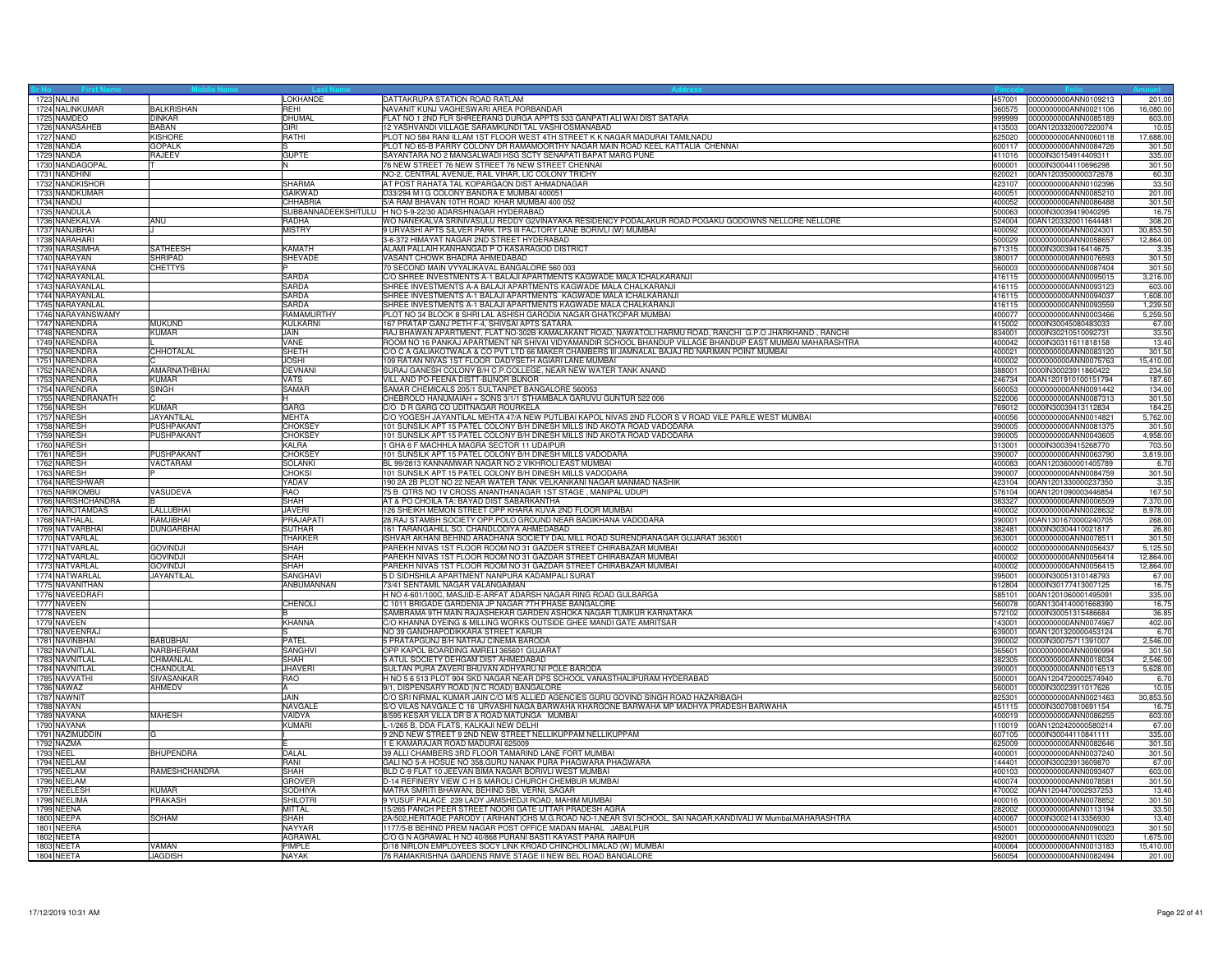| Sr No | First Name | Middle Name | Last Name | Address | Pincode | Folio | Amount |
|---|---|---|---|---|---|---|---|
| 1723 | NALINI | | LOKHANDE | DATTAKRUPA STATION ROAD RATLAM | 457001 | 0000000000ANN0109213 | 201.00 |
| 1724 | NALINKUMAR | BALKRISHAN | REHI | NAVANIT KUNJ VAGHESWARI AREA PORBANDAR | 360575 | 0000000000ANN0021106 | 16,080.00 |
| 1725 | NAMDEO | DINKAR | DHUMAL | FLAT NO 1 2ND FLR SHREERANG DURGA APPTS 533 GANPATI ALI WAI DIST SATARA | 999999 | 0000000000ANN0085189 | 603.00 |
| 1726 | NANASAHEB | BABAN | GIRI | 12 YASHVANDI VILLAGE SARAMKUNDI TAL VASHI OSMANABAD | 413503 | 00AN1203320007220074 | 10.05 |
| 1727 | NAND | KISHORE | RATHI | PLOT NO 584 RANI ILLAM 1ST FLOOR WEST 4TH STREET K K NAGAR MADURAI TAMILNADU | 625020 | 0000000000ANN0060118 | 17,688.00 |
| 1728 | NANDA | GOPALK | S | PLOT NO 65-B PARRY COLONY DR RAMAMOORTHY NAGAR MAIN ROAD KEEL KATTALIA CHENNAI | 600117 | 0000000000ANN0084726 | 301.50 |
| 1729 | NANDA | RAJEEV | GUPTE | SAYANTARA NO 2 MANGALWADI HSG SCTY SENAPATI BAPAT MARG PUNE | 411016 | 0000IN30154914409311 | 335.00 |
| 1730 | NANDAGOPAL | T | N | 76 NEW STREET 76 NEW STREET 76 NEW STREET CHENNAI | 600001 | 0000IN30044110696298 | 301.50 |
| 1731 | NANDHINI | | | NO-2, CENTRAL AVENUE, RAIL VIHAR, LIC COLONY TRICHY | 620021 | 00AN1203500000372678 | 60.30 |
| 1732 | NANDKISHOR | | SHARMA | AT POST RAHATA TAL KOPARGAON DIST AHMADNAGAR | 423107 | 0000000000ANN0102396 | 33.50 |
| 1733 | NANDKUMAR | | GAIKWAD | D33/294 M I G COLONY BANDRA E MUMBAI 400051 | 400051 | 0000000000ANN0085210 | 201.00 |
| 1734 | NANDU | | CHHABRIA | 5/A RAM BHAVAN 10TH ROAD KHAR MUMBAI 400 052 | 400052 | 0000000000ANN0086488 | 301.50 |
| 1735 | NANDULA | | SUBBANNADEEKSHITULU | H NO 5-9-22/30 ADARSHNAGAR HYDERABAD | 500063 | 0000IN30039419040295 | 16.75 |
| 1736 | NANEKALVA | ANU | RADHA | WO NANEKALVA SRINIVASULU REDDY G2VINAYAKA RESIDENCY PODALAKUR ROAD POGAKU GODOWNS NELLORE NELLORE | 524004 | 00AN1203320011644481 | 308.20 |
| 1737 | NANJIBHAI | J | MISTRY | 9 URVASHI APTS SILVER PARK TPS III FACTORY LANE BORIVLI (W) MUMBAI | 400092 | 0000000000ANN0024301 | 30,853.50 |
| 1738 | NARAHARI | | | 3-6-372 HIMAYAT NAGAR 2ND STREET HYDERABAD | 500029 | 0000000000ANN0058657 | 12,864.00 |
| 1739 | NARASIMHA | SATHEESH | KAMATH | ALAMI PALLAIH KANHANGAD P O KASARAGOD DISTRICT | 671315 | 0000IN30039416414675 | 3.35 |
| 1740 | NARAYAN | SHRIPAD | SHEVADE | VASANT CHOWK BHADRA AHMEDABAD | 380017 | 0000000000ANN0076593 | 301.50 |
| 1741 | NARAYANA | CHETTYS | P | 70 SECOND MAIN VYYALIKAVAL BANGALORE 560 003 | 560003 | 0000000000ANN0087404 | 301.50 |
| 1742 | NARAYANLAL | | SARDA | C/O SHREE INVESTMENTS A-1 BALAJI APARTMENTS KAGWADE MALA ICHALKARANJI | 416115 | 0000000000ANN0095015 | 3,216.00 |
| 1743 | NARAYANLAL | | SARDA | SHREE INVESTMENTS A-A BALAJI APARTMENTS KAGWADE MALA CHALKARANJI | 416115 | 0000000000ANN0093123 | 603.00 |
| 1744 | NARAYANLAL | | SARDA | SHREE INVESTMENTS A-1 BALAJI APARTMENTS KAGWADE MALA ICHALKARANJI | 416115 | 0000000000ANN0094037 | 1,608.00 |
| 1745 | NARAYANLAL | | SARDA | SHREE INVESTMENTS A-1 BALAJI APARTMENTS KAGWADE MALA CHALKARANJI | 416115 | 0000000000ANN0093559 | 1,239.50 |
| 1746 | NARAYANSWAMY | | RAMAMURTHY | PLOT NO 34 BLOCK 8 SHRI LAL ASHISH GARODIA NAGAR GHATKOPAR MUMBAI | 400077 | 0000000000ANN0003466 | 5,259.50 |
| 1747 | NARENDRA | MUKUND | KULKARNI | 167 PRATAP GANJ PETH F-4, SHIVSAI APTS SATARA | 415002 | 0000IN30045080483033 | 67.00 |
| 1748 | NARENDRA | KUMAR | JAIN | RAJ BHAWAN APARTMENT, FLAT NO-302B KAMALAKANT ROAD, NAWATOLI HARMU ROAD, RANCHI G.P.O JHARKHAND , RANCHI | 834001 | 0000IN30210510092731 | 33.50 |
| 1749 | NARENDRA | L | VANE | ROOM NO 16 PANKAJ APARTMENT NR SHIVAI VIDYAMANDIR SCHOOL BHANDUP VILLAGE BHANDUP EAST MUMBAI MAHARASHTRA | 400042 | 0000IN30311611818158 | 13.40 |
| 1750 | NARENDRA | CHHOTALAL | SHETH | C/O C A GALIAKOTWALA & CO PVT LTD 66 MAKER CHAMBERS III JAMNALAL BAJAJ RD NARIMAN POINT MUMBAI | 400021 | 0000000000ANN0083120 | 301.50 |
| 1751 | NARENDRA | C | JOSHI | 109 RATAN NIVAS 1ST FLOOR DADYSETH AGIARI LANE MUMBAI | 400002 | 0000000000ANN0075763 | 15,410.00 |
| 1752 | NARENDRA | AMARNATHBHAI | DEVNANI | SURAJ GANESH COLONY B/H C.P.COLLEGE, NEAR NEW WATER TANK ANAND | 388001 | 0000IN30023911860422 | 234.50 |
| 1753 | NARENDRA | KUMAR | VATS | VILL AND PO-FEENA DISTT-BIJNOR BIJNOR | 246734 | 00AN1201910100151794 | 187.60 |
| 1754 | NARENDRA | SINGH | SAMAR | SAMAR CHEMICALS 205/1 SULTANPET BANGALORE 560053 | 560053 | 0000000000ANN0091442 | 134.00 |
| 1755 | NARENDRANATH | C | H | CHEBROLO HANUMAIAH + SONS 3/1/1 STHAMBALA GARUVU GUNTUR 522 006 | 522006 | 0000000000ANN0087313 | 301.50 |
| 1756 | NARESH | KUMAR | GARG | C/O D R GARG CO UDITNAGAR ROURKELA | 769012 | 0000IN30039413112834 | 184.25 |
| 1757 | NARESH | JAYANTILAL | MEHTA | C/O YOGESH JAYANTILAL MEHTA 47/A NEW PUTLIBAI KAPOL NIVAS 2ND FLOOR S V ROAD VILE PARLE WEST MUMBAI | 400056 | 0000000000ANN0014821 | 5,762.00 |
| 1758 | NARESH | PUSHPAKANT | CHOKSEY | 101 SUNSILK APT 15 PATEL COLONY B/H DINESH MILLS IND AKOTA ROAD VADODARA | 390005 | 0000000000ANN0081375 | 301.50 |
| 1759 | NARESH | PUSHPAKANT | CHOKSEY | 101 SUNSILK APT 15 PATEL COLONY B/H DINESH MILLS IND AKOTA ROAD VADODARA | 390005 | 0000000000ANN0043605 | 4,958.00 |
| 1760 | NARESH | | KALRA | 1 GHA 6 F MACHHLA MAGRA SECTOR 11 UDAIPUR | 313001 | 0000IN30039415268770 | 703.50 |
| 1761 | NARESH | PUSHPAKANT | CHOKSEY | 101 SUNSILK APT 15 PATEL COLONY B/H DINESH MILLS VADODARA | 390007 | 0000000000ANN0063790 | 3,819.00 |
| 1762 | NARESH | VACTARAM | SOLANKI | BL 99/2813 KANNAMWAR NAGAR NO 2 VIKHROLI EAST MUMBAI | 400083 | 00AN1203600001405789 | 6.70 |
| 1763 | NARESH | P | CHOKSI | 101 SUNSILK APT 15 PATEL COLONY B/H DINESH MILLS VADODARA | 390007 | 0000000000ANN0084759 | 301.50 |
| 1764 | NARESHWAR | | YADAV | 190 2A 2B PLOT NO 22 NEAR WATER TANK VELKANKANI NAGAR MANMAD NASHIK | 423104 | 00AN1201330000237350 | 3.35 |
| 1765 | NARIKOMBU | VASUDEVA | RAO | 75 B QTRS NO 1V CROSS ANANTHANAGAR 1ST STAGE , MANIPAL UDUPI | 576104 | 00AN1201090003446854 | 167.50 |
| 1766 | NARISHCHANDRA | B | SHAH | AT & PO CHOILA TA: BAYAD DIST SABARKANTHA | 383327 | 0000000000ANN0006509 | 7,370.00 |
| 1767 | NAROTAMDAS | LALLUBHAI | JAVERI | 126 SHEIKH MEMON STREET OPP KHARA KUVA 2ND FLOOR MUMBAI | 400002 | 0000000000ANN0028632 | 8,978.00 |
| 1768 | NATHALAL | RAMJIBHAI | PRAJAPATI | 28,RAJ STAMBH SOCIETY OPP.POLO GROUND NEAR BAGIKHANA VADODARA | 390001 | 00AN1301670000240705 | 268.00 |
| 1769 | NATVARBHAI | DUNGARBHAI | SUTHAR | 161 TARANGAHILL SO. CHANDLODIYA AHMEDABAD | 382481 | 0000IN30304410021817 | 26.80 |
| 1770 | NATVARLAL | | THAKKER | ISHVAR AKHANI BEHIND ARADHANA SOCIETY DAL MILL ROAD SURENDRANAGAR GUJARAT 363001 | 363001 | 0000000000ANN0078511 | 301.50 |
| 1771 | NATVARLAL | GOVINDJI | SHAH | PAREKH NIVAS 1ST FLOOR ROOM NO 31 GAZDER STREET CHIRABAZAR MUMBAI | 400002 | 0000000000ANN0056437 | 5,125.50 |
| 1772 | NATVARLAL | GOVINDJI | SHAH | PAREKH NIVAS 1ST FLOOR ROOM NO 31 GAZDAR STREET CHIRABAZAR MUMBAI | 400002 | 0000000000ANN0056414 | 12,864.00 |
| 1773 | NATVARLAL | GOVINDJI | SHAH | PAREKH NIVAS 1ST FLOOR ROOM NO 31 GAZDAR STREET CHIRABAZAR MUMBAI | 400002 | 0000000000ANN0056415 | 12,864.00 |
| 1774 | NATWARLAL | JAYANTILAL | SANGHAVI | 5 D SIDHSHILA APARTMENT NANPURA KADAMPALI SURAT | 395001 | 0000IN30051310148793 | 67.00 |
| 1775 | NAVANITHAN | | ANBUMANNAN | 73/41 SENTAMIL NAGAR VALANGAIMAN | 612804 | 0000IN30177413007125 | 16.75 |
| 1776 | NAVEEDRAFI | | | H NO 4-601/100C, MASJID-E-ARFAT ADARSH NAGAR RING ROAD GULBARGA | 585101 | 00AN1201060001495091 | 335.00 |
| 1777 | NAVEEN | | CHENOLI | C 1011 BRIGADE GARDENIA JP NAGAR 7TH PHASE BANGALORE | 560078 | 00AN1304140001668390 | 16.75 |
| 1778 | NAVEEN | | B | SAMBRAMA 9TH MAIN RAJASHEKAR GARDEN ASHOKA NAGAR TUMKUR KARNATAKA | 572102 | 0000IN30051315486684 | 36.85 |
| 1779 | NAVEEN | | KHANNA | C/O KHANNA DYEING & MILLING WORKS OUTSIDE GHEE MANDI GATE AMRITSAR | 143001 | 0000000000ANN0074967 | 402.00 |
| 1780 | NAVEENRAJ | | S | NO 39 GANDHAPODIKKARA STREET KARUR | 639001 | 00AN1201320000453124 | 6.70 |
| 1781 | NAVINBHAI | BABUBHAI | PATEL | 5 PRATAPGUNJ B/H NATRAJ CINEMA BARODA | 390002 | 0000IN30075711391007 | 2,546.00 |
| 1782 | NAVNITLAL | NARBHERAM | SANGHVI | OPP KAPOL BOARDING AMRELI 365601 GUJARAT | 365601 | 0000000000ANN0090994 | 301.50 |
| 1783 | NAVNITLAL | CHIMANLAL | SHAH | 5 ATUL SOCIETY DEHGAM DIST AHMEDABAD | 382305 | 0000000000ANN0018034 | 2,546.00 |
| 1784 | NAVNITLAL | CHANDULAL | JHAVERI | SULTAN PURA ZAVERI BHUVAN ADHYARU NI POLE BARODA | 390001 | 0000000000ANN0016513 | 5,628.00 |
| 1785 | NAVVATHI | SIVASANKAR | RAO | H NO 5 6 513 PLOT 904 SKD NAGAR NEAR DPS SCHOOL VANASTHALIPURAM HYDERABAD | 500001 | 00AN1204720002574940 | 6.70 |
| 1786 | NAWAZ | AHMEDV | A | 9/1, DISPENSARY ROAD (N C ROAD) BANGALORE | 560001 | 0000IN30023911017626 | 10.05 |
| 1787 | NAWNIT | | JAIN | C/O SRI NIRMAL KUMAR JAIN C/O M/S ALLIED AGENCIES GURU GOVIND SINGH ROAD HAZARIBAGH | 825301 | 0000000000ANN0021463 | 30,853.50 |
| 1788 | NAYAN | | NAVGALE | S/O VILAS NAVGALE C 16 URVASHI NAGA BARWAHA KHARGONE BARWAHA MP MADHYA PRADESH BARWAHA | 451115 | 0000IN30070810691154 | 16.75 |
| 1789 | NAYANA | MAHESH | VAIDYA | 8/595 KESAR VILLA DR B A ROAD MATUNGA MUMBAI | 400019 | 0000000000ANN0086255 | 603.00 |
| 1790 | NAYANA | | KUMARI | L-1/265 B, DDA FLATS, KALKAJI NEW DELHI | 110019 | 00AN1202420000580214 | 67.00 |
| 1791 | NAZIMUDDIN | G | I | 9 2ND NEW STREET 9 2ND NEW STREET NELLIKUPPAM NELLIKUPPAM | 607105 | 0000IN30044110841111 | 335.00 |
| 1792 | NAZMA | | E | 1 E KAMARAJAR ROAD MADURAI 625009 | 625009 | 0000000000ANN0082646 | 301.50 |
| 1793 | NEEL | BHUPENDRA | DALAL | 39 ALLI CHAMBERS 3RD FLOOR TAMARIND LANE FORT MUMBAI | 400001 | 0000000000ANN0037240 | 301.50 |
| 1794 | NEELAM | | RANI | GALI NO 5-A HOSUE NO 358,GURU NANAK PURA PHAGWARA PHAGWARA | 144401 | 0000IN30023913609870 | 67.00 |
| 1795 | NEELAM | RAMESHCHANDRA | SHAH | BLD C-9 FLAT 10 JEEVAN BIMA NAGAR BORIVLI WEST MUMBAI | 400103 | 0000000000ANN0093407 | 603.00 |
| 1796 | NEELAM | | GROVER | D-14 REFINERY VIEW C H S MAROLI CHURCH CHEMBUR MUMBAI | 400074 | 0000000000ANN0078581 | 301.50 |
| 1797 | NEELESH | KUMAR | SODHIYA | MATRA SMRITI BHAWAN, BEHIND SBI, VERNI, SAGAR | 470002 | 00AN1204470002937253 | 13.40 |
| 1798 | NEELIMA | PRAKASH | SHILOTRI | 9 YUSUF PALACE 239 LADY JAMSHEDJI ROAD, MAHIM MUMBAI | 400016 | 0000000000ANN0078852 | 301.50 |
| 1799 | NEENA | | MITTAL | 15/265 PANCH PEER STREET NOORI GATE UTTAR PRADESH AGRA | 282002 | 0000000000ANN0113194 | 33.50 |
| 1800 | NEEPA | SOHAM | SHAH | 2A/502,HERITAGE PARODY ( ARIHANT)CHS M.G.ROAD NO-1,NEAR SVI SCHOOL, SAI NAGAR,KANDIVALI W Mumbai,MAHARASHTRA | 400067 | 0000IN30021413356930 | 13.40 |
| 1801 | NEERA | | NAYYAR | 1177/5-B BEHIND PREM NAGAR POST OFFICE MADAN MAHAL JABALPUR | 450001 | 0000000000ANN0090023 | 301.50 |
| 1802 | NEETA | | AGRAWAL | C/O G N AGRAWAL H NO 40/868 PURANI BASTI KAYAST PARA RAIPUR | 492001 | 0000000000ANN0110320 | 1,675.00 |
| 1803 | NEETA | VAMAN | PIMPLE | D/18 NIRLON EMPLOYEES SOCY LINK KROAD CHINCHOLI MALAD (W) MUMBAI | 400064 | 0000000000ANN0013183 | 15,410.00 |
| 1804 | NEETA | JAGDISH | NAYAK | 76 RAMAKRISHNA GARDENS RMVE STAGE II NEW BEL ROAD BANGALORE | 560054 | 0000000000ANN0082494 | 201.00 |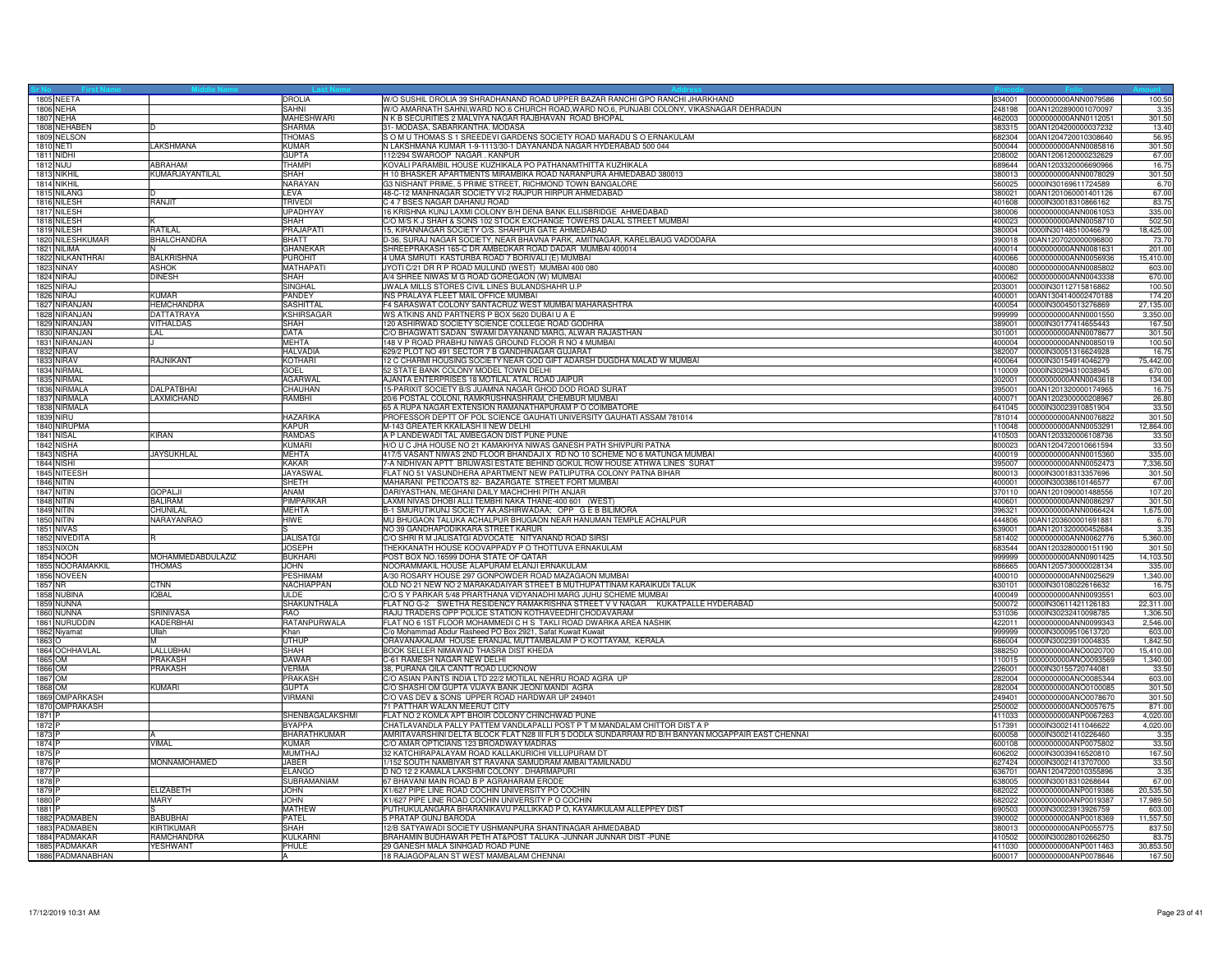| Sr No | First Name | Middle Name | Last Name | Address | Pincode | Folio | Amount |
|---|---|---|---|---|---|---|---|
| 1805 | NEETA | | DROLIA | W/O SUSHIL DROLIA 39 SHRADHANAND ROAD UPPER BAZAR RANCHI GPO RANCHI JHARKHAND | 834001 | 0000000000ANN0079586 | 100.50 |
| 1806 | NEHA | | SAHNI | W/O AMARNATH SAHNI,WARD NO.6 CHURCH ROAD,WARD NO.6, PUNJABI COLONY, VIKASNAGAR DEHRADUN | 248198 | 00AN1202890001070097 | 3.35 |
| 1807 | NEHA | | MAHESHWARI | N K B SECURITIES 2 MALVIYA NAGAR RAJBHAVAN ROAD BHOPAL | 462003 | 0000000000ANN0112051 | 301.50 |
| 1808 | NEHABEN | D | SHARMA | 31- MODASA, SABARKANTHA. MODASA | 383315 | 00AN1204200000037232 | 13.40 |
| 1809 | NELSON | | THOMAS | S O M U THOMAS S 1 SREEDEVI GARDENS SOCIETY ROAD MARADU S O ERNAKULAM | 682304 | 00AN1204720001030640 | 56.95 |
| 1810 | NETI | LAKSHMANA | KUMAR | N LAKSHMANA KUMAR 1-9-1113/30-1 DAYANANDA NAGAR HYDERABAD 500 044 | 500044 | 0000000000ANN0085816 | 301.50 |
| 1811 | NIDHI | | GUPTA | 112/294 SWAROOP NAGAR . KANPUR | 208002 | 00AN1206120000232629 | 67.00 |
| 1812 | NIJU | ABRAHAM | THAMPI | KOVALI PARAMBIL HOUSE KUZHIKALA PO PATHANAMTHITTA KUZHIKALA | 689644 | 00AN1203320006690966 | 16.75 |
| 1813 | NIKHIL | KUMARJAYANTILAL | SHAH | H 10 BHASKER APARTMENTS MIRAMBIKA ROAD NARANPURA AHMEDABAD 380013 | 380013 | 0000000000ANN0078029 | 301.50 |
| 1814 | NIKHIL | | NARAYAN | G3 NISHANT PRIME, 5 PRIME STREET, RICHMOND TOWN BANGALORE | 560025 | 0000IN30169611724589 | 6.70 |
| 1815 | NILANG | D | LEVA | 48-C-12 MANHNAGAR SOCIETY VI-2 RAJPUR HIRPUR AHMEDABAD | 380021 | 00AN1201060001401126 | 67.00 |
| 1816 | NILESH | RANJIT | TRIVEDI | C 4 7 BSES NAGAR DAHANU ROAD | 401608 | 0000IN30018310866162 | 83.75 |
| 1817 | NILESH | | UPADHYAY | 16 KRISHNA KUNJ LAXMI COLONY B/H DENA BANK ELLISBRIDGE AHMEDABAD | 380006 | 0000000000ANN0061053 | 335.00 |
| 1818 | NILESH | K | SHAH | C/O M/S K J SHAH & SONS 102 STOCK EXCHANGE TOWERS DALAL STREET MUMBAI | 400023 | 0000000000ANN0058710 | 502.50 |
| 1819 | NILESH | RATILAL | PRAJAPATI | 15, KIRANNAGAR SOCIETY O/S. SHAHPUR GATE AHMEDABAD | 380004 | 0000IN30148510046679 | 18,425.00 |
| 1820 | NILESHKUMAR | BHALCHANDRA | BHATT | D-36, SURAJ NAGAR SOCIETY, NEAR BHAVNA PARK, AMITNAGAR, KARELIBAUG VADODARA | 390018 | 00AN1207020000096800 | 73.70 |
| 1821 | NILIMA | N | GHANEKAR | SHREEPRAKASH 165-C DR AMBEDKAR ROAD DADAR MUMBAI 400014 | 400014 | 0000000000ANN0081631 | 201.00 |
| 1822 | NILKANTHRAI | BALKRISHNA | PUROHIT | 4 UMA SMRUTI KASTURBA ROAD 7 BORIVALI (E) MUMBAI | 400066 | 0000000000ANN0056936 | 15,410.00 |
| 1823 | NINAY | ASHOK | MATHAPATI | JYOTI C/21 DR R P ROAD MULUND (WEST) MUMBAI 400 080 | 400080 | 0000000000ANN0085802 | 603.00 |
| 1824 | NIRAJ | DINESH | SHAH | A/4 SHREE NIWAS M G ROAD GOREGAON (W) MUMBAI | 400062 | 0000000000ANN0043338 | 670.00 |
| 1825 | NIRAJ | | SINGHAL | JWALA MILLS STORES CIVIL LINES BULANDSHAHR U.P | 203001 | 0000IN30112715816862 | 100.50 |
| 1826 | NIRAJ | KUMAR | PANDEY | INS PRALAYA FLEET MAIL OFFICE MUMBAI | 400001 | 00AN1304140002470188 | 174.20 |
| 1827 | NIRANJAN | HEMCHANDRA | SASHITTAL | F4 SARASWAT COLONY SANTACRUZ WEST MUMBAI MAHARASHTRA | 400054 | 0000IN30045013276869 | 27,135.00 |
| 1828 | NIRANJAN | DATTATRAYA | KSHIRSAGAR | WS ATKINS AND PARTNERS P BOX 5620 DUBAI U A E | 999999 | 0000000000ANN0001550 | 3,350.00 |
| 1829 | NIRANJAN | VITHALDAS | SHAH | 120 ASHIRWAD SOCIETY SCIENCE COLLEGE ROAD GODHRA | 389001 | 0000IN30177414655443 | 167.50 |
| 1830 | NIRANJAN | LAL | DATA | C/O BHAGWATI SADAN SWAMI DAYANAND MARG, ALWAR RAJASTHAN | 301001 | 0000000000ANN0078677 | 301.50 |
| 1831 | NIRANJAN | J | MEHTA | 148 V P ROAD PRABHU NIWAS GROUND FLOOR R NO 4 MUMBAI | 400004 | 0000000000ANN0085019 | 100.50 |
| 1832 | NIRAV | | HALVADIA | 629/2 PLOT NO 491 SECTOR 7 B GANDHINAGAR GUJARAT | 382007 | 0000IN30051316624928 | 16.75 |
| 1833 | NIRAV | RAJNIKANT | KOTHARI | 12 C CHARMI HOUSING SOCIETY NEAR GOD GIFT ADARSH DUGDHA MALAD W MUMBAI | 400064 | 0000IN30154914046279 | 75,442.00 |
| 1834 | NIRMAL | | GOEL | 52 STATE BANK COLONY MODEL TOWN DELHI | 110009 | 0000IN30294310038945 | 670.00 |
| 1835 | NIRMAL | | AGARWAL | AJANTA ENTERPRISES 18 MOTILAL ATAL ROAD JAIPUR | 302001 | 0000000000ANN0043618 | 134.00 |
| 1836 | NIRMALA | DALPATBHAI | CHAUHAN | 15-PARIXIT SOCIETY B/S JUAMNA NAGAR GHOD DOD ROAD SURAT | 395001 | 00AN1201320000174965 | 16.75 |
| 1837 | NIRMALA | LAXMICHAND | RAMBHI | 20/6 POSTAL COLONI, RAMKRUSHNASHRAM, CHEMBUR MUMBAI | 400071 | 00AN1202300000208967 | 26.80 |
| 1838 | NIRMALA | | | 65 A RUPA NAGAR EXTENSION RAMANATHAPURAM P O COIMBATORE | 641045 | 0000IN30023910851904 | 33.50 |
| 1839 | NIRU | | HAZARIKA | PROFESSOR DEPTT OF POL SCIENCE GAUHATI UNIVERSITY GAUHATI ASSAM 781014 | 781014 | 0000000000ANN0076822 | 301.50 |
| 1840 | NIRUPMA | | KAPUR | M-143 GREATER KKAILASH II NEW DELHI | 110048 | 0000000000ANN0053291 | 12,864.00 |
| 1841 | NISAL | KIRAN | RAMDAS | A P LANDEWADI TAL AMBEGAON DIST PUNE PUNE | 410503 | 00AN1203320006108736 | 33.50 |
| 1842 | NISHA | | KUMARI | H/O U C JHA HOUSE NO 21 KAMAKHYA NIWAS GANESH PATH SHIVPURI PATNA | 800023 | 00AN1204720010661594 | 33.50 |
| 1843 | NISHA | JAYSUKHLAL | MEHTA | 417/5 VASANT NIWAS 2ND FLOOR BHANDAJI X RD NO 10 SCHEME NO 6 MATUNGA MUMBAI | 400019 | 0000000000ANN0015360 | 335.00 |
| 1844 | NISHI | | KAKAR | 7-A NIDHIVAN APTT BRIJWASI ESTATE BEHIND GOKUL ROW HOUSE ATHWA LINES SURAT | 395007 | 0000000000ANN0052473 | 7,336.50 |
| 1845 | NITEESH | | JAYASWAL | FLAT NO 51 VASUNDHERA APARTMENT NEW PATLIPUTRA COLONY PATNA BIHAR | 800013 | 0000IN30018313357696 | 301.50 |
| 1846 | NITIN | | SHETH | MAHARANI PETICOATS 82- BAZARGATE STREET FORT MUMBAI | 400001 | 0000IN30038610146577 | 67.00 |
| 1847 | NITIN | GOPALJI | ANAM | DARIYASTHAN, MEGHANI DAILY MACHCHHI PITH ANJAR | 370110 | 00AN1201090001488556 | 107.20 |
| 1848 | NITIN | BALIRAM | PIMPARKAR | LAXMI NIVAS DHOBI ALLI TEMBHI NAKA THANE-400 601 (WEST) | 400601 | 0000000000ANN0086297 | 301.50 |
| 1849 | NITIN | CHUNILAL | MEHTA | B-1 SMURUTIKUNJ SOCIETY AA;ASHIRWADAA; OPP G E B BILIMORA | 396321 | 0000000000ANN0066424 | 1,675.00 |
| 1850 | NITIN | NARAYANRAO | HIWE | MU BHUGAON TALUKA ACHALPUR BHUGAON NEAR HANUMAN TEMPLE ACHALPUR | 444806 | 00AN1203600001691881 | 6.70 |
| 1851 | NIVAS | | S | NO 39 GANDHAPODIKKARA STREET KARUR | 639001 | 00AN1201320000452684 | 3.35 |
| 1852 | NIVEDITA | R | JALISATGI | C/O SHRI R M JALISATGI ADVOCATE NITYANAND ROAD SIRSI | 581402 | 0000000000ANN0062776 | 5,360.00 |
| 1853 | NIXON | | JOSEPH | THEKKANATH HOUSE KOOVAPPADY P O THOTTUVA ERNAKULAM | 683544 | 00AN1203280000151190 | 301.50 |
| 1854 | NOOR | MOHAMMEDABDULAZIZ | BUKHARI | POST BOX NO.16599 DOHA STATE OF QATAR | 999999 | 0000000000ANN0901425 | 14,103.50 |
| 1855 | NOORAMAKKIL | THOMAS | JOHN | NOORAMMAKIL HOUSE ALAPURAM ELANJI ERNAKULAM | 686665 | 00AN1205730000028134 | 335.00 |
| 1856 | NOVEEN | | PESHIMAM | A/30 ROSARY HOUSE 297 GONPOWDER ROAD MAZAGAON MUMBAI | 400010 | 0000000000ANN0025629 | 1,340.00 |
| 1857 | NR | CTNN | NACHIAPPAN | OLD NO 21 NEW NO 2 MARAKADAIYAR STREET B MUTHUPATTINAM KARAIKUDI TALUK | 630101 | 0000IN30108022616632 | 16.75 |
| 1858 | NUBINA | IQBAL | ULDE | C/O S Y PARKAR 5/48 PRARTHANA VIDYANADHI MARG JUHU SCHEME MUMBAI | 400049 | 0000000000ANN0093551 | 603.00 |
| 1859 | NUNNA | | SHAKUNTHALA | FLAT NO G-2 SWETHA RESIDENCY RAMAKRISHNA STREET V V NAGAR KUKATPALLE HYDERABAD | 500072 | 0000IN30611421126183 | 22,311.00 |
| 1860 | NUNNA | SRINIVASA | RAO | RAJU TRADERS OPP POLICE STATION KOTHAVEEDHI CHODAVARAM | 531036 | 0000IN30232410098785 | 1,306.50 |
| 1861 | NURUDDIN | KADERBHAI | RATANPURWALA | FLAT NO 6 1ST FLOOR MOHAMMEDI C H S TAKLI ROAD DWARKA AREA NASHIK | 422011 | 0000000000ANN0099343 | 2,546.00 |
| 1862 | Niyamat | Ullah | Khan | C/o Mohammad Abdur Rasheed PO Box 2921, Safat Kuwait Kuwait | 999999 | 0000IN30009510613720 | 603.00 |
| 1863 | O | M | UTHUP | ORAVANAKALAM HOUSE ERANJAL MUTTAMBALAM P O KOTTAYAM, KERALA | 686004 | 0000IN30023910004835 | 1,842.50 |
| 1864 | OCHHAVLAL | LALLUBHAI | SHAH | BOOK SELLER NIMAWAD THASRA DIST KHEDA | 388250 | 0000000000ANO0020700 | 15,410.00 |
| 1865 | OM | PRAKASH | DAWAR | C-61 RAMESH NAGAR NEW DELHI | 110015 | 0000000000ANO0093569 | 1,340.00 |
| 1866 | OM | PRAKASH | VERMA | 38, PURANA QILA CANTT ROAD LUCKNOW | 226001 | 0000IN30155720744081 | 33.50 |
| 1867 | OM | | PRAKASH | C/O ASIAN PAINTS INDIA LTD 22/2 MOTILAL NEHRU ROAD AGRA UP | 282004 | 0000000000ANO0085344 | 603.00 |
| 1868 | OM | KUMARI | GUPTA | C/O SHASHI OM GUPTA VIJAYA BANK JEONI MANDI AGRA | 282004 | 0000000000ANO0100085 | 301.50 |
| 1869 | OMPARKASH | | VIRMANI | C/O VAS DEV & SONS UPPER ROAD HARDWAR UP 249401 | 249401 | 0000000000ANO0078670 | 301.50 |
| 1870 | OMPRAKASH | | | 71 PATTHAR WALAN MEERUT CITY | 250002 | 0000000000ANO0057675 | 871.00 |
| 1871 | P | | SHENBAGALAKSHMI | FLAT NO 2 KOMLA APT BHOIR COLONY CHINCHWAD PUNE | 411033 | 0000000000ANP0067263 | 4,020.00 |
| 1872 | P | | BYAPPA | CHATLAVANDLA PALLY PATTEM VANDLAPALLI POST P T M MANDALAM CHITTOR DIST A P | 517391 | 0000IN30021411046622 | 4,020.00 |
| 1873 | P | A | BHARATHKUMAR | AMRITAVARSHINI DELTA BLOCK FLAT N28 III FLR 5 DODLA SUNDARRAM RD B/H BANYAN MOGAPPAIR EAST CHENNAI | 600058 | 0000IN30021410226460 | 3.35 |
| 1874 | P | VIMAL | KUMAR | C/O AMAR OPTICIANS 123 BROADWAY MADRAS | 600108 | 0000000000ANP0075802 | 33.50 |
| 1875 | P | | MUMTHAJ | 32 KATCHIRAPALAYAM ROAD KALLAKURICHI VILLUPURAM DT | 606202 | 0000IN30039416520810 | 167.50 |
| 1876 | P | MONNAMOHAMED | JABER | 1/152 SOUTH NAMBIYAR ST RAVANA SAMUDRAM AMBAI TAMILNADU | 627424 | 0000IN30021413707000 | 33.50 |
| 1877 | P | | ELANGO | D NO 12 2 KAMALA LAKSHMI COLONY . DHARMAPURI | 636701 | 00AN1204720010355896 | 3.35 |
| 1878 | P | | SUBRAMANIAM | 67 BHAVANI MAIN ROAD B P AGRAHARAM ERODE | 638005 | 0000IN30018310268644 | 67.00 |
| 1879 | P | ELIZABETH | JOHN | X1/627 PIPE LINE ROAD COCHIN UNIVERSITY PO COCHIN | 682022 | 0000000000ANP0019386 | 20,535.50 |
| 1880 | P | MARY | JOHN | X1/627 PIPE LINE ROAD COCHIN UNIVERSITY P O COCHIN | 682022 | 0000000000ANP0019387 | 17,989.50 |
| 1881 | P | S | MATHEW | PUTHUKULANGARA BHARANIKAVU PALLIKKAD P O, KAYAMKULAM ALLEPPEY DIST | 690503 | 0000IN30023913926759 | 603.00 |
| 1882 | PADMABEN | BABUBHAI | PATEL | 5 PRATAP GUNJ BARODA | 390002 | 0000000000ANP0018369 | 11,557.50 |
| 1883 | PADMABEN | KIRTIKUMAR | SHAH | 12/B SATYAWADI SOCIETY USHMANPURA SHANTINAGAR AHMEDABAD | 380013 | 0000000000ANP0055775 | 837.50 |
| 1884 | PADMAKAR | RAMCHANDRA | KULKARNI | BRAHAMIN BUDHAWAR PETH AT&POST TALUKA -JUNNAR JUNNAR DIST -PUNE | 410502 | 0000IN30028010266250 | 83.75 |
| 1885 | PADMAKAR | YESHWANT | PHULE | 29 GANESH MALA SINHGAD ROAD PUNE | 411030 | 0000000000ANP0011463 | 30,853.50 |
| 1886 | PADMANABHAN | | A | 18 RAJAGOPALAN ST WEST MAMBALAM CHENNAI | 600017 | 0000000000ANP0078646 | 167.50 |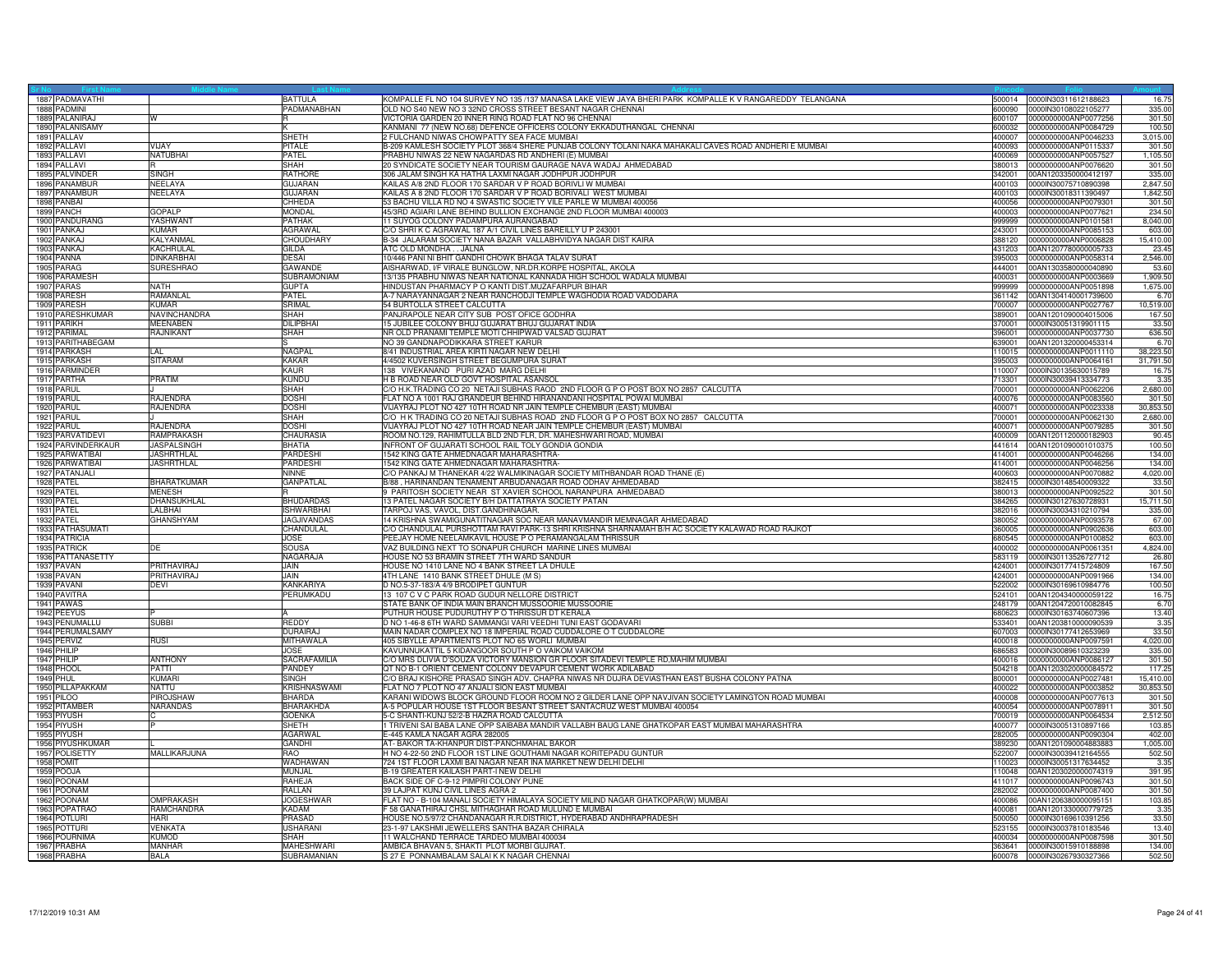| Sr No | First Name | Middle Name | Last Name | Address | Pincode | Folio | Amount |
|---|---|---|---|---|---|---|---|
| 1887 | PADMAVATHI | | BATTULA | KOMPALLE FL NO 104 SURVEY NO 135 /137 MANASA LAKE VIEW JAYA BHERI PARK KOMPALLE K V RANGAREDDY TELANGANA | 500014 | 0000IN30311612188623 | 16.75 |
| 1888 | PADMINI | | PADMANABHAN | OLD NO S40 NEW NO 3 32ND CROSS STREET BESANT NAGAR CHENNAI | 600090 | 0000IN30108022105277 | 335.00 |
| 1889 | PALANIRAJ | W | R | VICTORIA GARDEN 20 INNER RING ROAD FLAT NO 96 CHENNAI | 600107 | 0000000000ANP0077256 | 301.50 |
| 1890 | PALANISAMY | | K | KANMANI 77 (NEW NO.68) DEFENCE OFFICERS COLONY EKKADUTHANGAL CHENNAI | 600032 | 0000000000ANP0084729 | 100.50 |
| 1891 | PALLAV | | SHETH | 2 FULCHAND NIWAS CHOWPATTY SEA FACE MUMBAI | 400007 | 0000000000ANP0046233 | 3,015.00 |
| 1892 | PALLAVI | VIJAY | PITALE | B-209 KAMLESH SOCIETY PLOT 368/4 SHERE PUNJAB COLONY TOLANI NAKA MAHAKALI CAVES ROAD ANDHERI E MUMBAI | 400093 | 0000000000ANP0115337 | 301.50 |
| 1893 | PALLAVI | NATUBHAI | PATEL | PRABHU NIWAS 22 NEW NAGARDAS RD ANDHERI (E) MUMBAI | 400069 | 0000000000ANP0057527 | 1,105.50 |
| 1894 | PALLAVI | R | SHAH | 20 SYNDICATE SOCIETY NEAR TOURISM GAURAGE NAVA WADAJ AHMEDABAD | 380013 | 0000000000ANP0076620 | 301.50 |
| 1895 | PALVINDER | SINGH | RATHORE | 306 JALAM SINGH KA HATHA LAXMI NAGAR JODHPUR JODHPUR | 342001 | 00AN1203350000412197 | 335.00 |
| 1896 | PANAMBUR | NEELAYA | GUJARAN | KAILAS A/8 2ND FLOOR 170 SARDAR V P ROAD BORIVLI W MUMBAI | 400103 | 0000IN30075710890398 | 2,847.50 |
| 1897 | PANAMBUR | NEELAYA | GUJARAN | KAILAS A 8 2ND FLOOR 170 SARDAR V P ROAD BORIVALI WEST MUMBAI | 400103 | 0000IN30018311390497 | 1,842.50 |
| 1898 | PANBAI | | CHHEDA | 53 BACHU VILLA RD NO 4 SWASTIC SOCIETY VILE PARLE W MUMBAI 400056 | 400056 | 0000000000ANP0079301 | 301.50 |
| 1899 | PANCH | GOPALP | MONDAL | 45/3RD AGIARI LANE BEHIND BULLION EXCHANGE 2ND FLOOR MUMBAI 400003 | 400003 | 0000000000ANP0077621 | 234.50 |
| 1900 | PANDURANG | YASHWANT | PATHAK | 11 SUYOG COLONY PADAMPURA AURANGABAD | 999999 | 0000000000ANP0101581 | 8,040.00 |
| 1901 | PANKAJ | KUMAR | AGRAWAL | C/O SHRI K C AGRAWAL 187 A/1 CIVIL LINES BAREILLY U P 243001 | 243001 | 0000000000ANP0085153 | 603.00 |
| 1902 | PANKAJ | KALYANMAL | CHOUDHARY | B-34 JALARAM SOCIETY NANA BAZAR VALLABHVIDYA NAGAR DIST KAIRA | 388120 | 0000000000ANP0006828 | 15,410.00 |
| 1903 | PANKAJ | KACHRULAL | GILDA | ATC OLD MONDHA . . JALNA | 431203 | 00AN1207780000005733 | 23.45 |
| 1904 | PANNA | DINKARBHAI | DESAI | 10/446 PANI NI BHIT GANDHI CHOWK BHAGA TALAV SURAT | 395003 | 0000000000ANP0058314 | 2,546.00 |
| 1905 | PARAG | SURESHRAO | GAWANDE | AISHARWAD, I/F VIRALE BUNGLOW, NR.DR.KORPE HOSPITAL, AKOLA | 444001 | 00AN1303580000040890 | 53.60 |
| 1906 | PARAMESH | | SUBRAMONIAM | 13/135 PRABHU NIWAS NEAR NATIONAL KANNADA HIGH SCHOOL WADALA MUMBAI | 400031 | 0000000000ANP0003669 | 1,909.50 |
| 1907 | PARAS | NATH | GUPTA | HINDUSTAN PHARMACY P O KANTI DIST.MUZAFARPUR BIHAR | 999999 | 0000000000ANP0051898 | 1,675.00 |
| 1908 | PARESH | RAMANLAL | PATEL | A-7 NARAYANNAGAR 2 NEAR RANCHODJI TEMPLE WAGHODIA ROAD VADODARA | 361142 | 00AN1304140001739600 | 6.70 |
| 1909 | PARESH | KUMAR | SRIMAL | 54 BURTOLLA STREET CALCUTTA | 700007 | 0000000000ANP0027767 | 10,519.00 |
| 1910 | PARESHKUMAR | NAVINCHANDRA | SHAH | PANJRAPOLE NEAR CITY SUB POST OFICE GODHRA | 389001 | 00AN1201090004015006 | 167.50 |
| 1911 | PARIKH | MEENABEN | DILIPBHAI | 15 JUBILEE COLONY BHUJ GUJARAT BHUJ GUJARAT INDIA | 370001 | 0000IN30051319901115 | 33.50 |
| 1912 | PARIMAL | RAJNIKANT | SHAH | NR OLD PRANAMI TEMPLE MOTI CHHIPWAD VALSAD GUJRAT | 396001 | 0000000000ANP0037730 | 636.50 |
| 1913 | PARITHABEGAM | | S | NO 39 GANDNAPODIKKARA STREET KARUR | 639001 | 00AN1201320000453314 | 6.70 |
| 1914 | PARKASH | LAL | NAGPAL | 8/41 INDUSTRIAL AREA KIRTI NAGAR NEW DELHI | 110015 | 0000000000ANP0011110 | 38,223.50 |
| 1915 | PARKASH | SITARAM | KAKAR | 4/4502 KUVERSINGH STREET BEGUMPURA SURAT | 395003 | 0000000000ANP0064161 | 31,791.50 |
| 1916 | PARMINDER | | KAUR | 138 VIVEKANAND PURI AZAD MARG DELHI | 110007 | 0000IN30135630015789 | 16.75 |
| 1917 | PARTHA | PRATIM | KUNDU | H B ROAD NEAR OLD GOVT HOSPITAL ASANSOL | 713301 | 0000IN30039413334773 | 3.35 |
| 1918 | PARUL | J | SHAH | C/O H.K.TRADING CO 20 NETAJI SUBHAS RAOD 2ND FLOOR G P O POST BOX NO 2857 CALCUTTA | 700001 | 0000000000ANP0062206 | 2,680.00 |
| 1919 | PARUL | RAJENDRA | DOSHI | FLAT NO A 1001 RAJ GRANDEUR BEHIND HIRANANDANI HOSPITAL POWAI MUMBAI | 400076 | 0000000000ANP0083560 | 301.50 |
| 1920 | PARUL | RAJENDRA | DOSHI | VIJAYRAJ PLOT NO 427 10TH ROAD NR JAIN TEMPLE CHEMBUR (EAST) MUMBAI | 400071 | 0000000000ANP0023338 | 30,853.50 |
| 1921 | PARUL | J | SHAH | C/O H K TRADING CO 20 NETAJI SUBHAS ROAD 2ND FLOOR G P O POST BOX NO 2857 CALCUTTA | 700001 | 0000000000ANP0062130 | 2,680.00 |
| 1922 | PARUL | RAJENDRA | DOSHI | VIJAYRAJ PLOT NO 427 10TH ROAD NEAR JAIN TEMPLE CHEMBUR (EAST) MUMBAI | 400071 | 0000000000ANP0079285 | 301.50 |
| 1923 | PARVATIDEVI | RAMPRAKASH | CHAURASIA | ROOM NO.129, RAHIMTULLA BLD 2ND FLR, DR. MAHESHWARI ROAD, MUMBAI | 400009 | 00AN1201120000182903 | 90.45 |
| 1924 | PARVINDERKAUR | JASPALSINGH | BHATIA | INFRONT OF GUJARATI SCHOOL RAIL TOLY GONDIA GONDIA | 441614 | 00AN1201090001010375 | 100.50 |
| 1925 | PARWATIBAI | JASHRTHLAL | PARDESHI | 1542 KING GATE AHMEDNAGAR MAHARASHTRA- | 414001 | 0000000000ANP0046266 | 134.00 |
| 1926 | PARWATIBAI | JASHRTHLAL | PARDESHI | 1542 KING GATE AHMEDNAGAR MAHARASHTRA- | 414001 | 0000000000ANP0046256 | 134.00 |
| 1927 | PATANJALI | | NINNE | C/O PANKAJ M THANEKAR 4/22 WALMIKINAGAR SOCIETY MITHBANDAR ROAD THANE (E) | 400603 | 0000000000ANP0070882 | 4,020.00 |
| 1928 | PATEL | BHARATKUMAR | GANPATLAL | B/88 , HARINANDAN TENAMENT ARBUDANAGAR ROAD ODHAV AHMEDABAD | 382415 | 0000IN30148540009322 | 33.50 |
| 1929 | PATEL | MENESH | R | 9 PARITOSH SOCIETY NEAR ST XAVIER SCHOOL NARANPURA AHMEDABAD | 380013 | 0000000000ANP0092522 | 301.50 |
| 1930 | PATEL | DHANSUKHLAL | BHUDARDAS | 13 PATEL NAGAR SOCIETY B/H DATTATRAYA SOCIETY PATAN | 384265 | 0000IN30127630728931 | 15,711.50 |
| 1931 | PATEL | LALBHAI | ISHWARBHAI | TARPOJ VAS, VAVOL, DIST.GANDHINAGAR. | 382016 | 0000IN30034310210794 | 335.00 |
| 1932 | PATEL | GHANSHYAM | JAGJIVANDAS | 14 KRISHNA SWAMIGUNATITNAGAR SOC NEAR MANAVMANDIR MEMNAGAR AHMEDABAD | 380052 | 0000000000ANP0093578 | 67.00 |
| 1933 | PATHASUMATI | | CHANDULAL | C/O CHANDULAL PURSHOTTAM RAVI PARK-13 SHRI KRISHNA SHARNAMAH B/H AC SOCIETY KALAWAD ROAD RAJKOT | 360005 | 0000000000ANP0902636 | 603.00 |
| 1934 | PATRICIA | | JOSE | PEEJAY HOME NEELAMKAVIL HOUSE P O PERAMANGALAM THRISSUR | 680545 | 0000000000ANP0100852 | 603.00 |
| 1935 | PATRICK | DE | SOUSA | VAZ BUILDING NEXT TO SONAPUR CHURCH MARINE LINES MUMBAI | 400002 | 0000000000ANP0061351 | 4,824.00 |
| 1936 | PATTANASETTY | | NAGARAJA | HOUSE NO 53 BRAMIN STREET 7TH WARD SANDUR | 583119 | 0000IN30113526727712 | 26.80 |
| 1937 | PAVAN | PRITHAVIRAJ | JAIN | HOUSE NO 1410 LANE NO 4 BANK STREET LA DHULE | 424001 | 0000IN30177415724809 | 167.50 |
| 1938 | PAVAN | PRITHAVIRAJ | JAIN | 4TH LANE 1410 BANK STREET DHULE (M S) | 424001 | 0000000000ANP0091966 | 134.00 |
| 1939 | PAVANI | DEVI | KANKARIYA | D NO.5-37-183/A 4/9 BRODIPET GUNTUR | 522002 | 0000IN30169610984776 | 100.50 |
| 1940 | PAVITRA | | PERUMKADU | 13 107 C V C PARK ROAD GUDUR NELLORE DISTRICT | 524101 | 00AN1204340000059122 | 16.75 |
| 1941 | PAWAS | | | STATE BANK OF INDIA MAIN BRANCH MUSSOORIE MUSSOORIE | 248179 | 00AN1204720001082845 | 6.70 |
| 1942 | PEEYUS | P | A | PUTHUR HOUSE PUDURUTHY P O THRISSUR DT KERALA | 680623 | 0000IN30163740607396 | 13.40 |
| 1943 | PENUMALLU | SUBBI | REDDY | D NO 1-46-8 6TH WARD SAMMANGI VARI VEEDHI TUNI EAST GODAVARI | 533401 | 00AN1203810000090539 | 3.35 |
| 1944 | PERUMALSAMY | | DURAIRAJ | MAIN NADAR COMPLEX NO 18 IMPERIAL ROAD CUDDALORE O T CUDDALORE | 607003 | 0000IN30177412653969 | 33.50 |
| 1945 | PERVIZ | RUSI | MITHAWALA | 405 SIBYLLE APARTMENTS PLOT NO 65 WORLI MUMBAI | 400018 | 0000000000ANP0097591 | 4,020.00 |
| 1946 | PHILIP | | JOSE | KAVUNNUKATTIL 5 KIDANGOOR SOUTH P O VAIKOM VAIKOM | 686583 | 0000IN30089610323239 | 335.00 |
| 1947 | PHILIP | ANTHONY | SACRAFAMILIA | C/O MRS DLIVIA D'SOUZA VICTORY MANSION GR FLOOR SITADEVI TEMPLE RD,MAHIM MUMBAI | 400016 | 0000000000ANP0086127 | 301.50 |
| 1948 | PHOOL | PATTI | PANDEY | QT NO B-1 ORIENT CEMENT COLONY DEVAPUR CEMENT WORK ADILABAD | 504218 | 00AN1203020000084572 | 117.25 |
| 1949 | PHUL | KUMARI | SINGH | C/O BRAJ KISHORE PRASAD SINGH ADV. CHAPRA NIWAS NR DUJRA DEVIASTHAN EAST BUSHA COLONY PATNA | 800001 | 0000000000ANP0027481 | 15,410.00 |
| 1950 | PILLAPAKKAM | NATTU | KRISHNASWAMI | FLAT NO 7 PLOT NO 47 ANJALI SION EAST MUMBAI | 400022 | 0000000000ANP0003852 | 30,853.50 |
| 1951 | PILOO | PIROJSHAW | BHARDA | KARANI WIDOWS BLOCK GROUND FLOOR ROOM NO 2 GILDER LANE OPP NAVJIVAN SOCIETY LAMINGTON ROAD MUMBAI | 400008 | 0000000000ANP0077613 | 301.50 |
| 1952 | PITAMBER | NARANDAS | BHARAKHDA | A-5 POPULAR HOUSE 1ST FLOOR BESANT STREET SANTACRUZ WEST MUMBAI 400054 | 400054 | 0000000000ANP0078911 | 301.50 |
| 1953 | PIYUSH | C | GOENKA | 5-C SHANTI-KUNJ 52/2-B HAZRA ROAD CALCUTTA | 700019 | 0000000000ANP0064534 | 2,512.50 |
| 1954 | PIYUSH | P | SHETH | 1 TRIVENI SAI BABA LANE OPP SAIBABA MANDIR VALLABH BAUG LANE GHATKOPAR EAST MUMBAI MAHARASHTRA | 400077 | 0000IN30051310897166 | 103.85 |
| 1955 | PIYUSH | | AGARWAL | E-445 KAMLA NAGAR AGRA 282005 | 282005 | 0000000000ANP0090304 | 402.00 |
| 1956 | PIYUSHKUMAR | L | GANDHI | AT- BAKOR TA-KHANPUR DIST-PANCHMAHAL BAKOR | 389230 | 00AN1201090004883883 | 1,005.00 |
| 1957 | POLISETTY | MALLIKARJUNA | RAO | H NO 4-22-50 2ND FLOOR 1ST LINE GOUTHAMI NAGAR KORITEPADU GUNTUR | 522007 | 0000IN30039412164555 | 502.50 |
| 1958 | POMIT | | WADHAWAN | 724 1ST FLOOR LAXMI BAI NAGAR NEAR INA MARKET NEW DELHI DELHI | 110023 | 0000IN30051317634452 | 3.35 |
| 1959 | POOJA | | MUNJAL | B-19 GREATER KAILASH PART-I NEW DELHI | 110048 | 00AN1203020000074319 | 391.95 |
| 1960 | POONAM | | RAHEJA | BACK SIDE OF C-9-12 PIMPRI COLONY PUNE | 411017 | 0000000000ANP0096743 | 301.50 |
| 1961 | POONAM | | RALLAN | 39 LAJPAT KUNJ CIVIL LINES AGRA 2 | 282002 | 0000000000ANP0087400 | 301.50 |
| 1962 | POONAM | OMPRAKASH | JOGESHWAR | FLAT NO - B-104 MANALI SOCIETY HIMALAYA SOCIETY MILIND NAGAR GHATKOPAR(W) MUMBAI | 400086 | 00AN1206380000095151 | 103.85 |
| 1963 | POPATRAO | RAMCHANDRA | KADAM | F 58 GANATHIRAJ CHSL MITHAGHAR ROAD MULUND E MUMBAI | 400081 | 00AN1201330000779725 | 3.35 |
| 1964 | POTLURI | HARI | PRASAD | HOUSE NO.5/97/2 CHANDANAGAR R.R.DISTRICT, HYDERABAD ANDHRAPRADESH | 500050 | 0000IN30169610391256 | 33.50 |
| 1965 | POTTURI | VENKATA | USHARANI | 23-1-97 LAKSHMI JEWELLERS SANTHA BAZAR CHIRALA | 523155 | 0000IN30037810183546 | 13.40 |
| 1966 | POURNIMA | KUMOD | SHAH | 11 WALCHAND TERRACE TARDEO MUMBAI 400034 | 400034 | 0000000000ANP0087598 | 301.50 |
| 1967 | PRABHA | MANHAR | MAHESHWARI | AMBICA BHAVAN 5, SHAKTI PLOT MORBI GUJRAT. | 363641 | 0000IN30015910188898 | 134.00 |
| 1968 | PRABHA | BALA | SUBRAMANIAN | S 27 E PONNAMBALAM SALAI K K NAGAR CHENNAI | 600078 | 0000IN30267930327366 | 502.50 |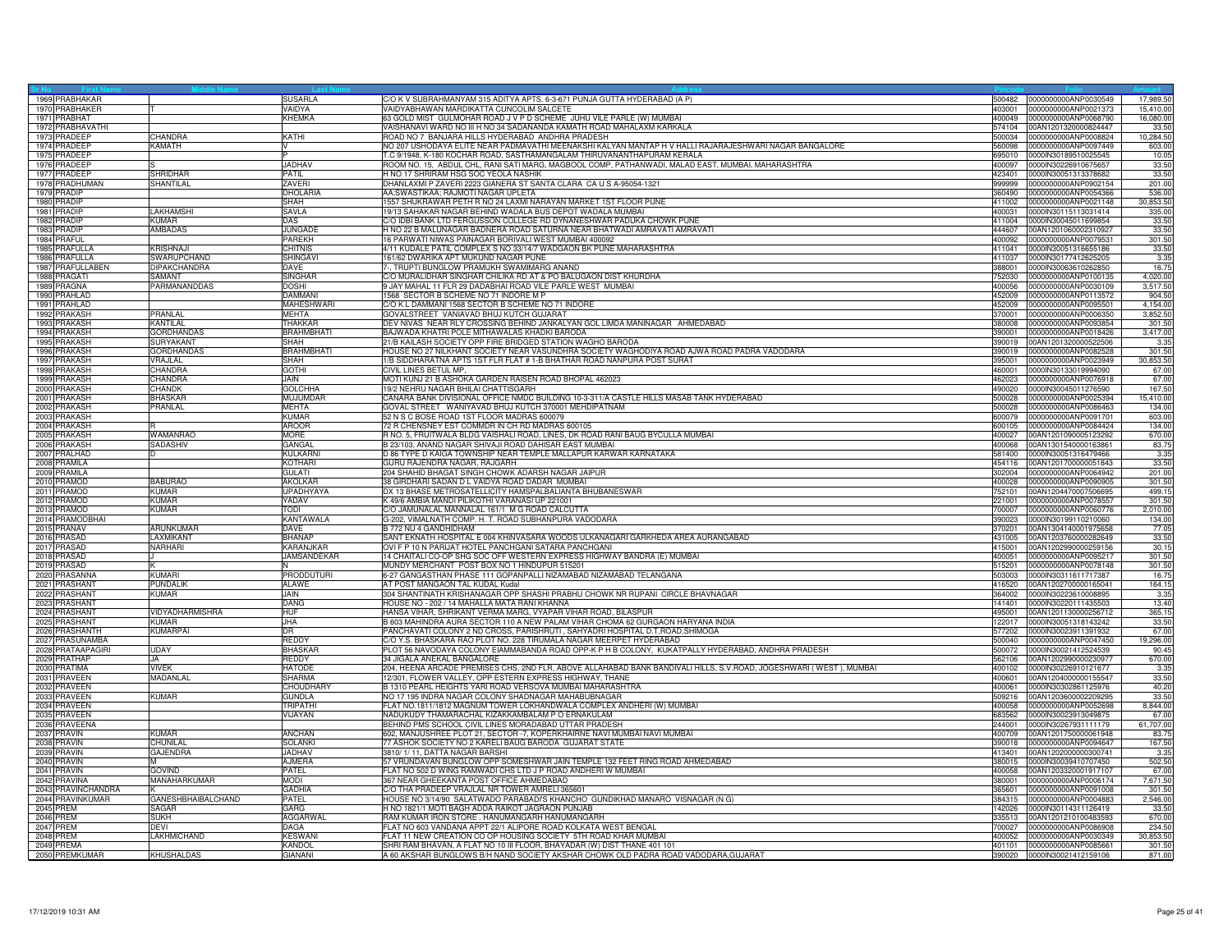| Sr No | First Name | Middle Name | Last Name | Address | Pincode | Folio | Amount |
|---|---|---|---|---|---|---|---|
| 1969 | PRABHAKAR | | SUSARLA | C/O K V SUBRAHMANYAM 315 ADITYA APTS. 6-3-671 PUNJA GUTTA HYDERABAD (A P) | 500482 | 0000000000ANP0030549 | 17,989.50 |
| 1970 | PRABHAKER | T | VAIDYA | VAIDYABHAWAN MARDIKATTA CUNCOLIM SALCETE | 403001 | 0000000000ANP0021373 | 15,410.00 |
| 1971 | PRABHAT | | KHEMKA | 63 GOLD MIST GULMOHAR ROAD J V P D SCHEME JUHU VILE PARLE (W) MUMBAI | 400049 | 0000000000ANP0068790 | 16,080.00 |
| 1972 | PRABHAVATHI | | | VAISHANAVI WARD NO III H NO 34 SADANANDA KAMATH ROAD MAHALAXM KARKALA | 574104 | 00AN1201320000824447 | 33.50 |
| 1973 | PRADEEP | CHANDRA | KATHI | ROAD NO 7 BANJARA HILLS HYDERABAD ANDHRA PRADESH | 500034 | 0000000000ANP0008824 | 10,284.50 |
| 1974 | PRADEEP | KAMATH | V | NO 207 USHODAYA ELITE NEAR PADMAVATHI MEENAKSHI KALYAN MANTAP H V HALLI RAJARAJESHWARI NAGAR BANGALORE | 560098 | 0000000000ANP0097449 | 603.00 |
| 1975 | PRADEEP | | P | T.C 9/1948, K-180 KOCHAR ROAD, SASTHAMANGALAM THIRUVANANTHAPURAM KERALA | 695010 | 0000IN30189510025545 | 10.05 |
| 1976 | PRADEEP | S | JADHAV | ROOM NO. 15, ABDUL CHL, RANI SATI MARG, MAGBOOL COMP, PATHANWADI, MALAD EAST, MUMBAI, MAHARASHTRA | 400097 | 0000IN30226910675657 | 33.50 |
| 1977 | PRADEEP | SHRIDHAR | PATIL | H NO 17 SHRIRAM HSG SOC YEOLA NASHIK | 423401 | 0000IN30051313378682 | 33.50 |
| 1978 | PRADHUMAN | SHANTILAL | ZAVERI | DHANLAXMI P ZAVERI 2223 GIANERA ST SANTA CLARA CA U S A-95054-1321 | 999999 | 0000000000ANP0902154 | 201.00 |
| 1979 | PRADIP | | DHOLARIA | AA;SWASTIKAA; RAJMOTI NAGAR UPLETA | 360490 | 0000000000ANP0054366 | 536.00 |
| 1980 | PRADIP | | SHAH | 1557 SHUKRAWAR PETH R NO 24 LAXMI NARAYAN MARKET 1ST FLOOR PUNE | 411002 | 0000000000ANP0021148 | 30,853.50 |
| 1981 | PRADIP | LAKHAMSHI | SAVLA | 19/13 SAHAKAR NAGAR BEHIND WADALA BUS DEPOT WADALA MUMBAI | 400031 | 0000IN30115113031414 | 335.00 |
| 1982 | PRADIP | KUMAR | DAS | C/O IDBI BANK LTD FERGUSSON COLLEGE RD DYNANESHWAR PADUKA CHOWK PUNE | 411004 | 0000IN30045011699854 | 33.50 |
| 1983 | PRADIP | AMBADAS | JUNGADE | H NO 22 B MALUNAGAR BADNERA ROAD SATURNA NEAR BHATWADI AMRAVATI AMRAVATI | 444607 | 00AN1201060002310927 | 33.50 |
| 1984 | PRAFUL | | PAREKH | 16 PARWATI NIWAS PAINAGAR BORIVALI WEST MUMBAI 400092 | 400092 | 0000000000ANP0079531 | 301.50 |
| 1985 | PRAFULLA | KRISHNAJI | CHITNIS | 4/11 KUDALE PATIL COMPLEX S NO 33/14/7 WADGAON BK PUNE MAHARASHTRA | 411041 | 0000IN30051316655186 | 33.50 |
| 1986 | PRAFULLA | SWARUPCHAND | SHINGAVI | 161/62 DWARIKA APT MUKUND NAGAR PUNE | 411037 | 0000IN30177412625205 | 3.35 |
| 1987 | PRAFULLABEN | DIPAKCHANDRA | DAVE | 7-, TRUPTI BUNGLOW PRAMUKH SWAMIMARG ANAND | 388001 | 0000IN30063610262850 | 16.75 |
| 1988 | PRAGATI | SAMANT | SINGHAR | C/O MURALIDHAR SINGHAR CHILIKA RD AT & PO BALUGAON DIST KHURDHA | 752030 | 0000000000ANP0100135 | 4,020.00 |
| 1989 | PRAGNA | PARMANANDDAS | DOSHI | 9 JAY MAHAL 11 FLR 29 DADABHAI ROAD VILE PARLE WEST MUMBAI | 400056 | 0000000000ANP0030109 | 3,517.50 |
| 1990 | PRAHLAD | | DAMMANI | 1568 SECTOR B SCHEME NO 71 INDORE M P | 452009 | 0000000000ANP0113572 | 904.50 |
| 1991 | PRAHLAD | | MAHESHWARI | C/O K L DAMMANI 1568 SECTOR B SCHEME NO 71 INDORE | 452009 | 0000000000ANP0095501 | 4,154.00 |
| 1992 | PRAKASH | PRANLAL | MEHTA | GOVALSTREET VANIAVAD BHUJ KUTCH GUJARAT | 370001 | 0000000000ANP0006350 | 3,852.50 |
| 1993 | PRAKASH | KANTILAL | THAKKAR | DEV NIVAS NEAR RLY CROSSING BEHIND JANKALYAN GOL LIMDA MANINAGAR AHMEDABAD | 380008 | 0000000000ANP0093854 | 301.50 |
| 1994 | PRAKASH | GORDHANDAS | BRAHMBHATI | BAJWADA KHATRI POLE MITHAWALAS KHADKI BARODA | 390001 | 0000000000ANP0018426 | 3,417.00 |
| 1995 | PRAKASH | SURYAKANT | SHAH | 21/B KAILASH SOCIETY OPP FIRE BRIDGED STATION WAGHO BARODA | 390019 | 00AN1201320000522506 | 3.35 |
| 1996 | PRAKASH | GORDHANDAS | BRAHMBHATI | HOUSE NO 27 NILKHANT SOCIETY NEAR VASUNDHRA SOCIETY WAGHODIYA ROAD AJWA ROAD PADRA VADODARA | 390019 | 0000000000ANP0082528 | 301.50 |
| 1997 | PRAKASH | VRAJLAL | SHAH | 1/B SIDDHARATNA APTS 1ST FLR FLAT # 1-B BHATHAR ROAD NANPURA POST SURAT | 395001 | 0000000000ANP0023949 | 30,853.50 |
| 1998 | PRAKASH | CHANDRA | GOTHI | CIVIL LINES BETUL MP. | 460001 | 0000IN30133019994090 | 67.00 |
| 1999 | PRAKASH | CHANDRA | JAIN | MOTI KUNJ 21 B ASHOKA GARDEN RAISEN ROAD BHOPAL 462023 | 462023 | 0000000000ANP0076918 | 67.00 |
| 2000 | PRAKASH | CHANDK | GOLCHHA | 19/2 NEHRU NAGAR BHILAI CHATTISGARH | 490020 | 0000IN30045011276590 | 167.50 |
| 2001 | PRAKASH | BHASKAR | MUJUMDAR | CANARA BANK DIVISIONAL OFFICE NMDC BUILDING 10-3-311/A CASTLE HILLS MASAB TANK HYDERABAD | 500028 | 0000000000ANP0025394 | 15,410.00 |
| 2002 | PRAKASH | PRANLAL | MEHTA | GOVAL STREET WANIYAVAD BHUJ KUTCH 370001 MEHDIPATNAM | 500028 | 0000000000ANP0086463 | 134.00 |
| 2003 | PRAKASH | | KUMAR | 52 N S C BOSE ROAD 1ST FLOOR MADRAS 600079 | 600079 | 0000000000ANP0091701 | 603.00 |
| 2004 | PRAKASH | R | AROOR | 72 R CHENSNEY EST COMMDR IN CH RD MADRAS 600105 | 600105 | 0000000000ANP0084424 | 134.00 |
| 2005 | PRAKASH | WAMANRAO | MORE | R NO. 5, FRUITWALA BLDG VAISHALI ROAD, LINES, DK ROAD RANI BAUG BYCULLA MUMBAI | 400027 | 00AN1201090005123292 | 670.00 |
| 2006 | PRAKASH | SADASHIV | GANGAL | B 23/103, ANAND NAGAR SHIVAJI ROAD DAHISAR EAST MUMBAI | 400068 | 00AN1301540000163861 | 83.75 |
| 2007 | PRALHAD | D | KULKARNI | D 86 TYPE D KAIGA TOWNSHIP NEAR TEMPLE MALLAPUR KARWAR KARNATAKA | 581400 | 0000IN30051316479466 | 3.35 |
| 2008 | PRAMILA | | KOTHARI | GURU RAJENDRA NAGAR, RAJGARH | 454116 | 00AN1201700000051843 | 33.50 |
| 2009 | PRAMILA | | GULATI | 204 SHAHID BHAGAT SINGH CHOWK ADARSH NAGAR JAIPUR | 302004 | 0000000000ANP0064942 | 201.00 |
| 2010 | PRAMOD | BABURAO | AKOLKAR | 38 GIRDHARI SADAN D L VAIDYA ROAD DADAR MUMBAI | 400028 | 0000000000ANP0090905 | 301.50 |
| 2011 | PRAMOD | KUMAR | UPADHYAYA | DX 13 BHASE METROSATELLICITY HAMSPALBALIANTA BHUBANESWAR | 752101 | 00AN1204470007506695 | 499.15 |
| 2012 | PRAMOD | KUMAR | YADAV | K 49/6 AMBIA MANDI PILIKOTHI VARANASI UP 221001 | 221001 | 0000000000ANP0078557 | 301.50 |
| 2013 | PRAMOD | KUMAR | TODI | C/O JAMUNALAL MANNALAL 161/1 M G ROAD CALCUTTA | 700007 | 0000000000ANP0060776 | 2,010.00 |
| 2014 | PRAMODBHAI | | KANTAWALA | G-202, VIMALNATH COMP. H. T. ROAD SUBHANPURA VADODARA | 390023 | 0000IN30199110210060 | 134.00 |
| 2015 | PRANAV | ARUNKUMAR | DAVE | B 772 NU 4 GANDHIDHAM | 370201 | 00AN1304140001975658 | 77.05 |
| 2016 | PRASAD | LAXMIKANT | BHANAP | SANT EKNATH HOSPITAL E 004 KHINVASARA WOODS ULKANAGARI GARKHEDA AREA AURANGABAD | 431005 | 00AN1203760000282649 | 33.50 |
| 2017 | PRASAD | NARHARI | KARANJKAR | OVI F P 10 N PARIJAT HOTEL PANCHGANI SATARA PANCHGANI | 415001 | 00AN1202990000259156 | 30.15 |
| 2018 | PRASAD | J | JAMSANDEKAR | 14 CHAITALI CO-OP SHG SOC OFF WESTERN EXPRESS HIGHWAY BANDRA (E) MUMBAI | 400051 | 0000000000ANP0095217 | 301.50 |
| 2019 | PRASAD | K | N | MUNDY MERCHANT POST BOX NO 1 HINDUPUR 515201 | 515201 | 0000000000ANP0078148 | 301.50 |
| 2020 | PRASANNA | KUMARI | PRODDUTURI | 6-27 GANGASTHAN PHASE 111 GOPANPALLI NIZAMABAD NIZAMABAD TELANGANA | 503003 | 0000IN30311611717387 | 16.75 |
| 2021 | PRASHANT | PUNDALIK | ALAWE | AT POST MANGAON TAL KUDAL Kudal | 416520 | 00AN1202700000165041 | 164.15 |
| 2022 | PRASHANT | KUMAR | JAIN | 304 SHANTINATH KRISHANAGAR OPP SHASHI PRABHU CHOWK NR RUPANI CIRCLE BHAVNAGAR | 364002 | 0000IN30223610008895 | 3.35 |
| 2023 | PRASHANT | | DANG | HOUSE NO - 202 / 14 MAHALLA MATA RANI KHANNA | 141401 | 0000IN30220111435503 | 13.40 |
| 2024 | PRASHANT | VIDYADHARMISHRA | HUF | HANSA VIHAR, SHRIKANT VERMA MARG, VYAPAR VIHAR ROAD, BILASPUR | 495001 | 00AN1201130000256712 | 365.15 |
| 2025 | PRASHANT | KUMAR | JHA | B 603 MAHINDRA AURA SECTOR 110 A NEW PALAM VIHAR CHOMA 62 GURGAON HARYANA INDIA | 122017 | 0000IN30051318143242 | 33.50 |
| 2026 | PRASHANTH | KUMARPAI | DR | PANCHAVATI COLONY 2 ND CROSS, PARISHRUTI , SAHYADRI HOSPITAL D.T.ROAD,SHIMOGA | 577202 | 0000IN30023911391932 | 67.00 |
| 2027 | PRASUNAMBA | | REDDY | C/O Y.S. BHASKARA RAO PLOT NO. 228 TIRUMALA NAGAR MEERPET HYDERABAD | 500040 | 0000000000ANP0047450 | 19,296.00 |
| 2028 | PRATAAPAGIRI | UDAY | BHASKAR | PLOT 56 NAVODAYA COLONY EIAMMABANDA ROAD OPP-K P H B COLONY, KUKATPALLY HYDERABAD, ANDHRA PRADESH | 500072 | 0000IN30021412524539 | 90.45 |
| 2029 | PRATHAP | JA | REDDY | 34 JIGALA ANEKAL BANGALORE | 562106 | 00AN1202990000230977 | 670.00 |
| 2030 | PRATIMA | VIVEK | HATODE | 204, HEENA ARCADE PREMISES CHS, 2ND FLR, ABOVE ALLAHABAD BANK BANDIVALI HILLS, S.V.ROAD, JOGESHWARI ( WEST ), MUMBAI | 400102 | 0000IN30226910121677 | 3.35 |
| 2031 | PRAVEEN | MADANLAL | SHARMA | 12/301, FLOWER VALLEY, OPP ESTERN EXPRESS HIGHWAY, THANE | 400601 | 00AN1204000000155547 | 33.50 |
| 2032 | PRAVEEN | | CHOUDHARY | B 1310 PEARL HEIGHTS YARI ROAD VERSOVA MUMBAI MAHARASHTRA | 400061 | 0000IN30302861125976 | 40.20 |
| 2033 | PRAVEEN | KUMAR | GUNDLA | NO 17 195 INDRA NAGAR COLONY SHADNAGAR MAHABUBNAGAR | 509216 | 00AN1203600002209295 | 33.50 |
| 2034 | PRAVEEN | | TRIPATHI | FLAT NO.1811/1812 MAGNUM TOWER LOKHANDWALA COMPLEX ANDHERI (W) MUMBAI | 400058 | 0000000000ANP0052698 | 8,844.00 |
| 2035 | PRAVEEN | | VIJAYAN | NADUKUDY THAMARACHAL KIZAKKAMBALAM P O ERNAKULAM | 683562 | 0000IN30023913049875 | 67.00 |
| 2036 | PRAVEENA | | | BEHIND PMS SCHOOL CIVIL LINES MORADABAD UTTAR PRADESH | 244001 | 0000IN30267931111179 | 61,707.00 |
| 2037 | PRAVIN | KUMAR | ANCHAN | 602, MANJUSHREE PLOT 21, SECTOR -7, KOPERKHAIRNE NAVI MUMBAI NAVI MUMBAI | 400709 | 00AN1201750000061948 | 83.75 |
| 2038 | PRAVIN | CHUNILAL | SOLANKI | 77 ASHOK SOCIETY NO 2 KARELI BAUG BARODA GUJARAT STATE | 390018 | 0000000000ANP0094647 | 167.50 |
| 2039 | PRAVIN | GAJENDRA | JADHAV | 3810/ 1/ 11, DATTA NAGAR BARSHI | 413401 | 00AN1202000000300741 | 3.35 |
| 2040 | PRAVIN | M | AJMERA | 57 VRUNDAVAN BUNGLOW OPP SOMESHWAR JAIN TEMPLE 132 FEET RING ROAD AHMEDABAD | 380015 | 0000IN30039410707450 | 502.50 |
| 2041 | PRAVIN | GOVIND | PATEL | FLAT NO 502 D WING RAMWADI CHS LTD J P ROAD ANDHERI W MUMBAI | 400058 | 00AN1203320001917107 | 67.00 |
| 2042 | PRAVINA | MANAHARKUMAR | MODI | 367 NEAR GHEEKANTA POST OFFICE AHMEDABAD | 380001 | 0000000000ANP0006174 | 7,671.50 |
| 2043 | PRAVINCHANDRA | K | GADHIA | C/O THA PRADEEP VRAJLAL NR TOWER AMRELI 365601 | 365601 | 0000000000ANP0091008 | 301.50 |
| 2044 | PRAVINKUMAR | GANESHBHAIBALCHAND | PATEL | HOUSE NO 3/14/90 SALATWADO PARABADI'S KHANCHO GUNDIKHAD MANARO VISNAGAR (N G) | 384315 | 0000000000ANP0004883 | 2,546.00 |
| 2045 | PREM | SAGAR | GARG | H NO 1821/1 MOTI BAGH ADDA RAIKOT JAGRAON PUNJAB | 142026 | 0000IN30114311126419 | 33.50 |
| 2046 | PREM | SUKH | AGGARWAL | RAM KUMAR IRON STORE . HANUMANGARH HANUMANGARH | 335513 | 00AN1201210100483593 | 670.00 |
| 2047 | PREM | DEVI | DAGA | FLAT NO 603 VANDANA APPT 22/1 ALIPORE ROAD KOLKATA WEST BENGAL | 700027 | 0000000000ANP0086908 | 234.50 |
| 2048 | PREM | LAKHMICHAND | KESWANI | FLAT 11 NEW CREATION CO OP HOUSING SOCIETY 5TH ROAD KHAR MUMBAI | 400052 | 0000000000ANP0030349 | 30,853.50 |
| 2049 | PREMA | | KANDOL | SHRI RAM BHAVAN, A FLAT NO 10 III FLOOR, BHAYADAR (W) DIST THANE 401 101 | 401101 | 0000000000ANP0085661 | 301.50 |
| 2050 | PREMKUMAR | KHUSHALDAS | GIANANI | A 60 AKSHAR BUNGLOWS B/H NAND SOCIETY AKSHAR CHOWK OLD PADRA ROAD VADODARA,GUJARAT | 390020 | 0000IN30021412159106 | 871.00 |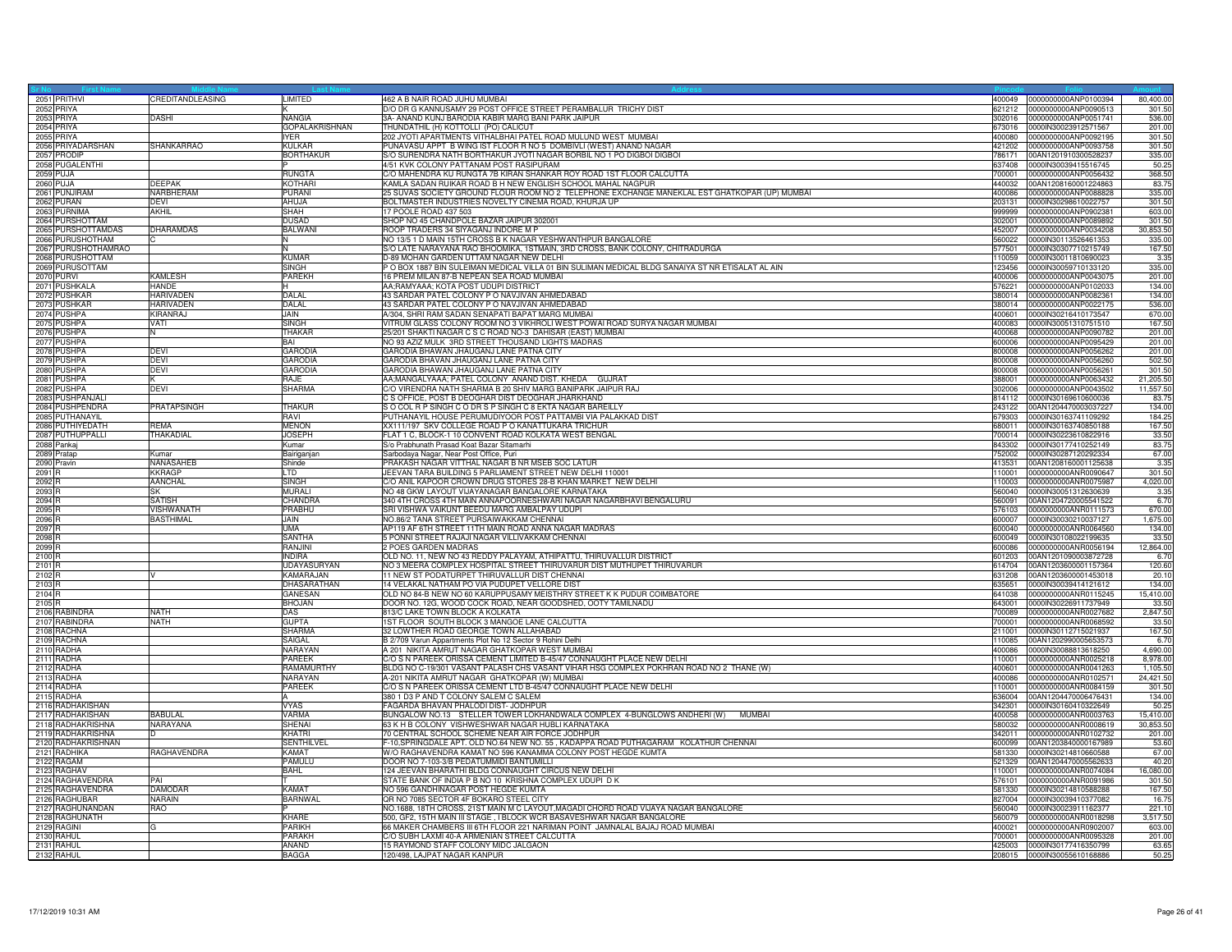| Sr No | First Name | Middle Name | Last Name | Address | Pincode | Folio | Amount |
|---|---|---|---|---|---|---|---|
| 2051 | PRITHVI | CREDITANDLEASING | LIMITED | 462 A B NAIR ROAD JUHU MUMBAI | 400049 | 0000000000ANP0100394 | 80,400.00 |
| 2052 | PRIYA | | K | D/O DR G KANNUSAMY 29 POST OFFICE STREET PERAMBALUR TRICHY DIST | 621212 | 0000000000ANP0090513 | 301.50 |
| 2053 | PRIYA | DASHI | NANGIA | 3A- ANAND KUNJ BARODIA KABIR MARG BANI PARK JAIPUR | 302016 | 0000000000ANP0051741 | 536.00 |
| 2054 | PRIYA | | GOPALAKRISHNAN | THUNDATHIL (H) KOTTOLLI (PO) CALICUT | 673016 | 0000IN30023912571567 | 201.00 |
| 2055 | PRIYA | | IYER | 202 JYOTI APARTMENTS VITHALBHAI PATEL ROAD MULUND WEST MUMBAI | 400080 | 0000000000ANP0092195 | 301.50 |
| 2056 | PRIYADARSHAN | SHANKARRAO | KULKAR | PUNAVASU APPT B WING IST FLOOR R NO 5 DOMBIVLI (WEST) ANAND NAGAR | 421202 | 0000000000ANP0093758 | 301.50 |
| 2057 | PRODIP | | BORTHAKUR | S/O SURENDRA NATH BORTHAKUR JYOTI NAGAR BORBIL NO 1 PO DIGBOI DIGBOI | 786171 | 00AN1201910300528237 | 335.00 |
| 2058 | PUGALENTHI | | P | 4/51 KVK COLONY PATTANAM POST RASIPURAM | 637408 | 0000IN30039415516745 | 50.25 |
| 2059 | PUJA | | RUNGTA | C/O MAHENDRA KU RUNGTA 7B KIRAN SHANKAR ROY ROAD 1ST FLOOR CALCUTTA | 700001 | 0000000000ANP0056432 | 368.50 |
| 2060 | PUJA | DEEPAK | KOTHARI | KAMLA SADAN RUIKAR ROAD B H NEW ENGLISH SCHOOL MAHAL NAGPUR | 440032 | 00AN1208160001224863 | 83.75 |
| 2061 | PUNJIRAM | NARBHERAM | PURANI | 25 SUVAS SOCIETY GROUND FLOOR ROOM NO 2 TELEPHONE EXCHANGE MANEKLAL EST GHATKOPAR (UP) MUMBAI | 400086 | 0000000000ANP0088828 | 335.00 |
| 2062 | PURAN | DEVI | AHUJA | BOLTMASTER INDUSTRIES NOVELTY CINEMA ROAD, KHURJA UP | 203131 | 0000IN30298610022757 | 301.50 |
| 2063 | PURNIMA | AKHIL | SHAH | 17 POOLE ROAD 437 503 | 999999 | 0000000000ANP0902381 | 603.00 |
| 2064 | PURSHOTTAM | | DUSAD | SHOP NO 45 CHANDPOLE BAZAR JAIPUR 302001 | 302001 | 0000000000ANP0089892 | 301.50 |
| 2065 | PURSHOTTAMDAS | DHARAMDAS | BALWANI | ROOP TRADERS 34 SIYAGANJ INDORE M P | 452007 | 0000000000ANP0034208 | 30,853.50 |
| 2066 | PURUSHOTHAM | C | N | NO 13/5 1 D MAIN 15TH CROSS B K NAGAR YESHWANTHPUR BANGALORE | 560022 | 0000IN30113526461353 | 335.00 |
| 2067 | PURUSHOTHAMRAO | | N | S/O LATE NARAYANA RAO BHOOMIKA, 1STMAIN, 3RD CROSS, BANK COLONY, CHITRADURGA | 577501 | 0000IN30307710215749 | 167.50 |
| 2068 | PURUSHOTTAM | | KUMAR | D-89 MOHAN GARDEN UTTAM NAGAR NEW DELHI | 110059 | 0000IN30011810690023 | 3.35 |
| 2069 | PURUSOTTAM | | SINGH | P O BOX 1887 BIN SULEIMAN MEDICAL VILLA 01 BIN SULIMAN MEDICAL BLDG SANAIYA ST NR ETISALAT AL AIN | 123456 | 0000IN30059710133120 | 335.00 |
| 2070 | PURVI | KAMLESH | PAREKH | 16 PREM MILAN 87-B NEPEAN SEA ROAD MUMBAI | 400006 | 0000000000ANP0043075 | 201.00 |
| 2071 | PUSHKALA | HANDE | H | AA;RAMYAAA; KOTA POST UDUPI DISTRICT | 576221 | 0000000000ANP0102033 | 134.00 |
| 2072 | PUSHKAR | HARIVADEN | DALAL | 43 SARDAR PATEL COLONY P O NAVJIVAN AHMEDABAD | 380014 | 0000000000ANP0082361 | 134.00 |
| 2073 | PUSHKAR | HARIVADEN | DALAL | 43 SARDAR PATEL COLONY P O NAVJIVAN AHMEDABAD | 380014 | 0000000000ANP0022175 | 536.00 |
| 2074 | PUSHPA | KIRANRAJ | JAIN | A/304, SHRI RAM SADAN SENAPATI BAPAT MARG MUMBAI | 400601 | 0000IN30216410173547 | 670.00 |
| 2075 | PUSHPA | VATI | SINGH | VITRUM GLASS COLONY ROOM NO 3 VIKHROLI WEST POWAI ROAD SURYA NAGAR MUMBAI | 400083 | 0000IN30051310751510 | 167.50 |
| 2076 | PUSHPA | N | THAKAR | 25/201 SHAKTI NAGAR C S C ROAD NO-3 DAHISAR (EAST) MUMBAI | 400068 | 0000000000ANP0090782 | 201.00 |
| 2077 | PUSHPA | | BAI | NO 93 AZIZ MULK 3RD STREET THOUSAND LIGHTS MADRAS | 600006 | 0000000000ANP0095429 | 201.00 |
| 2078 | PUSHPA | DEVI | GARODIA | GARODIA BHAWAN JHAUGANJ LANE PATNA CITY | 800008 | 0000000000ANP0056262 | 201.00 |
| 2079 | PUSHPA | DEVI | GARODIA | GARODIA BHAVAN JHAUGANJ LANE PATNA CITY | 800008 | 0000000000ANP0056260 | 502.50 |
| 2080 | PUSHPA | DEVI | GARODIA | GARODIA BHAWAN JHAUGANJ LANE PATNA CITY | 800008 | 0000000000ANP0056261 | 301.50 |
| 2081 | PUSHPA | K | RAJE | AA;MANGALYAAA; PATEL COLONY ANAND DIST. KHEDA GUJRAT | 388001 | 0000000000ANP0063432 | 21,205.50 |
| 2082 | PUSHPA | DEVI | SHARMA | C/O VIRENDRA NATH SHARMA B 20 SHIV MARG BANIPARK JAIPUR RAJ | 302006 | 0000000000ANP0043502 | 11,557.50 |
| 2083 | PUSHPANJALI | | | C S OFFICE, POST B DEOGHAR DIST DEOGHAR JHARKHAND | 814112 | 0000IN30169610600036 | 83.75 |
| 2084 | PUSHPENDRA | PRATAPSINGH | THAKUR | S O COL R P SINGH C O DR S P SINGH C 8 EKTA NAGAR BAREILLY | 243122 | 00AN1204470003037227 | 134.00 |
| 2085 | PUTHANAYIL | | RAVI | PUTHANAYIL HOUSE PERUMUDIYOOR POST PATTAMBI VIA PALAKKAD DIST | 679303 | 0000IN30163741109292 | 184.25 |
| 2086 | PUTHIYEDATH | REMA | MENON | XX111/197 SKV COLLEGE ROAD P O KANATTUKARA TRICHUR | 680011 | 0000IN30163740850188 | 167.50 |
| 2087 | PUTHUPPALLI | THAKADIAL | JOSEPH | FLAT 1 C, BLOCK-1 10 CONVENT ROAD KOLKATA WEST BENGAL | 700014 | 0000IN30223610822916 | 33.50 |
| 2088 | Pankaj | | Kumar | S/o Prabhunath Prasad Koat Bazar Sitamarhi | 843302 | 0000IN30177410252149 | 83.75 |
| 2089 | Pratap | Kumar | Bairiganjan | Sarbodaya Nagar, Near Post Office, Puri | 752002 | 0000IN30287120292334 | 67.00 |
| 2090 | Pravin | NANASAHEB | Shinde | PRAKASH NAGAR VITTHAL NAGAR B NR MSEB SOC LATUR | 413531 | 00AN1208160001125638 | 3.35 |
| 2091 | R | KKRAGP | LTD | JEEVAN TARA BUILDING 5 PARLIAMENT STREET NEW DELHI 110001 | 110001 | 0000000000ANR0090647 | 301.50 |
| 2092 | R | AANCHAL | SINGH | C/O ANIL KAPOOR CROWN DRUG STORES 28-B KHAN MARKET NEW DELHI | 110003 | 0000000000ANR0075987 | 4,020.00 |
| 2093 | R | SK | MURALI | NO 48 GKW LAYOUT VIJAYANAGAR BANGALORE KARNATAKA | 560040 | 0000IN30051312630639 | 3.35 |
| 2094 | R | SATISH | CHANDRA | 340 4TH CROSS 4TH MAIN ANNAPOORNESHWARI NAGAR NAGARBHAVI BENGALURU | 560091 | 00AN1204720005541522 | 6.70 |
| 2095 | R | VISHWANATH | PRABHU | SRI VISHWA VAIKUNT BEEDU MARG AMBALPAY UDUPI | 576103 | 0000000000ANR0111573 | 670.00 |
| 2096 | R | BASTHIMAL | JAIN | NO.86/2 TANA STREET PURSAIWAKKAM CHENNAI | 600007 | 0000IN30030210037127 | 1,675.00 |
| 2097 | R | | UMA | AP119 AF 6TH STREET 11TH MAIN ROAD ANNA NAGAR MADRAS | 600040 | 0000000000ANR0064560 | 134.00 |
| 2098 | R | | SANTHA | 5 PONNI STREET RAJAJI NAGAR VILLIVAKKAM CHENNAI | 600049 | 0000IN30108022199635 | 33.50 |
| 2099 | R | | RANJINI | 2 POES GARDEN MADRAS | 600086 | 0000000000ANR0056194 | 12,864.00 |
| 2100 | R | | INDIRA | OLD NO. 11, NEW NO 43 REDDY PALAYAM, ATHIPATTU, THIRUVALLUR DISTRICT | 601203 | 00AN1201090003872728 | 6.70 |
| 2101 | R | | UDAYASURYAN | NO 3 MEERA COMPLEX HOSPITAL STREET THIRUVARUR DIST MUTHUPET THIRUVARUR | 614704 | 00AN1203600001157364 | 120.60 |
| 2102 | R | V | KAMARAJAN | 11 NEW ST PODATURPET THIRUVALLUR DIST CHENNAI | 631208 | 00AN1203600001453018 | 20.10 |
| 2103 | R | | DHASARATHAN | 14 VELAKAL NATHAM PO VIA PUDUPET VELLORE DIST | 635651 | 0000IN30039414121612 | 134.00 |
| 2104 | R | | GANESAN | OLD NO 84-B NEW NO 60 KARUPPUSAMY MEISTHRY STREET K K PUDUR COIMBATORE | 641038 | 0000000000ANR0115245 | 15,410.00 |
| 2105 | R | | BHOJAN | DOOR NO. 12G, WOOD COCK ROAD, NEAR GOODSHED, OOTY TAMILNADU | 643001 | 0000IN30226911737949 | 33.50 |
| 2106 | RABINDRA | NATH | DAS | 813/C LAKE TOWN BLOCK A KOLKATA | 700089 | 0000000000ANR0027682 | 2,847.50 |
| 2107 | RABINDRA | NATH | GUPTA | 1ST FLOOR SOUTH BLOCK 3 MANGOE LANE CALCUTTA | 700001 | 0000000000ANR0068592 | 33.50 |
| 2108 | RACHNA | | SHARMA | 32 LOWTHER ROAD GEORGE TOWN ALLAHABAD | 211001 | 0000IN30112715021937 | 167.50 |
| 2109 | RACHNA | | SAIGAL | B 2/709 Varun Appartments Plot No 12 Sector 9 Rohini Delhi | 110085 | 00AN1202990005653573 | 6.70 |
| 2110 | RADHA | | NARAYAN | A 201 NIKITA AMRUT NAGAR GHATKOPAR WEST MUMBAI | 400086 | 0000IN30088813618250 | 4,690.00 |
| 2111 | RADHA | | PAREEK | C/O S N PAREEK ORISSA CEMENT LIMITED B-45/47 CONNAUGHT PLACE NEW DELHI | 110001 | 0000000000ANR0025218 | 8,978.00 |
| 2112 | RADHA | | RAMAMURTHY | BLDG NO C-19/301 VASANT PALASH CHS VASANT VIHAR HSG COMPLEX POKHRAN ROAD NO 2 THANE (W) | 400601 | 0000000000ANR0041263 | 1,105.50 |
| 2113 | RADHA | | NARAYAN | A-201 NIKITA AMRUT NAGAR GHATKOPAR (W) MUMBAI | 400086 | 0000000000ANR0102571 | 24,421.50 |
| 2114 | RADHA | | PAREEK | C/O S N PAREEK ORISSA CEMENT LTD B-45/47 CONNAUGHT PLACE NEW DELHI | 110001 | 0000000000ANR0084159 | 301.50 |
| 2115 | RADHA | | A | 380 1 D3 P AND T COLONY SALEM C SALEM | 636004 | 00AN1204470006476431 | 134.00 |
| 2116 | RADHAKISHAN | | VYAS | FAGARDA BHAVAN PHALODI DIST- JODHPUR | 342301 | 0000IN30160410322649 | 50.25 |
| 2117 | RADHAKISHAN | BABULAL | VARMA | BUNGALOW NO.13 STELLER TOWER LOKHANDWALA COMPLEX 4-BUNGLOWS ANDHERI (W) MUMBAI | 400058 | 0000000000ANR0003763 | 15,410.00 |
| 2118 | RADHAKRISHNA | NARAYANA | SHENAI | 63 K H B COLONY VISHWESHWAR NAGAR HUBLI KARNATAKA | 580032 | 0000000000ANR0008619 | 30,853.50 |
| 2119 | RADHAKRISHNA | D | KHATRI | 70 CENTRAL SCHOOL SCHEME NEAR AIR FORCE JODHPUR | 342011 | 0000000000ANR0102732 | 201.00 |
| 2120 | RADHAKRISHNAN | | SENTHILVEL | F-10,SPRINGDALE APT. OLD NO.64 NEW NO. 55 , KADAPPA ROAD PUTHAGARAM KOLATHUR CHENNAI | 600099 | 00AN1203840000167989 | 53.60 |
| 2121 | RADHIKA | RAGHAVENDRA | KAMAT | W/O RAGHAVENDRA KAMAT NO 596 KANAMMA COLONY POST HEGDE KUMTA | 581330 | 0000IN30214810660588 | 67.00 |
| 2122 | RAGAM | | PAMULU | DOOR NO 7-103-3/B PEDATUMMIDI BANTUMILLI | 521329 | 00AN1204470005562633 | 40.20 |
| 2123 | RAGHAV | | BAHL | 124 JEEVAN BHARATHI BLDG CONNAUGHT CIRCUS NEW DELHI | 110001 | 0000000000ANR0074084 | 16,080.00 |
| 2124 | RAGHAVENDRA | PAI | T | STATE BANK OF INDIA P B NO 10 KRISHNA COMPLEX UDUPI D K | 576101 | 0000000000ANR0091986 | 301.50 |
| 2125 | RAGHAVENDRA | DAMODAR | KAMAT | NO 596 GANDHINAGAR POST HEGDE KUMTA | 581330 | 0000IN30214810588288 | 167.50 |
| 2126 | RAGHUBAR | NARAIN | BARNWAL | QR NO 7085 SECTOR 4F BOKARO STEEL CITY | 827004 | 0000IN30039410377082 | 16.75 |
| 2127 | RAGHUNANDAN | RAO | | NO.1688, 18TH CROSS, 21ST MAIN M C LAYOUT,MAGADI CHORD ROAD VIJAYA NAGAR BANGALORE | 560040 | 0000IN30023911162377 | 221.10 |
| 2128 | RAGHUNATH | | KHARE | 500, GF2, 15TH MAIN III STAGE , I BLOCK WCR BASAVESHWAR NAGAR BANGALORE | 560079 | 0000000000ANR0018298 | 3,517.50 |
| 2129 | RAGINI | G | PARIKH | 66 MAKER CHAMBERS III 6TH FLOOR 221 NARIMAN POINT JAMNALAL BAJAJ ROAD MUMBAI | 400021 | 0000000000ANR0902007 | 603.00 |
| 2130 | RAHUL | | PARAKH | C/O SUBH LAXMI 40-A ARMENIAN STREET CALCUTTA | 700001 | 0000000000ANR0095328 | 201.00 |
| 2131 | RAHUL | | ANAND | 15 RAYMOND STAFF COLONY MIDC JALGAON | 425003 | 0000IN30177416350799 | 63.65 |
| 2132 | RAHUL | | BAGGA | 120/498, LAJPAT NAGAR KANPUR | 208015 | 0000IN30055610168886 | 50.25 |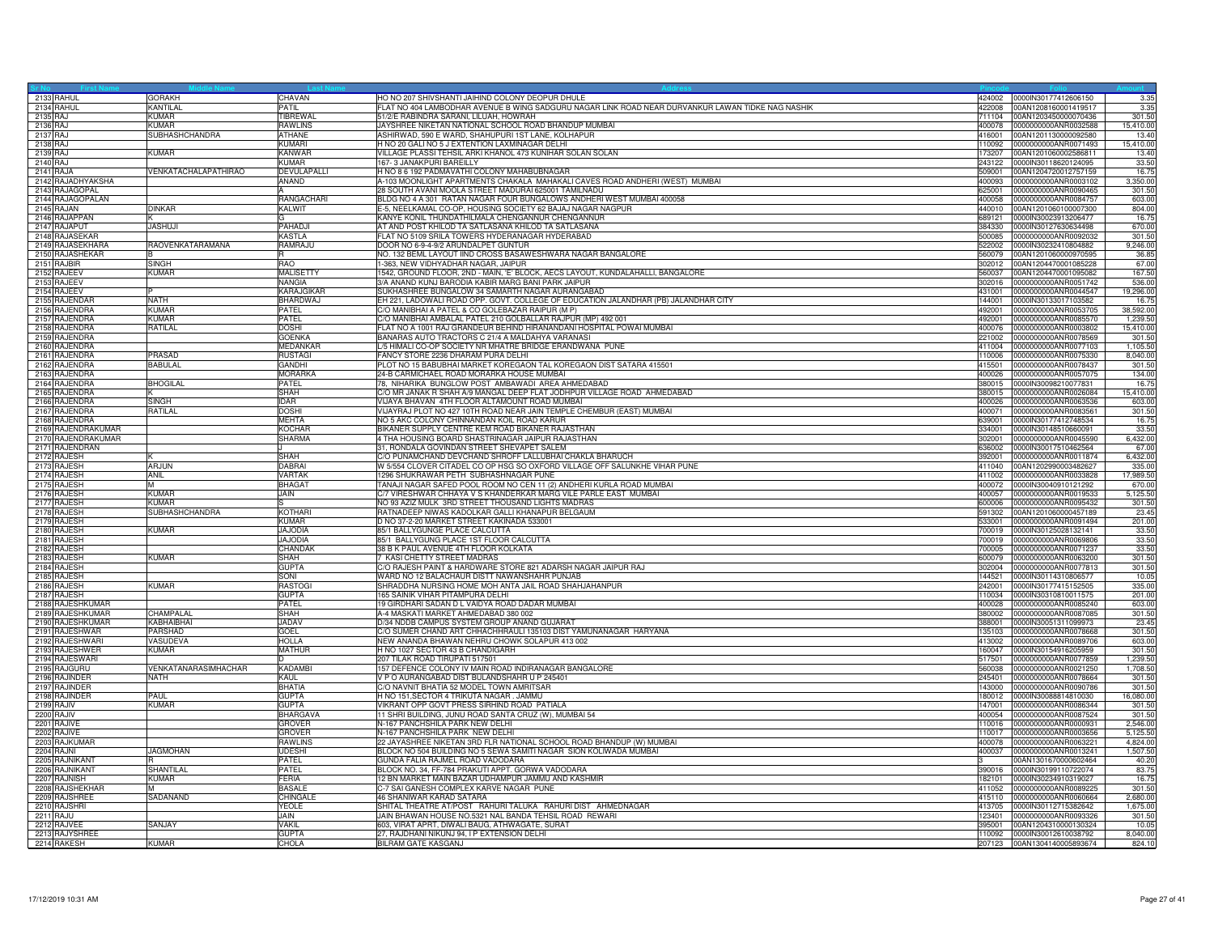| Sr No | First Name | Middle Name | Last Name | Address | Pincode | Folio | Amount |
|---|---|---|---|---|---|---|---|
| 2133 | RAHUL | GORAKH | CHAVAN | HO NO 207 SHIVSHANTI JAIHIND COLONY DEOPUR DHULE | 424002 | 0000IN30177412606150 | 3.35 |
| 2134 | RAHUL | KANTILAL | PATIL | FLAT NO 404 LAMBODHAR AVENUE B WING SADGURU NAGAR LINK ROAD NEAR DURVANKUR LAWAN TIDKE NAG NASHIK | 422008 | 00AN1208160001419517 | 3.35 |
| 2135 | RAJ | KUMAR | TIBREWAL | 51/2/E RABINDRA SARANI, LILUAH, HOWRAH | 711104 | 00AN1203450000070436 | 301.50 |
| 2136 | RAJ | KUMAR | RAWLINS | JAYSHREE NIKETAN NATIONAL SCHOOL ROAD BHANDUP MUMBAI | 400078 | 0000000000ANR0032588 | 15,410.00 |
| 2137 | RAJ | SUBHASHCHANDRA | ATHANE | ASHIRWAD, 590 E WARD, SHAHUPURI 1ST LANE, KOLHAPUR | 416001 | 00AN1201130000092580 | 13.40 |
| 2138 | RAJ | | KUMARI | H NO 20 GALI NO 5 J EXTENTION LAXMINAGAR DELHI | 110092 | 0000000000ANR0071493 | 15,410.00 |
| 2139 | RAJ | KUMAR | KANWAR | VILLAGE PLASSI TEHSIL ARKI KHANOL 473 KUNIHAR SOLAN SOLAN | 173207 | 00AN1201060002586811 | 13.40 |
| 2140 | RAJ | | KUMAR | 167- 3 JANAKPURI BAREILLY | 243122 | 0000IN30118620124095 | 33.50 |
| 2141 | RAJA | VENKATACHALAPATHIRAO | DEVULAPALLI | H NO 8 6 192 PADMAVATHI COLONY MAHABUBNAGAR | 509001 | 00AN1204720012757159 | 16.75 |
| 2142 | RAJADHYAKSHA | | ANAND | A-103 MOONLIGHT APARTMENTS CHAKALA MAHAKALI CAVES ROAD ANDHERI (WEST) MUMBAI | 400093 | 0000000000ANR0003102 | 3,350.00 |
| 2143 | RAJAGOPAL | | A | 28 SOUTH AVANI MOOLA STREET MADURAI 625001 TAMILNADU | 625001 | 0000000000ANR0090465 | 301.50 |
| 2144 | RAJAGOPALAN | | RANGACHARI | BLDG NO 4 A 301 RATAN NAGAR FOUR BUNGALOWS ANDHERI WEST MUMBAI 400058 | 400058 | 0000000000ANR0084757 | 603.00 |
| 2145 | RAJAN | DINKAR | KALWIT | E-5, NEELKAMAL CO-OP. HOUSING SOCIETY 62 BAJAJ NAGAR NAGPUR | 440010 | 00AN1201060100007300 | 804.00 |
| 2146 | RAJAPPAN | K | G | KANYE KONIL THUNDATHILMALA CHENGANNUR CHENGANNUR | 689121 | 0000IN30023913206477 | 16.75 |
| 2147 | RAJAPUT | JASHUJI | PAHADJI | AT AND POST KHILOD TA SATLASANA KHILOD TA SATLASANA | 384330 | 0000IN30127630634498 | 670.00 |
| 2148 | RAJASEKAR | | KASTLA | FLAT NO 5109 SRILA TOWERS HYDERANAGAR HYDERABAD | 500085 | 0000000000ANR0092032 | 301.50 |
| 2149 | RAJASEKHARA | RAOVENKATARAMANA | RAMRAJU | DOOR NO 6-9-4-9/2 ARUNDALPET GUNTUR | 522002 | 0000IN30232410804882 | 9,246.00 |
| 2150 | RAJASHEKAR | B | R | NO. 132 BEML LAYOUT IIND CROSS BASAWESHWARA NAGAR BANGALORE | 560079 | 00AN1201060000970595 | 36.85 |
| 2151 | RAJBIR | SINGH | RAO | 1-363, NEW VIDHYADHAR NAGAR, JAIPUR | 302012 | 00AN1204470001085228 | 67.00 |
| 2152 | RAJEEV | KUMAR | MALISETTY | 1542, GROUND FLOOR, 2ND - MAIN, "E" BLOCK, AECS LAYOUT, KUNDALAHALLI, BANGALORE | 560037 | 00AN1204470001095082 | 167.50 |
| 2153 | RAJEEV | | NANGIA | 3/A ANAND KUNJ BARODIA KABIR MARG BANI PARK JAIPUR | 302016 | 0000000000ANR0051742 | 536.00 |
| 2154 | RAJEEV | P | KARAJGIKAR | SUKHASHREE BUNGALOW 34 SAMARTH NAGAR AURANGABAD | 431001 | 0000000000ANR0044547 | 19,296.00 |
| 2155 | RAJENDAR | NATH | BHARDWAJ | EH 221, LADOWALI ROAD OPP. GOVT. COLLEGE OF EDUCATION JALANDHAR (PB) JALANDHAR CITY | 144001 | 0000IN30133017103582 | 16.75 |
| 2156 | RAJENDRA | KUMAR | PATEL | C/O MANIBHAI A PATEL & CO GOLEBAZAR RAIPUR (M P) | 492001 | 0000000000ANR0053705 | 38,592.00 |
| 2157 | RAJENDRA | KUMAR | PATEL | C/O MANIBHAI AMBALAL PATEL 210 GOLBALLAR RAJPUR (MP) 492 001 | 492001 | 0000000000ANR0085570 | 1,239.50 |
| 2158 | RAJENDRA | RATILAL | DOSHI | FLAT NO A 1001 RAJ GRANDEUR BEHIND HIRANANDANI HOSPITAL POWAI MUMBAI | 400076 | 0000000000ANR0003802 | 15,410.00 |
| 2159 | RAJENDRA | | GOENKA | BANARAS AUTO TRACTORS C 21/4 A MALDAHYA VARANASI | 221002 | 0000000000ANR0078569 | 301.50 |
| 2160 | RAJENDRA | | MEDANKAR | L/5 HIMALI CO-OP SOCIETY NR MHATRE BRIDGE ERANDWANA PUNE | 411004 | 0000000000ANR0077103 | 1,105.50 |
| 2161 | RAJENDRA | PRASAD | RUSTAGI | FANCY STORE 2236 DHARAM PURA DELHI | 110006 | 0000000000ANR0075330 | 8,040.00 |
| 2162 | RAJENDRA | BABULAL | GANDHI | PLOT NO 15 BABUBHAI MARKET KOREGAON TAL KOREGAON DIST SATARA 415501 | 415501 | 0000000000ANR0078437 | 301.50 |
| 2163 | RAJENDRA | | MORARKA | 24-B CARMICHAEL ROAD MORARKA HOUSE MUMBAI | 400026 | 0000000000ANR0057075 | 134.00 |
| 2164 | RAJENDRA | BHOGILAL | PATEL | 78, NIHARIKA BUNGLOW POST AMBAWADI AREA AHMEDABAD | 380015 | 0000IN30098210077831 | 16.75 |
| 2165 | RAJENDRA | K | SHAH | C/O MR JANAK R SHAH A/9 MANGAL DEEP FLAT JODHPUR VILLAGE ROAD AHMEDABAD | 380015 | 0000000000ANR0026084 | 15,410.00 |
| 2166 | RAJENDRA | SINGH | IDAR | VIJAYA BHAVAN 4TH FLOOR ALTAMOUNT ROAD MUMBAI | 400026 | 0000000000ANR0063536 | 603.00 |
| 2167 | RAJENDRA | RATILAL | DOSHI | VIJAYRAJ PLOT NO 427 10TH ROAD NEAR JAIN TEMPLE CHEMBUR (EAST) MUMBAI | 400071 | 0000000000ANR0083561 | 301.50 |
| 2168 | RAJENDRA | | MEHTA | NO 5 AKC COLONY CHINNANDAN KOIL ROAD KARUR | 639001 | 0000IN30177412748534 | 16.75 |
| 2169 | RAJENDRAKUMAR | | KOCHAR | BIKANER SUPPLY CENTRE KEM ROAD BIKANER RAJASTHAN | 334001 | 0000IN30148510660091 | 33.50 |
| 2170 | RAJENDRAKUMAR | | SHARMA | 4 THA HOUSING BOARD SHASTRINAGAR JAIPUR RAJASTHAN | 302001 | 0000000000ANR0045590 | 6,432.00 |
| 2171 | RAJENDRAN | | J | 31, RONDALA GOVINDAN STREET SHEVAPET SALEM | 636002 | 0000IN30017510462564 | 67.00 |
| 2172 | RAJESH | K | SHAH | C/O PUNAMCHAND DEVCHAND SHROFF LALLUBHAI CHAKLA BHARUCH | 392001 | 0000000000ANR0011874 | 6,432.00 |
| 2173 | RAJESH | ARJUN | DABRAI | W 5/554 CLOVER CITADEL CO OP HSG SO OXFORD VILLAGE OFF SALUNKHE VIHAR PUNE | 411040 | 00AN1202990003482627 | 335.00 |
| 2174 | RAJESH | ANIL | VARTAK | 1296 SHUKRAWAR PETH SUBHASHNAGAR PUNE | 411002 | 0000000000ANR0033828 | 17,989.50 |
| 2175 | RAJESH | M | BHAGAT | TANAJI NAGAR SAFED POOL ROOM NO CEN 11 (2) ANDHERI KURLA ROAD MUMBAI | 400072 | 0000IN30040910121292 | 670.00 |
| 2176 | RAJESH | KUMAR | JAIN | C/7 VIRESHWAR CHHAYA V S KHANDERKAR MARG VILE PARLE EAST MUMBAI | 400057 | 0000000000ANR0019533 | 5,125.50 |
| 2177 | RAJESH | KUMAR | S | NO 93 AZIZ MULK 3RD STREET THOUSAND LIGHTS MADRAS | 600006 | 0000000000ANR0095432 | 301.50 |
| 2178 | RAJESH | SUBHASHCHANDRA | KOTHARI | RATNADEEP NIWAS KADOLKAR GALLI KHANAPUR BELGAUM | 591302 | 00AN1201060000457189 | 23.45 |
| 2179 | RAJESH | | KUMAR | D NO 37-2-20 MARKET STREET KAKINADA 533001 | 533001 | 0000000000ANR0091494 | 201.00 |
| 2180 | RAJESH | KUMAR | JAJODIA | 85/1 BALLYGUNGE PLACE CALCUTTA | 700019 | 0000IN30125028132141 | 33.50 |
| 2181 | RAJESH | | JAJODIA | 85/1 BALLYGUNG PLACE 1ST FLOOR CALCUTTA | 700019 | 0000000000ANR0069806 | 33.50 |
| 2182 | RAJESH | | CHANDAK | 38 B K PAUL AVENUE 4TH FLOOR KOLKATA | 700005 | 0000000000ANR0071237 | 33.50 |
| 2183 | RAJESH | KUMAR | SHAH | 7 KASI CHETTY STREET MADRAS | 600079 | 0000000000ANR0063200 | 301.50 |
| 2184 | RAJESH | | GUPTA | C/O RAJESH PAINT & HARDWARE STORE 821 ADARSH NAGAR JAIPUR RAJ | 302004 | 0000000000ANR0077813 | 301.50 |
| 2185 | RAJESH | | SONI | WARD NO 12 BALACHAUR DISTT NAWANSHAHR PUNJAB | 144521 | 0000IN30114310806577 | 10.05 |
| 2186 | RAJESH | KUMAR | RASTOGI | SHRADDHA NURSING HOME MOH ANTA JAIL ROAD SHAHJAHANPUR | 242001 | 0000IN30177415152505 | 335.00 |
| 2187 | RAJESH | | GUPTA | 165 SAINIK VIHAR PITAMPURA DELHI | 110034 | 0000IN30310810011575 | 201.00 |
| 2188 | RAJESHKUMAR | | PATEL | 19 GIRDHARI SADAN D L VAIDYA ROAD DADAR MUMBAI | 400028 | 0000000000ANR0085240 | 603.00 |
| 2189 | RAJESHKUMAR | CHAMPALAL | SHAH | A-4 MASKATI MARKET AHMEDABAD 380 002 | 380002 | 0000000000ANR0087085 | 301.50 |
| 2190 | RAJESHKUMAR | KABHAIBHAI | JADAV | D/34 NDDB CAMPUS SYSTEM GROUP ANAND GUJARAT | 388001 | 0000IN30051311099973 | 23.45 |
| 2191 | RAJESHWAR | PARSHAD | GOEL | C/O SUMER CHAND ART CHHACHHRAULI 135103 DIST YAMUNANAGAR HARYANA | 135103 | 0000000000ANR0078668 | 301.50 |
| 2192 | RAJESHWARI | VASUDEVA | HOLLA | NEW ANANDA BHAWAN NEHRU CHOWK SOLAPUR 413 002 | 413002 | 0000000000ANR0089706 | 603.00 |
| 2193 | RAJESHWER | KUMAR | MATHUR | H NO 1027 SECTOR 43 B CHANDIGARH | 160047 | 0000IN30154916205959 | 301.50 |
| 2194 | RAJESWARI | | D | 207 TILAK ROAD TIRUPATI 517501 | 517501 | 0000000000ANR0077859 | 1,239.50 |
| 2195 | RAJGURU | VENKATANARASIMHACHAR | KADAMBI | 157 DEFENCE COLONY IV MAIN ROAD INDIRANAGAR BANGALORE | 560038 | 0000000000ANR0021250 | 1,708.50 |
| 2196 | RAJINDER | NATH | KAUL | V P O AURANGABAD DIST BULANDSHAHR U P 245401 | 245401 | 0000000000ANR0078664 | 301.50 |
| 2197 | RAJINDER | | BHATIA | C/O NAVNIT BHATIA 52 MODEL TOWN AMRITSAR | 143000 | 0000000000ANR0090786 | 301.50 |
| 2198 | RAJINDER | PAUL | GUPTA | H NO 151,SECTOR 4 TRIKUTA NAGAR . JAMMU | 180012 | 0000IN30088814810030 | 16,080.00 |
| 2199 | RAJIV | KUMAR | GUPTA | VIKRANT OPP GOVT PRESS SIRHIND ROAD PATIALA | 147001 | 0000000000ANR0086344 | 301.50 |
| 2200 | RAJIV | | BHARGAVA | 11 SHRI BUILDING, JUNU ROAD SANTA CRUZ (W), MUMBAI 54 | 400054 | 0000000000ANR0087524 | 301.50 |
| 2201 | RAJIVE | | GROVER | N-167 PANCHSHILA PARK NEW DELHI | 110016 | 0000000000ANR0000931 | 2,546.00 |
| 2202 | RAJIVE | | GROVER | N-167 PANCHSHILA PARK NEW DELHI | 110017 | 0000000000ANR0003656 | 5,125.50 |
| 2203 | RAJKUMAR | | RAWLINS | 22 JAYASHREE NIKETAN 3RD FLR NATIONAL SCHOOL ROAD BHANDUP (W) MUMBAI | 400078 | 0000000000ANR0063221 | 4,824.00 |
| 2204 | RAJNI | JAGMOHAN | UDESHI | BLOCK NO 504 BUILDING NO 5 SEWA SAMITI NAGAR SION KOLIWADA MUMBAI | 400037 | 0000000000ANR0013241 | 1,507.50 |
| 2205 | RAJNIKANT | R | PATEL | GUNDA FALIA RAJMEL ROAD VADODARA | 3 | 00AN1301670000602464 | 40.20 |
| 2206 | RAJNIKANT | SHANTILAL | PATEL | BLOCK NO. 34, FF-784 PRAKUTI APPT. GORWA VADODARA | 390016 | 0000IN30199110722074 | 83.75 |
| 2207 | RAJNISH | KUMAR | FERIA | 12 BN MARKET MAIN BAZAR UDHAMPUR JAMMU AND KASHMIR | 182101 | 0000IN30234910319027 | 16.75 |
| 2208 | RAJSHEKHAR | M | BASALE | C-7 SAI GANESH COMPLEX KARVE NAGAR PUNE | 411052 | 0000000000ANR0089225 | 301.50 |
| 2209 | RAJSHREE | SADANAND | CHINGALE | 46 SHANIWAR KARAD SATARA | 415110 | 0000000000ANR0060664 | 2,680.00 |
| 2210 | RAJSHRI | | YEOLE | SHITAL THEATRE AT/POST RAHURI TALUKA RAHURI DIST AHMEDNAGAR | 413705 | 0000IN30112715382642 | 1,675.00 |
| 2211 | RAJU | | JAIN | JAIN BHAWAN HOUSE NO.5321 NAL BANDA TEHSIL ROAD REWARI | 123401 | 0000000000ANR0093326 | 301.50 |
| 2212 | RAJVEE | SANJAY | VAKIL | 603, VIRAT APRT, DIWALI BAUG, ATHWAGATE, SURAT | 395001 | 00AN1204310000130324 | 10.05 |
| 2213 | RAJYSHREE | | GUPTA | 27, RAJDHANI NIKUNJ 94, I P EXTENSION DELHI | 110092 | 0000IN30012610038792 | 8,040.00 |
| 2214 | RAKESH | KUMAR | CHOLA | BILRAM GATE KASGANJ | 207123 | 00AN1304140005893674 | 824.10 |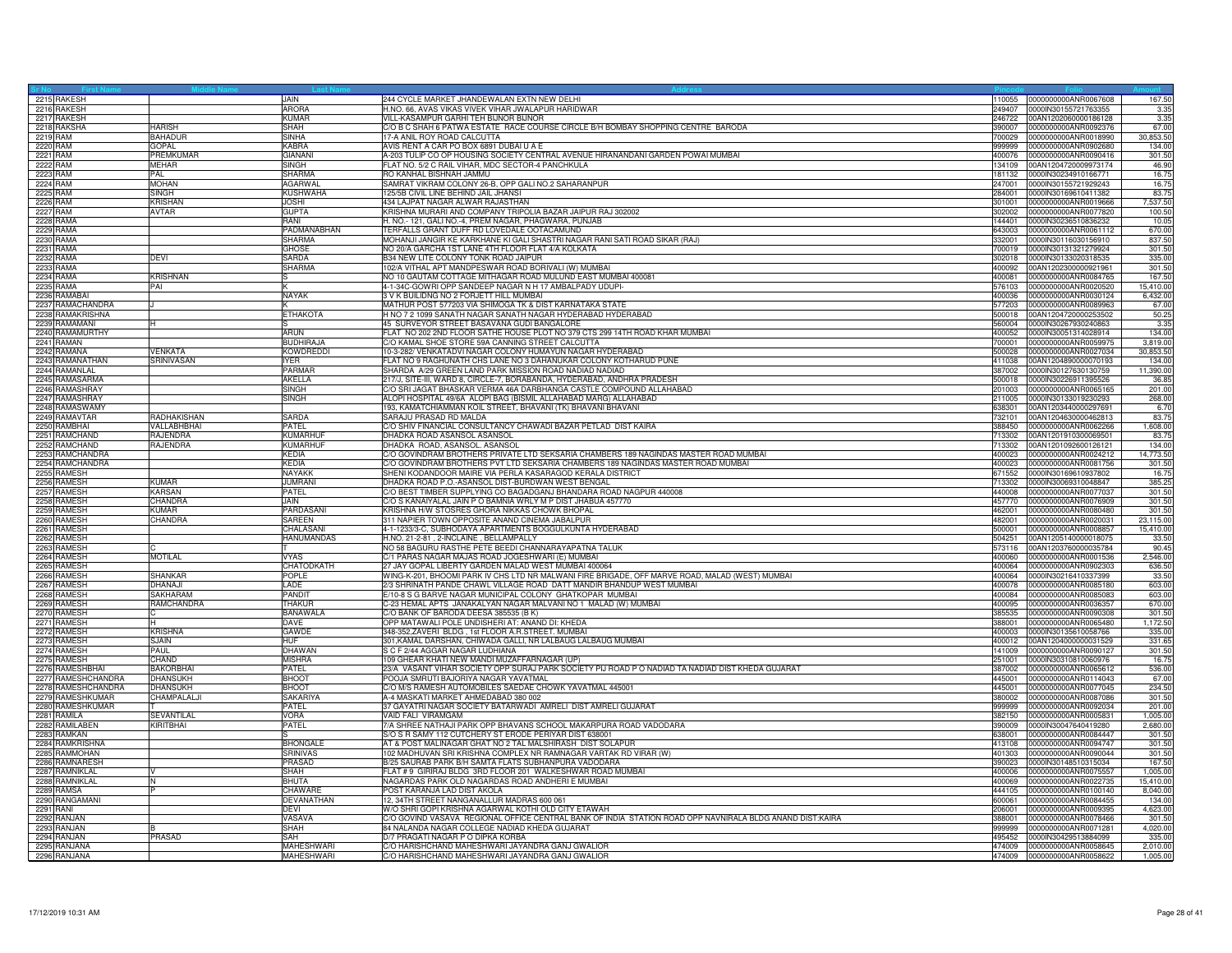| Sr No | First Name | Middle Name | Last Name | Address | Pincode | Folio | Amount |
|---|---|---|---|---|---|---|---|
| 2215 | RAKESH | | JAIN | 244 CYCLE MARKET JHANDEWALAN EXTN NEW DELHI | 110055 | 0000000000ANR0067608 | 167.50 |
| 2216 | RAKESH | | ARORA | H.NO. 66, AVAS VIKAS VIVEK VIHAR JWALAPUR HARIDWAR | 249407 | 0000IN30155721763355 | 3.35 |
| 2217 | RAKESH | | KUMAR | VILL-KASAMPUR GARHI TEH BIJNOR BIJNOR | 246722 | 00AN1202060000186128 | 3.35 |
| 2218 | RAKSHA | HARISH | SHAH | C/O B C SHAH 6 PATWA ESTATE RACE COURSE CIRCLE B/H BOMBAY SHOPPING CENTRE BARODA | 390007 | 0000000000ANR0092376 | 67.00 |
| 2219 | RAM | BAHADUR | SINHA | 17-A ANIL ROY ROAD CALCUTTA | 700029 | 0000000000ANR0018990 | 30,853.50 |
| 2220 | RAM | GOPAL | KABRA | AVIS RENT A CAR PO BOX 6891 DUBAI U A E | 999999 | 0000000000ANR0902680 | 134.00 |
| 2221 | RAM | PREMKUMAR | GIANANI | A-203 TULIP CO OP HOUSING SOCIETY CENTRAL AVENUE HIRANANDANI GARDEN POWAI MUMBAI | 400076 | 0000000000ANR0090416 | 301.50 |
| 2222 | RAM | MEHAR | SINGH | FLAT NO. 5/2 C RAIL VIHAR, MDC SECTOR-4 PANCHKULA | 134109 | 00AN1204720009973174 | 46.90 |
| 2223 | RAM | PAL | SHARMA | RO KANHAL BISHNAH JAMMU | 181132 | 0000IN30234910166771 | 16.75 |
| 2224 | RAM | MOHAN | AGARWAL | SAMRAT VIKRAM COLONY 26-B, OPP GALI NO.2 SAHARANPUR | 247001 | 0000IN30155721929243 | 16.75 |
| 2225 | RAM | SINGH | KUSHWAHA | 125/5B CIVIL LINE BEHIND JAIL JHANSI | 284001 | 0000IN30169610411382 | 83.75 |
| 2226 | RAM | KRISHAN | JOSHI | 434 LAJPAT NAGAR ALWAR RAJASTHAN | 301001 | 0000000000ANR0019666 | 7,537.50 |
| 2227 | RAM | AVTAR | GUPTA | KRISHNA MURARI AND COMPANY TRIPOLIA BAZAR JAIPUR RAJ 302002 | 302002 | 0000000000ANR0077820 | 100.50 |
| 2228 | RAMA | | RANI | H. NO.- 121, GALI NO.-4, PREM NAGAR, PHAGWARA, PUNJAB | 144401 | 0000IN30236510836232 | 10.05 |
| 2229 | RAMA | | PADMANABHAN | TERFALLS GRANT DUFF RD LOVEDALE OOTACAMUND | 643003 | 0000000000ANR0061112 | 670.00 |
| 2230 | RAMA | | SHARMA | MOHANJI JANGIR KE KARKHANE KI GALI SHASTRI NAGAR RANI SATI ROAD SIKAR (RAJ) | 332001 | 0000IN30116030156910 | 837.50 |
| 2231 | RAMA | | GHOSE | NO 20/A GARCHA 1ST LANE 4TH FLOOR FLAT 4/A KOLKATA | 700019 | 0000IN30131321279924 | 301.50 |
| 2232 | RAMA | DEVI | SARDA | B34 NEW LITE COLONY TONK ROAD JAIPUR | 302018 | 0000IN30133020318535 | 335.00 |
| 2233 | RAMA | | SHARMA | 102/A VITHAL APT MANDPESWAR ROAD BORIVALI (W) MUMBAI | 400092 | 00AN1202300000921961 | 301.50 |
| 2234 | RAMA | KRISHNAN | S | NO 10 GAUTAM COTTAGE MITHAGAR ROAD MULUND EAST MUMBAI 400081 | 400081 | 0000000000ANR0084765 | 167.50 |
| 2235 | RAMA | PAI | K | 4-1-34C-GOWRI OPP SANDEEP NAGAR N H 17 AMBALPADY UDUPI- | 576103 | 0000000000ANR0020520 | 15,410.00 |
| 2236 | RAMABAI | | NAYAK | 3 V K BUILDING NO 2 FORJETT HILL MUMBAI | 400036 | 0000000000ANR0030124 | 6,432.00 |
| 2237 | RAMACHANDRA | J | K | MATHUR POST 577203 VIA SHIMOGA TK & DIST KARNATAKA STATE | 577203 | 0000000000ANR0089963 | 67.00 |
| 2238 | RAMAKRISHNA | | ETHAKOTA | H NO 7 2 1099 SANATH NAGAR SANATH NAGAR HYDERABAD HYDERABAD | 500018 | 00AN1204720000253502 | 50.25 |
| 2239 | RAMAMANI | H | S | 45 SURVEYOR STREET BASAVANA GUDI BANGALORE | 560004 | 0000IN30267930240863 | 3.35 |
| 2240 | RAMAMURTHY | | ARUN | FLAT NO 202 2ND FLOOR SATHE HOUSE PLOT NO 379 CTS 299 14TH ROAD KHAR MUMBAI | 400052 | 0000IN30051314028914 | 134.00 |
| 2241 | RAMAN | | BUDHIRAJA | C/O KAMAL SHOE STORE 59A CANNING STREET CALCUTTA | 700001 | 0000000000ANR0059975 | 3,819.00 |
| 2242 | RAMANA | VENKATA | KOWDREDDI | 10-3-282/ VENKATADVI NAGAR COLONY HUMAYUN NAGAR HYDERABAD | 500028 | 0000000000ANR0027034 | 30,853.50 |
| 2243 | RAMANATHAN | SRINIVASAN | IYER | FLAT NO 9 RAGHUNATH CHS LANE NO 3 DAHANUKAR COLONY KOTHARUD PUNE | 411038 | 00AN1204890000070193 | 134.00 |
| 2244 | RAMANLAL | | PARMAR | SHARDA A/29 GREEN LAND PARK MISSION ROAD NADIAD NADIAD | 387002 | 0000IN30127630130759 | 11,390.00 |
| 2245 | RAMASARMA | | AKELLA | 217/J, SITE-III, WARD 8, CIRCLE-7, BORABANDA, HYDERABAD, ANDHRA PRADESH | 500018 | 0000IN30226911395526 | 36.85 |
| 2246 | RAMASHRAY | | SINGH | C/O SRI JAGAT BHASKAR VERMA 46A DARBHANGA CASTLE COMPOUND ALLAHABAD | 201003 | 0000000000ANR0065165 | 201.00 |
| 2247 | RAMASHRAY | | SINGH | ALOPI HOSPITAL 49/6A ALOPI BAG (BISMIL ALLAHABAD MARG) ALLAHABAD | 211005 | 0000IN30133019230293 | 268.00 |
| 2248 | RAMASWAMY | | | 193, KAMATCHIAMMAN KOIL STREET, BHAVANI (TK) BHAVANI BHAVANI | 638301 | 00AN1203440000297691 | 6.70 |
| 2249 | RAMAVTAR | RADHAKISHAN | SARDA | SARAJU PRASAD RD MALDA | 732101 | 00AN1204630000462813 | 83.75 |
| 2250 | RAMBHAI | VALLABHBHAI | PATEL | C/O SHIV FINANCIAL CONSULTANCY CHAWADI BAZAR PETLAD DIST KAIRA | 388450 | 0000000000ANR0062266 | 1,608.00 |
| 2251 | RAMCHAND | RAJENDRA | KUMARHUF | DHADKA ROAD ASANSOL ASANSOL | 713302 | 00AN1201910300069501 | 83.75 |
| 2252 | RAMCHAND | RAJENDRA | KUMARHUF | DHADKA ROAD, ASANSOL. ASANSOL | 713302 | 00AN1201092600126121 | 134.00 |
| 2253 | RAMCHANDRA | | KEDIA | C/O GOVINDRAM BROTHERS PRIVATE LTD SEKSARIA CHAMBERS 189 NAGINDAS MASTER ROAD MUMBAI | 400023 | 0000000000ANR0024212 | 14,773.50 |
| 2254 | RAMCHANDRA | | KEDIA | C/O GOVINDRAM BROTHERS PVT LTD SEKSARIA CHAMBERS 189 NAGINDAS MASTER ROAD MUMBAI | 400023 | 0000000000ANR0081756 | 301.50 |
| 2255 | RAMESH | | NAYAKK | SHENI KODANDOOR MAIRE VIA PERLA KASARAGOD KERALA DISTRICT | 671552 | 0000IN30169610937802 | 16.75 |
| 2256 | RAMESH | KUMAR | JUMRANI | DHADKA ROAD P.O.-ASANSOL DIST-BURDWAN WEST BENGAL | 713302 | 0000IN30069310048847 | 385.25 |
| 2257 | RAMESH | KARSAN | PATEL | C/O BEST TIMBER SUPPLYING CO BAGADGANJ BHANDARA ROAD NAGPUR 440008 | 440008 | 0000000000ANR0077037 | 301.50 |
| 2258 | RAMESH | CHANDRA | JAIN | C/O S KANAIYALAL JAIN P O BAMNIA WRLY M P DIST JHABUA 457770 | 457770 | 0000000000ANR0076909 | 301.50 |
| 2259 | RAMESH | KUMAR | PARDASANI | KRISHNA H/W STOSRES GHORA NIKKAS CHOWK BHOPAL | 462001 | 0000000000ANR0080480 | 301.50 |
| 2260 | RAMESH | CHANDRA | SAREEN | 311 NAPIER TOWN OPPOSITE ANAND CINEMA JABALPUR | 482001 | 0000000000ANR0020031 | 23,115.00 |
| 2261 | RAMESH | | CHALASANI | 4-1-1233/3-C, SUBHODAYA APARTMENTS BOGGULKUNTA HYDERABAD | 500001 | 0000000000ANR0008857 | 15,410.00 |
| 2262 | RAMESH | | HANUMANDAS | H.NO. 21-2-81 , 2-INCLAINE , BELLAMPALLY | 504251 | 00AN1205140000018075 | 33.50 |
| 2263 | RAMESH | C | T | NO 58 BAGURU RASTHE PETE BEEDI CHANNARAYAPATNA TALUK | 573116 | 00AN1203760000035784 | 90.45 |
| 2264 | RAMESH | MOTILAL | VYAS | C/1 PARAS NAGAR MAJAS ROAD JOGESHWARI (E) MUMBAI | 400060 | 0000000000ANR0001536 | 2,546.00 |
| 2265 | RAMESH | | CHATODKATH | 27 JAY GOPAL LIBERTY GARDEN MALAD WEST MUMBAI 400064 | 400064 | 0000000000ANR0902303 | 636.50 |
| 2266 | RAMESH | SHANKAR | POPLE | WING-K-201, BHOOMI PARK IV CHS LTD NR MALWANI FIRE BRIGADE, OFF MARVE ROAD, MALAD (WEST) MUMBAI | 400064 | 0000IN30216410337399 | 33.50 |
| 2267 | RAMESH | DHANAJI | LADE | 2/3 SHRINATH PANDE CHAWL VILLAGE ROAD DATT MANDIR BHANDUP WEST MUMBAI | 400078 | 0000000000ANR0085180 | 603.00 |
| 2268 | RAMESH | SAKHARAM | PANDIT | E/10-8 S G BARVE NAGAR MUNICIPAL COLONY GHATKOPAR MUMBAI | 400084 | 0000000000ANR0085083 | 603.00 |
| 2269 | RAMESH | RAMCHANDRA | THAKUR | C-23 HEMAL APTS JANAKALYAN NAGAR MALVANI NO 1 MALAD (W) MUMBAI | 400095 | 0000000000ANR0036357 | 670.00 |
| 2270 | RAMESH | C | BANAWALA | C/O BANK OF BARODA DEESA 385535 (B K) | 385535 | 0000000000ANR0090308 | 301.50 |
| 2271 | RAMESH | H | DAVE | OPP MATAWALI POLE UNDISHERI AT: ANAND DI: KHEDA | 388001 | 0000000000ANR0065480 | 1,172.50 |
| 2272 | RAMESH | KRISHNA | GAWDE | 348-352,ZAVERI BLDG , 1st FLOOR A.R.STREET, MUMBAI | 400003 | 0000IN30135610058766 | 335.00 |
| 2273 | RAMESH | SJAIN | HUF | 301,KAMAL DARSHAN, CHIWADA GALLI, NR LALBAUG LALBAUG MUMBAI | 400012 | 00AN1204000000031529 | 331.65 |
| 2274 | RAMESH | PAUL | DHAWAN | S C F 2/44 AGGAR NAGAR LUDHIANA | 141009 | 0000000000ANR0090127 | 301.50 |
| 2275 | RAMESH | CHAND | MISHRA | 109 GHEAR KHATI NEW MANDI MUZAFFARNAGAR (UP) | 251001 | 0000IN30310810060976 | 16.75 |
| 2276 | RAMESHBHAI | BAKORBHAI | PATEL | 23/A VASANT VIHAR SOCIETY OPP SURAJ PARK SOCIETY PIJ ROAD P O NADIAD TA NADIAD DIST KHEDA GUJARAT | 387002 | 0000000000ANR0065612 | 536.00 |
| 2277 | RAMESHCHANDRA | DHANSUKH | BHOOT | POOJA SMRUTI BAJORIYA NAGAR YAVATMAL | 445001 | 0000000000ANR0114043 | 67.00 |
| 2278 | RAMESHCHANDRA | DHANSUKH | BHOOT | C/O M/S RAMESH AUTOMOBILES SAEDAE CHOWK YAVATMAL 445001 | 445001 | 0000000000ANR0077045 | 234.50 |
| 2279 | RAMESHKUMAR | CHAMPALALJI | SAKARIYA | A-4 MASKATI MARKET AHMEDABAD 380 002 | 380002 | 0000000000ANR0087086 | 301.50 |
| 2280 | RAMESHKUMAR | T | PATEL | 37 GAYATRI NAGAR SOCIETY BATARWADI AMRELI DIST AMRELI GUJARAT | 999999 | 0000000000ANR0092034 | 201.00 |
| 2281 | RAMILA | SEVANTILAL | VORA | VAID FALI VIRAMGAM | 382150 | 0000000000ANR0005831 | 1,005.00 |
| 2282 | RAMILABEN | KIRITBHAI | PATEL | 7/A SHREE NATHAJI PARK OPP BHAVANS SCHOOL MAKARPURA ROAD VADODARA | 390009 | 0000IN30047640419280 | 2,680.00 |
| 2283 | RAMKAN | | S | S/O S R SAMY 112 CUTCHERY ST ERODE PERIYAR DIST 638001 | 638001 | 0000000000ANR0084447 | 301.50 |
| 2284 | RAMKRISHNA | | BHONGALE | AT & POST MALINAGAR GHAT NO 2 TAL MALSHIRASH DIST SOLAPUR | 413108 | 0000000000ANR0094747 | 301.50 |
| 2285 | RAMMOHAN | | SRINIVAS | 102 MADHUVAN SRI KRISHNA COMPLEX NR RAMNAGAR VARTAK RD VIRAR (W) | 401303 | 0000000000ANR0090044 | 301.50 |
| 2286 | RAMNARESH | | PRASAD | B/25 SAURAB PARK B/H SAMTA FLATS SUBHANPURA VADODARA | 390023 | 0000IN30148510315034 | 167.50 |
| 2287 | RAMNIKLAL | V | SHAH | FLAT # 9 GIRIRAJ BLDG 3RD FLOOR 201 WALKESHWAR ROAD MUMBAI | 400006 | 0000000000ANR0075557 | 1,005.00 |
| 2288 | RAMNIKLAL | N | BHUTA | NAGARDAS PARK OLD NAGARDAS ROAD ANDHERI E MUMBAI | 400069 | 0000000000ANR0022735 | 15,410.00 |
| 2289 | RAMSA | P | CHAWARE | POST KARANJA LAD DIST AKOLA | 444105 | 0000000000ANR0100140 | 8,040.00 |
| 2290 | RANGAMANI | | DEVANATHAN | 12, 34TH STREET NANGANALLUR MADRAS 600 061 | 600061 | 0000000000ANR0084455 | 134.00 |
| 2291 | RANI | | DEVI | W/O SHRI GOPI KRISHNA AGARWAL KOTHI OLD CITY ETAWAH | 206001 | 0000000000ANR0009395 | 4,623.00 |
| 2292 | RANJAN | | VASAVA | C/O GOVIND VASAVA REGIONAL OFFICE CENTRAL BANK OF INDIA STATION ROAD OPP NAVNIRALA BLDG ANAND DIST:KAIRA | 388001 | 0000000000ANR0078466 | 301.50 |
| 2293 | RANJAN | B | SHAH | 84 NALANDA NAGAR COLLEGE NADIAD KHEDA GUJARAT | 999999 | 0000000000ANR0071281 | 4,020.00 |
| 2294 | RANJAN | PRASAD | SAH | D/7 PRAGATI NAGAR P O DIPKA KORBA | 495452 | 0000IN30429513884099 | 335.00 |
| 2295 | RANJANA | | MAHESHWARI | C/O HARISHCHAND MAHESHWARI JAYANDRA GANJ GWALIOR | 474009 | 0000000000ANR0058645 | 2,010.00 |
| 2296 | RANJANA | | MAHESHWARI | C/O HARISHCHAND MAHESHWARI JAYANDRA GANJ GWALIOR | 474009 | 0000000000ANR0058622 | 1,005.00 |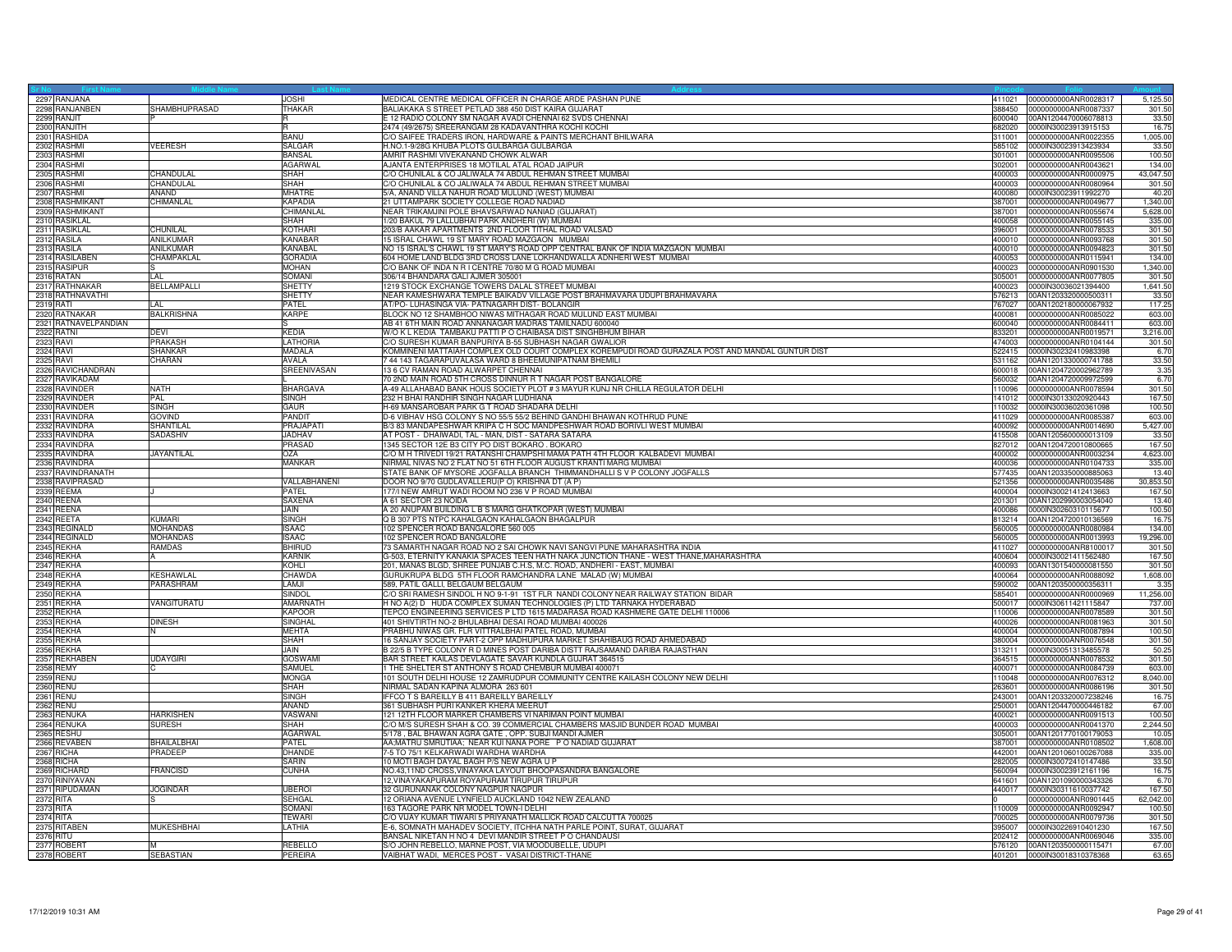| Sr No | First Name | Middle Name | Last Name | Address | Pincode | Folio | Amount |
|---|---|---|---|---|---|---|---|
| 2297 | RANJANA | | JOSHI | MEDICAL CENTRE MEDICAL OFFICER IN CHARGE ARDE PASHAN PUNE | 411021 | 0000000000ANR0028317 | 5,125.50 |
| 2298 | RANJANBEN | SHAMBHUPRASAD | THAKAR | BALIAKAKA S STREET PETLAD 388 450 DIST KAIRA GUJARAT | 388450 | 0000000000ANR0087337 | 301.50 |
| 2299 | RANJIT | P | R | E 12 RADIO COLONY SM NAGAR AVADI CHENNAI 62 SVDS CHENNAI | 600040 | 00AN1204470006078813 | 33.50 |
| 2300 | RANJITH | | R | 2474 (49/2675) SREERANGAM 28 KADAVANTHRA KOCHI KOCHI | 682020 | 0000IN30023913915153 | 16.75 |
| 2301 | RASHIDA | | BANU | C/O SAIFEE TRADERS IRON, HARDWARE & PAINTS MERCHANT BHILWARA | 311001 | 0000000000ANR0022355 | 1,005.00 |
| 2302 | RASHMI | VEERESH | SALGAR | H.NO.1-9/28G KHUBA PLOTS GULBARGA GULBARGA | 585102 | 0000IN30023913423934 | 33.50 |
| 2303 | RASHMI | | BANSAL | AMRIT RASHMI VIVEKANAND CHOWK ALWAR | 301001 | 0000000000ANR0095506 | 100.50 |
| 2304 | RASHMI | | AGARWAL | AJANTA ENTERPRISES 18 MOTILAL ATAL ROAD JAIPUR | 302001 | 0000000000ANR0043621 | 134.00 |
| 2305 | RASHMI | CHANDULAL | SHAH | C/O CHUNILAL & CO JALIWALA 74 ABDUL REHMAN STREET MUMBAI | 400003 | 0000000000ANR0000975 | 43,047.50 |
| 2306 | RASHMI | CHANDULAL | SHAH | C/O CHUNILAL & CO JALIWALA 74 ABDUL REHMAN STREET MUMBAI | 400003 | 0000000000ANR0080964 | 301.50 |
| 2307 | RASHMI | ANAND | MHATRE | 5/A, ANAND VILLA NAHUR ROAD MULUND (WEST) MUMBAI | 400080 | 0000IN30023911992270 | 40.20 |
| 2308 | RASHMIKANT | CHIMANLAL | KAPADIA | 21 UTTAMPARK SOCIETY COLLEGE ROAD NADIAD | 387001 | 0000000000ANR0049677 | 1,340.00 |
| 2309 | RASHMIKANT | | CHIMANLAL | NEAR TRIKAMJINI POLE BHAVSARWAD NANIAD (GUJARAT) | 387001 | 0000000000ANR0055674 | 5,628.00 |
| 2310 | RASIKLAL | | SHAH | 1/20 BAKUL 79 LALLUBHAI PARK ANDHERI (W) MUMBAI | 400058 | 0000000000ANR0055145 | 335.00 |
| 2311 | RASIKLAL | CHUNILAL | KOTHARI | 203/B AAKAR APARTMENTS 2ND FLOOR TITHAL ROAD VALSAD | 396001 | 0000000000ANR0078533 | 301.50 |
| 2312 | RASILA | ANILKUMAR | KANABAR | 15 ISRAL CHAWL 19 ST MARY ROAD MAZGAON MUMBAI | 400010 | 0000000000ANR0093768 | 301.50 |
| 2313 | RASILA | ANILKUMAR | KANABAL | NO 15 ISRAL'S CHAWL 19 ST MARY'S ROAD OPP CENTRAL BANK OF INDIA MAZGAON MUMBAI | 400010 | 0000000000ANR0094823 | 301.50 |
| 2314 | RASILABEN | CHAMPAKLAL | GORADIA | 604 HOME LAND BLDG 3RD CROSS LANE LOKHANDWALLA ADNHERI WEST MUMBAI | 400053 | 0000000000ANR0115941 | 134.00 |
| 2315 | RASIPUR | S | MOHAN | C/O BANK OF INDA N R I CENTRE 70/80 M G ROAD MUMBAI | 400023 | 0000000000ANR0901530 | 1,340.00 |
| 2316 | RATAN | LAL | SOMANI | 306/14 BHANDARA GALI AJMER 305001 | 305001 | 0000000000ANR0077805 | 301.50 |
| 2317 | RATHNAKAR | BELLAMPALLI | SHETTY | 1219 STOCK EXCHANGE TOWERS DALAL STREET MUMBAI | 400023 | 0000IN30036021394400 | 1,641.50 |
| 2318 | RATHNAVATHI | | SHETTY | NEAR KAMESHWARA TEMPLE BAIKADV VILLAGE POST BRAHMAVARA UDUPI BRAHMAVARA | 576213 | 00AN1203320000500311 | 33.50 |
| 2319 | RATI | LAL | PATEL | AT/PO- LUHASINGA VIA- PATNAGARH DIST- BOLANGIR | 767027 | 00AN1202180000067932 | 117.25 |
| 2320 | RATNAKAR | BALKRISHNA | KARPE | BLOCK NO 12 SHAMBHOO NIWAS MITHAGAR ROAD MULUND EAST MUMBAI | 400081 | 0000000000ANR0085022 | 603.00 |
| 2321 | RATNAVELPANDIAN | | S | AB 41 6TH MAIN ROAD ANNANAGAR MADRAS TAMILNADU 600040 | 600040 | 0000000000ANR0084411 | 603.00 |
| 2322 | RATNI | DEVI | KEDIA | W/O K L KEDIA TAMBAKU PATTI P O CHAIBASA DIST SINGHBHUM BIHAR | 833201 | 0000000000ANR0019571 | 3,216.00 |
| 2323 | RAVI | PRAKASH | LATHORIA | C/O SURESH KUMAR BANPURIYA B-55 SUBHASH NAGAR GWALIOR | 474003 | 0000000000ANR0104144 | 301.50 |
| 2324 | RAVI | SHANKAR | MADALA | KOMMINENI MATTAIAH COMPLEX OLD COURT COMPLEX KOREMPUDI ROAD GURAZALA POST AND MANDAL GUNTUR DIST | 522415 | 0000IN30232410983398 | 6.70 |
| 2325 | RAVI | CHARAN | AVALA | 7 44 143 TAGARAPUVALASA WARD 8 BHEEMUNIPATNAM BHEMILI | 531162 | 00AN1201330000741788 | 33.50 |
| 2326 | RAVICHANDRAN | | SREENIVASAN | 13 6 CV RAMAN ROAD ALWARPET CHENNAI | 600018 | 00AN1204720002962789 | 3.35 |
| 2327 | RAVIKADAM | | L | 70 2ND MAIN ROAD 5TH CROSS DINNUR R T NAGAR POST BANGALORE | 560032 | 00AN1204720009972599 | 6.70 |
| 2328 | RAVINDER | NATH | BHARGAVA | A-49 ALLAHABAD BANK HOUS SOCIETY PLOT # 3 MAYUR KUNJ NR CHILLA REGULATOR DELHI | 110096 | 0000000000ANR0078594 | 301.50 |
| 2329 | RAVINDER | PAL | SINGH | 232 H BHAI RANDHIR SINGH NAGAR LUDHIANA | 141012 | 0000IN30133020920443 | 167.50 |
| 2330 | RAVINDER | SINGH | GAUR | H-69 MANSAROBAR PARK G T ROAD SHADARA DELHI | 110032 | 0000IN30036020361098 | 100.50 |
| 2331 | RAVINDRA | GOVIND | PANDIT | D-6 VIBHAV HSG COLONY S NO 55/5 55/2 BEHIND GANDHI BHAWAN KOTHRUD PUNE | 411029 | 0000000000ANR0085387 | 603.00 |
| 2332 | RAVINDRA | SHANTILAL | PRAJAPATI | B/3 83 MANDAPESHWAR KRIPA C H SOC MANDPESHWAR ROAD BORIVLI WEST MUMBAI | 400092 | 0000000000ANR0014690 | 5,427.00 |
| 2333 | RAVINDRA | SADASHIV | JADHAV | AT POST - DHAIWADI, TAL - MAN, DIST - SATARA SATARA | 415508 | 00AN1205600000013109 | 33.50 |
| 2334 | RAVINDRA | | PRASAD | 1345 SECTOR 12E B3 CITY PO DIST BOKARO . BOKARO | 827012 | 00AN1204720010800665 | 167.50 |
| 2335 | RAVINDRA | JAYANTILAL | OZA | C/O M H TRIVEDI 19/21 RATANSHI CHAMPSHI MAMA PATH 4TH FLOOR KALBADEVI MUMBAI | 400002 | 0000000000ANR0003234 | 4,623.00 |
| 2336 | RAVINDRA | | MANKAR | NIRMAL NIVAS NO 2 FLAT NO 51 6TH FLOOR AUGUST KRANTI MARG MUMBAI | 400036 | 0000000000ANR0104733 | 335.00 |
| 2337 | RAVINDRANATH | | | STATE BANK OF MYSORE JOGFALLA BRANCH THIMMANDHALLI S V P COLONY JOGFALLS | 577435 | 00AN1203350000885063 | 13.40 |
| 2338 | RAVIPRASAD | | VALLABHANENI | DOOR NO 9/70 GUDLAVALLERU(P O) KRISHNA DT (A P) | 521356 | 0000000000ANR0035486 | 30,853.50 |
| 2339 | REEMA | J | PATEL | 177/I NEW AMRUT WADI ROOM NO 236 V P ROAD MUMBAI | 400004 | 0000IN30021412413663 | 167.50 |
| 2340 | REENA | | SAXENA | A 61 SECTOR 23 NOIDA | 201301 | 00AN1202990003054040 | 13.40 |
| 2341 | REENA | | JAIN | A 20 ANUPAM BUILDING L B S MARG GHATKOPAR (WEST) MUMBAI | 400086 | 0000IN30260310115677 | 100.50 |
| 2342 | REETA | KUMARI | SINGH | Q B 307 PTS NTPC KAHALGAON KAHALGAON BHAGALPUR | 813214 | 00AN1204720010136569 | 16.75 |
| 2343 | REGINALD | MOHANDAS | ISAAC | 102 SPENCER ROAD BANGALORE 560 005 | 560005 | 0000000000ANR0080984 | 134.00 |
| 2344 | REGINALD | MOHANDAS | ISAAC | 102 SPENCER ROAD BANGALORE | 560005 | 0000000000ANR0013993 | 19,296.00 |
| 2345 | REKHA | RAMDAS | BHIRUD | 73 SAMARTH NAGAR ROAD NO 2 SAI CHOWK NAVI SANGVI PUNE MAHARASHTRA INDIA | 411027 | 0000000000ANR8100017 | 301.50 |
| 2346 | REKHA | A | KARNIK | G-503, ETERNITY KANAKIA SPACES TEEN HATH NAKA JUNCTION THANE - WEST THANE,MAHARASHTRA | 400604 | 0000IN30021411562480 | 167.50 |
| 2347 | REKHA | | KOHLI | 201, MANAS BLGD, SHREE PUNJAB C.H.S, M.C. ROAD, ANDHERI - EAST, MUMBAI | 400093 | 00AN1301540000081550 | 301.50 |
| 2348 | REKHA | KESHAWLAL | CHAWDA | GURUKRUPA BLDG 5TH FLOOR RAMCHANDRA LANE MALAD (W) MUMBAI | 400064 | 0000000000ANR0088092 | 1,608.00 |
| 2349 | REKHA | PARASHRAM | LAMJI | 589, PATIL GALLI, BELGAUM BELGAUM | 590002 | 00AN1203500000356311 | 3.35 |
| 2350 | REKHA | | SINDOL | C/O SRI RAMESH SINDOL H NO 9-1-91 1ST FLR NANDI COLONY NEAR RAILWAY STATION BIDAR | 585401 | 0000000000ANR0000969 | 11,256.00 |
| 2351 | REKHA | VANGITURATU | AMARNATH | H NO A(2) D HUDA COMPLEX SUMAN TECHNOLOGIES (P) LTD TARNAKA HYDERABAD | 500017 | 0000IN30611421115847 | 737.00 |
| 2352 | REKHA | | KAPOOR | TEPCO ENGINEERING SERVICES P LTD 1615 MADARASA ROAD KASHMERE GATE DELHI 110006 | 110006 | 0000000000ANR0078589 | 301.50 |
| 2353 | REKHA | DINESH | SINGHAL | 401 SHIVTIRTH NO-2 BHULABHAI DESAI ROAD MUMBAI 400026 | 400026 | 0000000000ANR0081963 | 301.50 |
| 2354 | REKHA | N | MEHTA | PRABHU NIWAS GR. FLR VITTRALBHAI PATEL ROAD, MUMBAI | 400004 | 0000000000ANR0087894 | 100.50 |
| 2355 | REKHA | | SHAH | 16 SANJAY SOCIETY PART-2 OPP MADHUPURA MARKET SHAHIBAUG ROAD AHMEDABAD | 380004 | 0000000000ANR0076548 | 301.50 |
| 2356 | REKHA | | JAIN | B 22/5 B TYPE COLONY R D MINES POST DARIBA DISTT RAJSAMAND DARIBA RAJASTHAN | 313211 | 0000IN30051313485578 | 50.25 |
| 2357 | REKHABEN | UDAYGIRI | GOSWAMI | BAR STREET KAILAS DEVLAGATE SAVAR KUNDLA GUJRAT 364515 | 364515 | 0000000000ANR0078532 | 301.50 |
| 2358 | REMY | C | SAMUEL | 1 THE SHELTER ST ANTHONY S ROAD CHEMBUR MUMBAI 400071 | 400071 | 0000000000ANR0084739 | 603.00 |
| 2359 | RENU | | MONGA | 101 SOUTH DELHI HOUSE 12 ZAMRUDPUR COMMUNITY CENTRE KAILASH COLONY NEW DELHI | 110048 | 0000000000ANR0076312 | 8,040.00 |
| 2360 | RENU | | SHAH | NIRMAL SADAN KAPINA ALMORA 263 601 | 263601 | 0000000000ANR0086196 | 301.50 |
| 2361 | RENU | | SINGH | IFFCO T S BAREILLY B 411 BAREILLY BAREILLY | 243001 | 00AN1203320007238246 | 16.75 |
| 2362 | RENU | | ANAND | 361 SUBHASH PURI KANKER KHERA MEERUT | 250001 | 00AN1204470000446182 | 67.00 |
| 2363 | RENUKA | HARKISHEN | VASWANI | 121 12TH FLOOR MARKER CHAMBERS VI NARIMAN POINT MUMBAI | 400021 | 0000000000ANR0091513 | 100.50 |
| 2364 | RENUKA | SURESH | SHAH | C/O M/S SURESH SHAH & CO. 39 COMMERCIAL CHAMBERS MASJID BUNDER ROAD MUMBAI | 400003 | 0000000000ANR0041370 | 2,244.50 |
| 2365 | RESHU | | AGARWAL | 5/178 , BAL BHAWAN AGRA GATE . OPP. SUBJI MANDI AJMER | 305001 | 00AN1201770100179053 | 10.05 |
| 2366 | REVABEN | BHAILALBHAI | PATEL | AA;MATRU SMRUTIAA; NEAR KUI NANA PORE P O NADIAD GUJARAT | 387001 | 0000000000ANR0108502 | 1,608.00 |
| 2367 | RICHA | PRADEEP | DHANDE | 7-5 TO 75/1 KELKARWADI WARDHA WARDHA | 442001 | 00AN1201060100267088 | 335.00 |
| 2368 | RICHA | | SARIN | 10 MOTI BAGH DAYAL BAGH P/S NEW AGRA U P | 282005 | 0000IN30072410147486 | 33.50 |
| 2369 | RICHARD | FRANCISD | CUNHA | NO.43,11ND CROSS,VINAYAKA LAYOUT BHOOPASANDRA BANGALORE | 560094 | 0000IN30023912161196 | 16.75 |
| 2370 | RINIYAVAN | | | 12,VINAYAKAPURAM ROYAPURAM TIRUPUR TIRUPUR | 641601 | 00AN1201090000343326 | 6.70 |
| 2371 | RIPUDAMAN | JOGINDAR | UBEROI | 32 GURUNANAK COLONY NAGPUR NAGPUR | 440017 | 0000IN30311610037742 | 167.50 |
| 2372 | RITA | S | SEHGAL | 12 ORIANA AVENUE LYNFIELD AUCKLAND 1042 NEW ZEALAND | 0 | 0000000000ANR0901445 | 62,042.00 |
| 2373 | RITA | | SOMANI | 163 TAGORE PARK NR MODEL TOWN-I DELHI | 110009 | 0000000000ANR0092947 | 100.50 |
| 2374 | RITA | | TEWARI | C/O VIJAY KUMAR TIWARI 5 PRIYANATH MALLICK ROAD CALCUTTA 700025 | 700025 | 0000000000ANR0079736 | 301.50 |
| 2375 | RITABEN | MUKESHBHAI | LATHIA | E-6, SOMNATH MAHADEV SOCIETY, ITCHHA NATH PARLE POINT, SURAT, GUJARAT | 395007 | 0000IN30226910401230 | 167.50 |
| 2376 | RITU | | | BANSAL NIKETAN H NO 4 DEVI MANDIR STREET P O CHANDAUSI | 202412 | 0000000000ANR0069046 | 335.00 |
| 2377 | ROBERT | M | REBELLO | S/O JOHN REBELLO, MARNE POST, VIA MOODUBELLE, UDUPI | 576120 | 00AN1203500000115471 | 67.00 |
| 2378 | ROBERT | SEBASTIAN | PEREIRA | VAIBHAT WADI, MERCES POST - VASAI DISTRICT-THANE | 401201 | 0000IN30018310378368 | 63.65 |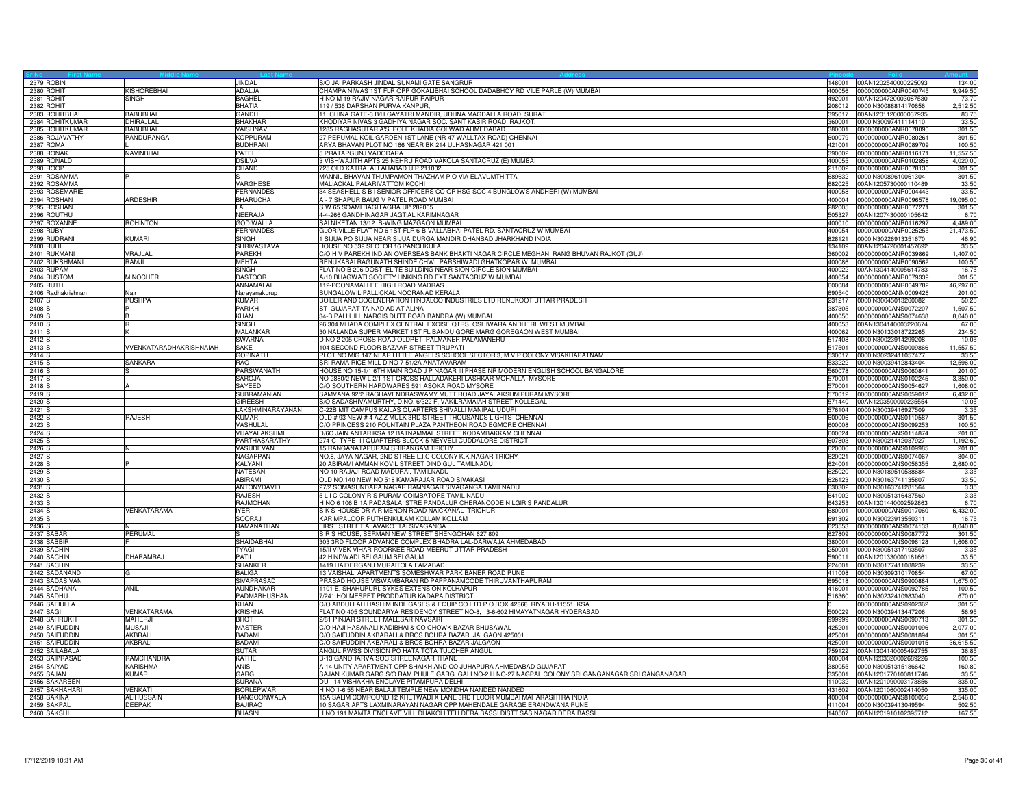| Sr No | First Name | Middle Name | Last Name | Address | Pincode | Folio | Amount |
|---|---|---|---|---|---|---|---|
| 2379 | ROBIN | | JINDAL | S/O JAI PARKASH JINDAL SUNAMI GATE SANGRUR | 148001 | 00AN1202540000225093 | 134.00 |
| 2380 | ROHIT | KISHOREBHAI | ADALJA | CHAMPA NIWAS 1ST FLR OPP GOKALIBHAI SCHOOL DADABHOY RD VILE PARLE (W) MUMBAI | 400056 | 0000000000ANR0040745 | 9,949.50 |
| 2381 | ROHIT | SINGH | BAGHEL | H NO M 19 RAJIV NAGAR RAIPUR RAIPUR | 492001 | 00AN1204720003087530 | 73.70 |
| 2382 | ROHIT | | BHATIA | 119 / 536 DARSHAN PURVA KANPUR, | 208012 | 0000IN30088814170656 | 2,512.50 |
| 2383 | ROHITBHAI | BABUBHAI | GANDHI | 11, CHINA GATE-3 B/H GAYATRI MANDIR, UDHNA MAGDALLA ROAD, SURAT | 395017 | 00AN1201120000037935 | 83.75 |
| 2384 | ROHITKUMAR | DHIRAJLAL | BHAKHAR | KHODIYAR NIVAS 3 GADHIYA NAGAR SOC. SANT KABIR ROAD, RAJKOT. | 360001 | 0000IN30097411114110 | 33.50 |
| 2385 | ROHITKUMAR | BABUBHAI | VAISHNAV | 1285 RAGHASUTARIA'S POLE KHADIA GOLWAD AHMEDABAD | 380001 | 0000000000ANR0078090 | 301.50 |
| 2386 | ROJAVATHY | PANDURANGA | KOPPURAM | 27 PERUMAL KOIL GARDEN 1ST LANE (NR 47 WALLTAX ROAD) CHENNAI | 600079 | 0000000000ANR0080261 | 301.50 |
| 2387 | ROMA | L | BUDHRANI | ARYA BHAVAN PLOT NO 166 NEAR BK 214 ULHASNAGAR 421 001 | 421001 | 0000000000ANR0089709 | 100.50 |
| 2388 | RONAK | NAVINBHAI | PATEL | 5 PRATAPGUNJ VADODARA | 390002 | 0000000000ANR0116171 | 11,557.50 |
| 2389 | RONALD | | DSILVA | 3 VISHWAJITH APTS 25 NEHRU ROAD VAKOLA SANTACRUZ (E) MUMBAI | 400055 | 0000000000ANR0102858 | 4,020.00 |
| 2390 | ROOP | | CHAND | 725 OLD KATRA ALLAHABAD U P 211002 | 211002 | 0000000000ANR0078130 | 301.50 |
| 2391 | ROSAMMA | P | S | MANNIL BHAVAN THUMPAMON THAZHAM P O VIA ELAVUMTHITTA | 689632 | 0000IN30089610061304 | 301.50 |
| 2392 | ROSAMMA | | VARGHESE | MALIACKAL PALARIVATTOM KOCHI | 682025 | 00AN1205730000110489 | 33.50 |
| 2393 | ROSEMARIE | | FERNANDES | 34 SEASHELL S B I SENIOR OFFICERS CO OP HSG SOC 4 BUNGLOWS ANDHERI (W) MUMBAI | 400058 | 0000000000ANR0004443 | 33.50 |
| 2394 | ROSHAN | ARDESHIR | BHARUCHA | A - 7 SHAPUR BAUG V PATEL ROAD MUMBAI | 400004 | 0000000000ANR0096578 | 19,095.00 |
| 2395 | ROSHAN | | LAL | S W 65 SOAMI BAGH AGRA UP 282005 | 282005 | 0000000000ANR0077271 | 301.50 |
| 2396 | ROUTHU | | NEERAJA | 4-4-266 GANDHINAGAR JAGTIAL KARIMNAGAR | 505327 | 00AN1207430000105642 | 6.70 |
| 2397 | ROXANNE | ROHINTON | GODIWALLA | SAI NIKETAN 13/12 B-WING MAZGAON MUMBAI | 400010 | 0000000000ANR0116297 | 4,489.00 |
| 2398 | RUBY | | FERNANDES | GLORIVILLE FLAT NO 6 1ST FLR 6-B VALLABHAI PATEL RD. SANTACRUZ W MUMBAI | 400054 | 0000000000ANR0025255 | 21,473.50 |
| 2399 | RUDRANI | KUMARI | SINGH | 1 SUIJA PO SUIJA NEAR SUIJA DURGA MANDIR DHANBAD JHARKHAND INDIA | 828121 | 0000IN30226913351670 | 46.90 |
| 2400 | RUHI | | SHRIVASTAVA | HOUSE NO 539 SECTOR 16 PANCHKULA | 134109 | 00AN1204720001457692 | 33.50 |
| 2401 | RUKMANI | VRAJLAL | PAREKH | C/O H V PAREKH INDIAN OVERSEAS BANK BHAKTI NAGAR CIRCLE MEGHANI RANG BHUVAN RAJKOT (GUJ) | 360002 | 0000000000ANR0039869 | 1,407.00 |
| 2402 | RUKSHMANI | RAMJI | MEHTA | RENUKABAI RAGUNATH SHINDE CHWL PARSHIWADI GHATKOPAR W MUMBAI | 400086 | 0000000000ANR0090562 | 100.50 |
| 2403 | RUPAM | | SINGH | FLAT NO B 206 DOSTI ELITE BUILDING NEAR SION CIRCLE SION MUMBAI | 400022 | 00AN1304140005614783 | 16.75 |
| 2404 | RUSTOM | MINOCHER | DASTOOR | A/10 BHAGWATI SOCIETY LINKING RD EXT SANTACRUZ W MUMBAI | 400054 | 0000000000ANR0079339 | 301.50 |
| 2405 | RUTH | | ANNAMALAI | 112-POONAMALLEE HIGH ROAD MADRAS | 600084 | 0000000000ANR0049782 | 46,297.00 |
| 2406 | Radhakrishnan | Nair | Narayanakurup | BUNGALOWIL PALLICKAL NOORANAD KERALA | 690540 | 0000000000ANN0009426 | 201.00 |
| 2407 | S | PUSHPA | KUMAR | BOILER AND COGENERATION HINDALCO INDUSTRIES LTD RENUKOOT UTTAR PRADESH | 231217 | 0000IN30045013260082 | 50.25 |
| 2408 | S | P | PARIKH | ST GUJARAT TA NADIAD AT ALINA | 387305 | 0000000000ANS0072207 | 1,507.50 |
| 2409 | S | B | KHAN | 34-B PALI HILL NARGIS DUTT ROAD BANDRA (W) MUMBAI | 400050 | 0000000000ANS0074638 | 8,040.00 |
| 2410 | S | R | SINGH | 26 304 MHADA COMPLEX CENTRAL EXCISE QTRS OSHIWARA ANDHERI WEST MUMBAI | 400053 | 00AN1304140003220674 | 67.00 |
| 2411 | S | K | MALANKAR | 30 NALANDA SUPER MARKET 1ST FL BANDU GORE MARG GOREGAON WEST MUMBAI | 400062 | 0000IN30133018722265 | 234.50 |
| 2412 | S | | SWARNA | D NO 2 205 CROSS ROAD OLDPET PALMANER PALAMANERU | 517408 | 0000IN30023914299208 | 10.05 |
| 2413 | S | VVENKATARADHAKRISHNAIAH | SAKE | 104 SECOND FLOOR BAZAAR STREET TIRUPATI | 517501 | 0000000000ANS0009866 | 11,557.50 |
| 2414 | S | | GOPINATH | PLOT NO MIG 147 NEAR LITTLE ANGELS SCHOOL SECTOR 3, M V P COLONY VISAKHAPATNAM | 530017 | 0000IN30232411057477 | 33.50 |
| 2415 | S | SANKARA | RAO | SRI RAMA RICE MILL D NO 7-51/2A ANATAVARAM | 533222 | 0000IN30039412843404 | 12,596.00 |
| 2416 | S | S | PARSWANATH | HOUSE NO 15-1/1 6TH MAIN ROAD J P NAGAR III PHASE NR MODERN ENGLISH SCHOOL BANGALORE | 560078 | 0000000000ANS0060841 | 201.00 |
| 2417 | S | | SAROJA | NO 2880/2 NEW L 2/1 1ST CROSS HALLADAKERI LASHKAR MOHALLA MYSORE | 570001 | 0000000000ANS0102245 | 3,350.00 |
| 2418 | S | A | SAYEED | C/O SOUTHERN HARDWARES 591 ASOKA ROAD MYSORE | 570001 | 0000000000ANS0054627 | 1,608.00 |
| 2419 | S | | SUBRAMANIAN | SAMVANA 92/2 RAGHAVENDRASWAMY MUTT ROAD JAYALAKSHMIPURAM MYSORE | 570012 | 0000000000ANS0059012 | 6,432.00 |
| 2420 | S | | GIREESH | S/O SADASHIVAMURTHY, D.NO. 6/322 F, VAKILRAMAIAH STREET KOLLEGAL | 571440 | 00AN1203500000235554 | 10.05 |
| 2421 | S | | LAKSHMINARAYANAN | C-22B MIT CAMPUS KAILAS QUARTERS SHIVALLI MANIPAL UDUPI | 576104 | 0000IN30039416927509 | 3.35 |
| 2422 | S | RAJESH | KUMAR | OLD # 93 NEW # 4 AZIZ MULK 3RD STREET THOUSANDS LIGHTS CHENNAI | 600006 | 0000000000ANS0110587 | 301.50 |
| 2423 | S | | VASHULAL | C/O PRINCESS 210 FOUNTAIN PLAZA PANTHEON ROAD EGMORE CHENNAI | 600008 | 0000000000ANS0099253 | 100.50 |
| 2424 | S | | VIJAYALAKSHMI | D/6C JAIN ANTARIKSA 12 BATNAMMAL STREET KODAMBAKKAM CHENNAI | 600024 | 0000000000ANS0114874 | 201.00 |
| 2425 | S | | PARTHASARATHY | 274-C TYPE -III QUARTERS BLOCK-5 NEYVELI CUDDALORE DISTRICT | 607803 | 0000IN30021412037927 | 1,192.60 |
| 2426 | S | N | VASUDEVAN | 15 RANGANATAPURAM SRIRANGAM TRICHY | 620006 | 0000000000ANS0109985 | 201.00 |
| 2427 | S | | NAGAPPAN | NO.8, JAYA NAGAR, 2ND STREE L.I.C COLONY K.K.NAGAR TRICHY | 620021 | 0000000000ANS0074067 | 804.00 |
| 2428 | S | P | KALYANI | 20 ABIRAMI AMMAN KOVIL STREET DINDIGUL TAMILNADU | 624001 | 0000000000ANS0056355 | 2,680.00 |
| 2429 | S | | NATESAN | NO 10 RAJAJI ROAD MADURAI, TAMILNADU | 625020 | 0000IN30189510538684 | 3.35 |
| 2430 | S | | ABIRAMI | OLD NO.140 NEW NO 518 KAMARAJAR ROAD SIVAKASI | 626123 | 0000IN30163741135807 | 33.50 |
| 2431 | S | | ANTONYDAVID | 27/2 SOMASUNDARA NAGAR RAMNAGAR SIVAGANGA TAMILNADU | 630302 | 0000IN30163741281564 | 3.35 |
| 2432 | S | | RAJESH | 5 L I C COLONY R S PURAM COIMBATORE TAMIL NADU | 641002 | 0000IN30051316437560 | 3.35 |
| 2433 | S | | RAJMOHAN | H NO 6 106 B 1A PADASALAI STRE PANDALUR CHERANCODE NILGIRIS PANDALUR | 643253 | 00AN1301440002592863 | 6.70 |
| 2434 | S | VENKATARAMA | IYER | S K S HOUSE DR A R MENON ROAD NAICKANAL TRICHUR | 680001 | 0000000000ANS0017060 | 6,432.00 |
| 2435 | S | | SOORAJ | KARIMPALOOR PUTHENKULAM KOLLAM KOLLAM | 691302 | 0000IN30023913550311 | 16.75 |
| 2436 | S | N | RAMANATHAN | FIRST STREET ALAVAKOTTAI SIVAGANGA | 623553 | 0000000000ANS0074133 | 8,040.00 |
| 2437 | SABARI | PERUMAL | S | S R S HOUSE, SERMAN NEW STREET SHENGOHAN 627 809 | 627809 | 0000000000ANS0087772 | 301.50 |
| 2438 | SABBIR | F | SHAIDABHAI | 303 3RD FLOOR ADVANCE COMPLEX BHADRA LAL-DARWAJA AHMEDABAD | 380001 | 0000000000ANS0096128 | 1,608.00 |
| 2439 | SACHIN | | TYAGI | 15/II VIVEK VIHAR ROORKEE ROAD MEERUT UTTAR PRADESH | 250001 | 0000IN30051317193507 | 3.35 |
| 2440 | SACHIN | DHARAMRAJ | PATIL | 42 HINDWADI BELGAUM BELGAUM | 590011 | 00AN1201330000161661 | 33.50 |
| 2441 | SACHIN | | SHANKER | 1419 HAIDERGANJ MURAITOLA FAIZABAD | 224001 | 0000IN30177411088239 | 33.50 |
| 2442 | SADANAND | G | BALIGA | 13 VAISHALI APARTMENTS SOMESHWAR PARK BANER ROAD PUNE | 411008 | 0000IN30309310170854 | 67.00 |
| 2443 | SADASIVAN | | SIVAPRASAD | PRASAD HOUSE VISWAMBARAN RD PAPPANAMCODE THIRUVANTHAPURAM | 695018 | 0000000000ANS0900884 | 1,675.00 |
| 2444 | SADHANA | ANIL | AUNDHAKAR | 1101 E, SHAHUPURI, SYKES EXTENSION KOLHAPUR | 416001 | 0000000000ANS0092785 | 100.50 |
| 2445 | SADHU | | PADMABHUSHAN | 7/241 HOLMESPET PRODDATUR KADAPA DISTRICT | 516360 | 0000IN30232410983040 | 670.00 |
| 2446 | SAFIULLA | | KHAN | C/O ABDULLAH HASHIM INDL GASES & EQUIP CO LTD P O BOX 42868 RIYADH-11551 KSA | 0 | 0000000000ANS0902362 | 301.50 |
| 2447 | SAGI | VENKATARAMA | KRISHNA | FLAT NO 405 SOUNDARYA RESIDENCY STREET NO-8, 3-6-602 HIMAYATNAGAR HYDERABAD | 500029 | 0000IN30039413447206 | 56.95 |
| 2448 | SAHRUKH | MAHERJI | BHOT | 2/81 PINJAR STREET MALESAR NAVSARI | 999999 | 0000000000ANS0090713 | 301.50 |
| 2449 | SAIFUDDIN | MUSAJI | MASTER | C/O HAJI HASANALI KADIBHAI & CO CHOWK BAZAR BHUSAWAL | 425201 | 0000000000ANS0001096 | 2,077.00 |
| 2450 | SAIFUDDIN | AKBRALI | BADAMI | C/O SAIFUDDIN AKBARALI & BROS BOHRA BAZAR JALGAON 425001 | 425001 | 0000000000ANS0081894 | 301.50 |
| 2451 | SAIFUDDIN | AKBRALI | BADAMI | C/O SAIFUDDIN AKBARALI & BROS BOHRA BAZAR JALGAON | 425001 | 0000000000ANS0001015 | 36,615.50 |
| 2452 | SAILABALA | | SUTAR | ANGUL RWSS DIVISION PO HATA TOTA TULCHER ANGUL | 759122 | 00AN1304140005492755 | 36.85 |
| 2453 | SAIPRASAD | RAMCHANDRA | KATHE | B-13 GANDHARVA SOC SHREENAGAR THANE | 400604 | 00AN1203320002689226 | 100.50 |
| 2454 | SAIYAD | KARISHMA | ANIS | A 14 UNITY APARTMENT OPP SHAIKH AND CO JUHAPURA AHMEDABAD GUJARAT | 380055 | 0000IN30051315186642 | 160.80 |
| 2455 | SAJAN | KUMAR | GARG | SAJAN KUMAR GARG S/O RAM PHULE GARG GALI NO-2 H NO-27 NAGPAL COLONY SRI GANGANAGAR SRI GANGANAGAR | 335001 | 00AN1201770100811746 | 33.50 |
| 2456 | SAKARBEN | | SURANA | DU - 14 VISHAKHA ENCLAVE PITAMPURA DELHI | 110032 | 00AN1201090003173856 | 335.00 |
| 2457 | SAKHAHARI | VENKATI | BORLEPWAR | H NO 1-6 55 NEAR BALAJI TEMPLE NEW MONDHA NANDED NANDED | 431602 | 00AN1201060002414050 | 335.00 |
| 2458 | SAKINA | ALIHUSSAIN | RANGOONWALA | 15A SALIM COMPOUND 12 KHETWADI X LANE 3RD FLOOR MUMBAI MAHARASHTRA INDIA | 400004 | 0000000000ANS8100056 | 2,546.00 |
| 2459 | SAKPAL | DEEPAK | BAJIRAO | 10 SAGAR APTS LAXMINARAYAN NAGAR OPP MAHENDALE GARAGE ERANDWANA PUNE | 411004 | 0000IN30039413049594 | 502.50 |
| 2460 | SAKSHI | | BHASIN | H NO 191 MAMTA ENCLAVE VILL DHAKOLI TEH DERA BASSI DISTT SAS NAGAR DERA BASSI | 140507 | 00AN1201910102395712 | 167.50 |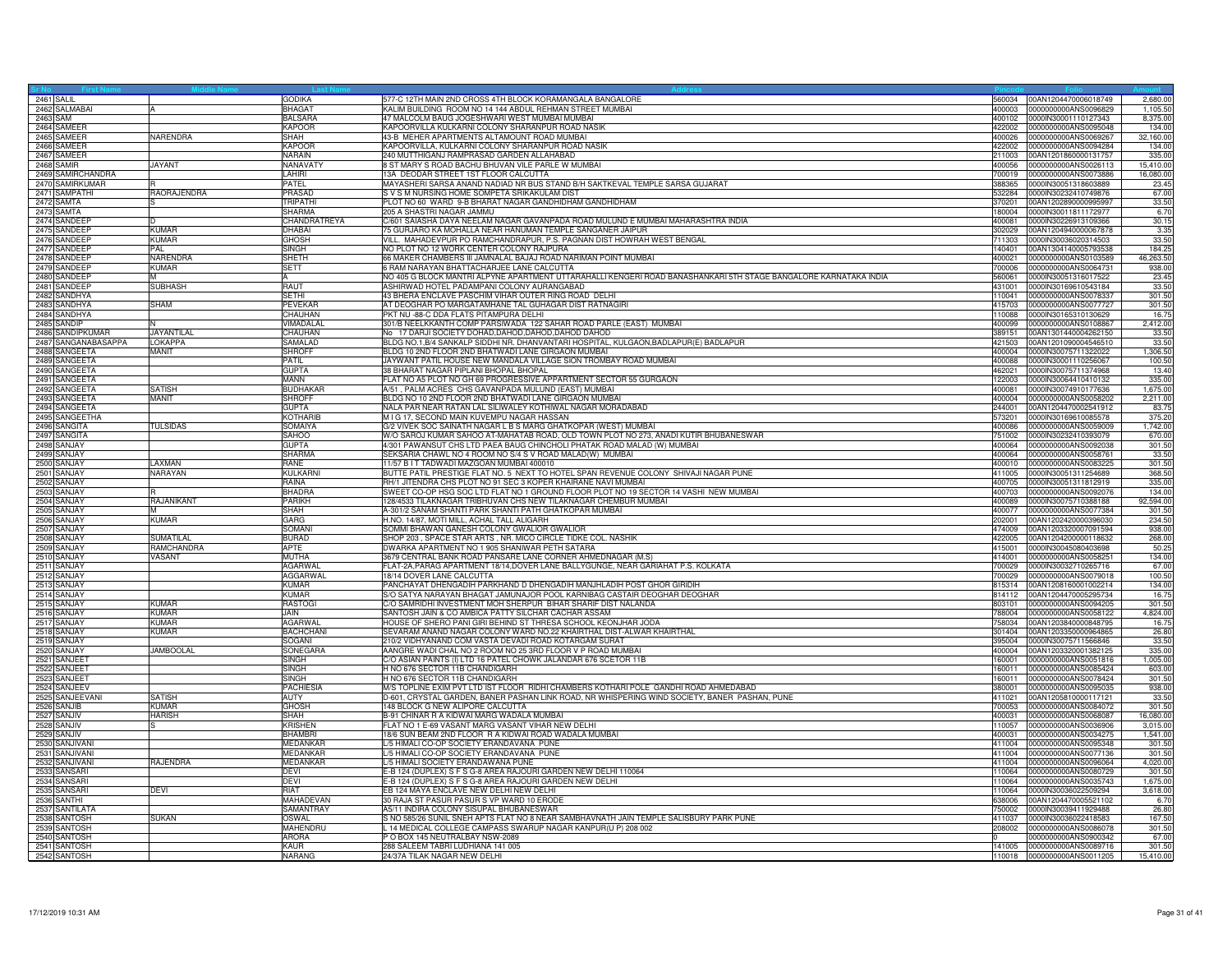| Sr No | First Name | Middle Name | Last Name | Address | Pincode | Folio | Amount |
|---|---|---|---|---|---|---|---|
| 2461 | SALIL | | GODIKA | 577-C 12TH MAIN 2ND CROSS 4TH BLOCK KORAMANGALA BANGALORE | 560034 | 00AN1204470006018749 | 2,680.00 |
| 2462 | SALMABAI | A | BHAGAT | KALIM BUILDING ROOM NO 14 144 ABDUL REHMAN STREET MUMBAI | 400003 | 0000000000ANS0096829 | 1,105.50 |
| 2463 | SAM | | BALSARA | 47 MALCOLM BAUG JOGESHWARI WEST MUMBAI MUMBAI | 400102 | 0000IN30001110127343 | 8,375.00 |
| 2464 | SAMEER | | KAPOOR | KAPOORVILLA KULKARNI COLONY SHARANPUR ROAD NASIK | 422002 | 0000000000ANS0095048 | 134.00 |
| 2465 | SAMEER | NARENDRA | SHAH | 43-B MEHER APARTMENTS ALTAMOUNT ROAD MUMBAI | 400026 | 0000000000ANS0069267 | 32,160.00 |
| 2466 | SAMEER | | KAPOOR | KAPOORVILLA, KULKARNI COLONY SHARANPUR ROAD NASIK | 422002 | 0000000000ANS0094284 | 134.00 |
| 2467 | SAMEER | | NARAIN | 240 MUTTHIGANJ RAMPRASAD GARDEN ALLAHABAD | 211003 | 00AN1201860000131757 | 335.00 |
| 2468 | SAMIR | JAYANT | NANAVATY | 8 ST MARY S ROAD BACHU BHUVAN VILE PARLE W MUMBAI | 400056 | 0000000000ANS0026113 | 15,410.00 |
| 2469 | SAMIRCHANDRA | | LAHIRI | 13A DEODAR STREET 1ST FLOOR CALCUTTA | 700019 | 0000000000ANS0073886 | 16,080.00 |
| 2470 | SAMIRKUMAR | R | PATEL | MAYASHERI SARSA ANAND NADIAD NR BUS STAND B/H SAKTKEVAL TEMPLE SARSA GUJARAT | 388365 | 0000IN30051318603889 | 23.45 |
| 2471 | SAMPATHI | RAORAJENDRA | PRASAD | S V S M NURSING HOME SOMPETA SRIKAKULAM DIST | 532284 | 0000IN30232410749876 | 67.00 |
| 2472 | SAMTA | S | TRIPATHI | PLOT NO 60 WARD 9-B BHARAT NAGAR GANDHIDHAM GANDHIDHAM | 370201 | 00AN1202890000995997 | 33.50 |
| 2473 | SAMTA | | SHARMA | 205 A SHASTRI NAGAR JAMMU | 180004 | 0000IN30011811172977 | 6.70 |
| 2474 | SANDEEP | D | CHANDRATREYA | C/601 SAIASHA DAYA NEELAM NAGAR GAVANPADA ROAD MULUND E MUMBAI MAHARASHTRA INDIA | 400081 | 0000IN30226913109366 | 30.15 |
| 2475 | SANDEEP | KUMAR | DHABAI | 75 GURJARO KA MOHALLA NEAR HANUMAN TEMPLE SANGANER JAIPUR | 302029 | 00AN1204940000067878 | 3.35 |
| 2476 | SANDEEP | KUMAR | GHOSH | VILL. MAHADEVPUR PO RAMCHANDRAPUR. P.S. PAGNAN DIST HOWRAH WEST BENGAL | 711303 | 0000IN30036020314503 | 33.50 |
| 2477 | SANDEEP | PAL | SINGH | NO PLOT NO 12 WORK CENTER COLONY RAJPURA | 140401 | 00AN1304140005793538 | 184.25 |
| 2478 | SANDEEP | NARENDRA | SHETH | 66 MAKER CHAMBERS III JAMNALAL BAJAJ ROAD NARIMAN POINT MUMBAI | 400021 | 0000000000ANS0103589 | 46,263.50 |
| 2479 | SANDEEP | KUMAR | SETT | 6 RAM NARAYAN BHATTACHARJEE LANE CALCUTTA | 700006 | 0000000000ANS0064731 | 938.00 |
| 2480 | SANDEEP | M | A | NO 405 G BLOCK MANTRI ALPYNE APARTMENT UTTARAHALLI KENGERI ROAD BANASHANKARI 5TH STAGE BANGALORE KARNATAKA INDIA | 560061 | 0000IN30051316017522 | 23.45 |
| 2481 | SANDEEP | SUBHASH | RAUT | ASHIRWAD HOTEL PADAMPANI COLONY AURANGABAD | 431001 | 0000IN30169610543184 | 33.50 |
| 2482 | SANDHYA | | SETHI | 43 BHERA ENCLAVE PASCHIM VIHAR OUTER RING ROAD DELHI | 110041 | 0000000000ANS0078337 | 301.50 |
| 2483 | SANDHYA | SHAM | PEVEKAR | AT DEOGHAR PO MARGATAMHANE TAL GUHAGAR DIST RATNAGIRI | 415703 | 0000000000ANS0077727 | 301.50 |
| 2484 | SANDHYA | | CHAUHAN | PKT NU -88-C DDA FLATS PITAMPURA DELHI | 110088 | 0000IN30165310130629 | 16.75 |
| 2485 | SANDIP | N | VIMADALAL | 301/B NEELKANTH COMP PARSIWADA 122 SAHAR ROAD PARLE (EAST) MUMBAI | 400099 | 0000000000ANS0108867 | 2,412.00 |
| 2486 | SANDIPKUMAR | JAYANTILAL | CHAUHAN | No 17 DARJI SOCIETY DOHAD,DAHOD,DAHOD,DAHOD DAHOD | 389151 | 00AN1301440000426150 | 33.50 |
| 2487 | SANGANABASAPPA | LOKAPPA | SAMALAD | BLDG NO.1,B/4 SANKALP SIDDHI NR. DHANVANTARI HOSPITAL, KULGAON,BADLAPUR(E) BADLAPUR | 421503 | 00AN1201090004546510 | 33.50 |
| 2488 | SANGEETA | MANIT | SHROFF | BLDG 10 2ND FLOOR 2ND BHATWADI LANE GIRGAON MUMBAI | 400004 | 0000IN30075711322022 | 1,306.50 |
| 2489 | SANGEETA | | PATIL | JAYWANT PATIL HOUSE NEW MANDALA VILLAGE SION TROMBAY ROAD MUMBAI | 400088 | 0000IN30001110256067 | 100.50 |
| 2490 | SANGEETA | | GUPTA | 38 BHARAT NAGAR PIPLANI BHOPAL BHOPAL | 462021 | 0000IN30075711374968 | 13.40 |
| 2491 | SANGEETA | | MANN | FLAT NO A5 PLOT NO GH 69 PROGRESSIVE APPARTMENT SECTOR 55 GURGAON | 122003 | 0000IN30064410410132 | 335.00 |
| 2492 | SANGEETA | SATISH | BUDHAKAR | A/51 , PALM ACRES CHS GAVANPADA MULUND (EAST) MUMBAI | 400081 | 0000IN30074910177636 | 1,675.00 |
| 2493 | SANGEETA | MANIT | SHROFF | BLDG NO 10 2ND FLOOR 2ND BHATWADI LANE GIRGAON MUMBAI | 400004 | 0000000000ANS0058202 | 2,211.00 |
| 2494 | SANGEETA | | GUPTA | NALA PAR NEAR RATAN LAL SILIWALEY KOTHIWAL NAGAR MORADABAD | 244001 | 00AN1204470002541912 | 83.75 |
| 2495 | SANGEETHA | | KOTHARIB | M I G 17, SECOND MAIN KUVEMPU NAGAR HASSAN | 573201 | 0000IN30169610085578 | 375.20 |
| 2496 | SANGITA | TULSIDAS | SOMAIYA | G/2 VIVEK SOC SAINATH NAGAR L B S MARG GHATKOPAR (WEST) MUMBAI | 400086 | 0000000000ANS0059009 | 1,742.00 |
| 2497 | SANGITA | | SAHOO | W/O SAROJ KUMAR SAHOO AT-MAHATAB ROAD, OLD TOWN PLOT NO 273, ANADI KUTIR BHUBANESWAR | 751002 | 0000IN30232410393079 | 670.00 |
| 2498 | SANJAY | | GUPTA | 4/301 PAWANSUT CHS LTD PAEA BAUG CHINCHOLI PHATAK ROAD MALAD (W) MUMBAI | 400064 | 0000000000ANS0092038 | 301.50 |
| 2499 | SANJAY | | SHARMA | SEKSARIA CHAWL NO 4 ROOM NO S/4 S V ROAD MALAD(W) MUMBAI | 400064 | 0000000000ANS0058761 | 33.50 |
| 2500 | SANJAY | LAXMAN | RANE | 11/57 B I T TADWADI MAZGOAN MUMBAI 400010 | 400010 | 0000000000ANS0083225 | 301.50 |
| 2501 | SANJAY | NARAYAN | KULKARNI | BUTTE PATIL PRESTIGE FLAT NO. 5 NEXT TO HOTEL SPAN REVENUE COLONY SHIVAJI NAGAR PUNE | 411005 | 0000IN30051311254689 | 368.50 |
| 2502 | SANJAY | | RAINA | RH/1 JITENDRA CHS PLOT NO 91 SEC 3 KOPER KHAIRANE NAVI MUMBAI | 400705 | 0000IN30051311812919 | 335.00 |
| 2503 | SANJAY | R | BHADRA | SWEET CO-OP HSG SOC LTD FLAT NO 1 GROUND FLOOR PLOT NO 19 SECTOR 14 VASHI NEW MUMBAI | 400703 | 0000000000ANS0092076 | 134.00 |
| 2504 | SANJAY | RAJANIKANT | PARIKH | 128/4533 TILAKNAGAR TRIBHUVAN CHS NEW TILAKNAGAR CHEMBUR MUMBAI | 400089 | 0000IN30075710388188 | 92,594.00 |
| 2505 | SANJAY | M | SHAH | A-301/2 SANAM SHANTI PARK SHANTI PATH GHATKOPAR MUMBAI | 400077 | 0000000000ANS0077384 | 301.50 |
| 2506 | SANJAY | KUMAR | GARG | H.NO. 14/87, MOTI MILL, ACHAL TALL ALIGARH | 202001 | 00AN1202420000396030 | 234.50 |
| 2507 | SANJAY | | SOMANI | SOMMI BHAWAN GANESH COLONY GWALIOR GWALIOR | 474009 | 00AN1203320007091594 | 938.00 |
| 2508 | SANJAY | SUMATILAL | BURAD | SHOP 203 , SPACE STAR ARTS , NR. MICO CIRCLE TIDKE COL. NASHIK | 422005 | 00AN1204200000118632 | 268.00 |
| 2509 | SANJAY | RAMCHANDRA | APTE | DWARKA APARTMENT NO 1 905 SHANIWAR PETH SATARA | 415001 | 0000IN30045080403698 | 50.25 |
| 2510 | SANJAY | VASANT | MUTHA | 3679 CENTRAL BANK ROAD PANSARE LANE CORNER AHMEDNAGAR (M.S) | 414001 | 0000000000ANS0058251 | 134.00 |
| 2511 | SANJAY | | AGARWAL | FLAT-2A,PARAG APARTMENT 18/14,DOVER LANE BALLYGUNGE, NEAR GARIAHAT P.S. KOLKATA | 700029 | 0000IN30032710265716 | 67.00 |
| 2512 | SANJAY | | AGGARWAL | 18/14 DOVER LANE CALCUTTA | 700029 | 0000000000ANS0079018 | 100.50 |
| 2513 | SANJAY | | KUMAR | PANCHAYAT DHENGADIH PARKHAND D DHENGADIH MANJHLADIH POST GHOR GIRIDIH | 815314 | 00AN1208160001002214 | 134.00 |
| 2514 | SANJAY | | KUMAR | S/O SATYA NARAYAN BHAGAT JAMUNAJOR POOL KARNIBAG CASTAIR DEOGHAR DEOGHAR | 814112 | 00AN1204470005295734 | 16.75 |
| 2515 | SANJAY | KUMAR | RASTOGI | C/O SAMRIDHI INVESTMENT MOH SHERPUR BIHAR SHARIF DIST NALANDA | 803101 | 0000000000ANS0094205 | 301.50 |
| 2516 | SANJAY | KUMAR | JAIN | SANTOSH JAIN & CO AMBICA PATTY SILCHAR CACHAR ASSAM | 788004 | 0000000000ANS0058122 | 4,824.00 |
| 2517 | SANJAY | KUMAR | AGARWAL | HOUSE OF SHERO PANI GIRI BEHIND ST THRESA SCHOOL KEONJHAR JODA | 758034 | 00AN1203840000848795 | 16.75 |
| 2518 | SANJAY | KUMAR | BACHCHANI | SEVARAM ANAND NAGAR COLONY WARD NO.22 KHAIRTHAL DIST-ALWAR KHAIRTHAL | 301404 | 00AN1203350000964865 | 26.80 |
| 2519 | SANJAY | | SOGANI | 210/2 VIDHYANAND COM VASTA DEVADI ROAD KOTARGAM SURAT | 395004 | 0000IN30075711566846 | 33.50 |
| 2520 | SANJAY | JAMBOOLAL | SONEGARA | AANGRE WADI CHAL NO 2 ROOM NO 25 3RD FLOOR V P ROAD MUMBAI | 400004 | 00AN1203320001382125 | 335.00 |
| 2521 | SANJEET | | SINGH | C/O ASIAN PAINTS (I) LTD 16 PATEL CHOWK JALANDAR 676 SCETOR 11B | 160001 | 0000000000ANS0051816 | 1,005.00 |
| 2522 | SANJEET | | SINGH | H NO 676 SECTOR 11B CHANDIGARH | 160011 | 0000000000ANS0085424 | 603.00 |
| 2523 | SANJEET | | SINGH | H NO 676 SECTOR 11B CHANDIGARH | 160011 | 0000000000ANS0078424 | 301.50 |
| 2524 | SANJEEV | | PACHIESIA | M/S TOPLINE EXIM PVT LTD IST FLOOR RIDHI CHAMBERS KOTHARI POLE GANDHI ROAD AHMEDABAD | 380001 | 0000000000ANS0095035 | 938.00 |
| 2525 | SANJEEVANI | SATISH | AUTY | D-601, CRYSTAL GARDEN, BANER PASHAN LINK ROAD, NR WHISPERING WIND SOCIETY, BANER PASHAN, PUNE | 411021 | 00AN1205810000117121 | 33.50 |
| 2526 | SANJIB | KUMAR | GHOSH | 148 BLOCK G NEW ALIPORE CALCUTTA | 700053 | 0000000000ANS0084072 | 301.50 |
| 2527 | SANJIV | HARISH | SHAH | B-91 CHINAR R A KIDWAI MARG WADALA MUMBAI | 400031 | 0000000000ANS0068087 | 16,080.00 |
| 2528 | SANJIV | S | KRISHEN | FLAT NO 1 E-69 VASANT MARG VASANT VIHAR NEW DELHI | 110057 | 0000000000ANS0036906 | 3,015.00 |
| 2529 | SANJIV | | BHAMBRI | 18/6 SUN BEAM 2ND FLOOR R A KIDWAI ROAD WADALA MUMBAI | 400031 | 0000000000ANS0034275 | 1,541.00 |
| 2530 | SANJIVANI | | MEDANKAR | L/5 HIMALI CO-OP SOCIETY ERANDAVANA PUNE | 411004 | 0000000000ANS0095348 | 301.50 |
| 2531 | SANJIVANI | | MEDANKAR | L/5 HIMALI CO-OP SOCIETY ERANDAVANA PUNE | 411004 | 0000000000ANS0077136 | 301.50 |
| 2532 | SANJIVANI | RAJENDRA | MEDANKAR | L/5 HIMALI SOCIETY ERANDAWANA PUNE | 411004 | 0000000000ANS0096064 | 4,020.00 |
| 2533 | SANSARI | | DEVI | E-B 124 (DUPLEX) S F S G-8 AREA RAJOURI GARDEN NEW DELHI 110064 | 110064 | 0000000000ANS0080729 | 301.50 |
| 2534 | SANSARI | | DEVI | E-B 124 (DUPLEX) S F S G-8 AREA RAJOURI GARDEN NEW DELHI | 110064 | 0000000000ANS0035743 | 1,675.00 |
| 2535 | SANSARI | DEVI | RIAT | EB 124 MAYA ENCLAVE NEW DELHI NEW DELHI | 110064 | 0000IN30036022509294 | 3,618.00 |
| 2536 | SANTHI | | MAHADEVAN | 30 RAJA ST PASUR PASUR S VP WARD 10 ERODE | 638006 | 00AN1204470005521102 | 6.70 |
| 2537 | SANTILATA | | SAMANTRAY | A5/11 INDIRA COLONY SISUPAL BHUBANESWAR | 750002 | 0000IN30039411929488 | 26.80 |
| 2538 | SANTOSH | SUKAN | OSWAL | S NO 585/26 SUNIL SNEH APTS FLAT NO 8 NEAR SAMBHAVNATH JAIN TEMPLE SALISBURY PARK PUNE | 411037 | 0000IN30036022418583 | 167.50 |
| 2539 | SANTOSH | | MAHENDRU | L 14 MEDICAL COLLEGE CAMPASS SWARUP NAGAR KANPUR(U P) 208 002 | 208002 | 0000000000ANS0086078 | 301.50 |
| 2540 | SANTOSH | | ARORA | P O BOX 145 NEUTRALBAY NSW-2089 | 0 | 0000000000ANS0900342 | 67.00 |
| 2541 | SANTOSH | | KAUR | 288 SALEEM TABRI LUDHIANA 141 005 | 141005 | 0000000000ANS0089716 | 301.50 |
| 2542 | SANTOSH | | NARANG | 24/37A TILAK NAGAR NEW DELHI | 110018 | 0000000000ANS0011205 | 15,410.00 |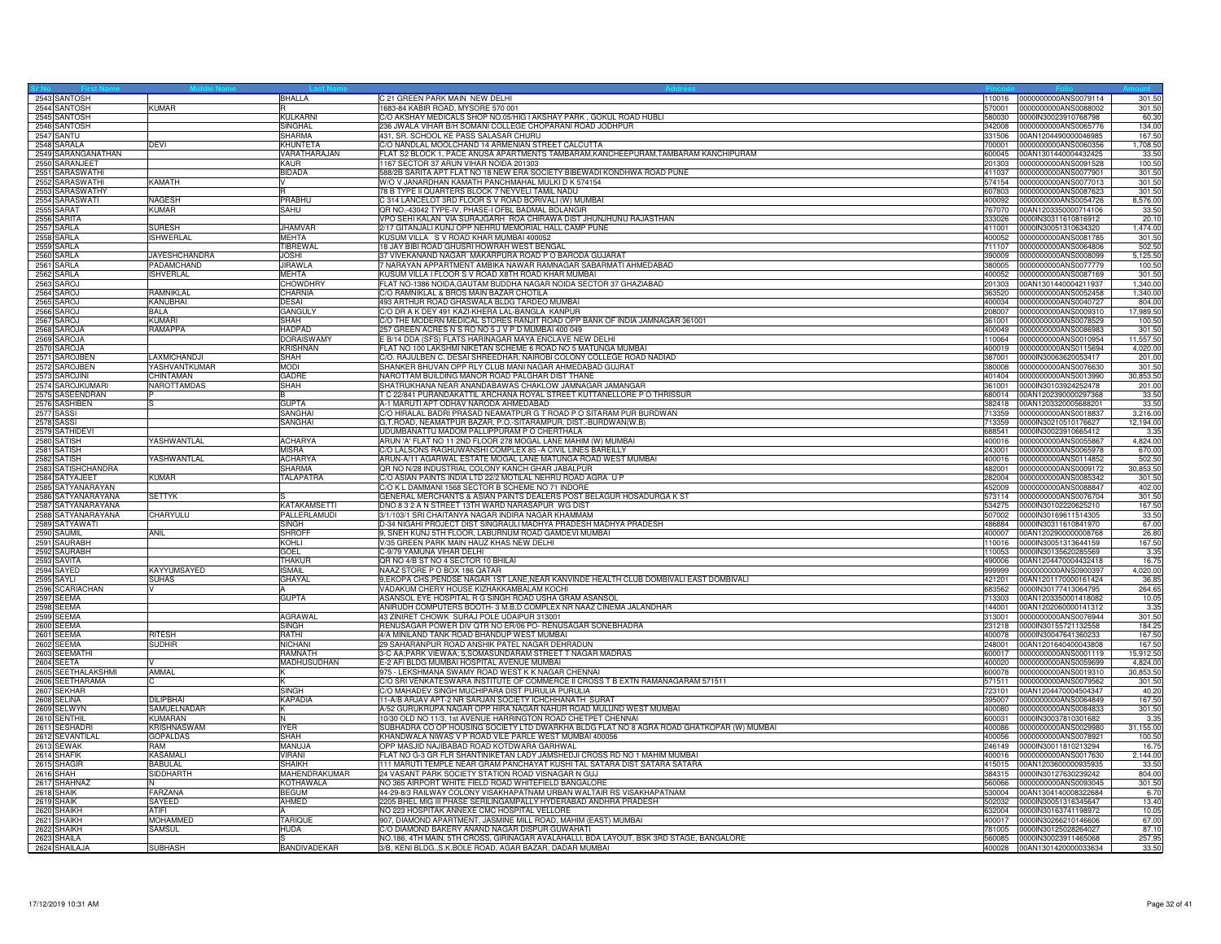| Sr No | First Name | Middle Name | Last Name | Address | Pincode | Folio | Amount |
|---|---|---|---|---|---|---|---|
| 2543 | SANTOSH | | BHALLA | C 21 GREEN PARK MAIN NEW DELHI | 110016 | 0000000000ANS0079114 | 301.50 |
| 2544 | SANTOSH | KUMAR | R | 1683-84 KABIR ROAD, MYSORE 570 001 | 570001 | 0000000000ANS0088002 | 301.50 |
| 2545 | SANTOSH | | KULKARNI | C/O AKSHAY MEDICALS SHOP NO.05/HIG I AKSHAY PARK , GOKUL ROAD HUBLI | 580030 | 0000IN30023910768798 | 60.30 |
| 2546 | SANTOSH | | SINGHAL | 236 JWALA VIHAR B/H SOMANI COLLEGE CHOPARANI ROAD JODHPUR | 342008 | 0000000000ANS0065776 | 134.00 |
| 2547 | SANTU | | SHARMA | 431, SR. SCHOOL KE PASS SALASAR CHURU | 331506 | 00AN1204490000046985 | 167.50 |
| 2548 | SARALA | DEVI | KHUNTETA | C/O NANDLAL MOOLCHAND 14 ARMENIAN STREET CALCUTTA | 700001 | 0000000000ANS0060356 | 1,708.50 |
| 2549 | SARANGANATHAN | | VARATHARAJAN | FLAT S2 BLOCK 1, PACE ANUSA APARTMENTS TAMBARAM,KANCHEEPURAM,TAMBARAM KANCHIPURAM | 600045 | 00AN1301440004432425 | 33.50 |
| 2550 | SARANJEET | | KAUR | 1167 SECTOR 37 ARUN VIHAR NOIDA 201303 | 201303 | 0000000000ANS0091528 | 100.50 |
| 2551 | SARASWATHI | | BIDADA | 588/2B SARITA APT FLAT NO 18 NEW ERA SOCIETY BIBEWADI KONDHWA ROAD PUNE | 411037 | 0000000000ANS0077901 | 301.50 |
| 2552 | SARASWATHI | KAMATH | V | W/O V JANARDHAN KAMATH PANCHMAHAL MULKI D K 574154 | 574154 | 0000000000ANS0077013 | 301.50 |
| 2553 | SARASWATHY | | R | 78 B TYPE II QUARTERS BLOCK 7 NEYVELI TAMIL NADU | 607803 | 0000000000ANS0087623 | 301.50 |
| 2554 | SARASWATI | NAGESH | PRABHU | C 314 LANCELOT 3RD FLOOR S V ROAD BORIVALI (W) MUMBAI | 400092 | 0000000000ANS0054726 | 8,576.00 |
| 2555 | SARAT | KUMAR | SAHU | QR NO.-43042 TYPE-IV, PHASE-I OFBL BADMAL BOLANGIR | 767070 | 00AN1203350000714106 | 33.50 |
| 2556 | SARITA | | | VPO SEHI KALAN VIA SURAJGARH ROA CHIRAWA DIST JHUNJHUNU RAJASTHAN | 333026 | 0000IN30311610816912 | 20.10 |
| 2557 | SARLA | SURESH | JHAMVAR | 2/17 GITANJALI KUNJ OPP NEHRU MEMORIAL HALL CAMP PUNE | 411001 | 0000IN30051310634320 | 1,474.00 |
| 2558 | SARLA | ISHWERLAL | MEHTA | KUSUM VILLA S V ROAD KHAR MUMBAI 400052 | 400052 | 0000000000ANS0081785 | 301.50 |
| 2559 | SARLA | | TIBREWAL | 18 JAY BIBI ROAD GHUSRI HOWRAH WEST BENGAL | 711107 | 0000000000ANS0064806 | 502.50 |
| 2560 | SARLA | JAYESHCHANDRA | JOSHI | 37 VIVEKANAND NAGAR MAKARPURA ROAD P O BARODA GUJARAT | 390009 | 0000000000ANS0008099 | 5,125.50 |
| 2561 | SARLA | PADAMCHAND | JIRAWLA | 7 NARAYAN APPARTMENT AMBIKA NAWAR RAMNAGAR SABARMATI AHMEDABAD | 380005 | 0000000000ANS0077779 | 100.50 |
| 2562 | SARLA | ISHVERLAL | MEHTA | KUSUM VILLA I FLOOR S V ROAD X8TH ROAD KHAR MUMBAI | 400052 | 0000000000ANS0087169 | 301.50 |
| 2563 | SAROJ | | CHOWDHRY | FLAT NO-1386 NOIDA,GAUTAM BUDDHA NAGAR NOIDA SECTOR 37 GHAZIABAD | 201303 | 00AN1301440004211937 | 1,340.00 |
| 2564 | SAROJ | RAMNIKLAL | CHARNIA | C/O RAMNIKLAL & BROS MAIN BAZAR CHOTILA | 363520 | 0000000000ANS0052458 | 1,340.00 |
| 2565 | SAROJ | KANUBHAI | DESAI | 493 ARTHUR ROAD GHASWALA BLDG TARDEO MUMBAI | 400034 | 0000000000ANS0040727 | 804.00 |
| 2566 | SAROJ | BALA | GANGULY | C/O DR A K DEY 491 KAZI-KHERA LAL-BANGLA KANPUR | 208007 | 0000000000ANS0009310 | 17,989.50 |
| 2567 | SAROJ | KUMARI | SHAH | C/O THE MODERN MEDICAL STORES RANJIT ROAD OPP BANK OF INDIA JAMNAGAR 361001 | 361001 | 0000000000ANS0078529 | 100.50 |
| 2568 | SAROJA | RAMAPPA | HADPAD | 257 GREEN ACRES N S RO NO 5 J V P D MUMBAI 400 049 | 400049 | 0000000000ANS0086983 | 301.50 |
| 2569 | SAROJA | | DORAISWAMY | E B/14 DDA (SFS) FLATS HARINAGAR MAYA ENCLAVE NEW DELHI | 110064 | 0000000000ANS0010954 | 11,557.50 |
| 2570 | SAROJA | | KRISHNAN | FLAT NO 100 LAKSHMI NIKETAN SCHEME 6 ROAD NO 5 MATUNGA MUMBAI | 400019 | 0000000000ANS0115694 | 4,020.00 |
| 2571 | SAROJBEN | LAXMICHANDJI | SHAH | C/O. RAJULBEN C. DESAI SHREEDHAR, NAIROBI COLONY COLLEGE ROAD NADIAD | 387001 | 0000IN30063620053417 | 201.00 |
| 2572 | SAROJBEN | YASHVANTKUMAR | MODI | SHANKER BHUVAN OPP RLY CLUB MANI NAGAR AHMEDABAD GUJRAT | 380008 | 0000000000ANS0076630 | 301.50 |
| 2573 | SAROJINI | CHINTAMAN | GADRE | NAROTTAM BUILDING MANOR ROAD PALGHAR DIST THANE | 401404 | 0000000000ANS0013990 | 30,853.50 |
| 2574 | SAROJKUMARI | NAROTTAMDAS | SHAH | SHATRUKHANA NEAR ANANDABAWAS CHAKLOW JAMNAGAR JAMANGAR | 361001 | 0000IN30103924252478 | 201.00 |
| 2575 | SASEENDRAN | P | B | T C 22/841 PURANDAKATTIL ARCHANA ROYAL STREET KUTTANELLORE P O THRISSUR | 680014 | 00AN1202390000297368 | 33.50 |
| 2576 | SASHIBEN | S | GUPTA | A-1 MARUTI APT ODHAV NARODA AHMEDABAD | 382418 | 00AN1203320005688201 | 33.50 |
| 2577 | SASSI | | SANGHAI | C/O HIRALAL BADRI PRASAD NEAMATPUR G T ROAD P O SITARAM PUR BURDWAN | 713359 | 0000000000ANS0018837 | 3,216.00 |
| 2578 | SASSI | | SANGHAI | G.T.ROAD, NEAMATPUR BAZAR, P.O.-SITARAMPUR, DIST.-BURDWAN(W.B) | 713359 | 0000IN30210510176627 | 12,194.00 |
| 2579 | SATHIDEVI | | | UDUMBANATTU MADOM PALLIPPURAM P O CHERTHALA | 688541 | 0000IN30023910665412 | 3.35 |
| 2580 | SATISH | YASHWANTLAL | ACHARYA | ARUN 'A' FLAT NO 11 2ND FLOOR 278 MOGAL LANE MAHIM (W) MUMBAI | 400016 | 0000000000ANS0055867 | 4,824.00 |
| 2581 | SATISH | | MISRA | C/O LALSONS RAGHUWANSHI COMPLEX 85 -A CIVIL LINES BAREILLY | 243001 | 0000000000ANS0065978 | 670.00 |
| 2582 | SATISH | YASHWANTLAL | ACHARYA | ARUN-A/11 AGARWAL ESTATE MOGAL LANE MATUNGA ROAD WEST MUMBAI | 400016 | 0000000000ANS0114852 | 502.50 |
| 2583 | SATISHCHANDRA | | SHARMA | QR NO N/28 INDUSTRIAL COLONY KANCH GHAR JABALPUR | 482001 | 0000000000ANS0009172 | 30,853.50 |
| 2584 | SATYAJEET | KUMAR | TALAPATRA | C/O ASIAN PAINTS INDIA LTD 22/2 MOTILAL NEHRU ROAD AGRA U P | 282004 | 0000000000ANS0085342 | 301.50 |
| 2585 | SATYANARAYAN | | | C/O K L DAMMANI 1568 SECTOR B SCHEME NO 71 INDORE | 452009 | 0000000000ANS0088847 | 402.00 |
| 2586 | SATYANARAYANA | SETTYK | S | GENERAL MERCHANTS & ASIAN PAINTS DEALERS POST BELAGUR HOSADURGA K ST | 573114 | 0000000000ANS0076704 | 301.50 |
| 2587 | SATYANARAYANA | | KATAKAMSETTI | DNO 8 3 2 A N STREET 13TH WARD NARASAPUR WG DIST | 534275 | 0000IN30102220625210 | 167.50 |
| 2588 | SATYANARAYANA | CHARYULU | PALLERLAMUDI | 3/1/103/1 SRI CHAITANYA NAGAR INDIRA NAGAR KHAMMAM | 507002 | 0000IN30169611514305 | 33.50 |
| 2589 | SATYAWATI | | SINGH | D-34 NIGAHI PROJECT DIST SINGRAULI MADHYA PRADESH MADHYA PRADESH | 486884 | 0000IN30311610841970 | 67.00 |
| 2590 | SAUMIL | ANIL | SHROFF | 9, SNEH KUNJ 5TH FLOOR, LABURNUM ROAD GAMDEVI MUMBAI | 400007 | 00AN1202900000008768 | 26.80 |
| 2591 | SAURABH | | KOHLI | V/35 GREEN PARK MAIN HAUZ KHAS NEW DELHI | 110016 | 0000IN30051313644159 | 167.50 |
| 2592 | SAURABH | | GOEL | C-9/79 YAMUNA VIHAR DELHI | 110053 | 0000IN30135620285569 | 3.35 |
| 2593 | SAVITA | | THAKUR | QR NO 4/B ST NO 4 SECTOR 10 BHILAI | 490006 | 00AN1204470004432418 | 16.75 |
| 2594 | SAYED | KAYYUMSAYED | ISMAIL | NAAZ STORE P O BOX 186 QATAR | 999999 | 0000000000ANS0900397 | 4,020.00 |
| 2595 | SAYLI | SUHAS | GHAYAL | 9,EKOPA CHS,PENDSE NAGAR 1ST LANE,NEAR KANVINDE HEALTH CLUB DOMBIVALI EAST DOMBIVALI | 421201 | 00AN1201170000161424 | 36.85 |
| 2596 | SCARIACHAN | V | A | VADAKUM CHERY HOUSE KIZHAKKAMBALAM KOCHI | 683562 | 0000IN30177413064795 | 264.65 |
| 2597 | SEEMA | | GUPTA | ASANSOL EYE HOSPITAL R G SINGH ROAD USHA GRAM ASANSOL | 713303 | 00AN1203350001418082 | 10.05 |
| 2598 | SEEMA | | | ANIRUDH COMPUTERS BOOTH- 3 M.B.D COMPLEX NR NAAZ CINEMA JALANDHAR | 144001 | 00AN1202060000141312 | 3.35 |
| 2599 | SEEMA | | AGRAWAL | 43 ZINIRET CHOWK SURAJ POLE UDAIPUR 313001 | 313001 | 0000000000ANS0076944 | 301.50 |
| 2600 | SEEMA | | SINGH | RENUSAGAR POWER DIV QTR NO ER/06 PO- RENUSAGAR SONEBHADRA | 231218 | 0000IN30155721132558 | 184.25 |
| 2601 | SEEMA | RITESH | RATHI | 4/A MINILAND TANK ROAD BHANDUP WEST MUMBAI | 400078 | 0000IN30047641360233 | 167.50 |
| 2602 | SEEMA | SUDHIR | NICHANI | 29 SAHARANPUR ROAD ANSHIK PATEL NAGAR DEHRADUN | 248001 | 00AN1201640400043808 | 167.50 |
| 2603 | SEEMATHI | | RAMNATH | 3-C AA;PARK VIEWAA; 5,SOMASUNDARAM STREET T NAGAR MADRAS | 600017 | 0000000000ANS0001119 | 15,912.50 |
| 2604 | SEETA | V | MADHUSUDHAN | E-2 AFI BLDG MUMBAI HOSPITAL AVENUE MUMBAI | 400020 | 0000000000ANS0059699 | 4,824.00 |
| 2605 | SEETHALAKSHMI | AMMAL | K | 975 - LEKSHMANA SWAMY ROAD WEST K K NAGAR CHENNAI | 600078 | 0000000000ANS0019310 | 30,853.50 |
| 2606 | SEETHARAMA | C | K | C/O SRI VENKATESWARA INSTITUTE OF COMMERCE II CROSS T B EXTN RAMANAGARAM 571511 | 571511 | 0000000000ANS0079562 | 301.50 |
| 2607 | SEKHAR | | SINGH | C/O MAHADEV SINGH MUCHIPARA DIST PURULIA PURULIA | 723101 | 00AN1204470004504347 | 40.20 |
| 2608 | SELINA | DILIPBHAI | KAPADIA | 11-A/B ARJAV APT-2 NR SARJAN SOCIETY ICHCHHANATH SURAT | 395007 | 0000000000ANS0064849 | 167.50 |
| 2609 | SELWYN | SAMUELNADAR | K | A/52 GURUKRUPA NAGAR OPP HIRA NAGAR NAHUR ROAD MULUND WEST MUMBAI | 400080 | 0000000000ANS0084833 | 301.50 |
| 2610 | SENTHIL | KUMARAN | N | 10/30 OLD NO 11/3, 1st AVENUE HARRINGTON ROAD CHETPET CHENNAI | 600031 | 0000IN30037810301682 | 3.35 |
| 2611 | SESHADRI | KRISHNASWAMI | IYER | SUBHADRA CO OP HOUSING SOCIETY LTD DWARKHA BLDG FLAT NO 8 AGRA ROAD GHATKOPAR (W) MUMBAI | 400086 | 0000000000ANS0029980 | 31,155.00 |
| 2612 | SEVANTILAL | GOPALDAS | SHAH | KHANDWALA NIWAS V P ROAD VILE PARLE WEST MUMBAI 400056 | 400056 | 0000000000ANS0078921 | 100.50 |
| 2613 | SEWAK | RAM | MANUJA | OPP MASJID NAJIBABAD ROAD KOTDWARA GARHWAL | 246149 | 0000IN30011810213294 | 16.75 |
| 2614 | SHAFIK | KASAMALI | VIRANI | FLAT NO G-3 GR FLR SHANTINIKETAN LADY JAMSHEDJI CROSS RD NO 1 MAHIM MUMBAI | 400016 | 0000000000ANS0017630 | 2,144.00 |
| 2615 | SHAGIR | BABULAL | SHAIKH | 111 MARUTI TEMPLE NEAR GRAM PANCHAYAT KUSHI TAL SATARA DIST SATARA SATARA | 415015 | 00AN1203600000935935 | 33.50 |
| 2616 | SHAH | SIDDHARTH | MAHENDRAKUMAR | 24 VASANT PARK SOCIETY STATION ROAD VISNAGAR N GUJ | 384315 | 0000IN30127630239242 | 804.00 |
| 2617 | SHAHNAZ | N | KOTHAWALA | NO 365 AIRPORT WHITE FIELD ROAD WHITEFIELD BANGALORE | 560066 | 0000000000ANS0093045 | 301.50 |
| 2618 | SHAIK | FARZANA | BEGUM | 44-29-8/3 RAILWAY COLONY VISAKHAPATNAM URBAN WALTAIR RS VISAKHAPATNAM | 530004 | 00AN1304140008322684 | 6.70 |
| 2619 | SHAIK | SAYEED | AHMED | 2205 BHEL MIG III PHASE SERILINGAMPALLY HYDERABAD ANDHRA PRADESH | 502032 | 0000IN30051316345647 | 13.40 |
| 2620 | SHAIKH | ATIFI | A | NO 223 HOSPITAL ANNEXE CMC HOSPITAL VELLORE | 632004 | 0000IN30163741198972 | 10.05 |
| 2621 | SHAIKH | MOHAMMED | TARIQUE | 907, DIAMOND APARTMENT, JASMINE MILL ROAD, MAHIM (EAST) MUMBAI | 400017 | 0000IN30266210146606 | 67.00 |
| 2622 | SHAIKH | SAMSUL | HUDA | C/O DIAMOND BAKERY ANAND NAGAR DISPUR GUWAHATI | 781005 | 0000IN30125028264027 | 87.10 |
| 2623 | SHAILA | | S | NO.186, 4TH MAIN, 5TH CROSS, GIRINAGAR AVALAHALLI, BDA LAYOUT, BSK 3RD STAGE, BANGALORE | 560085 | 0000IN30023911465068 | 257.95 |
| 2624 | SHAILAJA | SUBHASH | BANDIVADEKAR | 3/B, KENI BLDG.,S.K.BOLE ROAD, AGAR BAZAR, DADAR MUMBAI | 400028 | 00AN1301420000033634 | 33.50 |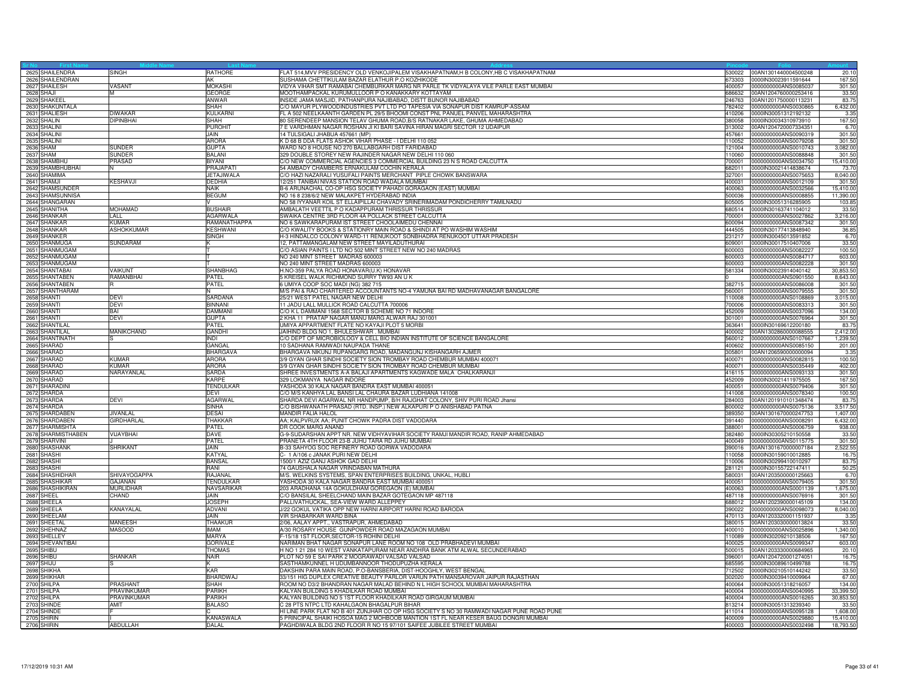| Sr No | First Name | Middle Name | Last Name | Address | Pincode | Folio | Amount |
|---|---|---|---|---|---|---|---|
| 2625 | SHAILENDRA | SINGH | RATHORE | FLAT 514,MVV PRESIDENCY OLD VENKOJIPALEM VISAKHAPATNAM,H B COLONY,HB C VISAKHAPATNAM | 530022 | 00AN1301440004500248 | 20.10 |
| 2626 | SHAILENDRAN | | AK | SUSHAMA CHETTIKULAM BAZAR ELATHUR P.O KOZHIKODE | 673303 | 0000IN30023911591644 | 167.50 |
| 2627 | SHAILESH | VASANT | MOKASHI | VIDYA VIHAR SMT RAMABAI CHEMBURKAR MARG NR PARLE TK VIDYALAYA VILE PARLE EAST MUMBAI | 400057 | 0000000000ANS0085037 | 301.50 |
| 2628 | SHAJI | M | GEORGE | MOOTHAMPACKAL KURUMULLOOR P O KANAKKARY KOTTAYAM | 686632 | 00AN1204760000253416 | 33.50 |
| 2629 | SHAKEEL | | ANWAR | INSIDE JAMA MASJID, PATHANPURA NAJIBABAD, DISTT BIJNOR NAJIBABAD | 246763 | 00AN1201750000113231 | 83.75 |
| 2630 | SHAKUNTALA | | SHAH | C/O MAYUR PLYWOODINDUSTRIES PVT LTD PO TAPESIA VIA SONAPUR DIST KAMRUP-ASSAM | 782402 | 0000000000ANS0030865 | 6,432.00 |
| 2631 | SHALIESH | DIWAKAR | KULKARNI | FL A 502 NEELKAANTH GARDEN PL 29/5 BHOOMI CONST PNL PANUEL PANVEL MAHARASHTRA | 410206 | 0000IN30051312192132 | 3.35 |
| 2632 | SHALIN | DIPINBHAI | SHAH | 80 SERENDEEP MANSION TELAV GHUMA ROAD,B/S RATNAKAR LAKE, GHUMA AHMEDABAD | 380058 | 0000IN30034310973910 | 167.50 |
| 2633 | SHALINI | | PUROHIT | 7 E VARDHMAN NAGAR ROSHAN JI KI BARI SAVINA HIRAN MAGRI SECTOR 12 UDAIPUR | 313002 | 00AN1204720007334351 | 6.70 |
| 2634 | SHALINI | | JAIN | 14 TULSIGALI JHABUA 457661 (MP) | 457661 | 0000000000ANS0090319 | 301.50 |
| 2635 | SHALINI | | ARORA | K D 68 B DDA FLATS ASHOK VIHAR PHASE - I DELHI 110 052 | 110052 | 0000000000ANS0079208 | 301.50 |
| 2636 | SHAM | SUNDER | GUPTA | WARD NO 8 HOUSE NO 270 BALLABGARH DIST FARIDABAD | 121004 | 0000000000ANS0010743 | 3,082.00 |
| 2637 | SHAM | SUNDER | BALANI | 329 DOUBLE STOREY NEW RAJINDER NAGAR NEW DELHI 110 060 | 110060 | 0000000000ANS0088848 | 301.50 |
| 2638 | SHAMBHU | PRASAD | BIYANI | C/O NEW COMMERCIAL AGENCIES 3 COMMERCIAL BUILDING 23 N S ROAD CALCUTTA | 700001 | 0000000000ANS0034750 | 15,410.00 |
| 2639 | SHAMBHUBHAI | N | PRAJAPATI | 54 AMBADY CHAMBERS ERNAKULAM COCHIN KERALA | 682011 | 0000IN30021414838674 | 73.70 |
| 2640 | SHAMIMA | | JETAJIWALA | C/O HAZI NAZARALI YUSUFALI PAINTS MERCHANT PIPLE CHOWK BANSWARA | 327001 | 0000000000ANS0075653 | 8,040.00 |
| 2641 | SHAMJI | KESHAVJI | DEDHIA | 12/251 TANIBAI NIVAS STATION ROAD WADALA MUMBAI | 400031 | 0000000000ANS0012109 | 301.50 |
| 2642 | SHAMSUNDER | | NAIK | B-6 ARUNACHAL CO-OP HSG SOCIETY PAHADI GORAGAON (EAST) MUMBAI | 400063 | 0000000000ANS0032566 | 15,410.00 |
| 2643 | SHAMSUNNISA | | BEGUM | NO 16 8 238/6/2 NEW MALAKPET HYDERABAD INDIA | 500036 | 0000000000ANS0008855 | 11,390.00 |
| 2644 | SHANGARAN | | V | NO 58 IYYANAR KOIL ST ELLAIPILLAI CHAVADY SRINERIMADAM PONDICHERRY TAMILNADU | 605005 | 0000IN30051316285905 | 103.85 |
| 2645 | SHANITHA | MOHAMAD | BUSHAIR | AMBALATH VEETTIL P O KADAPPURAM THRISSUR THRISSUR | 680514 | 0000IN30163741104012 | 33.50 |
| 2646 | SHANKAR | LALL | AGARWALA | SWAIKA CENTRE 3RD FLOOR 4A POLLACK STREET CALCUTTA | 700001 | 0000000000ANS0027862 | 3,216.00 |
| 2647 | SHANKAR | KUMAR | RAMANATHAPPA | NO 6 SAWKARAPURAM IST STREET CHOOLAIMEDU CHENNAI | 600094 | 0000000000ANS0087342 | 301.50 |
| 2648 | SHANKAR | ASHOKKUMAR | KESHWANI | C/O KWALITY BOOKS & STATIONRY MAIN ROAD & SHINDI AT PO WASHIM WASHIM | 444505 | 0000IN30177413848940 | 36.85 |
| 2649 | SHANKER | | SINGH | H-3 HINDALCO COLONY WARD-11 RENUKOOT SONBHADRA RENUKOOT UTTAR PRADESH | 231217 | 0000IN30045013591852 | 6.70 |
| 2650 | SHANMUGA | SUNDARAM | K | 12, PATTAMANGALAM NEW STREET MAYILADUTHURAI | 609001 | 0000IN30017510407006 | 33.50 |
| 2651 | SHANMUGAM | | T | C/O ASIAN PAINTS I LTD NO 502 MINT STREET NEW NO 240 MADRAS | 600003 | 0000000000ANS0082227 | 100.50 |
| 2652 | SHANMUGAM | | T | NO 240 MINT STREET MADRAS 600003 | 600003 | 0000000000ANS0084717 | 603.00 |
| 2653 | SHANMUGAM | | T | NO 240 MINT STREET MADRAS 600003 | 600003 | 0000000000ANS0082228 | 301.50 |
| 2654 | SHANTABAI | VAIKUNT | SHANBHAG | H.NO-359 PALYA ROAD HONAVAR(U.K) HONAVAR | 581334 | 0000IN30023914040142 | 30,853.50 |
| 2655 | SHANTABEN | RAMANBHAI | PATEL | 5 KREISEL WALK RICHMOND SURRY TW93 AN U K | 0 | 0000000000ANS0901550 | 8,643.00 |
| 2656 | SHANTABEN | R | PATEL | 6 UMIYA COOP SOC MADI (NG) 382 715 | 382715 | 0000000000ANS0086008 | 301.50 |
| 2657 | SHANTHARAM | | N | M/S PAI & RAO CHARTERED ACCOUNTANTS NO-4 YAMUNA BAI RD MADHAVANAGAR BANGALORE | 560001 | 0000000000ANS0079555 | 301.50 |
| 2658 | SHANTI | DEVI | SARDANA | 25/21 WEST PATEL NAGAR NEW DELHI | 110008 | 0000000000ANS0108869 | 3,015.00 |
| 2659 | SHANTI | DEVI | BINNANI | 11 JADU LALL MULLICK ROAD CALCUTTA 700006 | 700006 | 0000000000ANS0083313 | 301.50 |
| 2660 | SHANTI | BAI | DAMMANI | C/O K L DAMMANI 1568 SECTOR B SCHEME NO 71 INDORE | 452009 | 0000000000ANS0037096 | 134.00 |
| 2661 | SHANTI | DEVI | GUPTA | 2 KHA 11 PRATAP NAGAR MANU MARG ALWAR RAJ 301001 | 301001 | 0000000000ANS0076964 | 301.50 |
| 2662 | SHANTILAL | | PATEL | UMIYA APPARTMENT FLATE NO KAYAJI PLOT 5 MORBI | 363641 | 0000IN30169612200180 | 83.75 |
| 2663 | SHANTILAL | MANIKCHAND | GANDHI | JAIHIND BLDG NO 1, BHULESHWAR . MUMBAI | 400002 | 00AN1302860000088555 | 2,412.00 |
| 2664 | SHANTINATH | S | INDI | C/O DEPT OF MICROBIOLOGY & CELL BIO INDIAN INSTITUTE OF SCIENCE BANGALORE | 560012 | 0000000000ANS0107667 | 1,239.50 |
| 2665 | SHARAD | | GANGAL | 10 SADHANA RAMWADI NAUPADA THANE | 400602 | 0000000000ANS0085150 | 201.00 |
| 2666 | SHARAD | | BHARGAVA | BHARGAVA NIKUNJ RUPANGARG ROAD, MADANGUNJ KISHANGARH AJMER | 305801 | 00AN1206590000000094 | 3.35 |
| 2667 | SHARAD | KUMAR | ARORA | 3/9 GYAN GHAR SINDHI SOCIETY SION TROMBAY ROAD CHEMBUR MUMBAI 400071 | 400071 | 0000000000ANS0082815 | 100.50 |
| 2668 | SHARAD | KUMAR | ARORA | 3/9 GYAN GHAR SINDHI SOCIETY SION TROMBAY ROAD CHEMBUR MUMBAI | 400071 | 0000000000ANS0035449 | 402.00 |
| 2669 | SHARAD | NARAYANLAL | SARDA | SHREE INVESTMENTS A-A BALAJI APARTMENTS KAGWADE MALA CHALKARANJI | 416115 | 0000000000ANS0093133 | 301.50 |
| 2670 | SHARAD | | KARPE | 329 LOKMANYA NAGAR INDORE | 452009 | 0000IN30021411975505 | 167.50 |
| 2671 | SHARADINI | | TENDULKAR | YASHODA 30 KALA NAGAR BANDRA EAST MUMBAI 400051 | 400051 | 0000000000ANS0079406 | 301.50 |
| 2672 | SHARDA | | DEVI | C/O M/S KANHYA LAL BANSI LAL CHAURA BAZAR LUDHIANA 141008 | 141008 | 0000000000ANS0078340 | 100.50 |
| 2673 | SHARDA | DEVI | AGARWAL | SHARDA DEVI AGARWAL NR HANDPUMP, B/H RAJGHAT COLONY, SHIV PURI ROAD Jhansi | 284003 | 00AN1201910101348474 | 83.75 |
| 2674 | SHARDA | | SINHA | C/O BISHWANATH PRASAD (RTD. INSP.) NEW ALKAPURI P O ANISHABAD PATNA | 800002 | 0000000000ANS0075136 | 3,517.50 |
| 2675 | SHARDABEN | JIVANLAL | DESAI | MANDIR FALIA HALOL | 389350 | 00AN1301670000247753 | 1,407.00 |
| 2676 | SHARDABEN | GIRDHARLAL | THAKKAR | AA; KALPVRUX AA; PUNIT CHOWK PADRA DIST VADODARA | 391440 | 0000000000ANS0008291 | 6,432.00 |
| 2677 | SHARMISHTA | | PATEL | DR COOK MARG ANAND | 388001 | 0000000000ANS0006759 | 938.00 |
| 2678 | SHARMISTHABEN | VIJAYBHAI | DAVE | G-9-SUDARSHAN APPT NR. NEW VIDHYAVIHAR SOCIETY RAMJI MANDIR ROAD, RANIP AHMEDABAD | 382480 | 0000IN30305210150558 | 33.50 |
| 2679 | SHARVINI | J | PATEL | PRANETA 4TH FLOOR 23-B JUHU TARA RD JUHU MUMBAI | 400049 | 0000000000ANS0115775 | 301.50 |
| 2680 | SHASHANK | SHRIKANT | JAIN | B-33 SAHYOG SOC REFINERY ROAD GORWA VADODARA | 390016 | 00AN1301670000007184 | 2,522.55 |
| 2681 | SHASHI | | KATYAL | C- 1 A/106 c JANAK PURI NEW DELHI | 110058 | 0000IN30159010012885 | 16.75 |
| 2682 | SHASHI | | BANSAL | 1500/1 AZIZ GANJ ASHOK GAD DELHI | 110006 | 0000IN30299410010297 | 83.75 |
| 2683 | SHASHI | | RANI | 74 GAUSHALA NAGAR VRINDABAN MATHURA | 281121 | 0000IN30155722147411 | 50.25 |
| 2684 | SHASHIDHAR | SHIVAYOGAPPA | RAJANAL | M/S. WELKINS SYSTEMS, SPAN ENTERPRISES BUILDING, UNKAL, HUBLI | 580031 | 00AN1203500000125663 | 6.70 |
| 2685 | SHASHIKAR | GAJANAN | TENDULKAR | YASHODA 30 KALA NAGAR BANDRA EAST MUMBAI 400051 | 400051 | 0000000000ANS0079405 | 301.50 |
| 2686 | SHASHIKIRAN | MURLIDHAR | NAVSARIKAR | 203 ARADHANA 14A GOKULDHAM GOREGAON (E) MUMBAI | 400063 | 0000000000ANS0001139 | 1,675.00 |
| 2687 | SHEEL | CHAND | JAIN | C/O BANSILAL SHEELCHAND MAIN BAZAR GOTEGAON MP 487118 | 487118 | 0000000000ANS0076916 | 301.50 |
| 2688 | SHEELA | | JOSEPH | PALLIVATHUCKAL, SEA-VIEW WARD ALLEPPEY | 688012 | 00AN1202390000145109 | 134.00 |
| 2689 | SHEELA | KANAYALAL | ADVANI | J/22 GOKUL VATIKA OPP NEW HARNI AIRPORT HARNI ROAD BARODA | 390022 | 0000000000ANS0098073 | 8,040.00 |
| 2690 | SHEELAM | | JAIN | VIR SHABARKAR WARD BINA | 470113 | 00AN1203320001151937 | 3.35 |
| 2691 | SHEETAL | MANEESH | THAAKUR | 2/06, AALAY APPT., VASTRAPUR, AHMEDABAD | 380015 | 00AN1203030000013824 | 33.50 |
| 2692 | SHEHNAZ | MASOOD | IMAM | A/30 ROSARY HOUSE GUNPOWDER ROAD MAZAGAON MUMBAI | 400010 | 0000000000ANS0025896 | 1,340.00 |
| 2693 | SHELLEY | | MARYA | F-15/18 1ST FLOOR,SECTOR-15 ROHINI DELHI | 110089 | 0000IN30209210138506 | 167.50 |
| 2694 | SHEVANTIBAI | | GORIVALE | NARIMAN BHAT NAGAR SONAPUR LANE ROOM NO 108 OLD PRABHADEVI MUMBAI | 400025 | 0000000000ANS0099347 | 603.00 |
| 2695 | SHIBU | | THOMAS | H NO 1 21 284 10 WEST VANKATAPURAM NEAR ANDHRA BANK ATM ALWAL SECUNDERABAD | 500015 | 00AN1203330000684965 | 20.10 |
| 2696 | SHIBU | SHANKAR | NAIR | PLOT NO 59 E SAI PARK 2 MOGRAWADI VALSAD VALSAD | 396001 | 00AN1204720001274051 | 16.75 |
| 2697 | SHIJU | S | K | SASTHAMKUNNEL H UDUMBANNOOR THODUPUZHA KERALA | 685595 | 0000IN30089610499788 | 16.75 |
| 2698 | SHIKHA | | KAR | DAKSHIN PARA MAIN ROAD, P.O-BANSBERIA, DIST-HOOGHLY, WEST BENGAL | 712502 | 0000IN30210510144242 | 33.50 |
| 2699 | SHIKHAR | | BHARDWAJ | 33/151 HIG DUPLEX CREATIVE BEAUTY PARLOR VARUN PATH MANSAROVAR JAIPUR RAJASTHAN | 302020 | 0000IN30039410009964 | 67.00 |
| 2700 | SHILPA | PRASHANT | SHAH | ROOM NO D3/2 BHANDRAN NAGAR MALAD BEHIND N L HIGH SCHOOL MUMBAI MAHARASHTRA | 400064 | 0000IN30051318216057 | 134.00 |
| 2701 | SHILPA | PRAVINKUMAR | PARIKH | KALYAN BUILDING 5 KHADILKAR ROAD MUMBAI | 400004 | 0000000000ANS0040995 | 33,399.50 |
| 2702 | SHILPA | PRAVINKUMAR | PARIKH | KALYAN BUILDING NO 5 1ST FLOOR KHADILKAR ROAD GIRGAUM MUMBAI | 400004 | 0000000000ANS0016265 | 30,853.50 |
| 2703 | SHINDE | AMIT | BALASO | C 28 PTS NTPC LTD KAHALGAON BHAGALPUR BIHAR | 813214 | 0000IN30051313239340 | 33.50 |
| 2704 | SHINDE | F | C | HI LINE PARK FLAT NO B 401 ZUNJHAR CO OP HSG SOCIETY S NO 30 RAMWADI NAGAR PUNE ROAD PUNE | 411014 | 0000000000ANS0095128 | 1,608.00 |
| 2705 | SHIRIN | I | KANASWALA | 5 PRINCIPAL SHAIKI HOSOA MAG 2 MOHBOOB MANTION 1ST FL NEAR KESER BAUG DONGRI MUMBAI | 400009 | 0000000000ANS0029880 | 15,410.00 |
| 2706 | SHIRIN | ABDULLAH | DALAL | PAGHDIWALA BLDG 2ND FLOOR R NO 15 97/101 SAIFEE JUBILEE STREET MUMBAI | 400003 | 0000000000ANS0032498 | 18,793.50 |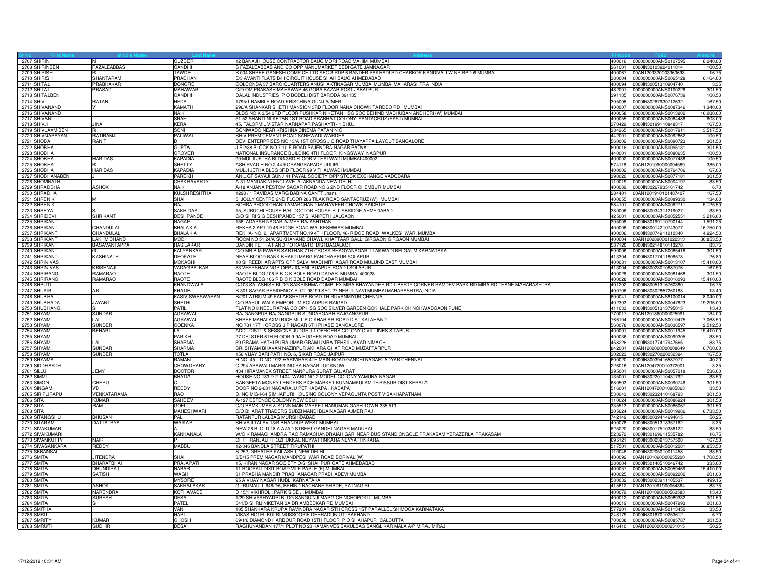| Sr No | First Name | Middle Name | Last Name | Address | Pincode | Folio | Amount |
|---|---|---|---|---|---|---|---|
| 2707 | SHIRIN | N | GUZDER | 12 BANAJI HOUSE CONTRACTOR BAUG MORI ROAD MAHIM MUMBAI | 400016 | 0000000000ANS0107595 | 8,040.00 |
| 2708 | SHIRINBEN | FAZALEABBAS | GANDHI | S FAZALEABBAS AND CO OPP MANUMARKET BEDI GATE JAMNAGAR | 361001 | 0000IN30103924011814 | 100.50 |
| 2709 | SHIRISH | R | TAWDE | B 004 SHREE GANESH COMP CH LTD SEC 3 RDP 6 BANDER PAKHADI RD CHARKOP KANDIVALI W NR RPD-6 MUMBAI | 400067 | 00AN1203320003360693 | 16.75 |
| 2710 | SHIRISH | SHANTARAM | PRADHAN | E/3 AVANTI FLATS B/H CIRCUIT HOUSE SHAHIBAUG AHMEDABAD | 380004 | 0000000000ANS0065128 | 6,164.00 |
| 2711 | SHITAL | PRABHAKAR | DONGRE | GOLCONDA 37 BARC QUARTERS ANUSHAKTINAGAR MUMBAI MUMBAI MAHARASHTRA INDIA | 400094 | 0000IN30051310904740 | 3.35 |
| 2712 | SHITAL | PRASAD | MAHAWAR | C/O OM PRAKASH MAHAWAR 46 GORA BAZAR POST JABALPUR | 482001 | 0000000000ANS0100228 | 301.50 |
| 2713 | SHITALBEN | | GANDHI | DALAL INDUSTRIES P O BODELI DIST BARODA 391135 | 391135 | 0000000000ANS0076739 | 100.50 |
| 2714 | SHIV | RATAN | HEDA | 1795/1 RAMBLE ROAD KRISCHINA GUNJ AJMER | 305006 | 0000IN30267930712632 | 167.50 |
| 2715 | SHIVANAND | V | KAMATH | 296/A SHANKAR SHETH MANSION 3RD FLOOR NANA CHOWK TARDEO RD MUMBAI | 400007 | 0000000000ANS0087346 | 1,340.00 |
| 2716 | SHIVANAND | | NAIK | BLDG NO K 3/54 3RD FLOOR PUSHKAR NIKETAN HSG SOC BEHIND MADHUBAN ANDHERI (W) MUMBAI | 400058 | 0000000000ANS0013902 | 16,080.00 |
| 2717 | SHIVANI | | SHAH | 51-52 SHANTI-NI-KETAN 1ST ROAD PRABHAT COLONY SANTACRUZ (EAST) MUMBAI | 400055 | 0000000000ANS0084488 | 603.00 |
| 2718 | SHIVJI | JINA | KERAI | 45, FALORMIL VISTAR NARNAPAR PASHAYTI - 1 BHUJ | 370429 | 0000IN30199110848317 | 167.50 |
| 2719 | SHIVLAXMIBEN | R | SONI | SONIWADO NEAR KRISHNA CINEMA PATAN N G | 384265 | 0000000000ANS0017911 | 3,517.50 |
| 2720 | SHIVNARAYAN | RATIRAMJI | PALIWAL | SHIV-PREM CEMENT ROAD SANEWADI WARDHA | 442001 | 0000000000ANS0092862 | 100.50 |
| 2721 | SHOBA | RANIT | D | DEVI ENTERPRISES NO 13/A 1ST CROSS J C ROAD THAYAPPA LAYOUT BANGALORE | 560002 | 0000000000ANS0090723 | 301.50 |
| 2722 | SHOBHA | | GUPTA | J F 2/38 BLOCK NO 7 10 E ROAD RAJENDRA NAGAR PATNA | 800016 | 0000000000ANS0095131 | 301.50 |
| 2723 | SHOBHA | | GROVER | NATIONAL INSURANCE BUILDING 4TH FLOOR KINGSWAY NAGPUR | 440001 | 0000000000ANS0080635 | 100.50 |
| 2724 | SHOBHA | HARIDAS | KAPADIA | 99 MULJI JETHA BLDG 3RD FLOOR VITHALWADI MUMBAI 400002 | 400002 | 0000000000ANS0077488 | 100.50 |
| 2725 | SHOBHA | R | SHETTY | ASHIRVAD H NO 2-44 KORANGRAPADY UDUPI | 574118 | 00AN1201090000094569 | 335.00 |
| 2726 | SHOBHA | HARIDAS | KAPADIA | MULJI JETHA BLDG 3RD FLOOR 99 VITHALWADI MUMBAI | 400002 | 0000000000ANS0764706 | 67.00 |
| 2727 | SHOBHANABEN | J | PAREKH | ANIL GF SAYAJI GUNJ 41 PAYAL SOCIETY OPP STOCK EXCHANGE VADODARA | 390020 | 0000000000ANS0077181 | 301.50 |
| 2728 | SHOMNATH | | CHAKRAVARTY | A-31 MANDAKINI ENCLAVE ALAKNANDA NEW DELHI | 110019 | 0000000000ANS0004197 | 33.50 |
| 2729 | SHRADDHA | ASHOK | NAIK | A/18 ANJANA PESTOM SAGAR ROAD NO 6 2ND FLOOR CHEMBUR MUMBAI | 400089 | 0000IN30267935161742 | 6.70 |
| 2730 | SHRADHA | | KULSHRESHTHA | 1298 / 1 RAVIDAS MARG BABINA CANTT Jhansi | 284401 | 00AN1201910101487407 | 167.50 |
| 2731 | SHRENIK | M | SHAH | 5, JOLLY CENTRE 2ND FLOOR 286 TILAK ROAD SANTACRUZ (W) MUMBAI | 400055 | 0000000000ANS0089330 | 134.00 |
| 2732 | SHRENIK | | RAJ | BOHRA PHOOLCHAND AMARCHAND MAHAVEER CHOWK RAICHUR | 584101 | 0000000000ANS0062711 | 5,125.50 |
| 2733 | SHREYA | S | SAKHIDAS | 15, SURUCHI HOUSE B/H. DOCTOR HOUSE ELLISBRIDGE AHMEDABAD | 380006 | 0000IN30034311219027 | 33.50 |
| 2734 | SHRIDEVI | SHRIKANT | DESHPANDE | C/O SHRI S G DESHPANDE 157 SHANIPETH JALGAON | 425001 | 0000000000ANS0052551 | 3,216.00 |
| 2735 | SHRIKANT | | NAGAR | 158, ADARSH NAGAR AJMER RAJASHTHAN | 305008 | 0000IN30199110790144 | 1,591.25 |
| 2736 | SHRIKANT | CHANDULAL | BHALAKIA | REKHA 2 APT 19 46 RIDGE ROAD WALKESHWAR MUMBAI | 400006 | 0000IN30014210743077 | 16,750.00 |
| 2737 | SHRIKANT | CHANDULAL | BHALAKIA | REKHA- NO. 2, APARTMENT NO.19 4TH FLOOR, 46- RIDGE ROAD, WALKESHWAR, MUMBAI | 400006 | 0000IN30074911010340 | 4,924.50 |
| 2738 | SHRIKANT | LAKHMICHAND | MODI | ROOM NO 51 24/A SUKHANAND CHAWL KHATTAAR GALLI GIRGAON GIRGAON MUMBAI | 400004 | 00AN1202890001020313 | 30,853.50 |
| 2739 | SHRIKANT | BASAVANTAPPA | HASILAKAR | DANDIN PETH AT AND PO KAMATGI DISTBAGALKOT | 587120 | 0000IN30214810113278 | 83.75 |
| 2740 | SHRIKANT | G | KALYANKAR | C/O MR B M PAWAR SARTHAK 7TH CROSS BHAGYANAGAR TILAKWADI BELGAUM KARNATAKA | 590006 | 0000000000ANS0085416 | 301.50 |
| 2741 | SHRIKANT | KASHINATH | DEOKATE | NEAR BLOOD BANK BHAKTI MARG PANDHARPUR SOLAPUR | 413304 | 0000IN30177411806573 | 26.80 |
| 2742 | SHRINIVAS | | MOKASHI | 10 SHREEDHAR APTS OPP SALVI WADI MITHAGAR ROAD MULUND EAST MUMBAI | 400081 | 0000000000ANS0013107 | 15,410.00 |
| 2743 | SHRINIVAS | KRISHNAJI | VADAGBALKAR | 53 VEERSHAIV NGR OPP JIGJENI BIJAPUR ROAD I SOLAPUR | 413004 | 0000IN30028010687076 | 167.50 |
| 2744 | SHRIRANG | RAMARAO | RAOTE | RAOTE BLDG 106 R B C K BOLE ROAD DADAR MUMBAI 400028 | 400028 | 0000000000ANS0081468 | 301.50 |
| 2745 | SHRIRANG | RAMARAO | RAOTE | RAOTE BLDG 106 R B C K BOLE ROAD DADAR MUMBAI | 400028 | 0000000000ANS0016093 | 15,410.00 |
| 2746 | SHRUTI | | KHANDWALA | C/103 SAI ASHISH BLDG SAIKRISHMA COMPLEX MIRA BHAYANDER RD LIBERTY CORNER RAMDEV PARK RD MIRA RD THANE MAHARASHTRA | 401202 | 0000IN30051316760380 | 16.75 |
| 2747 | SHUAIB | AR | KHATIB | B 301 SAGAR RESIDENCY PLOT 98/ 99 SEC 27 NERUL NAVI MUMBAI MAHARASHTRA,INDIA | 400706 | 0000IN30302857260183 | 13.40 |
| 2748 | SHUBHA | | KASIVISWESWARAN | B/201 ATRIUM 49 KALAKSHETRA ROAD THIRUVANMIYUR CHENNAI | 600041 | 0000000000ANS8100014 | 8,040.00 |
| 2749 | SHUBHADA | JAYANT | SHETH | C/O BAHULIWALA EMPORIUM POLADPUR RAIGAD | 402303 | 0000000000ANS0047823 | 19,296.00 |
| 2750 | SHUBHANGI | S | PATIL | FLAT NO 8 NEEL RATNA CO OP HSG SOC SILVER GARDEN GOKHALE PARK CHINCHWADGAON PUNE | 411033 | 0000IN30051313795015 | 13.40 |
| 2751 | SHYAM | SUNDAR | AGRAWAL | RAJGANGPUR RAJGANGPUR SUNDARGARH RAJGANGPUR | 770017 | 00AN1201860000025991 | 134.00 |
| 2752 | SHYAM | LAL | AGRAWAL | SHREE MAHALAXMI RICE MILL P O KHARIAR ROAD DIST KALAHAND | 766104 | 0000000000ANS0010475 | 7,068.50 |
| 2753 | SHYAM | SUNDER | GOENKA | NO 731 17TH CROSS J P NAGAR 6TH PHASE BANGALORE | 560078 | 0000000000ANS0036597 | 2,512.50 |
| 2754 | SHYAM | BEHARI | LAL | ADDL DISTT & SESSIONS JUDGE J-1 OFFICERS COLONY CIVIL LINES SITAPUR | 400001 | 0000000000ANS0011945 | 15,410.00 |
| 2755 | SHYAM | I | PARIKH | 27 DELSTER 6TH FLOOR 9-9A HUGHES ROAD MUMBAI | 400036 | 0000000000ANS0099305 | 33.50 |
| 2756 | SHYAM | LAL | SHARMA | 59 GRAMA-HATHI PURA UMAR GRAM UMRA TEHSIL JAVAD NIMACH | 458226 | 0000IN30177417947665 | 83.75 |
| 2757 | SHYAM | SUNDAR | SHARMA | SRI SHYAM BHAVAN NAZIRPUR AKHARA GHAT ROAD MUZAFFARPUR | 842001 | 00AN1202020000008649 | 6,700.00 |
| 2758 | SHYAM | SUNDER | TOTLA | 156 VIJAY BARI PATH NO. 6, SIKAR ROAD JAIPUR | 302023 | 0000IN30270020032394 | 167.50 |
| 2759 | SHYAMA | | RAMAN | H NO- 45 D NO 19/2 HARIVIHAR 4TH MAIN ROAD GANDHI NAGAR ADYAR CHENNAI | 600020 | 0000IN30039416587977 | 40.20 |
| 2760 | SIDDHARTH | | CHOWDHARY | C 294 ARAWALI MARG INDIRA NAGAR LUCKNOW | 226016 | 00AN1204720010372001 | 3.35 |
| 2761 | SILLU | JEMY | DOCTOR | 434 HIRAMANEK STREET NANPURA SURAT GUJARAT | 395001 | 0000000000ANS0057018 | 536.00 |
| 2762 | SIMMI | | BHATIA | HOUSE NO-183 D-2-1404 WARD NO-2 MODEL COLONY YAMUNA NAGAR | 135001 | 0000IN30220110431792 | 33.50 |
| 2763 | SIMON | CHERU | C | SANGEETA MONEY LENDERS RICE MARKET KUNNAMKULAM THRISSUR DIST KERALA | 680503 | 0000000000ANS0090746 | 301.50 |
| 2764 | SINGAM | VB | REDDY | DOOR NO 2-681 NAGARAJU PET KADAPA . KADAPA | 516001 | 00AN1204720010985863 | 33.50 |
| 2765 | SIRIPURAPU | VENKATARAMA | RAO | D. NO MIG-I-64 SIMHAPURI HOUSING COLONY VEPAGUNTA POST VISAKHAPATNAM | 530043 | 0000IN30232410168793 | 301.50 |
| 2766 | SITA | KUMAR | SAHDEV | A-127 DEFENCE COLONY NEW DELHI | 110024 | 0000000000ANS0086924 | 301.50 |
| 2767 | SITA | RAM | GOEL | C/O RAMKUMAR & SONS MAIN MARKET HANUMAN GARH TOWN 335 513 | 335513 | 0000000000ANS0086067 | 301.50 |
| 2768 | SITA | | MAHESHWARI | C/O BHARAT TRADERS SUBZI MANDI BIJAINAGAR AJMER RAJ | 305624 | 0000000000ANS0019986 | 6,733.50 |
| 2769 | SITANGSHU | BHUSAN | PAL | RATANPUR LALBAG MURSHIDABAD | 742149 | 0000IN30039414694615 | 50.25 |
| 2770 | SITARAM | DATTATRYA | WAIKAR | SHIVAJI TALAV 13/B BHANDUP WEST MUMBAI | 400078 | 0000IN30051313357162 | 3.35 |
| 2771 | SIVAKUMAR | | A | NEW 26 B, OLD 18 A AZAD STREET GANDHI NAGAR MADURAI | 625020 | 0000IN30017510386122 | 33.50 |
| 2772 | SIVAKUMARI | | KANKANALA | W/O K RAMACHANDRA RAO RAMACHANDRAIAH GARI NEAR BUS STAND ONGOLE PRAKASAM YERAZERLA PRAKASAM | 523272 | 0000IN30169611535782 | 16.75 |
| 2773 | SIVANKUTTY | NAIR | P | CHITHRANJALI THOZHUKKAL NEYYATTINKARA NEYYATTINKARA | 695121 | 0000IN30023913757508 | 167.50 |
| 2774 | SIVASANKARA | REDDY | MABBU | 12-346 BANDLA STREET TIRUPATHI | 517501 | 0000000000ANS0012081 | 30,853.50 |
| 2775 | SKBANSAL | | | S-252, GREATER KAILASH-I, NEW DELHI | 110048 | 0000IN30205010011458 | 33.50 |
| 2776 | SMITA | JITENDRA | SHAH | 3/B/15 PREM NAGAR MANDPESHWAR ROAD BORIVALI[W] | 400092 | 00AN1201060000255200 | 1,708.50 |
| 2777 | SMITA | BHARATBHAI | PRAJAPATI | 15, KIRAN NAGAR SOCIETY O/S. SHAHPUR GATE AHMEDABAD | 380004 | 0000IN30148510046742 | 335.00 |
| 2778 | SMITA | DHUNDIRAJ | NABAR | 11 ROOPALI DIXIT ROAD VILE PARLE (E) MUMBAI | 400057 | 0000000000ANS0059469 | 15,410.00 |
| 2779 | SMITA | SATISH | WAGH | 31 PRABHA MANDIR PRABHANAGAR PRABHADEVI MUMBAI | 400025 | 0000000000ANS0092202 | 201.00 |
| 2780 | SMITA | | MYSORE | 95 A VIJAY NAGAR HUBLI KARNATAKA | 580032 | 0000IN30023911105537 | 499.15 |
| 2781 | SMITA | ASHOK | SAKHALAKAR | GURUMAULI, 648/2/6, BEHIND NACHANE SHADE, RATNAGIRI | 415612 | 00AN1201091900064364 | 83.75 |
| 2782 | SMITA | NARENDRA | KOTHAVADE | D 15/1 VIKHROLI, PARK SIDE , . MUMBAI | 400079 | 00AN1201090000563583 | 13.40 |
| 2783 | SMITA | SURESH | DESAI | 1/29 SHIVSAHYADRI BLDG SANGUINJI MARG CHINCHPOKLI MUMBAI | 400012 | 0000000000ANS0089332 | 301.50 |
| 2784 | SMITA | S | PATEL | 541/D SHRIJINIKETAN 3A DR AMBEDKAR RD MUMBAI | 400019 | 0000000000ANS0047993 | 201.00 |
| 2785 | SMITHA | | VANI | 105 SHANKARA KRUPA RAVINDRA NAGAR 5TH CROSS 1ST PARALLEL SHIMOGA KARNATAKA | 577201 | 0000000000ANS0113450 | 33.50 |
| 2786 | SMRITI | | HARI | VIKAS HOTEL KULRI MUSSOORIE DEHRADUN UTTRAKHAND | 248179 | 0000IN30167010253612 | 6.70 |
| 2787 | SMRITY | KUMAR | GHOSH | 69/1/6 DIAMOND HARBOUR ROAD 15TH FLOOR P O SHAHAPUR CALCUTTA | 700038 | 0000000000ANS0085787 | 301.50 |
| 2788 | SMRUTI | SUDHIR | DESAI | RAGHUNANDAN 177/1 PLOT NO 20 KAMANVES BAKULBAG SANGLIKAR MALA A/P MIRAJ MIRAJ | 416410 | 00AN1202000000231015 | 50.25 |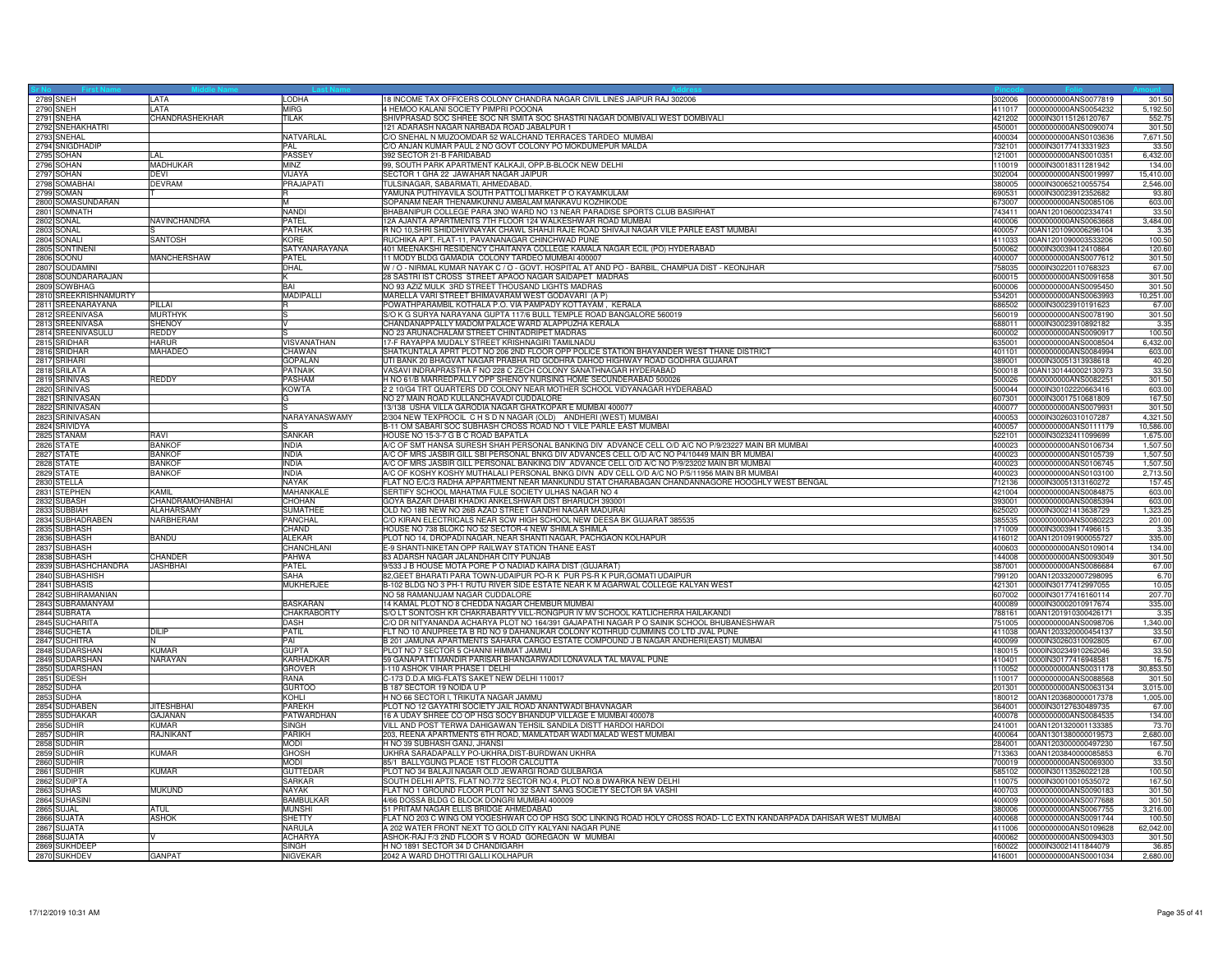| Sr No | First Name | Middle Name | Last Name | Address | Pincode | Folio | Amount |
|---|---|---|---|---|---|---|---|
| 2789 | SNEH | LATA | LODHA | 18 INCOME TAX OFFICERS COLONY CHANDRA NAGAR CIVIL LINES JAIPUR RAJ 302006 | 302006 | 0000000000ANS0077819 | 301.50 |
| 2790 | SNEH | LATA | MIRG | 4 HEMOO KALANI SOCIETY PIMPRI POOONA | 411017 | 0000000000ANS0054232 | 5,192.50 |
| 2791 | SNEHA | CHANDRASHEKHAR | TILAK | SHIVPRASAD SOC SHREE SOC NR SMITA SOC SHASTRI NAGAR DOMBIVALI WEST DOMBIVALI | 421202 | 0000IN30115126120767 | 552.75 |
| 2792 | SNEHAKHATRI | | | 121 ADARASH NAGAR NARBADA ROAD JABALPUR 1 | 450001 | 0000000000ANS0090074 | 301.50 |
| 2793 | SNEHAL | | NATVARLAL | C/O SNEHAL N MUZOOMDAR 52 WALCHAND TERRACES TARDEO MUMBAI | 400034 | 0000000000ANS0103636 | 7,671.50 |
| 2794 | SNIGDHADIP | | PAL | C/O ANJAN KUMAR PAUL 2 NO GOVT COLONY PO MOKDUMEPUR MALDA | 732101 | 0000IN30177413331923 | 33.50 |
| 2795 | SOHAN | LAL | PASSEY | 392 SECTOR 21-B FARIDABAD | 121001 | 0000000000ANS0010351 | 6,432.00 |
| 2796 | SOHAN | MADHUKAR | MINZ | 99, SOUTH PARK APARTMENT KALKAJI, OPP.B-BLOCK NEW DELHI | 110019 | 0000IN30018311281942 | 134.00 |
| 2797 | SOHAN | DEVI | VIJAYA | SECTOR 1 GHA 22 JAWAHAR NAGAR JAIPUR | 302004 | 0000000000ANS0019997 | 15,410.00 |
| 2798 | SOMABHAI | DEVRAM | PRAJAPATI | TULSINAGAR, SABARMATI, AHMEDABAD | 380005 | 0000IN30065210055754 | 2,546.00 |
| 2799 | SOMAN | T | R | YAMUNA PUTHIYAVILA SOUTH PATTOLI MARKET P O KAYAMKULAM | 690531 | 0000IN30023912352682 | 93.80 |
| 2800 | SOMASUNDARAN | | M | SOPANAM NEAR THENAMKUNNU AMBALAM MANKAVU KOZHIKODE | 673007 | 0000000000ANS0085106 | 603.00 |
| 2801 | SOMNATH | | NANDI | BHABANIPUR COLLEGE PARA 3NO WARD NO 13 NEAR PARADISE SPORTS CLUB BASIRHAT | 743411 | 00AN1201060002334741 | 33.50 |
| 2802 | SONAL | NAVINCHANDRA | PATEL | 12A AJANTA APARTMENTS 7TH FLOOR 124 WALKESHWAR ROAD MUMBAI | 400006 | 0000000000ANS0063668 | 3,484.00 |
| 2803 | SONAL | S | PATHAK | R NO 10,SHRI SHIDDHIVINAYAK CHAWL SHAHJI RAJE ROAD SHIVAJI NAGAR VILE PARLE EAST MUMBAI | 400057 | 00AN1201090006296104 | 3.35 |
| 2804 | SONALI | SANTOSH | KORE | RUCHIKA APT. FLAT-11, PAVANANAGAR CHINCHWAD PUNE | 411033 | 00AN1201090003533206 | 100.50 |
| 2805 | SONTINENI | | SATYANARAYANA | 401 MEENAKSHI RESIDENCY CHAITANYA COLLEGE KAMALA NAGAR ECIL (PO) HYDERABAD | 500062 | 0000IN30039412410864 | 120.60 |
| 2806 | SOONU | MANCHERSHAW | PATEL | 11 MODY BLDG GAMADIA COLONY TARDEO MUMBAI 400007 | 400007 | 0000000000ANS0077612 | 301.50 |
| 2807 | SOUDAMINI | | DHAL | W / O - NIRMAL KUMAR NAYAK C / O - GOVT. HOSPITAL AT AND PO - BARBIL, CHAMPUA DIST - KEONJHAR | 758035 | 0000IN30220110768323 | 67.00 |
| 2808 | SOUNDARARAJAN | | K | 28 SASTRI IST CROSS STREET APAOO NAGAR SAIDAPET MADRAS | 600015 | 0000000000ANS0091658 | 301.50 |
| 2809 | SOWBHAG | | BAI | NO 93 AZIZ MULK 3RD STREET THOUSAND LIGHTS MADRAS | 600006 | 0000000000ANS0095450 | 301.50 |
| 2810 | SREEKRISHNAMURTY | | MADIPALLI | MARELLA VARI STREET BHIMAVARAM WEST GODAVARI (A P) | 534201 | 0000000000ANS0063993 | 10,251.00 |
| 2811 | SREENARAYANA | PILLAI | R | POWATHPARAMBIL KOTHALA P.O. VIA PAMPADY KOTTAYAM , KERALA | 686502 | 0000IN30023910191623 | 67.00 |
| 2812 | SREENIVASA | MURTHYK | S | S/O K G SURYA NARAYANA GUPTA 117/6 BULL TEMPLE ROAD BANGALORE 560019 | 560019 | 0000000000ANS0078190 | 301.50 |
| 2813 | SREENIVASAN | SHENOY | V | CHANDANAPPALLY MADOM PALACE WARD ALAPPUZHA KERALA | 688011 | 0000IN30023910892182 | 3.35 |
| 2814 | SREENIVASULU | REDDY | S | NO 23 ARUNACHALAM STREET CHINTADRIPET MADRAS | 600002 | 0000000000ANS0090917 | 100.50 |
| 2815 | SRIDHAR | HARUR | VISVANATHAN | 17-F RAYAPPA MUDALY STREET KRISHNAGIRI TAMILNADU | 635001 | 0000000000ANS0008504 | 6,432.00 |
| 2816 | SRIDHAR | MAHADEO | CHAWAN | SHATKUNTALA APRT PLOT NO 206 2ND FLOOR OPP POLICE STATION BHAYANDER WEST THANE DISTRICT | 401101 | 0000000000ANS0084994 | 603.00 |
| 2817 | SRIHARI | | GOPALAN | UTI BANK 20 BHAGVAT NAGAR PRABHA RD GODHRA DAHOD HIGHWAY ROAD GODHRA GUJARAT | 389001 | 0000IN30051313938618 | 40.20 |
| 2818 | SRILATA | | PATNAIK | VASAVI INDRAPRASTHA F NO 228 C ZECH COLONY SANATHNAGAR HYDERABAD | 500018 | 00AN1301440002130973 | 33.50 |
| 2819 | SRINIVAS | REDDY | PASHAM | H NO 61/B MARREDPALLY OPP SHENOY NURSING HOME SECUNDERABAD 500026 | 500026 | 0000000000ANS0082251 | 301.50 |
| 2820 | SRINIVAS | | KOWTA | 2 2 10/G4 TRT QUARTERS DD COLONY NEAR MOTHER SCHOOL VIDYANAGAR HYDERABAD | 500044 | 0000IN30102220663416 | 603.00 |
| 2821 | SRINIVASAN | | G | NO 27 MAIN ROAD KULLANCHAVADI CUDDALORE | 607301 | 0000IN30017510681809 | 167.50 |
| 2822 | SRINIVASAN | | S | 13/138 USHA VILLA GARODIA NAGAR GHATKOPAR E MUMBAI 400077 | 400077 | 0000000000ANS0079931 | 301.50 |
| 2823 | SRINIVASAN | | NARAYANASWAMY | 2/304 NEW TEXPROCIL C H S D N NAGAR (OLD) ANDHERI (WEST) MUMBAI | 400053 | 0000IN30260310107287 | 4,321.50 |
| 2824 | SRIVIDYA | | S | B-11 OM SABARI SOC SUBHASH CROSS ROAD NO 1 VILE PARLE EAST MUMBAI | 400057 | 0000000000ANS0111179 | 10,586.00 |
| 2825 | STANAM | RAVI | SANKAR | HOUSE NO 15-3-7 G B C ROAD BAPATLA | 522101 | 0000IN30232411099699 | 1,675.00 |
| 2826 | STATE | BANKOF | INDIA | A/C OF SMT HANSA SURESH SHAH PERSONAL BANKING DIV ADVANCE CELL O/D A/C NO P/9/23227 MAIN BR MUMBAI | 400023 | 0000000000ANS0106734 | 1,507.50 |
| 2827 | STATE | BANKOF | INDIA | A/C OF MRS JASBIR GILL SBI PERSONAL BNKG DIV ADVANCES CELL O/D A/C NO P4/10449 MAIN BR MUMBAI | 400023 | 0000000000ANS0105739 | 1,507.50 |
| 2828 | STATE | BANKOF | INDIA | A/C OF MRS JASBIR GILL PERSONAL BANKING DIV ADVANCE CELL O/D A/C NO P/9/23202 MAIN BR MUMBAI | 400023 | 0000000000ANS0106745 | 1,507.50 |
| 2829 | STATE | BANKOF | INDIA | A/C OF KOSHY KOSHY MUTHALALI PERSONAL BNKG DIVN ADV CELL O/D A/C NO P/5/11956 MAIN BR MUMBAI | 400023 | 0000000000ANS0103100 | 2,713.50 |
| 2830 | STELLA | | NAYAK | FLAT NO E/C/3 RADHA APPARTMENT NEAR MANKUNDU STAT CHARABAGAN CHANDANNAGORE HOOGHLY WEST BENGAL | 712136 | 0000IN30051313160272 | 157.45 |
| 2831 | STEPHEN | KAMIL | MAHANKALE | SERTIFY SCHOOL MAHATMA FULE SOCIETY ULHAS NAGAR NO 4 | 421004 | 0000000000ANS0084875 | 603.00 |
| 2832 | SUBASH | CHANDRAMOHANBHAI | CHOHAN | GOYA BAZAR DHABI KHADKI ANKELSHWAR DIST BHARUCH 393001 | 393001 | 0000000000ANS0085394 | 603.00 |
| 2833 | SUBBIAH | ALAHARSAMY | SUMATHEE | OLD NO 18B NEW NO 26B AZAD STREET GANDHI NAGAR MADURAI | 625020 | 0000IN30021413638729 | 1,323.25 |
| 2834 | SUBHADRABEN | NARBHERAM | PANCHAL | C/O KIRAN ELECTRICALS NEAR SCW HIGH SCHOOL NEW DEESA BK GUJARAT 385535 | 385535 | 0000000000ANS0080223 | 201.00 |
| 2835 | SUBHASH | | CHAND | HOUSE NO 738 BLOKC NO 52 SECTOR-4 NEW SHIMLA SHIMLA | 171009 | 0000IN30039417496615 | 3.35 |
| 2836 | SUBHASH | BANDU | ALEKAR | PLOT NO 14, DROPADI NAGAR, NEAR SHANTI NAGAR, PACHGAON KOLHAPUR | 416012 | 00AN1201091900055727 | 335.00 |
| 2837 | SUBHASH | | CHANCHLANI | E-9 SHANTI-NIKETAN OPP RAILWAY STATION THANE EAST | 400603 | 0000000000ANS0109014 | 134.00 |
| 2838 | SUBHASH | CHANDER | PAHWA | 83 ADARSH NAGAR JALANDHAR CITY PUNJAB | 144008 | 0000000000ANS0093049 | 301.50 |
| 2839 | SUBHASHCHANDRA | JASHBHAI | PATEL | 9/533 J B HOUSE MOTA PORE P O NADIAD KAIRA DIST (GUJARAT) | 387001 | 0000000000ANS0086684 | 67.00 |
| 2840 | SUBHASHISH | | SAHA | 82,GEET BHARATI PARA TOWN-UDAIPUR PO-R K PUR PS-R K PUR,GOMATI UDAIPUR | 799120 | 00AN1203320007298095 | 6.70 |
| 2841 | SUBHASIS | | MUKHERJEE | B-102 BLDG NO 3 PH-1 RUTU RIVER SIDE ESTATE NEAR K M AGARWAL COLLEGE KALYAN WEST | 421301 | 0000IN30177412997055 | 10.05 |
| 2842 | SUBHIRAMANIAN | | | NO 58 RAMANUJAM NAGAR CUDDALORE | 607002 | 0000IN30177416160114 | 207.70 |
| 2843 | SUBRAMANYAM | | BASKARAN | 14 KAMAL PLOT NO 8 CHEDDA NAGAR CHEMBUR MUMBAI | 400089 | 0000IN30002010917674 | 335.00 |
| 2844 | SUBRATA | | CHAKRABORTY | S/O LT SONTOSH KR CHAKRABARTY VILL-RONGPUR IV MV SCHOOL KATLICHERRA HAILAKANDI | 788161 | 00AN1201910300426171 | 3.35 |
| 2845 | SUCHARITA | | DASH | C/O DR NITYANANDA ACHARYA PLOT NO 164/391 GAJAPATHI NAGAR P O SAINIK SCHOOL BHUBANESHWAR | 751005 | 0000000000ANS0098706 | 1,340.00 |
| 2846 | SUCHETA | DILIP | PATIL | FLT NO 10 ANUPREETA B RD NO 9 DAHANUKAR COLONY KOTHRUD CUMMINS CO LTD JVAL PUNE | 411038 | 00AN1203320000454137 | 33.50 |
| 2847 | SUCHITRA | N | PAI | B 201 JAMUNA APARTMENTS SAHARA CARGO ESTATE COMPOUND J B NAGAR ANDHERI(EAST) MUMBAI | 400099 | 0000IN30260310092805 | 67.00 |
| 2848 | SUDARSHAN | KUMAR | GUPTA | PLOT NO 7 SECTOR 5 CHANNI HIMMAT JAMMU | 180015 | 0000IN30234910262046 | 33.50 |
| 2849 | SUDARSHAN | NARAYAN | KARHADKAR | 59 GANAPATTI MANDIR PARISAR BHANGARWADI LONAVALA TAL MAVAL PUNE | 410401 | 0000IN30177416948581 | 16.75 |
| 2850 | SUDARSHAN | | GROVER | I-110 ASHOK VIHAR PHASE I DELHI | 110052 | 0000000000ANS0031178 | 30,853.50 |
| 2851 | SUDESH | | RANA | C-173 D.D.A MIG-FLATS SAKET NEW DELHI 110017 | 110017 | 0000000000ANS0088568 | 301.50 |
| 2852 | SUDHA | | GURTOO | B 187 SECTOR 19 NOIDA U P | 201301 | 0000000000ANS0063134 | 3,015.00 |
| 2853 | SUDHA | | KOHLI | H NO 66 SECTOR I, TRIKUTA NAGAR JAMMU | 180012 | 00AN1203680000017378 | 1,005.00 |
| 2854 | SUDHABEN | JITESHBHAI | PAREKH | PLOT NO 12 GAYATRI SOCIETY JAIL ROAD ANANTWADI BHAVNAGAR | 364001 | 0000IN30127630489735 | 67.00 |
| 2855 | SUDHAKAR | GAJANAN | PATWARDHAN | 16 A UDAY SHREE CO OP HSG SOCY BHANDUP VILLAGE E MUMBAI 400078 | 400078 | 0000000000ANS0084535 | 134.00 |
| 2856 | SUDHIR | KUMAR | SINGH | VILL AND POST TERWA DAHIGAWAN TEHSIL SANDILA DISTT HARDOI HARDOI | 241001 | 00AN1201320001133385 | 73.70 |
| 2857 | SUDHIR | RAJNIKANT | PARIKH | 203, REENA APARTMENTS 6TH ROAD, MAMLATDAR WADI MALAD WEST MUMBAI | 400064 | 00AN1301380000019573 | 2,680.00 |
| 2858 | SUDHIR | | MODI | H NO 39 SUBHASH GANJ, JHANSI | 284001 | 00AN1203000000497230 | 167.50 |
| 2859 | SUDHIR | KUMAR | GHOSH | UKHRA SARADAPALLY PO-UKHRA,DIST-BURDWAN UKHRA | 713363 | 00AN1203840000085853 | 6.70 |
| 2860 | SUDHIR | | MODI | 85/1 BALLYGUNG PLACE 1ST FLOOR CALCUTTA | 700019 | 0000000000ANS0069300 | 33.50 |
| 2861 | SUDHIR | KUMAR | GUTTEDAR | PLOT NO 34 BALAJI NAGAR OLD JEWARGI ROAD GULBARGA | 585102 | 0000IN30113526022128 | 100.50 |
| 2862 | SUDIPTA | | SARKAR | SOUTH DELHI APTS. FLAT NO.772 SECTOR NO.4, PLOT NO.8 DWARKA NEW DELHI | 110075 | 0000IN30010010535072 | 167.50 |
| 2863 | SUHAS | MUKUND | NAYAK | FLAT NO 1 GROUND FLOOR PLOT NO 32 SANT SANG SOCIETY SECTOR 9A VASHI | 400703 | 0000000000ANS0090183 | 301.50 |
| 2864 | SUHASINI | | BAMBULKAR | 4/66 DOSSA BLDG C BLOCK DONGRI MUMBAI 400009 | 400009 | 0000000000ANS0077688 | 301.50 |
| 2865 | SUJAL | ATUL | MUNSHI | 51 PRITAM NAGAR ELLIS BRIDGE AHMEDABAD | 380006 | 0000000000ANS0067755 | 3,216.00 |
| 2866 | SUJATA | ASHOK | SHETTY | FLAT NO 203 C WING OM YOGESHWAR CO OP HSG SOC LINKING ROAD HOLY CROSS ROAD- L.C EXTN KANDARPADA DAHISAR WEST MUMBAI | 400068 | 0000000000ANS0091744 | 100.50 |
| 2867 | SUJATA | | NARULA | A 202 WATER FRONT NEXT TO GOLD CITY KALYANI NAGAR PUNE | 411006 | 0000000000ANS0109628 | 62,042.00 |
| 2868 | SUJATA | V | ACHARYA | ASHOK-RAJ F/3 2ND FLOOR S V ROAD GOREGAON W MUMBAI | 400062 | 0000000000ANS0094303 | 301.50 |
| 2869 | SUKHDEEP | | SINGH | H NO 1891 SECTOR 34 D CHANDIGARH | 160022 | 0000IN30021411844079 | 36.85 |
| 2870 | SUKHDEV | GANPAT | NIGVEKAR | 2042 A WARD DHOTTRI GALLI KOLHAPUR | 416001 | 0000000000ANS0001034 | 2,680.00 |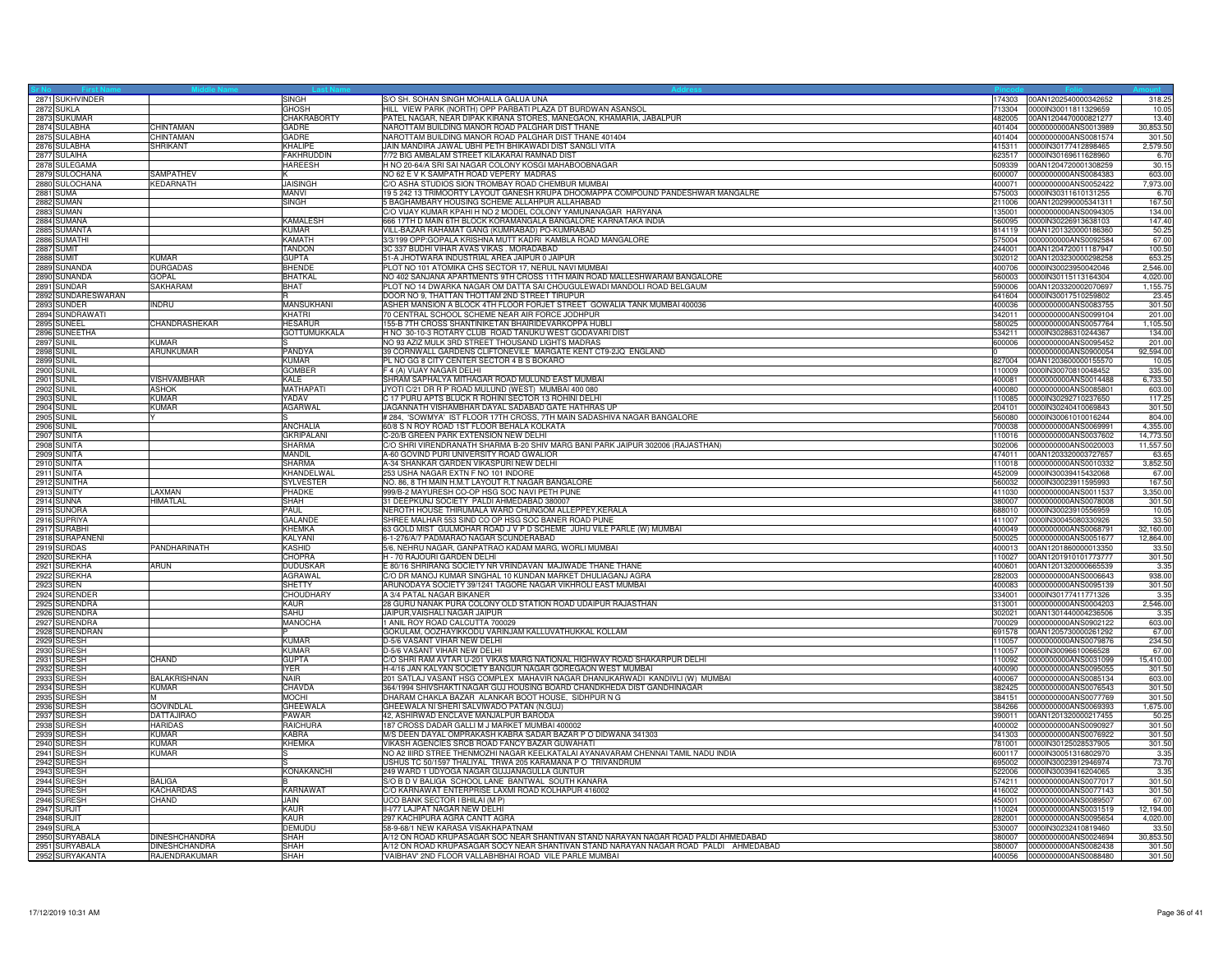| Sr No | First Name | Middle Name | Last Name | Address | Pincode | Folio | Amount |
|---|---|---|---|---|---|---|---|
| 2871 | SUKHVINDER | | SINGH | S/O SH. SOHAN SINGH MOHALLA GALUA UNA | 174303 | 00AN1202540000342652 | 318.25 |
| 2872 | SUKLA | | GHOSH | HILL VIEW PARK (NORTH) OPP PARBATI PLAZA DT BURDWAN ASANSOL | 713304 | 0000IN30011811329659 | 10.05 |
| 2873 | SUKUMAR | | CHAKRABORTY | PATEL NAGAR, NEAR DIPAK KIRANA STORES, MANEGAON, KHAMARIA, JABALPUR | 482005 | 00AN1204470000821277 | 13.40 |
| 2874 | SULABHA | CHINTAMAN | GADRE | NAROTTAM BUILDING MANOR ROAD PALGHAR DIST THANE | 401404 | 0000000000ANS0013989 | 30,853.50 |
| 2875 | SULABHA | CHINTAMAN | GADRE | NAROTTAM BUILDING MANOR ROAD PALGHAR DIST THANE 401404 | 401404 | 0000000000ANS0081574 | 301.50 |
| 2876 | SULABHA | SHRIKANT | KHALIPE | JAIN MANDIRA JAWAL UBHI PETH BHIKAWADI DIST SANGLI VITA | 415311 | 0000IN30177412898465 | 2,579.50 |
| 2877 | SULAIHA | | FAKHRUDDIN | 7/72 BIG AMBALAM STREET KILAKARAI RAMNAD DIST | 623517 | 0000IN30169611628960 | 6.70 |
| 2878 | SULEGAMA | | HAREESH | H NO 20-64/A SRI SAI NAGAR COLONY KOSGI MAHABOOBNAGAR | 509339 | 00AN1204720001308259 | 30.15 |
| 2879 | SULOCHANA | SAMPATHEV | K | NO 62 E V K SAMPATH ROAD VEPERY MADRAS | 600007 | 0000000000ANS0084383 | 603.00 |
| 2880 | SULOCHANA | KEDARNATH | JAISINGH | C/O ASHA STUDIOS SION TROMBAY ROAD CHEMBUR MUMBAI | 400071 | 0000000000ANS0052422 | 7,973.00 |
| 2881 | SUMA | | MANVI | 19 5 242 13 TRIMOORTY LAYOUT GANESH KRUPA DHOOMAPPA COMPOUND PANDESHWAR MANGALRE | 575003 | 0000IN30311610131255 | 6.70 |
| 2882 | SUMAN | | SINGH | 5 BAGHAMBARY HOUSING SCHEME ALLAHPUR ALLAHABAD | 211006 | 00AN1202990005341311 | 167.50 |
| 2883 | SUMAN | | | C/O VIJAY KUMAR KPAHI H NO 2 MODEL COLONY YAMUNANAGAR HARYANA | 135001 | 0000000000ANS0094305 | 134.00 |
| 2884 | SUMANA | | KAMALESH | 666 17TH D MAIN 6TH BLOCK KORAMANGALA BANGALORE KARNATAKA INDIA | 560095 | 0000IN30226913638103 | 147.40 |
| 2885 | SUMANTA | | KUMAR | VILL-BAZAR RAHAMAT GANG (KUMRABAD) PO-KUMRABAD | 814119 | 00AN1201320000186360 | 50.25 |
| 2886 | SUMATHI | | KAMATH | 3/3/199 OPP:GOPALA KRISHNA MUTT KADRI KAMBLA ROAD MANGALORE | 575004 | 0000000000ANS0092584 | 67.00 |
| 2887 | SUMIT | | TANDON | 3C 337 BUDHI VIHAR AVAS VIKAS . MORADABAD | 244001 | 00AN1204720011187947 | 100.50 |
| 2888 | SUMIT | KUMAR | GUPTA | 51-A JHOTWARA INDUSTRIAL AREA JAIPUR 0 JAIPUR | 302012 | 00AN1203230000298258 | 653.25 |
| 2889 | SUNANDA | DURGADAS | BHENDE | PLOT NO 101 ATOMIKA CHS SECTOR 17, NERUL NAVI MUMBAI | 400706 | 0000IN30023950042046 | 2,546.00 |
| 2890 | SUNANDA | GOPAL | BHATKAL | NO 402 SANJANA APARTMENTS 9TH CROSS 11TH MAIN ROAD MALLESHWARAM BANGALORE | 560003 | 0000IN30115113164304 | 4,020.00 |
| 2891 | SUNDAR | SAKHARAM | BHAT | PLOT NO 14 DWARKA NAGAR OM DATTA SAI CHOUGULEWADI MANDOLI ROAD BELGAUM | 590006 | 00AN1203320002070697 | 1,155.75 |
| 2892 | SUNDARESWARAN | | R | DOOR NO 9, THATTAN THOTTAM 2ND STREET TIRUPUR | 641604 | 0000IN30017510259802 | 23.45 |
| 2893 | SUNDER | INDRU | MANSUKHANI | ASHER MANSION A BLOCK 4TH FLOOR FORJET STREET GOWALIA TANK MUMBAI 400036 | 400036 | 0000000000ANS0083755 | 301.50 |
| 2894 | SUNDRAWATI | | KHATRI | 70 CENTRAL SCHOOL SCHEME NEAR AIR FORCE JODHPUR | 342011 | 0000000000ANS0099104 | 201.00 |
| 2895 | SUNEEL | CHANDRASHEKAR | HESARUR | 155-B 7TH CROSS SHANTINIKETAN BHAIRIDEVARKOPPA HUBLI | 580025 | 0000000000ANS0057764 | 1,105.50 |
| 2896 | SUNEETHA | | GOTTUMUKKALA | H NO 30-10-3 ROTARY CLUB ROAD TANUKU WEST GODAVARI DIST | 534211 | 0000IN30286310244367 | 134.00 |
| 2897 | SUNIL | KUMAR | S | NO 93 AZIZ MULK 3RD STREET THOUSAND LIGHTS MADRAS | 600006 | 0000000000ANS0095452 | 201.00 |
| 2898 | SUNIL | ARUNKUMAR | PANDYA | 39 CORNWALL GARDENS CLIFTONEVILE MARGATE KENT CT9-2JQ ENGLAND | 0 | 0000000000ANS0900054 | 92,594.00 |
| 2899 | SUNIL | | KUMAR | PL NO GG 8 CITY CENTER SECTOR 4 B S BOKARO | 827004 | 00AN1203600000155570 | 10.05 |
| 2900 | SUNIL | | GOMBER | F 4 (A) VIJAY NAGAR DELHI | 110009 | 0000IN30070810048452 | 335.00 |
| 2901 | SUNIL | VISHVAMBHAR | KALE | SHRAM SAPHALYA MITHAGAR ROAD MULUND EAST MUMBAI | 400081 | 0000000000ANS0014488 | 6,733.50 |
| 2902 | SUNIL | ASHOK | MATHAPATI | JYOTI C/21 DR R P ROAD MULUND (WEST) MUMBAI 400 080 | 400080 | 0000000000ANS0085801 | 603.00 |
| 2903 | SUNIL | KUMAR | YADAV | C 17 PURU APTS BLUCK R ROHINI SECTOR 13 ROHINI DELHI | 110085 | 0000IN30292710237650 | 117.25 |
| 2904 | SUNIL | KUMAR | AGARWAL | JAGANNATH VISHAMBHAR DAYAL SADABAD GATE HATHRAS UP | 204101 | 0000IN30240410069843 | 301.50 |
| 2905 | SUNIL | Y | S | # 284, "SOWMYA" IST FLOOR 17TH CROSS, 7TH MAIN SADASHIVA NAGAR BANGALORE | 560080 | 0000IN30061010016244 | 804.00 |
| 2906 | SUNIL | | ANCHALIA | 60/8 S N ROY ROAD 1ST FLOOR BEHALA KOLKATA | 700038 | 0000000000ANS0069991 | 4,355.00 |
| 2907 | SUNITA | | GKRIPALANI | C-20/B GREEN PARK EXTENSION NEW DELHI | 110016 | 0000000000ANS0037602 | 14,773.50 |
| 2908 | SUNITA | | SHARMA | C/O SHRI VIRENDRANATH SHARMA B-20 SHIV MARG BANI PARK JAIPUR 302006 (RAJASTHAN) | 302006 | 0000000000ANS0020003 | 11,557.50 |
| 2909 | SUNITA | | MANDIL | A-60 GOVIND PURI UNIVERSITY ROAD GWALIOR | 474011 | 00AN1203320003727657 | 63.65 |
| 2910 | SUNITA | | SHARMA | A-34 SHANKAR GARDEN VIKASPURI NEW DELHI | 110018 | 0000000000ANS0010332 | 3,852.50 |
| 2911 | SUNITA | | KHANDELWAL | 253 USHA NAGAR EXTN F NO 101 INDORE | 452009 | 0000IN30039415432068 | 67.00 |
| 2912 | SUNITHA | | SYLVESTER | NO. 86, 8 TH MAIN H.M.T LAYOUT R.T NAGAR BANGALORE | 560032 | 0000IN30023911595993 | 167.50 |
| 2913 | SUNITY | LAXMAN | PHADKE | 999/B-2 MAYURESH CO-OP HSG SOC NAVI PETH PUNE | 411030 | 0000000000ANS0011537 | 3,350.00 |
| 2914 | SUNNA | HIMATLAL | SHAH | 31 DEEPKUNJ SOCIETY PALDI AHMEDABAD 380007 | 380007 | 0000000000ANS0078008 | 301.50 |
| 2915 | SUNORA | | PAUL | NEROTH HOUSE THIRUMALA WARD CHUNGOM ALLEPPEY,KERALA | 688010 | 0000IN30023910556959 | 10.05 |
| 2916 | SUPRIYA | | GALANDE | SHREE MALHAR 553 SIND CO OP HSG SOC BANER ROAD PUNE | 411007 | 0000IN30045080330926 | 33.50 |
| 2917 | SURABHI | | KHEMKA | 63 GOLD MIST GULMOHAR ROAD J V P D SCHEME JUHU VILE PARLE (W) MUMBAI | 400049 | 0000000000ANS0068791 | 32,160.00 |
| 2918 | SURAPANENI | | KALYANI | 6-1-276/A/7 PADMARAO NAGAR SCUNDERABAD | 500025 | 0000000000ANS0051677 | 12,864.00 |
| 2919 | SURDAS | PANDHARINATH | KASHID | 5/6, NEHRU NAGAR, GANPATRAO KADAM MARG, WORLI MUMBAI | 400013 | 00AN1201860000013350 | 33.50 |
| 2920 | SUREKHA | | CHOPRA | H - 70 RAJOURI GARDEN DELHI | 110027 | 00AN1201910101773777 | 301.50 |
| 2921 | SUREKHA | ARUN | DUDUSKAR | E 80/16 SHRIRANG SOCIETY NR VRINDAVAN MAJIWADE THANE THANE | 400601 | 00AN1201320000665539 | 3.35 |
| 2922 | SUREKHA | | AGRAWAL | C/O DR MANOJ KUMAR SINGHAL 10 KUNDAN MARKET DHULIAGANJ AGRA | 282003 | 0000000000ANS0006643 | 938.00 |
| 2923 | SUREN | | SHETTY | ARUNODAYA SOCIETY 39/1241 TAGORE NAGAR VIKHROLI EAST MUMBAI | 400083 | 0000000000ANS0095139 | 301.50 |
| 2924 | SURENDER | | CHOUDHARY | A 3/4 PATAL NAGAR BIKANER | 334001 | 0000IN30177411771326 | 3.35 |
| 2925 | SURENDRA | | KAUR | 28 GURU NANAK PURA COLONY OLD STATION ROAD UDAIPUR RAJASTHAN | 313001 | 0000000000ANS0004203 | 2,546.00 |
| 2926 | SURENDRA | | SAHU | JAIPUR,VAISHALI NAGAR JAIPUR | 302021 | 00AN1301440004236506 | 3.35 |
| 2927 | SURENDRA | | MANOCHA | 1 ANIL ROY ROAD CALCUTTA 700029 | 700029 | 0000000000ANS0902122 | 603.00 |
| 2928 | SURENDRAN | | P | GOKULAM, OOZHAYIKKODU VARINJAM KALLUVATHUKKAL KOLLAM | 691578 | 00AN1205730000261292 | 67.00 |
| 2929 | SURESH | | KUMAR | D-5/6 VASANT VIHAR NEW DELHI | 110057 | 0000000000ANS0079876 | 234.50 |
| 2930 | SURESH | | KUMAR | D-5/6 VASANT VIHAR NEW DELHI | 110057 | 0000IN30096610066528 | 67.00 |
| 2931 | SURESH | CHAND | GUPTA | C/O SHRI RAM AVTAR U-201 VIKAS MARG NATIONAL HIGHWAY ROAD SHAKARPUR DELHI | 110092 | 0000000000ANS0031099 | 15,410.00 |
| 2932 | SURESH | | IYER | H-4/16 JAN KALYAN SOCIETY BANGUR NAGAR GOREGAON WEST MUMBAI | 400090 | 0000000000ANS0095055 | 301.50 |
| 2933 | SURESH | BALAKRISHNAN | NAIR | 201 SATLAJ VASANT HSG COMPLEX MAHAVIR NAGAR DHANUKARWADI KANDIVLI (W) MUMBAI | 400067 | 0000000000ANS0085134 | 603.00 |
| 2934 | SURESH | KUMAR | CHAVDA | 364/1994 SHIVSHAKTI NAGAR GUJ HOUSING BOARD CHANDKHEDA DIST GANDHINAGAR | 382425 | 0000000000ANS0076543 | 301.50 |
| 2935 | SURESH | M | MOCHI | DHARAM CHAKLA BAZAR ALANKAR BOOT HOUSE, SIDHPUR N G | 384151 | 0000000000ANS0077769 | 301.50 |
| 2936 | SURESH | GOVINDLAL | GHEEWALA | GHEEWALA NI SHERI SALVIWADO PATAN (N.GUJ) | 384266 | 0000000000ANS0069393 | 1,675.00 |
| 2937 | SURESH | DATTAJIRAO | PAWAR | 42, ASHIRWAD ENCLAVE MANJALPUR BARODA | 390011 | 00AN1201320000217455 | 50.25 |
| 2938 | SURESH | HARIDAS | RAICHURA | 187 CROSS DADAR GALLI M J MARKET MUMBAI 400002 | 400002 | 0000000000ANS0090927 | 301.50 |
| 2939 | SURESH | KUMAR | KABRA | M/S DEEN DAYAL OMPRAKASH KABRA SADAR BAZAR P O DIDWANA 341303 | 341303 | 0000000000ANS0076922 | 301.50 |
| 2940 | SURESH | KUMAR | KHEMKA | VIKASH AGENCIES SRCB ROAD FANCY BAZAR GUWAHATI | 781001 | 0000IN30125028537905 | 301.50 |
| 2941 | SURESH | KUMAR | S | NO A2 IIIRD STREE THENMOZHI NAGAR KEELKATALAI AYANAVARAM CHENNAI TAMIL NADU INDIA | 600117 | 0000IN30051316802970 | 3.35 |
| 2942 | SURESH | | S | USHUS TC 50/1597 THALIYAL TRWA 205 KARAMANA P O TRIVANDRUM | 695002 | 0000IN30023912946974 | 73.70 |
| 2943 | SURESH | | KONAKANCHI | 249 WARD 1 UDYOGA NAGAR GUJJANAGULLA GUNTUR | 522006 | 0000IN30039416204065 | 3.35 |
| 2944 | SURESH | BALIGA | B | S/O B D V BALIGA SCHOOL LANE BANTWAL SOUTH KANARA | 574211 | 0000000000ANS0077017 | 301.50 |
| 2945 | SURESH | KACHARDAS | KARNAWAT | C/O KARNAWAT ENTERPRISE LAXMI ROAD KOLHAPUR 416002 | 416002 | 0000000000ANS0077143 | 301.50 |
| 2946 | SURESH | CHAND | JAIN | UCO BANK SECTOR I BHILAI (M P) | 450001 | 0000000000ANS0089507 | 67.00 |
| 2947 | SURJIT | | KAUR | II-I/77 LAJPAT NAGAR NEW DELHI | 110024 | 0000000000ANS0031519 | 12,194.00 |
| 2948 | SURJIT | | KAUR | 297 KACHIPURA AGRA CANTT AGRA | 282001 | 0000000000ANS0095654 | 4,020.00 |
| 2949 | SURLA | | DEMUDU | 58-9-68/1 NEW KARASA VISAKHAPATNAM | 530007 | 0000IN30232410819460 | 33.50 |
| 2950 | SURYABALA | DINESHCHANDRA | SHAH | A/12 ON ROAD KRUPASAGAR SOC NEAR SHANTIVAN STAND NARAYAN NAGAR ROAD PALDI AHMEDABAD | 380007 | 0000000000ANS0024694 | 30,853.50 |
| 2951 | SURYABALA | DINESHCHANDRA | SHAH | A/12 ON ROAD KRUPASAGAR SOCY NEAR SHANTIVAN STAND NARAYAN NAGAR ROAD PALDI AHMEDABAD | 380007 | 0000000000ANS0082438 | 301.50 |
| 2952 | SURYAKANTA | RAJENDRAKUMAR | SHAH | 'VAIBHAV' 2ND FLOOR VALLABHBHAI ROAD VILE PARLE MUMBAI | 400056 | 0000000000ANS0088480 | 301.50 |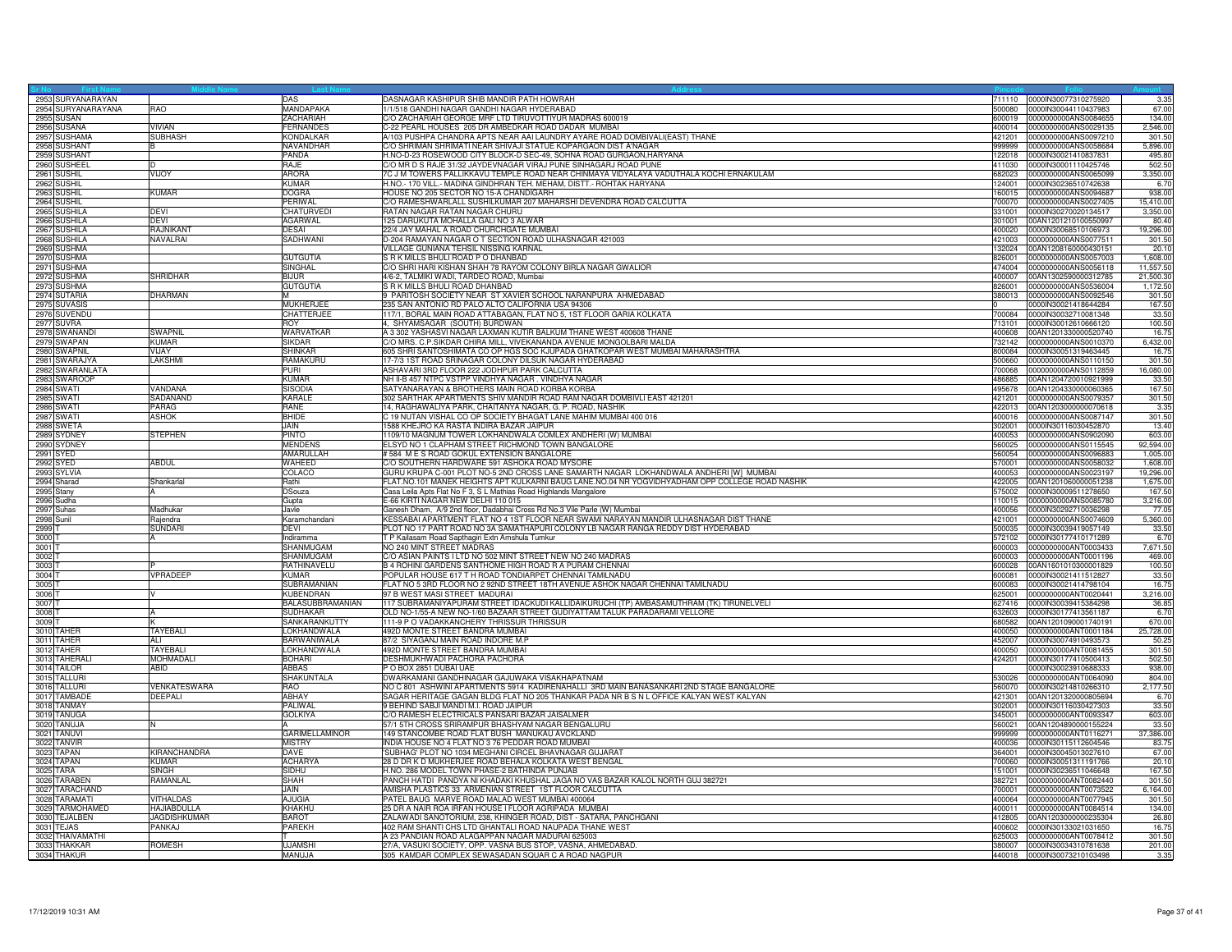| Sr No | First Name | Middle Name | Last Name | Address | Pincode | Folio | Amount |
|---|---|---|---|---|---|---|---|
| 2953 | SURYANARAYAN | | DAS | DASNAGAR KASHIPUR SHIB MANDIR PATH HOWRAH | 711110 | 0000IN30077310275920 | 3.35 |
| 2954 | SURYANARAYANA | RAO | MANDAPAKA | 1/1/518 GANDHI NAGAR GANDHI NAGAR HYDERABAD | 500080 | 0000IN30044110437983 | 67.00 |
| 2955 | SUSAN | | ZACHARIAH | C/O ZACHARIAH GEORGE MRF LTD TIRUVOTTIYUR MADRAS 600019 | 600019 | 0000000000ANS0084655 | 134.00 |
| 2956 | SUSANA | VIVIAN | FERNANDES | C-22 PEARL HOUSES 205 DR AMBEDKAR ROAD DADAR MUMBAI | 400014 | 0000000000ANS0029135 | 2,546.00 |
| 2957 | SUSHAMA | SUBHASH | KONDALKAR | A/103 PUSHPA CHANDRA APTS NEAR AAI LAUNDRY AYARE ROAD DOMBIVALI(EAST) THANE | 421201 | 0000000000ANS0097210 | 301.50 |
| 2958 | SUSHANT | B | NAVANDHAR | C/O SHRIMAN SHRIMATI NEAR SHIVAJI STATUE KOPARGAON DIST A'NAGAR | 999999 | 0000000000ANS0058684 | 5,896.00 |
| 2959 | SUSHANT | | PANDA | H.NO-D-23 ROSEWOOD CITY BLOCK-D SEC-49, SOHNA ROAD GURGAON,HARYANA | 122018 | 0000IN30021410837831 | 495.80 |
| 2960 | SUSHEEL | D | RAJE | C/O MR D S RAJE 31/32 JAYDEVNAGAR VIRAJ PUNE SINHAGARJ ROAD PUNE | 411030 | 0000IN30001110425746 | 502.50 |
| 2961 | SUSHIL | VIJOY | ARORA | 7C J M TOWERS PALLIKKAVU TEMPLE ROAD NEAR CHINMAYA VIDYALAYA VADUTHALA KOCHI ERNAKULAM | 682023 | 0000000000ANS0065099 | 3,350.00 |
| 2962 | SUSHIL | | KUMAR | H.NO:- 170 VILL:- MADINA GINDHRAN TEH. MEHAM, DISTT.- ROHTAK HARYANA | 124001 | 0000IN30236510742638 | 6.70 |
| 2963 | SUSHIL | KUMAR | DOGRA | HOUSE NO 205 SECTOR NO 15-A CHANDIGARH | 160015 | 0000000000ANS0094687 | 938.00 |
| 2964 | SUSHIL | | PERIWAL | C/O RAMESHWARLALL SUSHILKUMAR 207 MAHARSHI DEVENDRA ROAD CALCUTTA | 700070 | 0000000000ANS0027405 | 15,410.00 |
| 2965 | SUSHILA | DEVI | CHATURVEDI | RATAN NAGAR RATAN NAGAR CHURU | 331001 | 0000IN30270020134517 | 3,350.00 |
| 2966 | SUSHILA | DEVI | AGARWAL | 125 DARUKUTA MOHALLA GALI NO 3 ALWAR | 301001 | 00AN1201210100550997 | 80.40 |
| 2967 | SUSHILA | RAJNIKANT | DESAI | 22/4 JAY MAHAL A ROAD CHURCHGATE MUMBAI | 400020 | 0000IN30068510106973 | 19,296.00 |
| 2968 | SUSHILA | NAVALRAI | SADHWANI | D-204 RAMAYAN NAGAR O T SECTION ROAD ULHASNAGAR 421003 | 421003 | 0000000000ANS0077511 | 301.50 |
| 2969 | SUSHMA | | | VILLAGE GUNIANA TEHSIL NISSING KARNAL | 132024 | 00AN1208160000430151 | 20.10 |
| 2970 | SUSHMA | | GUTGUTIA | S R K MILLS BHULI ROAD P O DHANBAD | 826001 | 0000000000ANS0057003 | 1,608.00 |
| 2971 | SUSHMA | | SINGHAL | C/O SHRI HARI KISHAN SHAH 78 RAYOM COLONY BIRLA NAGAR GWALIOR | 474004 | 0000000000ANS0056118 | 11,557.50 |
| 2972 | SUSHMA | SHRIDHAR | BIJUR | 4/6-2, TALMIKI WADI, TARDEO ROAD, Mumbai | 400007 | 00AN1302590000312785 | 21,500.30 |
| 2973 | SUSHMA | | GUTGUTIA | S R K MILLS BHULI ROAD DHANBAD | 826001 | 0000000000ANS0536004 | 1,172.50 |
| 2974 | SUTARIA | DHARMAN | M | 9 PARITOSH SOCIETY NEAR ST XAVIER SCHOOL NARANPURA AHMEDABAD | 380013 | 0000000000ANS0092546 | 301.50 |
| 2975 | SUVASIS | | MUKHERJEE | 235 SAN ANTONIO RD PALO ALTO CALIFORNIA USA 94306 | 0 | 0000IN30021418644284 | 167.50 |
| 2976 | SUVENDU | | CHATTERJEE | 117/1, BORAL MAIN ROAD ATTABAGAN, FLAT NO 5, 1ST FLOOR GARIA KOLKATA | 700084 | 0000IN30032710081348 | 33.50 |
| 2977 | SUVRA | | ROY | 4, SHYAMSAGAR (SOUTH) BURDWAN | 713101 | 0000IN30012610666120 | 100.50 |
| 2978 | SWANANDI | SWAPNIL | WARVATKAR | A 3 302 YASHASVI NAGAR LAXMAN KUTIR BALKUM THANE WEST 400608 THANE | 400608 | 00AN1201330000520740 | 16.75 |
| 2979 | SWAPAN | KUMAR | SIKDAR | C/O MRS. C.P.SIKDAR CHIRA MILL, VIVEKANANDA AVENUE MONGOLBARI MALDA | 732142 | 0000000000ANS0010370 | 6,432.00 |
| 2980 | SWAPNIL | VIJAY | SHINKAR | 605 SHRI SANTOSHIMATA CO OP HGS SOC KJUPADA GHATKOPAR WEST MUMBAI MAHARASHTRA | 800084 | 0000IN30051319463445 | 16.75 |
| 2981 | SWARAJYA | LAKSHMI | RAMAKURU | 17-7/3 1ST ROAD SRINAGAR COLONY DILSUK NAGAR HYDERABAD | 500660 | 0000000000ANS0110150 | 301.50 |
| 2982 | SWARANLATA | | PURI | ASHAVARI 3RD FLOOR 222 JODHPUR PARK CALCUTTA | 700068 | 0000000000ANS0112859 | 16,080.00 |
| 2983 | SWAROOP | | KUMAR | NH II-B 457 NTPC VSTPP VINDHYA NAGAR . VINDHYA NAGAR | 486885 | 00AN1204720010921999 | 33.50 |
| 2984 | SWATI | VANDANA | SISODIA | SATYANARAYAN & BROTHERS MAIN ROAD KORBA KORBA | 495678 | 00AN1204330000060365 | 167.50 |
| 2985 | SWATI | SADANAND | KARALE | 302 SARTHAK APARTMENTS SHIV MANDIR ROAD RAM NAGAR DOMBIVLI EAST 421201 | 421201 | 0000000000ANS0079357 | 301.50 |
| 2986 | SWATI | PARAG | RANE | 14, RAGHAWALIYA PARK, CHAITANYA NAGAR, G. P. ROAD, NASHIK | 422013 | 00AN1203000000070618 | 3.35 |
| 2987 | SWATI | ASHOK | BHIDE | C 19 NUTAN VISHAL CO OP SOCIETY BHAGAT LANE MAHIM MUMBAI 400 016 | 400016 | 0000000000ANS0087147 | 301.50 |
| 2988 | SWETA | | JAIN | 1588 KHEJRO KA RASTA INDIRA BAZAR JAIPUR | 302001 | 0000IN30116030452870 | 13.40 |
| 2989 | SYDNEY | STEPHEN | PINTO | 1109/10 MAGNUM TOWER LOKHANDWALA COMLEX ANDHERI (W) MUMBAI | 400053 | 0000000000ANS0902090 | 603.00 |
| 2990 | SYDNEY | | MENDENS | ELSYD NO 1 CLAPHAM STREET RICHMOND TOWN BANGALORE | 560025 | 0000000000ANS0115545 | 92,594.00 |
| 2991 | SYED | | AMARULLAH | # 584 M E S ROAD GOKUL EXTENSION BANGALORE | 560054 | 0000000000ANS0096883 | 1,005.00 |
| 2992 | SYED | ABDUL | WAHEED | C/O SOUTHERN HARDWARE 591 ASHOKA ROAD MYSORE | 570001 | 0000000000ANS0058032 | 1,608.00 |
| 2993 | SYLVIA | | COLACO | GURU KRUPA C-001 PLOT NO-5 2ND CROSS LANE SAMARTH NAGAR LOKHANDWALA ANDHERI [W] MUMBAI | 400053 | 0000000000ANS0023197 | 19,296.00 |
| 2994 | Sharad | Shankarlal | Rathi | FLAT NO.101 MANEK HEIGHTS APT KULKARNI BAUG LANE.NO.04 NR YOGVIDHYADHAM OPP COLLEGE ROAD NASHIK | 422005 | 00AN1201060000051238 | 1,675.00 |
| 2995 | Stany | A | DSouza | Casa Leila Apts Flat No F 3, S L Mathias Road Highlands Mangalore | 575002 | 0000IN30009511278650 | 167.50 |
| 2996 | Sudha | | Gupta | E-66 KIRTI NAGAR NEW DELHI 110 015 | 110015 | 0000000000ANS0085780 | 3,216.00 |
| 2997 | Suhas | Madhukar | Javle | Ganesh Dham, A/9 2nd floor, Dadabhai Cross Rd No.3 Vile Parle (W) Mumbai | 400056 | 0000IN30292710036298 | 77.05 |
| 2998 | Sunil | Rajendra | Karamchandani | KESSABAI APARTMENT FLAT NO 4 1ST FLOOR NEAR SWAMI NARAYAN MANDIR ULHASNAGAR DIST THANE | 421001 | 0000000000ANS0074609 | 5,360.00 |
| 2999 | T | SUNDARI | DEVI | PLOT NO 17 PART ROAD NO 3A SAMATHAPURI COLONY LB NAGAR RANGA REDDY DIST HYDERABAD | 500035 | 0000IN30039419057149 | 33.50 |
| 3000 | T | A | Indiramma | T P Kailasam Road Sapthagiri Extn Amshula Tumkur | 572102 | 0000IN30177410171289 | 6.70 |
| 3001 | T | | SHANMUGAM | NO 240 MINT STREET MADRAS | 600003 | 0000000000ANT0003433 | 7,671.50 |
| 3002 | T | | SHANMUGAM | C/O ASIAN PAINTS I LTD NO 502 MINT STREET NEW NO 240 MADRAS | 600003 | 0000000000ANT0001196 | 469.00 |
| 3003 | T | P | RATHINAVELU | B 4 ROHINI GARDENS SANTHOME HIGH ROAD R A PURAM CHENNAI | 600028 | 00AN1601010300001829 | 100.50 |
| 3004 | T | VPRADEEP | KUMAR | POPULAR HOUSE 617 T H ROAD TONDIARPET CHENNAI TAMILNADU | 600081 | 0000IN30021411512827 | 33.50 |
| 3005 | T | | SUBRAMANIAN | FLAT NO 5 3RD FLOOR NO 2 92ND STREET 18TH AVENUE ASHOK NAGAR CHENNAI TAMILNADU | 600083 | 0000IN30021414798104 | 16.75 |
| 3006 | T | V | KUBENDRAN | 97 B WEST MASI STREET MADURAI | 625001 | 0000000000ANT0020441 | 3,216.00 |
| 3007 | T | | BALASUBBRAMANIAN | 117 SUBRAMANIYAPURAM STREET IDACKUDI KALLIDAIKURUCHI (TP) AMBASAMUTHRAM (TK) TIRUNELVELI | 627416 | 0000IN30039415384298 | 36.85 |
| 3008 | T | A | SUDHAKAR | OLD NO-1/55-A NEW NO-1/60 BAZAAR STREET GUDIYATTAM TALUK PARADARAMI VELLORE | 632603 | 0000IN30177413561187 | 6.70 |
| 3009 | T | K | SANKARANKUTTY | 111-9 P O VADAKKANCHERY THRISSUR THRISSUR | 680582 | 00AN1201090001740191 | 670.00 |
| 3010 | TAHER | TAYEBALI | LOKHANDWALA | 492D MONTE STREET BANDRA MUMBAI | 400050 | 0000000000ANT0001184 | 25,728.00 |
| 3011 | TAHER | ALI | BARWANIWALA | 87/2 SIYAGANJ MAIN ROAD INDORE M.P | 452007 | 0000IN30074910493573 | 50.25 |
| 3012 | TAHER | TAYEBALI | LOKHANDWALA | 492D MONTE STREET BANDRA MUMBAI | 400050 | 0000000000ANT0081455 | 301.50 |
| 3013 | TAHERALI | MOHMADALI | BOHARI | DESHMUKHWADI PACHORA PACHORA | 424201 | 0000IN30177410500413 | 502.50 |
| 3014 | TAILOR | ABID | ABBAS | P O BOX 2851 DUBAI UAE | | 0000IN30023910688333 | 938.00 |
| 3015 | TALLURI | | SHAKUNTALA | DWARKAMANI GANDHINAGAR GAJUWAKA VISAKHAPATNAM | 530026 | 0000000000ANT0064090 | 804.00 |
| 3016 | TALLURI | VENKATESWARA | RAO | NO C 801 ASHWINI APARTMENTS 5914 KADIRENAHALLI 3RD MAIN BANASANKARI 2ND STAGE BANGALORE | 560070 | 0000IN30214810266310 | 2,177.50 |
| 3017 | TAMBADE | DEEPALI | ABHAY | SAGAR HERITAGE GAGAN BLDG FLAT NO 205 THANKAR PADA NR B S N L OFFICE KALYAN WEST KALYAN | 421301 | 00AN1201320000805694 | 6.70 |
| 3018 | TANMAY | | PALIWAL | 9 BEHIND SABJI MANDI M.I. ROAD JAIPUR | 302001 | 0000IN30116030427303 | 33.50 |
| 3019 | TANUGA | | GOLKIYA | C/O RAMESH ELECTRICALS PANSARI BAZAR JAISALMER | 345001 | 0000000000ANT0093347 | 603.00 |
| 3020 | TANUJA | N | A | 57/1 5TH CROSS SRIRAMPUR BHASHYAM NAGAR BENGALURU | 560021 | 00AN1204890000155224 | 33.50 |
| 3021 | TANUVI | | GARIMELLAMINOR | 149 STANCOMBE ROAD FLAT BUSH MANUKAU AVCKLAND | 999999 | 0000000000ANT0116271 | 37,386.00 |
| 3022 | TANVIR | | MISTRY | INDIA HOUSE NO 4 FLAT NO 3 76 PEDDAR ROAD MUMBAI | 400036 | 0000IN30115112604546 | 83.75 |
| 3023 | TAPAN | KIRANCHANDRA | DAVE | 'SUBHAG' PLOT NO 1034 MEGHANI CIRCEL BHAVNAGAR GUJARAT | 364001 | 0000IN30045013027610 | 67.00 |
| 3024 | TAPAN | KUMAR | ACHARYA | 28 D DR K D MUKHERJEE ROAD BEHALA KOLKATA WEST BENGAL | 700060 | 0000IN30051311191766 | 20.10 |
| 3025 | TARA | SINGH | SIDHU | H.NO. 286 MODEL TOWN PHASE-2 BATHINDA PUNJAB | 151001 | 0000IN30236511046648 | 167.50 |
| 3026 | TARABEN | RAMANLAL | SHAH | PANCH HATDI PANDYA NI KHADAKI KHUSHAL JAGA NO VAS BAZAR KALOL NORTH GUJ 382721 | 382721 | 0000000000ANT0082440 | 301.50 |
| 3027 | TARACHAND | | JAIN | AMISHA PLASTICS 33 ARMENIAN STREET 1ST FLOOR CALCUTTA | 700001 | 0000000000ANT0073522 | 6,164.00 |
| 3028 | TARAMATI | VITHALDAS | AJUGIA | PATEL BAUG MARVE ROAD MALAD WEST MUMBAI 400064 | 400064 | 0000000000ANT0077945 | 301.50 |
| 3029 | TARMOHAMED | HAJIABDULLA | KHAKHU | 25 DR A NAIR ROA IRFAN HOUSE I FLOOR AGRIPADA MUMBAI | 400011 | 0000000000ANT0084514 | 134.00 |
| 3030 | TEJALBEN | JAGDISHKUMAR | BAROT | ZALAWADI SANOTORIUM, 238, KHINGER ROAD, DIST - SATARA, PANCHGANI | 412805 | 00AN1203000000235304 | 26.80 |
| 3031 | TEJAS | PANKAJ | PAREKH | 402 RAM SHANTI CHS LTD GHANTALI ROAD NAUPADA THANE WEST | 400602 | 0000IN30133021031650 | 16.75 |
| 3032 | THAIVAMATHI | | T | A 23 PANDIAN ROAD ALAGAPPAN NAGAR MADURAI 625003 | 625003 | 0000000000ANT0078412 | 301.50 |
| 3033 | THAKKAR | ROMESH | UJAMSHI | 27/A, VASUKI SOCIETY, OPP. VASNA BUS STOP, VASNA, AHMEDABAD. | 380007 | 0000IN30034310781638 | 201.00 |
| 3034 | THAKUR | | MANUJA | 305 KAMDAR COMPLEX SEWASADAN SQUAR C A ROAD NAGPUR | 440018 | 0000IN30073210103498 | 3.35 |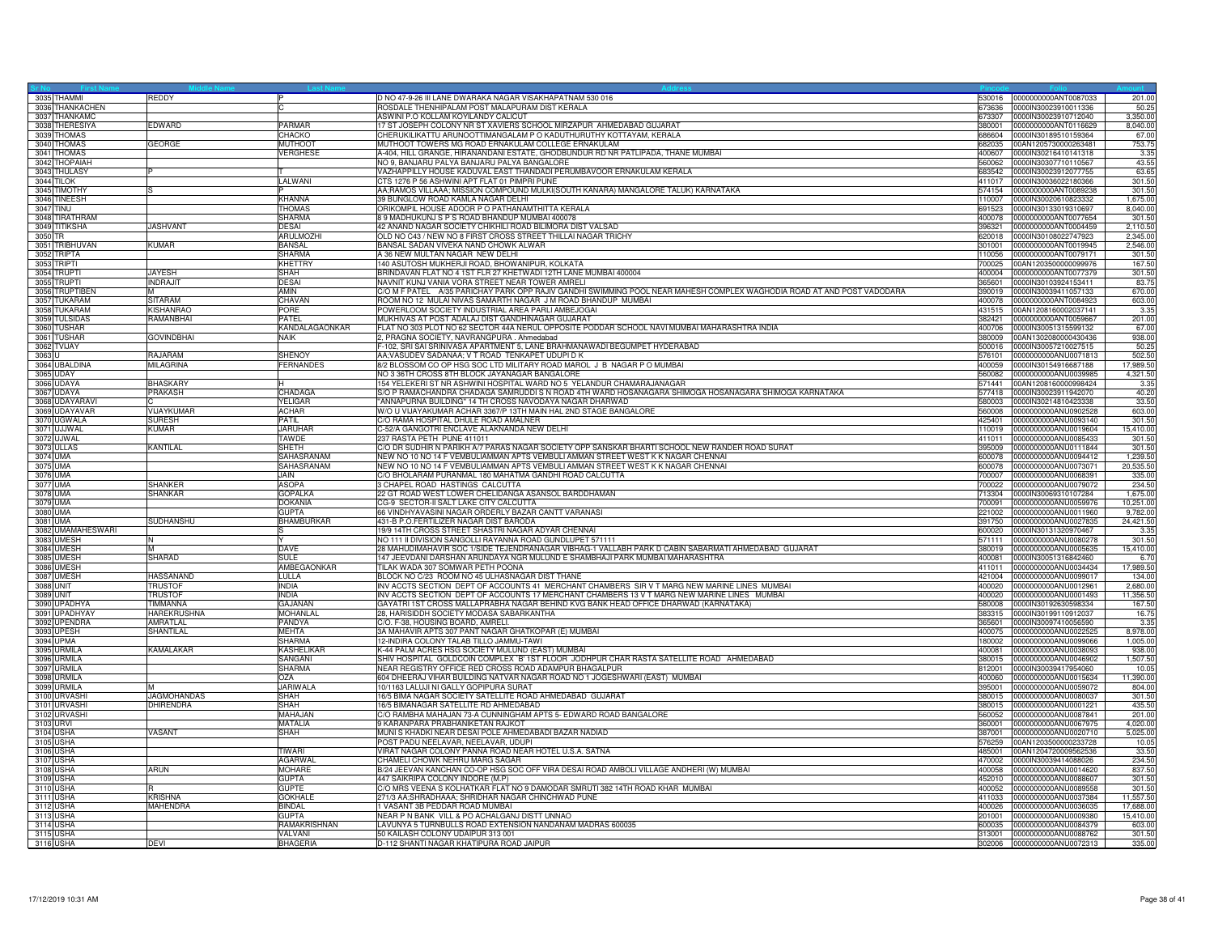| Sr No | First Name | Middle Name | Last Name | Address | Pincode | Folio | Amount |
|---|---|---|---|---|---|---|---|
| 3035 | THAMMI | REDDY | P | D NO 47-9-26 III LANE DWARAKA NAGAR VISAKHAPATNAM 530 016 | 530016 | 0000000000ANT0087033 | 201.00 |
| 3036 | THANKACHEN | | C | ROSDALE THENHIPALAM POST MALAPURAM DIST KERALA | 673636 | 0000IN30023910011336 | 50.25 |
| 3037 | THANKAMC | | | ASWINI P.O KOLLAM KOYILANDY CALICUT | 673307 | 0000IN30023910712040 | 3,350.00 |
| 3038 | THERESIYA | EDWARD | PARMAR | 17 ST JOSEPH COLONY NR ST XAVIERS SCHOOL MIRZAPUR AHMEDABAD GUJARAT | 380001 | 0000000000ANT0116629 | 8,040.00 |
| 3039 | THOMAS | | CHACKO | CHERUKILIKATTU ARUNOOTTIMANGALAM P O KADUTHURUTHY KOTTAYAM, KERALA | 686604 | 0000IN30189510159364 | 67.00 |
| 3040 | THOMAS | GEORGE | MUTHOOT | MUTHOOT TOWERS MG ROAD ERNAKULAM COLLEGE ERNAKULAM | 682035 | 00AN1205730000263481 | 753.75 |
| 3041 | THOMAS | | VERGHESE | A-404, HILL GRANGE, HIRANANDANI ESTATE, GHODBUNDUR RD NR PATLIPADA, THANE MUMBAI | 400607 | 0000IN30216410141318 | 3.35 |
| 3042 | THOPAIAH | | | NO 9, BANJARU PALYA BANJARU PALYA BANGALORE | 560062 | 0000IN30307710110567 | 43.55 |
| 3043 | THULASY | P | T | VAZHAPPILLY HOUSE KADUVAL EAST THANDADI PERUMBAVOOR ERNAKULAM KERALA | 683542 | 0000IN30023912077755 | 63.65 |
| 3044 | TILOK | | LALWANI | CTS 1276 P 56 ASHWINI APT FLAT 01 PIMPRI PUNE | 411017 | 0000IN30036022180366 | 301.50 |
| 3045 | TIMOTHY | S | P | AA;RAMOS VILLAAA; MISSION COMPOUND MULKI(SOUTH KANARA) MANGALORE TALUK) KARNATAKA | 574154 | 0000000000ANT0089238 | 301.50 |
| 3046 | TINEESH | | KHANNA | 39 BUNGLOW ROAD KAMLA NAGAR DELHI | 110007 | 0000IN30020610823332 | 1,675.00 |
| 3047 | TINU | | THOMAS | ORIKOMPIL HOUSE ADOOR P O PATHANAMTHITTA KERALA | 691523 | 0000IN30133019310697 | 8,040.00 |
| 3048 | TIRATHRAM | | SHARMA | 8 9 MADHUKUNJ S P S ROAD BHANDUP MUMBAI 400078 | 400078 | 0000000000ANT0077654 | 301.50 |
| 3049 | TITIKSHA | JASHVANT | DESAI | 42 ANAND NAGAR SOCIETY CHIKHILI ROAD BILIMORA DIST VALSAD | 396321 | 0000000000ANT0004459 | 2,110.50 |
| 3050 | TR | | ARULMOZHI | OLD NO C43 / NEW NO 8 FIRST CROSS STREET THILLAI NAGAR TRICHY | 620018 | 0000IN30108022747923 | 2,345.00 |
| 3051 | TRIBHUVAN | KUMAR | BANSAL | BANSAL SADAN VIVEKA NAND CHOWK ALWAR | 301001 | 0000000000ANT0019945 | 2,546.00 |
| 3052 | TRIPTA | | SHARMA | A 36 NEW MULTAN NAGAR NEW DELHI | 110056 | 0000000000ANT0079171 | 301.50 |
| 3053 | TRIPTI | | KHETTRY | 140 ASUTOSH MUKHERJI ROAD, BHOWANIPUR, KOLKATA | 700025 | 00AN1203500000099976 | 167.50 |
| 3054 | TRUPTI | JAYESH | SHAH | BRINDAVAN FLAT NO 4 1ST FLR 27 KHETWADI 12TH LANE MUMBAI 400004 | 400004 | 0000000000ANT0077379 | 301.50 |
| 3055 | TRUPTI | INDRAJIT | DESAI | NAVNIT KUNJ VANIA VORA STREET NEAR TOWER AMRELI | 365601 | 0000IN30103924153411 | 83.75 |
| 3056 | TRUPTIBEN | M | AMIN | C/O M F PATEL A/35 PARICHAY PARK OPP RAJIV GANDHI SWIMMING POOL NEAR MAHESH COMPLEX WAGHODIA ROAD AT AND POST VADODARA | 390019 | 0000IN30039411057133 | 670.00 |
| 3057 | TUKARAM | SITARAM | CHAVAN | ROOM NO 12 MULAI NIVAS SAMARTH NAGAR J M ROAD BHANDUP MUMBAI | 400078 | 0000000000ANT0084923 | 603.00 |
| 3058 | TUKARAM | KISHANRAO | PORE | POWERLOOM SOCIETY INDUSTRIAL AREA PARLI AMBEJOGAI | 431515 | 00AN1208160002037141 | 3.35 |
| 3059 | TULSIDAS | RAMANBHAI | PATEL | MUKHIVAS AT POST ADALAJ DIST GANDHINAGAR GUJARAT | 382421 | 0000000000ANT0059667 | 201.00 |
| 3060 | TUSHAR | | KANDALAGAONKAR | FLAT NO 303 PLOT NO 62 SECTOR 44A NERUL OPPOSITE PODDAR SCHOOL NAVI MUMBAI MAHARASHTRA INDIA | 400706 | 0000IN30051315599132 | 67.00 |
| 3061 | TUSHAR | GOVINDBHAI | NAIK | 2, PRAGNA SOCIETY, NAVRANGPURA . Ahmedabad | 380009 | 00AN1302080000430436 | 938.00 |
| 3062 | TVIJAY | | | F-102, SRI SAI SRINIVASA APARTMENT 5, LANE BRAHMANAWADI BEGUMPET HYDERABAD | 500016 | 0000IN30057210027515 | 50.25 |
| 3063 | U | RAJARAM | SHENOY | AA;VASUDEV SADANAA; V T ROAD TENKAPET UDUPI D K | 576101 | 0000000000ANU0071813 | 502.50 |
| 3064 | UBALDINA | MILAGRINA | FERNANDES | 8/2 BLOSSOM CO OP HSG SOC LTD MILITARY ROAD MAROL J B NAGAR P O MUMBAI | 400059 | 0000IN30154916687188 | 17,989.50 |
| 3065 | UDAY | | | NO 3 36TH CROSS 8TH BLOCK JAYANAGAR BANGALORE | 560082 | 0000000000ANU0039985 | 4,321.50 |
| 3066 | UDAYA | BHASKARY | H | 154 YELEKERI ST NR ASHWINI HOSPITAL WARD NO 5 YELANDUR CHAMARAJANAGAR | 571441 | 00AN1208160000998424 | 3.35 |
| 3067 | UDAYA | PRAKASH | CHADAGA | S/O P RAMACHANDRA CHADAGA SAMRUDDI S N ROAD 4TH WARD HOSANAGARA SHIMOGA HOSANAGARA SHIMOGA KARNATAKA | 577418 | 0000IN30023911942070 | 40.20 |
| 3068 | UDAYARAVI | C | YELIGAR | "ANNAPURNA BUILDING" 14 TH CROSS NAVODAYA NAGAR DHARWAD | 580003 | 0000IN30214810423338 | 33.50 |
| 3069 | UDAYAVAR | VIJAYKUMAR | ACHAR | W/O U VIJAYAKUMAR ACHAR 3367/P 13TH MAIN HAL 2ND STAGE BANGALORE | 560008 | 0000000000ANU0902528 | 603.00 |
| 3070 | UGWALA | SURESH | PATIL | C/O RAMA HOSPITAL DHULE ROAD AMALNER | 425401 | 0000000000ANU0093140 | 301.50 |
| 3071 | UJJWAL | KUMAR | JARUHAR | C-52/A GANGOTRI ENCLAVE ALAKNANDA NEW DELHI | 110019 | 0000000000ANU0019604 | 15,410.00 |
| 3072 | UJWAL | | TAWDE | 237 RASTA PETH PUNE 411011 | 411011 | 0000000000ANU0085433 | 301.50 |
| 3073 | ULLAS | KANTILAL | SHETH | C/O DR SUDHIR N PARIKH A/7 PARAS NAGAR SOCIETY OPP SANSKAR BHARTI SCHOOL NEW RANDER ROAD SURAT | 395009 | 0000000000ANU0111844 | 301.50 |
| 3074 | UMA | | SAHASRANAM | NEW NO 10 NO 14 F VEMBULIAMMAN APTS VEMBULI AMMAN STREET WEST K K NAGAR CHENNAI | 600078 | 0000000000ANU0094412 | 1,239.50 |
| 3075 | UMA | | SAHASRANAM | NEW NO 10 NO 14 F VEMBULIAMMAN APTS VEMBULI AMMAN STREET WEST K K NAGAR CHENNAI | 600078 | 0000000000ANU0073071 | 20,535.50 |
| 3076 | UMA | | JAIN | C/O BHOLARAM PURANMAL 180 MAHATMA GANDHI ROAD CALCUTTA | 700007 | 0000000000ANU0068391 | 335.00 |
| 3077 | UMA | SHANKER | ASOPA | 3 CHAPEL ROAD HASTINGS CALCUTTA | 700022 | 0000000000ANU0079072 | 234.50 |
| 3078 | UMA | SHANKAR | GOPALKA | 22 GT ROAD WEST LOWER CHELIDANGA ASANSOL BARDDHAMAN | 713304 | 0000IN30069310107284 | 1,675.00 |
| 3079 | UMA | | DOKANIA | CG-9 SECTOR-II SALT LAKE CITY CALCUTTA | 700091 | 0000000000ANU0059976 | 10,251.00 |
| 3080 | UMA | | GUPTA | 66 VINDHYAVASINI NAGAR ORDERLY BAZAR CANTT VARANASI | 221002 | 0000000000ANU0011960 | 9,782.00 |
| 3081 | UMA | SUDHANSHU | BHAMBURKAR | 431-B P.O.FERTILIZER NAGAR DIST BARODA | 391750 | 0000000000ANU0027835 | 24,421.50 |
| 3082 | UMAMAHESWARI | | S | 19/9 14TH CROSS STREET SHASTRI NAGAR ADYAR CHENNAI | 600020 | 0000IN30131320970467 | 3.35 |
| 3083 | UMESH | N | Y | NO 111 II DIVISION SANGOLLI RAYANNA ROAD GUNDLUPET 571111 | 571111 | 0000000000ANU0080278 | 301.50 |
| 3084 | UMESH | M | DAVE | 28 MAHUDIMAHAVIR SOC 1/SIDE TEJENDRANAGAR VIBHAG-1 VALLABH PARK D CABIN SABARMATI AHMEDABAD GUJARAT | 380019 | 0000000000ANU0005635 | 15,410.00 |
| 3085 | UMESH | SHARAD | SULE | 147 JEEVDANI DARSHAN ARUNDAYA NGR MULUND E SHAMBHAJI PARK MUMBAI MAHARASHTRA | 400081 | 0000IN30051316842460 | 6.70 |
| 3086 | UMESH | | AMBEGAONKAR | TILAK WADA 307 SOMWAR PETH POONA | 411011 | 0000000000ANU0034434 | 17,989.50 |
| 3087 | UMESH | HASSANAND | LULLA | BLOCK NO C/23 ROOM NO 45 ULHASNAGAR DIST THANE | 421004 | 0000000000ANU0099017 | 134.00 |
| 3088 | UNIT | TRUSTOF | INDIA | INV ACCTS SECTION DEPT OF ACCOUNTS 41 MERCHANT CHAMBERS SIR V T MARG NEW MARINE LINES MUMBAI | 400020 | 0000000000ANU0012961 | 2,680.00 |
| 3089 | UNIT | TRUSTOF | INDIA | INV ACCTS SECTION DEPT OF ACCOUNTS 17 MERCHANT CHAMBERS 13 V T MARG NEW MARINE LINES MUMBAI | 400020 | 0000000000ANU0001493 | 11,356.50 |
| 3090 | UPADHYA | TIMMANNA | GAJANAN | GAYATRI 1ST CROSS MALLAPRABHA NAGAR BEHIND KVG BANK HEAD OFFICE DHARWAD (KARNATAKA) | 580008 | 0000IN30192630598334 | 167.50 |
| 3091 | UPADHYAY | HAREKRUSHNA | MOHANLAL | 28, HARISIDDH SOCIETY MODASA SABARKANTHA | 383315 | 0000IN30199110912037 | 16.75 |
| 3092 | UPENDRA | AMRATLAL | PANDYA | C/O. F-38, HOUSING BOARD, AMRELI | 365601 | 0000IN30097410056590 | 3.35 |
| 3093 | UPESH | SHANTILAL | MEHTA | 3A MAHAVIR APTS 307 PANT NAGAR GHATKOPAR (E) MUMBAI | 400075 | 0000000000ANU0022525 | 8,978.00 |
| 3094 | UPMA | | SHARMA | 12-INDIRA COLONY TALAB TILLO JAMMU-TAWI | 180002 | 0000000000ANU0099066 | 1,005.00 |
| 3095 | URMILA | KAMALAKAR | KASHELIKAR | K-44 PALM ACRES HSG SOCIETY MULUND (EAST) MUMBAI | 400081 | 0000000000ANU0038093 | 938.00 |
| 3096 | URMILA | | SANGANI | SHIV HOSPITAL GOLDCOIN COMPLEX 'B' 1ST FLOOR JODHPUR CHAR RASTA SATELLITE ROAD AHMEDABAD | 380015 | 0000000000ANU0046902 | 1,507.50 |
| 3097 | URMILA | | SHARMA | NEAR REGISTRY OFFICE RED CROSS ROAD ADAMPUR BHAGALPUR | 812001 | 0000IN30039417954060 | 10.05 |
| 3098 | URMILA | | OZA | 604 DHEERAJ VIHAR BUILDING NATVAR NAGAR ROAD NO 1 JOGESHWARI (EAST) MUMBAI | 400060 | 0000000000ANU0015634 | 11,390.00 |
| 3099 | URMILA | M | JARIWALA | 10/1163 LALUJI NI GALLY GOPIPURA SURAT | 395001 | 0000000000ANU0059072 | 804.00 |
| 3100 | URVASHI | JAGMOHANDAS | SHAH | 16/5 BIMA NAGAR SOCIETY SATELLITE ROAD AHMEDABAD GUJARAT | 380015 | 0000000000ANU0080037 | 301.50 |
| 3101 | URVASHI | DHIRENDRA | SHAH | 16/5 BIMANAGAR SATELLITE RD AHMEDABAD | 380015 | 0000000000ANU0001221 | 435.50 |
| 3102 | URVASHI | | MAHAJAN | C/O RAMBHA MAHAJAN 73-A CUNNINGHAM APTS 5- EDWARD ROAD BANGALORE | 560052 | 0000000000ANU0087841 | 201.00 |
| 3103 | URVI | | MATALIA | 9 KARANPARA PRABHANIKETAN RAJKOT | 360001 | 0000000000ANU0067975 | 4,020.00 |
| 3104 | USHA | VASANT | SHAH | MUNI S KHADKI NEAR DESAI POLE AHMEDABADI BAZAR NADIAD | 387001 | 0000000000ANU0020710 | 5,025.00 |
| 3105 | USHA | | | POST PADU NEELAVAR, NEELAVAR, UDUPI | 576259 | 00AN1203500000233728 | 10.05 |
| 3106 | USHA | | TIWARI | VIRAT NAGAR COLONY PANNA ROAD NEAR HOTEL U.S.A. SATNA | 485001 | 00AN1204720009562536 | 33.50 |
| 3107 | USHA | | AGARWAL | CHAMELI CHOWK NEHRU MARG SAGAR | 470002 | 0000IN30039414088026 | 234.50 |
| 3108 | USHA | ARUN | MOHARE | B/24 JEEVAN KANCHAN CO-OP HSG SOC OFF VIRA DESAI ROAD AMBOLI VILLAGE ANDHERI (W) MUMBAI | 400058 | 0000000000ANU0014620 | 837.50 |
| 3109 | USHA | | GUPTA | 447 SAIKRIPA COLONY INDORE (M.P) | 452010 | 0000000000ANU0088607 | 301.50 |
| 3110 | USHA | R | GUPTE | C/O MRS VEENA S KOLHATKAR FLAT NO 9 DAMODAR SMRUTI 382 14TH ROAD KHAR MUMBAI | 400052 | 0000000000ANU0089558 | 301.50 |
| 3111 | USHA | KRISHNA | GOKHALE | 271/3 AA;SHRADHAAA; SHRIDHAR NAGAR CHINCHWAD PUNE | 411033 | 0000000000ANU0037384 | 11,557.50 |
| 3112 | USHA | MAHENDRA | BINDAL | 1 VASANT 3B PEDDAR ROAD MUMBAI | 400026 | 0000000000ANU0036035 | 17,688.00 |
| 3113 | USHA | | GUPTA | NEAR P N BANK VILL & PO ACHALGANJ DISTT UNNAO | 201001 | 0000000000ANU0009380 | 15,410.00 |
| 3114 | USHA | | RAMAKRISHNAN | LAVUNYA 5 TURNBULLS ROAD EXTENSION NANDANAM MADRAS 600035 | 600035 | 0000000000ANU0084379 | 603.00 |
| 3115 | USHA | | VALVANI | 50 KAILASH COLONY UDAIPUR 313 001 | 313001 | 0000000000ANU0088762 | 301.50 |
| 3116 | USHA | DEVI | BHAGERIA | D-112 SHANTI NAGAR KHATIPURA ROAD JAIPUR | 302006 | 0000000000ANU0072313 | 335.00 |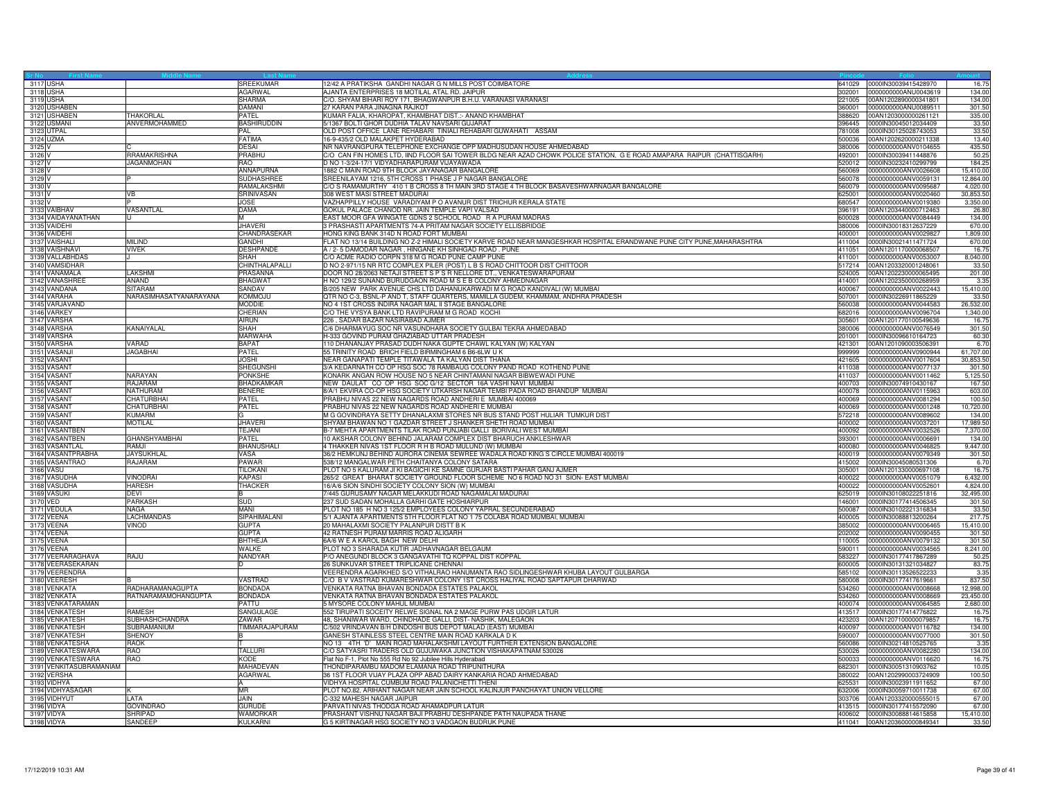| Sr No | First Name | Middle Name | Last Name | Address | Pincode | Folio | Amount |
|---|---|---|---|---|---|---|---|
| 3117 | USHA | | SREEKUMAR | 12/42 A PRATIKSHA GANDHI NAGAR G N MILLS POST COIMBATORE | 641029 | 0000IN30039415428970 | 16.75 |
| 3118 | USHA | | AGARWAL | AJANTA ENTERPRISES 18 MOTILAL ATAL RD. JAIPUR | 302001 | 0000000000ANU0043619 | 134.00 |
| 3119 | USHA | | SHARMA | C/O. SHYAM BIHARI ROY 171, BHAGWANPUR B.H.U. VARANASI VARANASI | 221005 | 00AN1202890000341801 | 134.00 |
| 3120 | USHABEN | | DAMANI | 27 KARAN PARA JINAGNA RAJKOT | 360001 | 0000000000ANU0089511 | 301.50 |
| 3121 | USHABEN | THAKORLAL | PATEL | KUMAR FALIA, KHAROPAT, KHAMBHAT DIST.:- ANAND KHAMBHAT | 388620 | 00AN1203000000261121 | 335.00 |
| 3122 | USMANI | ANVERMOHAMMED | BASHIRUDDIN | 5/1367 BOLTI GHOR DUDHIA TALAV NAVSARI GUJARAT | 396445 | 0000IN30045012034409 | 33.50 |
| 3123 | UTPAL | | PAL | OLD POST OFFICE LANE REHABARI TINIALI REHABARI GUWAHATI ASSAM | 781008 | 0000IN30125028743053 | 33.50 |
| 3124 | UZMA | | FATIMA | 16-9-435/2 OLD MALAKPET HYDERABAD | 500036 | 00AN1202620000211338 | 13.40 |
| 3125 | V | C | DESAI | NR NAVRANGPURA TELEPHONE EXCHANGE OPP MADHUSUDAN HOUSE AHMEDABAD | 380006 | 0000000000ANV0104655 | 435.50 |
| 3126 | V | RRAMAKRISHNA | PRABHU | C/O CAN FIN HOMES LTD. IIND FLOOR SAI TOWER BLDG NEAR AZAD CHOWK POLICE STATION, G E ROAD AMAPARA RAIPUR (CHATTISGARH) | 492001 | 0000IN30039411448876 | 50.25 |
| 3127 | V | JAGANMOHAN | RAO | D NO 1-3/24-17/1 VIDYADHARAPURAM VIJAYAWADA | 520012 | 0000IN30232410299799 | 184.25 |
| 3128 | V | | ANNAPURNA | 1882 C MAIN ROAD 9TH BLOCK JAYANAGAR BANGALORE | 560069 | 0000000000ANV0026608 | 15,410.00 |
| 3129 | V | P | SUDHASHREE | SREENILAYAM 1216, 5TH CROSS 1 PHASE J P NAGAR BANGALORE | 560078 | 0000000000ANV0059131 | 12,864.00 |
| 3130 | V | | RAMALAKSHMI | C/O S RAMAMURTHY 410 1 B CROSS 8 TH MAIN 3RD STAGE 4 TH BLOCK BASAVESHWARNAGAR BANGALORE | 560079 | 0000000000ANV0095687 | 4,020.00 |
| 3131 | V | VB | SRINIVASAN | 308 WEST MASI STREET MADURAI | 625001 | 0000000000ANV0020460 | 30,853.50 |
| 3132 | V | P | JOSE | VAZHAPPILLY HOUSE VARADIYAM P O AVANUR DIST TRICHUR KERALA STATE | 680547 | 0000000000ANV0019380 | 3,350.00 |
| 3133 | VAIBHAV | VASANTLAL | DAMA | GOKUL PALACE CHANOD NR. JAIN TEMPLE VAPI VALSAD | 396191 | 00AN1203440000712463 | 26.80 |
| 3134 | VAIDAYANATHAN | U | M | EAST MOOR GFA WINGATE GDNS 2 SCHOOL ROAD R A PURAM MADRAS | 600028 | 0000000000ANV0084449 | 134.00 |
| 3135 | VAIDEHI | | JHAVERI | 3 PRASHASTI APARTMENTS 74-A PRITAM NAGAR SOCIETY ELLISBRIDGE | 380006 | 0000IN30018312637229 | 670.00 |
| 3136 | VAIDEHI | | CHANDRASEKAR | HONG KING BANK 314D N ROAD FORT MUMBAI | 400001 | 0000000000ANV0029827 | 1,809.00 |
| 3137 | VAISHALI | MILIND | GANDHI | FLAT NO 13/14 BUILDING NO Z-2 HIMALI SOCIETY KARVE ROAD NEAR MANGESHKAR HOSPITAL ERANDWANE PUNE CITY PUNE,MAHARASHTRA | 411004 | 0000IN30021411471724 | 670.00 |
| 3138 | VAISHNAVI | VIVEK | DESHPANDE | A / 2- 5 DAMODAR NAGAR , HINGANE KH SINHGAD ROAD . PUNE | 411051 | 00AN1201170000068507 | 16.75 |
| 3139 | VALLABHDAS | J | SHAH | C/O ACME RADIO CORPN 318 M G ROAD PUNE CAMP PUNE | 411001 | 0000000000ANV0053007 | 8,040.00 |
| 3140 | VAMSIDHAR | | CHINTHALAPALLI | D NO 2-971/15 NR RTC COMPLEX PILER (POST) L B S ROAD CHITTOOR DIST CHITTOOR | 517214 | 00AN1203320001248061 | 33.50 |
| 3141 | VANAMALA | LAKSHMI | PRASANNA | DOOR NO 28/2063 NETAJI STREET S P S R NELLORE DT., VENKATESWARAPURAM | 524005 | 00AN1202230000065495 | 201.00 |
| 3142 | VANASHREE | ANAND | BHAGWAT | H NO 129/2 SUNAND BURUDGAON ROAD M S E B COLONY AHMEDNAGAR | 414001 | 00AN1202350000268959 | 3.35 |
| 3143 | VANDANA | SITARAM | SANDAV | B/205 NEW PARK AVENUE CHS LTD DAHANUKARWADI M G ROAD KANDIVALI (W) MUMBAI | 400067 | 0000000000ANV0022443 | 15,410.00 |
| 3144 | VARAHA | NARASIMHASATYANARAYANA | KOMMOJU | QTR NO C-3, BSNL-P AND T, STAFF QUARTERS, MAMILLA GUDEM, KHAMMAM, ANDHRA PRADESH | 507001 | 0000IN30226911865229 | 33.50 |
| 3145 | VARJAVAND | | MODDIE | NO 4 1ST CROSS INDIRA NAGAR MAL II STAGE BANGALORE | 560038 | 0000000000ANV0044583 | 26,532.00 |
| 3146 | VARKEY | | CHERIAN | C/O THE VYSYA BANK LTD RAVIPURAM M G ROAD KOCHI | 682016 | 0000000000ANV0096704 | 1,340.00 |
| 3147 | VARSHA | | AIRUN | 226 , SADAR BAZAR NASIRABAD AJMER | 305601 | 00AN1201770100549636 | 16.75 |
| 3148 | VARSHA | KANAIYALAL | SHAH | C/6 DHARMAYUG SOC NR VASUNDHARA SOCIETY GULBAI TEKRA AHMEDABAD | 380006 | 0000000000ANV0076549 | 301.50 |
| 3149 | VARSHA | | MARWAHA | H-333 GOVIND PURAM GHAZIABAD UTTAR PRADESH | 201001 | 0000IN30096610164723 | 60.30 |
| 3150 | VARSHA | VARAD | BAPAT | 110 DHANANJAY PRASAD DUDH NAKA GUPTE CHAWL KALYAN (W) KALYAN | 421301 | 00AN1201090003506391 | 6.70 |
| 3151 | VASANJI | JAGABHAI | PATEL | 55 TRINITY ROAD BRICH FIELD BIRMINGHAM 6 B6-6LW U K | 999999 | 0000000000ANV0900944 | 61,707.00 |
| 3152 | VASANT | | JOSHI | NEAR GANAPATI TEMPLE TITAWALA TA KALYAN DIST THANA | 421605 | 0000000000ANV0017604 | 30,853.50 |
| 3153 | VASANT | | SHEGUNSHI | 3/A KEDARNATH CO OP HSG SOC 78 RAMBAUG COLONY PAND ROAD KOTHEND PUNE | 411038 | 0000000000ANV0077137 | 301.50 |
| 3154 | VASANT | NARAYAN | PONKSHE | KONARK ANGAN ROW HOUSE NO 5 NEAR CHINTAMANI NAGAR BIBWEWADI PUNE | 411037 | 0000000000ANV0011462 | 5,125.50 |
| 3155 | VASANT | RAJARAM | BHADKAMKAR | NEW DAULAT CO OP HSG SOC G/12 SECTOR 16A VASHI NAVI MUMBAI | 400703 | 0000IN30074910430167 | 167.50 |
| 3156 | VASANT | NATHURAM | BENERE | 8/A/1 EKVIRA CO-OP HSG SOCIETY UTKARSH NAGAR TEMBI PADA ROAD BHANDUP MUMBAI | 400078 | 0000000000ANV0115963 | 603.00 |
| 3157 | VASANT | CHATURBHAI | PATEL | PRABHU NIVAS 22 NEW NAGARDS ROAD ANDHERI E MUMBAI 400069 | 400069 | 0000000000ANV0081294 | 100.50 |
| 3158 | VASANT | CHATURBHAI | PATEL | PRABHU NIVAS 22 NEW NAGARDS ROAD ANDHERI E MUMBAI | 400069 | 0000000000ANV0001248 | 10,720.00 |
| 3159 | VASANT | KUMARM | G | M G GOVINDRAYA SETTY DHANALAXMI STORES NR BUS STAND POST HULIAR TUMKUR DIST | 572218 | 0000000000ANV0089602 | 134.00 |
| 3160 | VASANT | MOTILAL | JHAVERI | SHYAM BHAWAN NO 1 GAZDAR STREET J SHANKER SHETH ROAD MUMBAI | 400002 | 0000000000ANV0037201 | 17,989.50 |
| 3161 | VASANTBEN | | TEJANI | B-7 MEHTA APARTMENTS TILAK ROAD PUNJABI GALLI BORIVALI WEST MUMBAI | 400092 | 0000000000ANV0032526 | 7,370.00 |
| 3162 | VASANTBEN | GHANSHYAMBHAI | PATEL | 10 AKSHAR COLONY BEHIND JALARAM COMPLEX DIST BHARUCH ANKLESHWAR | 393001 | 0000000000ANV0006691 | 134.00 |
| 3163 | VASANTLAL | RAMJI | BHANUSHALI | 4 THAKKER NIVAS 1ST FLOOR R H B ROAD MULUND (W) MUMBAI | 400080 | 0000000000ANV0046825 | 9,447.00 |
| 3164 | VASANTPRABHA | JAYSUKHLAL | VASA | 36/2 HEMKUNJ BEHIND AURORA CINEMA SEWREE WADALA ROAD KING S CIRCLE MUMBAI 400019 | 400019 | 0000000000ANV0079349 | 301.50 |
| 3165 | VASANTRAO | RAJARAM | PAWAR | 538/12 MANGALWAR PETH CHAITANYA COLONY SATARA | 415002 | 0000IN30045080531306 | 6.70 |
| 3166 | VASU | | TILOKANI | PLOT NO 5 KALURAM JI KI BAGICHI KE SAMNE GURJAR BASTI PAHAR GANJ AJMER | 305001 | 00AN1201330000697108 | 16.75 |
| 3167 | VASUDHA | VINODRAI | KAPASI | 265/2 GREAT BHARAT SOCIETY GROUND FLOOR SCHEME NO 6 ROAD NO 31 SION- EAST MUMBAI | 400022 | 0000000000ANV0051079 | 6,432.00 |
| 3168 | VASUDHA | HARESH | THACKER | 16/A/6 SION SINDHI SOCIETY COLONY SION (W) MUMBAI | 400022 | 0000000000ANV0052601 | 4,824.00 |
| 3169 | VASUKI | DEVI | B | 7/445 GURUSAMY NAGAR MELAKKUDI ROAD NAGAMALAI MADURAI | 625019 | 0000IN30108022251816 | 32,495.00 |
| 3170 | VED | PARKASH | SUD | 237 SUD SADAN MOHALLA GARHI GATE HOSHIARPUR | 146001 | 0000IN30177414506345 | 301.50 |
| 3171 | VEDULA | NAGA | MANI | PLOT NO 185 H NO 3 125/2 EMPLOYEES COLONY YAPRAL SECUNDERABAD | 500087 | 0000IN30102221316834 | 33.50 |
| 3172 | VEENA | LACHMANDAS | SIPAHIMALANI | 5/1 AJANTA APARTMENTS 5TH FLOOR FLAT NO 1 75 COLABA ROAD MUMBAI, MUMBAI | 400005 | 0000IN30088813200264 | 217.75 |
| 3173 | VEENA | VINOD | GUPTA | 20 MAHALAXMI SOCIETY PALANPUR DISTT B K | 385002 | 0000000000ANV0006465 | 15,410.00 |
| 3174 | VEENA | | GUPTA | 42 RATNESH PURAM MARRIS ROAD ALIGARH | 202002 | 0000000000ANV0090455 | 301.50 |
| 3175 | VEENA | | BHTHEJA | 6A/6 W E A KAROL BAGH NEW DELHI | 110005 | 0000000000ANV0079132 | 301.50 |
| 3176 | VEENA | | WALKE | PLOT NO 3 SHARADA KUTIR JADHAVNAGAR BELGAUM | 590011 | 0000000000ANV0034565 | 8,241.00 |
| 3177 | VEERARAGHAVA | RAJU | NANDYAR | P/O ANEGUNDI BLOCK 3 GANGAVATHI TQ KOPPAL DIST KOPPAL | 583227 | 0000IN30177417867289 | 50.25 |
| 3178 | VEERASEKARAN | | D | 26 SUNKUVAR STREET TRIPLICANE CHENNAI | 600005 | 0000IN30131321034827 | 83.75 |
| 3179 | VEERENDRA | | | VEERENDRA ACARKHED S/O VITHALRAO HANUMANTA RAO SIDLINGESHWAR KHUBA LAYOUT GULBARGA | 585102 | 0000IN30113526522233 | 3.35 |
| 3180 | VEERESH | B | VASTRAD | C/O B V VASTRAD KUMARESHWAR COLONY 1ST CROSS HALIYAL ROAD SAPTAPUR DHARWAD | 580008 | 0000IN30177417619661 | 837.50 |
| 3181 | VENKATA | RADHARAMANAGUPTA | BONDADA | VENKATA RATNA BHAVAN BONDADA ESTATES PALAKOL | 534260 | 0000000000ANV0008668 | 12,998.00 |
| 3182 | VENKATA | RATNARAMAMOHANGUPTA | BONDADA | VENKATA RATNA BHAVAN BONDADA ESTATES PALAKOL | 534260 | 0000000000ANV0008669 | 23,450.00 |
| 3183 | VENKATARAMAN | | PATTU | 5 MYSORE COLONY MAHUL MUMBAI | 400074 | 0000000000ANV0064585 | 2,680.00 |
| 3184 | VENKATESH | RAMESH | SANGULAGE | 552 TIRUPATI SOCEITY RELWE SIGNAL NA 2 MAGE PURW PAS UDGIR LATUR | 413517 | 0000IN30177414776822 | 16.75 |
| 3185 | VENKATESH | SUBHASHCHANDRA | ZAWAR | 48, SHANIWAR WARD, CHINDHADE GALLI, DIST- NASHIK, MALEGAON | 423203 | 00AN1207100000079857 | 16.75 |
| 3186 | VENKATESH | SUBRAMANIUM | TIMMARAJAPURAM | C/502 VRINDAVAN B/H DINDOSHI BUS DEPOT MALAD (EAST) MUMBAI | 400097 | 0000000000ANV0116782 | 134.00 |
| 3187 | VENKATESH | SHENOY | B | GANESH STAINLESS STEEL CENTRE MAIN ROAD KARKALA D K | 590007 | 0000000000ANV0077000 | 301.50 |
| 3188 | VENKATESHA | RAOK | T | NO 13 4TH "D" MAIN ROAD MAHALAKSHMI LAYOUT FURTHER EXTENSION BANGALORE | 560086 | 0000IN30214810525765 | 3.35 |
| 3189 | VENKATESWARA | RAO | TALLURI | C/O SATYASRI TRADERS OLD GUJUWAKA JUNCTION VISHAKAPATNAM 530026 | 530026 | 0000000000ANV0082280 | 134.00 |
| 3190 | VENKATESWARA | RAO | KODE | Flat No F-1, Plot No 555 Rd No 92 Jubilee Hills Hyderabad | 500033 | 0000000000ANV0116620 | 16.75 |
| 3191 | VENKITASUBRAMANIAM | | MAHADEVAN | THONDIPARAMBU MADOM ELAMANA ROAD TRIPUNITHURA | 682301 | 0000IN30051310903762 | 10.05 |
| 3192 | VERSHA | | AGARWAL | 36 1ST FLOOR VIJAY PLAZA OPP ABAD DAIRY KANKARIA ROAD AHMEDABAD | 380022 | 00AN1202990003724909 | 100.50 |
| 3193 | VIDHYA | | A | VIDHYA HOSPITAL CUMBUM ROAD PALANICHETTI THENI | 625531 | 0000IN30023911911652 | 67.00 |
| 3194 | VIDHYASAGAR | K | MR | PLOT NO.82, ARIHANT NAGAR NEAR JAIN SCHOOL KALINJUR PANCHAYAT UNION VELLORE | 632006 | 0000IN30059710011738 | 67.00 |
| 3195 | VIDHYUT | LATA | JAIN | C-332 MAHESH NAGAR JAIPUR | 303706 | 00AN1203320000555015 | 67.00 |
| 3196 | VIDYA | GOVINDRAO | GURUDE | PARVATI NIVAS THODGA ROAD AHAMADPUR LATUR | 413515 | 0000IN30177415572090 | 67.00 |
| 3197 | VIDYA | SHRIPAD | WAMORKAR | PRASHANT VISHNU NAGAR BAJI PRABHU DESHPANDE PATH NAUPADA THANE | 400602 | 0000IN30088814615858 | 15,410.00 |
| 3198 | VIDYA | SANDEEP | KULKARNI | G 5 KIRTINAGAR HSG SOCIETY NO 3 VADGAON BUDRUK PUNE | 411041 | 00AN1203600000849341 | 33.50 |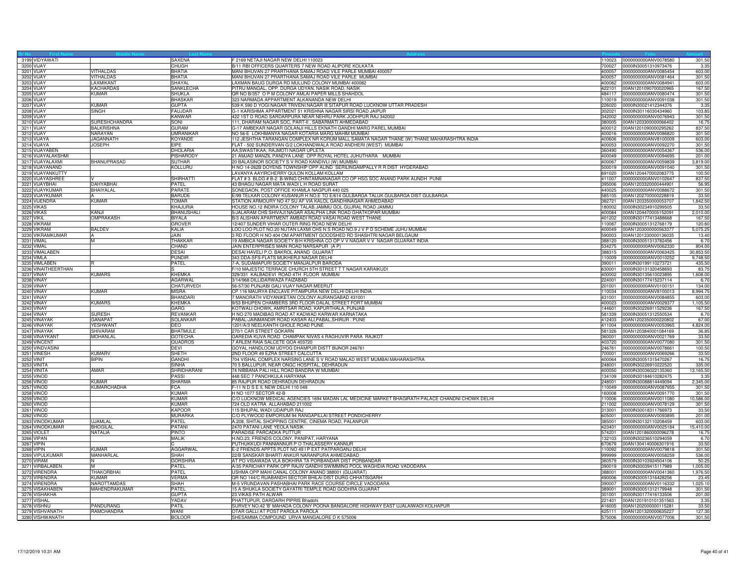| Sr No | First Name | Middle Name | Last Name | Address | Pincode | Folio | Amount |
|---|---|---|---|---|---|---|---|
| 3199 | VIDYAWATI | | SAXENA | F 2169 NETAJI NAGAR NEW DELHI 110023 | 110023 | 0000000000ANV0078580 | 301.50 |
| 3200 | VIJAY | | CHUGH | B/11 RBI OFFICERS QUARTERS 7 NEW ROAD ALIPORE KOLKATA | 700027 | 0000IN30051310973476 | 3.35 |
| 3201 | VIJAY | VITHALDAS | BHATIA | MANI BHUVAN 27 PRARTHANA SAMAJ ROAD VILE PARLE MUMBAI 400057 | 400057 | 0000000000ANV0085454 | 603.00 |
| 3202 | VIJAY | VITHALDAS | BHATIA | MANI BHUVAN 27 PRARTHANA SAMAJ ROAD VILE PARLE MUMBAI | 400057 | 0000000000ANV0081464 | 301.50 |
| 3203 | VIJAY | LAXMIKANT | SHAYAL | LAXMAN BAUG DURGA RD MULUND COLONY MUMBAI 400082 | 400082 | 0000000000ANV0084941 | 603.00 |
| 3204 | VIJAY | KACHARDAS | SANKLECHA | PITRU MANGAL, OPP. DURGA UDYAN, NASIK ROAD, NASIK | 422101 | 00AN1201090700020965 | 167.50 |
| 3205 | VIJAY | KUMAR | SHUKLA | QR NO B/357 O P M COLONY AMLAI PAPER MILLS SHAHDOL | 484117 | 0000000000ANV0080474 | 301.50 |
| 3206 | VIJAY | | BHASKAR | 323 NARMADA APPARTMENT ALKANANDA NEW DELHI | 110019 | 0000000000ANV0091038 | 301.50 |
| 3207 | VIJAY | KUMAR | GUPTA | 539 K 590 D YOGI NAGAR TRIVENI NAGAR III SITAPUR ROAD LUCKNOW UTTAR PRADESH | 226020 | 0000IN30021412344376 | 3.35 |
| 3208 | VIJAY | SINGH | FAUJDAR | G-1 KARISHMA APPARTMENT 51 KRISHNA NAGAR SIRSI ROAD JAIPUR | 302021 | 0000IN30116030434960 | 103.85 |
| 3209 | VIJAY | | KANWAR | 422 1ST D ROAD SARDARPURA NEAR NEHRU PARK JODHPUR RAJ 342002 | 342002 | 0000000000ANV0076943 | 301.50 |
| 3210 | VIJAY | SURESHCHANDRA | SONI | 111, DHARAM NAGAR SOC, PART-II , SABARMATI AHMEDABAD | 380005 | 00AN1203300000066402 | 16.75 |
| 3211 | VIJAY | BALKRISHNA | GURAM | G-17 AMBEKAR NAGAR GOLANJI HILLS EKNATH GANDHI MARG PAREL MUMBAI | 400012 | 00AN1201090000295262 | 837.50 |
| 3212 | VIJAY | NARAYAN | UMRANIKAR | NO 56-E LOKHMANYA NAGAR KOTARIA MARG MAHIM MUMBAI | 400016 | 0000000000ANV0086820 | 301.50 |
| 3213 | VIJAYA | JAGANNATH | KOYANDE | 112 JESHTHA TARANGAN COMPLEX NR KORUM MALL SAMATA NAGAR THANE (W) THANE MAHARASHTRA INDIA | 400606 | 0000000000ANV8100009 | 603.00 |
| 3214 | VIJAYA | JOSEPH | EIPE | FLAT - 502 SUNDERVAN G/2 LOKHANDWALA ROAD ANDHERI (WEST) MUMBAI | 400053 | 0000000000ANV0092270 | 301.50 |
| 3215 | VIJAYABEN | | DHOLARIA | AA;SWASTIKAA; RAJMOTI NAGAR UPLETA | 360490 | 0000000000ANV0054367 | 536.00 |
| 3216 | VIJAYALAKSHMI | | PISHARODY | 21 AMJAD MANZIL PANDYA LANE OPP ROYAL HOTEL JUHUTHARA MUMBAI | 400049 | 0000000000ANV0094695 | 201.00 |
| 3217 | VIJAYALAXMI | BHANUPRASAD | SUTHAR | 20 BALASINOR SOCIETY S V ROAD KANDIVLI (W) MUMBAI | 400067 | 0000000000ANV0059839 | 3,819.00 |
| 3218 | VIJAYANAND | | KOLLURU | H NO 14-262B DOYENS TOWNSHIP OPP ALIND SERILINGAMPALLY R R DIST HYDERABAD | 500019 | 0000000000ANV0091040 | 301.50 |
| 3219 | VIJAYANKUTTY | | | LAVANYA AAYIRCHERRY QULON KOLLAM KOLLAM | 691020 | 00AN1204470002083775 | 100.50 |
| 3220 | VIJAYASHREE | V | SHIRHATTI | FLAT # 3 BLDG # B-2 B-WING CHINTAMNANAGAR CO OP HSG SOC ANAND PARK AUNDH PUNE | 411007 | 0000000000ANV0102647 | 837.50 |
| 3221 | VIJAYBHAI | DAHYABHAI | PATEL | 43 BHAGU NAGAR MATA WADI L H ROAD SURAT | 395006 | 00AN1203320000444901 | 56.95 |
| 3222 | VIJAYKUMAR | BHAIYALAL | PARATE | SONEGAON, POST OFFICE KHAMLA NAGPUR 440 025 | 440025 | 0000000000ANV0088672 | 301.50 |
| 3223 | VIJAYKUMAR | A | BARUDE | E/99 TELKAR COLONY KUSANUR H NO.E TO E/614 GULBARGA TALUK GULBARGA DIST GULBARGA | 585105 | 00AN1202700000228819 | 33.50 |
| 3224 | VIJENDRA | KUMAR | TOMAR | STATION ARMOURY NO 47 SU AF VIA KALOL GANDHINAGAR AHMEDABAD | 382721 | 00AN1203350000053707 | 1,842.50 |
| 3225 | VIKAS | | KHAJURIA | HOUSE NO.12 INDIRA COLONY TALAB JAMMU GOL GUJRAL ROAD JAMMU | 180002 | 0000IN30234910299505 | 33.50 |
| 3226 | VIKAS | KANJI | BHANUSHALI | 5/JALARAM CHS SHIVAJI NAGAR ASALPHA LINK ROAD GHATKOPAR MUMBAI | 400084 | 00AN1204470005152091 | 2,010.00 |
| 3227 | VIKIL | OMPRAKASH | BIYALA | B/3 ALISHAN APARTMENT AMBADI ROAD VASAI ROAD WEST THANE | 401202 | 0000IN30177413488668 | 167.50 |
| 3228 | VIKRAM | | GROVER | 12/407 SUNDER VIHAR OUTER RING ROAD NEW DELHI | 110087 | 0000IN30051312768179 | 120.60 |
| 3229 | VIKRAM | BALDEV | KALIA | LOO LOO PLOT NO.20 NUTAN LAXMI CHS N S ROAD NO 9 J V P D SCHEME JUHU MUMBAI | 400049 | 00AN1203000000563377 | 5,075.25 |
| 3230 | VIKRAMKUMAR | A | JAIN | 3 RD FLOOR H NO 404 OM APARTMENT GOODSHED RD SHASHTRI NAGAR BELGAUM | 590003 | 00AN1201330000136035 | 13.40 |
| 3231 | VIMAL | M | THAKKAR | 19 AMBICA NAGAR SOCIETY B/H KRISHNA CO OP V V NAGAR V V NAGAR GUJARAT INDIA | 388120 | 0000IN30051313782456 | 6.70 |
| 3232 | VIMAL | | CHAND | JAIN ENTERPRISES MAIN ROAD NARSAPUR (A P) | 534275 | 0000000000ANV0062330 | 804.00 |
| 3233 | VIMALABEN | | DESAI | DESAI HAVELI P.O. BAKROL ANAND GUJARAT | 388315 | 0000000000ANV0063425 | 30,853.50 |
| 3234 | VIMLA | | PUNDIR | 343 DDA-SFS-FLATS MUKHERJI NAGAR DELHI | 110009 | 0000000000ANV0010252 | 9,748.50 |
| 3235 | VIMLABEN | R | PATEL | 7-A, SUDAMAPURI SOCIETY MANJALPUR BARODA | 390011 | 0000IN30199110273721 | 435.50 |
| 3236 | VINAITHEERTHAN | | S | F/10 MAJESTIC TERRACE CHURCH 5TH STREET T T NAGAR KARAIKUDI | 630001 | 0000IN30131320458693 | 83.75 |
| 3237 | VINAY | KUMARS | KHEMKA | 329/331 KALBADEVI ROAD 4TH FLOOR MUMBAI | 400002 | 0000IN30135610023895 | 1,608.00 |
| 3238 | VINAY | | AGARWAL | 3/14/968 DILLIDARWAZA FAIZABAD | 224001 | 0000IN30177415237114 | 6.70 |
| 3239 | VINAY | | CHATURVEDI | 56-57/30 PUNJABI GALI VIJAY NAGAR MEERUT | 201001 | 0000000000ANV0100151 | 134.00 |
| 3240 | VINAY | KUMAR | MISRA | CP 116 MAURYA ENCLAVE PITAMPURA NEW DELHI DELHI INDIA | 110034 | 0000000000ANV8100013 | 8,994.75 |
| 3241 | VINAY | | BHANDARI | 7 MANORATH VIDYANIKETAN COLONY AURANGABAD 431001 | 431001 | 0000000000ANV0084855 | 603.00 |
| 3242 | VINAY | KUMARS | KHEMKA | 9/53 BHUPEN CHAMBERS 3RD FLOOR DALAL STREET FORT MUMBAI | 400023 | 0000000000ANV0029377 | 1,105.50 |
| 3243 | VINAY | | GARG | KOTWALI CHOWK, AMRITSAR ROAD, KAPURTHALA, PUNJAB | 144601 | 0000IN30226911529236 | 167.50 |
| 3244 | VINAY | SURESH | REVANKAR | H NO 270 MADIBAG ROAD AT KADWAD KARWAR KARNATAKA | 581339 | 0000IN30051312550534 | 6.70 |
| 3245 | VINAYAK | GANAPAT | SOLANKAR | PABAL-JAINMANDIR ROAD KASAR ALI,PABAL,SHIRUR . PUNE | 412403 | 00AN1202350000220802 | 67.00 |
| 3246 | VINAYAK | YESHWANT | DEO | 1201/A/3 NEELKANTH GHOLE ROAD PUNE | 411004 | 0000000000ANV0053965 | 4,824.00 |
| 3247 | VINAYAK | SHIVARAM | BHATMULE | 270/1 CAR STREET GOKARN | 581326 | 00AN1203840001084169 | 36.85 |
| 3248 | VINAYKANT | MOHANLAL | GOTECHA | GAREDIA KUVA ROAD CHAMPAK NIVAS 4 RAGHUVIR PARA RAJKOT | 360001 | 0000000000ANV0021769 | 33.50 |
| 3249 | VINCENT | | QUADROS | 7 ARLEM RAIA SALCETE GOA 403720 | 403720 | 0000000000ANV0077080 | 301.50 |
| 3250 | VINDVASINI | | DEVI | GOYAL HANDLOOM UDYOG DHAMPUR DISTT BIJNOR 246761 | 246761 | 0000000000ANV0078661 | 100.50 |
| 3251 | VINESH | KUMARV | SHETH | 2ND FLOOR 49 EZRA STREET CALCUTTA | 700001 | 0000000000ANV0069266 | 33.50 |
| 3252 | VINIT | BIPIN | GANDHI | 704 VISHAL COMPLEX NARSING LANE S V ROAD MALAD WEST MUMBAI MAHARASHTRA | 400064 | 0000IN30051315470267 | 16.75 |
| 3253 | VINITA | | SINHA | 70 5 BALLUPUR, NEAR ONGC HOSPITAL, DEHRADUN | 248001 | 0000IN30226910222520 | 335.00 |
| 3254 | VINITA | AMAR | SHRIDHARANI | 74 NIBBANA PALI HILL ROAD BANDRA W MUMBAI | 400050 | 0000IN30036022135360 | 13,165.50 |
| 3255 | VINOD | | PASSI | 448 SEC 7 PANCHKULA HARYANA | 134109 | 0000IN30184610282475 | 3.35 |
| 3256 | VINOD | KUMAR | SHARMA | 85 RAJPUR ROAD DEHRADUN DEHRADUN | 248001 | 0000IN30088814449094 | 2,345.00 |
| 3257 | VINOD | KUMARCHADHA | FCA | F-11 N D S E II, NEW DELHI 110 049 | 110049 | 0000000000ANV0087955 | 301.50 |
| 3258 | VINOD | | KUMAR | H NO 1077 SECTOR 42-B | 160008 | 0000000000ANV0091770 | 301.50 |
| 3259 | VINOD | | KUMAR | C/O LUCKNOW MEDICAL AGENCIES 1694 MADAN LAL MEDICINE MARKET BHAGIRATH PALACE CHANDNI CHOWK DELHI | 110006 | 0000000000ANV0011080 | 10,586.00 |
| 3260 | VINOD | | KUMAR | 724 OLD KATRA ALLAHABAD 211002 | 211002 | 0000000000ANV0078129 | 301.50 |
| 3261 | VINOD | | KAPOOR | 115 BHUPAL WADI UDAIPUR RAJ | 313001 | 0000IN30018311766973 | 33.50 |
| 3262 | VINOD | | MURARKA | C/O PLYWOOD EMPORIUM 94 RANGAPILLAI STREET PONDICHERRY | 605001 | 0000000000ANV0093895 | 201.00 |
| 3263 | VINODKUMAR | UJAMLAL | PATEL | A.208, SHITAL SHOPPING CENTRE, CINEMA ROAD, PALANPUR | 385001 | 0000IN30132110208459 | 603.00 |
| 3264 | VINODKUMAR | BHOGILAL | PATANI | 2470 PATANI LANE YEOLA NASIK | 423401 | 0000000000ANV0025184 | 15,410.00 |
| 3265 | VIOLET | NATALIA | PINTO | PARADISE PARCADKA PUTTUR | 574201 | 00AN1201860000096278 | 16.75 |
| 3266 | VIPAN | | MALIK | H.NO.23, FRIENDS COLONY, PANIPAT, HARYANA | 132103 | 0000IN30236510294059 | 6.70 |
| 3267 | VIPIN | | C | PUTHUKKUDI PANNIANNUR P O THALASSERY KANNUR | 670679 | 00AN1304140006301916 | 33.50 |
| 3268 | VIPIN | KUMAR | AGGARWAL | E-2 FRIENDS APPTS PLOT NO 49 I P EXT PATPARGANJ DELHI | 110092 | 0000000000ANV0079818 | 301.50 |
| 3269 | VIPULKUMAR | MANHARLAL | SHAH | 22/B SANSKAR BHARTI ANKUR NARANPURA AHMEDABAD | 999999 | 0000000000ANV0058259 | 536.00 |
| 3270 | VIRAM | N | GORSHIRA | AT PO VISAWADA VLA BOKHIRA TA PORBANDAR DIST PORBANDAR | 360579 | 0000IN30103924504106 | 50.25 |
| 3271 | VIRBALABEN | M | PATEL | A/35 PARICHAY PARK OPP RAJIV GANDHI SWIMMING POOL WAGHDIA ROAD VADODARA | 390019 | 0000IN30039415117989 | 1,005.00 |
| 3272 | VIRENDRA | THAKORBHAI | PATEL | USHMA OPP MAHI CANAL COLONY ANAND 388001 (GUJARAT) | 388001 | 0000000000ANV0041360 | 1,976.50 |
| 3273 | VIRENDRA | KUMAR | VERMA | QR NO 144/C RUABANDH SECTOR BHILAI DIST DURG CHHATISGARH | 490006 | 0000IN30051316428256 | 23.45 |
| 3274 | VIRENDRA | NAROTTAMDAS | SHAH | M-5 VRUNDAVAN PASHABHAI PARK RACE COURSE CIRCLE VADODARA | 390007 | 0000000000ANV0116332 | 1,025.10 |
| 3275 | VISAKHABEN | MAHENDRAKUMAR | PATEL | 15 A SHUKLA SOCIETY GAYATRI TEMPLE ROAD GODHRA GUJARAT | 389001 | 0000IN30051312179948 | 301.50 |
| 3276 | VISHAKHA | | GUPTA | 23 VIKAS PATH ALWAR | 301001 | 0000IN30177416133506 | 201.00 |
| 3277 | VISHAL | | YADAV | PHATTUPUR, DARGARH PIPRIS Bhadohi | 221401 | 00AN1201910101351563 | 3.35 |
| 3278 | VISHNU | PANDURANG | PATIL | SURVEY NO:42 'B' MAHADA COLONY POONA BANGALORE HIGHWAY EAST UJALAIWADI KOLHAPUR | 416005 | 00AN1202000000115281 | 33.50 |
| 3279 | VISHVANATH | RAMCHANDRA | WANI | OTAR GALLI AT POST PAROLA PAROLA | 425111 | 00AN1201320000635227 | 127.30 |
| 3280 | VISHWANATH | | BOLOOR | SHESAMMA COMPOUND URVA MANGALORE D K 575006 | 575006 | 0000000000ANV0077006 | 301.50 |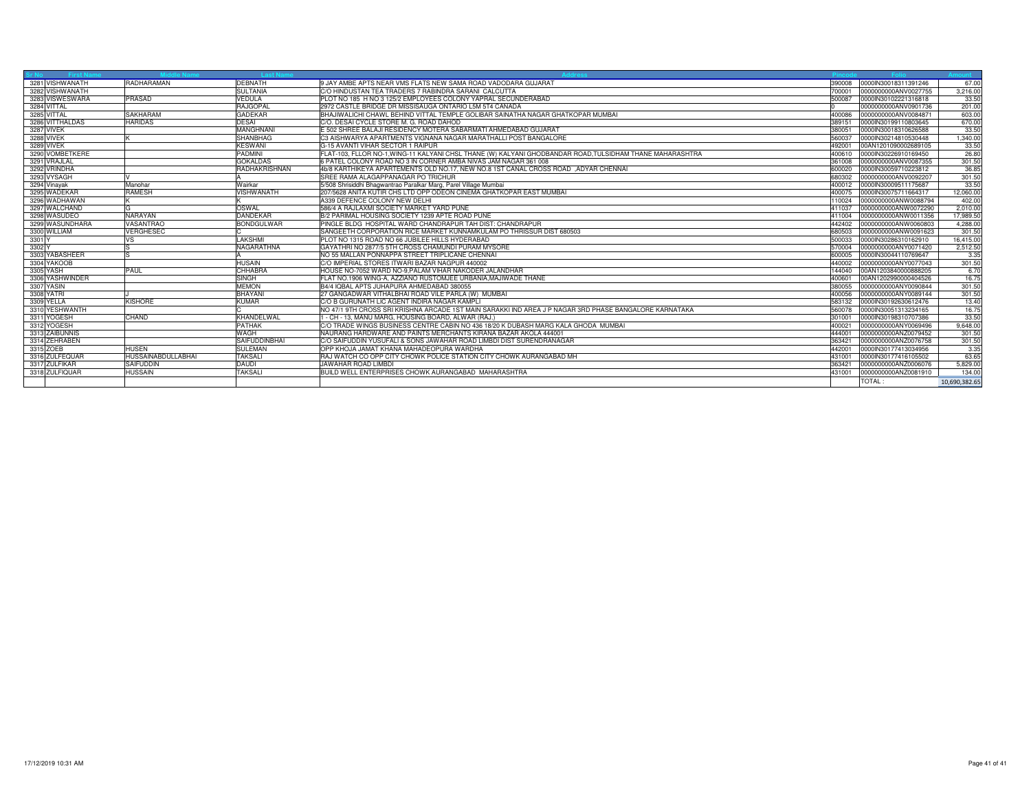| Sr No | First Name | Middle Name | Last Name | Address | Pincode | Folio | Amount |
|---|---|---|---|---|---|---|---|
| 3281 | VISHWANATH | RADHARAMAN | DEBNATH | 9 JAY AMBE APTS NEAR VMS FLATS NEW SAMA ROAD VADODARA GUJARAT | 390008 | 0000IN30018311391246 | 67.00 |
| 3282 | VISHWANATH | | SULTANIA | C/O HINDUSTAN TEA TRADERS 7 RABINDRA SARANI CALCUTTA | 700001 | 0000000000ANV0027755 | 3,216.00 |
| 3283 | VISWESWARA | PRASAD | VEDULA | PLOT NO 185 H NO 3 125/2 EMPLOYEES COLONY YAPRAL SECUNDERABAD | 500087 | 0000IN30102221316818 | 33.50 |
| 3284 | VITTAL | | RAJGOPAL | 2972 CASTLE BRIDGE DR MISSISAUGA ONTARIO L5M 5T4 CANADA | 0 | 0000000000ANV0901736 | 201.00 |
| 3285 | VITTAL | SAKHARAM | GADEKAR | BHAJIWALICHI CHAWL BEHIND VITTAL TEMPLE GOLIBAR SAINATHA NAGAR GHATKOPAR MUMBAI | 400086 | 0000000000ANV0084871 | 603.00 |
| 3286 | VITTHALDAS | HARIDAS | DESAI | C/O. DESAI CYCLE STORE M. G. ROAD DAHOD | 389151 | 0000IN30199110803645 | 670.00 |
| 3287 | VIVEK | | MANGHNANI | E 502 SHREE BALAJI RESIDENCY MOTERA SABARMATI AHMEDABAD GUJARAT | 380051 | 0000IN30018310626588 | 33.50 |
| 3288 | VIVEK | K | SHANBHAG | C3 AISHWARYA APARTMENTS VIGNANA NAGAR MARATHALLI POST BANGALORE | 560037 | 0000IN30214810530448 | 1,340.00 |
| 3289 | VIVEK | | KESWANI | G-15 AVANTI VIHAR SECTOR 1 RAIPUR | 492001 | 00AN1201090002689105 | 33.50 |
| 3290 | VOMBETKERE | | PADMINI | FLAT-103, FLLOR NO-1,WING-11 KALYANI CHSL THANE (W) KALYANI GHODBANDAR ROAD,TULSIDHAM THANE MAHARASHTRA | 400610 | 0000IN30226910169450 | 26.80 |
| 3291 | VRAJLAL | | GOKALDAS | 6 PATEL COLONY ROAD NO 3 IN CORNER AMBA NIVAS JAM NAGAR 361 008 | 361008 | 0000000000ANV0087355 | 301.50 |
| 3292 | VRINDHA | | RADHAKRISHNAN | 4b/8 KARTHIKEYA APARTEMENTS OLD NO.17, NEW NO.8 1ST CANAL CROSS ROAD ,ADYAR CHENNAI | 600020 | 0000IN30059710223812 | 36.85 |
| 3293 | VYSAGH | V | A | SREE RAMA ALAGAPPANAGAR PO TRICHUR | 680302 | 0000000000ANV0092207 | 301.50 |
| 3294 | Vinayak | Manohar | Wairkar | 5/508 Shrisiddhi Bhagwantrao Paralkar Marg, Parel Village Mumbai | 400012 | 0000IN30009511175687 | 33.50 |
| 3295 | WADEKAR | RAMESH | VISHWANATH | 207/5628 ANITA KUTIR CHS LTD OPP ODEON CINEMA GHATKOPAR EAST MUMBAI | 400075 | 0000IN30075711664317 | 12,060.00 |
| 3296 | WADHAWAN | K | K | A339 DEFENCE COLONY NEW DELHI | 110024 | 0000000000ANW0088794 | 402.00 |
| 3297 | WALCHAND | G | OSWAL | 586/4 A RAJLAXMI SOCIETY MARKET YARD PUNE | 411037 | 0000000000ANW0072290 | 2,010.00 |
| 3298 | WASUDEO | NARAYAN | DANDEKAR | B/2 PARIMAL HOUSING SOCIETY 1239 APTE ROAD PUNE | 411004 | 0000000000ANW0011356 | 17,989.50 |
| 3299 | WASUNDHARA | VASANTRAO | BONDGULWAR | PINGLE BLDG HOSPITAL WARD CHANDRAPUR TAH DIST: CHANDRAPUR | 442402 | 0000000000ANW0060803 | 4,288.00 |
| 3300 | WILLIAM | VERGHESEC | C | SANGEETH CORPORATION RICE MARKET KUNNAMKULAM PO THRISSUR DIST 680503 | 680503 | 0000000000ANW0091623 | 301.50 |
| 3301 | Y | VS | LAKSHMI | PLOT NO 1315 ROAD NO 66 JUBILEE HILLS HYDERABAD | 500033 | 0000IN30286310162910 | 16,415.00 |
| 3302 | Y | S | NAGARATHNA | GAYATHRI NO 2877/5 5TH CROSS CHAMUNDI PURAM MYSORE | 570004 | 0000000000ANY0071420 | 2,512.50 |
| 3303 | YABASHEER | S | A | NO 55 MALLAN PONNAPPA STREET TRIPLICANE CHENNAI | 600005 | 0000IN30044110769647 | 3.35 |
| 3304 | YAKOOB | | HUSAIN | C/O IMPERIAL STORES ITWARI BAZAR NAGPUR 440002 | 440002 | 0000000000ANY0077043 | 301.50 |
| 3305 | YASH | PAUL | CHHABRA | HOUSE NO-7052 WARD NO-9,PALAM VIHAR NAKODER JALANDHAR | 144040 | 00AN1203840000888205 | 6.70 |
| 3306 | YASHWINDER | | SINGH | FLAT NO.1906 WING-A, AZZIANO RUSTOMJEE URBANIA,MAJIWADE THANE | 400601 | 00AN1202990000404526 | 16.75 |
| 3307 | YASIN | | MEMON | B4/4 IQBAL APTS JUHAPURA AHMEDABAD 380055 | 380055 | 0000000000ANY0090844 | 301.50 |
| 3308 | YATRI | J | BHAYANI | 27 GANGADWAR VITHALBHAI ROAD VILE PARLA (W) MUMBAI | 400056 | 0000000000ANY0089144 | 301.50 |
| 3309 | YELLA | KISHORE | KUMAR | C/O B GURUNATH LIC AGENT INDIRA NAGAR KAMPLI | 583132 | 0000IN30192630612476 | 13.40 |
| 3310 | YESHWANTH | | C | NO 47/1 9TH CROSS SRI KRISHNA ARCADE 1ST MAIN SARAKKI IND AREA J P NAGAR 3RD PHASE BANGALORE KARNATAKA | 560078 | 0000IN30051313234165 | 16.75 |
| 3311 | YOGESH | CHAND | KHANDELWAL | 1 - CH - 13, MANU MARG, HOUSING BOARD, ALWAR (RAJ.) | 301001 | 0000IN30198310707386 | 33.50 |
| 3312 | YOGESH | | PATHAK | C/O TRADE WINGS BUSINESS CENTRE CABIN NO 436 18/20 K DUBASH MARG KALA GHODA MUMBAI | 400021 | 0000000000ANY0069496 | 9,648.00 |
| 3313 | ZAIBUNNIS | | WAGH | NAURANG HARDWARE AND PAINTS MERCHANTS KIRANA BAZAR AKOLA 444001 | 444001 | 0000000000ANZ0079452 | 301.50 |
| 3314 | ZEHRABEN | | SAIFUDDINBHAI | C/O SAIFUDDIN YUSUFALI & SONS JAWAHAR ROAD LIMBDI DIST SURENDRANAGAR | 363421 | 0000000000ANZ0076758 | 301.50 |
| 3315 | ZOEB | HUSEN | SULEMAN | OPP KHOJA JAMAT KHANA MAHADEOPURA WARDHA | 442001 | 0000IN30177413034956 | 3.35 |
| 3316 | ZULFEQUAR | HUSSAINABDULLABHAI | TAKSALI | RAJ WATCH CO OPP CITY CHOWK POLICE STATION CITY CHOWK AURANGABAD MH | 431001 | 0000IN30177416105502 | 63.65 |
| 3317 | ZULFIKAR | SAIFUDDIN | DAUDI | JAWAHAR ROAD LIMBDI | 363421 | 0000000000ANZ0006076 | 5,829.00 |
| 3318 | ZULFIQUAR | HUSSAIN | TAKSALI | BUILD WELL ENTERPRISES CHOWK AURANGABAD MAHARASHTRA | 431001 | 0000000000ANZ0081910 | 134.00 |
| | | | | | | TOTAL : | 10,690,382.65 |

17/12/2019 10:31 AM